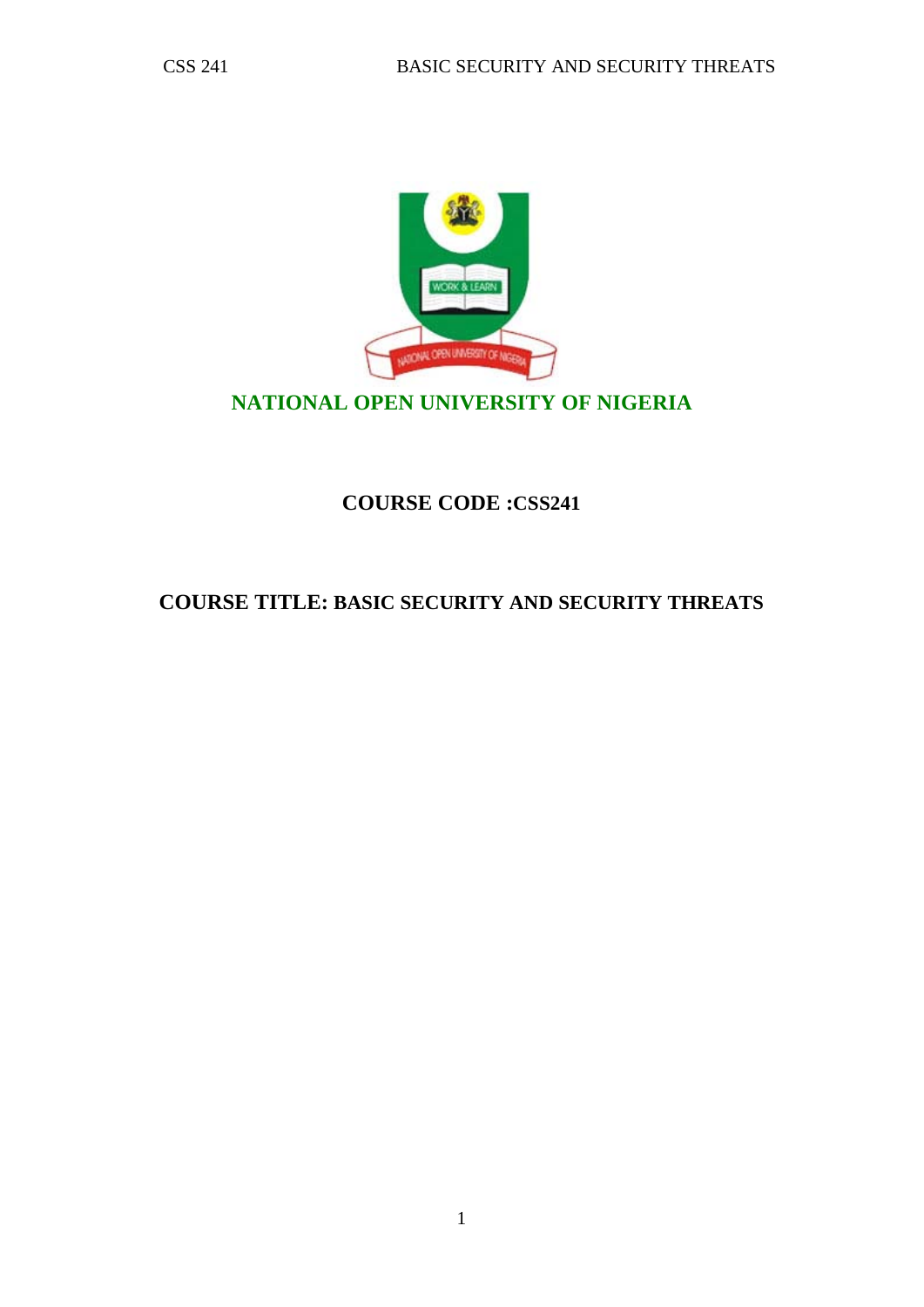# NATIONAL OPEN UNIVERSITY OF NIGERIA

## COURSE CODE :CSS241

## COURSE TITLE: BASIC SECURITY AND SECURITY THREATS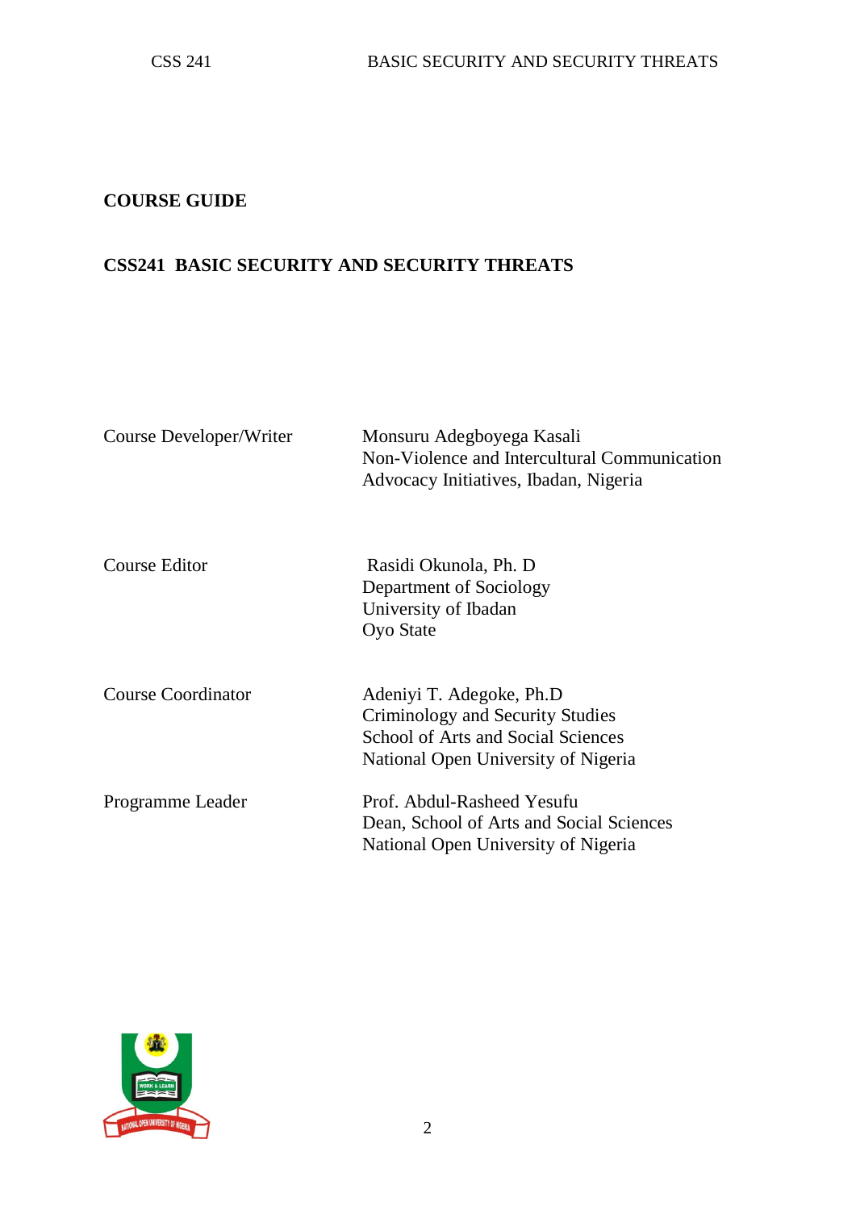**COURSE GUIDE**

**CSS241 BASIC SECURITY AND SECURITY THREATS**

| | |
|---|---|
| Course Developer/Writer | Monsuru Adegboyega Kasali<br>Non-Violence and Intercultural Communication<br>Advocacy Initiatives, Ibadan, Nigeria |
| Course Editor | Rasidi Okunola, Ph. D<br>Department of Sociology<br>University of Ibadan<br>Oyo State |
| Course Coordinator | Adeniyi T. Adegoke, Ph.D<br>Criminology and Security Studies<br>School of Arts and Social Sciences<br>National Open University of Nigeria |
| Programme Leader | Prof. Abdul-Rasheed Yesufu<br>Dean, School of Arts and Social Sciences<br>National Open University of Nigeria |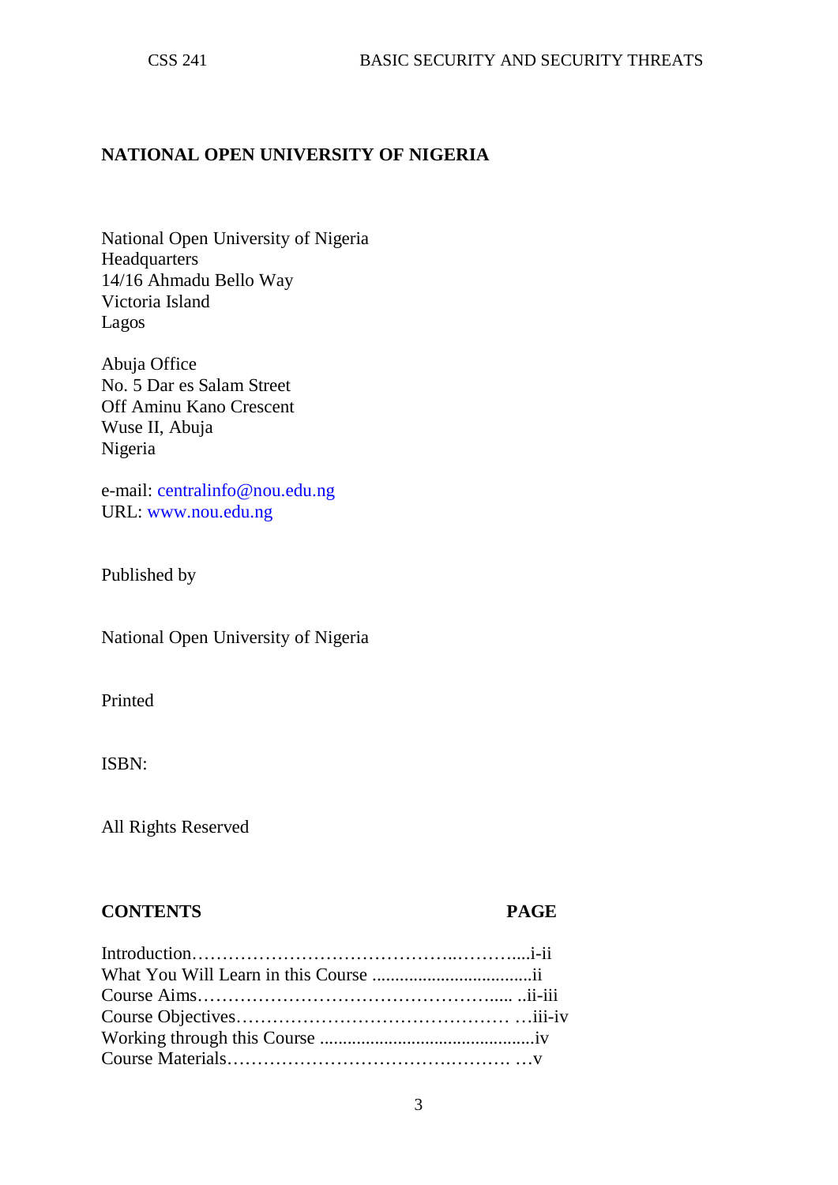**NATIONAL OPEN UNIVERSITY OF NIGERIA**

National Open University of Nigeria
Headquarters
14/16 Ahmadu Bello Way
Victoria Island
Lagos

Abuja Office
No. 5 Dar es Salam Street
Off Aminu Kano Crescent
Wuse II, Abuja
Nigeria

e-mail: centralinfo@nou.edu.ng
URL: www.nou.edu.ng

Published by

National Open University of Nigeria

Printed

ISBN:

All Rights Reserved

| **CONTENTS** | **PAGE** |
|---|---|
| Introduction | i-ii |
| What You Will Learn in this Course | ii |
| Course Aims | ii-iii |
| Course Objectives | iii-iv |
| Working through this Course | iv |
| Course Materials | v |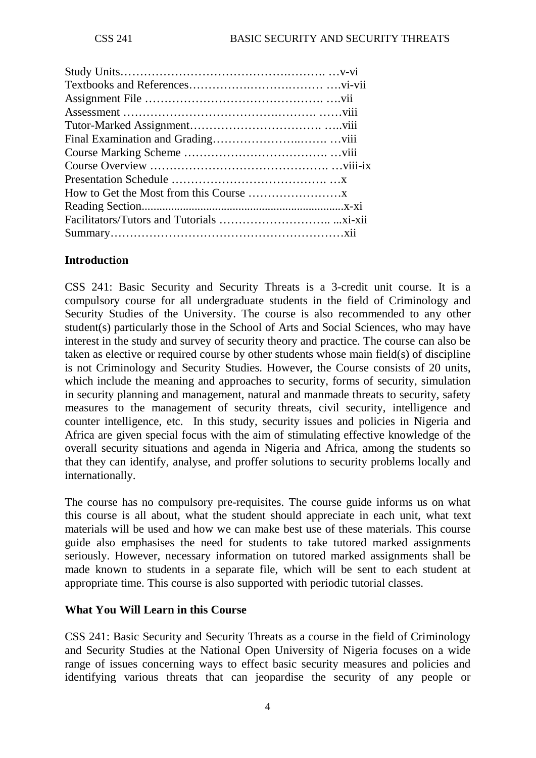Study Units……………………………………….………. …v-vi
Textbooks and References…………….……….……… ….vi-vii
Assignment File ………………………………………. ….vii
Assessment …………………………………….………. ……viii
Tutor-Marked Assignment……………………….……. …..viii
Final Examination and Grading…………………..……. …viii
Course Marking Scheme ………………………………. …viii
Course Overview ………………………………………. …viii-ix
Presentation Schedule …………………………………. …x
How to Get the Most from this Course ……………………x
Reading Section..................................................................x-xi
Facilitators/Tutors and Tutorials ……………………….. ...xi-xii
Summary…………………………………………………xii

**Introduction**

CSS 241: Basic Security and Security Threats is a 3-credit unit course. It is a compulsory course for all undergraduate students in the field of Criminology and Security Studies of the University. The course is also recommended to any other student(s) particularly those in the School of Arts and Social Sciences, who may have interest in the study and survey of security theory and practice. The course can also be taken as elective or required course by other students whose main field(s) of discipline is not Criminology and Security Studies. However, the Course consists of 20 units, which include the meaning and approaches to security, forms of security, simulation in security planning and management, natural and manmade threats to security, safety measures to the management of security threats, civil security, intelligence and counter intelligence, etc. In this study, security issues and policies in Nigeria and Africa are given special focus with the aim of stimulating effective knowledge of the overall security situations and agenda in Nigeria and Africa, among the students so that they can identify, analyse, and proffer solutions to security problems locally and internationally.

The course has no compulsory pre-requisites. The course guide informs us on what this course is all about, what the student should appreciate in each unit, what text materials will be used and how we can make best use of these materials. This course guide also emphasises the need for students to take tutored marked assignments seriously. However, necessary information on tutored marked assignments shall be made known to students in a separate file, which will be sent to each student at appropriate time. This course is also supported with periodic tutorial classes.

**What You Will Learn in this Course**

CSS 241: Basic Security and Security Threats as a course in the field of Criminology and Security Studies at the National Open University of Nigeria focuses on a wide range of issues concerning ways to effect basic security measures and policies and identifying various threats that can jeopardise the security of any people or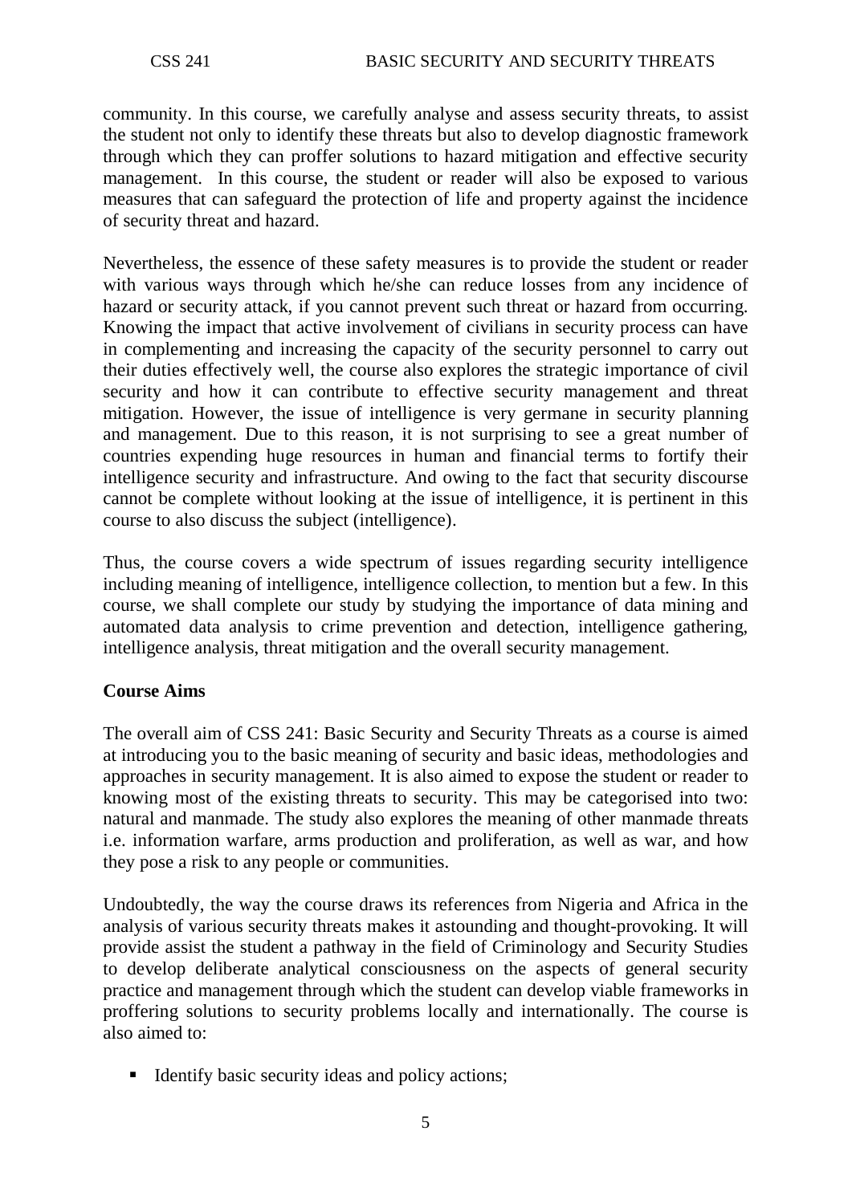community. In this course, we carefully analyse and assess security threats, to assist the student not only to identify these threats but also to develop diagnostic framework through which they can proffer solutions to hazard mitigation and effective security management. In this course, the student or reader will also be exposed to various measures that can safeguard the protection of life and property against the incidence of security threat and hazard.

Nevertheless, the essence of these safety measures is to provide the student or reader with various ways through which he/she can reduce losses from any incidence of hazard or security attack, if you cannot prevent such threat or hazard from occurring. Knowing the impact that active involvement of civilians in security process can have in complementing and increasing the capacity of the security personnel to carry out their duties effectively well, the course also explores the strategic importance of civil security and how it can contribute to effective security management and threat mitigation. However, the issue of intelligence is very germane in security planning and management. Due to this reason, it is not surprising to see a great number of countries expending huge resources in human and financial terms to fortify their intelligence security and infrastructure. And owing to the fact that security discourse cannot be complete without looking at the issue of intelligence, it is pertinent in this course to also discuss the subject (intelligence).

Thus, the course covers a wide spectrum of issues regarding security intelligence including meaning of intelligence, intelligence collection, to mention but a few. In this course, we shall complete our study by studying the importance of data mining and automated data analysis to crime prevention and detection, intelligence gathering, intelligence analysis, threat mitigation and the overall security management.

**Course Aims**

The overall aim of CSS 241: Basic Security and Security Threats as a course is aimed at introducing you to the basic meaning of security and basic ideas, methodologies and approaches in security management. It is also aimed to expose the student or reader to knowing most of the existing threats to security. This may be categorised into two: natural and manmade. The study also explores the meaning of other manmade threats i.e. information warfare, arms production and proliferation, as well as war, and how they pose a risk to any people or communities.

Undoubtedly, the way the course draws its references from Nigeria and Africa in the analysis of various security threats makes it astounding and thought-provoking. It will provide assist the student a pathway in the field of Criminology and Security Studies to develop deliberate analytical consciousness on the aspects of general security practice and management through which the student can develop viable frameworks in proffering solutions to security problems locally and internationally. The course is also aimed to:

- Identify basic security ideas and policy actions;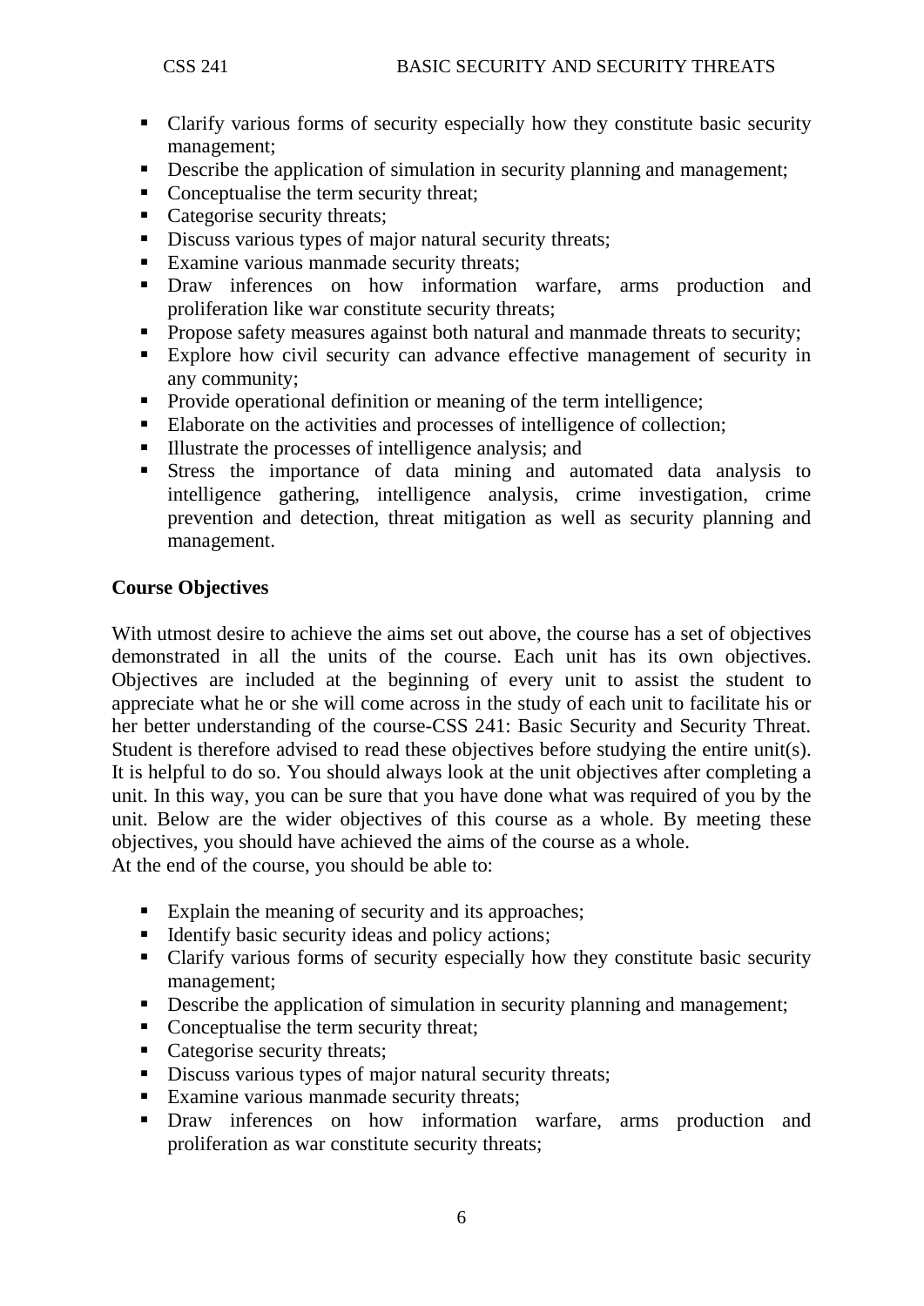- Clarify various forms of security especially how they constitute basic security management;
- Describe the application of simulation in security planning and management;
- Conceptualise the term security threat;
- Categorise security threats;
- Discuss various types of major natural security threats;
- Examine various manmade security threats;
- Draw inferences on how information warfare, arms production and proliferation like war constitute security threats;
- Propose safety measures against both natural and manmade threats to security;
- Explore how civil security can advance effective management of security in any community;
- Provide operational definition or meaning of the term intelligence;
- Elaborate on the activities and processes of intelligence of collection;
- Illustrate the processes of intelligence analysis; and
- Stress the importance of data mining and automated data analysis to intelligence gathering, intelligence analysis, crime investigation, crime prevention and detection, threat mitigation as well as security planning and management.

**Course Objectives**

With utmost desire to achieve the aims set out above, the course has a set of objectives demonstrated in all the units of the course. Each unit has its own objectives. Objectives are included at the beginning of every unit to assist the student to appreciate what he or she will come across in the study of each unit to facilitate his or her better understanding of the course-CSS 241: Basic Security and Security Threat. Student is therefore advised to read these objectives before studying the entire unit(s). It is helpful to do so. You should always look at the unit objectives after completing a unit. In this way, you can be sure that you have done what was required of you by the unit. Below are the wider objectives of this course as a whole. By meeting these objectives, you should have achieved the aims of the course as a whole.
At the end of the course, you should be able to:

- Explain the meaning of security and its approaches;
- Identify basic security ideas and policy actions;
- Clarify various forms of security especially how they constitute basic security management;
- Describe the application of simulation in security planning and management;
- Conceptualise the term security threat;
- Categorise security threats;
- Discuss various types of major natural security threats;
- Examine various manmade security threats;
- Draw inferences on how information warfare, arms production and proliferation as war constitute security threats;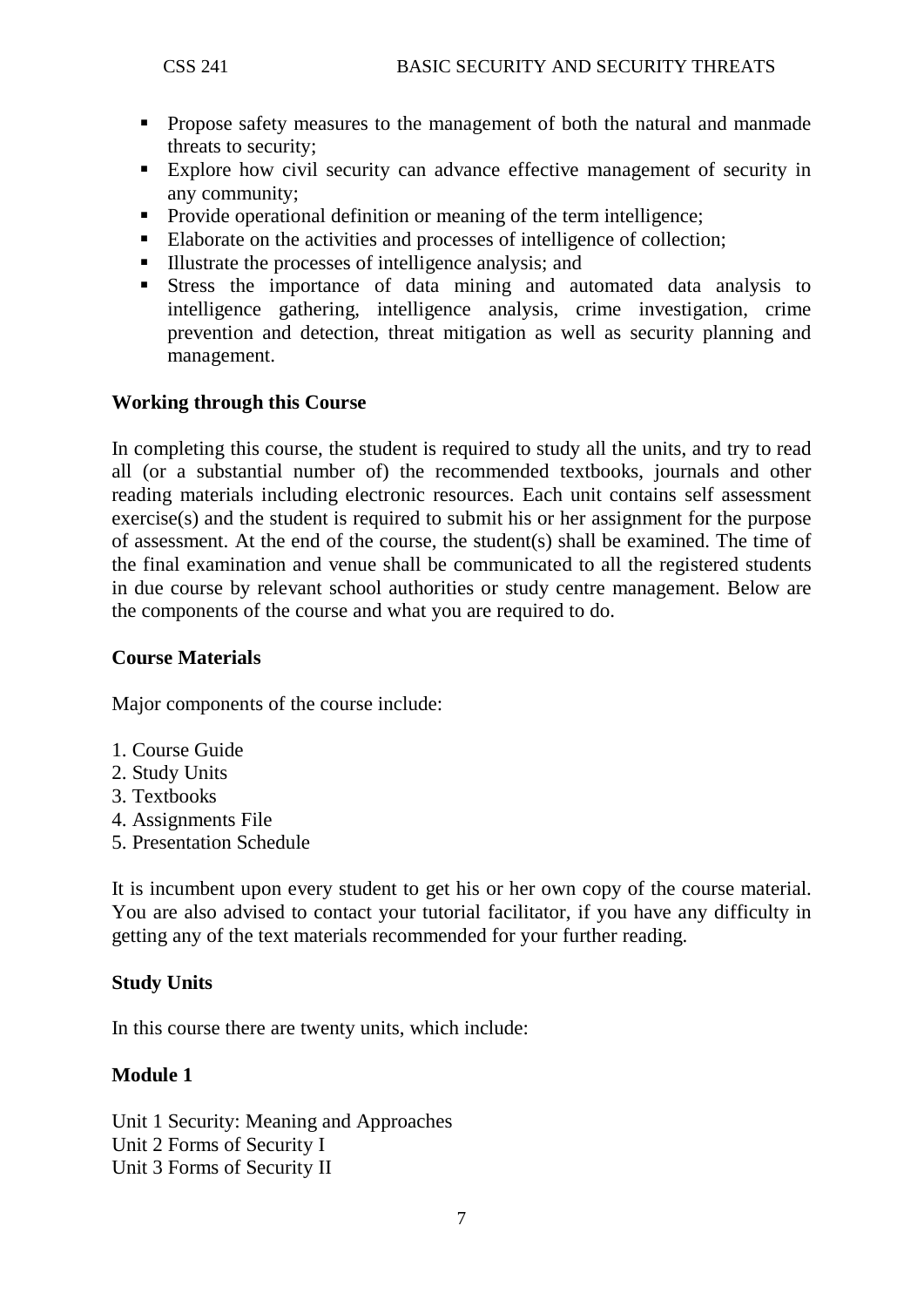- Propose safety measures to the management of both the natural and manmade threats to security;
- Explore how civil security can advance effective management of security in any community;
- Provide operational definition or meaning of the term intelligence;
- Elaborate on the activities and processes of intelligence of collection;
- Illustrate the processes of intelligence analysis; and
- Stress the importance of data mining and automated data analysis to intelligence gathering, intelligence analysis, crime investigation, crime prevention and detection, threat mitigation as well as security planning and management.

**Working through this Course**

In completing this course, the student is required to study all the units, and try to read all (or a substantial number of) the recommended textbooks, journals and other reading materials including electronic resources. Each unit contains self assessment exercise(s) and the student is required to submit his or her assignment for the purpose of assessment. At the end of the course, the student(s) shall be examined. The time of the final examination and venue shall be communicated to all the registered students in due course by relevant school authorities or study centre management. Below are the components of the course and what you are required to do.

**Course Materials**

Major components of the course include:

1. Course Guide
2. Study Units
3. Textbooks
4. Assignments File
5. Presentation Schedule

It is incumbent upon every student to get his or her own copy of the course material. You are also advised to contact your tutorial facilitator, if you have any difficulty in getting any of the text materials recommended for your further reading.

**Study Units**

In this course there are twenty units, which include:

**Module 1**

Unit 1 Security: Meaning and Approaches
Unit 2 Forms of Security I
Unit 3 Forms of Security II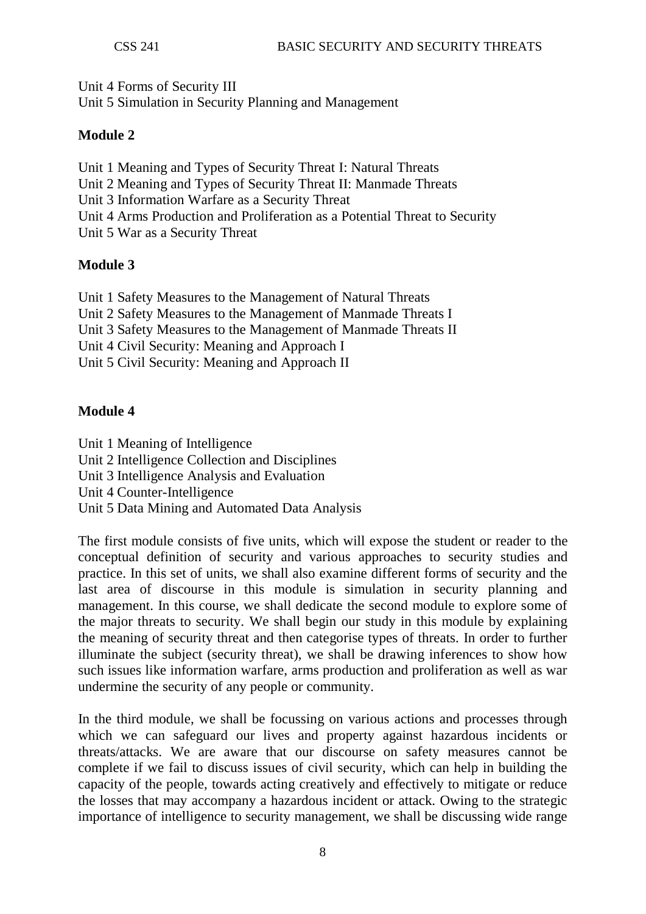Unit 4 Forms of Security III
Unit 5 Simulation in Security Planning and Management

**Module 2**

Unit 1 Meaning and Types of Security Threat I: Natural Threats
Unit 2 Meaning and Types of Security Threat II: Manmade Threats
Unit 3 Information Warfare as a Security Threat
Unit 4 Arms Production and Proliferation as a Potential Threat to Security
Unit 5 War as a Security Threat

**Module 3**

Unit 1 Safety Measures to the Management of Natural Threats
Unit 2 Safety Measures to the Management of Manmade Threats I
Unit 3 Safety Measures to the Management of Manmade Threats II
Unit 4 Civil Security: Meaning and Approach I
Unit 5 Civil Security: Meaning and Approach II

**Module 4**

Unit 1 Meaning of Intelligence
Unit 2 Intelligence Collection and Disciplines
Unit 3 Intelligence Analysis and Evaluation
Unit 4 Counter-Intelligence
Unit 5 Data Mining and Automated Data Analysis

The first module consists of five units, which will expose the student or reader to the conceptual definition of security and various approaches to security studies and practice. In this set of units, we shall also examine different forms of security and the last area of discourse in this module is simulation in security planning and management. In this course, we shall dedicate the second module to explore some of the major threats to security. We shall begin our study in this module by explaining the meaning of security threat and then categorise types of threats. In order to further illuminate the subject (security threat), we shall be drawing inferences to show how such issues like information warfare, arms production and proliferation as well as war undermine the security of any people or community.

In the third module, we shall be focussing on various actions and processes through which we can safeguard our lives and property against hazardous incidents or threats/attacks. We are aware that our discourse on safety measures cannot be complete if we fail to discuss issues of civil security, which can help in building the capacity of the people, towards acting creatively and effectively to mitigate or reduce the losses that may accompany a hazardous incident or attack. Owing to the strategic importance of intelligence to security management, we shall be discussing wide range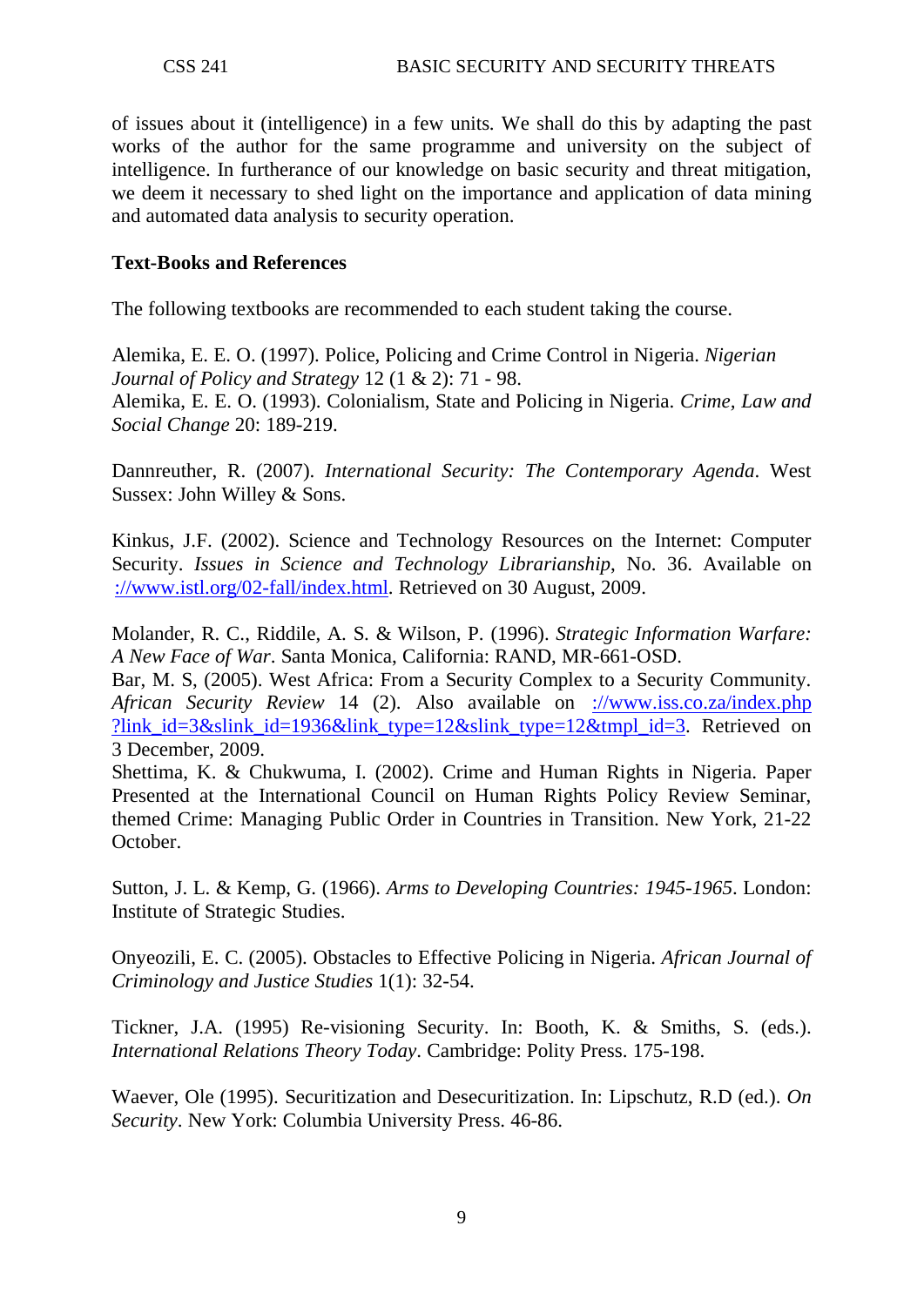of issues about it (intelligence) in a few units. We shall do this by adapting the past works of the author for the same programme and university on the subject of intelligence. In furtherance of our knowledge on basic security and threat mitigation, we deem it necessary to shed light on the importance and application of data mining and automated data analysis to security operation.

**Text-Books and References**

The following textbooks are recommended to each student taking the course.

Alemika, E. E. O. (1997). Police, Policing and Crime Control in Nigeria. *Nigerian Journal of Policy and Strategy* 12 (1 & 2): 71 - 98.
Alemika, E. E. O. (1993). Colonialism, State and Policing in Nigeria. *Crime, Law and Social Change* 20: 189-219.

Dannreuther, R. (2007). *International Security: The Contemporary Agenda*. West Sussex: John Willey & Sons.

Kinkus, J.F. (2002). Science and Technology Resources on the Internet: Computer Security. *Issues in Science and Technology Librarianship*, No. 36. Available on [://www.istl.org/02-fall/index.html](://www.istl.org/02-fall/index.html). Retrieved on 30 August, 2009.

Molander, R. C., Riddile, A. S. & Wilson, P. (1996). *Strategic Information Warfare: A New Face of War*. Santa Monica, California: RAND, MR-661-OSD.
Bar, M. S, (2005). West Africa: From a Security Complex to a Security Community. *African Security Review* 14 (2). Also available on [://www.iss.co.za/index.php?link_id=3&slink_id=1936&link_type=12&slink_type=12&tmpl_id=3](://www.iss.co.za/index.php?link_id=3&slink_id=1936&link_type=12&slink_type=12&tmpl_id=3). Retrieved on 3 December, 2009.
Shettima, K. & Chukwuma, I. (2002). Crime and Human Rights in Nigeria. Paper Presented at the International Council on Human Rights Policy Review Seminar, themed Crime: Managing Public Order in Countries in Transition. New York, 21-22 October.

Sutton, J. L. & Kemp, G. (1966). *Arms to Developing Countries: 1945-1965*. London: Institute of Strategic Studies.

Onyeozili, E. C. (2005). Obstacles to Effective Policing in Nigeria. *African Journal of Criminology and Justice Studies* 1(1): 32-54.

Tickner, J.A. (1995) Re-visioning Security. In: Booth, K. & Smiths, S. (eds.). *International Relations Theory Today*. Cambridge: Polity Press. 175-198.

Waever, Ole (1995). Securitization and Desecuritization. In: Lipschutz, R.D (ed.). *On Security*. New York: Columbia University Press. 46-86.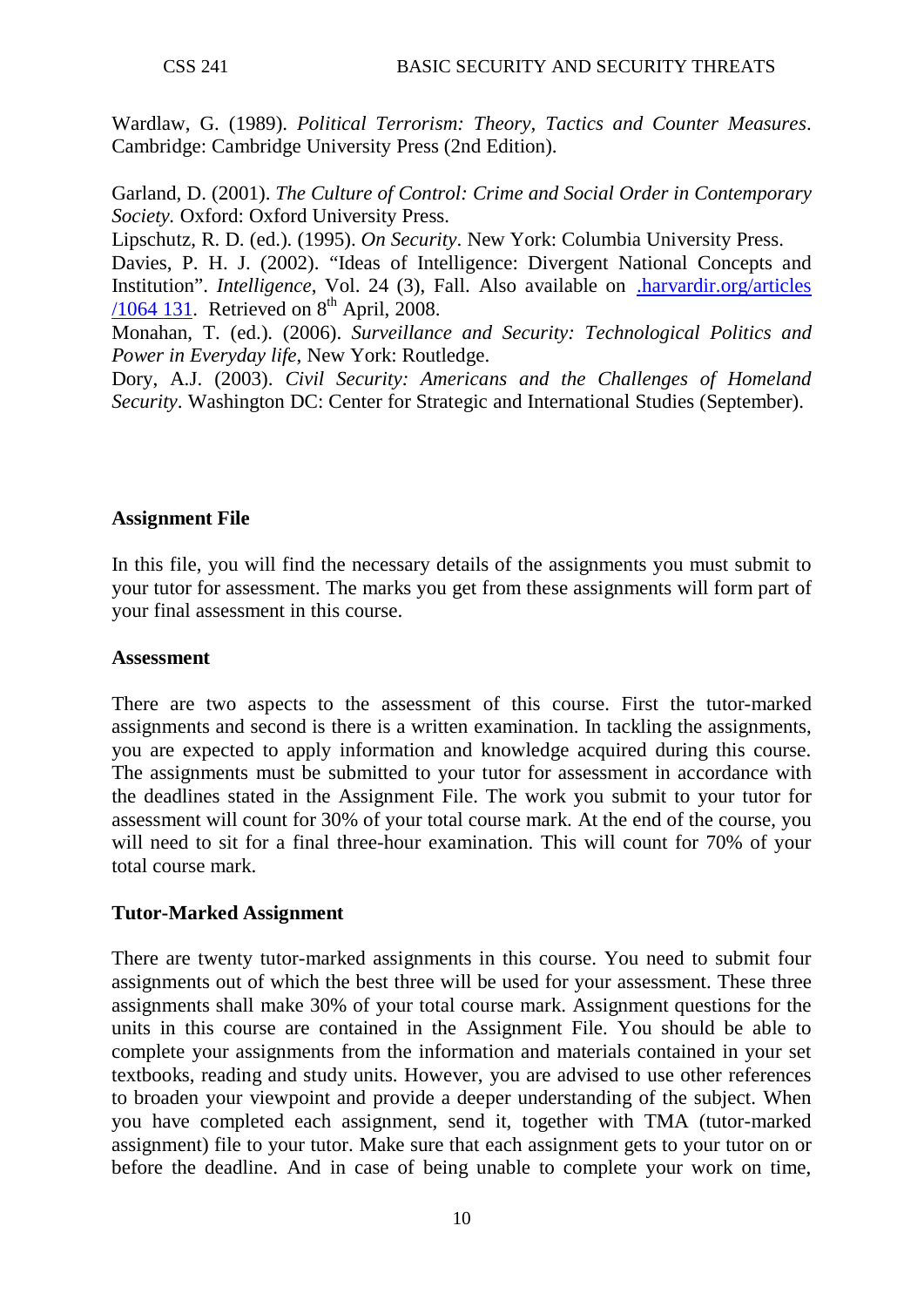Wardlaw, G. (1989). *Political Terrorism: Theory, Tactics and Counter Measures*. Cambridge: Cambridge University Press (2nd Edition).

Garland, D. (2001). *The Culture of Control: Crime and Social Order in Contemporary Society*. Oxford: Oxford University Press.

Lipschutz, R. D. (ed.). (1995). *On Security*. New York: Columbia University Press.

Davies, P. H. J. (2002). "Ideas of Intelligence: Divergent National Concepts and Institution". *Intelligence*, Vol. 24 (3), Fall. Also available on .harvardir.org/articles /1064 131. Retrieved on 8th April, 2008.

Monahan, T. (ed.). (2006). *Surveillance and Security: Technological Politics and Power in Everyday life*, New York: Routledge.

Dory, A.J. (2003). *Civil Security: Americans and the Challenges of Homeland Security*. Washington DC: Center for Strategic and International Studies (September).

**Assignment File**

In this file, you will find the necessary details of the assignments you must submit to your tutor for assessment. The marks you get from these assignments will form part of your final assessment in this course.

**Assessment**

There are two aspects to the assessment of this course. First the tutor-marked assignments and second is there is a written examination. In tackling the assignments, you are expected to apply information and knowledge acquired during this course. The assignments must be submitted to your tutor for assessment in accordance with the deadlines stated in the Assignment File. The work you submit to your tutor for assessment will count for 30% of your total course mark. At the end of the course, you will need to sit for a final three-hour examination. This will count for 70% of your total course mark.

**Tutor-Marked Assignment**

There are twenty tutor-marked assignments in this course. You need to submit four assignments out of which the best three will be used for your assessment. These three assignments shall make 30% of your total course mark. Assignment questions for the units in this course are contained in the Assignment File. You should be able to complete your assignments from the information and materials contained in your set textbooks, reading and study units. However, you are advised to use other references to broaden your viewpoint and provide a deeper understanding of the subject. When you have completed each assignment, send it, together with TMA (tutor-marked assignment) file to your tutor. Make sure that each assignment gets to your tutor on or before the deadline. And in case of being unable to complete your work on time,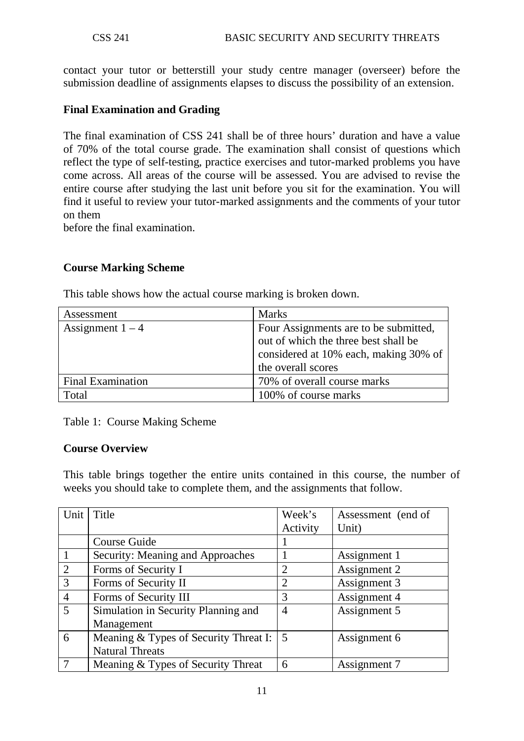contact your tutor or betterstill your study centre manager (overseer) before the submission deadline of assignments elapses to discuss the possibility of an extension.

**Final Examination and Grading**

The final examination of CSS 241 shall be of three hours' duration and have a value of 70% of the total course grade. The examination shall consist of questions which reflect the type of self-testing, practice exercises and tutor-marked problems you have come across. All areas of the course will be assessed. You are advised to revise the entire course after studying the last unit before you sit for the examination. You will find it useful to review your tutor-marked assignments and the comments of your tutor on them
before the final examination.

**Course Marking Scheme**

This table shows how the actual course marking is broken down.

| Assessment | Marks |
|---|---|
| Assignment 1 – 4 | Four Assignments are to be submitted, out of which the three best shall be considered at 10% each, making 30% of the overall scores |
| Final Examination | 70% of overall course marks |
| Total | 100% of course marks |

Table 1: Course Making Scheme

**Course Overview**

This table brings together the entire units contained in this course, the number of weeks you should take to complete them, and the assignments that follow.

| Unit | Title | Week's Activity | Assessment (end of Unit) |
|---|---|---|---|
| | Course Guide | 1 | |
| 1 | Security: Meaning and Approaches | 1 | Assignment 1 |
| 2 | Forms of Security I | 2 | Assignment 2 |
| 3 | Forms of Security II | 2 | Assignment 3 |
| 4 | Forms of Security III | 3 | Assignment 4 |
| 5 | Simulation in Security Planning and Management | 4 | Assignment 5 |
| 6 | Meaning & Types of Security Threat I: Natural Threats | 5 | Assignment 6 |
| 7 | Meaning & Types of Security Threat | 6 | Assignment 7 |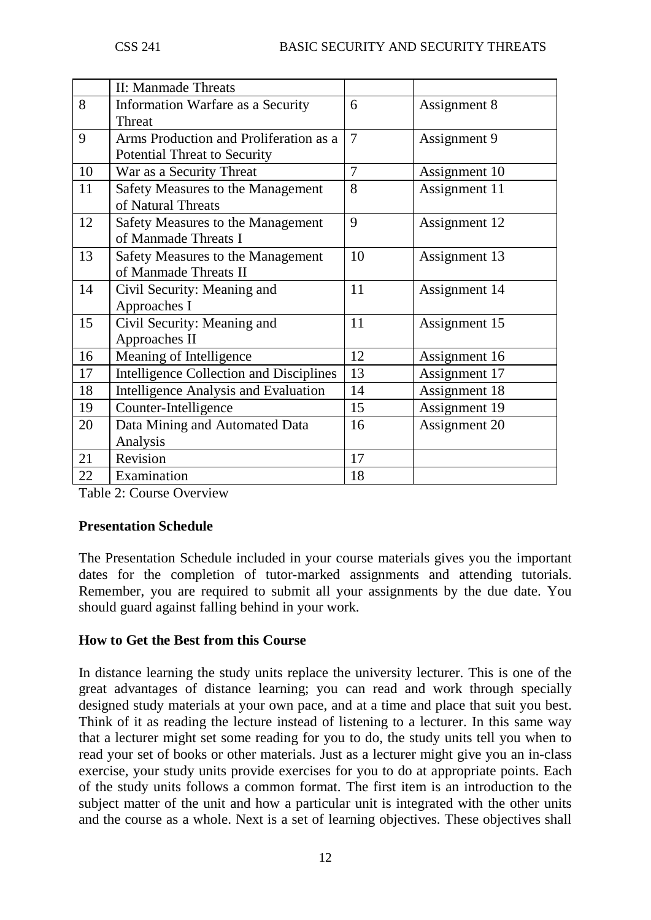|  | II: Manmade Threats |  |  |
|---|---|---|---|
| 8 | Information Warfare as a Security Threat | 6 | Assignment 8 |
| 9 | Arms Production and Proliferation as a Potential Threat to Security | 7 | Assignment 9 |
| 10 | War as a Security Threat | 7 | Assignment 10 |
| 11 | Safety Measures to the Management of Natural Threats | 8 | Assignment 11 |
| 12 | Safety Measures to the Management of Manmade Threats I | 9 | Assignment 12 |
| 13 | Safety Measures to the Management of Manmade Threats II | 10 | Assignment 13 |
| 14 | Civil Security: Meaning and Approaches I | 11 | Assignment 14 |
| 15 | Civil Security: Meaning and Approaches II | 11 | Assignment 15 |
| 16 | Meaning of Intelligence | 12 | Assignment 16 |
| 17 | Intelligence Collection and Disciplines | 13 | Assignment 17 |
| 18 | Intelligence Analysis and Evaluation | 14 | Assignment 18 |
| 19 | Counter-Intelligence | 15 | Assignment 19 |
| 20 | Data Mining and Automated Data Analysis | 16 | Assignment 20 |
| 21 | Revision | 17 |  |
| 22 | Examination | 18 |  |

Table 2: Course Overview

**Presentation Schedule**

The Presentation Schedule included in your course materials gives you the important dates for the completion of tutor-marked assignments and attending tutorials. Remember, you are required to submit all your assignments by the due date. You should guard against falling behind in your work.

**How to Get the Best from this Course**

In distance learning the study units replace the university lecturer. This is one of the great advantages of distance learning; you can read and work through specially designed study materials at your own pace, and at a time and place that suit you best. Think of it as reading the lecture instead of listening to a lecturer. In this same way that a lecturer might set some reading for you to do, the study units tell you when to read your set of books or other materials. Just as a lecturer might give you an in-class exercise, your study units provide exercises for you to do at appropriate points. Each of the study units follows a common format. The first item is an introduction to the subject matter of the unit and how a particular unit is integrated with the other units and the course as a whole. Next is a set of learning objectives. These objectives shall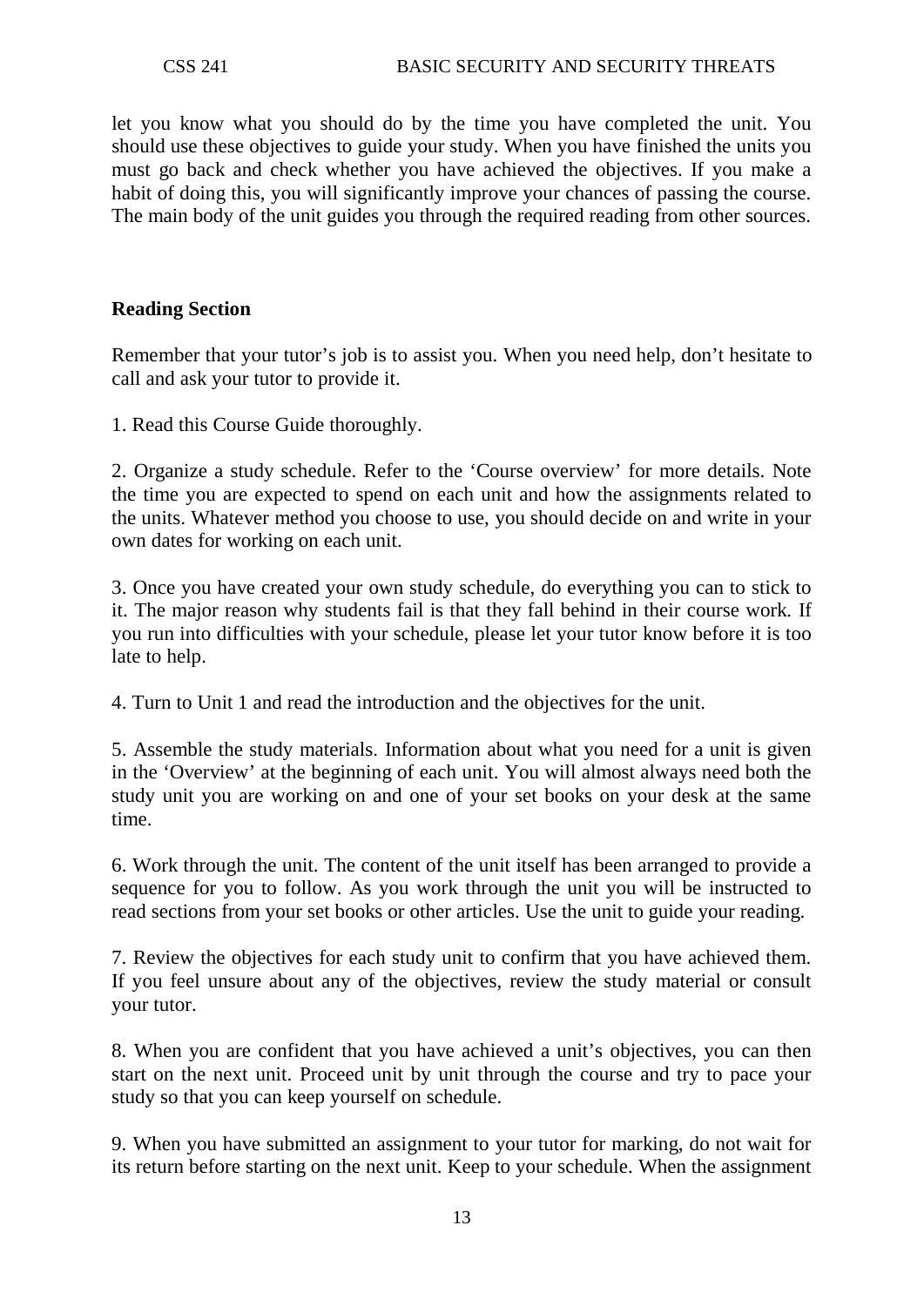let you know what you should do by the time you have completed the unit. You should use these objectives to guide your study. When you have finished the units you must go back and check whether you have achieved the objectives. If you make a habit of doing this, you will significantly improve your chances of passing the course. The main body of the unit guides you through the required reading from other sources.

**Reading Section**

Remember that your tutor's job is to assist you. When you need help, don't hesitate to call and ask your tutor to provide it.

1. Read this Course Guide thoroughly.

2. Organize a study schedule. Refer to the 'Course overview' for more details. Note the time you are expected to spend on each unit and how the assignments related to the units. Whatever method you choose to use, you should decide on and write in your own dates for working on each unit.

3. Once you have created your own study schedule, do everything you can to stick to it. The major reason why students fail is that they fall behind in their course work. If you run into difficulties with your schedule, please let your tutor know before it is too late to help.

4. Turn to Unit 1 and read the introduction and the objectives for the unit.

5. Assemble the study materials. Information about what you need for a unit is given in the 'Overview' at the beginning of each unit. You will almost always need both the study unit you are working on and one of your set books on your desk at the same time.

6. Work through the unit. The content of the unit itself has been arranged to provide a sequence for you to follow. As you work through the unit you will be instructed to read sections from your set books or other articles. Use the unit to guide your reading.

7. Review the objectives for each study unit to confirm that you have achieved them. If you feel unsure about any of the objectives, review the study material or consult your tutor.

8. When you are confident that you have achieved a unit's objectives, you can then start on the next unit. Proceed unit by unit through the course and try to pace your study so that you can keep yourself on schedule.

9. When you have submitted an assignment to your tutor for marking, do not wait for its return before starting on the next unit. Keep to your schedule. When the assignment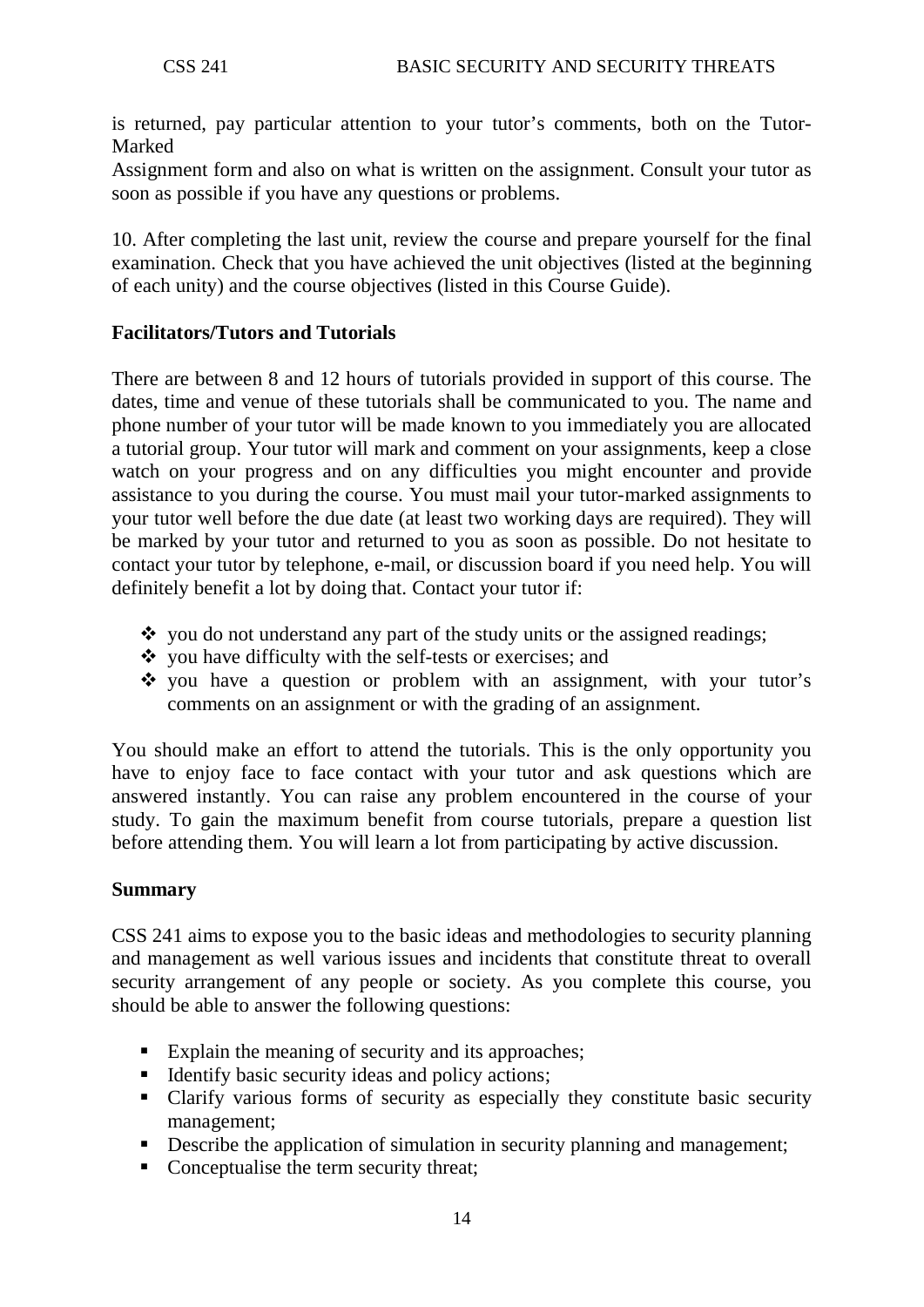is returned, pay particular attention to your tutor's comments, both on the Tutor-Marked
Assignment form and also on what is written on the assignment. Consult your tutor as soon as possible if you have any questions or problems.

10. After completing the last unit, review the course and prepare yourself for the final examination. Check that you have achieved the unit objectives (listed at the beginning of each unity) and the course objectives (listed in this Course Guide).

**Facilitators/Tutors and Tutorials**

There are between 8 and 12 hours of tutorials provided in support of this course. The dates, time and venue of these tutorials shall be communicated to you. The name and phone number of your tutor will be made known to you immediately you are allocated a tutorial group. Your tutor will mark and comment on your assignments, keep a close watch on your progress and on any difficulties you might encounter and provide assistance to you during the course. You must mail your tutor-marked assignments to your tutor well before the due date (at least two working days are required). They will be marked by your tutor and returned to you as soon as possible. Do not hesitate to contact your tutor by telephone, e-mail, or discussion board if you need help. You will definitely benefit a lot by doing that. Contact your tutor if:

- you do not understand any part of the study units or the assigned readings;
- you have difficulty with the self-tests or exercises; and
- you have a question or problem with an assignment, with your tutor's comments on an assignment or with the grading of an assignment.

You should make an effort to attend the tutorials. This is the only opportunity you have to enjoy face to face contact with your tutor and ask questions which are answered instantly. You can raise any problem encountered in the course of your study. To gain the maximum benefit from course tutorials, prepare a question list before attending them. You will learn a lot from participating by active discussion.

**Summary**

CSS 241 aims to expose you to the basic ideas and methodologies to security planning and management as well various issues and incidents that constitute threat to overall security arrangement of any people or society. As you complete this course, you should be able to answer the following questions:

- Explain the meaning of security and its approaches;
- Identify basic security ideas and policy actions;
- Clarify various forms of security as especially they constitute basic security management;
- Describe the application of simulation in security planning and management;
- Conceptualise the term security threat;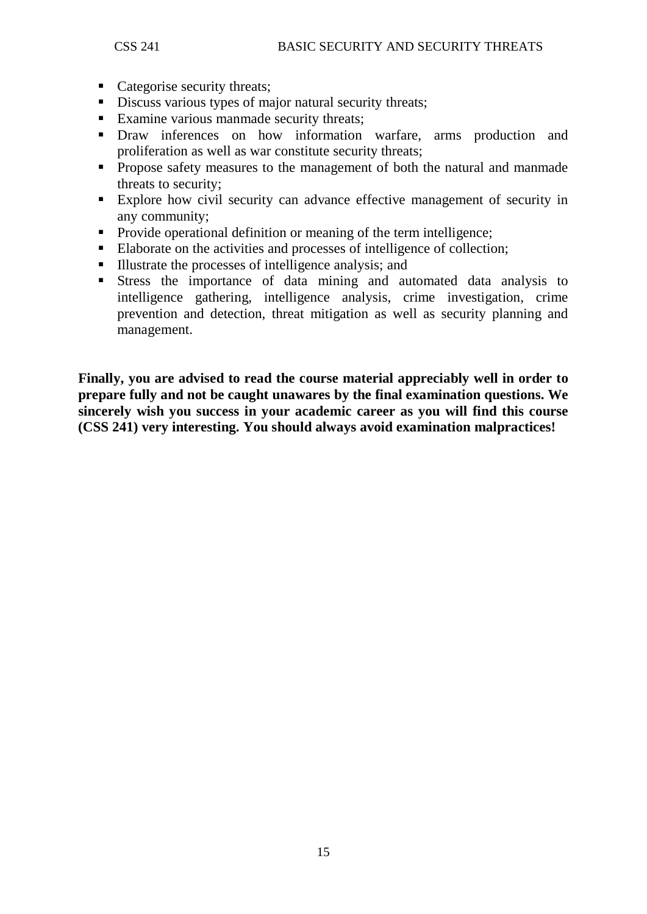- Categorise security threats;
- Discuss various types of major natural security threats;
- Examine various manmade security threats;
- Draw inferences on how information warfare, arms production and proliferation as well as war constitute security threats;
- Propose safety measures to the management of both the natural and manmade threats to security;
- Explore how civil security can advance effective management of security in any community;
- Provide operational definition or meaning of the term intelligence;
- Elaborate on the activities and processes of intelligence of collection;
- Illustrate the processes of intelligence analysis; and
- Stress the importance of data mining and automated data analysis to intelligence gathering, intelligence analysis, crime investigation, crime prevention and detection, threat mitigation as well as security planning and management.

**Finally, you are advised to read the course material appreciably well in order to prepare fully and not be caught unawares by the final examination questions. We sincerely wish you success in your academic career as you will find this course (CSS 241) very interesting. You should always avoid examination malpractices!**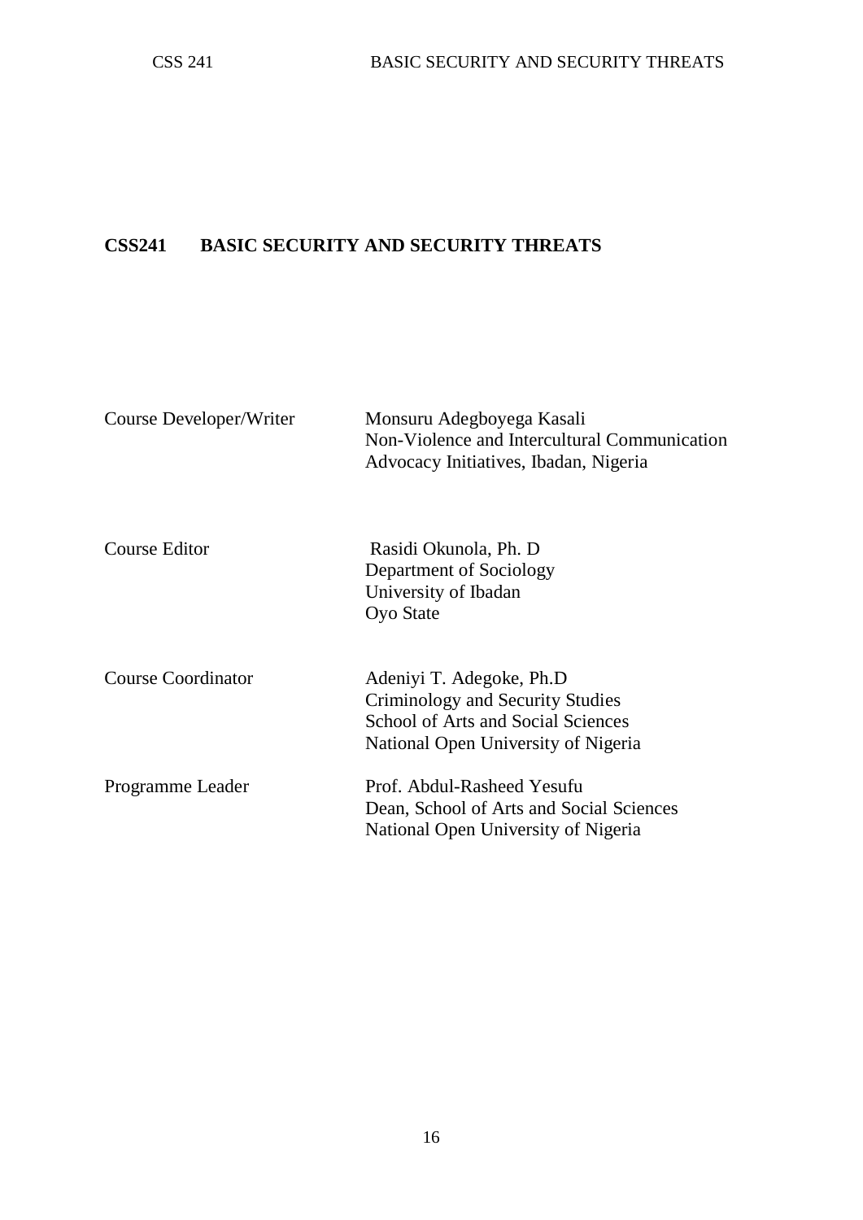# CSS241 BASIC SECURITY AND SECURITY THREATS

| | |
|---|---|
| Course Developer/Writer | Monsuru Adegboyega Kasali<br>Non-Violence and Intercultural Communication<br>Advocacy Initiatives, Ibadan, Nigeria |
| Course Editor | Rasidi Okunola, Ph. D<br>Department of Sociology<br>University of Ibadan<br>Oyo State |
| Course Coordinator | Adeniyi T. Adegoke, Ph.D<br>Criminology and Security Studies<br>School of Arts and Social Sciences<br>National Open University of Nigeria |
| Programme Leader | Prof. Abdul-Rasheed Yesufu<br>Dean, School of Arts and Social Sciences<br>National Open University of Nigeria |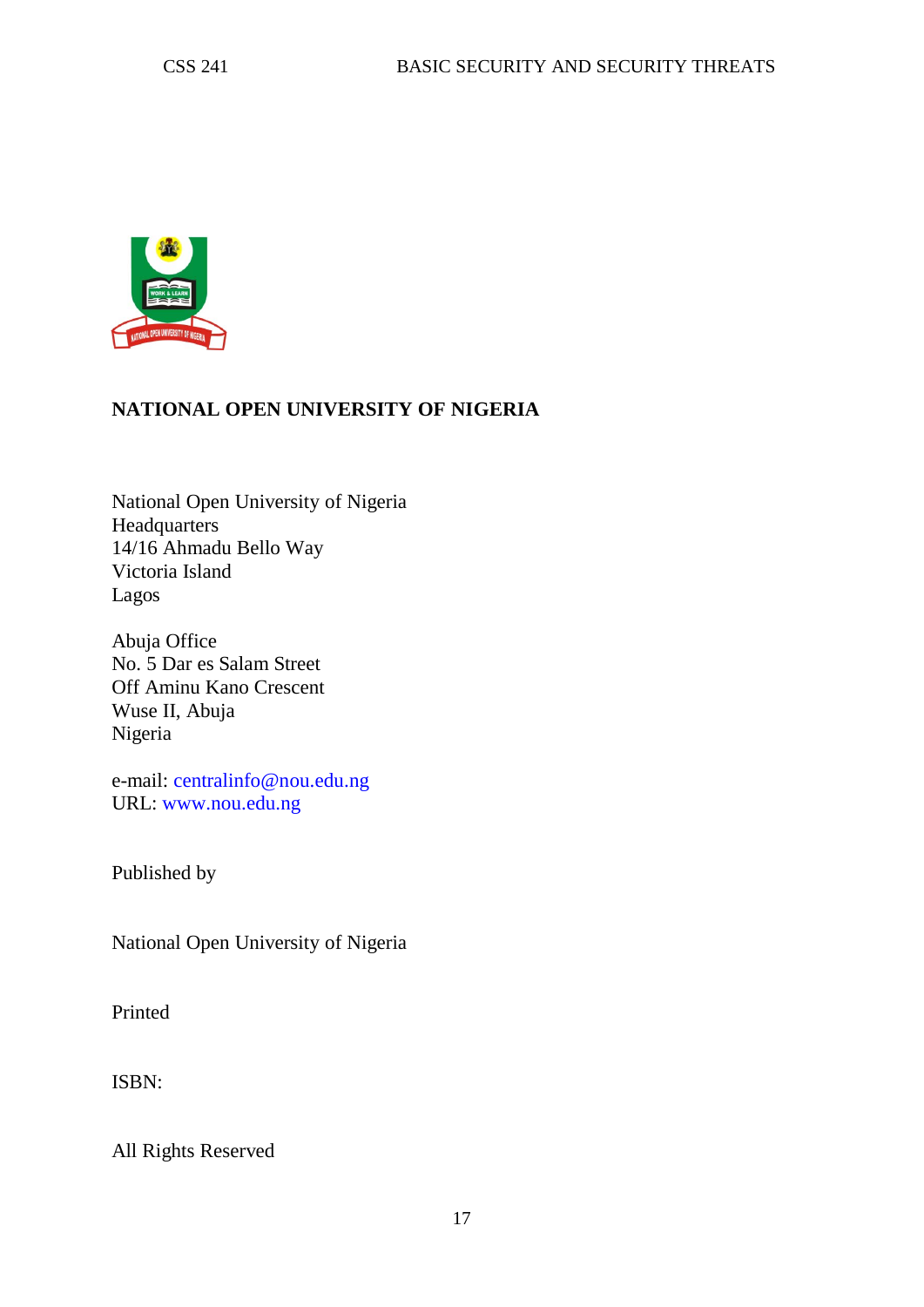**NATIONAL OPEN UNIVERSITY OF NIGERIA**

National Open University of Nigeria
Headquarters
14/16 Ahmadu Bello Way
Victoria Island
Lagos

Abuja Office
No. 5 Dar es Salam Street
Off Aminu Kano Crescent
Wuse II, Abuja
Nigeria

e-mail: centralinfo@nou.edu.ng
URL: www.nou.edu.ng

Published by

National Open University of Nigeria

Printed

ISBN:

All Rights Reserved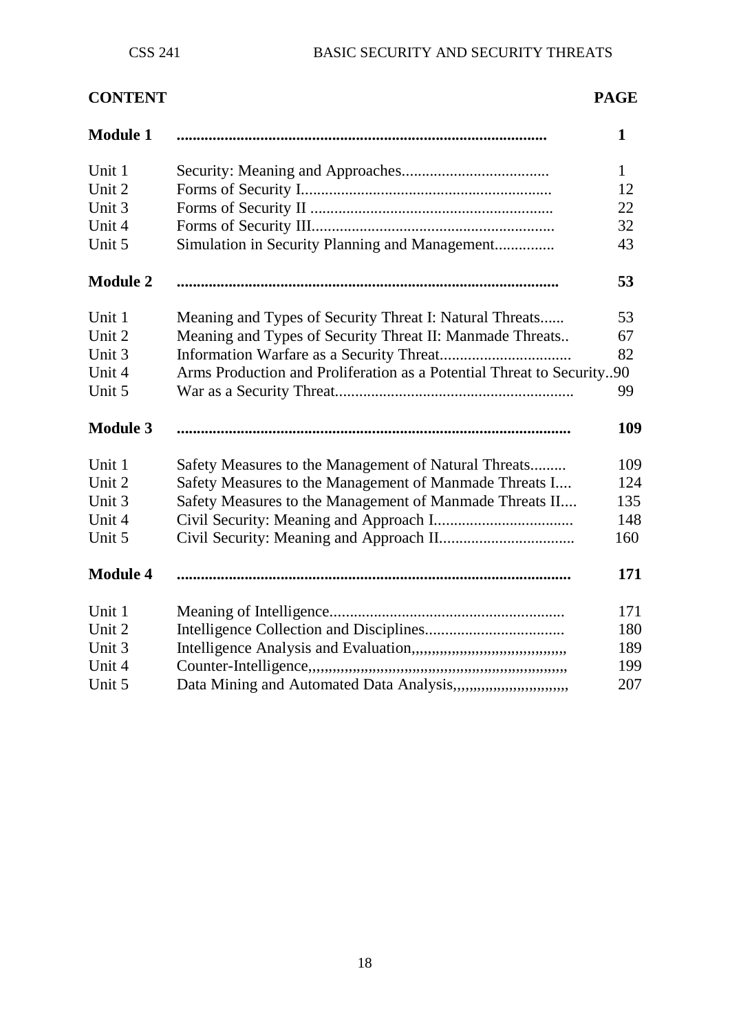| CONTENT | | PAGE |
|---|---|---|
| **Module 1** | | **1** |
| Unit 1 | Security: Meaning and Approaches | 1 |
| Unit 2 | Forms of Security I | 12 |
| Unit 3 | Forms of Security II | 22 |
| Unit 4 | Forms of Security III | 32 |
| Unit 5 | Simulation in Security Planning and Management | 43 |
| **Module 2** | | **53** |
| Unit 1 | Meaning and Types of Security Threat I: Natural Threats | 53 |
| Unit 2 | Meaning and Types of Security Threat II: Manmade Threats | 67 |
| Unit 3 | Information Warfare as a Security Threat | 82 |
| Unit 4 | Arms Production and Proliferation as a Potential Threat to Security | 90 |
| Unit 5 | War as a Security Threat | 99 |
| **Module 3** | | **109** |
| Unit 1 | Safety Measures to the Management of Natural Threats | 109 |
| Unit 2 | Safety Measures to the Management of Manmade Threats I | 124 |
| Unit 3 | Safety Measures to the Management of Manmade Threats II | 135 |
| Unit 4 | Civil Security: Meaning and Approach I | 148 |
| Unit 5 | Civil Security: Meaning and Approach II | 160 |
| **Module 4** | | **171** |
| Unit 1 | Meaning of Intelligence | 171 |
| Unit 2 | Intelligence Collection and Disciplines | 180 |
| Unit 3 | Intelligence Analysis and Evaluation | 189 |
| Unit 4 | Counter-Intelligence | 199 |
| Unit 5 | Data Mining and Automated Data Analysis | 207 |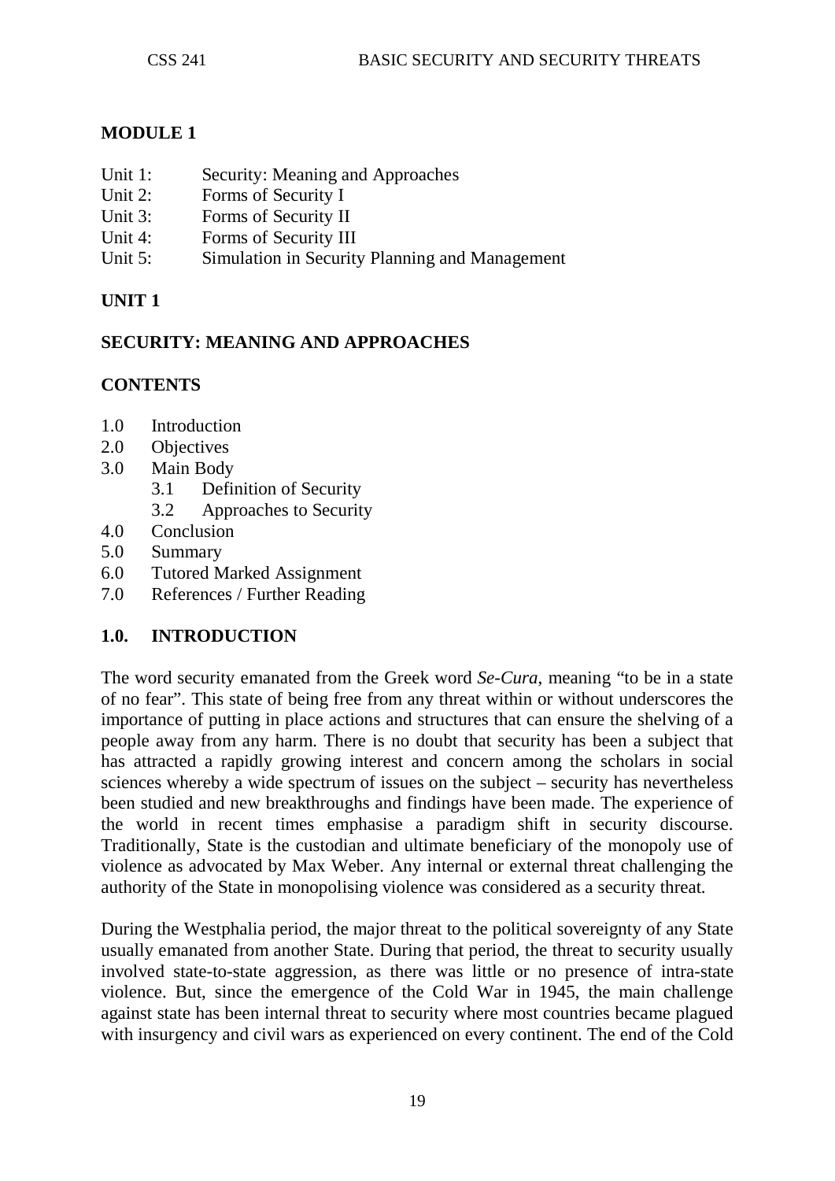## MODULE 1

- Unit 1: Security: Meaning and Approaches
- Unit 2: Forms of Security I
- Unit 3: Forms of Security II
- Unit 4: Forms of Security III
- Unit 5: Simulation in Security Planning and Management

## UNIT 1

## SECURITY: MEANING AND APPROACHES

### CONTENTS

- 1.0 Introduction
- 2.0 Objectives
- 3.0 Main Body
    - 3.1 Definition of Security
    - 3.2 Approaches to Security
- 4.0 Conclusion
- 5.0 Summary
- 6.0 Tutored Marked Assignment
- 7.0 References / Further Reading

### 1.0. INTRODUCTION

The word security emanated from the Greek word *Se-Cura*, meaning "to be in a state of no fear". This state of being free from any threat within or without underscores the importance of putting in place actions and structures that can ensure the shelving of a people away from any harm. There is no doubt that security has been a subject that has attracted a rapidly growing interest and concern among the scholars in social sciences whereby a wide spectrum of issues on the subject – security has nevertheless been studied and new breakthroughs and findings have been made. The experience of the world in recent times emphasise a paradigm shift in security discourse. Traditionally, State is the custodian and ultimate beneficiary of the monopoly use of violence as advocated by Max Weber. Any internal or external threat challenging the authority of the State in monopolising violence was considered as a security threat.

During the Westphalia period, the major threat to the political sovereignty of any State usually emanated from another State. During that period, the threat to security usually involved state-to-state aggression, as there was little or no presence of intra-state violence. But, since the emergence of the Cold War in 1945, the main challenge against state has been internal threat to security where most countries became plagued with insurgency and civil wars as experienced on every continent. The end of the Cold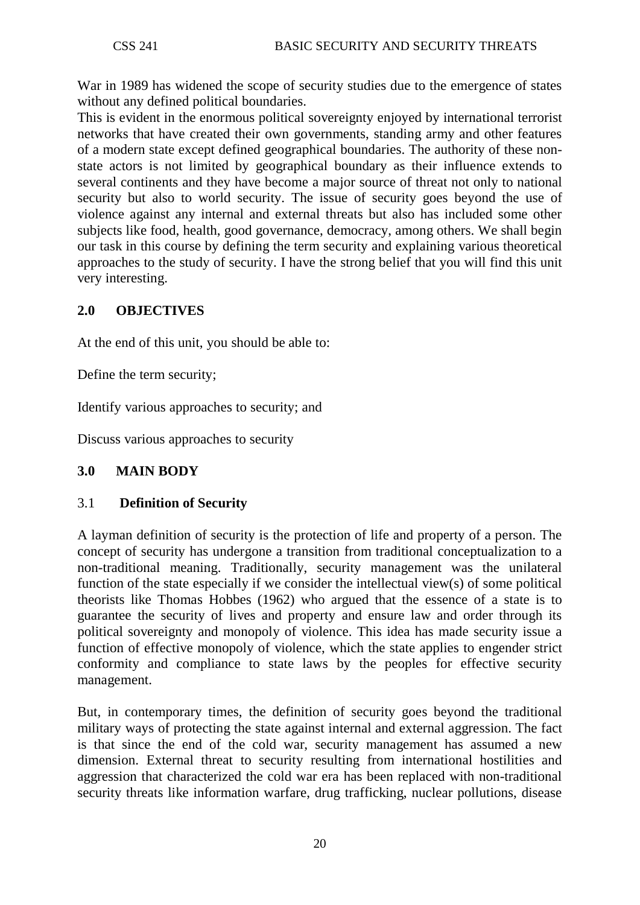War in 1989 has widened the scope of security studies due to the emergence of states without any defined political boundaries.

This is evident in the enormous political sovereignty enjoyed by international terrorist networks that have created their own governments, standing army and other features of a modern state except defined geographical boundaries. The authority of these non-state actors is not limited by geographical boundary as their influence extends to several continents and they have become a major source of threat not only to national security but also to world security. The issue of security goes beyond the use of violence against any internal and external threats but also has included some other subjects like food, health, good governance, democracy, among others. We shall begin our task in this course by defining the term security and explaining various theoretical approaches to the study of security. I have the strong belief that you will find this unit very interesting.

## 2.0 OBJECTIVES

At the end of this unit, you should be able to:

Define the term security;

Identify various approaches to security; and

Discuss various approaches to security

## 3.0 MAIN BODY

### 3.1 Definition of Security

A layman definition of security is the protection of life and property of a person. The concept of security has undergone a transition from traditional conceptualization to a non-traditional meaning. Traditionally, security management was the unilateral function of the state especially if we consider the intellectual view(s) of some political theorists like Thomas Hobbes (1962) who argued that the essence of a state is to guarantee the security of lives and property and ensure law and order through its political sovereignty and monopoly of violence. This idea has made security issue a function of effective monopoly of violence, which the state applies to engender strict conformity and compliance to state laws by the peoples for effective security management.

But, in contemporary times, the definition of security goes beyond the traditional military ways of protecting the state against internal and external aggression. The fact is that since the end of the cold war, security management has assumed a new dimension. External threat to security resulting from international hostilities and aggression that characterized the cold war era has been replaced with non-traditional security threats like information warfare, drug trafficking, nuclear pollutions, disease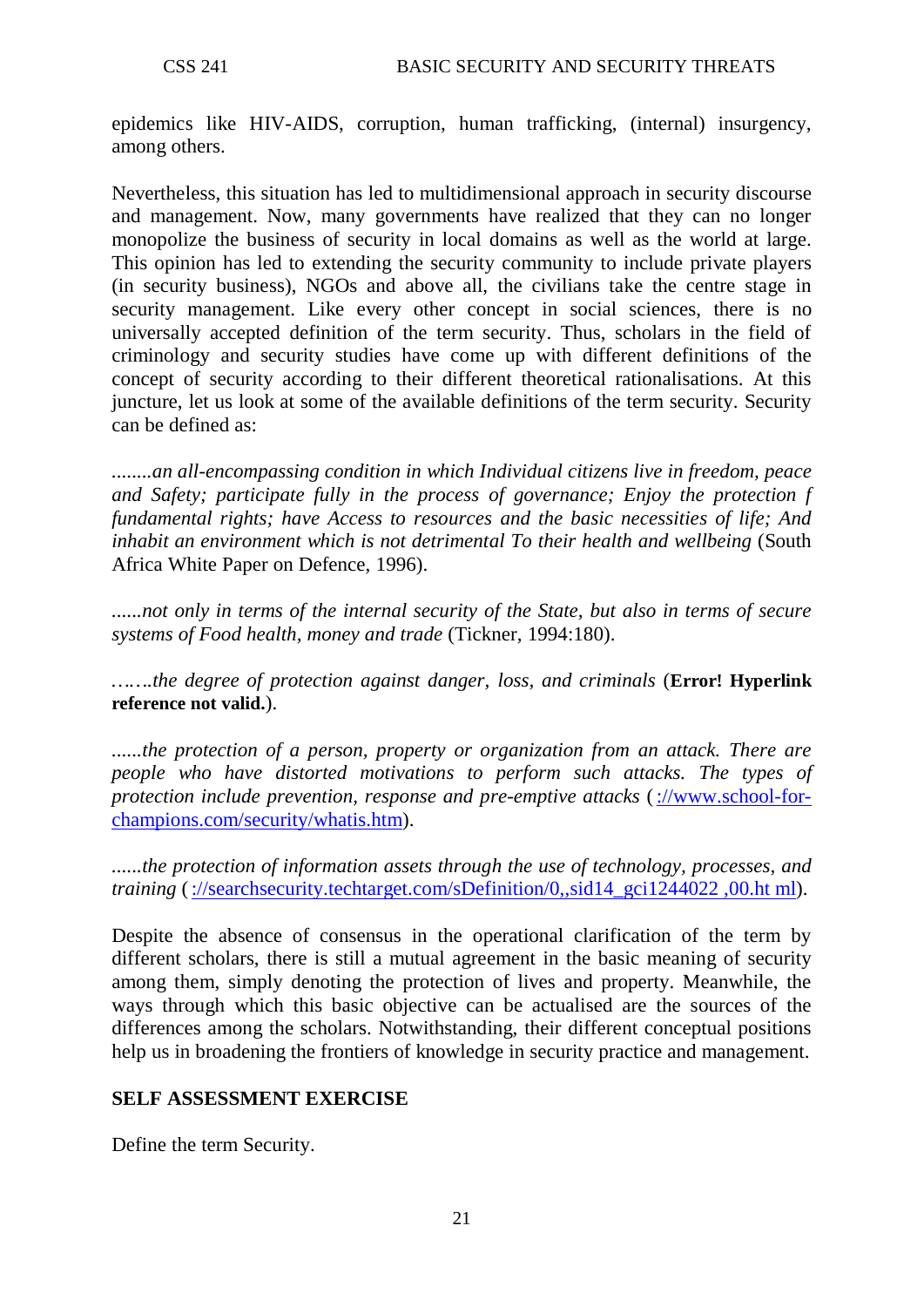epidemics like HIV-AIDS, corruption, human trafficking, (internal) insurgency, among others.

Nevertheless, this situation has led to multidimensional approach in security discourse and management. Now, many governments have realized that they can no longer monopolize the business of security in local domains as well as the world at large. This opinion has led to extending the security community to include private players (in security business), NGOs and above all, the civilians take the centre stage in security management. Like every other concept in social sciences, there is no universally accepted definition of the term security. Thus, scholars in the field of criminology and security studies have come up with different definitions of the concept of security according to their different theoretical rationalisations. At this juncture, let us look at some of the available definitions of the term security. Security can be defined as:

*........an all-encompassing condition in which Individual citizens live in freedom, peace and Safety; participate fully in the process of governance; Enjoy the protection f fundamental rights; have Access to resources and the basic necessities of life; And inhabit an environment which is not detrimental To their health and wellbeing* (South Africa White Paper on Defence, 1996).

*......not only in terms of the internal security of the State, but also in terms of secure systems of Food health, money and trade* (Tickner, 1994:180).

*…….the degree of protection against danger, loss, and criminals* (**Error! Hyperlink reference not valid.**).

*......the protection of a person, property or organization from an attack. There are people who have distorted motivations to perform such attacks. The types of protection include prevention, response and pre-emptive attacks* ( ://www.school-for-champions.com/security/whatis.htm).

*......the protection of information assets through the use of technology, processes, and training* ( ://searchsecurity.techtarget.com/sDefinition/0,,sid14_gci1244022 ,00.ht ml).

Despite the absence of consensus in the operational clarification of the term by different scholars, there is still a mutual agreement in the basic meaning of security among them, simply denoting the protection of lives and property. Meanwhile, the ways through which this basic objective can be actualised are the sources of the differences among the scholars. Notwithstanding, their different conceptual positions help us in broadening the frontiers of knowledge in security practice and management.

## SELF ASSESSMENT EXERCISE

Define the term Security.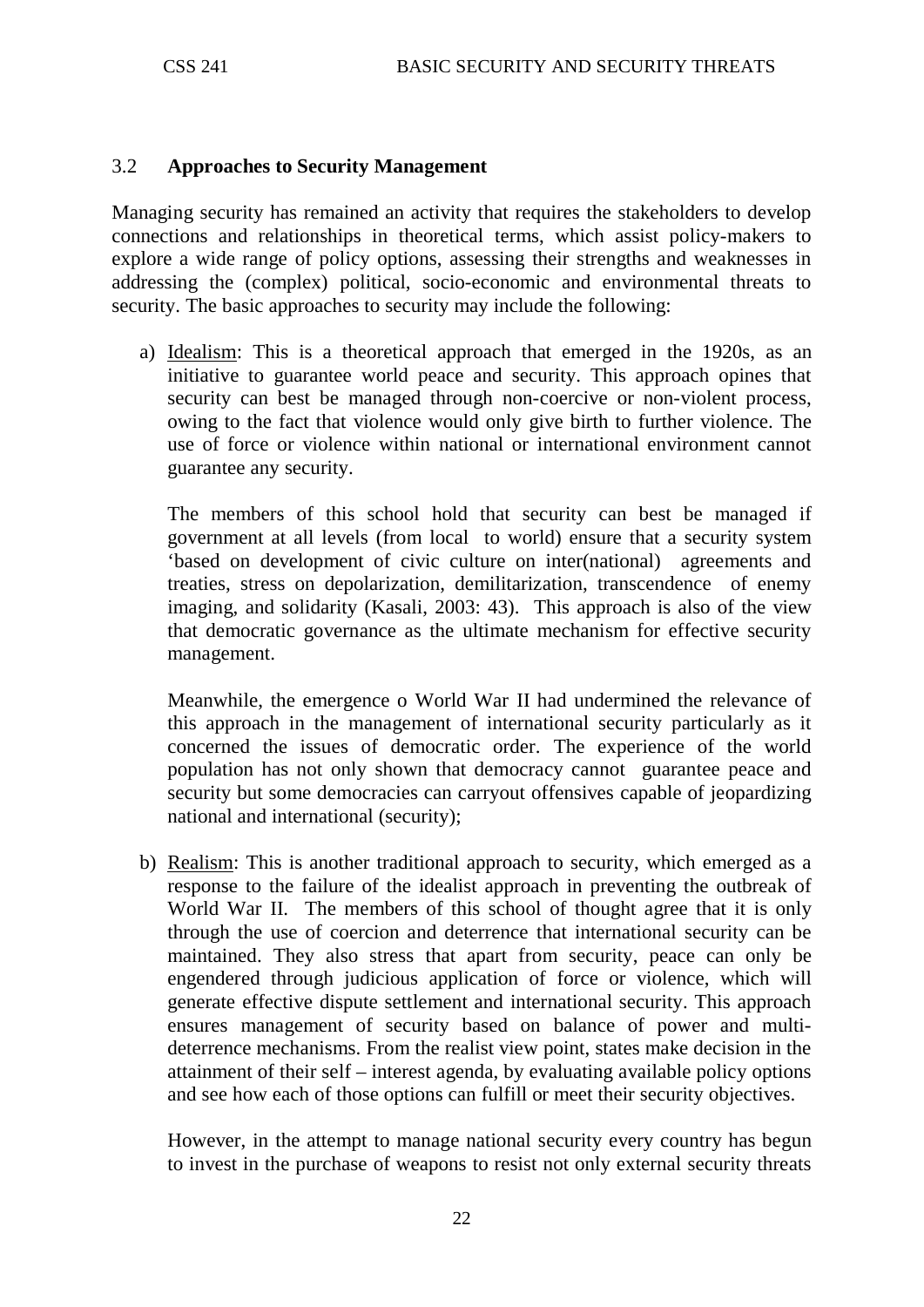### 3.2 **Approaches to Security Management**

Managing security has remained an activity that requires the stakeholders to develop connections and relationships in theoretical terms, which assist policy-makers to explore a wide range of policy options, assessing their strengths and weaknesses in addressing the (complex) political, socio-economic and environmental threats to security. The basic approaches to security may include the following:

a) Idealism: This is a theoretical approach that emerged in the 1920s, as an initiative to guarantee world peace and security. This approach opines that security can best be managed through non-coercive or non-violent process, owing to the fact that violence would only give birth to further violence. The use of force or violence within national or international environment cannot guarantee any security.

   The members of this school hold that security can best be managed if government at all levels (from local to world) ensure that a security system 'based on development of civic culture on inter(national) agreements and treaties, stress on depolarization, demilitarization, transcendence of enemy imaging, and solidarity (Kasali, 2003: 43). This approach is also of the view that democratic governance as the ultimate mechanism for effective security management.

   Meanwhile, the emergence o World War II had undermined the relevance of this approach in the management of international security particularly as it concerned the issues of democratic order. The experience of the world population has not only shown that democracy cannot guarantee peace and security but some democracies can carryout offensives capable of jeopardizing national and international (security);

b) Realism: This is another traditional approach to security, which emerged as a response to the failure of the idealist approach in preventing the outbreak of World War II. The members of this school of thought agree that it is only through the use of coercion and deterrence that international security can be maintained. They also stress that apart from security, peace can only be engendered through judicious application of force or violence, which will generate effective dispute settlement and international security. This approach ensures management of security based on balance of power and multi-deterrence mechanisms. From the realist view point, states make decision in the attainment of their self – interest agenda, by evaluating available policy options and see how each of those options can fulfill or meet their security objectives.

   However, in the attempt to manage national security every country has begun to invest in the purchase of weapons to resist not only external security threats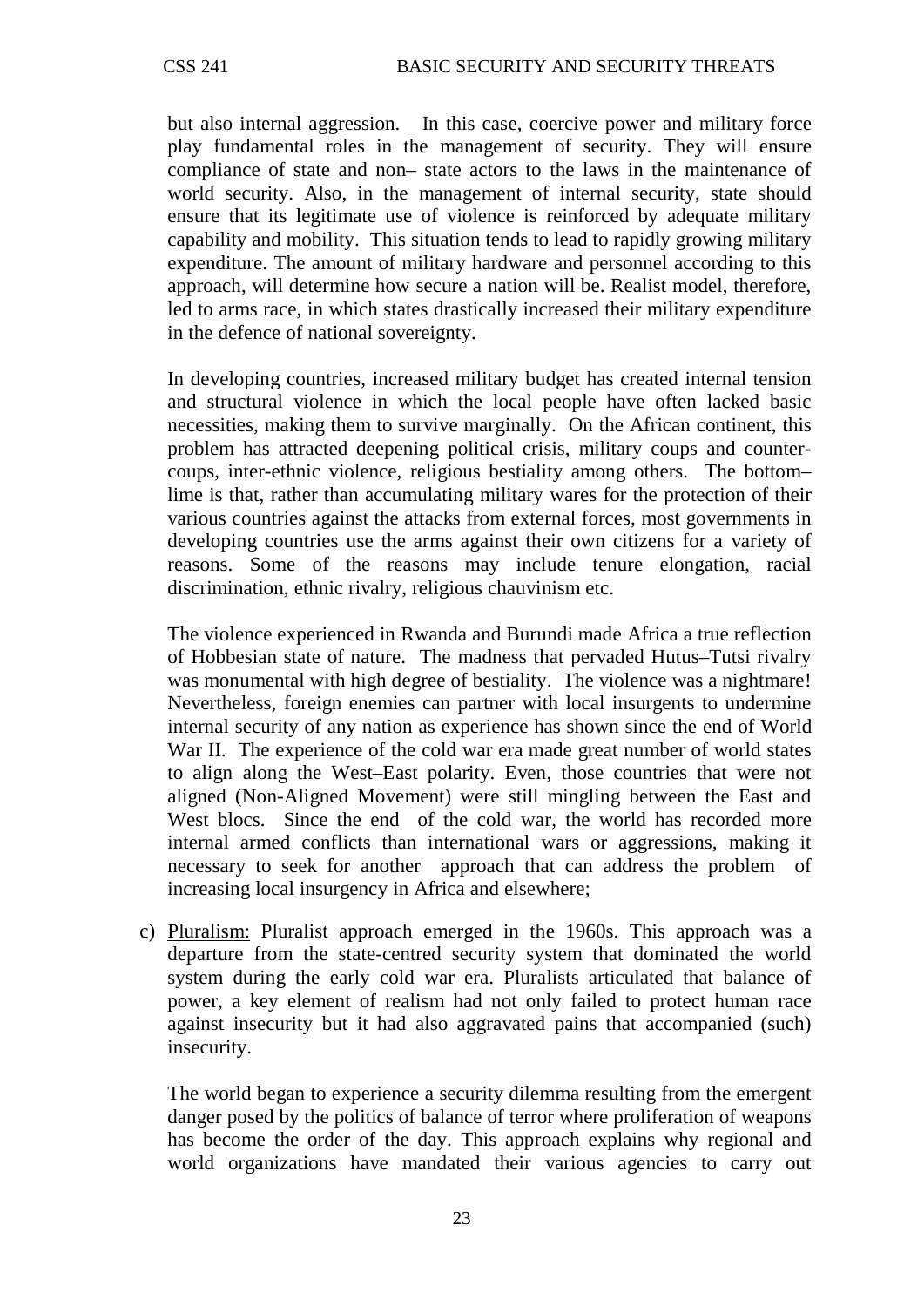but also internal aggression. In this case, coercive power and military force play fundamental roles in the management of security. They will ensure compliance of state and non– state actors to the laws in the maintenance of world security. Also, in the management of internal security, state should ensure that its legitimate use of violence is reinforced by adequate military capability and mobility. This situation tends to lead to rapidly growing military expenditure. The amount of military hardware and personnel according to this approach, will determine how secure a nation will be. Realist model, therefore, led to arms race, in which states drastically increased their military expenditure in the defence of national sovereignty.

In developing countries, increased military budget has created internal tension and structural violence in which the local people have often lacked basic necessities, making them to survive marginally. On the African continent, this problem has attracted deepening political crisis, military coups and counter-coups, inter-ethnic violence, religious bestiality among others. The bottom–lime is that, rather than accumulating military wares for the protection of their various countries against the attacks from external forces, most governments in developing countries use the arms against their own citizens for a variety of reasons. Some of the reasons may include tenure elongation, racial discrimination, ethnic rivalry, religious chauvinism etc.

The violence experienced in Rwanda and Burundi made Africa a true reflection of Hobbesian state of nature. The madness that pervaded Hutus–Tutsi rivalry was monumental with high degree of bestiality. The violence was a nightmare! Nevertheless, foreign enemies can partner with local insurgents to undermine internal security of any nation as experience has shown since the end of World War II. The experience of the cold war era made great number of world states to align along the West–East polarity. Even, those countries that were not aligned (Non-Aligned Movement) were still mingling between the East and West blocs. Since the end of the cold war, the world has recorded more internal armed conflicts than international wars or aggressions, making it necessary to seek for another approach that can address the problem of increasing local insurgency in Africa and elsewhere;

c) Pluralism: Pluralist approach emerged in the 1960s. This approach was a departure from the state-centred security system that dominated the world system during the early cold war era. Pluralists articulated that balance of power, a key element of realism had not only failed to protect human race against insecurity but it had also aggravated pains that accompanied (such) insecurity.

The world began to experience a security dilemma resulting from the emergent danger posed by the politics of balance of terror where proliferation of weapons has become the order of the day. This approach explains why regional and world organizations have mandated their various agencies to carry out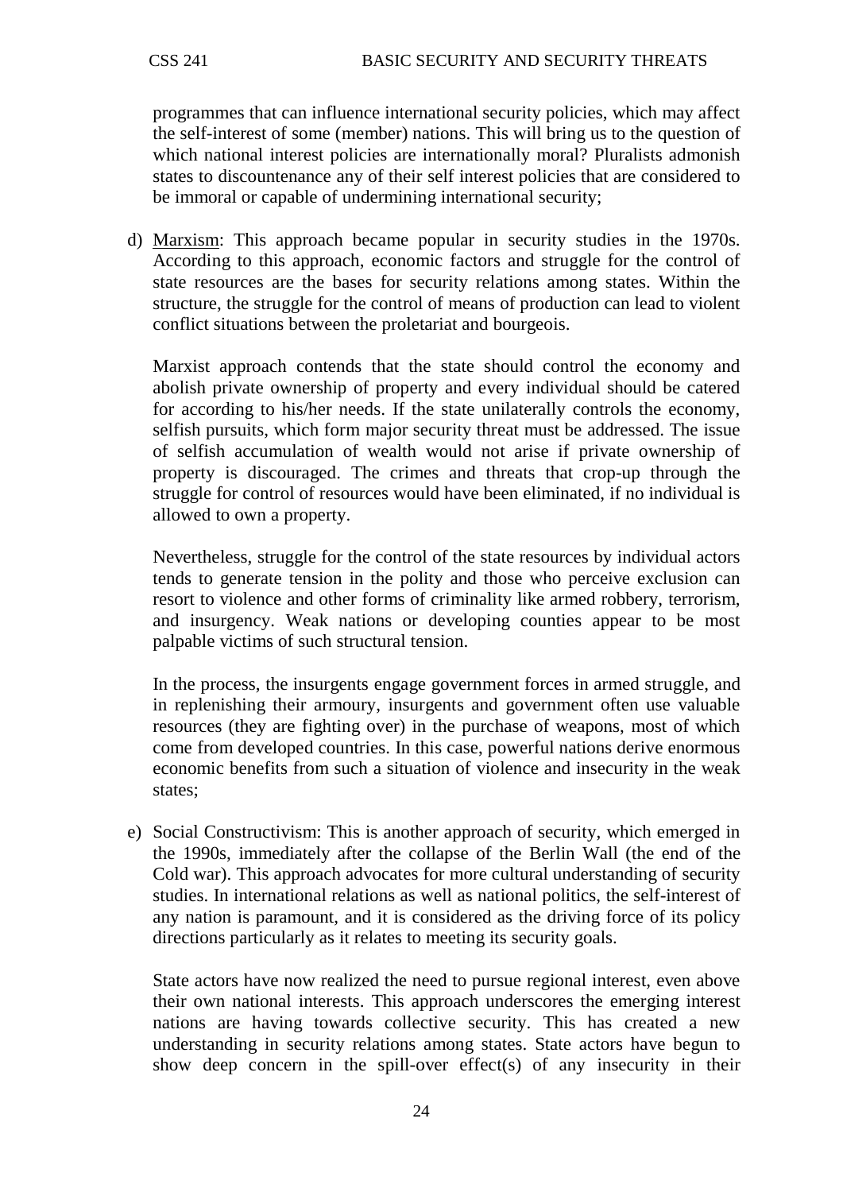programmes that can influence international security policies, which may affect the self-interest of some (member) nations. This will bring us to the question of which national interest policies are internationally moral? Pluralists admonish states to discountenance any of their self interest policies that are considered to be immoral or capable of undermining international security;

d) Marxism: This approach became popular in security studies in the 1970s. According to this approach, economic factors and struggle for the control of state resources are the bases for security relations among states. Within the structure, the struggle for the control of means of production can lead to violent conflict situations between the proletariat and bourgeois.

   Marxist approach contends that the state should control the economy and abolish private ownership of property and every individual should be catered for according to his/her needs. If the state unilaterally controls the economy, selfish pursuits, which form major security threat must be addressed. The issue of selfish accumulation of wealth would not arise if private ownership of property is discouraged. The crimes and threats that crop-up through the struggle for control of resources would have been eliminated, if no individual is allowed to own a property.

   Nevertheless, struggle for the control of the state resources by individual actors tends to generate tension in the polity and those who perceive exclusion can resort to violence and other forms of criminality like armed robbery, terrorism, and insurgency. Weak nations or developing counties appear to be most palpable victims of such structural tension.

   In the process, the insurgents engage government forces in armed struggle, and in replenishing their armoury, insurgents and government often use valuable resources (they are fighting over) in the purchase of weapons, most of which come from developed countries. In this case, powerful nations derive enormous economic benefits from such a situation of violence and insecurity in the weak states;

e) Social Constructivism: This is another approach of security, which emerged in the 1990s, immediately after the collapse of the Berlin Wall (the end of the Cold war). This approach advocates for more cultural understanding of security studies. In international relations as well as national politics, the self-interest of any nation is paramount, and it is considered as the driving force of its policy directions particularly as it relates to meeting its security goals.

   State actors have now realized the need to pursue regional interest, even above their own national interests. This approach underscores the emerging interest nations are having towards collective security. This has created a new understanding in security relations among states. State actors have begun to show deep concern in the spill-over effect(s) of any insecurity in their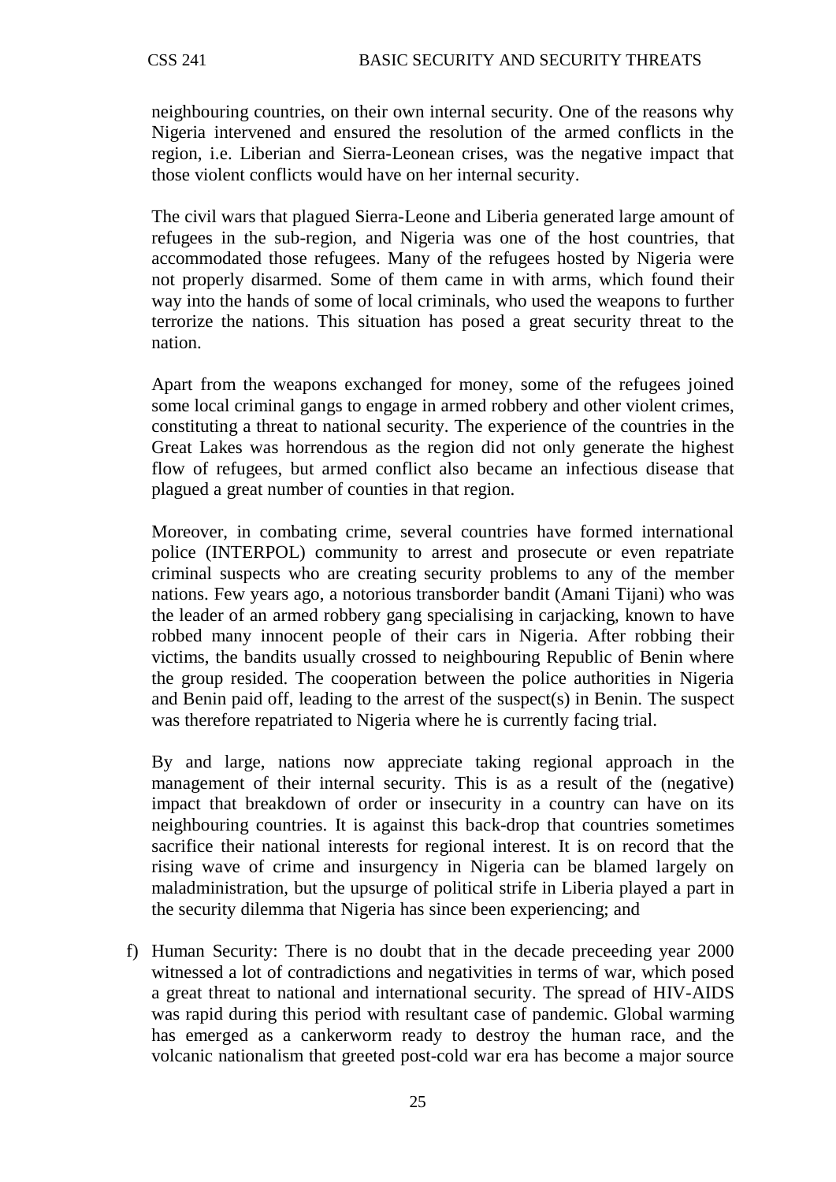neighbouring countries, on their own internal security. One of the reasons why Nigeria intervened and ensured the resolution of the armed conflicts in the region, i.e. Liberian and Sierra-Leonean crises, was the negative impact that those violent conflicts would have on her internal security.

The civil wars that plagued Sierra-Leone and Liberia generated large amount of refugees in the sub-region, and Nigeria was one of the host countries, that accommodated those refugees. Many of the refugees hosted by Nigeria were not properly disarmed. Some of them came in with arms, which found their way into the hands of some of local criminals, who used the weapons to further terrorize the nations. This situation has posed a great security threat to the nation.

Apart from the weapons exchanged for money, some of the refugees joined some local criminal gangs to engage in armed robbery and other violent crimes, constituting a threat to national security. The experience of the countries in the Great Lakes was horrendous as the region did not only generate the highest flow of refugees, but armed conflict also became an infectious disease that plagued a great number of counties in that region.

Moreover, in combating crime, several countries have formed international police (INTERPOL) community to arrest and prosecute or even repatriate criminal suspects who are creating security problems to any of the member nations. Few years ago, a notorious transborder bandit (Amani Tijani) who was the leader of an armed robbery gang specialising in carjacking, known to have robbed many innocent people of their cars in Nigeria. After robbing their victims, the bandits usually crossed to neighbouring Republic of Benin where the group resided. The cooperation between the police authorities in Nigeria and Benin paid off, leading to the arrest of the suspect(s) in Benin. The suspect was therefore repatriated to Nigeria where he is currently facing trial.

By and large, nations now appreciate taking regional approach in the management of their internal security. This is as a result of the (negative) impact that breakdown of order or insecurity in a country can have on its neighbouring countries. It is against this back-drop that countries sometimes sacrifice their national interests for regional interest. It is on record that the rising wave of crime and insurgency in Nigeria can be blamed largely on maladministration, but the upsurge of political strife in Liberia played a part in the security dilemma that Nigeria has since been experiencing; and

f) Human Security: There is no doubt that in the decade preceeding year 2000 witnessed a lot of contradictions and negativities in terms of war, which posed a great threat to national and international security. The spread of HIV-AIDS was rapid during this period with resultant case of pandemic. Global warming has emerged as a cankerworm ready to destroy the human race, and the volcanic nationalism that greeted post-cold war era has become a major source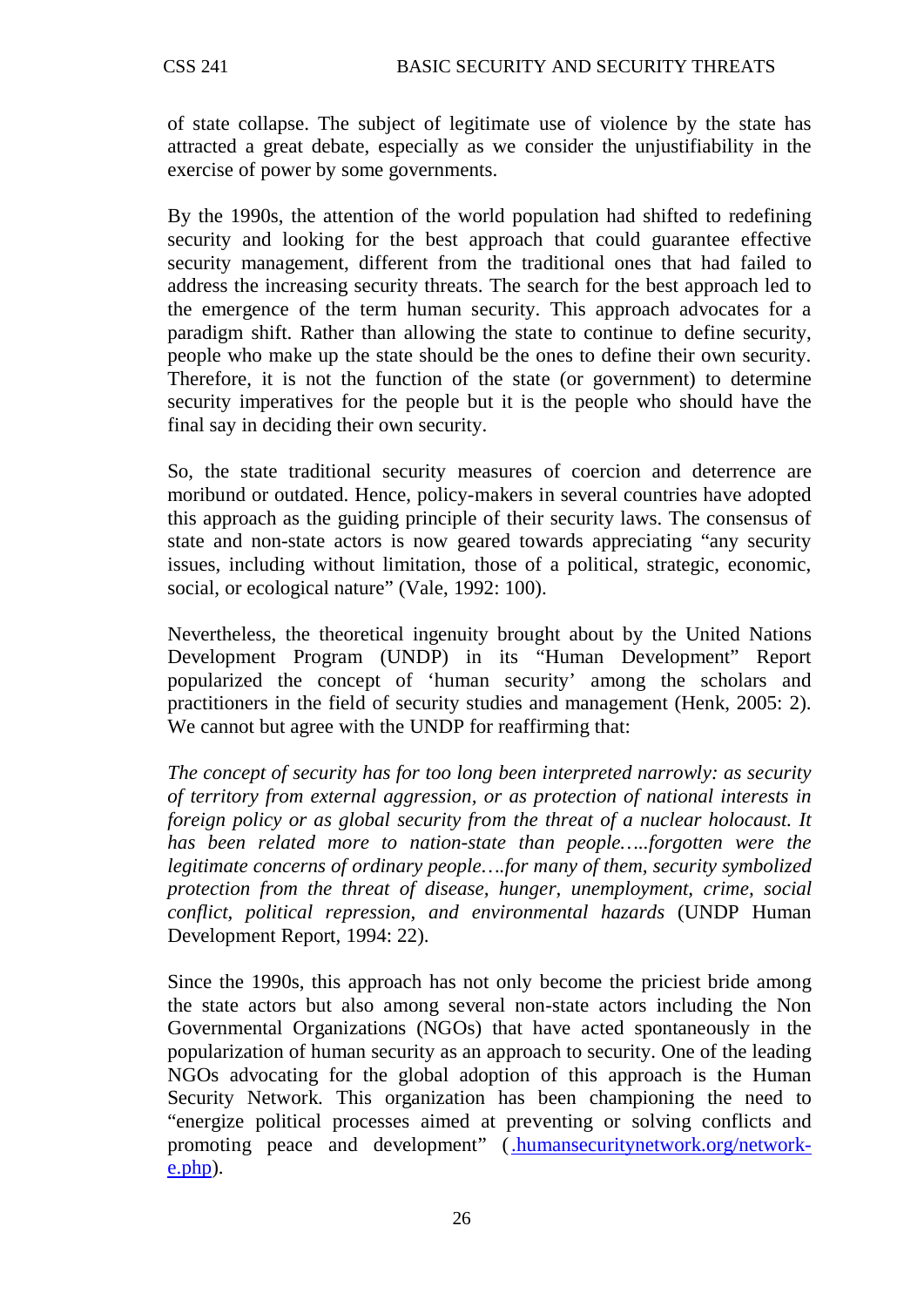of state collapse. The subject of legitimate use of violence by the state has attracted a great debate, especially as we consider the unjustifiability in the exercise of power by some governments.

By the 1990s, the attention of the world population had shifted to redefining security and looking for the best approach that could guarantee effective security management, different from the traditional ones that had failed to address the increasing security threats. The search for the best approach led to the emergence of the term human security. This approach advocates for a paradigm shift. Rather than allowing the state to continue to define security, people who make up the state should be the ones to define their own security. Therefore, it is not the function of the state (or government) to determine security imperatives for the people but it is the people who should have the final say in deciding their own security.

So, the state traditional security measures of coercion and deterrence are moribund or outdated. Hence, policy-makers in several countries have adopted this approach as the guiding principle of their security laws. The consensus of state and non-state actors is now geared towards appreciating "any security issues, including without limitation, those of a political, strategic, economic, social, or ecological nature" (Vale, 1992: 100).

Nevertheless, the theoretical ingenuity brought about by the United Nations Development Program (UNDP) in its "Human Development" Report popularized the concept of 'human security' among the scholars and practitioners in the field of security studies and management (Henk, 2005: 2). We cannot but agree with the UNDP for reaffirming that:

*The concept of security has for too long been interpreted narrowly: as security of territory from external aggression, or as protection of national interests in foreign policy or as global security from the threat of a nuclear holocaust. It has been related more to nation-state than people…..forgotten were the legitimate concerns of ordinary people….for many of them, security symbolized protection from the threat of disease, hunger, unemployment, crime, social conflict, political repression, and environmental hazards* (UNDP Human Development Report, 1994: 22).

Since the 1990s, this approach has not only become the priciest bride among the state actors but also among several non-state actors including the Non Governmental Organizations (NGOs) that have acted spontaneously in the popularization of human security as an approach to security. One of the leading NGOs advocating for the global adoption of this approach is the Human Security Network. This organization has been championing the need to "energize political processes aimed at preventing or solving conflicts and promoting peace and development" (.humansecuritynetwork.org/network-e.php).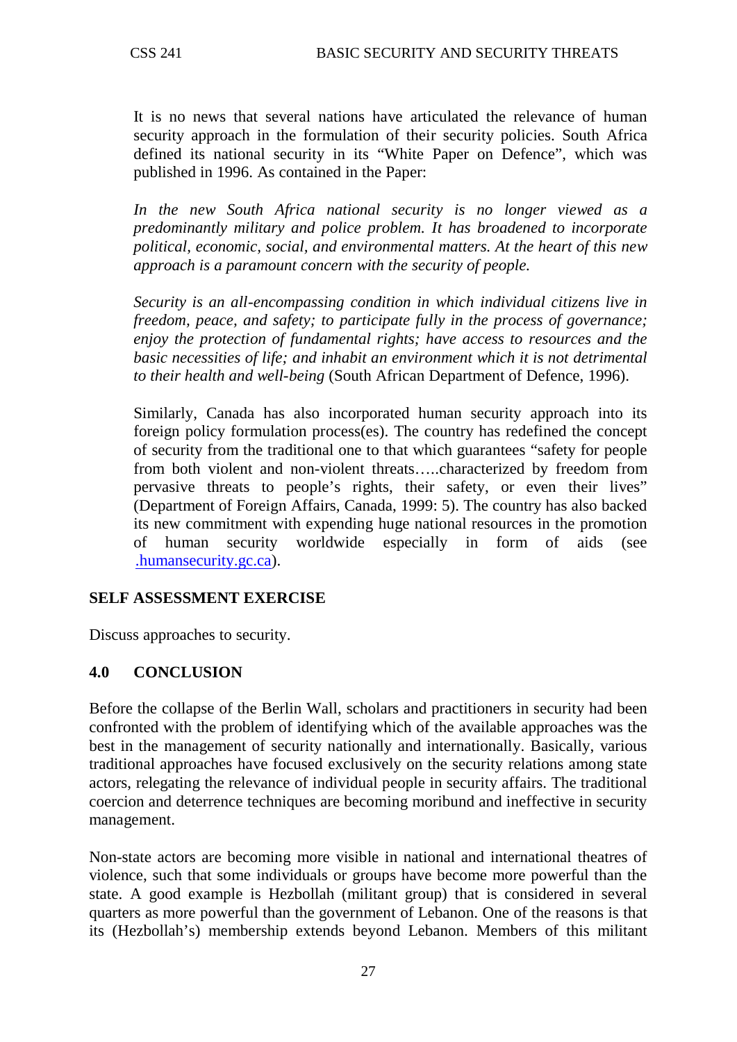It is no news that several nations have articulated the relevance of human security approach in the formulation of their security policies. South Africa defined its national security in its "White Paper on Defence", which was published in 1996. As contained in the Paper:

*In the new South Africa national security is no longer viewed as a predominantly military and police problem. It has broadened to incorporate political, economic, social, and environmental matters. At the heart of this new approach is a paramount concern with the security of people.*

*Security is an all-encompassing condition in which individual citizens live in freedom, peace, and safety; to participate fully in the process of governance; enjoy the protection of fundamental rights; have access to resources and the basic necessities of life; and inhabit an environment which it is not detrimental to their health and well-being* (South African Department of Defence, 1996).

Similarly, Canada has also incorporated human security approach into its foreign policy formulation process(es). The country has redefined the concept of security from the traditional one to that which guarantees "safety for people from both violent and non-violent threats…..characterized by freedom from pervasive threats to people's rights, their safety, or even their lives" (Department of Foreign Affairs, Canada, 1999: 5). The country has also backed its new commitment with expending huge national resources in the promotion of human security worldwide especially in form of aids (see .humansecurity.gc.ca).

**SELF ASSESSMENT EXERCISE**

Discuss approaches to security.

## 4.0 CONCLUSION

Before the collapse of the Berlin Wall, scholars and practitioners in security had been confronted with the problem of identifying which of the available approaches was the best in the management of security nationally and internationally. Basically, various traditional approaches have focused exclusively on the security relations among state actors, relegating the relevance of individual people in security affairs. The traditional coercion and deterrence techniques are becoming moribund and ineffective in security management.

Non-state actors are becoming more visible in national and international theatres of violence, such that some individuals or groups have become more powerful than the state. A good example is Hezbollah (militant group) that is considered in several quarters as more powerful than the government of Lebanon. One of the reasons is that its (Hezbollah's) membership extends beyond Lebanon. Members of this militant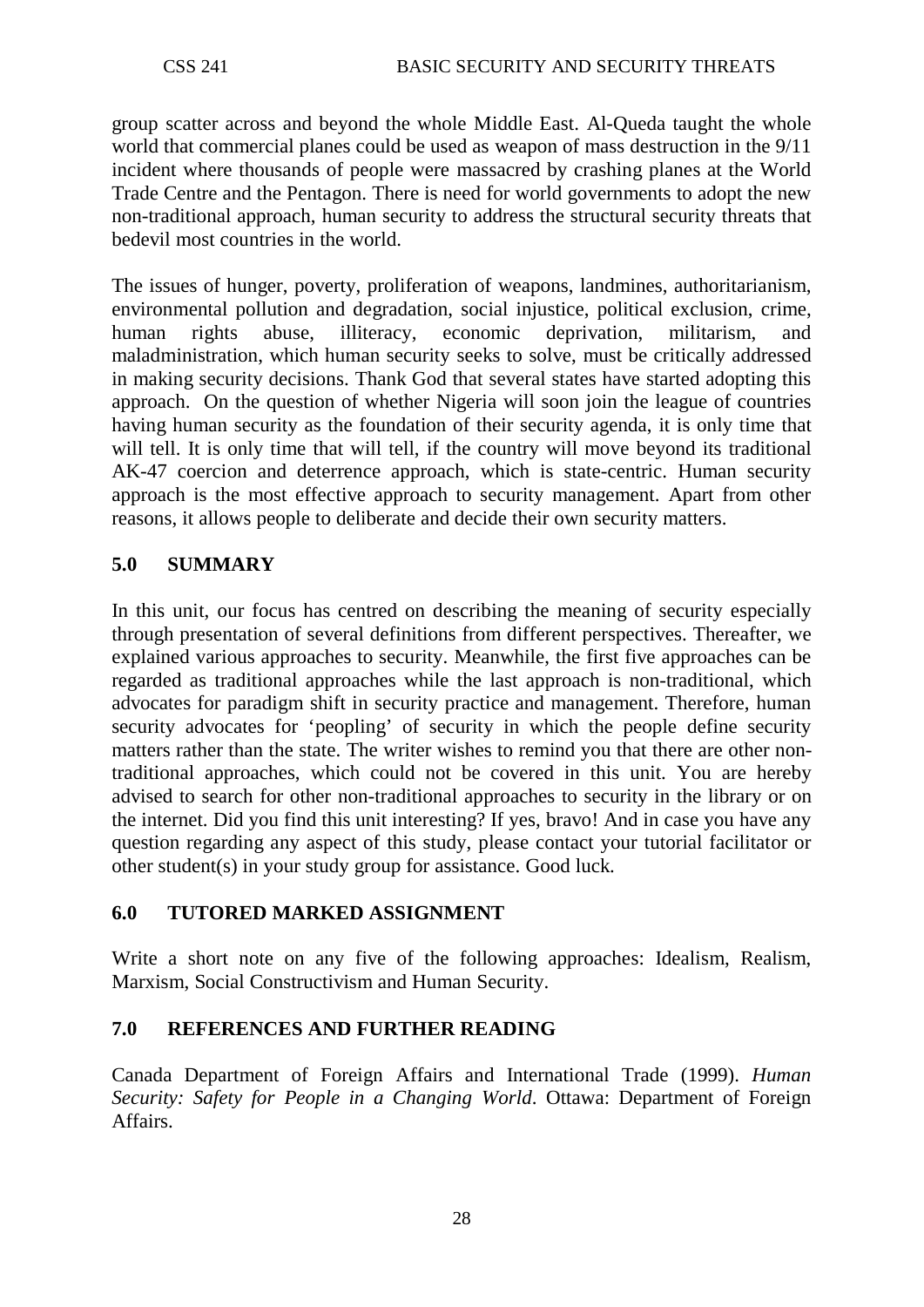group scatter across and beyond the whole Middle East. Al-Queda taught the whole world that commercial planes could be used as weapon of mass destruction in the 9/11 incident where thousands of people were massacred by crashing planes at the World Trade Centre and the Pentagon. There is need for world governments to adopt the new non-traditional approach, human security to address the structural security threats that bedevil most countries in the world.

The issues of hunger, poverty, proliferation of weapons, landmines, authoritarianism, environmental pollution and degradation, social injustice, political exclusion, crime, human rights abuse, illiteracy, economic deprivation, militarism, and maladministration, which human security seeks to solve, must be critically addressed in making security decisions. Thank God that several states have started adopting this approach. On the question of whether Nigeria will soon join the league of countries having human security as the foundation of their security agenda, it is only time that will tell. It is only time that will tell, if the country will move beyond its traditional AK-47 coercion and deterrence approach, which is state-centric. Human security approach is the most effective approach to security management. Apart from other reasons, it allows people to deliberate and decide their own security matters.

## 5.0 SUMMARY

In this unit, our focus has centred on describing the meaning of security especially through presentation of several definitions from different perspectives. Thereafter, we explained various approaches to security. Meanwhile, the first five approaches can be regarded as traditional approaches while the last approach is non-traditional, which advocates for paradigm shift in security practice and management. Therefore, human security advocates for 'peopling' of security in which the people define security matters rather than the state. The writer wishes to remind you that there are other non-traditional approaches, which could not be covered in this unit. You are hereby advised to search for other non-traditional approaches to security in the library or on the internet. Did you find this unit interesting? If yes, bravo! And in case you have any question regarding any aspect of this study, please contact your tutorial facilitator or other student(s) in your study group for assistance. Good luck.

## 6.0 TUTORED MARKED ASSIGNMENT

Write a short note on any five of the following approaches: Idealism, Realism, Marxism, Social Constructivism and Human Security.

## 7.0 REFERENCES AND FURTHER READING

Canada Department of Foreign Affairs and International Trade (1999). *Human Security: Safety for People in a Changing World*. Ottawa: Department of Foreign Affairs.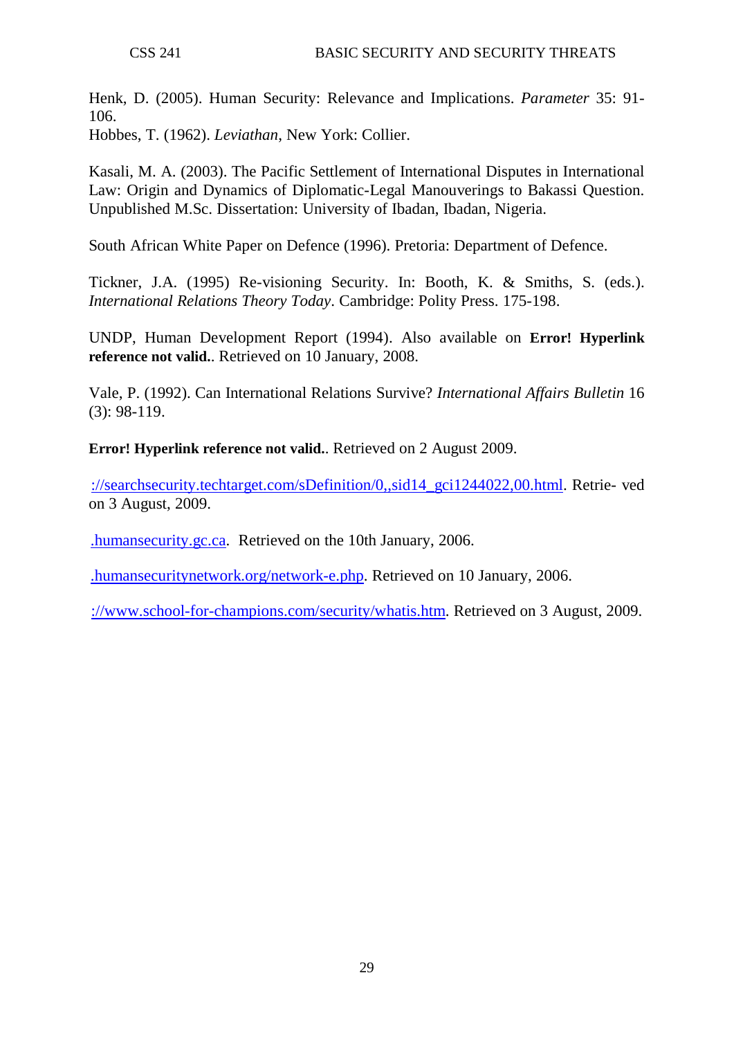Henk, D. (2005). Human Security: Relevance and Implications. *Parameter* 35: 91-106.
Hobbes, T. (1962). *Leviathan*, New York: Collier.

Kasali, M. A. (2003). The Pacific Settlement of International Disputes in International Law: Origin and Dynamics of Diplomatic-Legal Manouverings to Bakassi Question. Unpublished M.Sc. Dissertation: University of Ibadan, Ibadan, Nigeria.

South African White Paper on Defence (1996). Pretoria: Department of Defence.

Tickner, J.A. (1995) Re-visioning Security. In: Booth, K. & Smiths, S. (eds.). *International Relations Theory Today*. Cambridge: Polity Press. 175-198.

UNDP, Human Development Report (1994). Also available on **Error! Hyperlink reference not valid.**. Retrieved on 10 January, 2008.

Vale, P. (1992). Can International Relations Survive? *International Affairs Bulletin* 16 (3): 98-119.

**Error! Hyperlink reference not valid.**. Retrieved on 2 August 2009.

://searchsecurity.techtarget.com/sDefinition/0,,sid14_gci1244022,00.html. Retrie- ved on 3 August, 2009.

.humansecurity.gc.ca. Retrieved on the 10th January, 2006.

.humansecuritynetwork.org/network-e.php. Retrieved on 10 January, 2006.

://www.school-for-champions.com/security/whatis.htm. Retrieved on 3 August, 2009.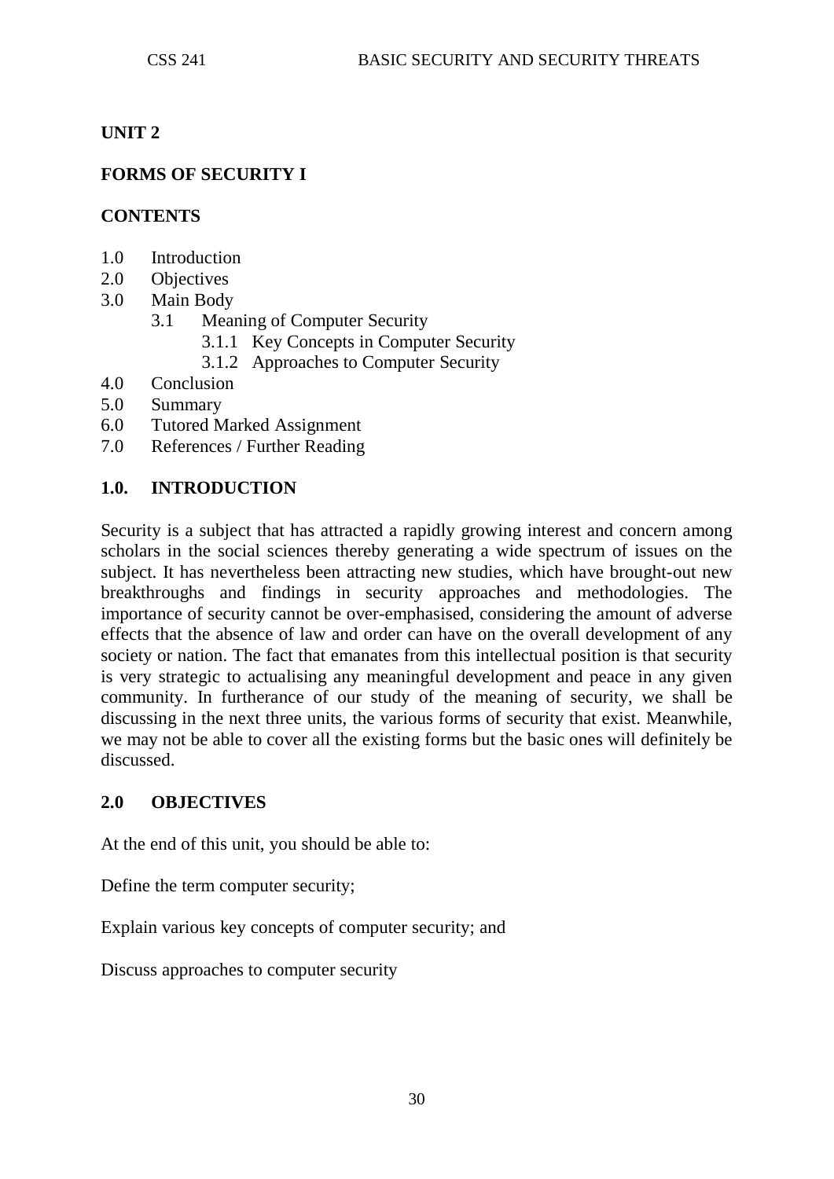## UNIT 2

## FORMS OF SECURITY I

### CONTENTS

1.0 Introduction
2.0 Objectives
3.0 Main Body
    3.1 Meaning of Computer Security
        3.1.1 Key Concepts in Computer Security
        3.1.2 Approaches to Computer Security
4.0 Conclusion
5.0 Summary
6.0 Tutored Marked Assignment
7.0 References / Further Reading

### 1.0. INTRODUCTION

Security is a subject that has attracted a rapidly growing interest and concern among scholars in the social sciences thereby generating a wide spectrum of issues on the subject. It has nevertheless been attracting new studies, which have brought-out new breakthroughs and findings in security approaches and methodologies. The importance of security cannot be over-emphasised, considering the amount of adverse effects that the absence of law and order can have on the overall development of any society or nation. The fact that emanates from this intellectual position is that security is very strategic to actualising any meaningful development and peace in any given community. In furtherance of our study of the meaning of security, we shall be discussing in the next three units, the various forms of security that exist. Meanwhile, we may not be able to cover all the existing forms but the basic ones will definitely be discussed.

### 2.0 OBJECTIVES

At the end of this unit, you should be able to:

Define the term computer security;

Explain various key concepts of computer security; and

Discuss approaches to computer security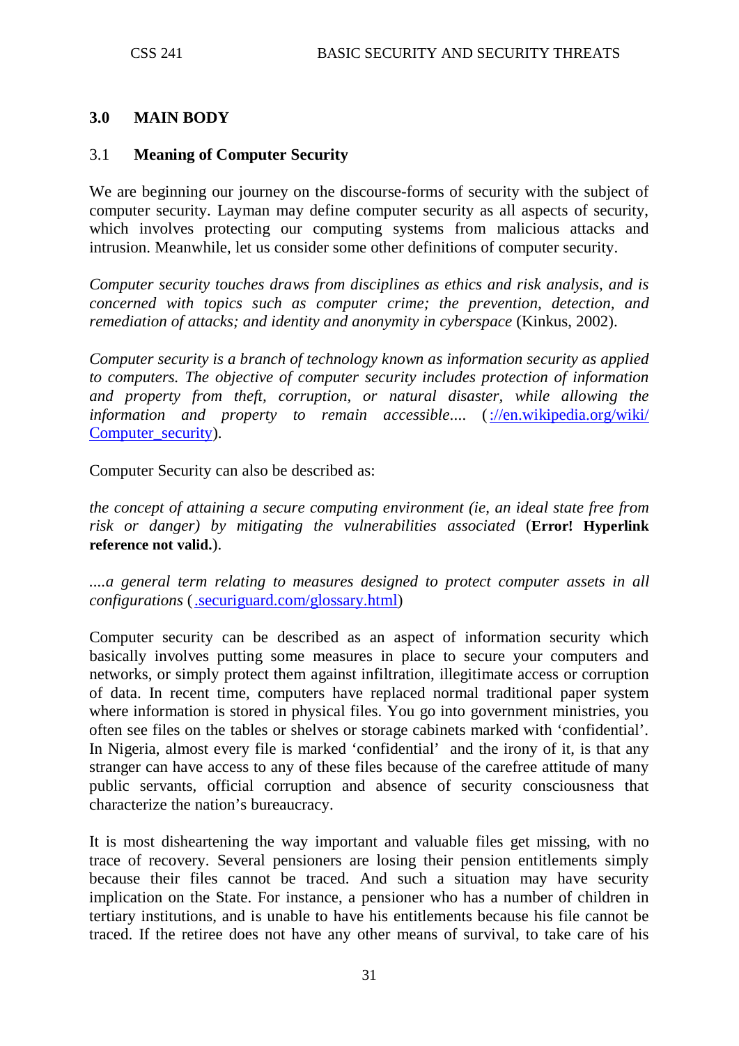## 3.0 MAIN BODY

### 3.1 Meaning of Computer Security

We are beginning our journey on the discourse-forms of security with the subject of computer security. Layman may define computer security as all aspects of security, which involves protecting our computing systems from malicious attacks and intrusion. Meanwhile, let us consider some other definitions of computer security.

*Computer security touches draws from disciplines as ethics and risk analysis, and is concerned with topics such as computer crime; the prevention, detection, and remediation of attacks; and identity and anonymity in cyberspace* (Kinkus, 2002).

*Computer security is a branch of technology known as information security as applied to computers. The objective of computer security includes protection of information and property from theft, corruption, or natural disaster, while allowing the information and property to remain accessible....* (://en.wikipedia.org/wiki/Computer_security).

Computer Security can also be described as:

*the concept of attaining a secure computing environment (ie, an ideal state free from risk or danger) by mitigating the vulnerabilities associated* (**Error! Hyperlink reference not valid.**).

*....a general term relating to measures designed to protect computer assets in all configurations* (.securiguard.com/glossary.html)

Computer security can be described as an aspect of information security which basically involves putting some measures in place to secure your computers and networks, or simply protect them against infiltration, illegitimate access or corruption of data. In recent time, computers have replaced normal traditional paper system where information is stored in physical files. You go into government ministries, you often see files on the tables or shelves or storage cabinets marked with 'confidential'. In Nigeria, almost every file is marked 'confidential' and the irony of it, is that any stranger can have access to any of these files because of the carefree attitude of many public servants, official corruption and absence of security consciousness that characterize the nation's bureaucracy.

It is most disheartening the way important and valuable files get missing, with no trace of recovery. Several pensioners are losing their pension entitlements simply because their files cannot be traced. And such a situation may have security implication on the State. For instance, a pensioner who has a number of children in tertiary institutions, and is unable to have his entitlements because his file cannot be traced. If the retiree does not have any other means of survival, to take care of his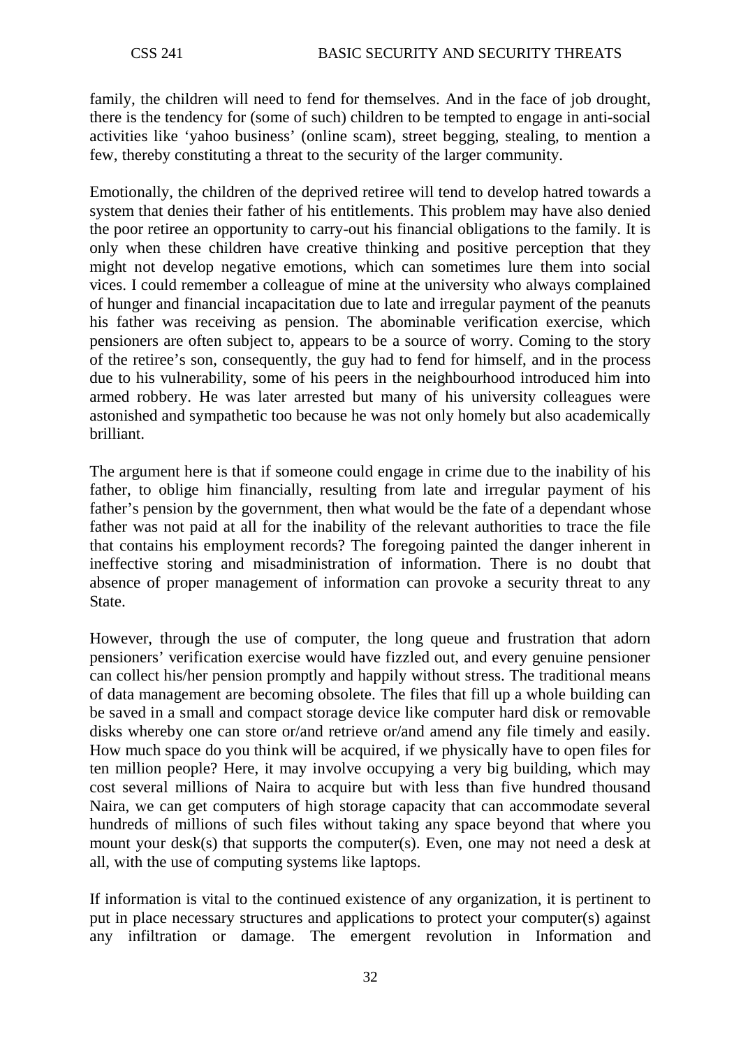family, the children will need to fend for themselves. And in the face of job drought, there is the tendency for (some of such) children to be tempted to engage in anti-social activities like 'yahoo business' (online scam), street begging, stealing, to mention a few, thereby constituting a threat to the security of the larger community.

Emotionally, the children of the deprived retiree will tend to develop hatred towards a system that denies their father of his entitlements. This problem may have also denied the poor retiree an opportunity to carry-out his financial obligations to the family. It is only when these children have creative thinking and positive perception that they might not develop negative emotions, which can sometimes lure them into social vices. I could remember a colleague of mine at the university who always complained of hunger and financial incapacitation due to late and irregular payment of the peanuts his father was receiving as pension. The abominable verification exercise, which pensioners are often subject to, appears to be a source of worry. Coming to the story of the retiree's son, consequently, the guy had to fend for himself, and in the process due to his vulnerability, some of his peers in the neighbourhood introduced him into armed robbery. He was later arrested but many of his university colleagues were astonished and sympathetic too because he was not only homely but also academically brilliant.

The argument here is that if someone could engage in crime due to the inability of his father, to oblige him financially, resulting from late and irregular payment of his father's pension by the government, then what would be the fate of a dependant whose father was not paid at all for the inability of the relevant authorities to trace the file that contains his employment records? The foregoing painted the danger inherent in ineffective storing and misadministration of information. There is no doubt that absence of proper management of information can provoke a security threat to any State.

However, through the use of computer, the long queue and frustration that adorn pensioners' verification exercise would have fizzled out, and every genuine pensioner can collect his/her pension promptly and happily without stress. The traditional means of data management are becoming obsolete. The files that fill up a whole building can be saved in a small and compact storage device like computer hard disk or removable disks whereby one can store or/and retrieve or/and amend any file timely and easily. How much space do you think will be acquired, if we physically have to open files for ten million people? Here, it may involve occupying a very big building, which may cost several millions of Naira to acquire but with less than five hundred thousand Naira, we can get computers of high storage capacity that can accommodate several hundreds of millions of such files without taking any space beyond that where you mount your desk(s) that supports the computer(s). Even, one may not need a desk at all, with the use of computing systems like laptops.

If information is vital to the continued existence of any organization, it is pertinent to put in place necessary structures and applications to protect your computer(s) against any infiltration or damage. The emergent revolution in Information and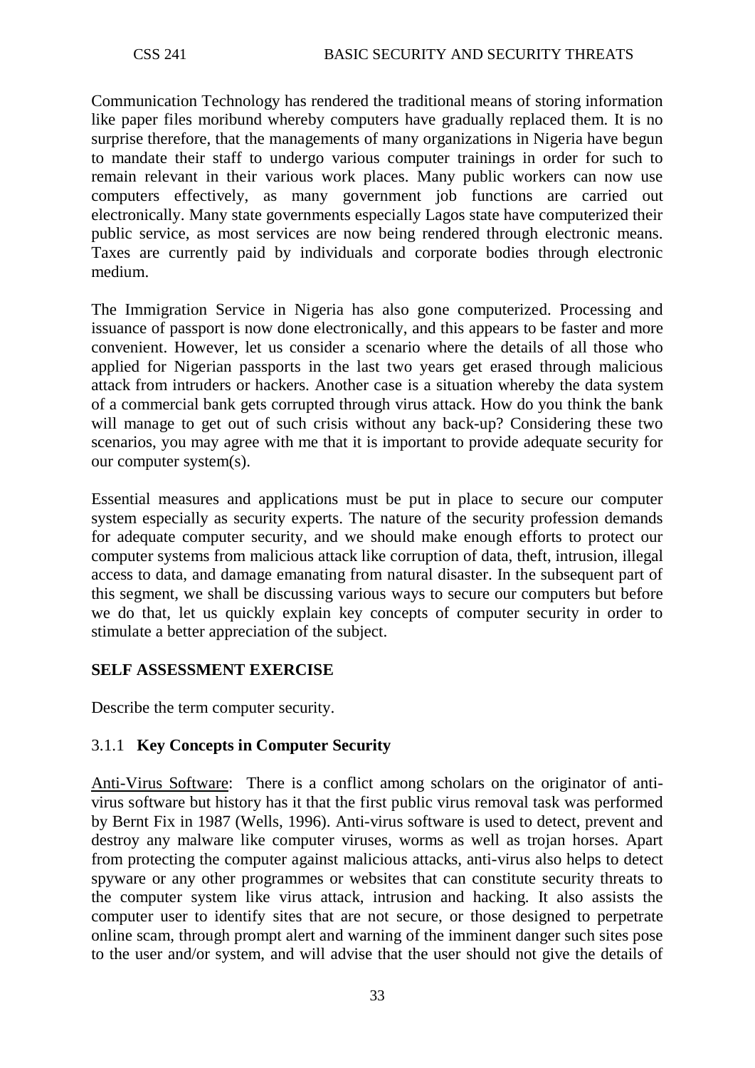Communication Technology has rendered the traditional means of storing information like paper files moribund whereby computers have gradually replaced them. It is no surprise therefore, that the managements of many organizations in Nigeria have begun to mandate their staff to undergo various computer trainings in order for such to remain relevant in their various work places. Many public workers can now use computers effectively, as many government job functions are carried out electronically. Many state governments especially Lagos state have computerized their public service, as most services are now being rendered through electronic means. Taxes are currently paid by individuals and corporate bodies through electronic medium.

The Immigration Service in Nigeria has also gone computerized. Processing and issuance of passport is now done electronically, and this appears to be faster and more convenient. However, let us consider a scenario where the details of all those who applied for Nigerian passports in the last two years get erased through malicious attack from intruders or hackers. Another case is a situation whereby the data system of a commercial bank gets corrupted through virus attack. How do you think the bank will manage to get out of such crisis without any back-up? Considering these two scenarios, you may agree with me that it is important to provide adequate security for our computer system(s).

Essential measures and applications must be put in place to secure our computer system especially as security experts. The nature of the security profession demands for adequate computer security, and we should make enough efforts to protect our computer systems from malicious attack like corruption of data, theft, intrusion, illegal access to data, and damage emanating from natural disaster. In the subsequent part of this segment, we shall be discussing various ways to secure our computers but before we do that, let us quickly explain key concepts of computer security in order to stimulate a better appreciation of the subject.

**SELF ASSESSMENT EXERCISE**

Describe the term computer security.

### 3.1.1 **Key Concepts in Computer Security**

Anti-Virus Software: There is a conflict among scholars on the originator of anti-virus software but history has it that the first public virus removal task was performed by Bernt Fix in 1987 (Wells, 1996). Anti-virus software is used to detect, prevent and destroy any malware like computer viruses, worms as well as trojan horses. Apart from protecting the computer against malicious attacks, anti-virus also helps to detect spyware or any other programmes or websites that can constitute security threats to the computer system like virus attack, intrusion and hacking. It also assists the computer user to identify sites that are not secure, or those designed to perpetrate online scam, through prompt alert and warning of the imminent danger such sites pose to the user and/or system, and will advise that the user should not give the details of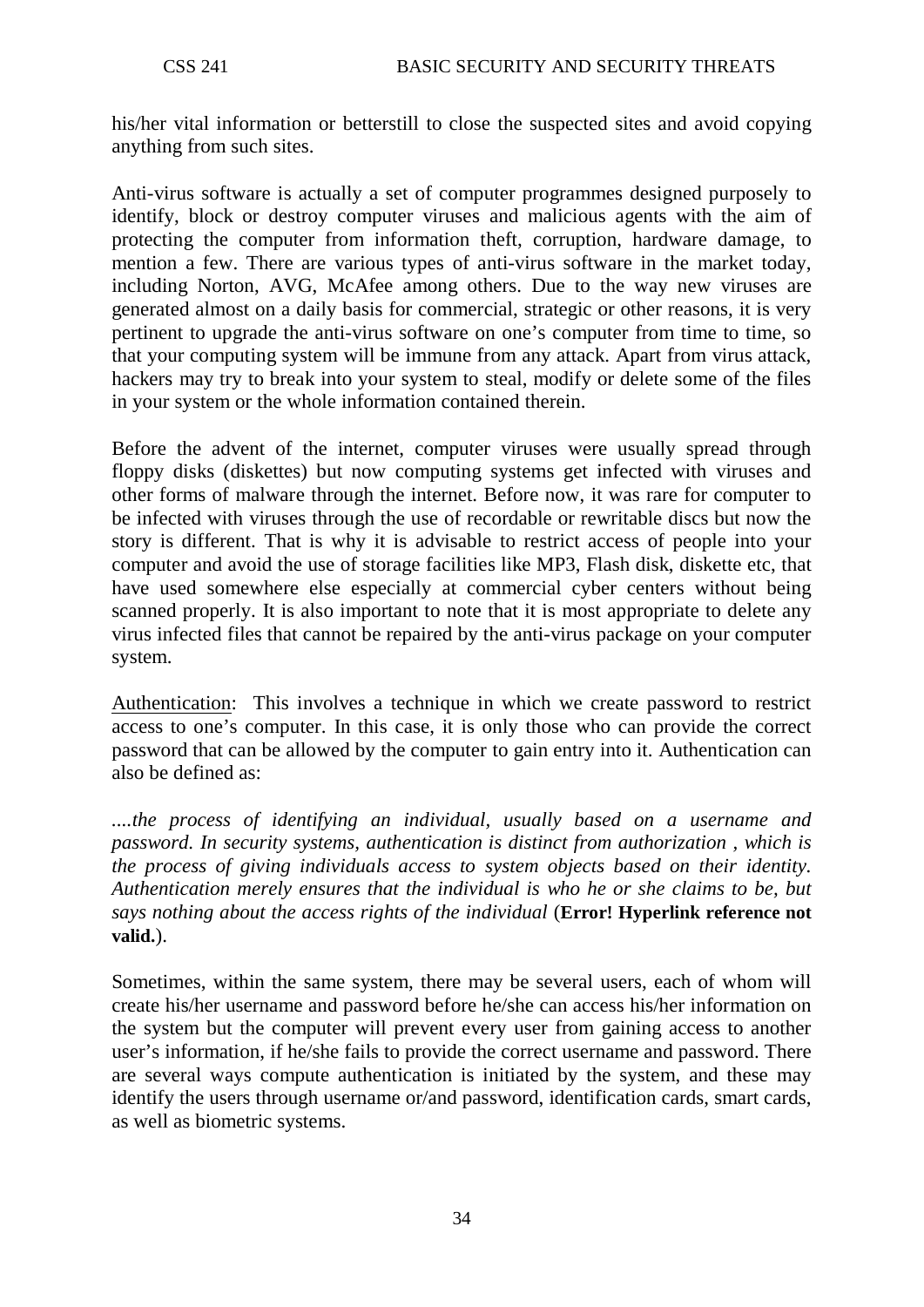his/her vital information or betterstill to close the suspected sites and avoid copying anything from such sites.

Anti-virus software is actually a set of computer programmes designed purposely to identify, block or destroy computer viruses and malicious agents with the aim of protecting the computer from information theft, corruption, hardware damage, to mention a few. There are various types of anti-virus software in the market today, including Norton, AVG, McAfee among others. Due to the way new viruses are generated almost on a daily basis for commercial, strategic or other reasons, it is very pertinent to upgrade the anti-virus software on one's computer from time to time, so that your computing system will be immune from any attack. Apart from virus attack, hackers may try to break into your system to steal, modify or delete some of the files in your system or the whole information contained therein.

Before the advent of the internet, computer viruses were usually spread through floppy disks (diskettes) but now computing systems get infected with viruses and other forms of malware through the internet. Before now, it was rare for computer to be infected with viruses through the use of recordable or rewritable discs but now the story is different. That is why it is advisable to restrict access of people into your computer and avoid the use of storage facilities like MP3, Flash disk, diskette etc, that have used somewhere else especially at commercial cyber centers without being scanned properly. It is also important to note that it is most appropriate to delete any virus infected files that cannot be repaired by the anti-virus package on your computer system.

<u>Authentication</u>: This involves a technique in which we create password to restrict access to one's computer. In this case, it is only those who can provide the correct password that can be allowed by the computer to gain entry into it. Authentication can also be defined as:

*....the process of identifying an individual, usually based on a username and password. In security systems, authentication is distinct from authorization , which is the process of giving individuals access to system objects based on their identity. Authentication merely ensures that the individual is who he or she claims to be, but says nothing about the access rights of the individual* (**Error! Hyperlink reference not valid.**).

Sometimes, within the same system, there may be several users, each of whom will create his/her username and password before he/she can access his/her information on the system but the computer will prevent every user from gaining access to another user's information, if he/she fails to provide the correct username and password. There are several ways compute authentication is initiated by the system, and these may identify the users through username or/and password, identification cards, smart cards, as well as biometric systems.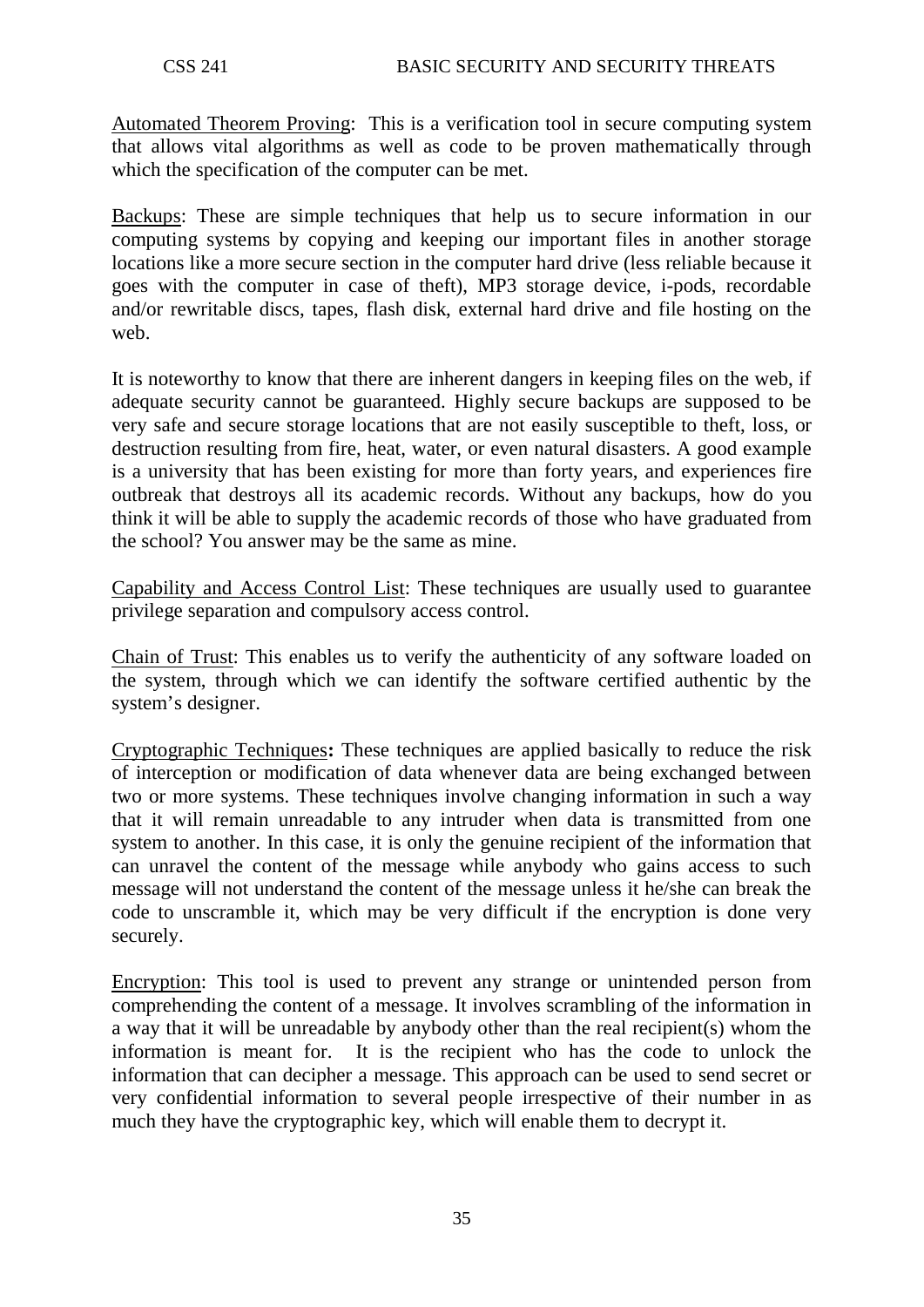<u>Automated Theorem Proving</u>: This is a verification tool in secure computing system that allows vital algorithms as well as code to be proven mathematically through which the specification of the computer can be met.

<u>Backups</u>: These are simple techniques that help us to secure information in our computing systems by copying and keeping our important files in another storage locations like a more secure section in the computer hard drive (less reliable because it goes with the computer in case of theft), MP3 storage device, i-pods, recordable and/or rewritable discs, tapes, flash disk, external hard drive and file hosting on the web.

It is noteworthy to know that there are inherent dangers in keeping files on the web, if adequate security cannot be guaranteed. Highly secure backups are supposed to be very safe and secure storage locations that are not easily susceptible to theft, loss, or destruction resulting from fire, heat, water, or even natural disasters. A good example is a university that has been existing for more than forty years, and experiences fire outbreak that destroys all its academic records. Without any backups, how do you think it will be able to supply the academic records of those who have graduated from the school? You answer may be the same as mine.

<u>Capability and Access Control List</u>: These techniques are usually used to guarantee privilege separation and compulsory access control.

<u>Chain of Trust</u>: This enables us to verify the authenticity of any software loaded on the system, through which we can identify the software certified authentic by the system's designer.

<u>Cryptographic Techniques</u>**:** These techniques are applied basically to reduce the risk of interception or modification of data whenever data are being exchanged between two or more systems. These techniques involve changing information in such a way that it will remain unreadable to any intruder when data is transmitted from one system to another. In this case, it is only the genuine recipient of the information that can unravel the content of the message while anybody who gains access to such message will not understand the content of the message unless it he/she can break the code to unscramble it, which may be very difficult if the encryption is done very securely.

<u>Encryption</u>: This tool is used to prevent any strange or unintended person from comprehending the content of a message. It involves scrambling of the information in a way that it will be unreadable by anybody other than the real recipient(s) whom the information is meant for. It is the recipient who has the code to unlock the information that can decipher a message. This approach can be used to send secret or very confidential information to several people irrespective of their number in as much they have the cryptographic key, which will enable them to decrypt it.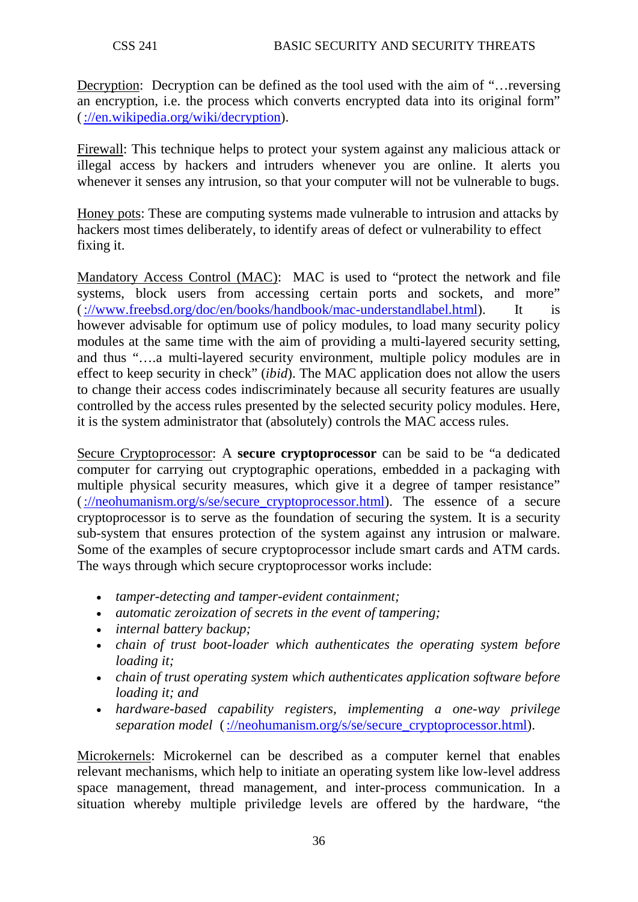Decryption: Decryption can be defined as the tool used with the aim of "…reversing an encryption, i.e. the process which converts encrypted data into its original form" (://en.wikipedia.org/wiki/decryption).

Firewall: This technique helps to protect your system against any malicious attack or illegal access by hackers and intruders whenever you are online. It alerts you whenever it senses any intrusion, so that your computer will not be vulnerable to bugs.

Honey pots: These are computing systems made vulnerable to intrusion and attacks by hackers most times deliberately, to identify areas of defect or vulnerability to effect fixing it.

Mandatory Access Control (MAC): MAC is used to "protect the network and file systems, block users from accessing certain ports and sockets, and more" (://www.freebsd.org/doc/en/books/handbook/mac-understandlabel.html). It is however advisable for optimum use of policy modules, to load many security policy modules at the same time with the aim of providing a multi-layered security setting, and thus "….a multi-layered security environment, multiple policy modules are in effect to keep security in check" (*ibid*). The MAC application does not allow the users to change their access codes indiscriminately because all security features are usually controlled by the access rules presented by the selected security policy modules. Here, it is the system administrator that (absolutely) controls the MAC access rules.

Secure Cryptoprocessor: A **secure cryptoprocessor** can be said to be "a dedicated computer for carrying out cryptographic operations, embedded in a packaging with multiple physical security measures, which give it a degree of tamper resistance" (://neohumanism.org/s/se/secure_cryptoprocessor.html). The essence of a secure cryptoprocessor is to serve as the foundation of securing the system. It is a security sub-system that ensures protection of the system against any intrusion or malware. Some of the examples of secure cryptoprocessor include smart cards and ATM cards. The ways through which secure cryptoprocessor works include:

- *tamper-detecting and tamper-evident containment;*
- *automatic zeroization of secrets in the event of tampering;*
- *internal battery backup;*
- *chain of trust boot-loader which authenticates the operating system before loading it;*
- *chain of trust operating system which authenticates application software before loading it; and*
- *hardware-based capability registers, implementing a one-way privilege separation model* (://neohumanism.org/s/se/secure_cryptoprocessor.html).

Microkernels: Microkernel can be described as a computer kernel that enables relevant mechanisms, which help to initiate an operating system like low-level address space management, thread management, and inter-process communication. In a situation whereby multiple priviledge levels are offered by the hardware, "the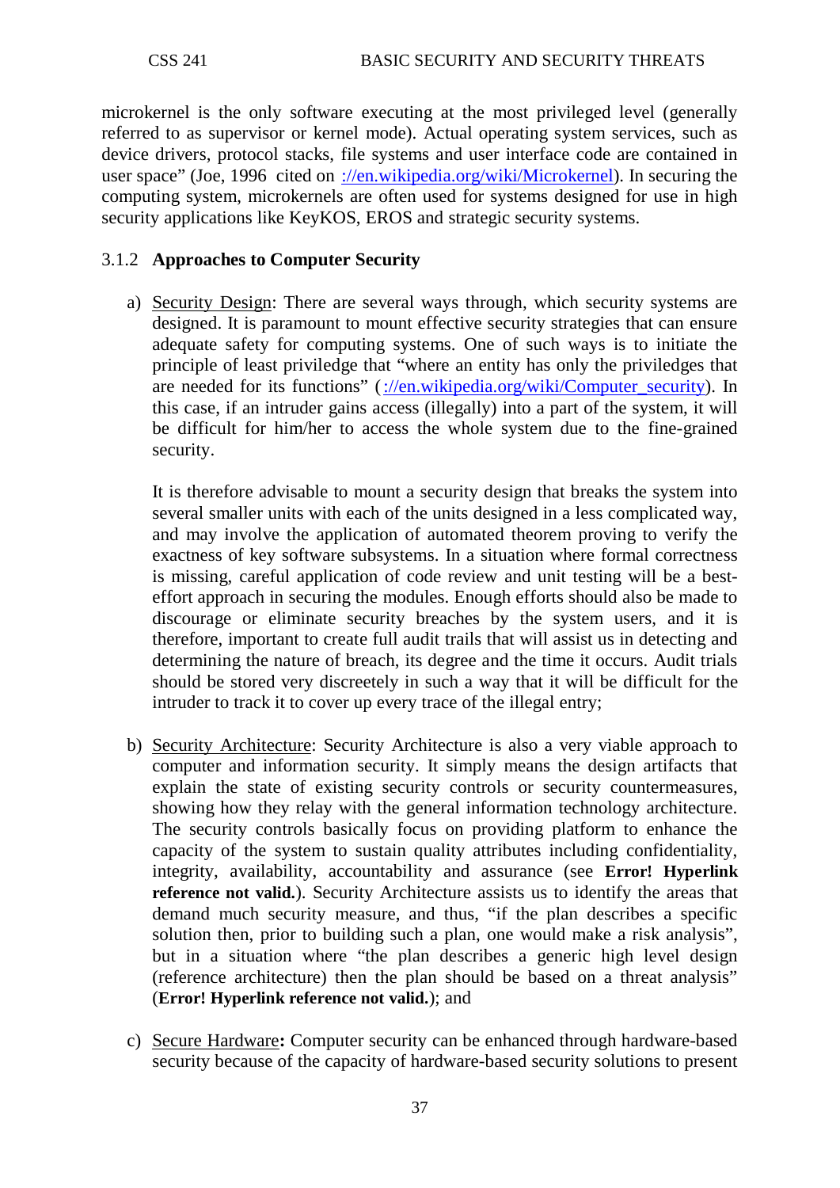microkernel is the only software executing at the most privileged level (generally referred to as supervisor or kernel mode). Actual operating system services, such as device drivers, protocol stacks, file systems and user interface code are contained in user space" (Joe, 1996 cited on ://en.wikipedia.org/wiki/Microkernel). In securing the computing system, microkernels are often used for systems designed for use in high security applications like KeyKOS, EROS and strategic security systems.

### 3.1.2 Approaches to Computer Security

a) Security Design: There are several ways through, which security systems are designed. It is paramount to mount effective security strategies that can ensure adequate safety for computing systems. One of such ways is to initiate the principle of least priviledge that "where an entity has only the priviledges that are needed for its functions" (://en.wikipedia.org/wiki/Computer_security). In this case, if an intruder gains access (illegally) into a part of the system, it will be difficult for him/her to access the whole system due to the fine-grained security.

   It is therefore advisable to mount a security design that breaks the system into several smaller units with each of the units designed in a less complicated way, and may involve the application of automated theorem proving to verify the exactness of key software subsystems. In a situation where formal correctness is missing, careful application of code review and unit testing will be a best-effort approach in securing the modules. Enough efforts should also be made to discourage or eliminate security breaches by the system users, and it is therefore, important to create full audit trails that will assist us in detecting and determining the nature of breach, its degree and the time it occurs. Audit trials should be stored very discreetly in such a way that it will be difficult for the intruder to track it to cover up every trace of the illegal entry;

b) Security Architecture: Security Architecture is also a very viable approach to computer and information security. It simply means the design artifacts that explain the state of existing security controls or security countermeasures, showing how they relay with the general information technology architecture. The security controls basically focus on providing platform to enhance the capacity of the system to sustain quality attributes including confidentiality, integrity, availability, accountability and assurance (see **Error! Hyperlink reference not valid.**). Security Architecture assists us to identify the areas that demand much security measure, and thus, "if the plan describes a specific solution then, prior to building such a plan, one would make a risk analysis", but in a situation where "the plan describes a generic high level design (reference architecture) then the plan should be based on a threat analysis" (**Error! Hyperlink reference not valid.**); and

c) Secure Hardware**:** Computer security can be enhanced through hardware-based security because of the capacity of hardware-based security solutions to present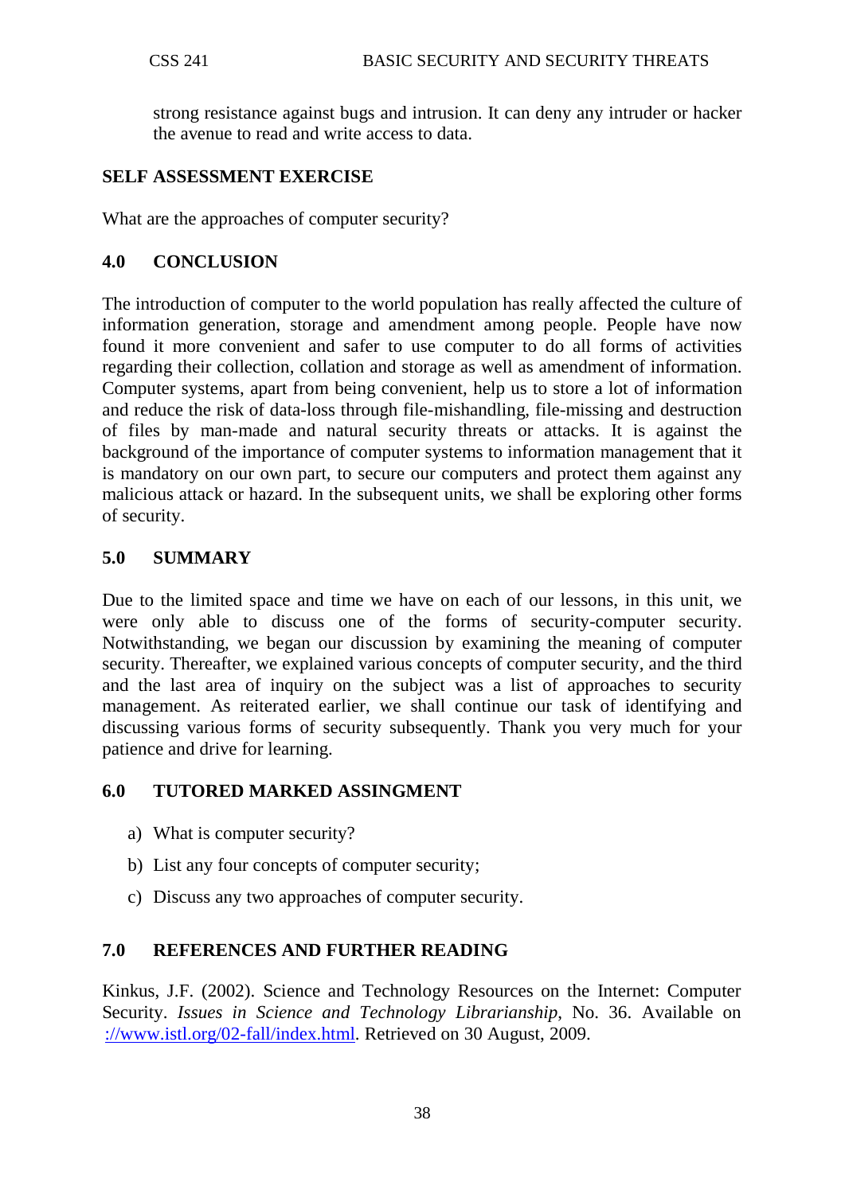strong resistance against bugs and intrusion. It can deny any intruder or hacker the avenue to read and write access to data.

## SELF ASSESSMENT EXERCISE

What are the approaches of computer security?

## 4.0 CONCLUSION

The introduction of computer to the world population has really affected the culture of information generation, storage and amendment among people. People have now found it more convenient and safer to use computer to do all forms of activities regarding their collection, collation and storage as well as amendment of information. Computer systems, apart from being convenient, help us to store a lot of information and reduce the risk of data-loss through file-mishandling, file-missing and destruction of files by man-made and natural security threats or attacks. It is against the background of the importance of computer systems to information management that it is mandatory on our own part, to secure our computers and protect them against any malicious attack or hazard. In the subsequent units, we shall be exploring other forms of security.

## 5.0 SUMMARY

Due to the limited space and time we have on each of our lessons, in this unit, we were only able to discuss one of the forms of security-computer security. Notwithstanding, we began our discussion by examining the meaning of computer security. Thereafter, we explained various concepts of computer security, and the third and the last area of inquiry on the subject was a list of approaches to security management. As reiterated earlier, we shall continue our task of identifying and discussing various forms of security subsequently. Thank you very much for your patience and drive for learning.

## 6.0 TUTORED MARKED ASSINGMENT

a) What is computer security?
b) List any four concepts of computer security;
c) Discuss any two approaches of computer security.

## 7.0 REFERENCES AND FURTHER READING

Kinkus, J.F. (2002). Science and Technology Resources on the Internet: Computer Security. *Issues in Science and Technology Librarianship*, No. 36. Available on ://www.istl.org/02-fall/index.html. Retrieved on 30 August, 2009.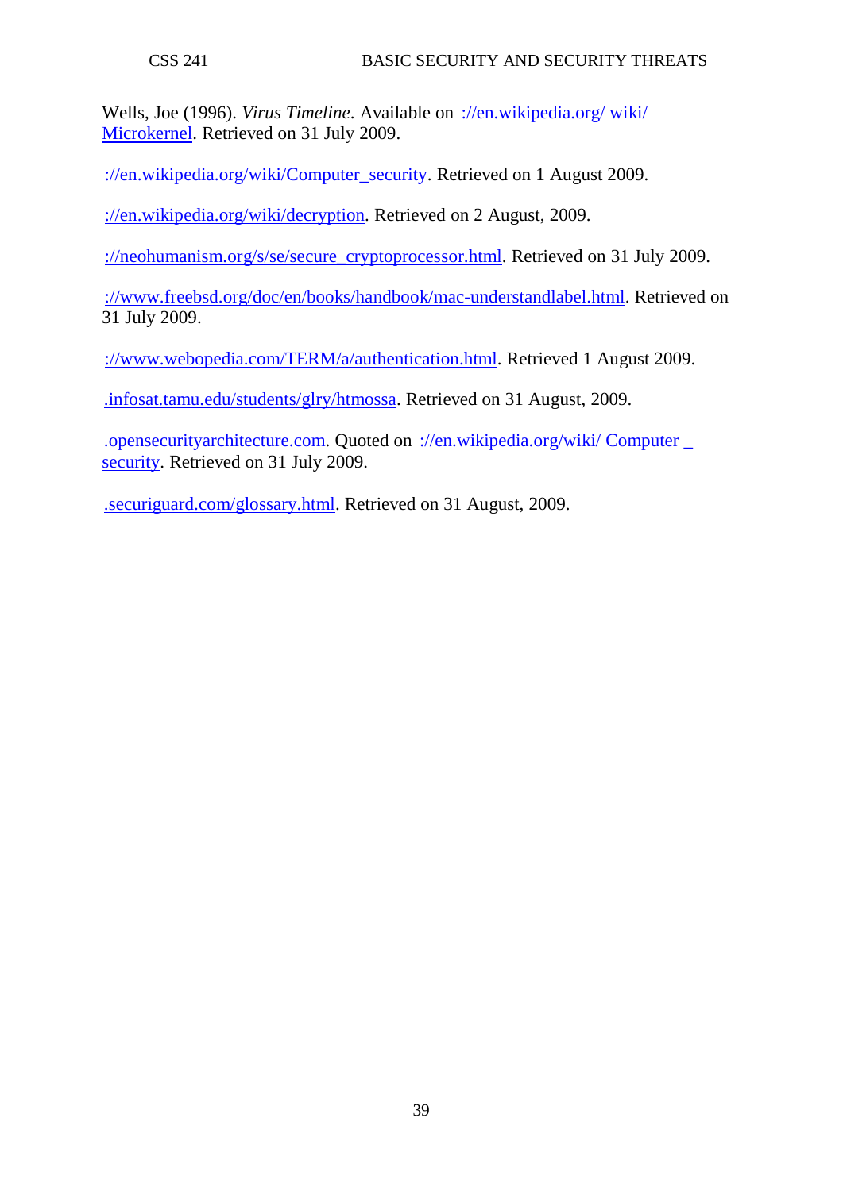Wells, Joe (1996). *Virus Timeline*. Available on ://en.wikipedia.org/ wiki/ Microkernel. Retrieved on 31 July 2009.

://en.wikipedia.org/wiki/Computer_security. Retrieved on 1 August 2009.

://en.wikipedia.org/wiki/decryption. Retrieved on 2 August, 2009.

://neohumanism.org/s/se/secure_cryptoprocessor.html. Retrieved on 31 July 2009.

://www.freebsd.org/doc/en/books/handbook/mac-understandlabel.html. Retrieved on 31 July 2009.

://www.webopedia.com/TERM/a/authentication.html. Retrieved 1 August 2009.

.infosat.tamu.edu/students/glry/htmossa. Retrieved on 31 August, 2009.

.opensecurityarchitecture.com. Quoted on ://en.wikipedia.org/wiki/ Computer _ security. Retrieved on 31 July 2009.

.securiguard.com/glossary.html. Retrieved on 31 August, 2009.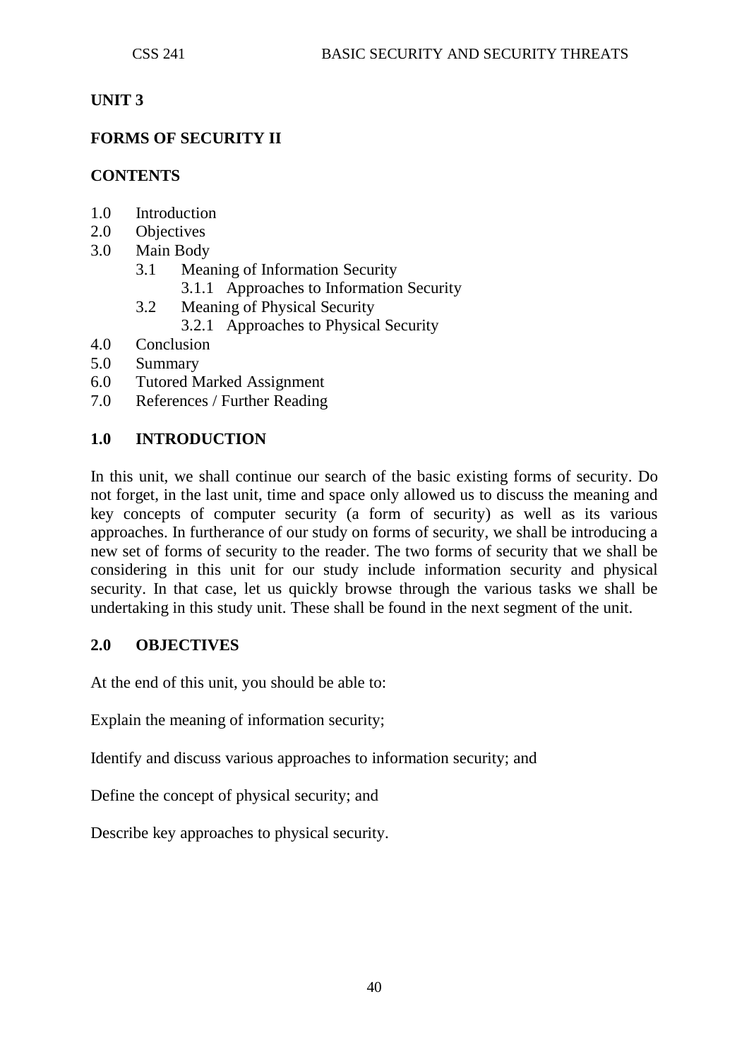## UNIT 3

## FORMS OF SECURITY II

### CONTENTS

- 1.0 Introduction
- 2.0 Objectives
- 3.0 Main Body
    - 3.1 Meaning of Information Security
        - 3.1.1 Approaches to Information Security
    - 3.2 Meaning of Physical Security
        - 3.2.1 Approaches to Physical Security
- 4.0 Conclusion
- 5.0 Summary
- 6.0 Tutored Marked Assignment
- 7.0 References / Further Reading

### 1.0 INTRODUCTION

In this unit, we shall continue our search of the basic existing forms of security. Do not forget, in the last unit, time and space only allowed us to discuss the meaning and key concepts of computer security (a form of security) as well as its various approaches. In furtherance of our study on forms of security, we shall be introducing a new set of forms of security to the reader. The two forms of security that we shall be considering in this unit for our study include information security and physical security. In that case, let us quickly browse through the various tasks we shall be undertaking in this study unit. These shall be found in the next segment of the unit.

### 2.0 OBJECTIVES

At the end of this unit, you should be able to:

Explain the meaning of information security;

Identify and discuss various approaches to information security; and

Define the concept of physical security; and

Describe key approaches to physical security.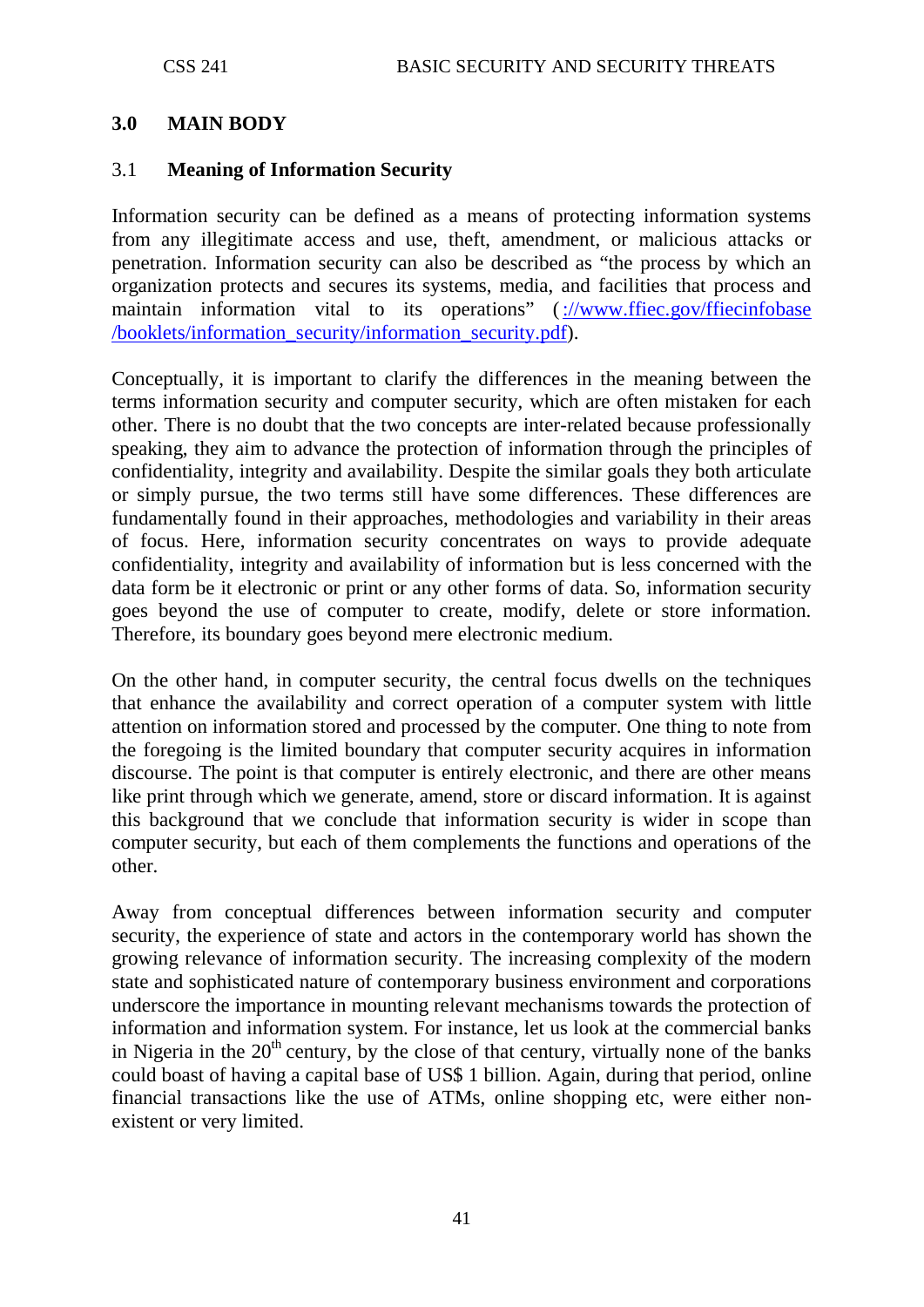## 3.0 MAIN BODY

### 3.1 Meaning of Information Security

Information security can be defined as a means of protecting information systems from any illegitimate access and use, theft, amendment, or malicious attacks or penetration. Information security can also be described as "the process by which an organization protects and secures its systems, media, and facilities that process and maintain information vital to its operations" ([://www.ffiec.gov/ffiecinfobase/booklets/information_security/information_security.pdf](://www.ffiec.gov/ffiecinfobase/booklets/information_security/information_security.pdf)).

Conceptually, it is important to clarify the differences in the meaning between the terms information security and computer security, which are often mistaken for each other. There is no doubt that the two concepts are inter-related because professionally speaking, they aim to advance the protection of information through the principles of confidentiality, integrity and availability. Despite the similar goals they both articulate or simply pursue, the two terms still have some differences. These differences are fundamentally found in their approaches, methodologies and variability in their areas of focus. Here, information security concentrates on ways to provide adequate confidentiality, integrity and availability of information but is less concerned with the data form be it electronic or print or any other forms of data. So, information security goes beyond the use of computer to create, modify, delete or store information. Therefore, its boundary goes beyond mere electronic medium.

On the other hand, in computer security, the central focus dwells on the techniques that enhance the availability and correct operation of a computer system with little attention on information stored and processed by the computer. One thing to note from the foregoing is the limited boundary that computer security acquires in information discourse. The point is that computer is entirely electronic, and there are other means like print through which we generate, amend, store or discard information. It is against this background that we conclude that information security is wider in scope than computer security, but each of them complements the functions and operations of the other.

Away from conceptual differences between information security and computer security, the experience of state and actors in the contemporary world has shown the growing relevance of information security. The increasing complexity of the modern state and sophisticated nature of contemporary business environment and corporations underscore the importance in mounting relevant mechanisms towards the protection of information and information system. For instance, let us look at the commercial banks in Nigeria in the 20th century, by the close of that century, virtually none of the banks could boast of having a capital base of US$ 1 billion. Again, during that period, online financial transactions like the use of ATMs, online shopping etc, were either non-existent or very limited.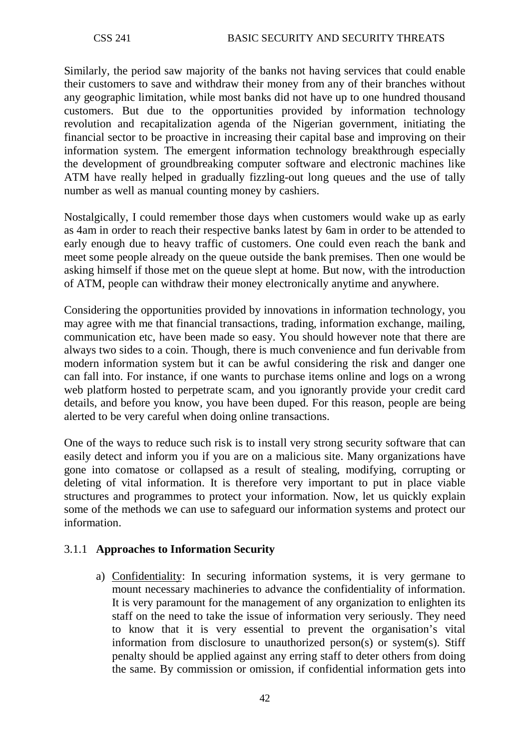Similarly, the period saw majority of the banks not having services that could enable their customers to save and withdraw their money from any of their branches without any geographic limitation, while most banks did not have up to one hundred thousand customers. But due to the opportunities provided by information technology revolution and recapitalization agenda of the Nigerian government, initiating the financial sector to be proactive in increasing their capital base and improving on their information system. The emergent information technology breakthrough especially the development of groundbreaking computer software and electronic machines like ATM have really helped in gradually fizzling-out long queues and the use of tally number as well as manual counting money by cashiers.

Nostalgically, I could remember those days when customers would wake up as early as 4am in order to reach their respective banks latest by 6am in order to be attended to early enough due to heavy traffic of customers. One could even reach the bank and meet some people already on the queue outside the bank premises. Then one would be asking himself if those met on the queue slept at home. But now, with the introduction of ATM, people can withdraw their money electronically anytime and anywhere.

Considering the opportunities provided by innovations in information technology, you may agree with me that financial transactions, trading, information exchange, mailing, communication etc, have been made so easy. You should however note that there are always two sides to a coin. Though, there is much convenience and fun derivable from modern information system but it can be awful considering the risk and danger one can fall into. For instance, if one wants to purchase items online and logs on a wrong web platform hosted to perpetrate scam, and you ignorantly provide your credit card details, and before you know, you have been duped. For this reason, people are being alerted to be very careful when doing online transactions.

One of the ways to reduce such risk is to install very strong security software that can easily detect and inform you if you are on a malicious site. Many organizations have gone into comatose or collapsed as a result of stealing, modifying, corrupting or deleting of vital information. It is therefore very important to put in place viable structures and programmes to protect your information. Now, let us quickly explain some of the methods we can use to safeguard our information systems and protect our information.

### 3.1.1 **Approaches to Information Security**

a) Confidentiality: In securing information systems, it is very germane to mount necessary machineries to advance the confidentiality of information. It is very paramount for the management of any organization to enlighten its staff on the need to take the issue of information very seriously. They need to know that it is very essential to prevent the organisation's vital information from disclosure to unauthorized person(s) or system(s). Stiff penalty should be applied against any erring staff to deter others from doing the same. By commission or omission, if confidential information gets into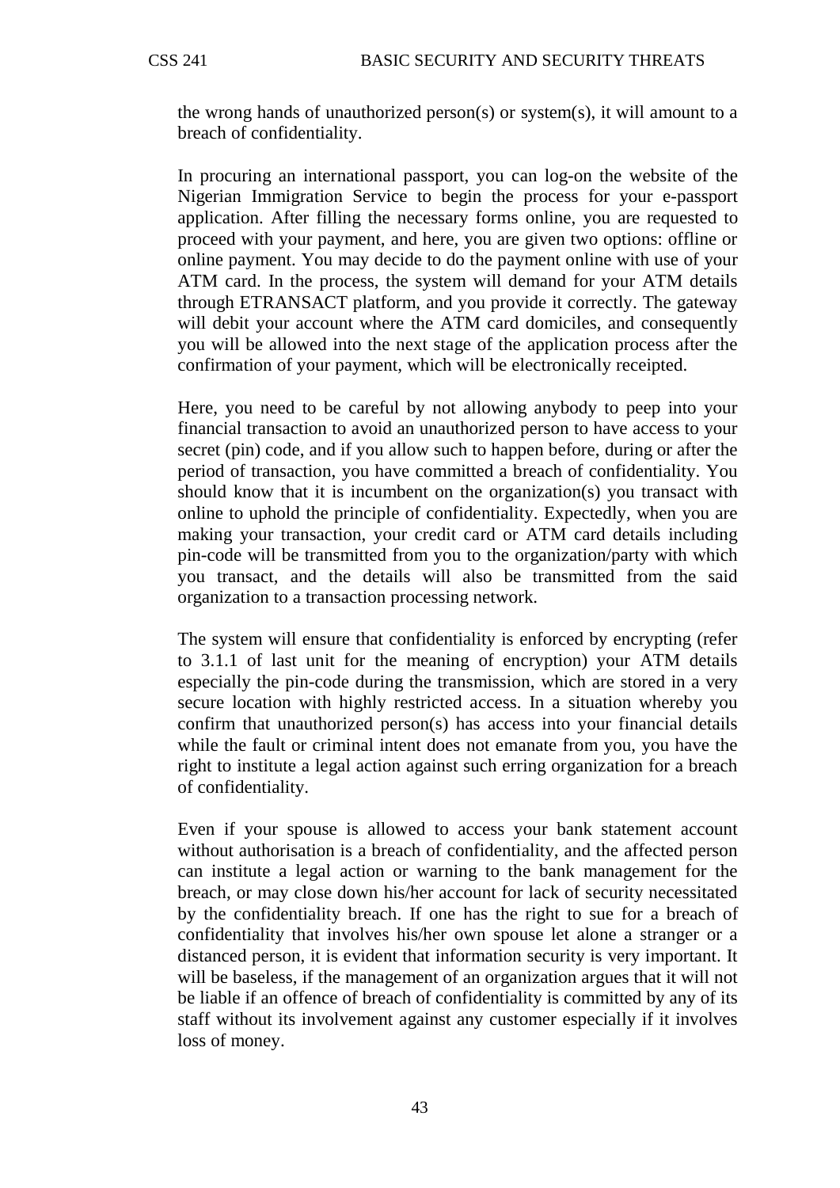the wrong hands of unauthorized person(s) or system(s), it will amount to a breach of confidentiality.

In procuring an international passport, you can log-on the website of the Nigerian Immigration Service to begin the process for your e-passport application. After filling the necessary forms online, you are requested to proceed with your payment, and here, you are given two options: offline or online payment. You may decide to do the payment online with use of your ATM card. In the process, the system will demand for your ATM details through ETRANSACT platform, and you provide it correctly. The gateway will debit your account where the ATM card domiciles, and consequently you will be allowed into the next stage of the application process after the confirmation of your payment, which will be electronically receipted.

Here, you need to be careful by not allowing anybody to peep into your financial transaction to avoid an unauthorized person to have access to your secret (pin) code, and if you allow such to happen before, during or after the period of transaction, you have committed a breach of confidentiality. You should know that it is incumbent on the organization(s) you transact with online to uphold the principle of confidentiality. Expectedly, when you are making your transaction, your credit card or ATM card details including pin-code will be transmitted from you to the organization/party with which you transact, and the details will also be transmitted from the said organization to a transaction processing network.

The system will ensure that confidentiality is enforced by encrypting (refer to 3.1.1 of last unit for the meaning of encryption) your ATM details especially the pin-code during the transmission, which are stored in a very secure location with highly restricted access. In a situation whereby you confirm that unauthorized person(s) has access into your financial details while the fault or criminal intent does not emanate from you, you have the right to institute a legal action against such erring organization for a breach of confidentiality.

Even if your spouse is allowed to access your bank statement account without authorisation is a breach of confidentiality, and the affected person can institute a legal action or warning to the bank management for the breach, or may close down his/her account for lack of security necessitated by the confidentiality breach. If one has the right to sue for a breach of confidentiality that involves his/her own spouse let alone a stranger or a distanced person, it is evident that information security is very important. It will be baseless, if the management of an organization argues that it will not be liable if an offence of breach of confidentiality is committed by any of its staff without its involvement against any customer especially if it involves loss of money.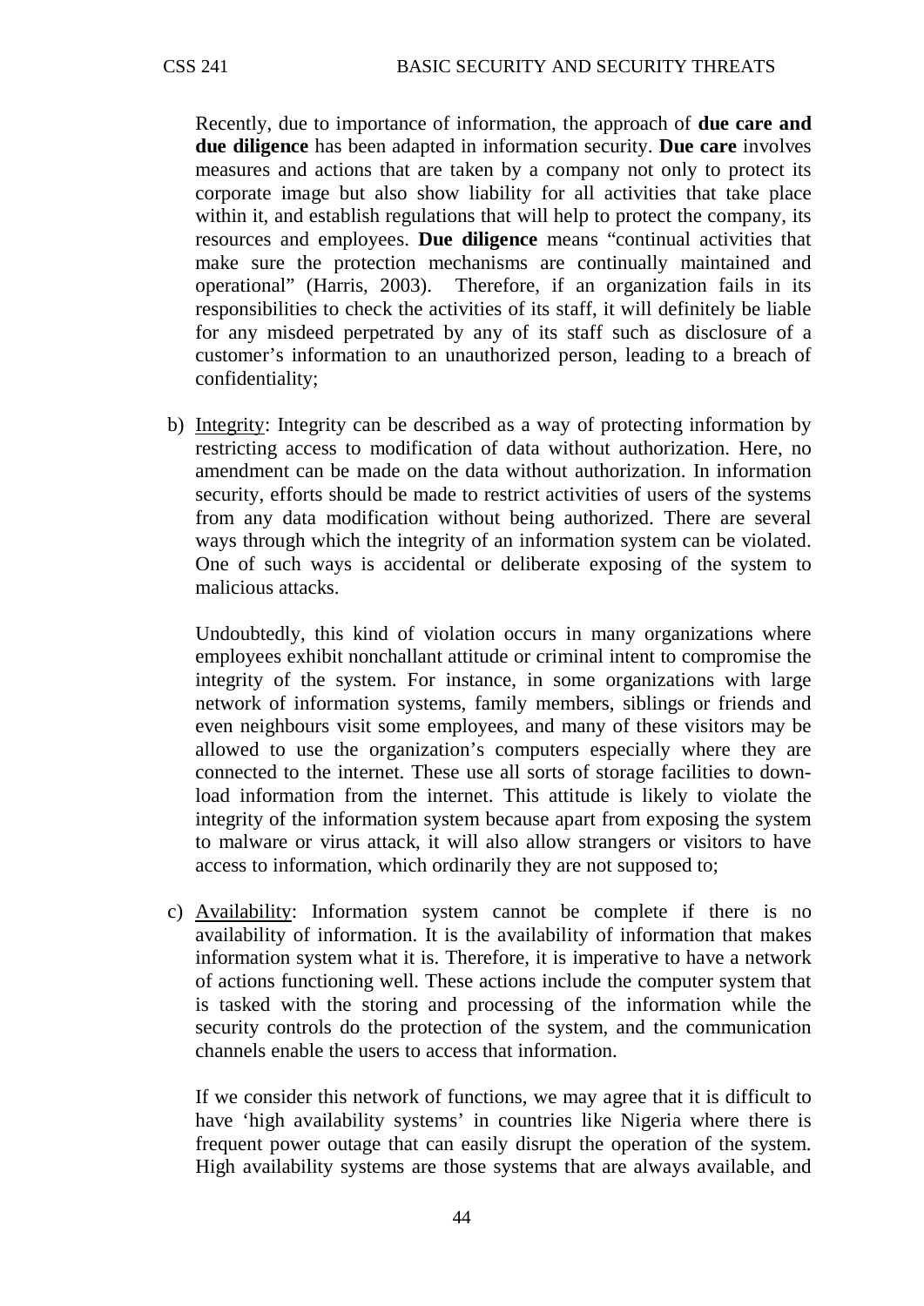Recently, due to importance of information, the approach of **due care and due diligence** has been adapted in information security. **Due care** involves measures and actions that are taken by a company not only to protect its corporate image but also show liability for all activities that take place within it, and establish regulations that will help to protect the company, its resources and employees. **Due diligence** means "continual activities that make sure the protection mechanisms are continually maintained and operational" (Harris, 2003). Therefore, if an organization fails in its responsibilities to check the activities of its staff, it will definitely be liable for any misdeed perpetrated by any of its staff such as disclosure of a customer's information to an unauthorized person, leading to a breach of confidentiality;

b) <u>Integrity</u>: Integrity can be described as a way of protecting information by restricting access to modification of data without authorization. Here, no amendment can be made on the data without authorization. In information security, efforts should be made to restrict activities of users of the systems from any data modification without being authorized. There are several ways through which the integrity of an information system can be violated. One of such ways is accidental or deliberate exposing of the system to malicious attacks.

   Undoubtedly, this kind of violation occurs in many organizations where employees exhibit nonchallant attitude or criminal intent to compromise the integrity of the system. For instance, in some organizations with large network of information systems, family members, siblings or friends and even neighbours visit some employees, and many of these visitors may be allowed to use the organization's computers especially where they are connected to the internet. These use all sorts of storage facilities to download information from the internet. This attitude is likely to violate the integrity of the information system because apart from exposing the system to malware or virus attack, it will also allow strangers or visitors to have access to information, which ordinarily they are not supposed to;

c) <u>Availability</u>: Information system cannot be complete if there is no availability of information. It is the availability of information that makes information system what it is. Therefore, it is imperative to have a network of actions functioning well. These actions include the computer system that is tasked with the storing and processing of the information while the security controls do the protection of the system, and the communication channels enable the users to access that information.

   If we consider this network of functions, we may agree that it is difficult to have 'high availability systems' in countries like Nigeria where there is frequent power outage that can easily disrupt the operation of the system. High availability systems are those systems that are always available, and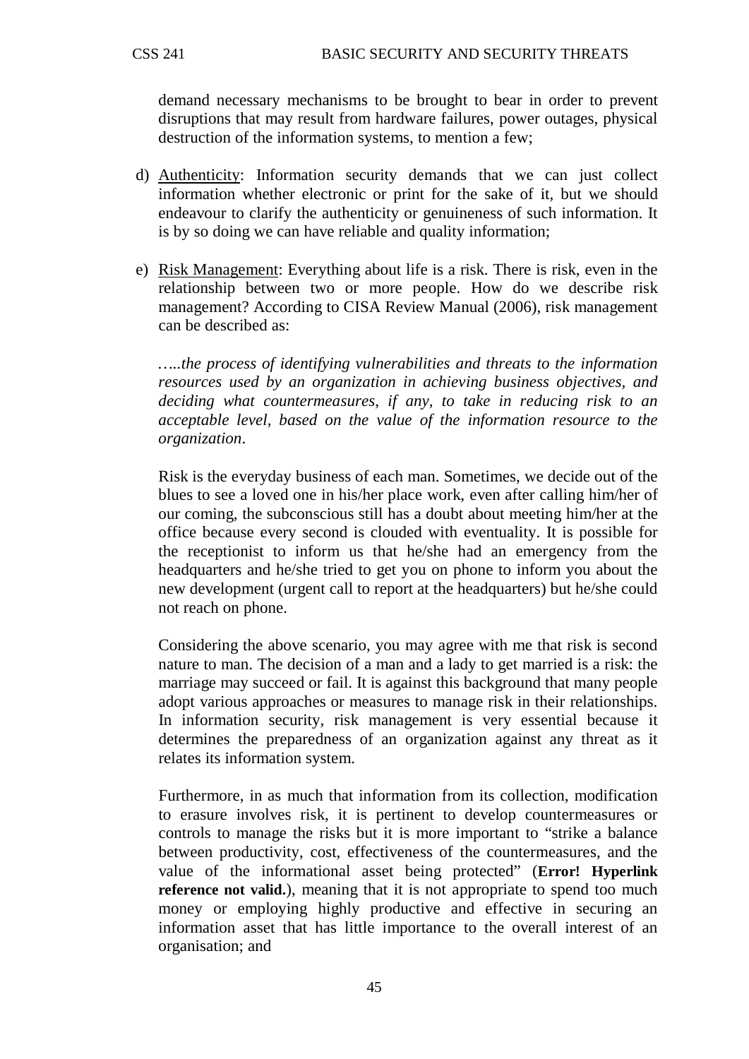demand necessary mechanisms to be brought to bear in order to prevent disruptions that may result from hardware failures, power outages, physical destruction of the information systems, to mention a few;

d) Authenticity: Information security demands that we can just collect information whether electronic or print for the sake of it, but we should endeavour to clarify the authenticity or genuineness of such information. It is by so doing we can have reliable and quality information;

e) Risk Management: Everything about life is a risk. There is risk, even in the relationship between two or more people. How do we describe risk management? According to CISA Review Manual (2006), risk management can be described as:

   *…..the process of identifying vulnerabilities and threats to the information resources used by an organization in achieving business objectives, and deciding what countermeasures, if any, to take in reducing risk to an acceptable level, based on the value of the information resource to the organization*.

   Risk is the everyday business of each man. Sometimes, we decide out of the blues to see a loved one in his/her place work, even after calling him/her of our coming, the subconscious still has a doubt about meeting him/her at the office because every second is clouded with eventuality. It is possible for the receptionist to inform us that he/she had an emergency from the headquarters and he/she tried to get you on phone to inform you about the new development (urgent call to report at the headquarters) but he/she could not reach on phone.

   Considering the above scenario, you may agree with me that risk is second nature to man. The decision of a man and a lady to get married is a risk: the marriage may succeed or fail. It is against this background that many people adopt various approaches or measures to manage risk in their relationships. In information security, risk management is very essential because it determines the preparedness of an organization against any threat as it relates its information system.

   Furthermore, in as much that information from its collection, modification to erasure involves risk, it is pertinent to develop countermeasures or controls to manage the risks but it is more important to "strike a balance between productivity, cost, effectiveness of the countermeasures, and the value of the informational asset being protected" (**Error! Hyperlink reference not valid.**), meaning that it is not appropriate to spend too much money or employing highly productive and effective in securing an information asset that has little importance to the overall interest of an organisation; and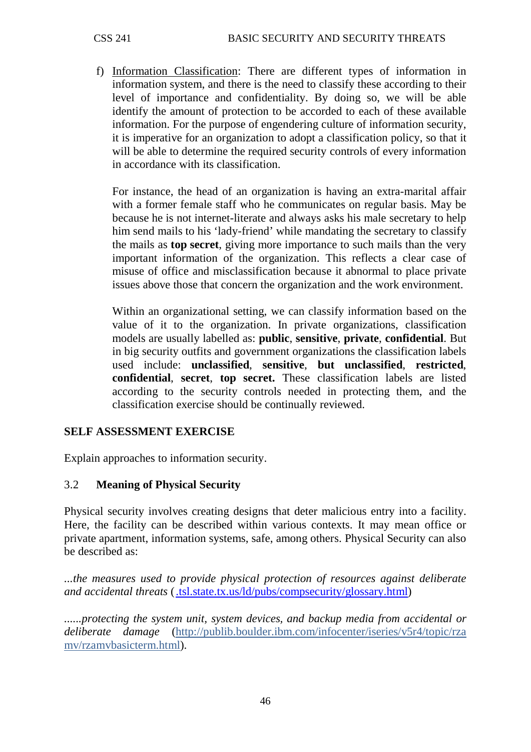f) <u>Information Classification</u>: There are different types of information in information system, and there is the need to classify these according to their level of importance and confidentiality. By doing so, we will be able identify the amount of protection to be accorded to each of these available information. For the purpose of engendering culture of information security, it is imperative for an organization to adopt a classification policy, so that it will be able to determine the required security controls of every information in accordance with its classification.

   For instance, the head of an organization is having an extra-marital affair with a former female staff who he communicates on regular basis. May be because he is not internet-literate and always asks his male secretary to help him send mails to his 'lady-friend' while mandating the secretary to classify the mails as **top secret**, giving more importance to such mails than the very important information of the organization. This reflects a clear case of misuse of office and misclassification because it abnormal to place private issues above those that concern the organization and the work environment.

   Within an organizational setting, we can classify information based on the value of it to the organization. In private organizations, classification models are usually labelled as: **public**, **sensitive**, **private**, **confidential**. But in big security outfits and government organizations the classification labels used include: **unclassified**, **sensitive**, **but unclassified**, **restricted**, **confidential**, **secret**, **top secret.** These classification labels are listed according to the security controls needed in protecting them, and the classification exercise should be continually reviewed.

## SELF ASSESSMENT EXERCISE

Explain approaches to information security.

### 3.2 Meaning of Physical Security

Physical security involves creating designs that deter malicious entry into a facility. Here, the facility can be described within various contexts. It may mean office or private apartment, information systems, safe, among others. Physical Security can also be described as:

*...the measures used to provide physical protection of resources against deliberate and accidental threats* (.tsl.state.tx.us/ld/pubs/compsecurity/glossary.html)

*......protecting the system unit, system devices, and backup media from accidental or deliberate damage* (http://publib.boulder.ibm.com/infocenter/iseries/v5r4/topic/rzamv/rzamvbasicterm.html).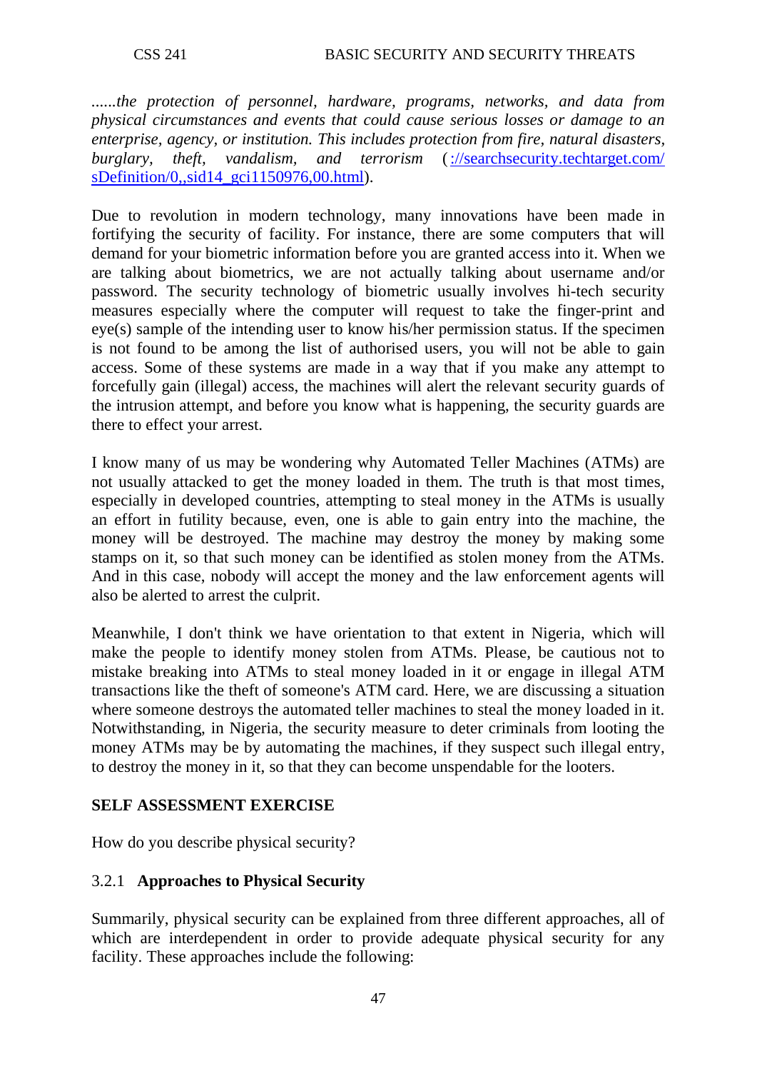*......the protection of personnel, hardware, programs, networks, and data from physical circumstances and events that could cause serious losses or damage to an enterprise, agency, or institution. This includes protection from fire, natural disasters, burglary, theft, vandalism, and terrorism* (://searchsecurity.techtarget.com/sDefinition/0,,sid14_gci1150976,00.html).

Due to revolution in modern technology, many innovations have been made in fortifying the security of facility. For instance, there are some computers that will demand for your biometric information before you are granted access into it. When we are talking about biometrics, we are not actually talking about username and/or password. The security technology of biometric usually involves hi-tech security measures especially where the computer will request to take the finger-print and eye(s) sample of the intending user to know his/her permission status. If the specimen is not found to be among the list of authorised users, you will not be able to gain access. Some of these systems are made in a way that if you make any attempt to forcefully gain (illegal) access, the machines will alert the relevant security guards of the intrusion attempt, and before you know what is happening, the security guards are there to effect your arrest.

I know many of us may be wondering why Automated Teller Machines (ATMs) are not usually attacked to get the money loaded in them. The truth is that most times, especially in developed countries, attempting to steal money in the ATMs is usually an effort in futility because, even, one is able to gain entry into the machine, the money will be destroyed. The machine may destroy the money by making some stamps on it, so that such money can be identified as stolen money from the ATMs. And in this case, nobody will accept the money and the law enforcement agents will also be alerted to arrest the culprit.

Meanwhile, I don't think we have orientation to that extent in Nigeria, which will make the people to identify money stolen from ATMs. Please, be cautious not to mistake breaking into ATMs to steal money loaded in it or engage in illegal ATM transactions like the theft of someone's ATM card. Here, we are discussing a situation where someone destroys the automated teller machines to steal the money loaded in it. Notwithstanding, in Nigeria, the security measure to deter criminals from looting the money ATMs may be by automating the machines, if they suspect such illegal entry, to destroy the money in it, so that they can become unspendable for the looters.

**SELF ASSESSMENT EXERCISE**

How do you describe physical security?

### 3.2.1 Approaches to Physical Security

Summarily, physical security can be explained from three different approaches, all of which are interdependent in order to provide adequate physical security for any facility. These approaches include the following: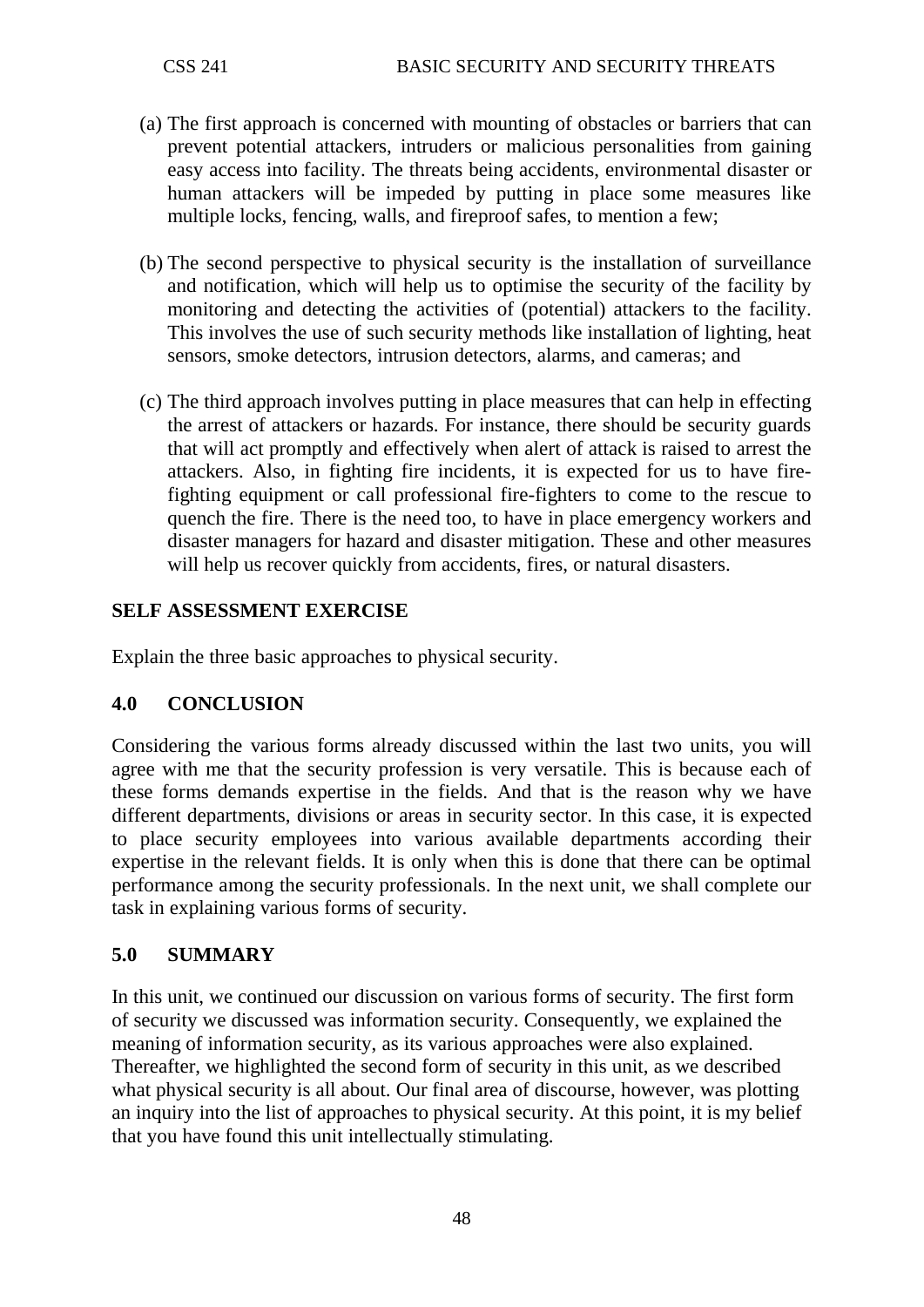(a) The first approach is concerned with mounting of obstacles or barriers that can prevent potential attackers, intruders or malicious personalities from gaining easy access into facility. The threats being accidents, environmental disaster or human attackers will be impeded by putting in place some measures like multiple locks, fencing, walls, and fireproof safes, to mention a few;

(b) The second perspective to physical security is the installation of surveillance and notification, which will help us to optimise the security of the facility by monitoring and detecting the activities of (potential) attackers to the facility. This involves the use of such security methods like installation of lighting, heat sensors, smoke detectors, intrusion detectors, alarms, and cameras; and

(c) The third approach involves putting in place measures that can help in effecting the arrest of attackers or hazards. For instance, there should be security guards that will act promptly and effectively when alert of attack is raised to arrest the attackers. Also, in fighting fire incidents, it is expected for us to have fire-fighting equipment or call professional fire-fighters to come to the rescue to quench the fire. There is the need too, to have in place emergency workers and disaster managers for hazard and disaster mitigation. These and other measures will help us recover quickly from accidents, fires, or natural disasters.

**SELF ASSESSMENT EXERCISE**

Explain the three basic approaches to physical security.

## 4.0 CONCLUSION

Considering the various forms already discussed within the last two units, you will agree with me that the security profession is very versatile. This is because each of these forms demands expertise in the fields. And that is the reason why we have different departments, divisions or areas in security sector. In this case, it is expected to place security employees into various available departments according their expertise in the relevant fields. It is only when this is done that there can be optimal performance among the security professionals. In the next unit, we shall complete our task in explaining various forms of security.

## 5.0 SUMMARY

In this unit, we continued our discussion on various forms of security. The first form of security we discussed was information security. Consequently, we explained the meaning of information security, as its various approaches were also explained. Thereafter, we highlighted the second form of security in this unit, as we described what physical security is all about. Our final area of discourse, however, was plotting an inquiry into the list of approaches to physical security. At this point, it is my belief that you have found this unit intellectually stimulating.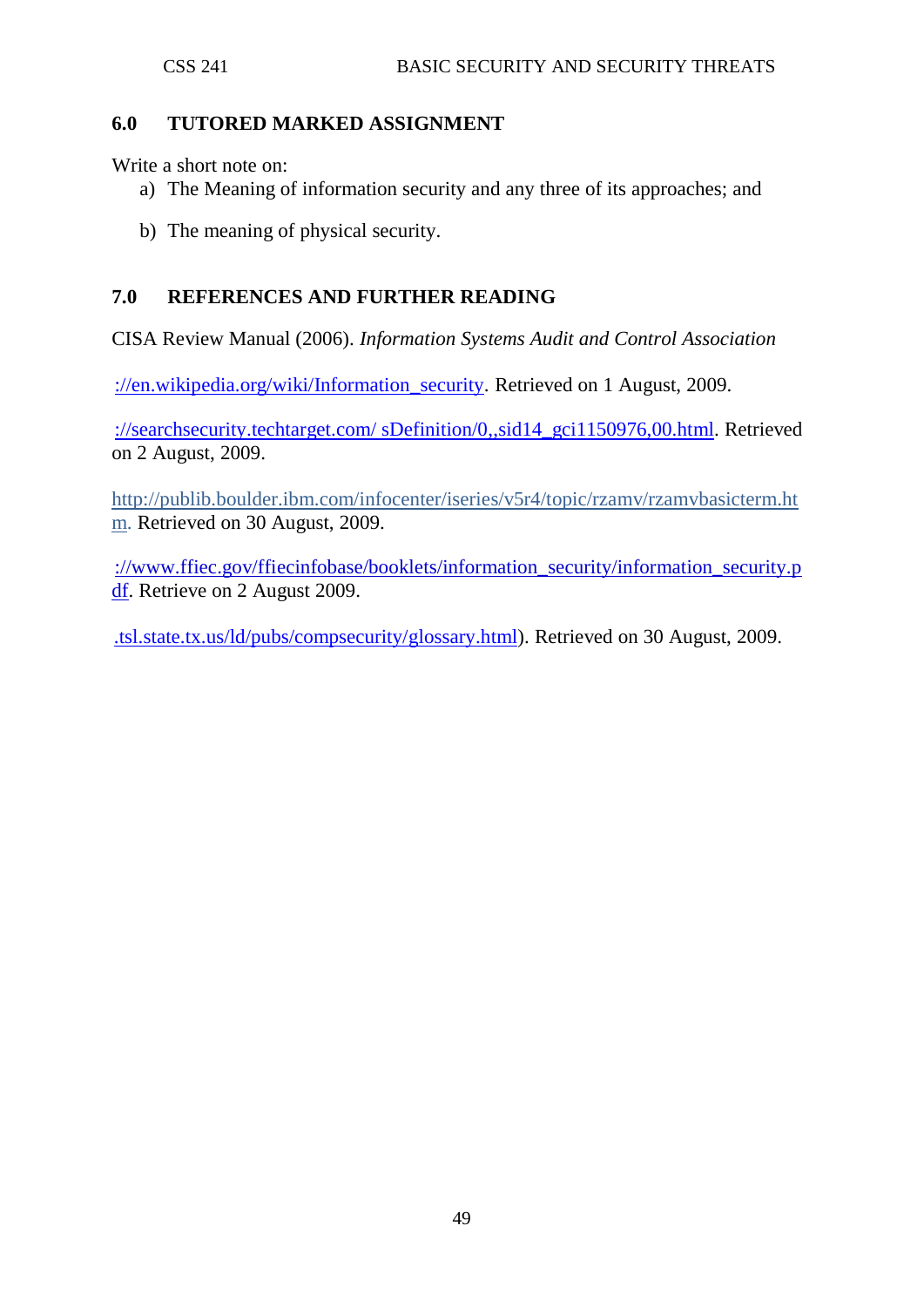## 6.0 TUTORED MARKED ASSIGNMENT

Write a short note on:

a) The Meaning of information security and any three of its approaches; and

b) The meaning of physical security.

## 7.0 REFERENCES AND FURTHER READING

CISA Review Manual (2006). *Information Systems Audit and Control Association*

://en.wikipedia.org/wiki/Information_security. Retrieved on 1 August, 2009.

://searchsecurity.techtarget.com/ sDefinition/0,,sid14_gci1150976,00.html. Retrieved on 2 August, 2009.

http://publib.boulder.ibm.com/infocenter/iseries/v5r4/topic/rzamv/rzamvbasicterm.htm. Retrieved on 30 August, 2009.

://www.ffiec.gov/ffiecinfobase/booklets/information_security/information_security.pdf. Retrieve on 2 August 2009.

.tsl.state.tx.us/ld/pubs/compsecurity/glossary.html). Retrieved on 30 August, 2009.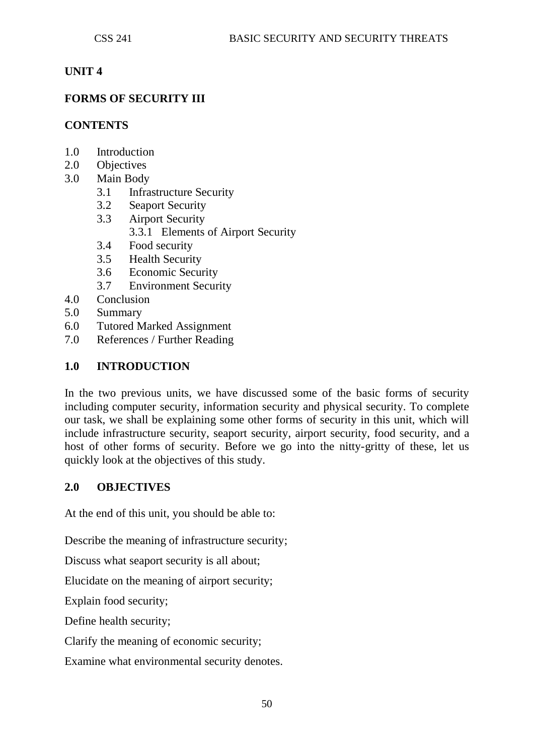## UNIT 4

## FORMS OF SECURITY III

### CONTENTS

1.0 Introduction
2.0 Objectives
3.0 Main Body
    3.1 Infrastructure Security
    3.2 Seaport Security
    3.3 Airport Security
        3.3.1 Elements of Airport Security
    3.4 Food security
    3.5 Health Security
    3.6 Economic Security
    3.7 Environment Security
4.0 Conclusion
5.0 Summary
6.0 Tutored Marked Assignment
7.0 References / Further Reading

### 1.0 INTRODUCTION

In the two previous units, we have discussed some of the basic forms of security including computer security, information security and physical security. To complete our task, we shall be explaining some other forms of security in this unit, which will include infrastructure security, seaport security, airport security, food security, and a host of other forms of security. Before we go into the nitty-gritty of these, let us quickly look at the objectives of this study.

### 2.0 OBJECTIVES

At the end of this unit, you should be able to:

Describe the meaning of infrastructure security;

Discuss what seaport security is all about;

Elucidate on the meaning of airport security;

Explain food security;

Define health security;

Clarify the meaning of economic security;

Examine what environmental security denotes.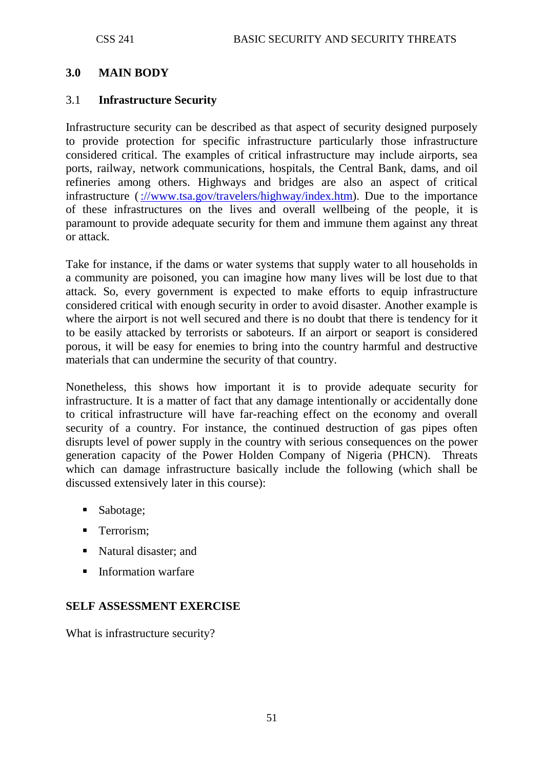## 3.0 MAIN BODY

### 3.1 Infrastructure Security

Infrastructure security can be described as that aspect of security designed purposely to provide protection for specific infrastructure particularly those infrastructure considered critical. The examples of critical infrastructure may include airports, sea ports, railway, network communications, hospitals, the Central Bank, dams, and oil refineries among others. Highways and bridges are also an aspect of critical infrastructure ( ://www.tsa.gov/travelers/highway/index.htm). Due to the importance of these infrastructures on the lives and overall wellbeing of the people, it is paramount to provide adequate security for them and immune them against any threat or attack.

Take for instance, if the dams or water systems that supply water to all households in a community are poisoned, you can imagine how many lives will be lost due to that attack. So, every government is expected to make efforts to equip infrastructure considered critical with enough security in order to avoid disaster. Another example is where the airport is not well secured and there is no doubt that there is tendency for it to be easily attacked by terrorists or saboteurs. If an airport or seaport is considered porous, it will be easy for enemies to bring into the country harmful and destructive materials that can undermine the security of that country.

Nonetheless, this shows how important it is to provide adequate security for infrastructure. It is a matter of fact that any damage intentionally or accidentally done to critical infrastructure will have far-reaching effect on the economy and overall security of a country. For instance, the continued destruction of gas pipes often disrupts level of power supply in the country with serious consequences on the power generation capacity of the Power Holden Company of Nigeria (PHCN). Threats which can damage infrastructure basically include the following (which shall be discussed extensively later in this course):

- Sabotage;
- Terrorism;
- Natural disaster; and
- Information warfare

**SELF ASSESSMENT EXERCISE**

What is infrastructure security?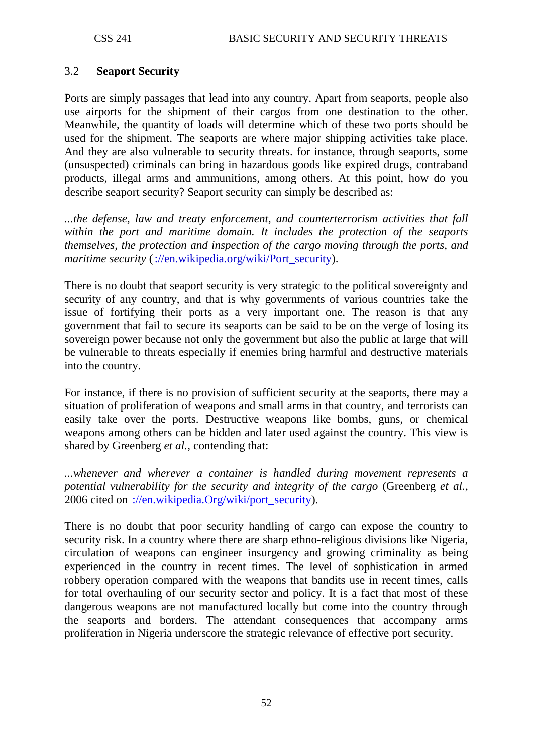### 3.2 **Seaport Security**

Ports are simply passages that lead into any country. Apart from seaports, people also use airports for the shipment of their cargos from one destination to the other. Meanwhile, the quantity of loads will determine which of these two ports should be used for the shipment. The seaports are where major shipping activities take place. And they are also vulnerable to security threats. for instance, through seaports, some (unsuspected) criminals can bring in hazardous goods like expired drugs, contraband products, illegal arms and ammunitions, among others. At this point, how do you describe seaport security? Seaport security can simply be described as:

*...the defense, law and treaty enforcement, and counterterrorism activities that fall within the port and maritime domain. It includes the protection of the seaports themselves, the protection and inspection of the cargo moving through the ports, and maritime security* (://en.wikipedia.org/wiki/Port_security).

There is no doubt that seaport security is very strategic to the political sovereignty and security of any country, and that is why governments of various countries take the issue of fortifying their ports as a very important one. The reason is that any government that fail to secure its seaports can be said to be on the verge of losing its sovereign power because not only the government but also the public at large that will be vulnerable to threats especially if enemies bring harmful and destructive materials into the country.

For instance, if there is no provision of sufficient security at the seaports, there may a situation of proliferation of weapons and small arms in that country, and terrorists can easily take over the ports. Destructive weapons like bombs, guns, or chemical weapons among others can be hidden and later used against the country. This view is shared by Greenberg *et al.*, contending that:

*...whenever and wherever a container is handled during movement represents a potential vulnerability for the security and integrity of the cargo* (Greenberg *et al.*, 2006 cited on ://en.wikipedia.Org/wiki/port_security).

There is no doubt that poor security handling of cargo can expose the country to security risk. In a country where there are sharp ethno-religious divisions like Nigeria, circulation of weapons can engineer insurgency and growing criminality as being experienced in the country in recent times. The level of sophistication in armed robbery operation compared with the weapons that bandits use in recent times, calls for total overhauling of our security sector and policy. It is a fact that most of these dangerous weapons are not manufactured locally but come into the country through the seaports and borders. The attendant consequences that accompany arms proliferation in Nigeria underscore the strategic relevance of effective port security.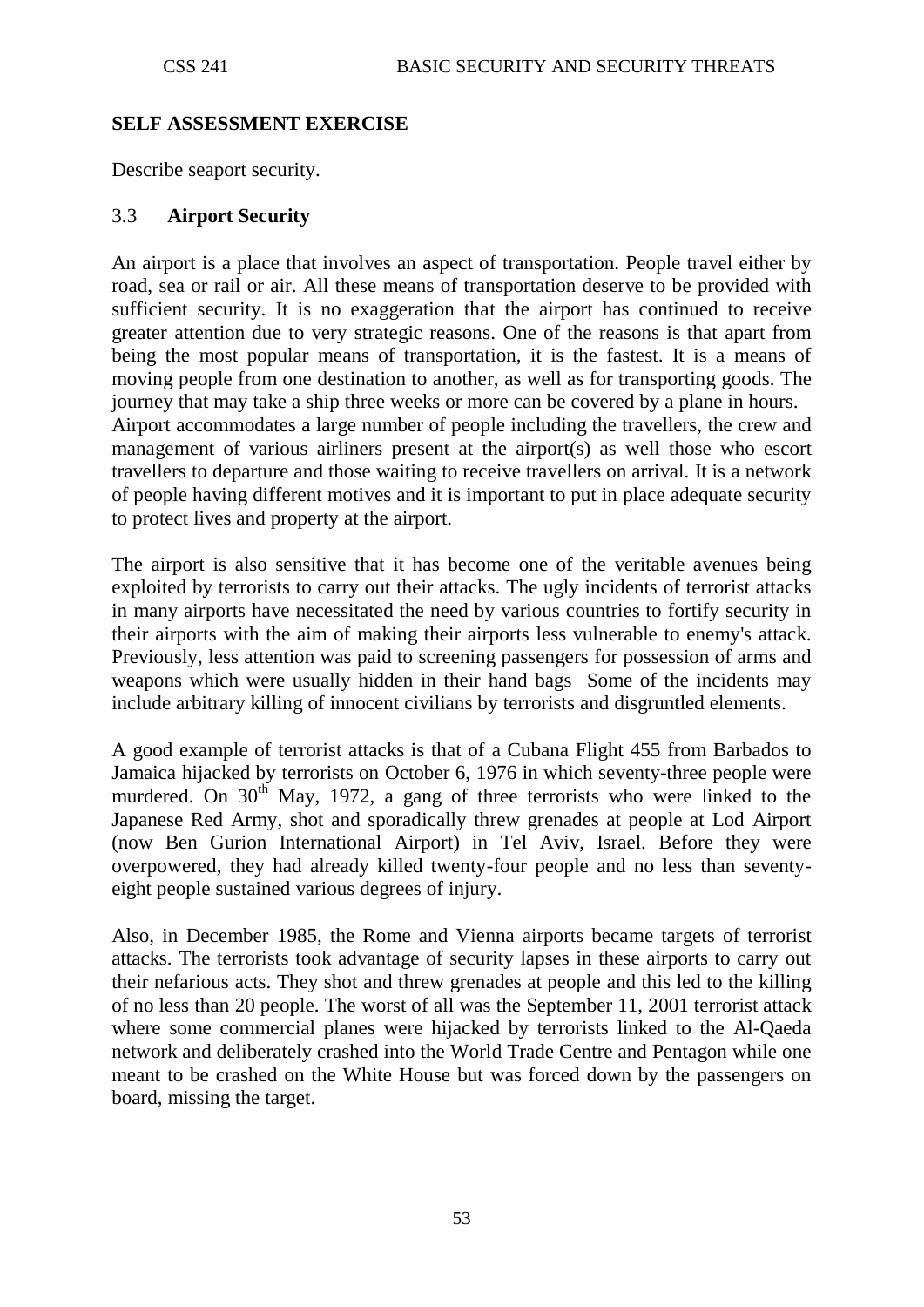## SELF ASSESSMENT EXERCISE

Describe seaport security.

### 3.3 Airport Security

An airport is a place that involves an aspect of transportation. People travel either by road, sea or rail or air. All these means of transportation deserve to be provided with sufficient security. It is no exaggeration that the airport has continued to receive greater attention due to very strategic reasons. One of the reasons is that apart from being the most popular means of transportation, it is the fastest. It is a means of moving people from one destination to another, as well as for transporting goods. The journey that may take a ship three weeks or more can be covered by a plane in hours. Airport accommodates a large number of people including the travellers, the crew and management of various airliners present at the airport(s) as well those who escort travellers to departure and those waiting to receive travellers on arrival. It is a network of people having different motives and it is important to put in place adequate security to protect lives and property at the airport.

The airport is also sensitive that it has become one of the veritable avenues being exploited by terrorists to carry out their attacks. The ugly incidents of terrorist attacks in many airports have necessitated the need by various countries to fortify security in their airports with the aim of making their airports less vulnerable to enemy's attack. Previously, less attention was paid to screening passengers for possession of arms and weapons which were usually hidden in their hand bags Some of the incidents may include arbitrary killing of innocent civilians by terrorists and disgruntled elements.

A good example of terrorist attacks is that of a Cubana Flight 455 from Barbados to Jamaica hijacked by terrorists on October 6, 1976 in which seventy-three people were murdered. On 30th May, 1972, a gang of three terrorists who were linked to the Japanese Red Army, shot and sporadically threw grenades at people at Lod Airport (now Ben Gurion International Airport) in Tel Aviv, Israel. Before they were overpowered, they had already killed twenty-four people and no less than seventy-eight people sustained various degrees of injury.

Also, in December 1985, the Rome and Vienna airports became targets of terrorist attacks. The terrorists took advantage of security lapses in these airports to carry out their nefarious acts. They shot and threw grenades at people and this led to the killing of no less than 20 people. The worst of all was the September 11, 2001 terrorist attack where some commercial planes were hijacked by terrorists linked to the Al-Qaeda network and deliberately crashed into the World Trade Centre and Pentagon while one meant to be crashed on the White House but was forced down by the passengers on board, missing the target.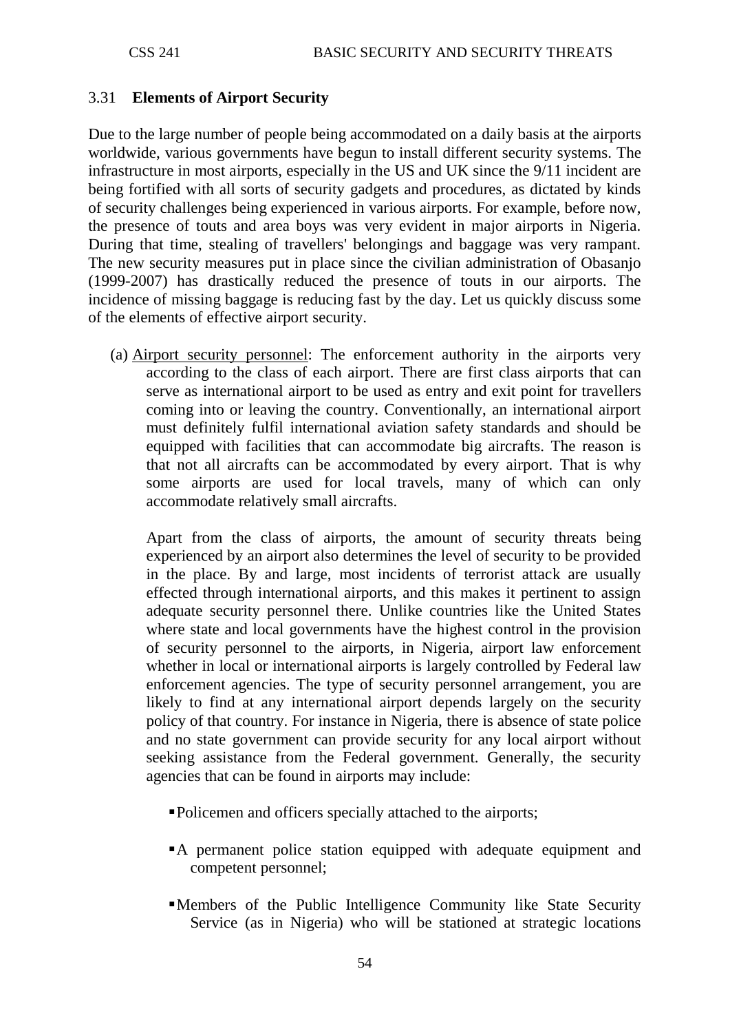### 3.31 **Elements of Airport Security**

Due to the large number of people being accommodated on a daily basis at the airports worldwide, various governments have begun to install different security systems. The infrastructure in most airports, especially in the US and UK since the 9/11 incident are being fortified with all sorts of security gadgets and procedures, as dictated by kinds of security challenges being experienced in various airports. For example, before now, the presence of touts and area boys was very evident in major airports in Nigeria. During that time, stealing of travellers' belongings and baggage was very rampant. The new security measures put in place since the civilian administration of Obasanjo (1999-2007) has drastically reduced the presence of touts in our airports. The incidence of missing baggage is reducing fast by the day. Let us quickly discuss some of the elements of effective airport security.

(a) Airport security personnel: The enforcement authority in the airports very according to the class of each airport. There are first class airports that can serve as international airport to be used as entry and exit point for travellers coming into or leaving the country. Conventionally, an international airport must definitely fulfil international aviation safety standards and should be equipped with facilities that can accommodate big aircrafts. The reason is that not all aircrafts can be accommodated by every airport. That is why some airports are used for local travels, many of which can only accommodate relatively small aircrafts.

Apart from the class of airports, the amount of security threats being experienced by an airport also determines the level of security to be provided in the place. By and large, most incidents of terrorist attack are usually effected through international airports, and this makes it pertinent to assign adequate security personnel there. Unlike countries like the United States where state and local governments have the highest control in the provision of security personnel to the airports, in Nigeria, airport law enforcement whether in local or international airports is largely controlled by Federal law enforcement agencies. The type of security personnel arrangement, you are likely to find at any international airport depends largely on the security policy of that country. For instance in Nigeria, there is absence of state police and no state government can provide security for any local airport without seeking assistance from the Federal government. Generally, the security agencies that can be found in airports may include:

- Policemen and officers specially attached to the airports;
- A permanent police station equipped with adequate equipment and competent personnel;
- Members of the Public Intelligence Community like State Security Service (as in Nigeria) who will be stationed at strategic locations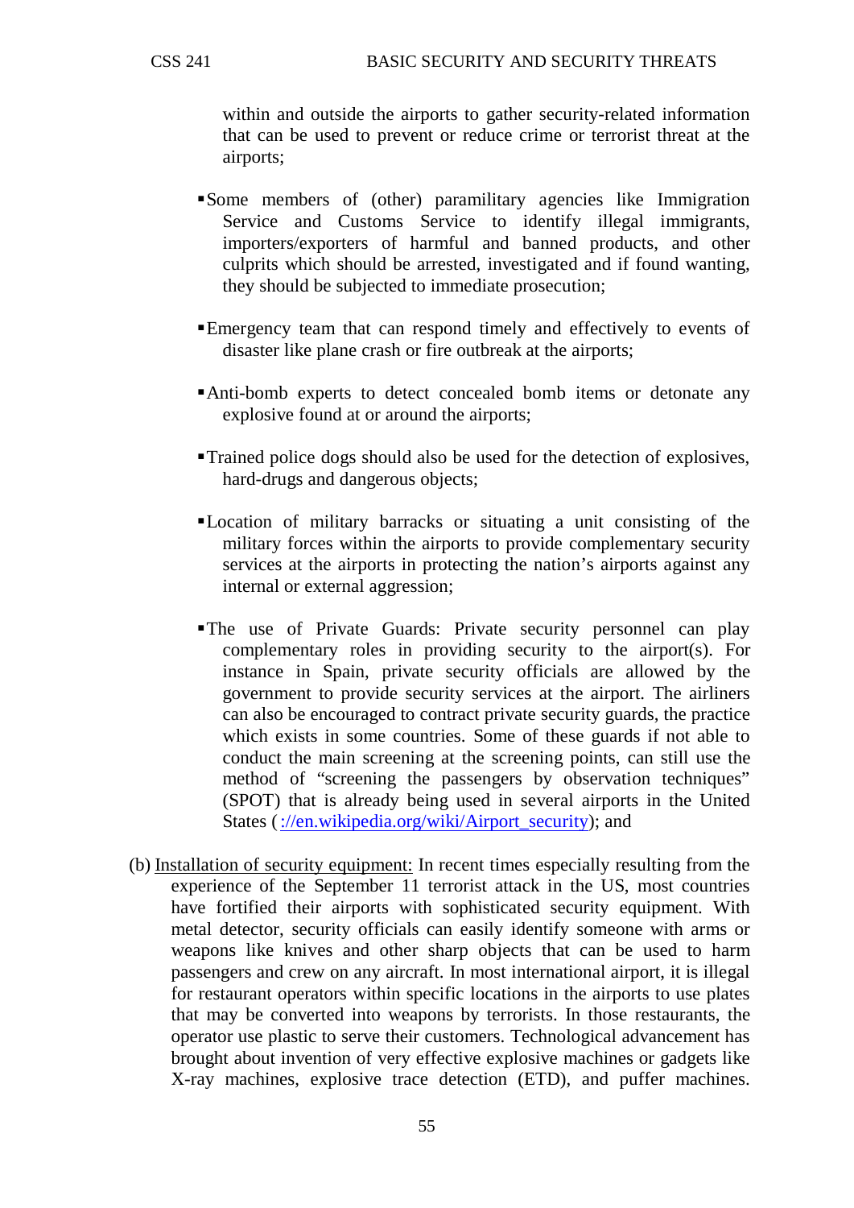within and outside the airports to gather security-related information that can be used to prevent or reduce crime or terrorist threat at the airports;

- Some members of (other) paramilitary agencies like Immigration Service and Customs Service to identify illegal immigrants, importers/exporters of harmful and banned products, and other culprits which should be arrested, investigated and if found wanting, they should be subjected to immediate prosecution;

- Emergency team that can respond timely and effectively to events of disaster like plane crash or fire outbreak at the airports;

- Anti-bomb experts to detect concealed bomb items or detonate any explosive found at or around the airports;

- Trained police dogs should also be used for the detection of explosives, hard-drugs and dangerous objects;

- Location of military barracks or situating a unit consisting of the military forces within the airports to provide complementary security services at the airports in protecting the nation's airports against any internal or external aggression;

- The use of Private Guards: Private security personnel can play complementary roles in providing security to the airport(s). For instance in Spain, private security officials are allowed by the government to provide security services at the airport. The airliners can also be encouraged to contract private security guards, the practice which exists in some countries. Some of these guards if not able to conduct the main screening at the screening points, can still use the method of "screening the passengers by observation techniques" (SPOT) that is already being used in several airports in the United States ( ://en.wikipedia.org/wiki/Airport_security); and

(b) Installation of security equipment: In recent times especially resulting from the experience of the September 11 terrorist attack in the US, most countries have fortified their airports with sophisticated security equipment. With metal detector, security officials can easily identify someone with arms or weapons like knives and other sharp objects that can be used to harm passengers and crew on any aircraft. In most international airport, it is illegal for restaurant operators within specific locations in the airports to use plates that may be converted into weapons by terrorists. In those restaurants, the operator use plastic to serve their customers. Technological advancement has brought about invention of very effective explosive machines or gadgets like X-ray machines, explosive trace detection (ETD), and puffer machines.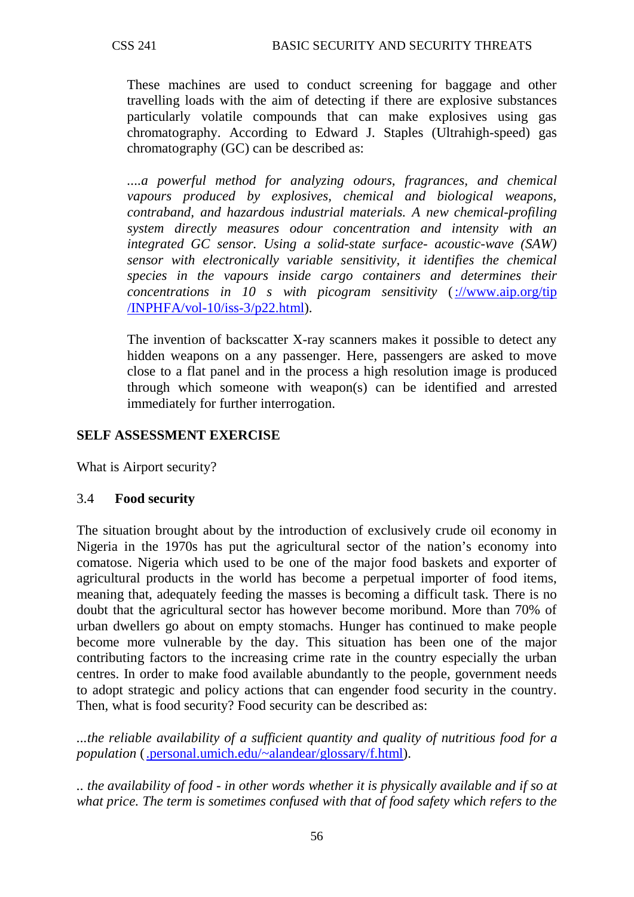These machines are used to conduct screening for baggage and other travelling loads with the aim of detecting if there are explosive substances particularly volatile compounds that can make explosives using gas chromatography. According to Edward J. Staples (Ultrahigh-speed) gas chromatography (GC) can be described as:

*....a powerful method for analyzing odours, fragrances, and chemical vapours produced by explosives, chemical and biological weapons, contraband, and hazardous industrial materials. A new chemical-profiling system directly measures odour concentration and intensity with an integrated GC sensor. Using a solid-state surface- acoustic-wave (SAW) sensor with electronically variable sensitivity, it identifies the chemical species in the vapours inside cargo containers and determines their concentrations in 10 s with picogram sensitivity* ( ://www.aip.org/tip /INPHFA/vol-10/iss-3/p22.html).

The invention of backscatter X-ray scanners makes it possible to detect any hidden weapons on a any passenger. Here, passengers are asked to move close to a flat panel and in the process a high resolution image is produced through which someone with weapon(s) can be identified and arrested immediately for further interrogation.

**SELF ASSESSMENT EXERCISE**

What is Airport security?

### 3.4 Food security

The situation brought about by the introduction of exclusively crude oil economy in Nigeria in the 1970s has put the agricultural sector of the nation's economy into comatose. Nigeria which used to be one of the major food baskets and exporter of agricultural products in the world has become a perpetual importer of food items, meaning that, adequately feeding the masses is becoming a difficult task. There is no doubt that the agricultural sector has however become moribund. More than 70% of urban dwellers go about on empty stomachs. Hunger has continued to make people become more vulnerable by the day. This situation has been one of the major contributing factors to the increasing crime rate in the country especially the urban centres. In order to make food available abundantly to the people, government needs to adopt strategic and policy actions that can engender food security in the country. Then, what is food security? Food security can be described as:

*...the reliable availability of a sufficient quantity and quality of nutritious food for a population* ( .personal.umich.edu/~alandear/glossary/f.html).

*.. the availability of food - in other words whether it is physically available and if so at what price. The term is sometimes confused with that of food safety which refers to the*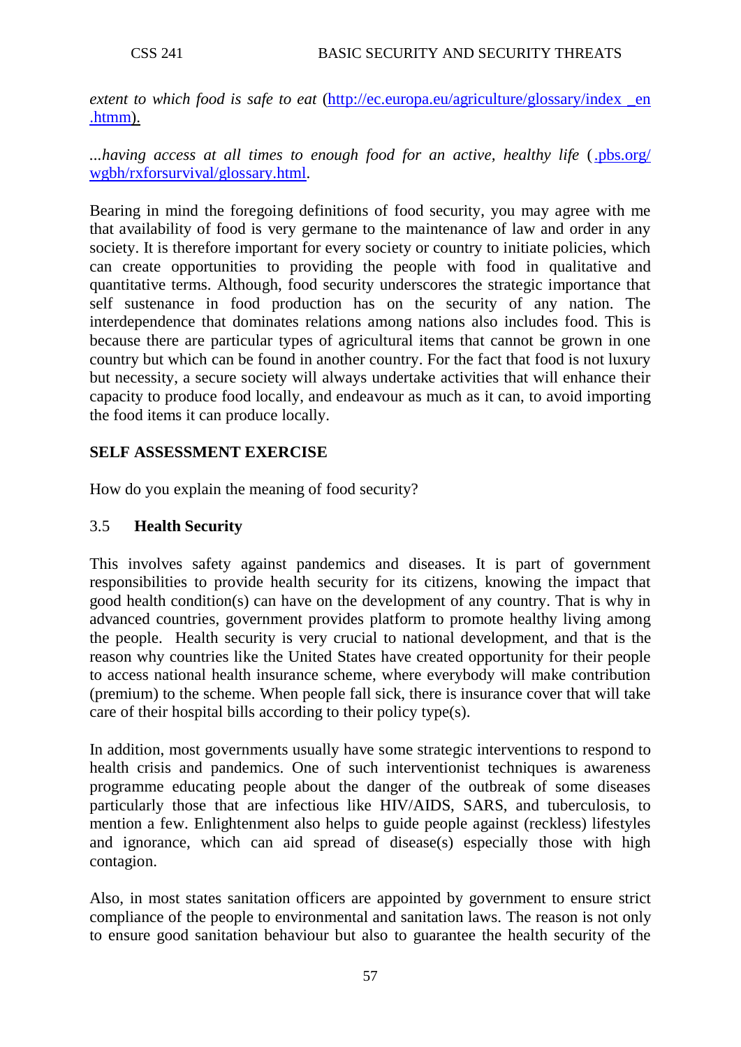*extent to which food is safe to eat* (http://ec.europa.eu/agriculture/glossary/index _en .htmm).

*...having access at all times to enough food for an active, healthy life* (.pbs.org/ wgbh/rxforsurvival/glossary.html.

Bearing in mind the foregoing definitions of food security, you may agree with me that availability of food is very germane to the maintenance of law and order in any society. It is therefore important for every society or country to initiate policies, which can create opportunities to providing the people with food in qualitative and quantitative terms. Although, food security underscores the strategic importance that self sustenance in food production has on the security of any nation. The interdependence that dominates relations among nations also includes food. This is because there are particular types of agricultural items that cannot be grown in one country but which can be found in another country. For the fact that food is not luxury but necessity, a secure society will always undertake activities that will enhance their capacity to produce food locally, and endeavour as much as it can, to avoid importing the food items it can produce locally.

**SELF ASSESSMENT EXERCISE**

How do you explain the meaning of food security?

### 3.5 Health Security

This involves safety against pandemics and diseases. It is part of government responsibilities to provide health security for its citizens, knowing the impact that good health condition(s) can have on the development of any country. That is why in advanced countries, government provides platform to promote healthy living among the people. Health security is very crucial to national development, and that is the reason why countries like the United States have created opportunity for their people to access national health insurance scheme, where everybody will make contribution (premium) to the scheme. When people fall sick, there is insurance cover that will take care of their hospital bills according to their policy type(s).

In addition, most governments usually have some strategic interventions to respond to health crisis and pandemics. One of such interventionist techniques is awareness programme educating people about the danger of the outbreak of some diseases particularly those that are infectious like HIV/AIDS, SARS, and tuberculosis, to mention a few. Enlightenment also helps to guide people against (reckless) lifestyles and ignorance, which can aid spread of disease(s) especially those with high contagion.

Also, in most states sanitation officers are appointed by government to ensure strict compliance of the people to environmental and sanitation laws. The reason is not only to ensure good sanitation behaviour but also to guarantee the health security of the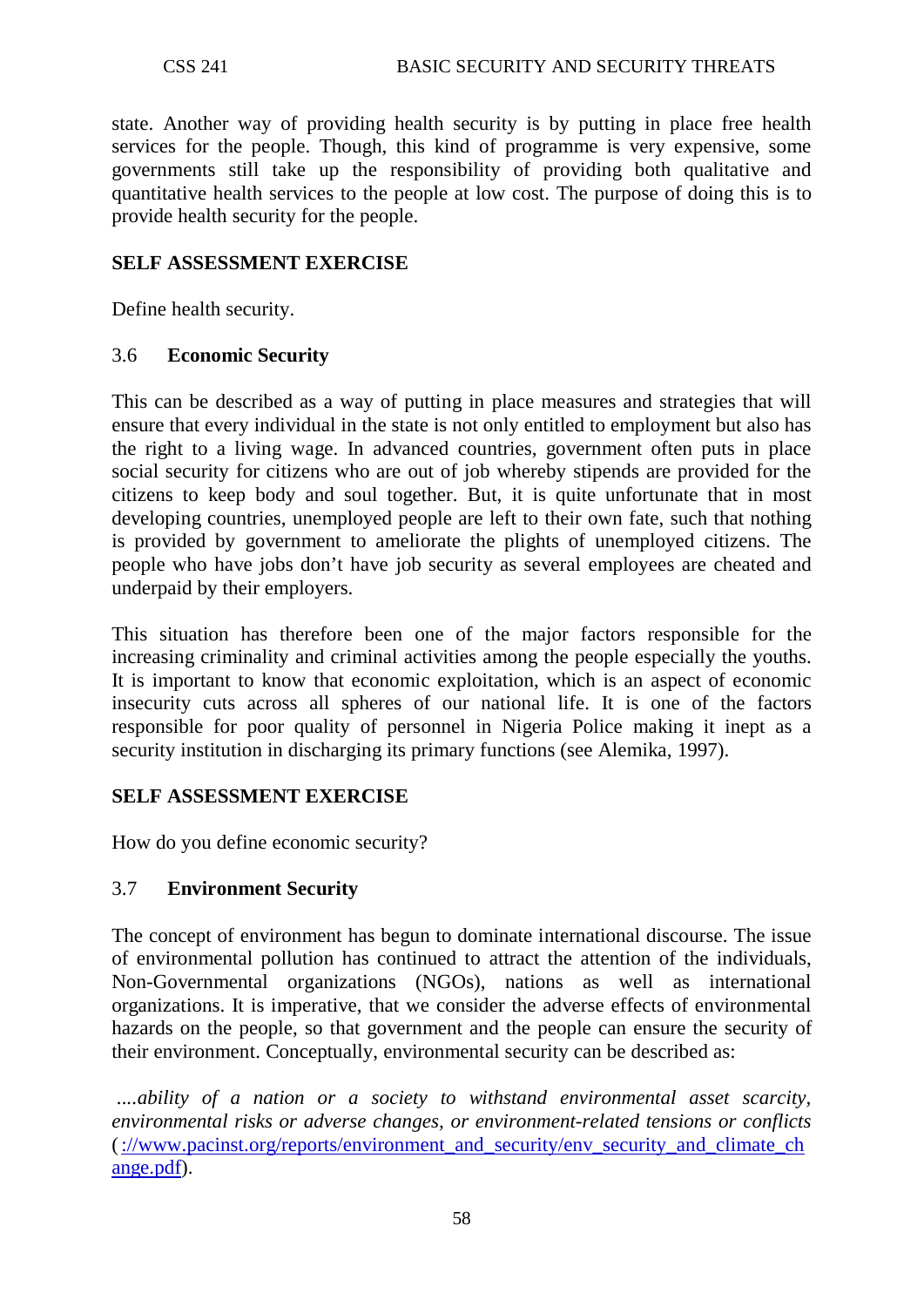state. Another way of providing health security is by putting in place free health services for the people. Though, this kind of programme is very expensive, some governments still take up the responsibility of providing both qualitative and quantitative health services to the people at low cost. The purpose of doing this is to provide health security for the people.

**SELF ASSESSMENT EXERCISE**

Define health security.

### 3.6 Economic Security

This can be described as a way of putting in place measures and strategies that will ensure that every individual in the state is not only entitled to employment but also has the right to a living wage. In advanced countries, government often puts in place social security for citizens who are out of job whereby stipends are provided for the citizens to keep body and soul together. But, it is quite unfortunate that in most developing countries, unemployed people are left to their own fate, such that nothing is provided by government to ameliorate the plights of unemployed citizens. The people who have jobs don't have job security as several employees are cheated and underpaid by their employers.

This situation has therefore been one of the major factors responsible for the increasing criminality and criminal activities among the people especially the youths. It is important to know that economic exploitation, which is an aspect of economic insecurity cuts across all spheres of our national life. It is one of the factors responsible for poor quality of personnel in Nigeria Police making it inept as a security institution in discharging its primary functions (see Alemika, 1997).

**SELF ASSESSMENT EXERCISE**

How do you define economic security?

### 3.7 Environment Security

The concept of environment has begun to dominate international discourse. The issue of environmental pollution has continued to attract the attention of the individuals, Non-Governmental organizations (NGOs), nations as well as international organizations. It is imperative, that we consider the adverse effects of environmental hazards on the people, so that government and the people can ensure the security of their environment. Conceptually, environmental security can be described as:

*....ability of a nation or a society to withstand environmental asset scarcity, environmental risks or adverse changes, or environment-related tensions or conflicts* (://www.pacinst.org/reports/environment_and_security/env_security_and_climate_change.pdf).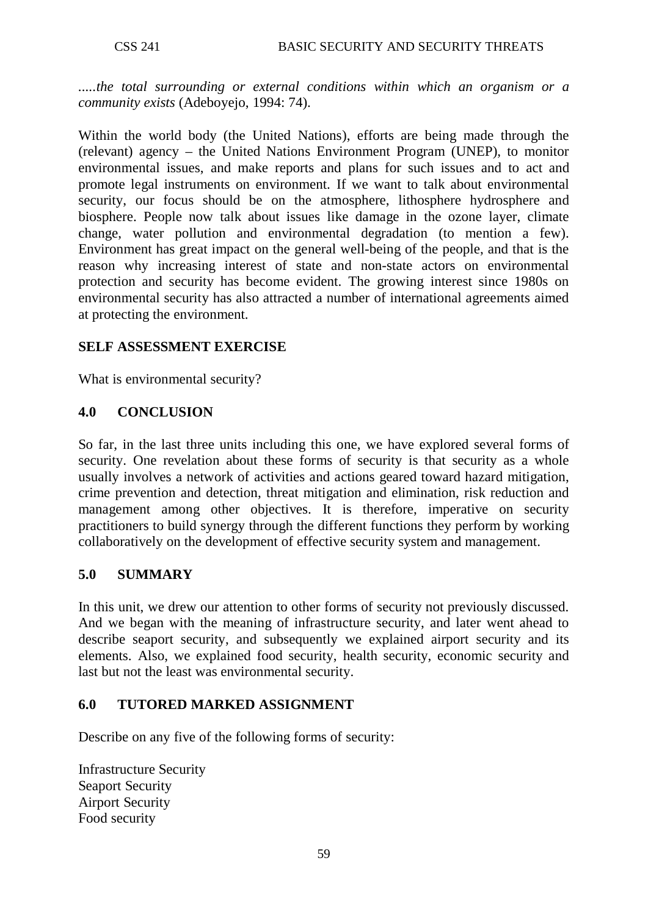*.....the total surrounding or external conditions within which an organism or a community exists* (Adeboyejo, 1994: 74).

Within the world body (the United Nations), efforts are being made through the (relevant) agency – the United Nations Environment Program (UNEP), to monitor environmental issues, and make reports and plans for such issues and to act and promote legal instruments on environment. If we want to talk about environmental security, our focus should be on the atmosphere, lithosphere hydrosphere and biosphere. People now talk about issues like damage in the ozone layer, climate change, water pollution and environmental degradation (to mention a few). Environment has great impact on the general well-being of the people, and that is the reason why increasing interest of state and non-state actors on environmental protection and security has become evident. The growing interest since 1980s on environmental security has also attracted a number of international agreements aimed at protecting the environment.

**SELF ASSESSMENT EXERCISE**

What is environmental security?

## 4.0 CONCLUSION

So far, in the last three units including this one, we have explored several forms of security. One revelation about these forms of security is that security as a whole usually involves a network of activities and actions geared toward hazard mitigation, crime prevention and detection, threat mitigation and elimination, risk reduction and management among other objectives. It is therefore, imperative on security practitioners to build synergy through the different functions they perform by working collaboratively on the development of effective security system and management.

## 5.0 SUMMARY

In this unit, we drew our attention to other forms of security not previously discussed. And we began with the meaning of infrastructure security, and later went ahead to describe seaport security, and subsequently we explained airport security and its elements. Also, we explained food security, health security, economic security and last but not the least was environmental security.

## 6.0 TUTORED MARKED ASSIGNMENT

Describe on any five of the following forms of security:

Infrastructure Security
Seaport Security
Airport Security
Food security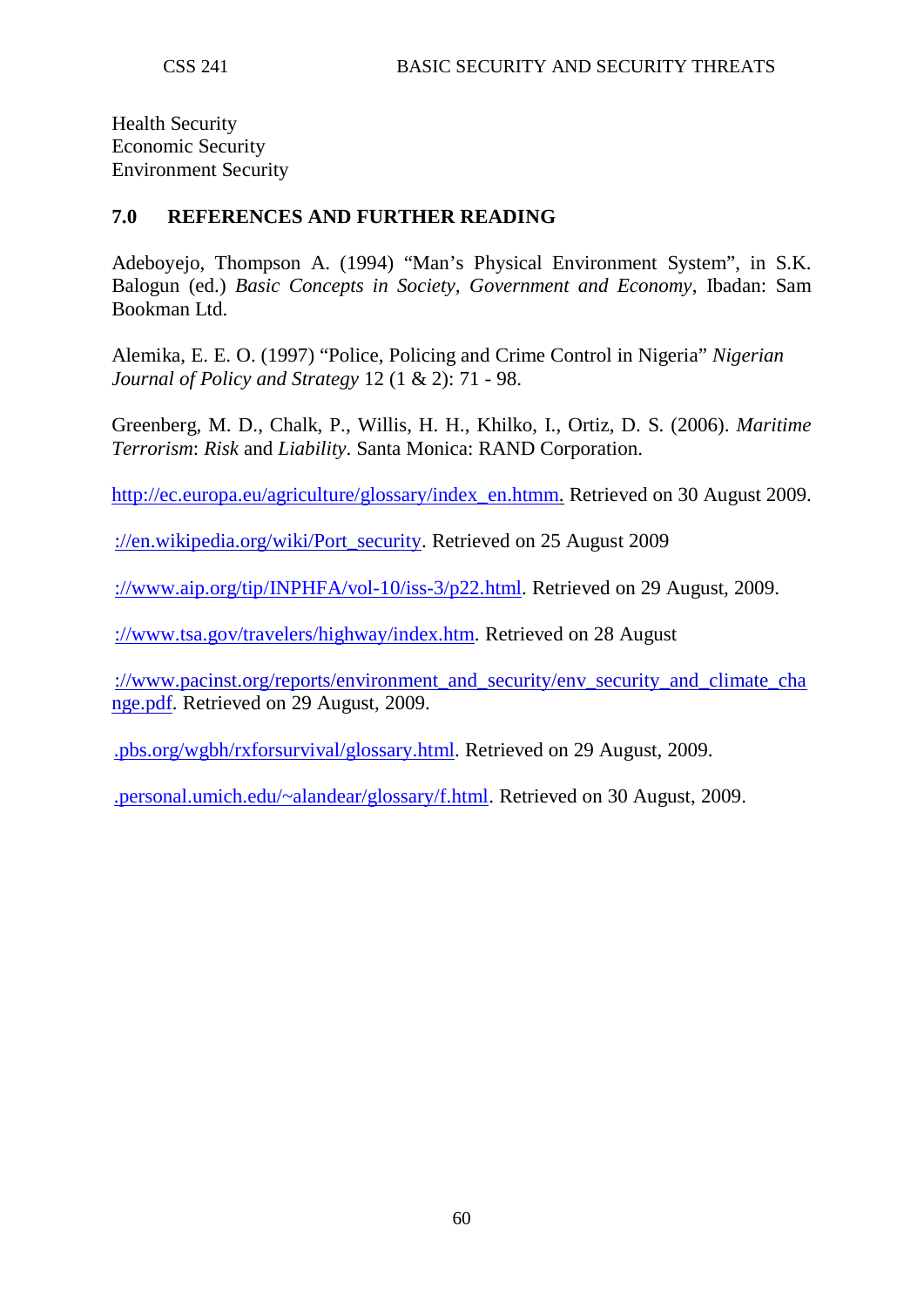Health Security
Economic Security
Environment Security

## 7.0 REFERENCES AND FURTHER READING

Adeboyejo, Thompson A. (1994) "Man's Physical Environment System", in S.K. Balogun (ed.) *Basic Concepts in Society, Government and Economy*, Ibadan: Sam Bookman Ltd.

Alemika, E. E. O. (1997) "Police, Policing and Crime Control in Nigeria" *Nigerian Journal of Policy and Strategy* 12 (1 & 2): 71 - 98.

Greenberg, M. D., Chalk, P., Willis, H. H., Khilko, I., Ortiz, D. S. (2006). *Maritime Terrorism*: *Risk* and *Liability*. Santa Monica: RAND Corporation.

http://ec.europa.eu/agriculture/glossary/index_en.htmm. Retrieved on 30 August 2009.

://en.wikipedia.org/wiki/Port_security. Retrieved on 25 August 2009

://www.aip.org/tip/INPHFA/vol-10/iss-3/p22.html. Retrieved on 29 August, 2009.

://www.tsa.gov/travelers/highway/index.htm. Retrieved on 28 August

://www.pacinst.org/reports/environment_and_security/env_security_and_climate_change.pdf. Retrieved on 29 August, 2009.

.pbs.org/wgbh/rxforsurvival/glossary.html. Retrieved on 29 August, 2009.

.personal.umich.edu/~alandear/glossary/f.html. Retrieved on 30 August, 2009.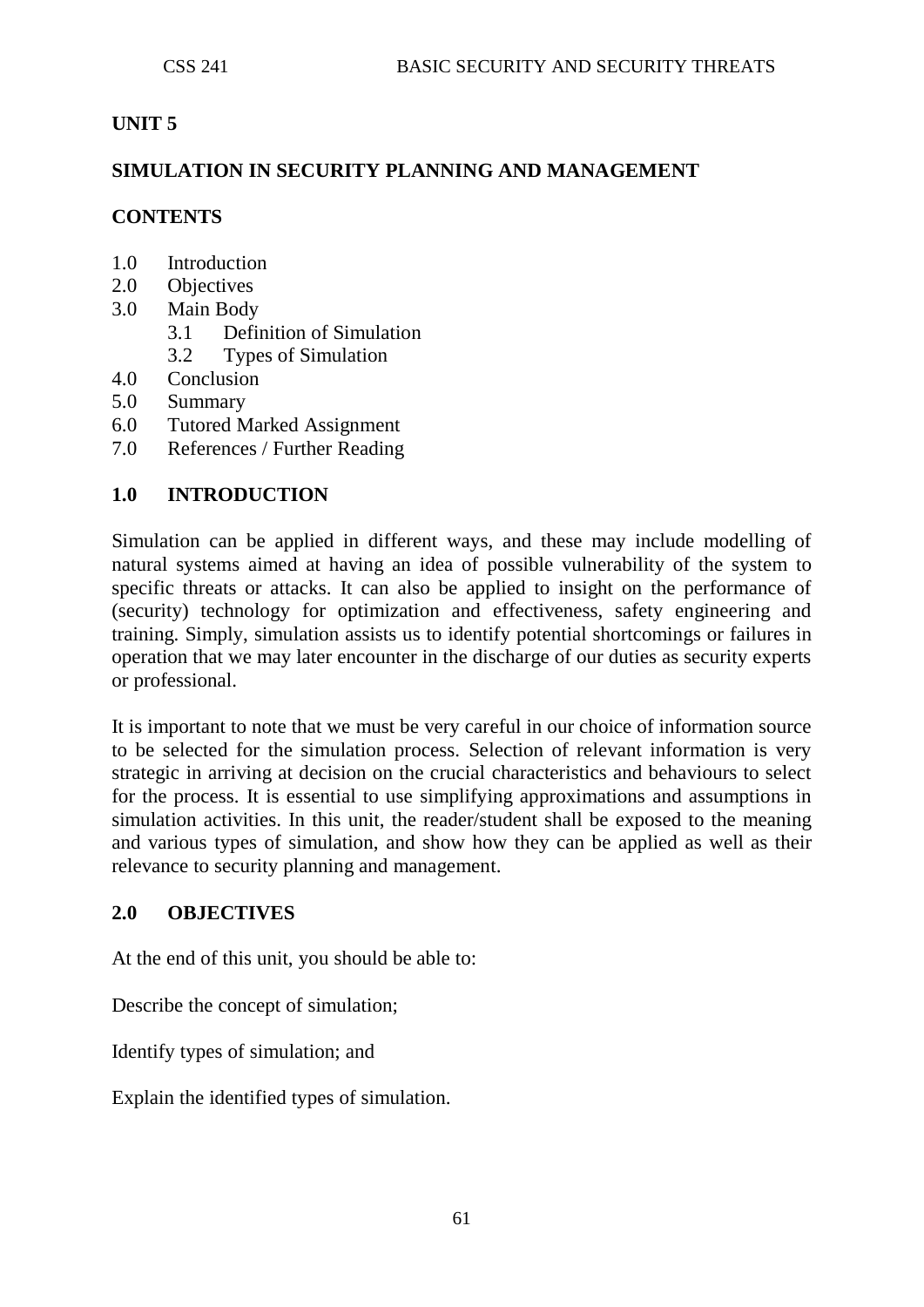## UNIT 5

## SIMULATION IN SECURITY PLANNING AND MANAGEMENT

### CONTENTS

- 1.0 Introduction
- 2.0 Objectives
- 3.0 Main Body
    - 3.1 Definition of Simulation
    - 3.2 Types of Simulation
- 4.0 Conclusion
- 5.0 Summary
- 6.0 Tutored Marked Assignment
- 7.0 References / Further Reading

### 1.0 INTRODUCTION

Simulation can be applied in different ways, and these may include modelling of natural systems aimed at having an idea of possible vulnerability of the system to specific threats or attacks. It can also be applied to insight on the performance of (security) technology for optimization and effectiveness, safety engineering and training. Simply, simulation assists us to identify potential shortcomings or failures in operation that we may later encounter in the discharge of our duties as security experts or professional.

It is important to note that we must be very careful in our choice of information source to be selected for the simulation process. Selection of relevant information is very strategic in arriving at decision on the crucial characteristics and behaviours to select for the process. It is essential to use simplifying approximations and assumptions in simulation activities. In this unit, the reader/student shall be exposed to the meaning and various types of simulation, and show how they can be applied as well as their relevance to security planning and management.

### 2.0 OBJECTIVES

At the end of this unit, you should be able to:

Describe the concept of simulation;

Identify types of simulation; and

Explain the identified types of simulation.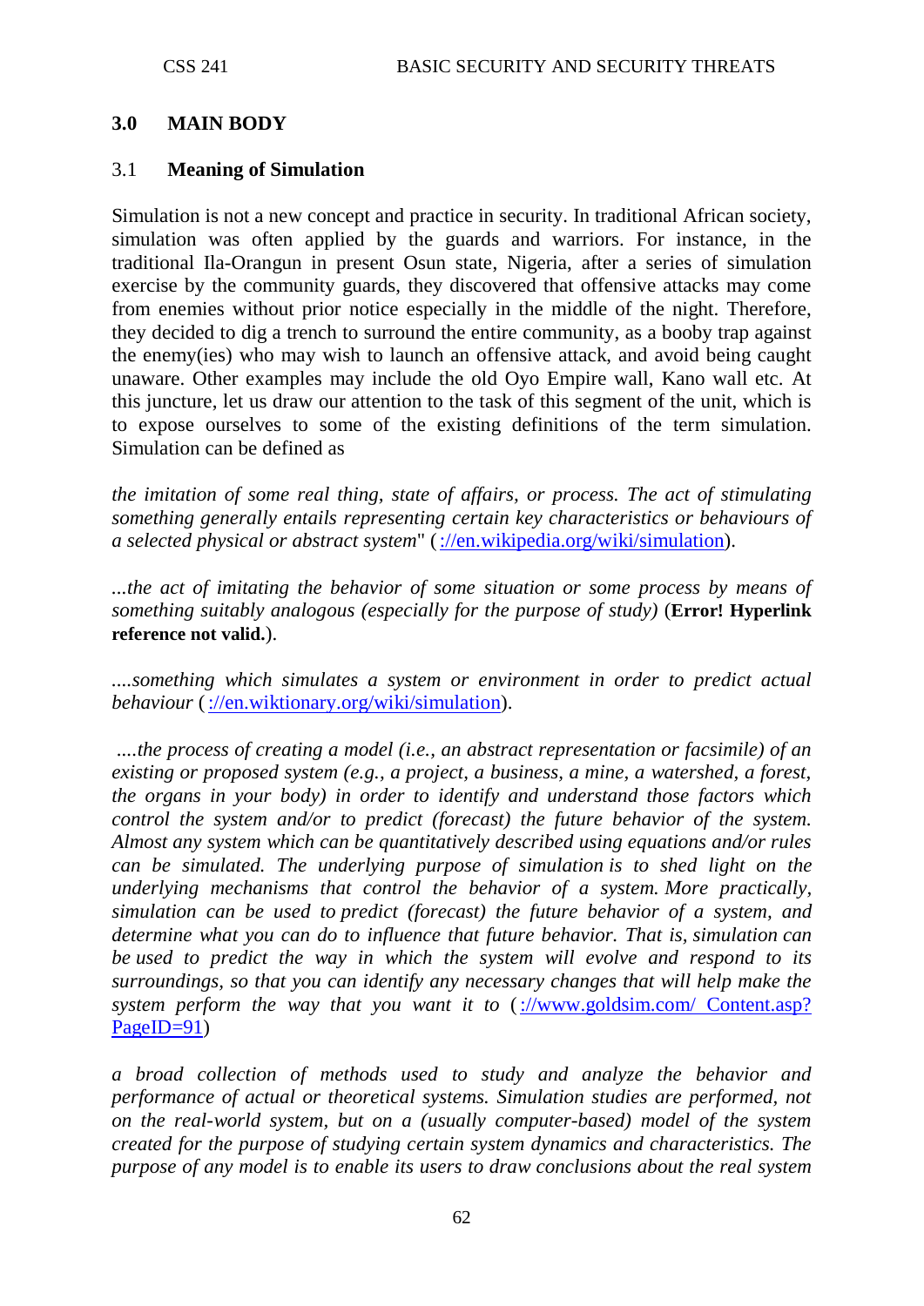## 3.0 MAIN BODY

### 3.1 Meaning of Simulation

Simulation is not a new concept and practice in security. In traditional African society, simulation was often applied by the guards and warriors. For instance, in the traditional Ila-Orangun in present Osun state, Nigeria, after a series of simulation exercise by the community guards, they discovered that offensive attacks may come from enemies without prior notice especially in the middle of the night. Therefore, they decided to dig a trench to surround the entire community, as a booby trap against the enemy(ies) who may wish to launch an offensive attack, and avoid being caught unaware. Other examples may include the old Oyo Empire wall, Kano wall etc. At this juncture, let us draw our attention to the task of this segment of the unit, which is to expose ourselves to some of the existing definitions of the term simulation. Simulation can be defined as

*the imitation of some real thing, state of affairs, or process. The act of stimulating something generally entails representing certain key characteristics or behaviours of a selected physical or abstract system*" ( ://en.wikipedia.org/wiki/simulation).

*...the act of imitating the behavior of some situation or some process by means of something suitably analogous (especially for the purpose of study)* (**Error! Hyperlink reference not valid.**).

*....something which simulates a system or environment in order to predict actual behaviour* ( ://en.wiktionary.org/wiki/simulation).

*....the process of creating a model (i.e., an abstract representation or facsimile) of an existing or proposed system (e.g., a project, a business, a mine, a watershed, a forest, the organs in your body) in order to identify and understand those factors which control the system and/or to predict (forecast) the future behavior of the system. Almost any system which can be quantitatively described using equations and/or rules can be simulated. The underlying purpose of simulation is to shed light on the underlying mechanisms that control the behavior of a system. More practically, simulation can be used to predict (forecast) the future behavior of a system, and determine what you can do to influence that future behavior. That is, simulation can be used to predict the way in which the system will evolve and respond to its surroundings, so that you can identify any necessary changes that will help make the system perform the way that you want it to* ( ://www.goldsim.com/ Content.asp?PageID=91)

*a broad collection of methods used to study and analyze the behavior and performance of actual or theoretical systems. Simulation studies are performed, not on the real-world system, but on a (usually computer-based) model of the system created for the purpose of studying certain system dynamics and characteristics. The purpose of any model is to enable its users to draw conclusions about the real system*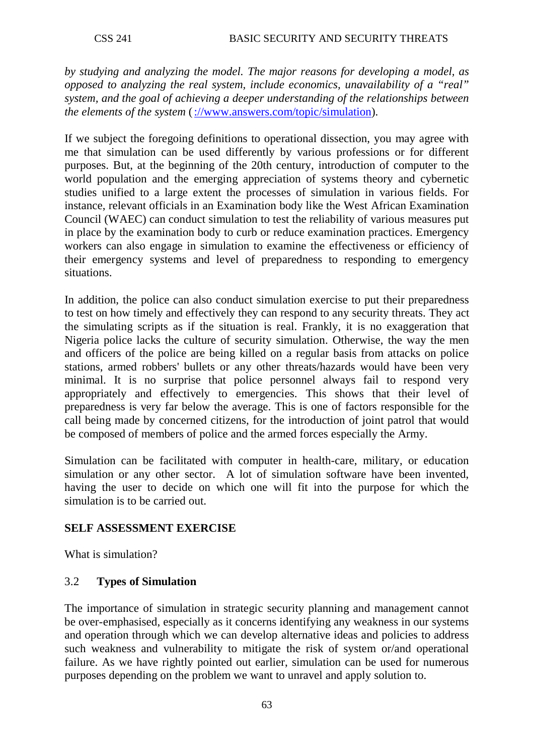*by studying and analyzing the model. The major reasons for developing a model, as opposed to analyzing the real system, include economics, unavailability of a "real" system, and the goal of achieving a deeper understanding of the relationships between the elements of the system* (://www.answers.com/topic/simulation).

If we subject the foregoing definitions to operational dissection, you may agree with me that simulation can be used differently by various professions or for different purposes. But, at the beginning of the 20th century, introduction of computer to the world population and the emerging appreciation of systems theory and cybernetic studies unified to a large extent the processes of simulation in various fields. For instance, relevant officials in an Examination body like the West African Examination Council (WAEC) can conduct simulation to test the reliability of various measures put in place by the examination body to curb or reduce examination practices. Emergency workers can also engage in simulation to examine the effectiveness or efficiency of their emergency systems and level of preparedness to responding to emergency situations.

In addition, the police can also conduct simulation exercise to put their preparedness to test on how timely and effectively they can respond to any security threats. They act the simulating scripts as if the situation is real. Frankly, it is no exaggeration that Nigeria police lacks the culture of security simulation. Otherwise, the way the men and officers of the police are being killed on a regular basis from attacks on police stations, armed robbers' bullets or any other threats/hazards would have been very minimal. It is no surprise that police personnel always fail to respond very appropriately and effectively to emergencies. This shows that their level of preparedness is very far below the average. This is one of factors responsible for the call being made by concerned citizens, for the introduction of joint patrol that would be composed of members of police and the armed forces especially the Army.

Simulation can be facilitated with computer in health-care, military, or education simulation or any other sector. A lot of simulation software have been invented, having the user to decide on which one will fit into the purpose for which the simulation is to be carried out.

**SELF ASSESSMENT EXERCISE**

What is simulation?

### 3.2 Types of Simulation

The importance of simulation in strategic security planning and management cannot be over-emphasised, especially as it concerns identifying any weakness in our systems and operation through which we can develop alternative ideas and policies to address such weakness and vulnerability to mitigate the risk of system or/and operational failure. As we have rightly pointed out earlier, simulation can be used for numerous purposes depending on the problem we want to unravel and apply solution to.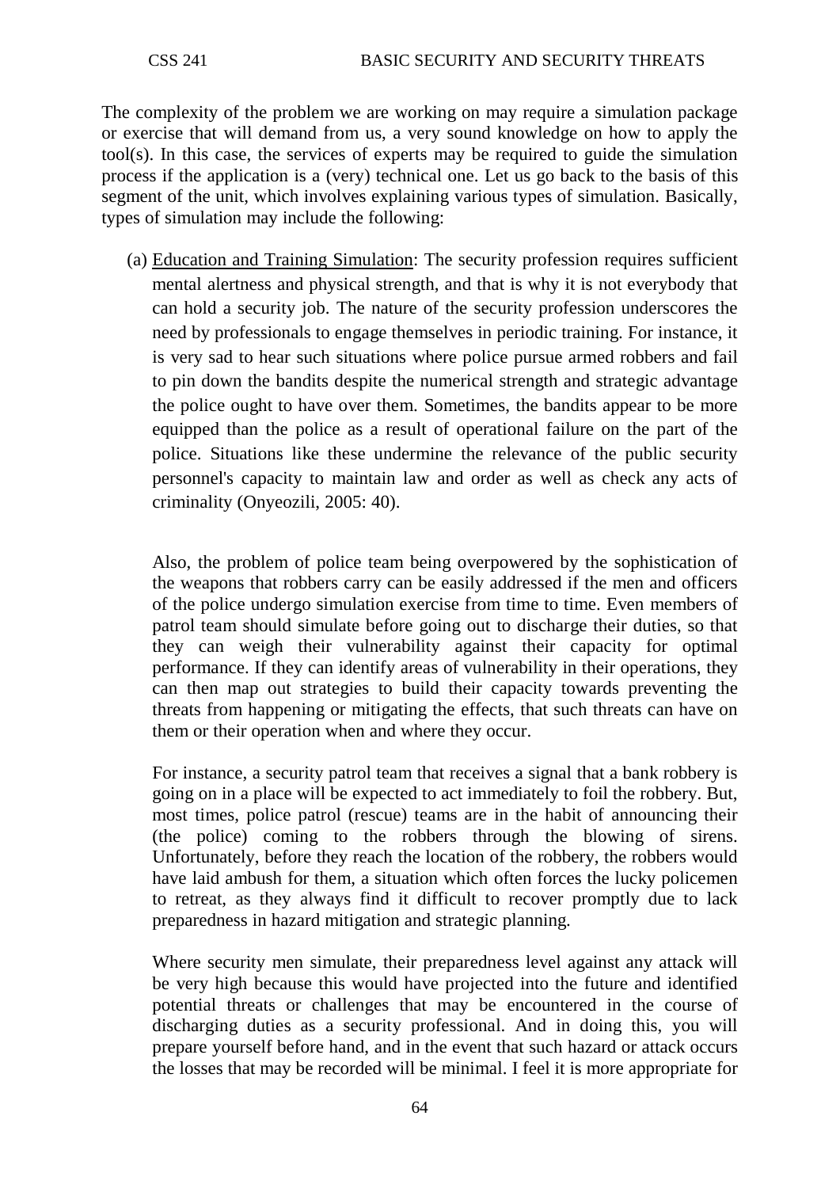The complexity of the problem we are working on may require a simulation package or exercise that will demand from us, a very sound knowledge on how to apply the tool(s). In this case, the services of experts may be required to guide the simulation process if the application is a (very) technical one. Let us go back to the basis of this segment of the unit, which involves explaining various types of simulation. Basically, types of simulation may include the following:

(a) <u>Education and Training Simulation</u>: The security profession requires sufficient mental alertness and physical strength, and that is why it is not everybody that can hold a security job. The nature of the security profession underscores the need by professionals to engage themselves in periodic training. For instance, it is very sad to hear such situations where police pursue armed robbers and fail to pin down the bandits despite the numerical strength and strategic advantage the police ought to have over them. Sometimes, the bandits appear to be more equipped than the police as a result of operational failure on the part of the police. Situations like these undermine the relevance of the public security personnel's capacity to maintain law and order as well as check any acts of criminality (Onyeozili, 2005: 40).

Also, the problem of police team being overpowered by the sophistication of the weapons that robbers carry can be easily addressed if the men and officers of the police undergo simulation exercise from time to time. Even members of patrol team should simulate before going out to discharge their duties, so that they can weigh their vulnerability against their capacity for optimal performance. If they can identify areas of vulnerability in their operations, they can then map out strategies to build their capacity towards preventing the threats from happening or mitigating the effects, that such threats can have on them or their operation when and where they occur.

For instance, a security patrol team that receives a signal that a bank robbery is going on in a place will be expected to act immediately to foil the robbery. But, most times, police patrol (rescue) teams are in the habit of announcing their (the police) coming to the robbers through the blowing of sirens. Unfortunately, before they reach the location of the robbery, the robbers would have laid ambush for them, a situation which often forces the lucky policemen to retreat, as they always find it difficult to recover promptly due to lack preparedness in hazard mitigation and strategic planning.

Where security men simulate, their preparedness level against any attack will be very high because this would have projected into the future and identified potential threats or challenges that may be encountered in the course of discharging duties as a security professional. And in doing this, you will prepare yourself before hand, and in the event that such hazard or attack occurs the losses that may be recorded will be minimal. I feel it is more appropriate for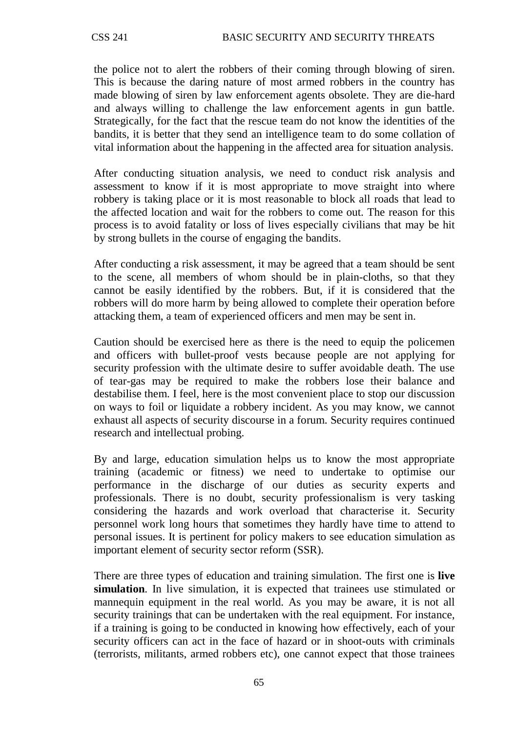the police not to alert the robbers of their coming through blowing of siren. This is because the daring nature of most armed robbers in the country has made blowing of siren by law enforcement agents obsolete. They are die-hard and always willing to challenge the law enforcement agents in gun battle. Strategically, for the fact that the rescue team do not know the identities of the bandits, it is better that they send an intelligence team to do some collation of vital information about the happening in the affected area for situation analysis.

After conducting situation analysis, we need to conduct risk analysis and assessment to know if it is most appropriate to move straight into where robbery is taking place or it is most reasonable to block all roads that lead to the affected location and wait for the robbers to come out. The reason for this process is to avoid fatality or loss of lives especially civilians that may be hit by strong bullets in the course of engaging the bandits.

After conducting a risk assessment, it may be agreed that a team should be sent to the scene, all members of whom should be in plain-cloths, so that they cannot be easily identified by the robbers. But, if it is considered that the robbers will do more harm by being allowed to complete their operation before attacking them, a team of experienced officers and men may be sent in.

Caution should be exercised here as there is the need to equip the policemen and officers with bullet-proof vests because people are not applying for security profession with the ultimate desire to suffer avoidable death. The use of tear-gas may be required to make the robbers lose their balance and destabilise them. I feel, here is the most convenient place to stop our discussion on ways to foil or liquidate a robbery incident. As you may know, we cannot exhaust all aspects of security discourse in a forum. Security requires continued research and intellectual probing.

By and large, education simulation helps us to know the most appropriate training (academic or fitness) we need to undertake to optimise our performance in the discharge of our duties as security experts and professionals. There is no doubt, security professionalism is very tasking considering the hazards and work overload that characterise it. Security personnel work long hours that sometimes they hardly have time to attend to personal issues. It is pertinent for policy makers to see education simulation as important element of security sector reform (SSR).

There are three types of education and training simulation. The first one is **live simulation**. In live simulation, it is expected that trainees use stimulated or mannequin equipment in the real world. As you may be aware, it is not all security trainings that can be undertaken with the real equipment. For instance, if a training is going to be conducted in knowing how effectively, each of your security officers can act in the face of hazard or in shoot-outs with criminals (terrorists, militants, armed robbers etc), one cannot expect that those trainees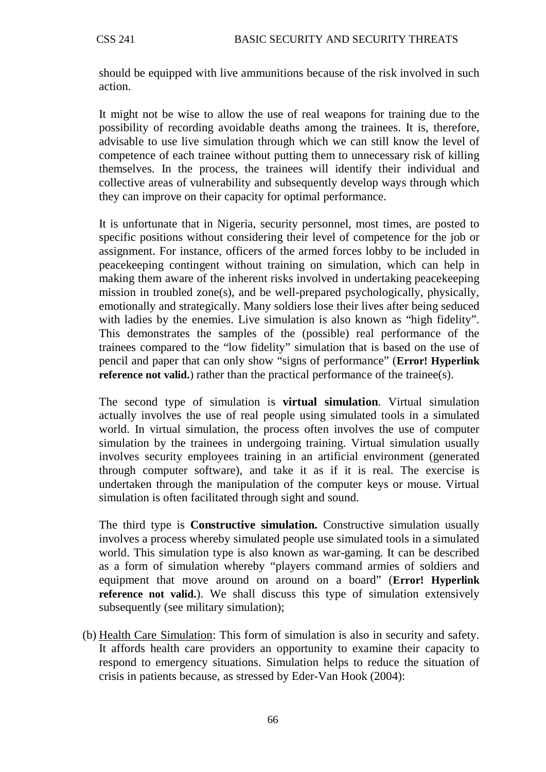should be equipped with live ammunitions because of the risk involved in such action.

It might not be wise to allow the use of real weapons for training due to the possibility of recording avoidable deaths among the trainees. It is, therefore, advisable to use live simulation through which we can still know the level of competence of each trainee without putting them to unnecessary risk of killing themselves. In the process, the trainees will identify their individual and collective areas of vulnerability and subsequently develop ways through which they can improve on their capacity for optimal performance.

It is unfortunate that in Nigeria, security personnel, most times, are posted to specific positions without considering their level of competence for the job or assignment. For instance, officers of the armed forces lobby to be included in peacekeeping contingent without training on simulation, which can help in making them aware of the inherent risks involved in undertaking peacekeeping mission in troubled zone(s), and be well-prepared psychologically, physically, emotionally and strategically. Many soldiers lose their lives after being seduced with ladies by the enemies. Live simulation is also known as "high fidelity". This demonstrates the samples of the (possible) real performance of the trainees compared to the "low fidelity" simulation that is based on the use of pencil and paper that can only show "signs of performance" (**Error! Hyperlink reference not valid.**) rather than the practical performance of the trainee(s).

The second type of simulation is **virtual simulation**. Virtual simulation actually involves the use of real people using simulated tools in a simulated world. In virtual simulation, the process often involves the use of computer simulation by the trainees in undergoing training. Virtual simulation usually involves security employees training in an artificial environment (generated through computer software), and take it as if it is real. The exercise is undertaken through the manipulation of the computer keys or mouse. Virtual simulation is often facilitated through sight and sound.

The third type is **Constructive simulation.** Constructive simulation usually involves a process whereby simulated people use simulated tools in a simulated world. This simulation type is also known as war-gaming. It can be described as a form of simulation whereby "players command armies of soldiers and equipment that move around on around on a board" (**Error! Hyperlink reference not valid.**). We shall discuss this type of simulation extensively subsequently (see military simulation);

(b) Health Care Simulation: This form of simulation is also in security and safety. It affords health care providers an opportunity to examine their capacity to respond to emergency situations. Simulation helps to reduce the situation of crisis in patients because, as stressed by Eder-Van Hook (2004):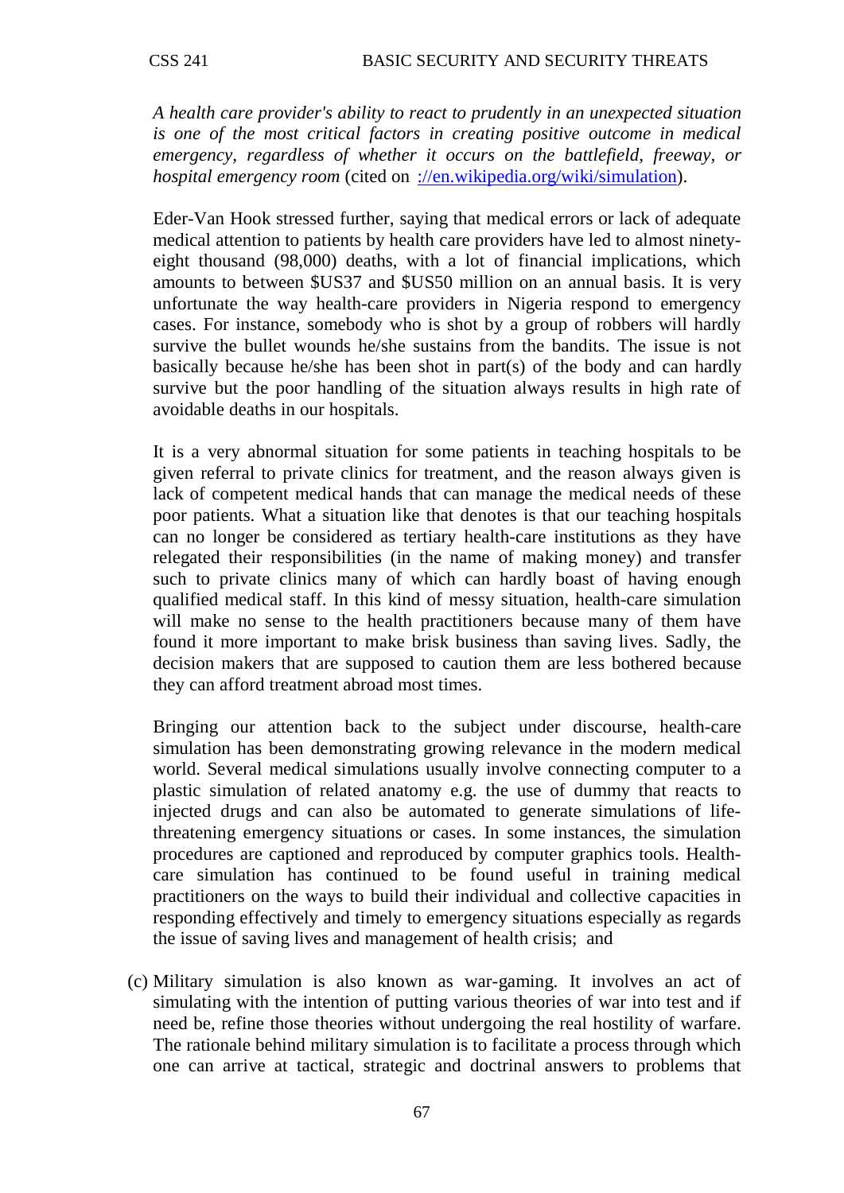*A health care provider's ability to react to prudently in an unexpected situation is one of the most critical factors in creating positive outcome in medical emergency, regardless of whether it occurs on the battlefield, freeway, or hospital emergency room* (cited on ://en.wikipedia.org/wiki/simulation).

Eder-Van Hook stressed further, saying that medical errors or lack of adequate medical attention to patients by health care providers have led to almost ninety-eight thousand (98,000) deaths, with a lot of financial implications, which amounts to between $US37 and $US50 million on an annual basis. It is very unfortunate the way health-care providers in Nigeria respond to emergency cases. For instance, somebody who is shot by a group of robbers will hardly survive the bullet wounds he/she sustains from the bandits. The issue is not basically because he/she has been shot in part(s) of the body and can hardly survive but the poor handling of the situation always results in high rate of avoidable deaths in our hospitals.

It is a very abnormal situation for some patients in teaching hospitals to be given referral to private clinics for treatment, and the reason always given is lack of competent medical hands that can manage the medical needs of these poor patients. What a situation like that denotes is that our teaching hospitals can no longer be considered as tertiary health-care institutions as they have relegated their responsibilities (in the name of making money) and transfer such to private clinics many of which can hardly boast of having enough qualified medical staff. In this kind of messy situation, health-care simulation will make no sense to the health practitioners because many of them have found it more important to make brisk business than saving lives. Sadly, the decision makers that are supposed to caution them are less bothered because they can afford treatment abroad most times.

Bringing our attention back to the subject under discourse, health-care simulation has been demonstrating growing relevance in the modern medical world. Several medical simulations usually involve connecting computer to a plastic simulation of related anatomy e.g. the use of dummy that reacts to injected drugs and can also be automated to generate simulations of life-threatening emergency situations or cases. In some instances, the simulation procedures are captioned and reproduced by computer graphics tools. Health-care simulation has continued to be found useful in training medical practitioners on the ways to build their individual and collective capacities in responding effectively and timely to emergency situations especially as regards the issue of saving lives and management of health crisis; and

(c) Military simulation is also known as war-gaming. It involves an act of simulating with the intention of putting various theories of war into test and if need be, refine those theories without undergoing the real hostility of warfare. The rationale behind military simulation is to facilitate a process through which one can arrive at tactical, strategic and doctrinal answers to problems that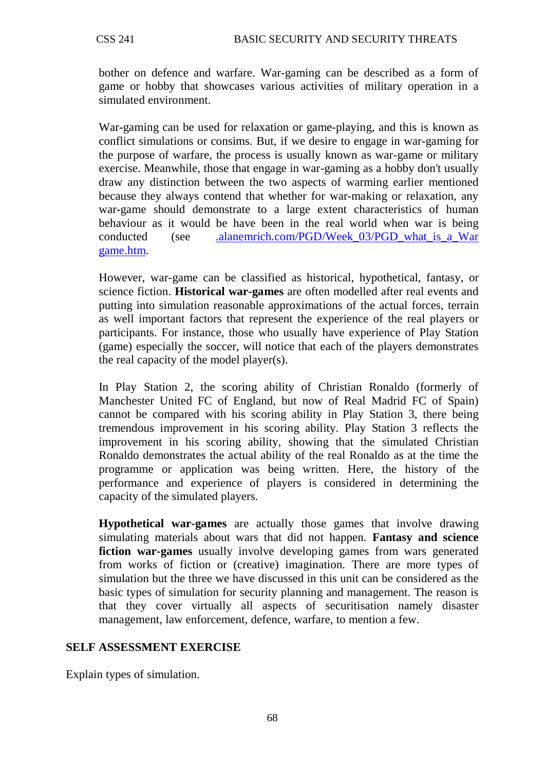bother on defence and warfare. War-gaming can be described as a form of game or hobby that showcases various activities of military operation in a simulated environment.

War-gaming can be used for relaxation or game-playing, and this is known as conflict simulations or consims. But, if we desire to engage in war-gaming for the purpose of warfare, the process is usually known as war-game or military exercise. Meanwhile, those that engage in war-gaming as a hobby don't usually draw any distinction between the two aspects of warming earlier mentioned because they always contend that whether for war-making or relaxation, any war-game should demonstrate to a large extent characteristics of human behaviour as it would be have been in the real world when war is being conducted (see .alanemrich.com/PGD/Week_03/PGD_what_is_a_Wargame.htm.

However, war-game can be classified as historical, hypothetical, fantasy, or science fiction. **Historical war-games** are often modelled after real events and putting into simulation reasonable approximations of the actual forces, terrain as well important factors that represent the experience of the real players or participants. For instance, those who usually have experience of Play Station (game) especially the soccer, will notice that each of the players demonstrates the real capacity of the model player(s).

In Play Station 2, the scoring ability of Christian Ronaldo (formerly of Manchester United FC of England, but now of Real Madrid FC of Spain) cannot be compared with his scoring ability in Play Station 3, there being tremendous improvement in his scoring ability. Play Station 3 reflects the improvement in his scoring ability, showing that the simulated Christian Ronaldo demonstrates the actual ability of the real Ronaldo as at the time the programme or application was being written. Here, the history of the performance and experience of players is considered in determining the capacity of the simulated players.

**Hypothetical war-games** are actually those games that involve drawing simulating materials about wars that did not happen. **Fantasy and science fiction war-games** usually involve developing games from wars generated from works of fiction or (creative) imagination. There are more types of simulation but the three we have discussed in this unit can be considered as the basic types of simulation for security planning and management. The reason is that they cover virtually all aspects of securitisation namely disaster management, law enforcement, defence, warfare, to mention a few.

## SELF ASSESSMENT EXERCISE

Explain types of simulation.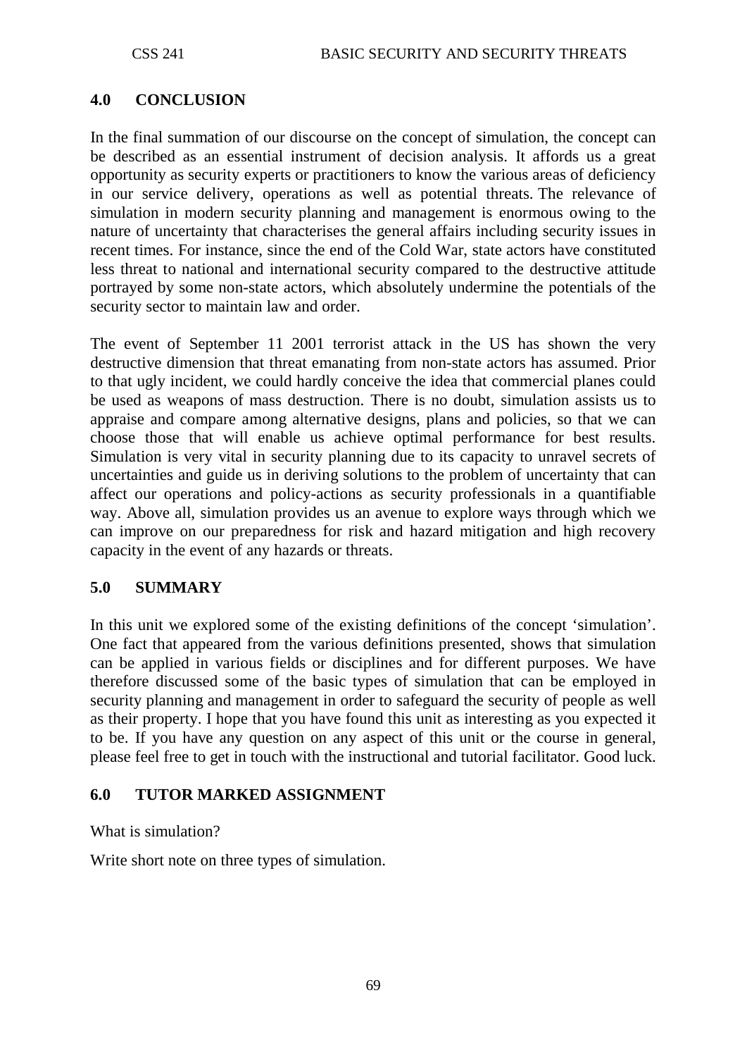## 4.0 CONCLUSION

In the final summation of our discourse on the concept of simulation, the concept can be described as an essential instrument of decision analysis. It affords us a great opportunity as security experts or practitioners to know the various areas of deficiency in our service delivery, operations as well as potential threats. The relevance of simulation in modern security planning and management is enormous owing to the nature of uncertainty that characterises the general affairs including security issues in recent times. For instance, since the end of the Cold War, state actors have constituted less threat to national and international security compared to the destructive attitude portrayed by some non-state actors, which absolutely undermine the potentials of the security sector to maintain law and order.

The event of September 11 2001 terrorist attack in the US has shown the very destructive dimension that threat emanating from non-state actors has assumed. Prior to that ugly incident, we could hardly conceive the idea that commercial planes could be used as weapons of mass destruction. There is no doubt, simulation assists us to appraise and compare among alternative designs, plans and policies, so that we can choose those that will enable us achieve optimal performance for best results. Simulation is very vital in security planning due to its capacity to unravel secrets of uncertainties and guide us in deriving solutions to the problem of uncertainty that can affect our operations and policy-actions as security professionals in a quantifiable way. Above all, simulation provides us an avenue to explore ways through which we can improve on our preparedness for risk and hazard mitigation and high recovery capacity in the event of any hazards or threats.

## 5.0 SUMMARY

In this unit we explored some of the existing definitions of the concept 'simulation'. One fact that appeared from the various definitions presented, shows that simulation can be applied in various fields or disciplines and for different purposes. We have therefore discussed some of the basic types of simulation that can be employed in security planning and management in order to safeguard the security of people as well as their property. I hope that you have found this unit as interesting as you expected it to be. If you have any question on any aspect of this unit or the course in general, please feel free to get in touch with the instructional and tutorial facilitator. Good luck.

## 6.0 TUTOR MARKED ASSIGNMENT

What is simulation?

Write short note on three types of simulation.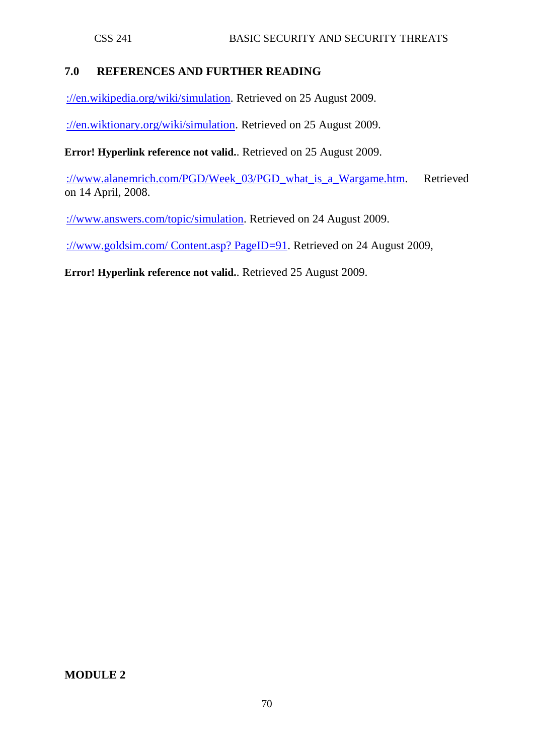## 7.0 REFERENCES AND FURTHER READING

://en.wikipedia.org/wiki/simulation. Retrieved on 25 August 2009.

://en.wiktionary.org/wiki/simulation. Retrieved on 25 August 2009.

**Error! Hyperlink reference not valid.**. Retrieved on 25 August 2009.

://www.alanemrich.com/PGD/Week_03/PGD_what_is_a_Wargame.htm. Retrieved on 14 April, 2008.

://www.answers.com/topic/simulation. Retrieved on 24 August 2009.

://www.goldsim.com/ Content.asp? PageID=91. Retrieved on 24 August 2009,

**Error! Hyperlink reference not valid.**. Retrieved 25 August 2009.

**MODULE 2**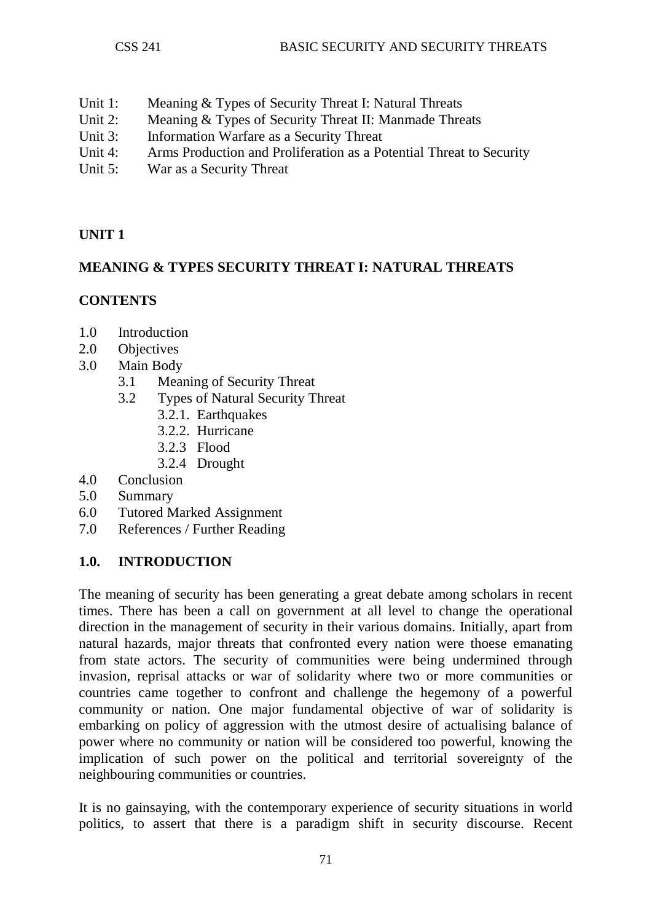Unit 1: Meaning & Types of Security Threat I: Natural Threats
Unit 2: Meaning & Types of Security Threat II: Manmade Threats
Unit 3: Information Warfare as a Security Threat
Unit 4: Arms Production and Proliferation as a Potential Threat to Security
Unit 5: War as a Security Threat

## UNIT 1

## MEANING & TYPES SECURITY THREAT I: NATURAL THREATS

### CONTENTS

- 1.0 Introduction
- 2.0 Objectives
- 3.0 Main Body
  - 3.1 Meaning of Security Threat
  - 3.2 Types of Natural Security Threat
    - 3.2.1. Earthquakes
    - 3.2.2. Hurricane
    - 3.2.3 Flood
    - 3.2.4 Drought
- 4.0 Conclusion
- 5.0 Summary
- 6.0 Tutored Marked Assignment
- 7.0 References / Further Reading

### 1.0. INTRODUCTION

The meaning of security has been generating a great debate among scholars in recent times. There has been a call on government at all level to change the operational direction in the management of security in their various domains. Initially, apart from natural hazards, major threats that confronted every nation were thoese emanating from state actors. The security of communities were being undermined through invasion, reprisal attacks or war of solidarity where two or more communities or countries came together to confront and challenge the hegemony of a powerful community or nation. One major fundamental objective of war of solidarity is embarking on policy of aggression with the utmost desire of actualising balance of power where no community or nation will be considered too powerful, knowing the implication of such power on the political and territorial sovereignty of the neighbouring communities or countries.

It is no gainsaying, with the contemporary experience of security situations in world politics, to assert that there is a paradigm shift in security discourse. Recent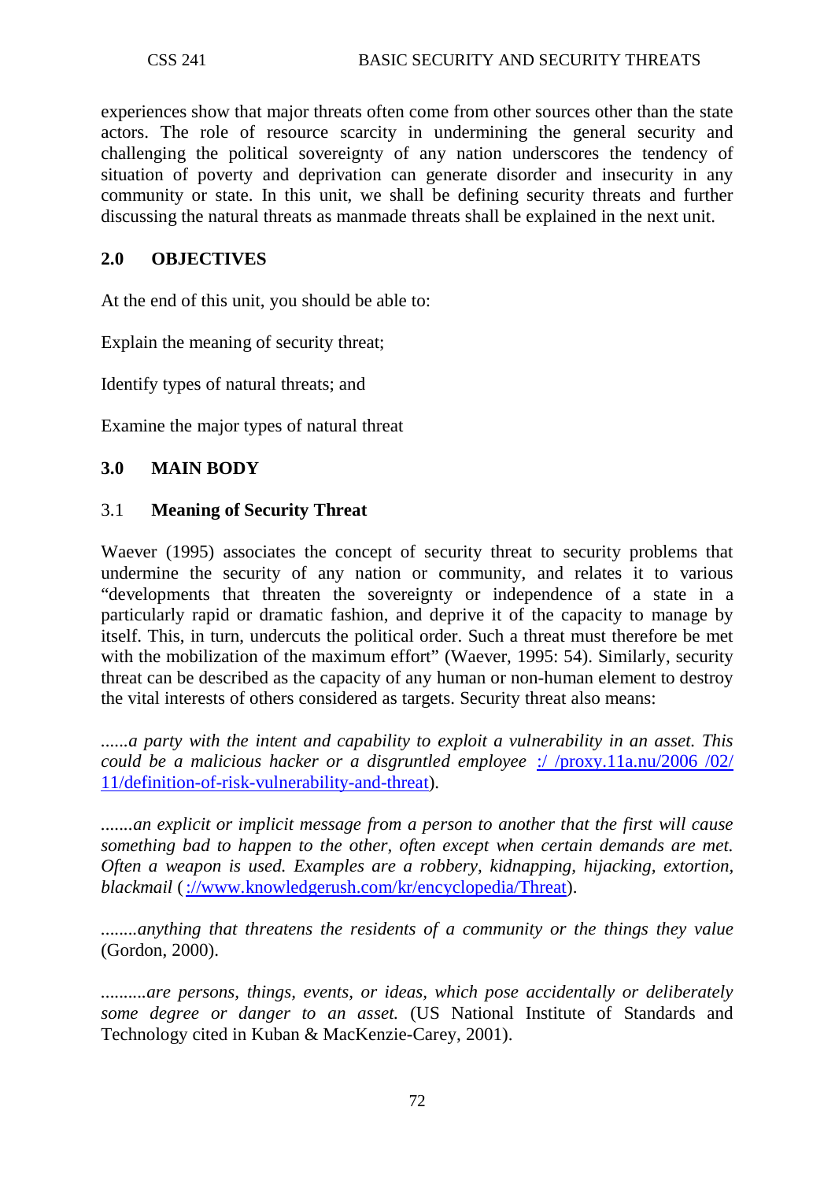experiences show that major threats often come from other sources other than the state actors. The role of resource scarcity in undermining the general security and challenging the political sovereignty of any nation underscores the tendency of situation of poverty and deprivation can generate disorder and insecurity in any community or state. In this unit, we shall be defining security threats and further discussing the natural threats as manmade threats shall be explained in the next unit.

## 2.0 OBJECTIVES

At the end of this unit, you should be able to:

Explain the meaning of security threat;

Identify types of natural threats; and

Examine the major types of natural threat

## 3.0 MAIN BODY

### 3.1 Meaning of Security Threat

Waever (1995) associates the concept of security threat to security problems that undermine the security of any nation or community, and relates it to various "developments that threaten the sovereignty or independence of a state in a particularly rapid or dramatic fashion, and deprive it of the capacity to manage by itself. This, in turn, undercuts the political order. Such a threat must therefore be met with the mobilization of the maximum effort" (Waever, 1995: 54). Similarly, security threat can be described as the capacity of any human or non-human element to destroy the vital interests of others considered as targets. Security threat also means:

*......a party with the intent and capability to exploit a vulnerability in an asset. This could be a malicious hacker or a disgruntled employee* [:/ /proxy.11a.nu/2006 /02/ 11/definition-of-risk-vulnerability-and-threat](:/ /proxy.11a.nu/2006 /02/ 11/definition-of-risk-vulnerability-and-threat).

*.......an explicit or implicit message from a person to another that the first will cause something bad to happen to the other, often except when certain demands are met. Often a weapon is used. Examples are a robbery, kidnapping, hijacking, extortion, blackmail* ( [://www.knowledgerush.com/kr/encyclopedia/Threat](://www.knowledgerush.com/kr/encyclopedia/Threat)).

*........anything that threatens the residents of a community or the things they value* (Gordon, 2000).

*..........are persons, things, events, or ideas, which pose accidentally or deliberately some degree or danger to an asset.* (US National Institute of Standards and Technology cited in Kuban & MacKenzie-Carey, 2001).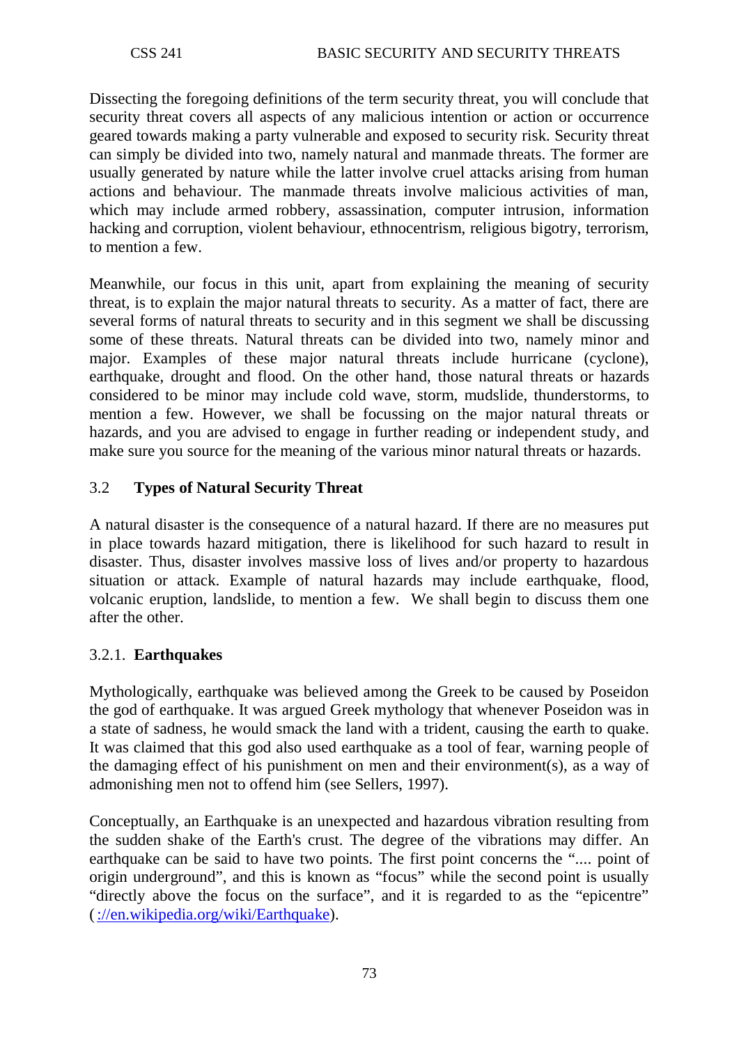Dissecting the foregoing definitions of the term security threat, you will conclude that security threat covers all aspects of any malicious intention or action or occurrence geared towards making a party vulnerable and exposed to security risk. Security threat can simply be divided into two, namely natural and manmade threats. The former are usually generated by nature while the latter involve cruel attacks arising from human actions and behaviour. The manmade threats involve malicious activities of man, which may include armed robbery, assassination, computer intrusion, information hacking and corruption, violent behaviour, ethnocentrism, religious bigotry, terrorism, to mention a few.

Meanwhile, our focus in this unit, apart from explaining the meaning of security threat, is to explain the major natural threats to security. As a matter of fact, there are several forms of natural threats to security and in this segment we shall be discussing some of these threats. Natural threats can be divided into two, namely minor and major. Examples of these major natural threats include hurricane (cyclone), earthquake, drought and flood. On the other hand, those natural threats or hazards considered to be minor may include cold wave, storm, mudslide, thunderstorms, to mention a few. However, we shall be focussing on the major natural threats or hazards, and you are advised to engage in further reading or independent study, and make sure you source for the meaning of the various minor natural threats or hazards.

## 3.2 Types of Natural Security Threat

A natural disaster is the consequence of a natural hazard. If there are no measures put in place towards hazard mitigation, there is likelihood for such hazard to result in disaster. Thus, disaster involves massive loss of lives and/or property to hazardous situation or attack. Example of natural hazards may include earthquake, flood, volcanic eruption, landslide, to mention a few. We shall begin to discuss them one after the other.

### 3.2.1. Earthquakes

Mythologically, earthquake was believed among the Greek to be caused by Poseidon the god of earthquake. It was argued Greek mythology that whenever Poseidon was in a state of sadness, he would smack the land with a trident, causing the earth to quake. It was claimed that this god also used earthquake as a tool of fear, warning people of the damaging effect of his punishment on men and their environment(s), as a way of admonishing men not to offend him (see Sellers, 1997).

Conceptually, an Earthquake is an unexpected and hazardous vibration resulting from the sudden shake of the Earth's crust. The degree of the vibrations may differ. An earthquake can be said to have two points. The first point concerns the ".... point of origin underground", and this is known as "focus" while the second point is usually "directly above the focus on the surface", and it is regarded to as the "epicentre" (://en.wikipedia.org/wiki/Earthquake).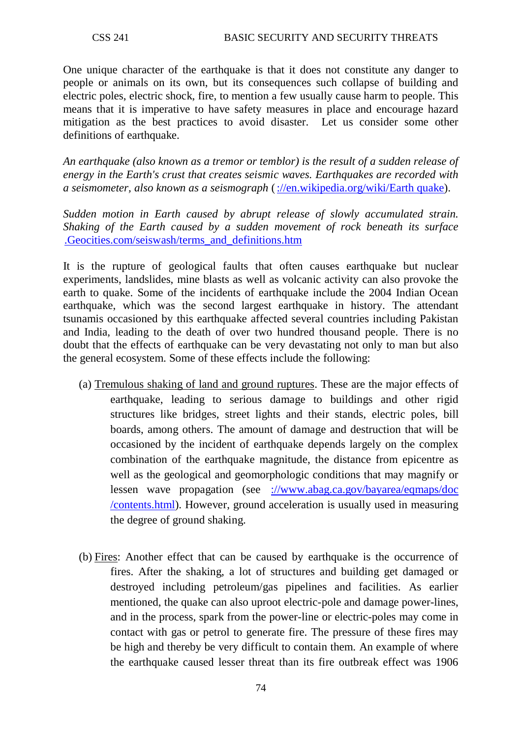One unique character of the earthquake is that it does not constitute any danger to people or animals on its own, but its consequences such collapse of building and electric poles, electric shock, fire, to mention a few usually cause harm to people. This means that it is imperative to have safety measures in place and encourage hazard mitigation as the best practices to avoid disaster. Let us consider some other definitions of earthquake.

*An earthquake (also known as a tremor or temblor) is the result of a sudden release of energy in the Earth's crust that creates seismic waves. Earthquakes are recorded with a seismometer, also known as a seismograph* ( [://en.wikipedia.org/wiki/Earth quake](://en.wikipedia.org/wiki/Earth quake)).

*Sudden motion in Earth caused by abrupt release of slowly accumulated strain. Shaking of the Earth caused by a sudden movement of rock beneath its surface* [.Geocities.com/seiswash/terms_and_definitions.htm](.Geocities.com/seiswash/terms_and_definitions.htm)

It is the rupture of geological faults that often causes earthquake but nuclear experiments, landslides, mine blasts as well as volcanic activity can also provoke the earth to quake. Some of the incidents of earthquake include the 2004 Indian Ocean earthquake, which was the second largest earthquake in history. The attendant tsunamis occasioned by this earthquake affected several countries including Pakistan and India, leading to the death of over two hundred thousand people. There is no doubt that the effects of earthquake can be very devastating not only to man but also the general ecosystem. Some of these effects include the following:

(a) <u>Tremulous shaking of land and ground ruptures</u>. These are the major effects of earthquake, leading to serious damage to buildings and other rigid structures like bridges, street lights and their stands, electric poles, bill boards, among others. The amount of damage and destruction that will be occasioned by the incident of earthquake depends largely on the complex combination of the earthquake magnitude, the distance from epicentre as well as the geological and geomorphologic conditions that may magnify or lessen wave propagation (see [://www.abag.ca.gov/bayarea/eqmaps/doc/contents.html](://www.abag.ca.gov/bayarea/eqmaps/doc/contents.html)). However, ground acceleration is usually used in measuring the degree of ground shaking.

(b) <u>Fires</u>: Another effect that can be caused by earthquake is the occurrence of fires. After the shaking, a lot of structures and building get damaged or destroyed including petroleum/gas pipelines and facilities. As earlier mentioned, the quake can also uproot electric-pole and damage power-lines, and in the process, spark from the power-line or electric-poles may come in contact with gas or petrol to generate fire. The pressure of these fires may be high and thereby be very difficult to contain them. An example of where the earthquake caused lesser threat than its fire outbreak effect was 1906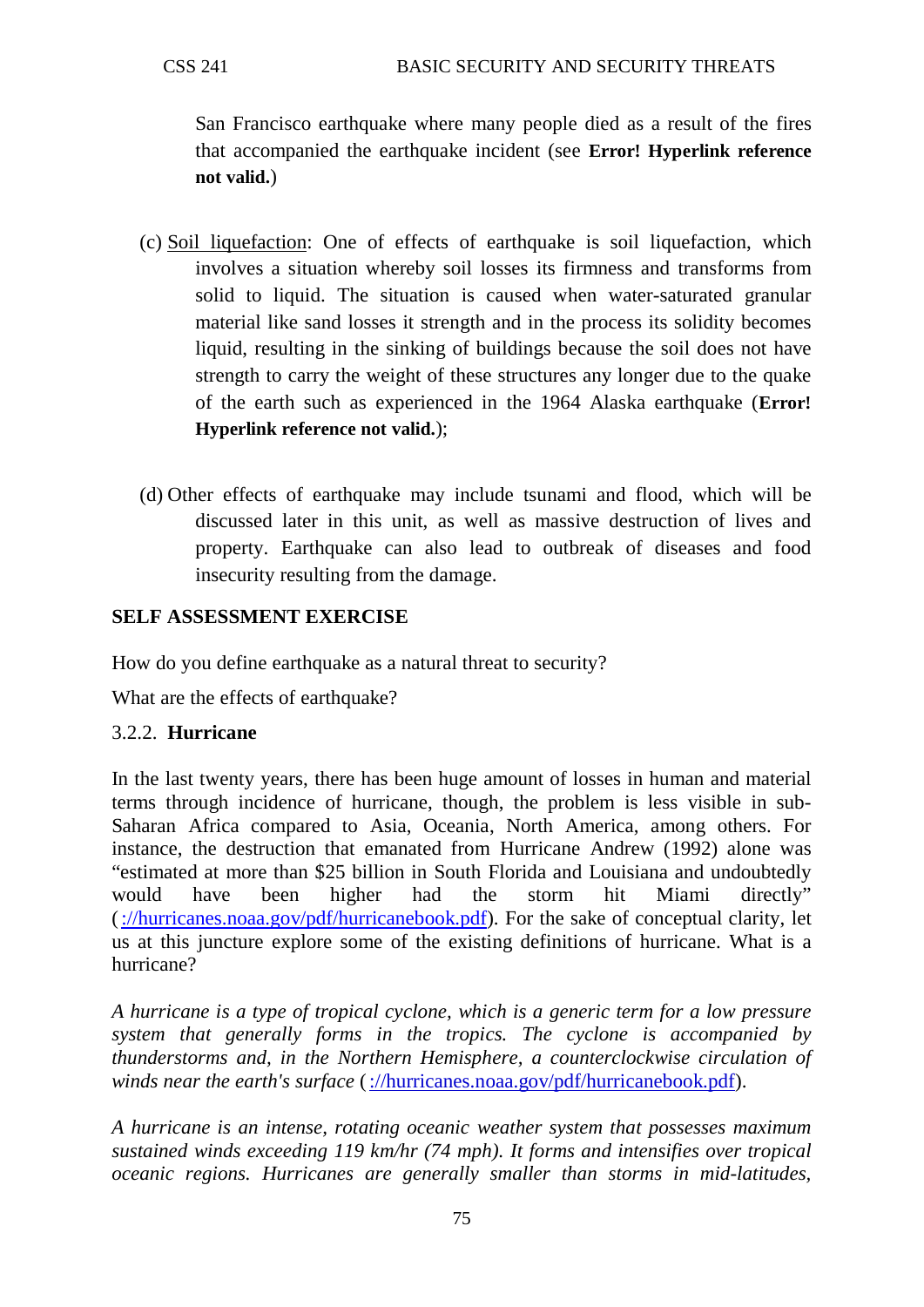San Francisco earthquake where many people died as a result of the fires that accompanied the earthquake incident (see **Error! Hyperlink reference not valid.**)

(c) Soil liquefaction: One of effects of earthquake is soil liquefaction, which involves a situation whereby soil losses its firmness and transforms from solid to liquid. The situation is caused when water-saturated granular material like sand losses it strength and in the process its solidity becomes liquid, resulting in the sinking of buildings because the soil does not have strength to carry the weight of these structures any longer due to the quake of the earth such as experienced in the 1964 Alaska earthquake (**Error! Hyperlink reference not valid.**);

(d) Other effects of earthquake may include tsunami and flood, which will be discussed later in this unit, as well as massive destruction of lives and property. Earthquake can also lead to outbreak of diseases and food insecurity resulting from the damage.

**SELF ASSESSMENT EXERCISE**

How do you define earthquake as a natural threat to security?

What are the effects of earthquake?

### 3.2.2. Hurricane

In the last twenty years, there has been huge amount of losses in human and material terms through incidence of hurricane, though, the problem is less visible in sub-Saharan Africa compared to Asia, Oceania, North America, among others. For instance, the destruction that emanated from Hurricane Andrew (1992) alone was "estimated at more than $25 billion in South Florida and Louisiana and undoubtedly would have been higher had the storm hit Miami directly" (://hurricanes.noaa.gov/pdf/hurricanebook.pdf). For the sake of conceptual clarity, let us at this juncture explore some of the existing definitions of hurricane. What is a hurricane?

*A hurricane is a type of tropical cyclone, which is a generic term for a low pressure system that generally forms in the tropics. The cyclone is accompanied by thunderstorms and, in the Northern Hemisphere, a counterclockwise circulation of winds near the earth's surface* (://hurricanes.noaa.gov/pdf/hurricanebook.pdf).

*A hurricane is an intense, rotating oceanic weather system that possesses maximum sustained winds exceeding 119 km/hr (74 mph). It forms and intensifies over tropical oceanic regions. Hurricanes are generally smaller than storms in mid-latitudes,*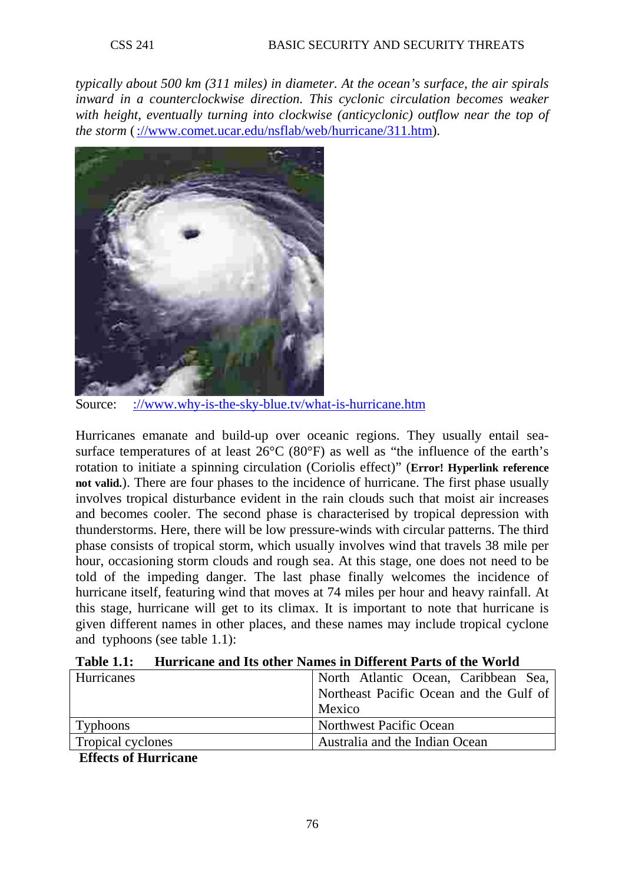*typically about 500 km (311 miles) in diameter. At the ocean's surface, the air spirals inward in a counterclockwise direction. This cyclonic circulation becomes weaker with height, eventually turning into clockwise (anticyclonic) outflow near the top of the storm* (://www.comet.ucar.edu/nsflab/web/hurricane/311.htm).

Source: ://www.why-is-the-sky-blue.tv/what-is-hurricane.htm

Hurricanes emanate and build-up over oceanic regions. They usually entail sea-surface temperatures of at least 26°C (80°F) as well as "the influence of the earth's rotation to initiate a spinning circulation (Coriolis effect)" (**Error! Hyperlink reference not valid.**). There are four phases to the incidence of hurricane. The first phase usually involves tropical disturbance evident in the rain clouds such that moist air increases and becomes cooler. The second phase is characterised by tropical depression with thunderstorms. Here, there will be low pressure-winds with circular patterns. The third phase consists of tropical storm, which usually involves wind that travels 38 mile per hour, occasioning storm clouds and rough sea. At this stage, one does not need to be told of the impeding danger. The last phase finally welcomes the incidence of hurricane itself, featuring wind that moves at 74 miles per hour and heavy rainfall. At this stage, hurricane will get to its climax. It is important to note that hurricane is given different names in other places, and these names may include tropical cyclone and typhoons (see table 1.1):

**Table 1.1: Hurricane and Its other Names in Different Parts of the World**

| | |
|---|---|
| Hurricanes | North Atlantic Ocean, Caribbean Sea, Northeast Pacific Ocean and the Gulf of Mexico |
| Typhoons | Northwest Pacific Ocean |
| Tropical cyclones | Australia and the Indian Ocean |

**Effects of Hurricane**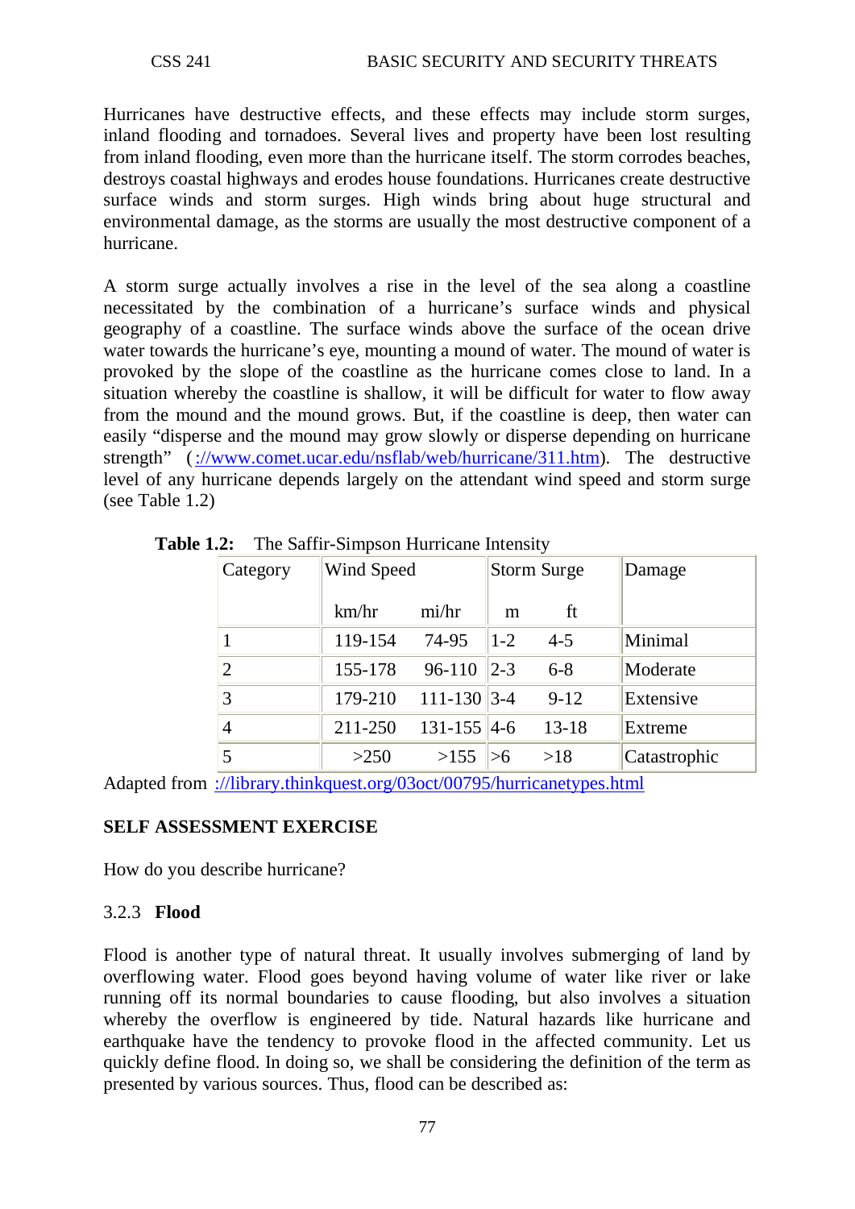Hurricanes have destructive effects, and these effects may include storm surges, inland flooding and tornadoes. Several lives and property have been lost resulting from inland flooding, even more than the hurricane itself. The storm corrodes beaches, destroys coastal highways and erodes house foundations. Hurricanes create destructive surface winds and storm surges. High winds bring about huge structural and environmental damage, as the storms are usually the most destructive component of a hurricane.

A storm surge actually involves a rise in the level of the sea along a coastline necessitated by the combination of a hurricane's surface winds and physical geography of a coastline. The surface winds above the surface of the ocean drive water towards the hurricane's eye, mounting a mound of water. The mound of water is provoked by the slope of the coastline as the hurricane comes close to land. In a situation whereby the coastline is shallow, it will be difficult for water to flow away from the mound and the mound grows. But, if the coastline is deep, then water can easily "disperse and the mound may grow slowly or disperse depending on hurricane strength" (://www.comet.ucar.edu/nsflab/web/hurricane/311.htm). The destructive level of any hurricane depends largely on the attendant wind speed and storm surge (see Table 1.2)

**Table 1.2:** The Saffir-Simpson Hurricane Intensity

| Category | Wind Speed | | Storm Surge | | Damage |
|---|---|---|---|---|---|
| | km/hr | mi/hr | m | ft | |
| 1 | 119-154 | 74-95 | 1-2 | 4-5 | Minimal |
| 2 | 155-178 | 96-110 | 2-3 | 6-8 | Moderate |
| 3 | 179-210 | 111-130 | 3-4 | 9-12 | Extensive |
| 4 | 211-250 | 131-155 | 4-6 | 13-18 | Extreme |
| 5 | >250 | >155 | >6 | >18 | Catastrophic |

Adapted from ://library.thinkquest.org/03oct/00795/hurricanetypes.html

**SELF ASSESSMENT EXERCISE**

How do you describe hurricane?

3.2.3 **Flood**

Flood is another type of natural threat. It usually involves submerging of land by overflowing water. Flood goes beyond having volume of water like river or lake running off its normal boundaries to cause flooding, but also involves a situation whereby the overflow is engineered by tide. Natural hazards like hurricane and earthquake have the tendency to provoke flood in the affected community. Let us quickly define flood. In doing so, we shall be considering the definition of the term as presented by various sources. Thus, flood can be described as: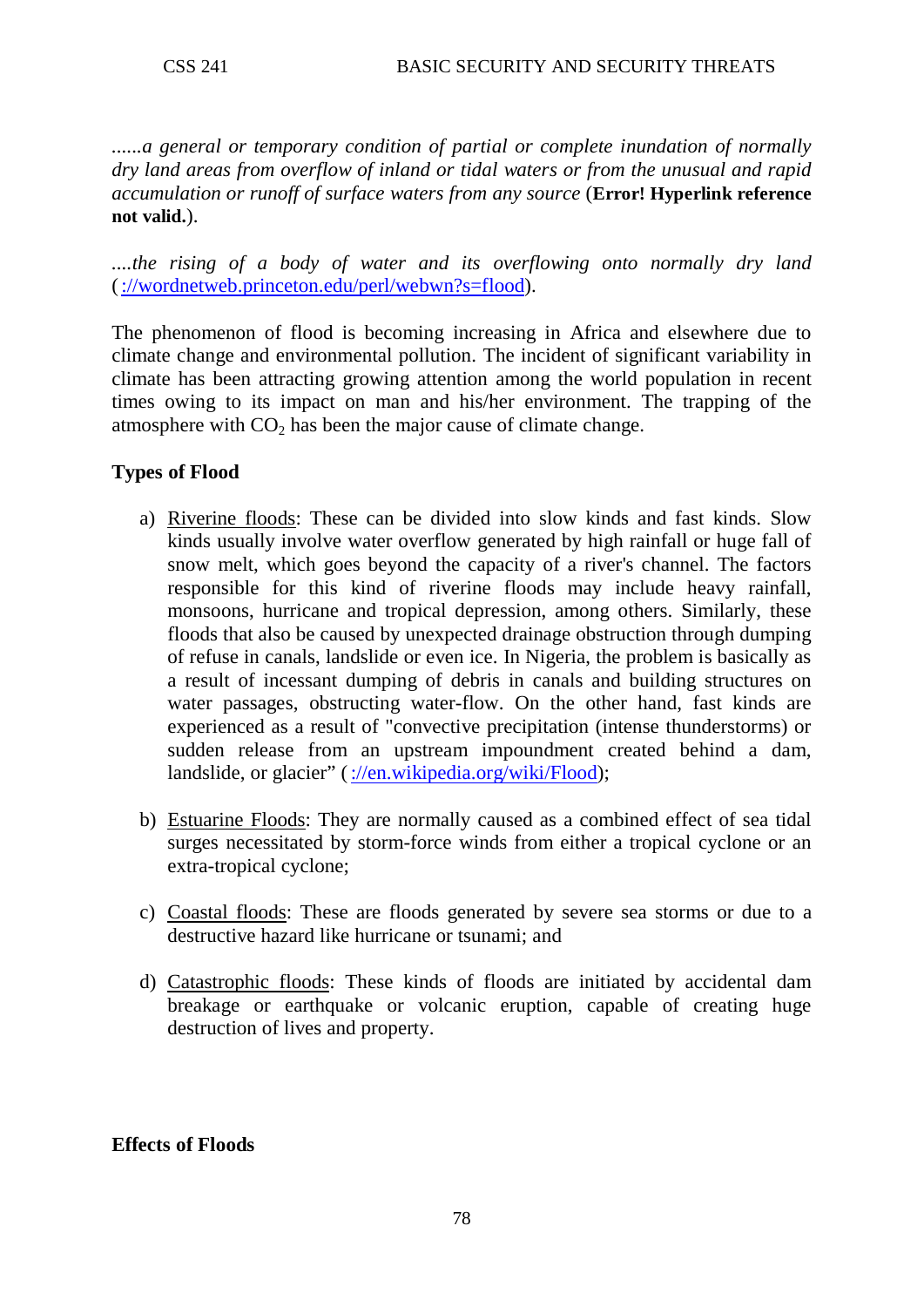*......a general or temporary condition of partial or complete inundation of normally dry land areas from overflow of inland or tidal waters or from the unusual and rapid accumulation or runoff of surface waters from any source* (**Error! Hyperlink reference not valid.**).

*....the rising of a body of water and its overflowing onto normally dry land* ( ://wordnetweb.princeton.edu/perl/webwn?s=flood).

The phenomenon of flood is becoming increasing in Africa and elsewhere due to climate change and environmental pollution. The incident of significant variability in climate has been attracting growing attention among the world population in recent times owing to its impact on man and his/her environment. The trapping of the atmosphere with $CO_2$ has been the major cause of climate change.

**Types of Flood**

a) Riverine floods: These can be divided into slow kinds and fast kinds. Slow kinds usually involve water overflow generated by high rainfall or huge fall of snow melt, which goes beyond the capacity of a river's channel. The factors responsible for this kind of riverine floods may include heavy rainfall, monsoons, hurricane and tropical depression, among others. Similarly, these floods that also be caused by unexpected drainage obstruction through dumping of refuse in canals, landslide or even ice. In Nigeria, the problem is basically as a result of incessant dumping of debris in canals and building structures on water passages, obstructing water-flow. On the other hand, fast kinds are experienced as a result of "convective precipitation (intense thunderstorms) or sudden release from an upstream impoundment created behind a dam, landslide, or glacier" ( ://en.wikipedia.org/wiki/Flood);

b) Estuarine Floods: They are normally caused as a combined effect of sea tidal surges necessitated by storm-force winds from either a tropical cyclone or an extra-tropical cyclone;

c) Coastal floods: These are floods generated by severe sea storms or due to a destructive hazard like hurricane or tsunami; and

d) Catastrophic floods: These kinds of floods are initiated by accidental dam breakage or earthquake or volcanic eruption, capable of creating huge destruction of lives and property.

**Effects of Floods**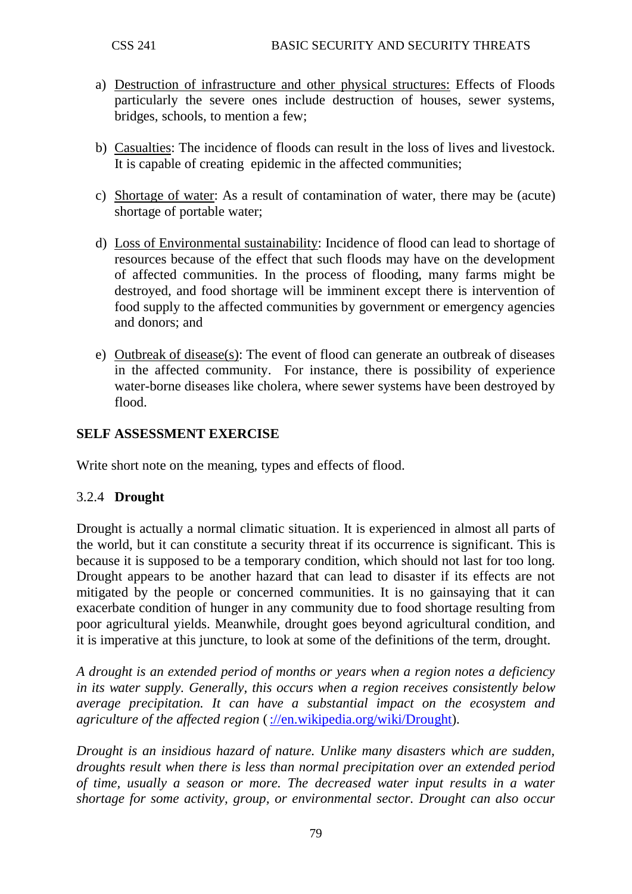a) Destruction of infrastructure and other physical structures: Effects of Floods particularly the severe ones include destruction of houses, sewer systems, bridges, schools, to mention a few;

b) Casualties: The incidence of floods can result in the loss of lives and livestock. It is capable of creating epidemic in the affected communities;

c) Shortage of water: As a result of contamination of water, there may be (acute) shortage of portable water;

d) Loss of Environmental sustainability: Incidence of flood can lead to shortage of resources because of the effect that such floods may have on the development of affected communities. In the process of flooding, many farms might be destroyed, and food shortage will be imminent except there is intervention of food supply to the affected communities by government or emergency agencies and donors; and

e) Outbreak of disease(s): The event of flood can generate an outbreak of diseases in the affected community. For instance, there is possibility of experience water-borne diseases like cholera, where sewer systems have been destroyed by flood.

**SELF ASSESSMENT EXERCISE**

Write short note on the meaning, types and effects of flood.

### 3.2.4 **Drought**

Drought is actually a normal climatic situation. It is experienced in almost all parts of the world, but it can constitute a security threat if its occurrence is significant. This is because it is supposed to be a temporary condition, which should not last for too long. Drought appears to be another hazard that can lead to disaster if its effects are not mitigated by the people or concerned communities. It is no gainsaying that it can exacerbate condition of hunger in any community due to food shortage resulting from poor agricultural yields. Meanwhile, drought goes beyond agricultural condition, and it is imperative at this juncture, to look at some of the definitions of the term, drought.

*A drought is an extended period of months or years when a region notes a deficiency in its water supply. Generally, this occurs when a region receives consistently below average precipitation. It can have a substantial impact on the ecosystem and agriculture of the affected region* ( ://en.wikipedia.org/wiki/Drought).

*Drought is an insidious hazard of nature. Unlike many disasters which are sudden, droughts result when there is less than normal precipitation over an extended period of time, usually a season or more. The decreased water input results in a water shortage for some activity, group, or environmental sector. Drought can also occur*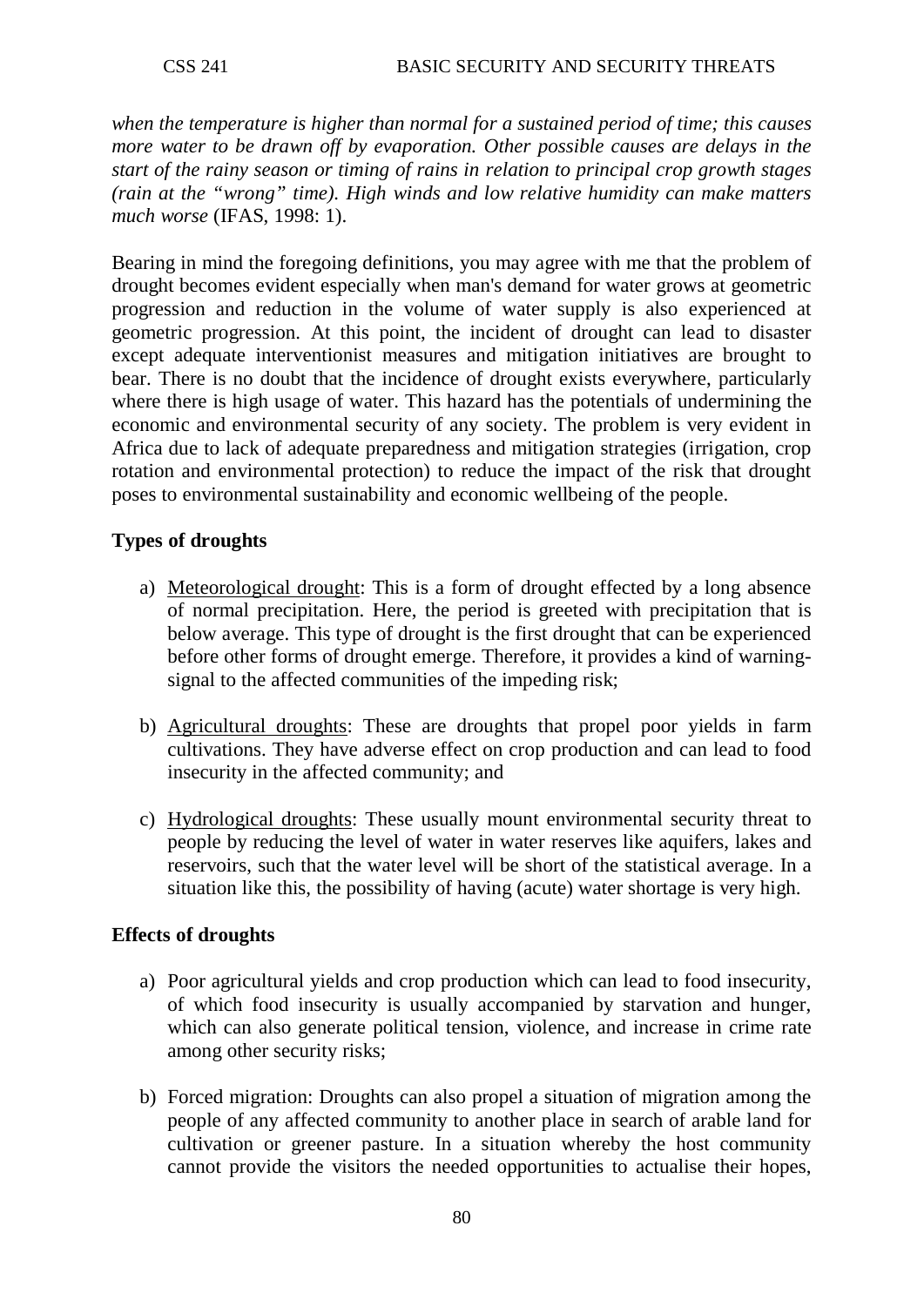*when the temperature is higher than normal for a sustained period of time; this causes more water to be drawn off by evaporation. Other possible causes are delays in the start of the rainy season or timing of rains in relation to principal crop growth stages (rain at the "wrong" time). High winds and low relative humidity can make matters much worse* (IFAS, 1998: 1).

Bearing in mind the foregoing definitions, you may agree with me that the problem of drought becomes evident especially when man's demand for water grows at geometric progression and reduction in the volume of water supply is also experienced at geometric progression. At this point, the incident of drought can lead to disaster except adequate interventionist measures and mitigation initiatives are brought to bear. There is no doubt that the incidence of drought exists everywhere, particularly where there is high usage of water. This hazard has the potentials of undermining the economic and environmental security of any society. The problem is very evident in Africa due to lack of adequate preparedness and mitigation strategies (irrigation, crop rotation and environmental protection) to reduce the impact of the risk that drought poses to environmental sustainability and economic wellbeing of the people.

**Types of droughts**

a) Meteorological drought: This is a form of drought effected by a long absence of normal precipitation. Here, the period is greeted with precipitation that is below average. This type of drought is the first drought that can be experienced before other forms of drought emerge. Therefore, it provides a kind of warning-signal to the affected communities of the impeding risk;

b) Agricultural droughts: These are droughts that propel poor yields in farm cultivations. They have adverse effect on crop production and can lead to food insecurity in the affected community; and

c) Hydrological droughts: These usually mount environmental security threat to people by reducing the level of water in water reserves like aquifers, lakes and reservoirs, such that the water level will be short of the statistical average. In a situation like this, the possibility of having (acute) water shortage is very high.

**Effects of droughts**

a) Poor agricultural yields and crop production which can lead to food insecurity, of which food insecurity is usually accompanied by starvation and hunger, which can also generate political tension, violence, and increase in crime rate among other security risks;

b) Forced migration: Droughts can also propel a situation of migration among the people of any affected community to another place in search of arable land for cultivation or greener pasture. In a situation whereby the host community cannot provide the visitors the needed opportunities to actualise their hopes,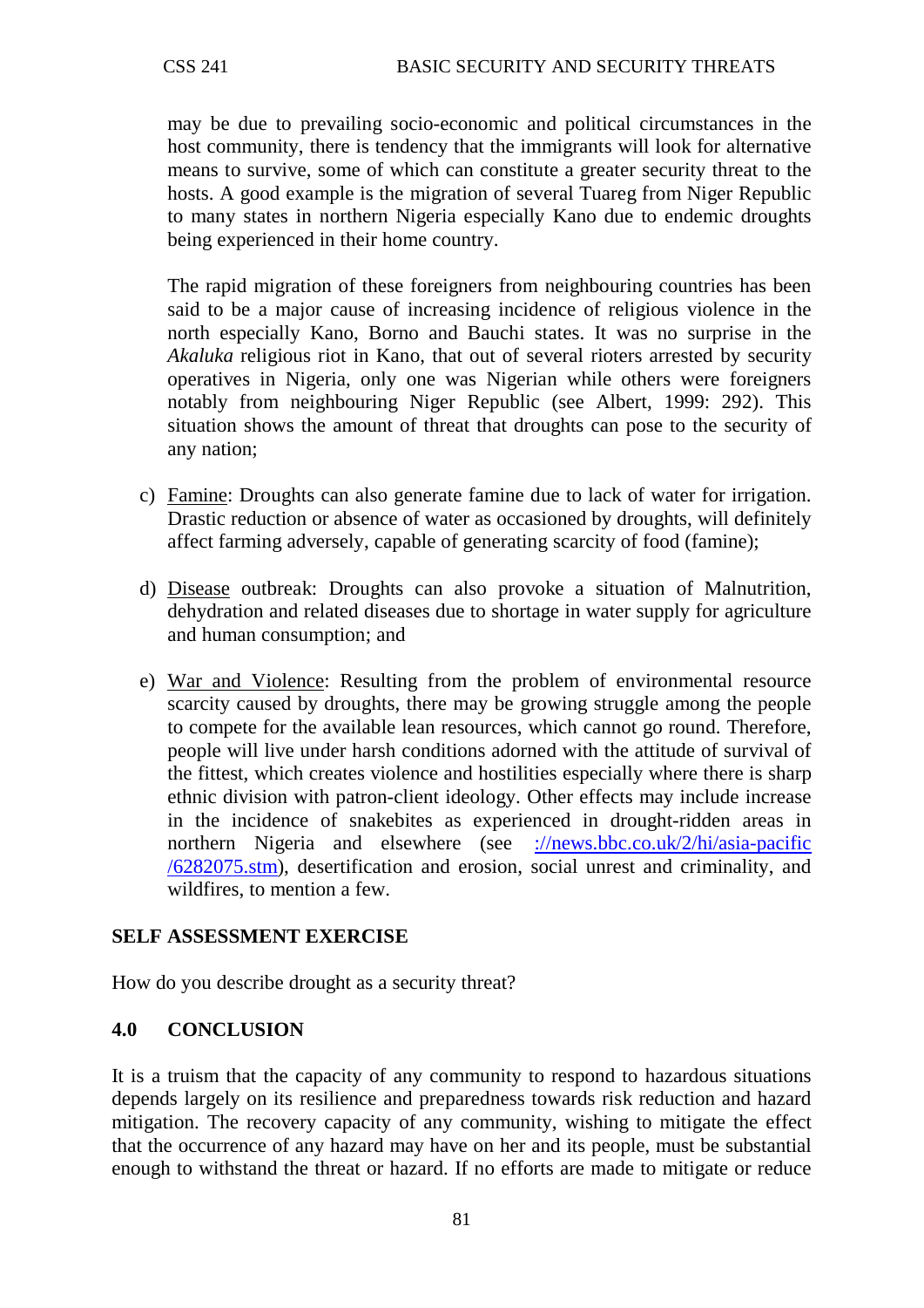may be due to prevailing socio-economic and political circumstances in the host community, there is tendency that the immigrants will look for alternative means to survive, some of which can constitute a greater security threat to the hosts. A good example is the migration of several Tuareg from Niger Republic to many states in northern Nigeria especially Kano due to endemic droughts being experienced in their home country.

The rapid migration of these foreigners from neighbouring countries has been said to be a major cause of increasing incidence of religious violence in the north especially Kano, Borno and Bauchi states. It was no surprise in the *Akaluka* religious riot in Kano, that out of several rioters arrested by security operatives in Nigeria, only one was Nigerian while others were foreigners notably from neighbouring Niger Republic (see Albert, 1999: 292). This situation shows the amount of threat that droughts can pose to the security of any nation;

c) Famine: Droughts can also generate famine due to lack of water for irrigation. Drastic reduction or absence of water as occasioned by droughts, will definitely affect farming adversely, capable of generating scarcity of food (famine);

d) Disease outbreak: Droughts can also provoke a situation of Malnutrition, dehydration and related diseases due to shortage in water supply for agriculture and human consumption; and

e) War and Violence: Resulting from the problem of environmental resource scarcity caused by droughts, there may be growing struggle among the people to compete for the available lean resources, which cannot go round. Therefore, people will live under harsh conditions adorned with the attitude of survival of the fittest, which creates violence and hostilities especially where there is sharp ethnic division with patron-client ideology. Other effects may include increase in the incidence of snakebites as experienced in drought-ridden areas in northern Nigeria and elsewhere (see ://news.bbc.co.uk/2/hi/asia-pacific/6282075.stm), desertification and erosion, social unrest and criminality, and wildfires, to mention a few.

**SELF ASSESSMENT EXERCISE**

How do you describe drought as a security threat?

## 4.0 CONCLUSION

It is a truism that the capacity of any community to respond to hazardous situations depends largely on its resilience and preparedness towards risk reduction and hazard mitigation. The recovery capacity of any community, wishing to mitigate the effect that the occurrence of any hazard may have on her and its people, must be substantial enough to withstand the threat or hazard. If no efforts are made to mitigate or reduce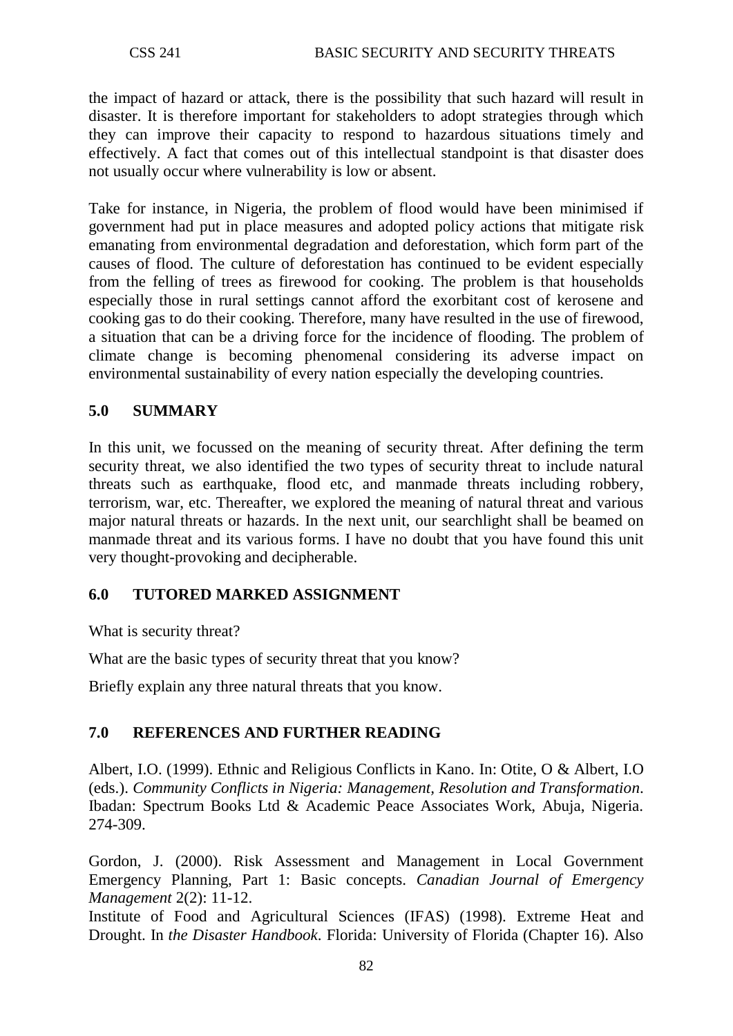the impact of hazard or attack, there is the possibility that such hazard will result in disaster. It is therefore important for stakeholders to adopt strategies through which they can improve their capacity to respond to hazardous situations timely and effectively. A fact that comes out of this intellectual standpoint is that disaster does not usually occur where vulnerability is low or absent.

Take for instance, in Nigeria, the problem of flood would have been minimised if government had put in place measures and adopted policy actions that mitigate risk emanating from environmental degradation and deforestation, which form part of the causes of flood. The culture of deforestation has continued to be evident especially from the felling of trees as firewood for cooking. The problem is that households especially those in rural settings cannot afford the exorbitant cost of kerosene and cooking gas to do their cooking. Therefore, many have resulted in the use of firewood, a situation that can be a driving force for the incidence of flooding. The problem of climate change is becoming phenomenal considering its adverse impact on environmental sustainability of every nation especially the developing countries.

## 5.0 SUMMARY

In this unit, we focussed on the meaning of security threat. After defining the term security threat, we also identified the two types of security threat to include natural threats such as earthquake, flood etc, and manmade threats including robbery, terrorism, war, etc. Thereafter, we explored the meaning of natural threat and various major natural threats or hazards. In the next unit, our searchlight shall be beamed on manmade threat and its various forms. I have no doubt that you have found this unit very thought-provoking and decipherable.

## 6.0 TUTORED MARKED ASSIGNMENT

What is security threat?

What are the basic types of security threat that you know?

Briefly explain any three natural threats that you know.

## 7.0 REFERENCES AND FURTHER READING

Albert, I.O. (1999). Ethnic and Religious Conflicts in Kano. In: Otite, O & Albert, I.O (eds.). *Community Conflicts in Nigeria: Management, Resolution and Transformation*. Ibadan: Spectrum Books Ltd & Academic Peace Associates Work, Abuja, Nigeria. 274-309.

Gordon, J. (2000). Risk Assessment and Management in Local Government Emergency Planning, Part 1: Basic concepts. *Canadian Journal of Emergency Management* 2(2): 11-12.

Institute of Food and Agricultural Sciences (IFAS) (1998). Extreme Heat and Drought. In *the Disaster Handbook*. Florida: University of Florida (Chapter 16). Also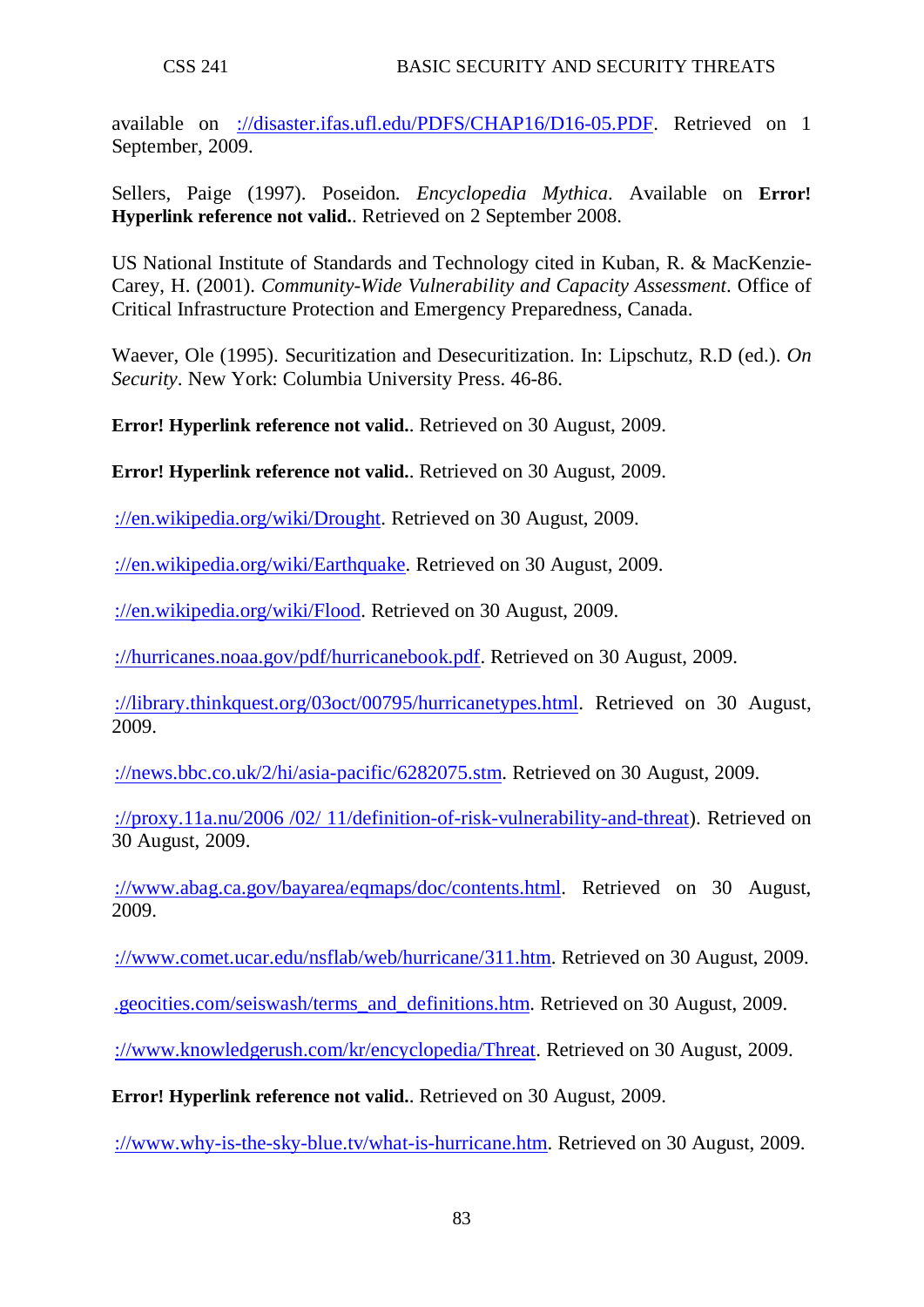available on ://disaster.ifas.ufl.edu/PDFS/CHAP16/D16-05.PDF. Retrieved on 1 September, 2009.

Sellers, Paige (1997). Poseidon. *Encyclopedia Mythica*. Available on **Error! Hyperlink reference not valid.**. Retrieved on 2 September 2008.

US National Institute of Standards and Technology cited in Kuban, R. & MacKenzie-Carey, H. (2001). *Community-Wide Vulnerability and Capacity Assessment*. Office of Critical Infrastructure Protection and Emergency Preparedness, Canada.

Waever, Ole (1995). Securitization and Desecuritization. In: Lipschutz, R.D (ed.). *On Security*. New York: Columbia University Press. 46-86.

**Error! Hyperlink reference not valid.**. Retrieved on 30 August, 2009.

**Error! Hyperlink reference not valid.**. Retrieved on 30 August, 2009.

://en.wikipedia.org/wiki/Drought. Retrieved on 30 August, 2009.

://en.wikipedia.org/wiki/Earthquake. Retrieved on 30 August, 2009.

://en.wikipedia.org/wiki/Flood. Retrieved on 30 August, 2009.

://hurricanes.noaa.gov/pdf/hurricanebook.pdf. Retrieved on 30 August, 2009.

://library.thinkquest.org/03oct/00795/hurricanetypes.html. Retrieved on 30 August, 2009.

://news.bbc.co.uk/2/hi/asia-pacific/6282075.stm. Retrieved on 30 August, 2009.

://proxy.11a.nu/2006 /02/ 11/definition-of-risk-vulnerability-and-threat). Retrieved on 30 August, 2009.

://www.abag.ca.gov/bayarea/eqmaps/doc/contents.html. Retrieved on 30 August, 2009.

://www.comet.ucar.edu/nsflab/web/hurricane/311.htm. Retrieved on 30 August, 2009.

.geocities.com/seiswash/terms_and_definitions.htm. Retrieved on 30 August, 2009.

://www.knowledgerush.com/kr/encyclopedia/Threat. Retrieved on 30 August, 2009.

**Error! Hyperlink reference not valid.**. Retrieved on 30 August, 2009.

://www.why-is-the-sky-blue.tv/what-is-hurricane.htm. Retrieved on 30 August, 2009.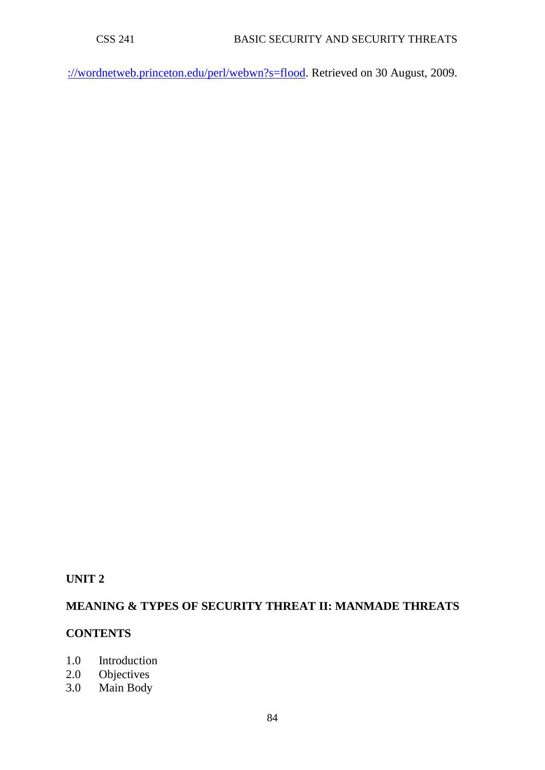://wordnetweb.princeton.edu/perl/webwn?s=flood. Retrieved on 30 August, 2009.

## UNIT 2

## MEANING & TYPES OF SECURITY THREAT II: MANMADE THREATS

### CONTENTS

1.0 Introduction
2.0 Objectives
3.0 Main Body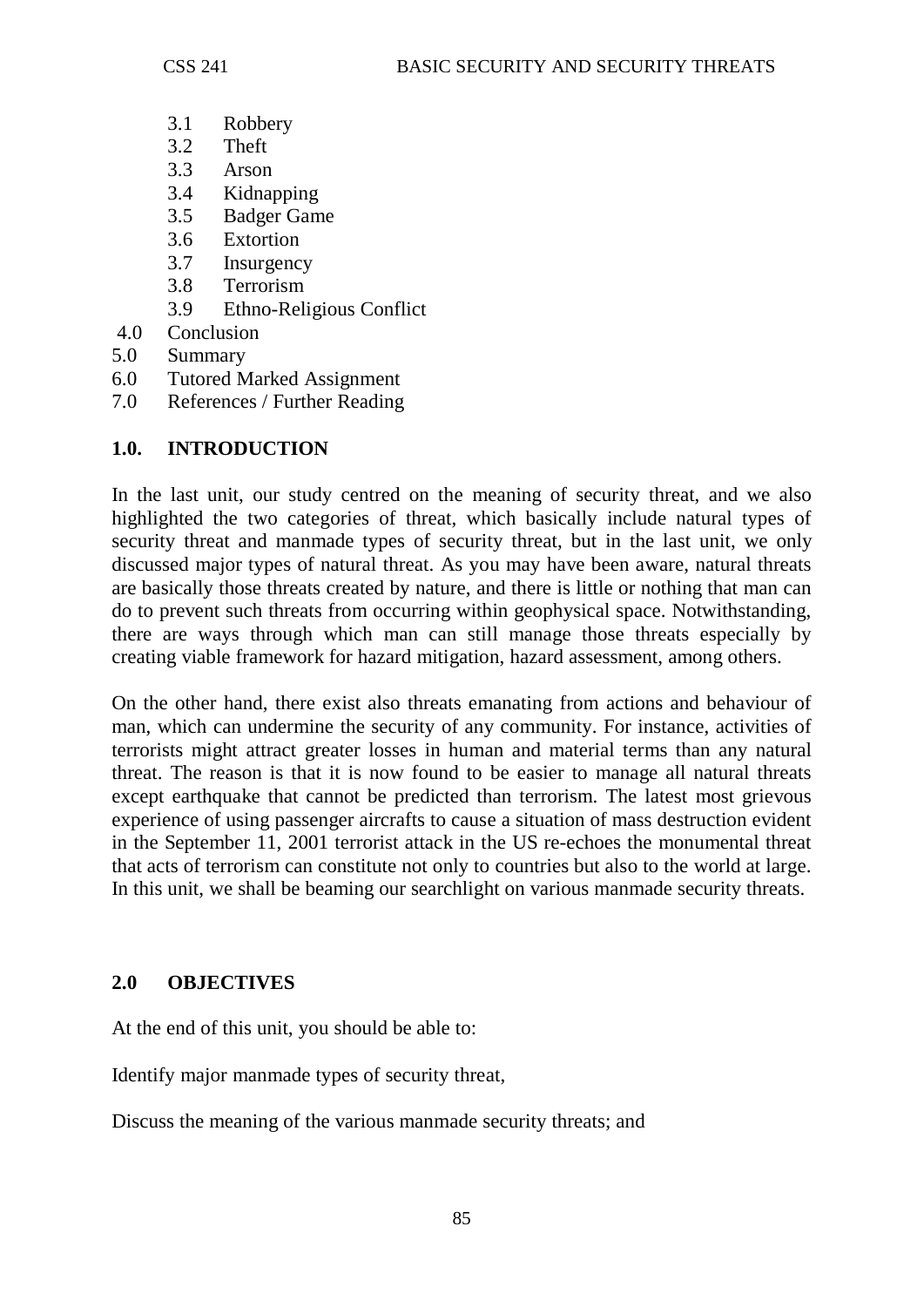3.1 Robbery
3.2 Theft
3.3 Arson
3.4 Kidnapping
3.5 Badger Game
3.6 Extortion
3.7 Insurgency
3.8 Terrorism
3.9 Ethno-Religious Conflict

4.0 Conclusion
5.0 Summary
6.0 Tutored Marked Assignment
7.0 References / Further Reading

## 1.0. INTRODUCTION

In the last unit, our study centred on the meaning of security threat, and we also highlighted the two categories of threat, which basically include natural types of security threat and manmade types of security threat, but in the last unit, we only discussed major types of natural threat. As you may have been aware, natural threats are basically those threats created by nature, and there is little or nothing that man can do to prevent such threats from occurring within geophysical space. Notwithstanding, there are ways through which man can still manage those threats especially by creating viable framework for hazard mitigation, hazard assessment, among others.

On the other hand, there exist also threats emanating from actions and behaviour of man, which can undermine the security of any community. For instance, activities of terrorists might attract greater losses in human and material terms than any natural threat. The reason is that it is now found to be easier to manage all natural threats except earthquake that cannot be predicted than terrorism. The latest most grievous experience of using passenger aircrafts to cause a situation of mass destruction evident in the September 11, 2001 terrorist attack in the US re-echoes the monumental threat that acts of terrorism can constitute not only to countries but also to the world at large. In this unit, we shall be beaming our searchlight on various manmade security threats.

## 2.0 OBJECTIVES

At the end of this unit, you should be able to:

Identify major manmade types of security threat,

Discuss the meaning of the various manmade security threats; and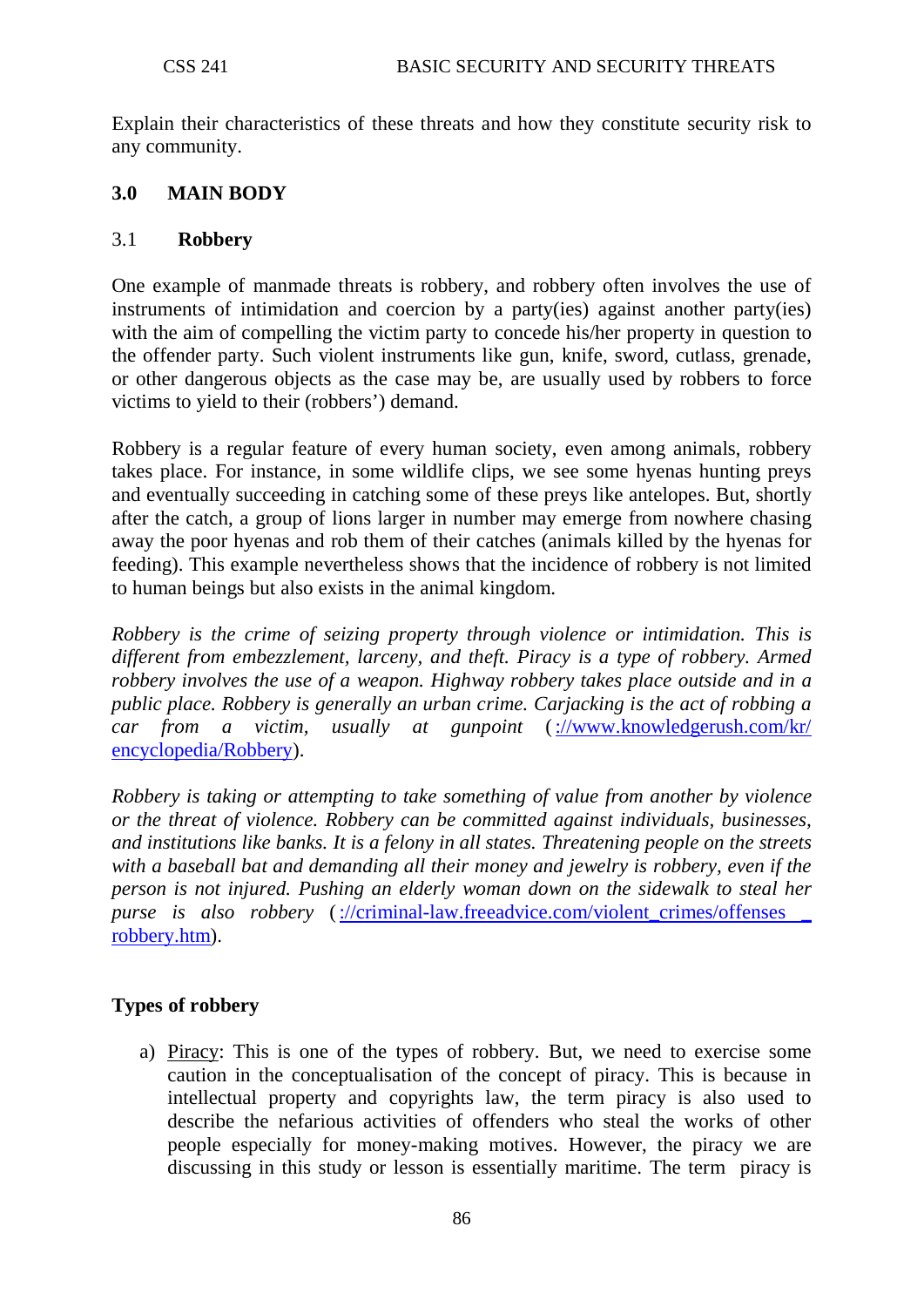Explain their characteristics of these threats and how they constitute security risk to any community.

## 3.0 MAIN BODY

### 3.1 Robbery

One example of manmade threats is robbery, and robbery often involves the use of instruments of intimidation and coercion by a party(ies) against another party(ies) with the aim of compelling the victim party to concede his/her property in question to the offender party. Such violent instruments like gun, knife, sword, cutlass, grenade, or other dangerous objects as the case may be, are usually used by robbers to force victims to yield to their (robbers') demand.

Robbery is a regular feature of every human society, even among animals, robbery takes place. For instance, in some wildlife clips, we see some hyenas hunting preys and eventually succeeding in catching some of these preys like antelopes. But, shortly after the catch, a group of lions larger in number may emerge from nowhere chasing away the poor hyenas and rob them of their catches (animals killed by the hyenas for feeding). This example nevertheless shows that the incidence of robbery is not limited to human beings but also exists in the animal kingdom.

*Robbery is the crime of seizing property through violence or intimidation. This is different from embezzlement, larceny, and theft. Piracy is a type of robbery. Armed robbery involves the use of a weapon. Highway robbery takes place outside and in a public place. Robbery is generally an urban crime. Carjacking is the act of robbing a car from a victim, usually at gunpoint* (://www.knowledgerush.com/kr/encyclopedia/Robbery).

*Robbery is taking or attempting to take something of value from another by violence or the threat of violence. Robbery can be committed against individuals, businesses, and institutions like banks. It is a felony in all states. Threatening people on the streets with a baseball bat and demanding all their money and jewelry is robbery, even if the person is not injured. Pushing an elderly woman down on the sidewalk to steal her purse is also robbery* (://criminal-law.freeadvice.com/violent_crimes/offenses_robbery.htm).

**Types of robbery**

a) Piracy: This is one of the types of robbery. But, we need to exercise some caution in the conceptualisation of the concept of piracy. This is because in intellectual property and copyrights law, the term piracy is also used to describe the nefarious activities of offenders who steal the works of other people especially for money-making motives. However, the piracy we are discussing in this study or lesson is essentially maritime. The term piracy is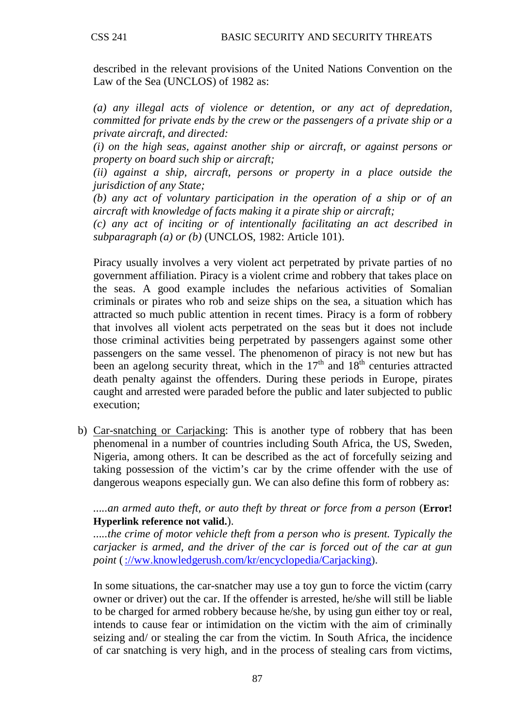described in the relevant provisions of the United Nations Convention on the Law of the Sea (UNCLOS) of 1982 as:

*(a) any illegal acts of violence or detention, or any act of depredation, committed for private ends by the crew or the passengers of a private ship or a private aircraft, and directed:*
*(i) on the high seas, against another ship or aircraft, or against persons or property on board such ship or aircraft;*
*(ii) against a ship, aircraft, persons or property in a place outside the jurisdiction of any State;*
*(b) any act of voluntary participation in the operation of a ship or of an aircraft with knowledge of facts making it a pirate ship or aircraft;*
*(c) any act of inciting or of intentionally facilitating an act described in subparagraph (a) or (b)* (UNCLOS, 1982: Article 101).

Piracy usually involves a very violent act perpetrated by private parties of no government affiliation. Piracy is a violent crime and robbery that takes place on the seas. A good example includes the nefarious activities of Somalian criminals or pirates who rob and seize ships on the sea, a situation which has attracted so much public attention in recent times. Piracy is a form of robbery that involves all violent acts perpetrated on the seas but it does not include those criminal activities being perpetrated by passengers against some other passengers on the same vessel. The phenomenon of piracy is not new but has been an agelong security threat, which in the 17th and 18th centuries attracted death penalty against the offenders. During these periods in Europe, pirates caught and arrested were paraded before the public and later subjected to public execution;

b) Car-snatching or Carjacking: This is another type of robbery that has been phenomenal in a number of countries including South Africa, the US, Sweden, Nigeria, among others. It can be described as the act of forcefully seizing and taking possession of the victim's car by the crime offender with the use of dangerous weapons especially gun. We can also define this form of robbery as:

   *.....an armed auto theft, or auto theft by threat or force from a person* (**Error! Hyperlink reference not valid.**).
   *.....the crime of motor vehicle theft from a person who is present. Typically the carjacker is armed, and the driver of the car is forced out of the car at gun point* ( ://ww.knowledgerush.com/kr/encyclopedia/Carjacking).

   In some situations, the car-snatcher may use a toy gun to force the victim (carry owner or driver) out the car. If the offender is arrested, he/she will still be liable to be charged for armed robbery because he/she, by using gun either toy or real, intends to cause fear or intimidation on the victim with the aim of criminally seizing and/ or stealing the car from the victim. In South Africa, the incidence of car snatching is very high, and in the process of stealing cars from victims,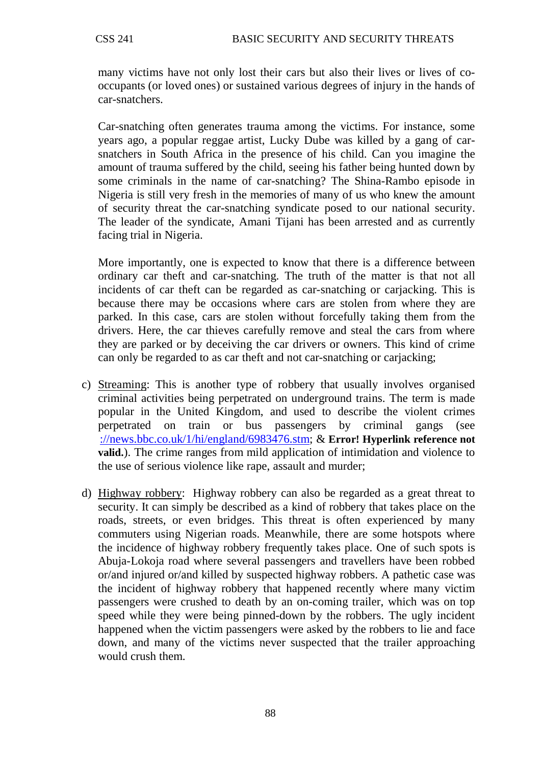many victims have not only lost their cars but also their lives or lives of co-occupants (or loved ones) or sustained various degrees of injury in the hands of car-snatchers.

Car-snatching often generates trauma among the victims. For instance, some years ago, a popular reggae artist, Lucky Dube was killed by a gang of car-snatchers in South Africa in the presence of his child. Can you imagine the amount of trauma suffered by the child, seeing his father being hunted down by some criminals in the name of car-snatching? The Shina-Rambo episode in Nigeria is still very fresh in the memories of many of us who knew the amount of security threat the car-snatching syndicate posed to our national security. The leader of the syndicate, Amani Tijani has been arrested and as currently facing trial in Nigeria.

More importantly, one is expected to know that there is a difference between ordinary car theft and car-snatching. The truth of the matter is that not all incidents of car theft can be regarded as car-snatching or carjacking. This is because there may be occasions where cars are stolen from where they are parked. In this case, cars are stolen without forcefully taking them from the drivers. Here, the car thieves carefully remove and steal the cars from where they are parked or by deceiving the car drivers or owners. This kind of crime can only be regarded to as car theft and not car-snatching or carjacking;

c) <u>Streaming</u>: This is another type of robbery that usually involves organised criminal activities being perpetrated on underground trains. The term is made popular in the United Kingdom, and used to describe the violent crimes perpetrated on train or bus passengers by criminal gangs (see ://news.bbc.co.uk/1/hi/england/6983476.stm; & **Error! Hyperlink reference not valid.**). The crime ranges from mild application of intimidation and violence to the use of serious violence like rape, assault and murder;

d) <u>Highway robbery</u>: Highway robbery can also be regarded as a great threat to security. It can simply be described as a kind of robbery that takes place on the roads, streets, or even bridges. This threat is often experienced by many commuters using Nigerian roads. Meanwhile, there are some hotspots where the incidence of highway robbery frequently takes place. One of such spots is Abuja-Lokoja road where several passengers and travellers have been robbed or/and injured or/and killed by suspected highway robbers. A pathetic case was the incident of highway robbery that happened recently where many victim passengers were crushed to death by an on-coming trailer, which was on top speed while they were being pinned-down by the robbers. The ugly incident happened when the victim passengers were asked by the robbers to lie and face down, and many of the victims never suspected that the trailer approaching would crush them.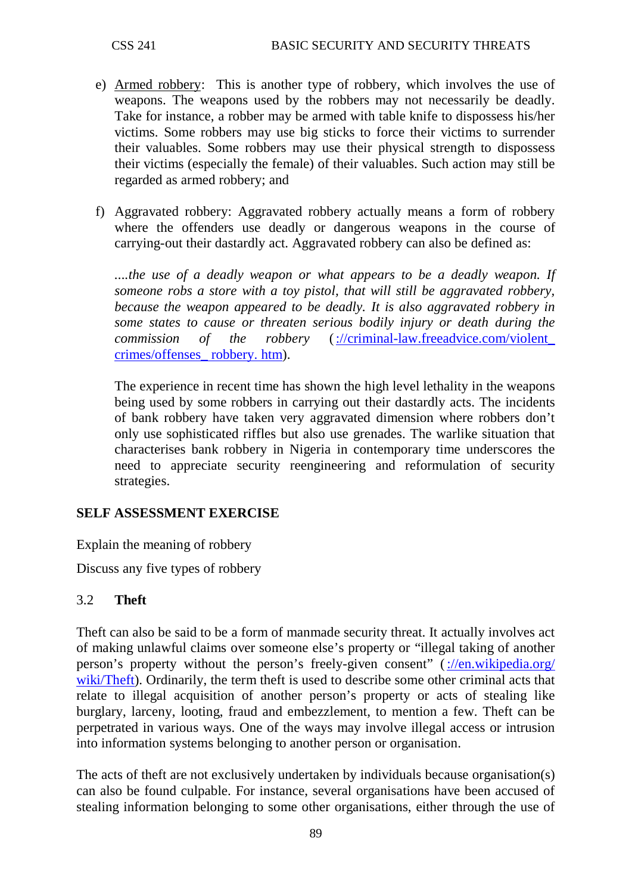e) <u>Armed robbery</u>: This is another type of robbery, which involves the use of weapons. The weapons used by the robbers may not necessarily be deadly. Take for instance, a robber may be armed with table knife to dispossess his/her victims. Some robbers may use big sticks to force their victims to surrender their valuables. Some robbers may use their physical strength to dispossess their victims (especially the female) of their valuables. Such action may still be regarded as armed robbery; and

f) Aggravated robbery: Aggravated robbery actually means a form of robbery where the offenders use deadly or dangerous weapons in the course of carrying-out their dastardly act. Aggravated robbery can also be defined as:

   *....the use of a deadly weapon or what appears to be a deadly weapon. If someone robs a store with a toy pistol, that will still be aggravated robbery, because the weapon appeared to be deadly. It is also aggravated robbery in some states to cause or threaten serious bodily injury or death during the commission of the robbery* (://criminal-law.freeadvice.com/violent_ crimes/offenses_ robbery. htm).

   The experience in recent time has shown the high level lethality in the weapons being used by some robbers in carrying out their dastardly acts. The incidents of bank robbery have taken very aggravated dimension where robbers don't only use sophisticated riffles but also use grenades. The warlike situation that characterises bank robbery in Nigeria in contemporary time underscores the need to appreciate security reengineering and reformulation of security strategies.

**SELF ASSESSMENT EXERCISE**

Explain the meaning of robbery

Discuss any five types of robbery

### 3.2 Theft

Theft can also be said to be a form of manmade security threat. It actually involves act of making unlawful claims over someone else's property or "illegal taking of another person's property without the person's freely-given consent" (://en.wikipedia.org/wiki/Theft). Ordinarily, the term theft is used to describe some other criminal acts that relate to illegal acquisition of another person's property or acts of stealing like burglary, larceny, looting, fraud and embezzlement, to mention a few. Theft can be perpetrated in various ways. One of the ways may involve illegal access or intrusion into information systems belonging to another person or organisation.

The acts of theft are not exclusively undertaken by individuals because organisation(s) can also be found culpable. For instance, several organisations have been accused of stealing information belonging to some other organisations, either through the use of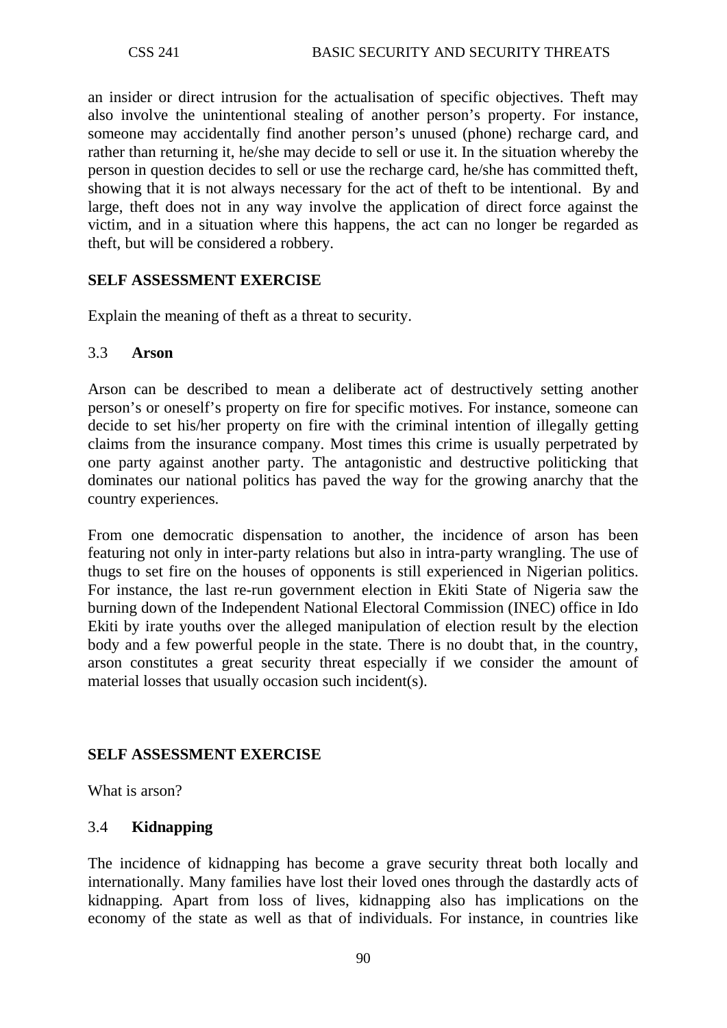an insider or direct intrusion for the actualisation of specific objectives. Theft may also involve the unintentional stealing of another person's property. For instance, someone may accidentally find another person's unused (phone) recharge card, and rather than returning it, he/she may decide to sell or use it. In the situation whereby the person in question decides to sell or use the recharge card, he/she has committed theft, showing that it is not always necessary for the act of theft to be intentional. By and large, theft does not in any way involve the application of direct force against the victim, and in a situation where this happens, the act can no longer be regarded as theft, but will be considered a robbery.

**SELF ASSESSMENT EXERCISE**

Explain the meaning of theft as a threat to security.

### 3.3 Arson

Arson can be described to mean a deliberate act of destructively setting another person's or oneself's property on fire for specific motives. For instance, someone can decide to set his/her property on fire with the criminal intention of illegally getting claims from the insurance company. Most times this crime is usually perpetrated by one party against another party. The antagonistic and destructive politicking that dominates our national politics has paved the way for the growing anarchy that the country experiences.

From one democratic dispensation to another, the incidence of arson has been featuring not only in inter-party relations but also in intra-party wrangling. The use of thugs to set fire on the houses of opponents is still experienced in Nigerian politics. For instance, the last re-run government election in Ekiti State of Nigeria saw the burning down of the Independent National Electoral Commission (INEC) office in Ido Ekiti by irate youths over the alleged manipulation of election result by the election body and a few powerful people in the state. There is no doubt that, in the country, arson constitutes a great security threat especially if we consider the amount of material losses that usually occasion such incident(s).

**SELF ASSESSMENT EXERCISE**

What is arson?

### 3.4 Kidnapping

The incidence of kidnapping has become a grave security threat both locally and internationally. Many families have lost their loved ones through the dastardly acts of kidnapping. Apart from loss of lives, kidnapping also has implications on the economy of the state as well as that of individuals. For instance, in countries like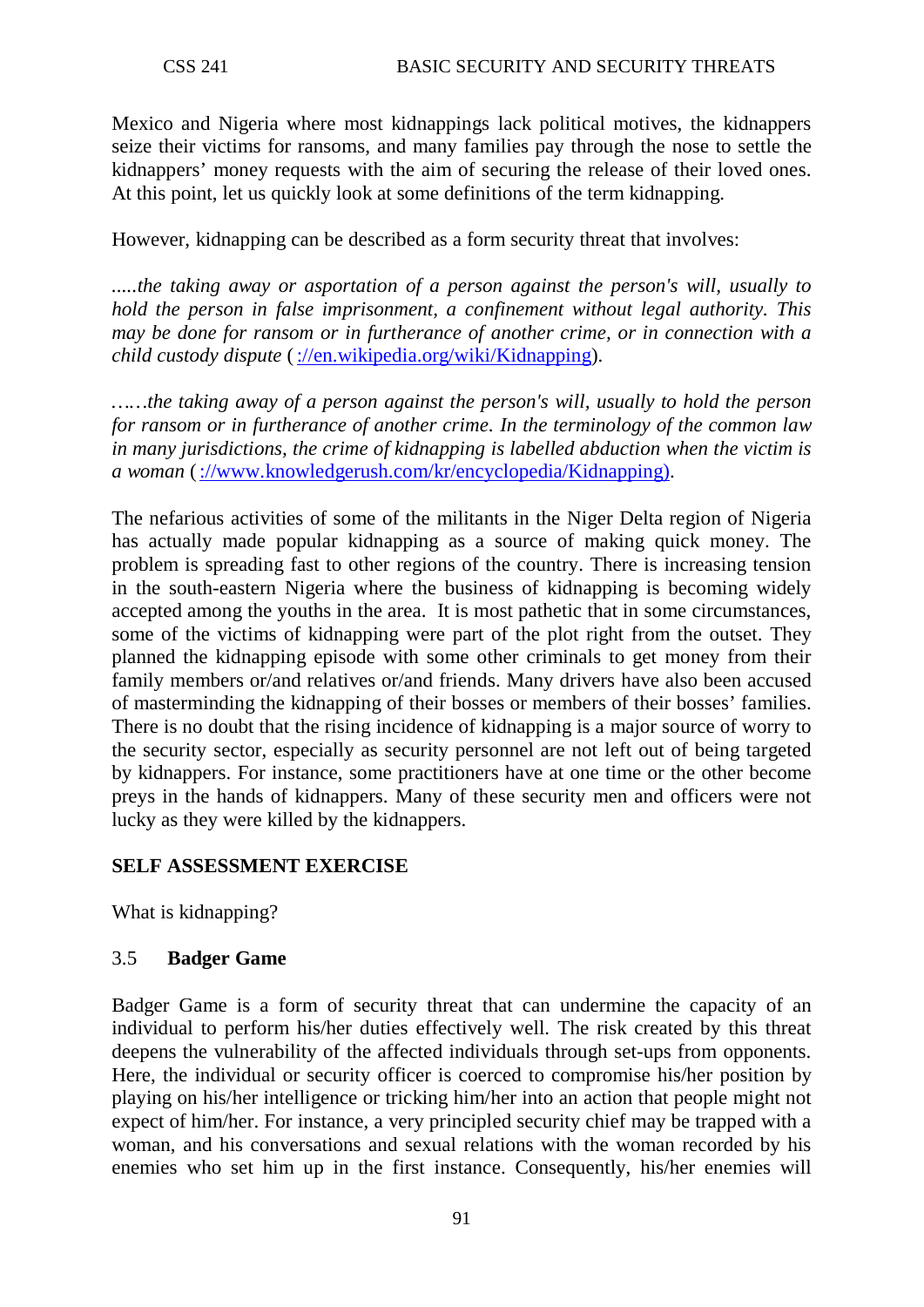Mexico and Nigeria where most kidnappings lack political motives, the kidnappers seize their victims for ransoms, and many families pay through the nose to settle the kidnappers' money requests with the aim of securing the release of their loved ones. At this point, let us quickly look at some definitions of the term kidnapping.

However, kidnapping can be described as a form security threat that involves:

*.....the taking away or asportation of a person against the person's will, usually to hold the person in false imprisonment, a confinement without legal authority. This may be done for ransom or in furtherance of another crime, or in connection with a child custody dispute* (://en.wikipedia.org/wiki/Kidnapping).

*……the taking away of a person against the person's will, usually to hold the person for ransom or in furtherance of another crime. In the terminology of the common law in many jurisdictions, the crime of kidnapping is labelled abduction when the victim is a woman* (://www.knowledgerush.com/kr/encyclopedia/Kidnapping).

The nefarious activities of some of the militants in the Niger Delta region of Nigeria has actually made popular kidnapping as a source of making quick money. The problem is spreading fast to other regions of the country. There is increasing tension in the south-eastern Nigeria where the business of kidnapping is becoming widely accepted among the youths in the area. It is most pathetic that in some circumstances, some of the victims of kidnapping were part of the plot right from the outset. They planned the kidnapping episode with some other criminals to get money from their family members or/and relatives or/and friends. Many drivers have also been accused of masterminding the kidnapping of their bosses or members of their bosses' families. There is no doubt that the rising incidence of kidnapping is a major source of worry to the security sector, especially as security personnel are not left out of being targeted by kidnappers. For instance, some practitioners have at one time or the other become preys in the hands of kidnappers. Many of these security men and officers were not lucky as they were killed by the kidnappers.

**SELF ASSESSMENT EXERCISE**

What is kidnapping?

### 3.5 Badger Game

Badger Game is a form of security threat that can undermine the capacity of an individual to perform his/her duties effectively well. The risk created by this threat deepens the vulnerability of the affected individuals through set-ups from opponents. Here, the individual or security officer is coerced to compromise his/her position by playing on his/her intelligence or tricking him/her into an action that people might not expect of him/her. For instance, a very principled security chief may be trapped with a woman, and his conversations and sexual relations with the woman recorded by his enemies who set him up in the first instance. Consequently, his/her enemies will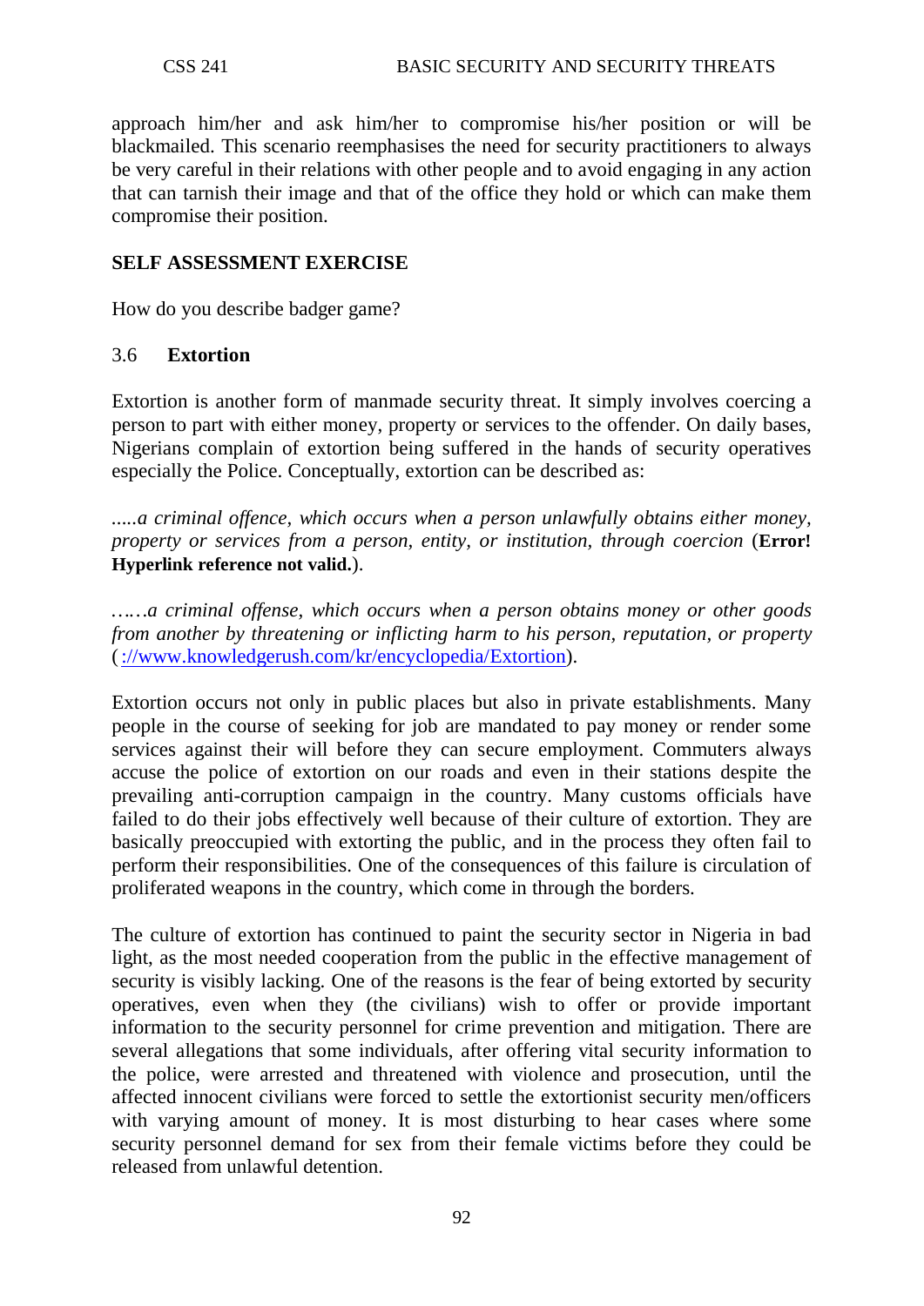approach him/her and ask him/her to compromise his/her position or will be blackmailed. This scenario reemphasises the need for security practitioners to always be very careful in their relations with other people and to avoid engaging in any action that can tarnish their image and that of the office they hold or which can make them compromise their position.

**SELF ASSESSMENT EXERCISE**

How do you describe badger game?

### 3.6 Extortion

Extortion is another form of manmade security threat. It simply involves coercing a person to part with either money, property or services to the offender. On daily bases, Nigerians complain of extortion being suffered in the hands of security operatives especially the Police. Conceptually, extortion can be described as:

*.....a criminal offence, which occurs when a person unlawfully obtains either money, property or services from a person, entity, or institution, through coercion* (**Error! Hyperlink reference not valid.**).

*......a criminal offense, which occurs when a person obtains money or other goods from another by threatening or inflicting harm to his person, reputation, or property* ( ://www.knowledgerush.com/kr/encyclopedia/Extortion).

Extortion occurs not only in public places but also in private establishments. Many people in the course of seeking for job are mandated to pay money or render some services against their will before they can secure employment. Commuters always accuse the police of extortion on our roads and even in their stations despite the prevailing anti-corruption campaign in the country. Many customs officials have failed to do their jobs effectively well because of their culture of extortion. They are basically preoccupied with extorting the public, and in the process they often fail to perform their responsibilities. One of the consequences of this failure is circulation of proliferated weapons in the country, which come in through the borders.

The culture of extortion has continued to paint the security sector in Nigeria in bad light, as the most needed cooperation from the public in the effective management of security is visibly lacking. One of the reasons is the fear of being extorted by security operatives, even when they (the civilians) wish to offer or provide important information to the security personnel for crime prevention and mitigation. There are several allegations that some individuals, after offering vital security information to the police, were arrested and threatened with violence and prosecution, until the affected innocent civilians were forced to settle the extortionist security men/officers with varying amount of money. It is most disturbing to hear cases where some security personnel demand for sex from their female victims before they could be released from unlawful detention.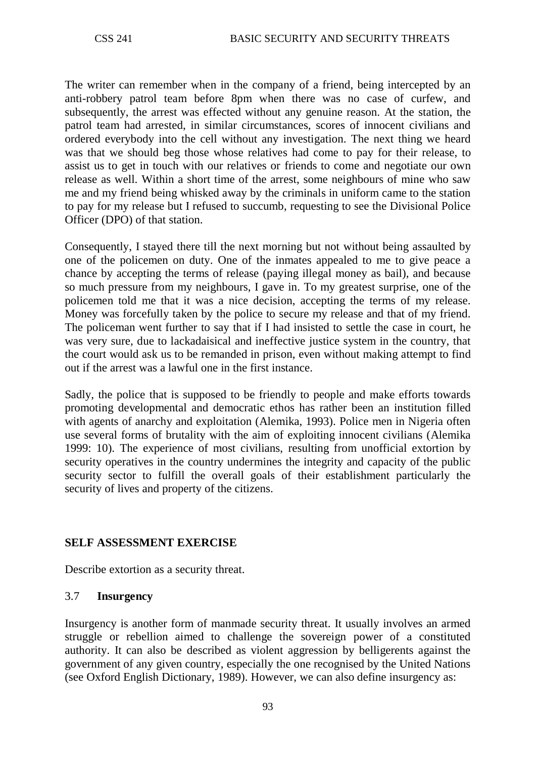The writer can remember when in the company of a friend, being intercepted by an anti-robbery patrol team before 8pm when there was no case of curfew, and subsequently, the arrest was effected without any genuine reason. At the station, the patrol team had arrested, in similar circumstances, scores of innocent civilians and ordered everybody into the cell without any investigation. The next thing we heard was that we should beg those whose relatives had come to pay for their release, to assist us to get in touch with our relatives or friends to come and negotiate our own release as well. Within a short time of the arrest, some neighbours of mine who saw me and my friend being whisked away by the criminals in uniform came to the station to pay for my release but I refused to succumb, requesting to see the Divisional Police Officer (DPO) of that station.

Consequently, I stayed there till the next morning but not without being assaulted by one of the policemen on duty. One of the inmates appealed to me to give peace a chance by accepting the terms of release (paying illegal money as bail), and because so much pressure from my neighbours, I gave in. To my greatest surprise, one of the policemen told me that it was a nice decision, accepting the terms of my release. Money was forcefully taken by the police to secure my release and that of my friend. The policeman went further to say that if I had insisted to settle the case in court, he was very sure, due to lackadaisical and ineffective justice system in the country, that the court would ask us to be remanded in prison, even without making attempt to find out if the arrest was a lawful one in the first instance.

Sadly, the police that is supposed to be friendly to people and make efforts towards promoting developmental and democratic ethos has rather been an institution filled with agents of anarchy and exploitation (Alemika, 1993). Police men in Nigeria often use several forms of brutality with the aim of exploiting innocent civilians (Alemika 1999: 10). The experience of most civilians, resulting from unofficial extortion by security operatives in the country undermines the integrity and capacity of the public security sector to fulfill the overall goals of their establishment particularly the security of lives and property of the citizens.

**SELF ASSESSMENT EXERCISE**

Describe extortion as a security threat.

### 3.7 **Insurgency**

Insurgency is another form of manmade security threat. It usually involves an armed struggle or rebellion aimed to challenge the sovereign power of a constituted authority. It can also be described as violent aggression by belligerents against the government of any given country, especially the one recognised by the United Nations (see Oxford English Dictionary, 1989). However, we can also define insurgency as: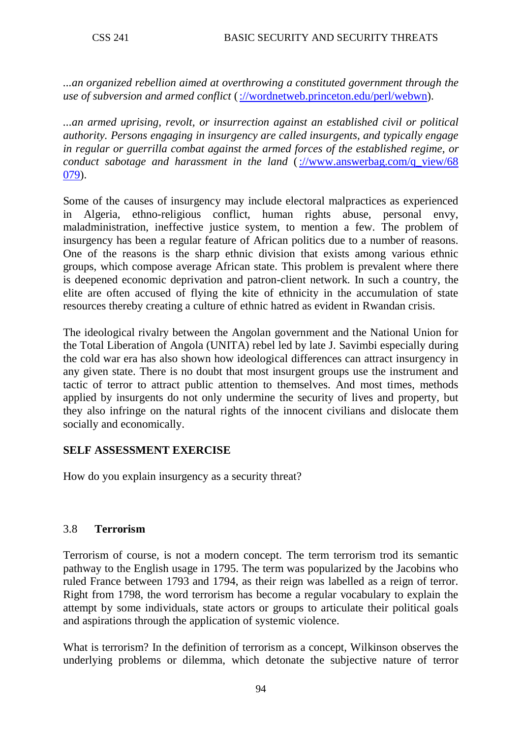*...an organized rebellion aimed at overthrowing a constituted government through the use of subversion and armed conflict* ([://wordnetweb.princeton.edu/perl/webwn](://wordnetweb.princeton.edu/perl/webwn)).

*...an armed uprising, revolt, or insurrection against an established civil or political authority. Persons engaging in insurgency are called insurgents, and typically engage in regular or guerrilla combat against the armed forces of the established regime, or conduct sabotage and harassment in the land* ([://www.answerbag.com/q_view/68079](://www.answerbag.com/q_view/68079)).

Some of the causes of insurgency may include electoral malpractices as experienced in Algeria, ethno-religious conflict, human rights abuse, personal envy, maladministration, ineffective justice system, to mention a few. The problem of insurgency has been a regular feature of African politics due to a number of reasons. One of the reasons is the sharp ethnic division that exists among various ethnic groups, which compose average African state. This problem is prevalent where there is deepened economic deprivation and patron-client network. In such a country, the elite are often accused of flying the kite of ethnicity in the accumulation of state resources thereby creating a culture of ethnic hatred as evident in Rwandan crisis.

The ideological rivalry between the Angolan government and the National Union for the Total Liberation of Angola (UNITA) rebel led by late J. Savimbi especially during the cold war era has also shown how ideological differences can attract insurgency in any given state. There is no doubt that most insurgent groups use the instrument and tactic of terror to attract public attention to themselves. And most times, methods applied by insurgents do not only undermine the security of lives and property, but they also infringe on the natural rights of the innocent civilians and dislocate them socially and economically.

**SELF ASSESSMENT EXERCISE**

How do you explain insurgency as a security threat?

### 3.8 **Terrorism**

Terrorism of course, is not a modern concept. The term terrorism trod its semantic pathway to the English usage in 1795. The term was popularized by the Jacobins who ruled France between 1793 and 1794, as their reign was labelled as a reign of terror. Right from 1798, the word terrorism has become a regular vocabulary to explain the attempt by some individuals, state actors or groups to articulate their political goals and aspirations through the application of systemic violence.

What is terrorism? In the definition of terrorism as a concept, Wilkinson observes the underlying problems or dilemma, which detonate the subjective nature of terror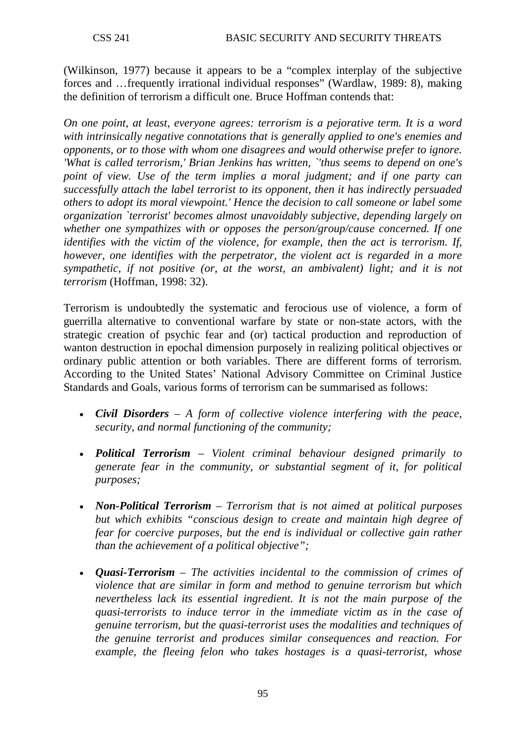(Wilkinson, 1977) because it appears to be a "complex interplay of the subjective forces and …frequently irrational individual responses" (Wardlaw, 1989: 8), making the definition of terrorism a difficult one. Bruce Hoffman contends that:

*On one point, at least, everyone agrees: terrorism is a pejorative term. It is a word with intrinsically negative connotations that is generally applied to one's enemies and opponents, or to those with whom one disagrees and would otherwise prefer to ignore. 'What is called terrorism,' Brian Jenkins has written, `'thus seems to depend on one's point of view. Use of the term implies a moral judgment; and if one party can successfully attach the label terrorist to its opponent, then it has indirectly persuaded others to adopt its moral viewpoint.' Hence the decision to call someone or label some organization `terrorist' becomes almost unavoidably subjective, depending largely on whether one sympathizes with or opposes the person/group/cause concerned. If one identifies with the victim of the violence, for example, then the act is terrorism. If, however, one identifies with the perpetrator, the violent act is regarded in a more sympathetic, if not positive (or, at the worst, an ambivalent) light; and it is not terrorism* (Hoffman, 1998: 32).

Terrorism is undoubtedly the systematic and ferocious use of violence, a form of guerrilla alternative to conventional warfare by state or non-state actors, with the strategic creation of psychic fear and (or) tactical production and reproduction of wanton destruction in epochal dimension purposely in realizing political objectives or ordinary public attention or both variables. There are different forms of terrorism. According to the United States' National Advisory Committee on Criminal Justice Standards and Goals, various forms of terrorism can be summarised as follows:

- ***Civil Disorders*** *– A form of collective violence interfering with the peace, security, and normal functioning of the community;*

- ***Political Terrorism*** *– Violent criminal behaviour designed primarily to generate fear in the community, or substantial segment of it, for political purposes;*

- ***Non-Political Terrorism*** *– Terrorism that is not aimed at political purposes but which exhibits "conscious design to create and maintain high degree of fear for coercive purposes, but the end is individual or collective gain rather than the achievement of a political objective";*

- ***Quasi-Terrorism*** *– The activities incidental to the commission of crimes of violence that are similar in form and method to genuine terrorism but which nevertheless lack its essential ingredient. It is not the main purpose of the quasi-terrorists to induce terror in the immediate victim as in the case of genuine terrorism, but the quasi-terrorist uses the modalities and techniques of the genuine terrorist and produces similar consequences and reaction. For example, the fleeing felon who takes hostages is a quasi-terrorist, whose*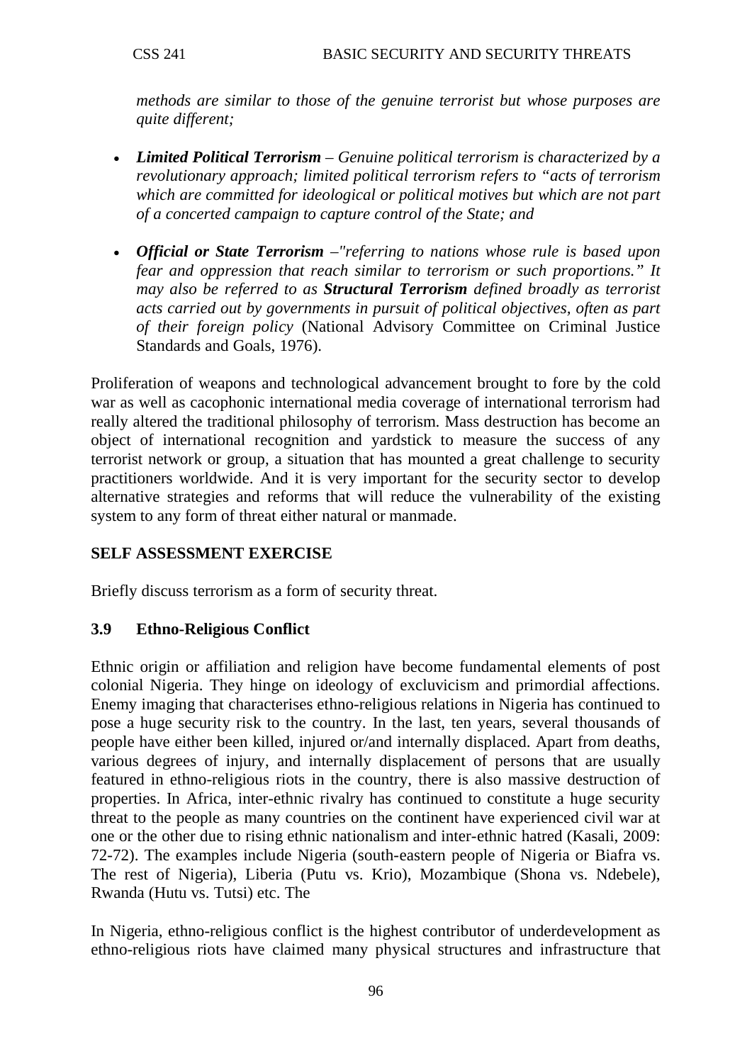*methods are similar to those of the genuine terrorist but whose purposes are quite different;*

- ***Limited Political Terrorism** – Genuine political terrorism is characterized by a revolutionary approach; limited political terrorism refers to "acts of terrorism which are committed for ideological or political motives but which are not part of a concerted campaign to capture control of the State; and*

- ***Official or State Terrorism** –"referring to nations whose rule is based upon fear and oppression that reach similar to terrorism or such proportions." It may also be referred to as **Structural Terrorism** defined broadly as terrorist acts carried out by governments in pursuit of political objectives, often as part of their foreign policy* (National Advisory Committee on Criminal Justice Standards and Goals, 1976).

Proliferation of weapons and technological advancement brought to fore by the cold war as well as cacophonic international media coverage of international terrorism had really altered the traditional philosophy of terrorism. Mass destruction has become an object of international recognition and yardstick to measure the success of any terrorist network or group, a situation that has mounted a great challenge to security practitioners worldwide. And it is very important for the security sector to develop alternative strategies and reforms that will reduce the vulnerability of the existing system to any form of threat either natural or manmade.

**SELF ASSESSMENT EXERCISE**

Briefly discuss terrorism as a form of security threat.

### 3.9 Ethno-Religious Conflict

Ethnic origin or affiliation and religion have become fundamental elements of post colonial Nigeria. They hinge on ideology of excluvicism and primordial affections. Enemy imaging that characterises ethno-religious relations in Nigeria has continued to pose a huge security risk to the country. In the last, ten years, several thousands of people have either been killed, injured or/and internally displaced. Apart from deaths, various degrees of injury, and internally displacement of persons that are usually featured in ethno-religious riots in the country, there is also massive destruction of properties. In Africa, inter-ethnic rivalry has continued to constitute a huge security threat to the people as many countries on the continent have experienced civil war at one or the other due to rising ethnic nationalism and inter-ethnic hatred (Kasali, 2009: 72-72). The examples include Nigeria (south-eastern people of Nigeria or Biafra vs. The rest of Nigeria), Liberia (Putu vs. Krio), Mozambique (Shona vs. Ndebele), Rwanda (Hutu vs. Tutsi) etc. The

In Nigeria, ethno-religious conflict is the highest contributor of underdevelopment as ethno-religious riots have claimed many physical structures and infrastructure that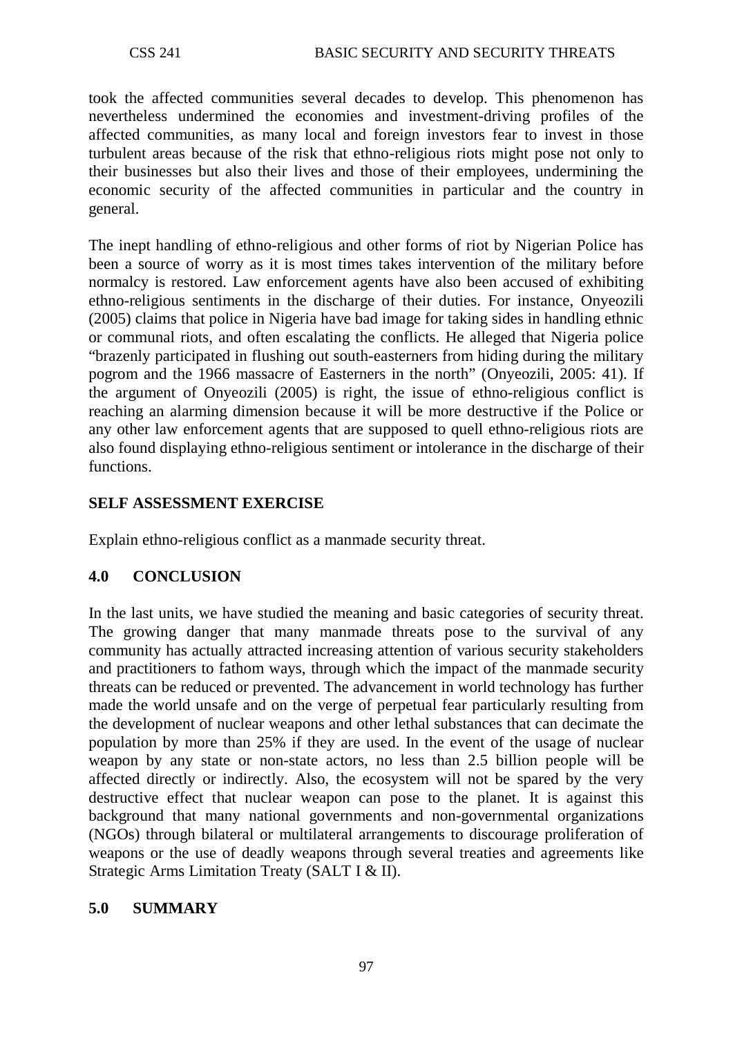took the affected communities several decades to develop. This phenomenon has nevertheless undermined the economies and investment-driving profiles of the affected communities, as many local and foreign investors fear to invest in those turbulent areas because of the risk that ethno-religious riots might pose not only to their businesses but also their lives and those of their employees, undermining the economic security of the affected communities in particular and the country in general.

The inept handling of ethno-religious and other forms of riot by Nigerian Police has been a source of worry as it is most times takes intervention of the military before normalcy is restored. Law enforcement agents have also been accused of exhibiting ethno-religious sentiments in the discharge of their duties. For instance, Onyeozili (2005) claims that police in Nigeria have bad image for taking sides in handling ethnic or communal riots, and often escalating the conflicts. He alleged that Nigeria police "brazenly participated in flushing out south-easterners from hiding during the military pogrom and the 1966 massacre of Easterners in the north" (Onyeozili, 2005: 41). If the argument of Onyeozili (2005) is right, the issue of ethno-religious conflict is reaching an alarming dimension because it will be more destructive if the Police or any other law enforcement agents that are supposed to quell ethno-religious riots are also found displaying ethno-religious sentiment or intolerance in the discharge of their functions.

**SELF ASSESSMENT EXERCISE**

Explain ethno-religious conflict as a manmade security threat.

## 4.0 CONCLUSION

In the last units, we have studied the meaning and basic categories of security threat. The growing danger that many manmade threats pose to the survival of any community has actually attracted increasing attention of various security stakeholders and practitioners to fathom ways, through which the impact of the manmade security threats can be reduced or prevented. The advancement in world technology has further made the world unsafe and on the verge of perpetual fear particularly resulting from the development of nuclear weapons and other lethal substances that can decimate the population by more than 25% if they are used. In the event of the usage of nuclear weapon by any state or non-state actors, no less than 2.5 billion people will be affected directly or indirectly. Also, the ecosystem will not be spared by the very destructive effect that nuclear weapon can pose to the planet. It is against this background that many national governments and non-governmental organizations (NGOs) through bilateral or multilateral arrangements to discourage proliferation of weapons or the use of deadly weapons through several treaties and agreements like Strategic Arms Limitation Treaty (SALT I & II).

## 5.0 SUMMARY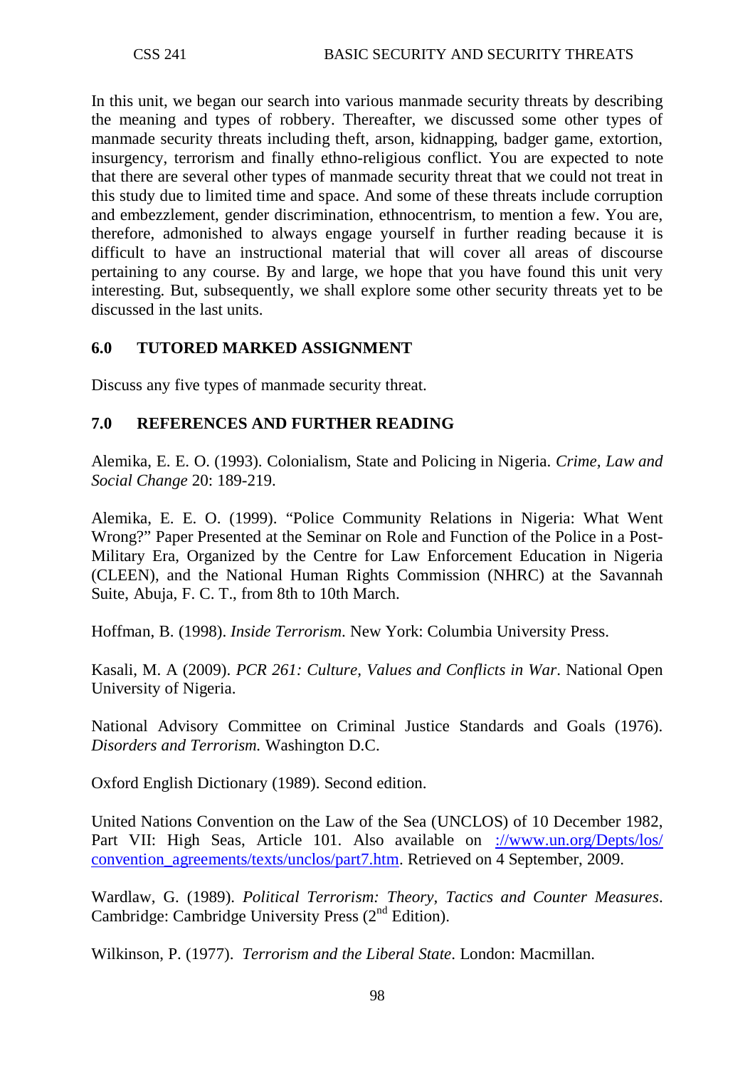In this unit, we began our search into various manmade security threats by describing the meaning and types of robbery. Thereafter, we discussed some other types of manmade security threats including theft, arson, kidnapping, badger game, extortion, insurgency, terrorism and finally ethno-religious conflict. You are expected to note that there are several other types of manmade security threat that we could not treat in this study due to limited time and space. And some of these threats include corruption and embezzlement, gender discrimination, ethnocentrism, to mention a few. You are, therefore, admonished to always engage yourself in further reading because it is difficult to have an instructional material that will cover all areas of discourse pertaining to any course. By and large, we hope that you have found this unit very interesting. But, subsequently, we shall explore some other security threats yet to be discussed in the last units.

## 6.0 TUTORED MARKED ASSIGNMENT

Discuss any five types of manmade security threat.

## 7.0 REFERENCES AND FURTHER READING

Alemika, E. E. O. (1993). Colonialism, State and Policing in Nigeria. *Crime, Law and Social Change* 20: 189-219.

Alemika, E. E. O. (1999). "Police Community Relations in Nigeria: What Went Wrong?" Paper Presented at the Seminar on Role and Function of the Police in a Post-Military Era, Organized by the Centre for Law Enforcement Education in Nigeria (CLEEN), and the National Human Rights Commission (NHRC) at the Savannah Suite, Abuja, F. C. T., from 8th to 10th March.

Hoffman, B. (1998). *Inside Terrorism*. New York: Columbia University Press.

Kasali, M. A (2009). *PCR 261: Culture, Values and Conflicts in War*. National Open University of Nigeria.

National Advisory Committee on Criminal Justice Standards and Goals (1976). *Disorders and Terrorism.* Washington D.C.

Oxford English Dictionary (1989). Second edition.

United Nations Convention on the Law of the Sea (UNCLOS) of 10 December 1982, Part VII: High Seas, Article 101. Also available on ://www.un.org/Depts/los/convention_agreements/texts/unclos/part7.htm. Retrieved on 4 September, 2009.

Wardlaw, G. (1989). *Political Terrorism: Theory, Tactics and Counter Measures*. Cambridge: Cambridge University Press (2nd Edition).

Wilkinson, P. (1977). *Terrorism and the Liberal State*. London: Macmillan.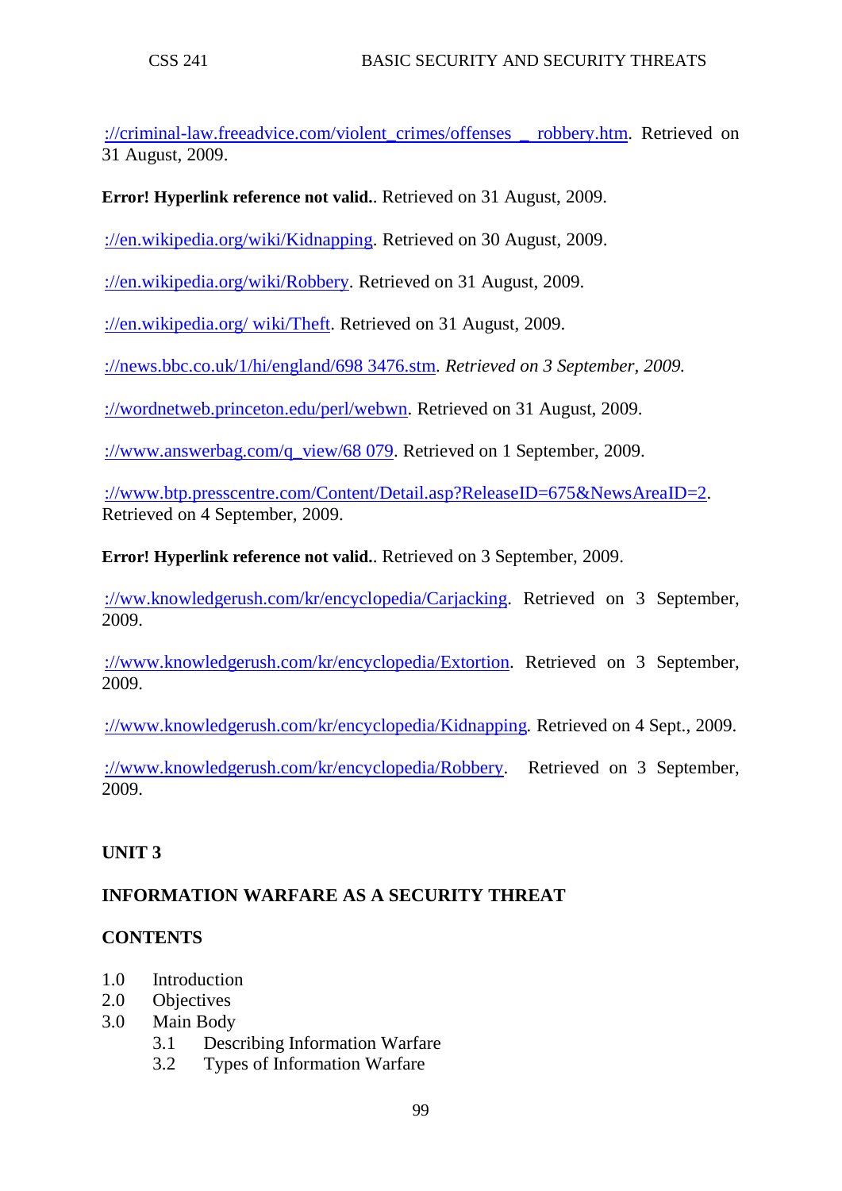://criminal-law.freeadvice.com/violent_crimes/offenses _ robbery.htm. Retrieved on 31 August, 2009.

**Error! Hyperlink reference not valid.**. Retrieved on 31 August, 2009.

://en.wikipedia.org/wiki/Kidnapping. Retrieved on 30 August, 2009.

://en.wikipedia.org/wiki/Robbery. Retrieved on 31 August, 2009.

://en.wikipedia.org/ wiki/Theft. Retrieved on 31 August, 2009.

://news.bbc.co.uk/1/hi/england/698 3476.stm. *Retrieved on 3 September, 2009.*

://wordnetweb.princeton.edu/perl/webwn. Retrieved on 31 August, 2009.

://www.answerbag.com/q_view/68 079. Retrieved on 1 September, 2009.

://www.btp.presscentre.com/Content/Detail.asp?ReleaseID=675&NewsAreaID=2. Retrieved on 4 September, 2009.

**Error! Hyperlink reference not valid.**. Retrieved on 3 September, 2009.

://ww.knowledgerush.com/kr/encyclopedia/Carjacking. Retrieved on 3 September, 2009.

://www.knowledgerush.com/kr/encyclopedia/Extortion. Retrieved on 3 September, 2009.

://www.knowledgerush.com/kr/encyclopedia/Kidnapping. Retrieved on 4 Sept., 2009.

://www.knowledgerush.com/kr/encyclopedia/Robbery. Retrieved on 3 September, 2009.

## UNIT 3

## INFORMATION WARFARE AS A SECURITY THREAT

**CONTENTS**

1.0 Introduction
2.0 Objectives
3.0 Main Body
    3.1 Describing Information Warfare
    3.2 Types of Information Warfare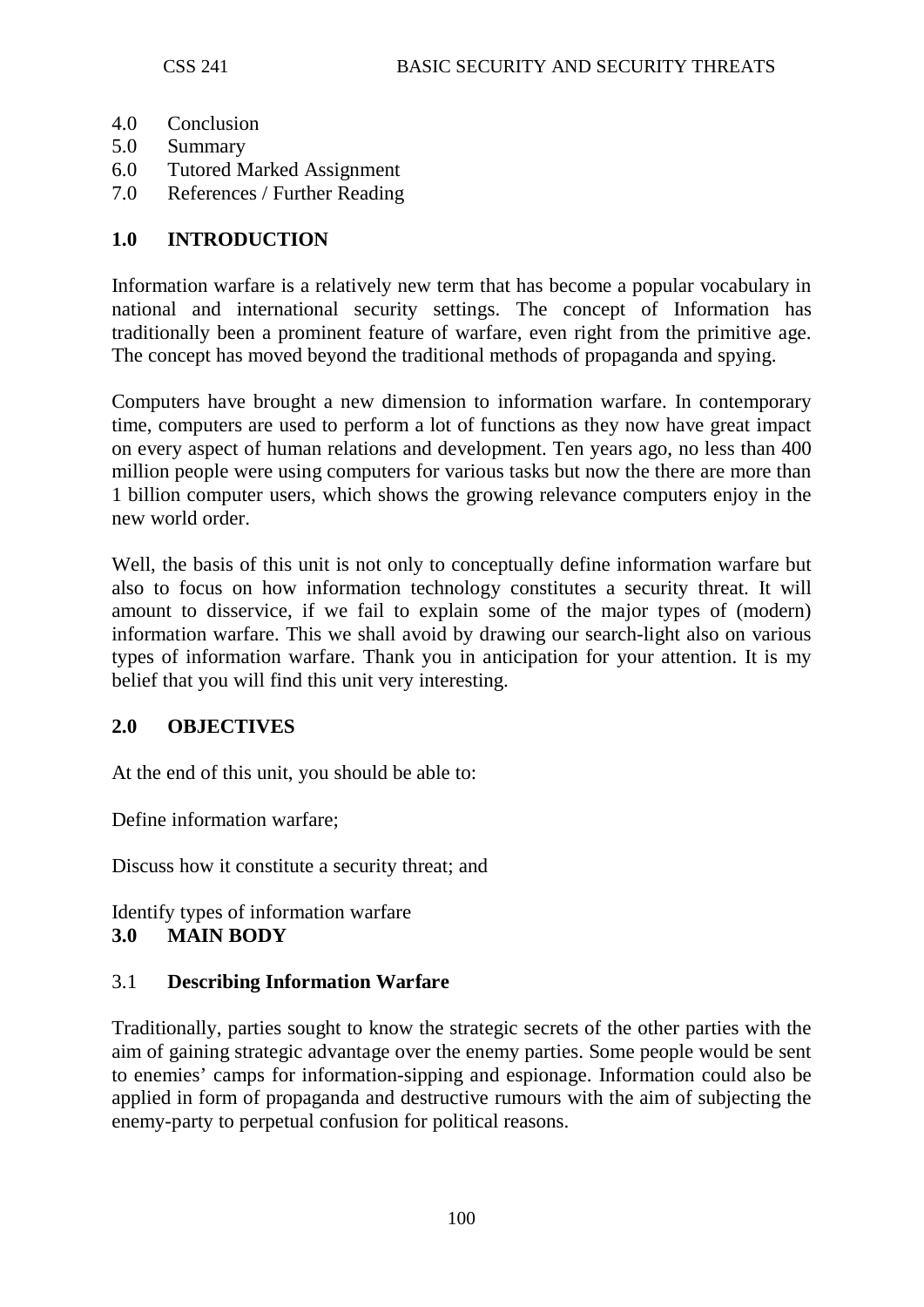4.0 Conclusion
5.0 Summary
6.0 Tutored Marked Assignment
7.0 References / Further Reading

## 1.0 INTRODUCTION

Information warfare is a relatively new term that has become a popular vocabulary in national and international security settings. The concept of Information has traditionally been a prominent feature of warfare, even right from the primitive age. The concept has moved beyond the traditional methods of propaganda and spying.

Computers have brought a new dimension to information warfare. In contemporary time, computers are used to perform a lot of functions as they now have great impact on every aspect of human relations and development. Ten years ago, no less than 400 million people were using computers for various tasks but now the there are more than 1 billion computer users, which shows the growing relevance computers enjoy in the new world order.

Well, the basis of this unit is not only to conceptually define information warfare but also to focus on how information technology constitutes a security threat. It will amount to disservice, if we fail to explain some of the major types of (modern) information warfare. This we shall avoid by drawing our search-light also on various types of information warfare. Thank you in anticipation for your attention. It is my belief that you will find this unit very interesting.

## 2.0 OBJECTIVES

At the end of this unit, you should be able to:

Define information warfare;

Discuss how it constitute a security threat; and

Identify types of information warfare

## 3.0 MAIN BODY

### 3.1 Describing Information Warfare

Traditionally, parties sought to know the strategic secrets of the other parties with the aim of gaining strategic advantage over the enemy parties. Some people would be sent to enemies' camps for information-sipping and espionage. Information could also be applied in form of propaganda and destructive rumours with the aim of subjecting the enemy-party to perpetual confusion for political reasons.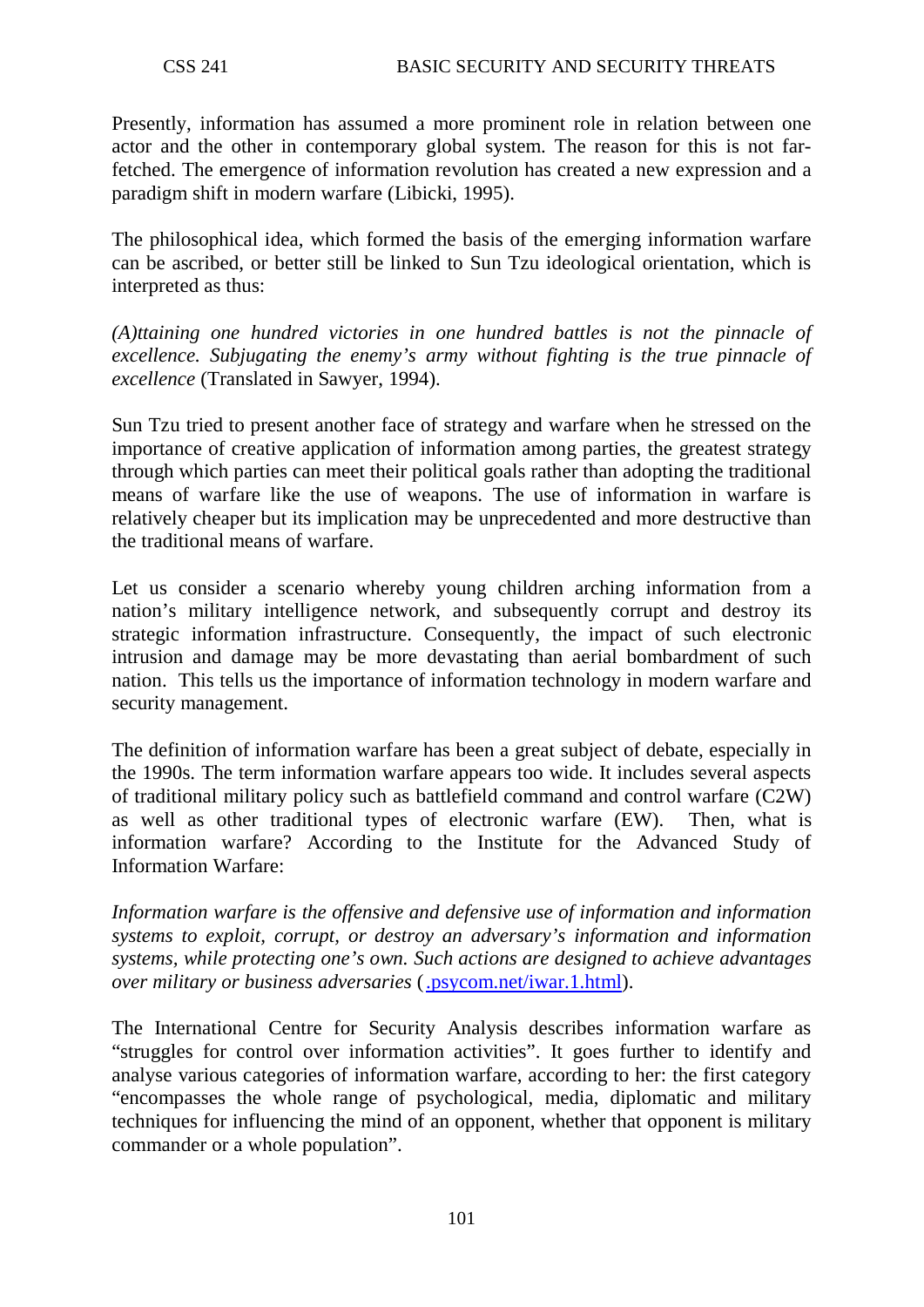Presently, information has assumed a more prominent role in relation between one actor and the other in contemporary global system. The reason for this is not far-fetched. The emergence of information revolution has created a new expression and a paradigm shift in modern warfare (Libicki, 1995).

The philosophical idea, which formed the basis of the emerging information warfare can be ascribed, or better still be linked to Sun Tzu ideological orientation, which is interpreted as thus:

*(A)ttaining one hundred victories in one hundred battles is not the pinnacle of excellence. Subjugating the enemy's army without fighting is the true pinnacle of excellence* (Translated in Sawyer, 1994).

Sun Tzu tried to present another face of strategy and warfare when he stressed on the importance of creative application of information among parties, the greatest strategy through which parties can meet their political goals rather than adopting the traditional means of warfare like the use of weapons. The use of information in warfare is relatively cheaper but its implication may be unprecedented and more destructive than the traditional means of warfare.

Let us consider a scenario whereby young children arching information from a nation's military intelligence network, and subsequently corrupt and destroy its strategic information infrastructure. Consequently, the impact of such electronic intrusion and damage may be more devastating than aerial bombardment of such nation. This tells us the importance of information technology in modern warfare and security management.

The definition of information warfare has been a great subject of debate, especially in the 1990s. The term information warfare appears too wide. It includes several aspects of traditional military policy such as battlefield command and control warfare (C2W) as well as other traditional types of electronic warfare (EW). Then, what is information warfare? According to the Institute for the Advanced Study of Information Warfare:

*Information warfare is the offensive and defensive use of information and information systems to exploit, corrupt, or destroy an adversary's information and information systems, while protecting one's own. Such actions are designed to achieve advantages over military or business adversaries* (.psycom.net/iwar.1.html).

The International Centre for Security Analysis describes information warfare as "struggles for control over information activities". It goes further to identify and analyse various categories of information warfare, according to her: the first category "encompasses the whole range of psychological, media, diplomatic and military techniques for influencing the mind of an opponent, whether that opponent is military commander or a whole population".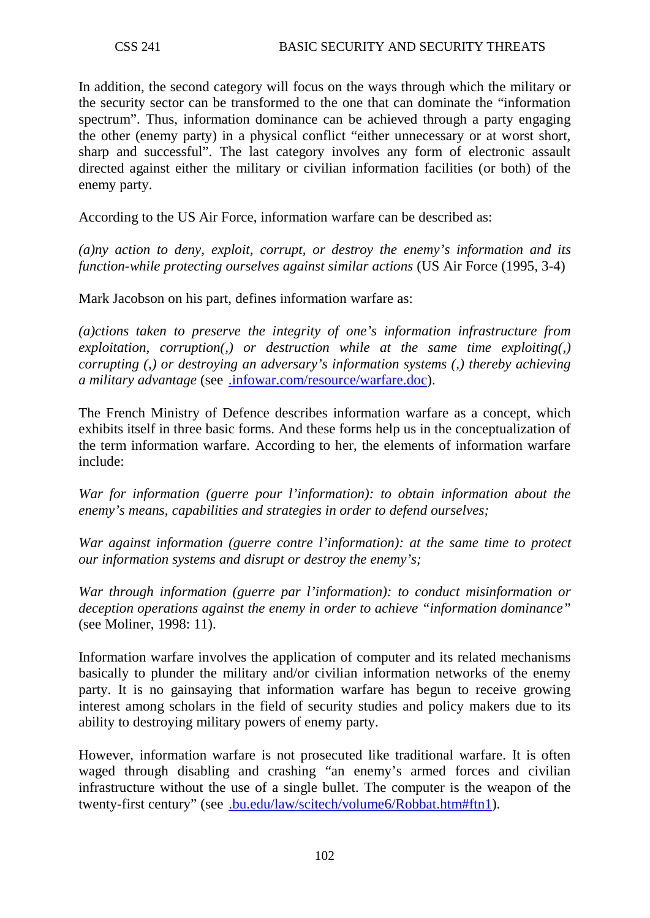In addition, the second category will focus on the ways through which the military or the security sector can be transformed to the one that can dominate the "information spectrum". Thus, information dominance can be achieved through a party engaging the other (enemy party) in a physical conflict "either unnecessary or at worst short, sharp and successful". The last category involves any form of electronic assault directed against either the military or civilian information facilities (or both) of the enemy party.

According to the US Air Force, information warfare can be described as:

*(a)ny action to deny, exploit, corrupt, or destroy the enemy's information and its function-while protecting ourselves against similar actions* (US Air Force (1995, 3-4)

Mark Jacobson on his part, defines information warfare as:

*(a)ctions taken to preserve the integrity of one's information infrastructure from exploitation, corruption(,) or destruction while at the same time exploiting(,) corrupting (,) or destroying an adversary's information systems (,) thereby achieving a military advantage* (see .infowar.com/resource/warfare.doc).

The French Ministry of Defence describes information warfare as a concept, which exhibits itself in three basic forms. And these forms help us in the conceptualization of the term information warfare. According to her, the elements of information warfare include:

*War for information (guerre pour l'information): to obtain information about the enemy's means, capabilities and strategies in order to defend ourselves;*

*War against information (guerre contre l'information): at the same time to protect our information systems and disrupt or destroy the enemy's;*

*War through information (guerre par l'information): to conduct misinformation or deception operations against the enemy in order to achieve "information dominance"* (see Moliner, 1998: 11).

Information warfare involves the application of computer and its related mechanisms basically to plunder the military and/or civilian information networks of the enemy party. It is no gainsaying that information warfare has begun to receive growing interest among scholars in the field of security studies and policy makers due to its ability to destroying military powers of enemy party.

However, information warfare is not prosecuted like traditional warfare. It is often waged through disabling and crashing "an enemy's armed forces and civilian infrastructure without the use of a single bullet. The computer is the weapon of the twenty-first century" (see .bu.edu/law/scitech/volume6/Robbat.htm#ftn1).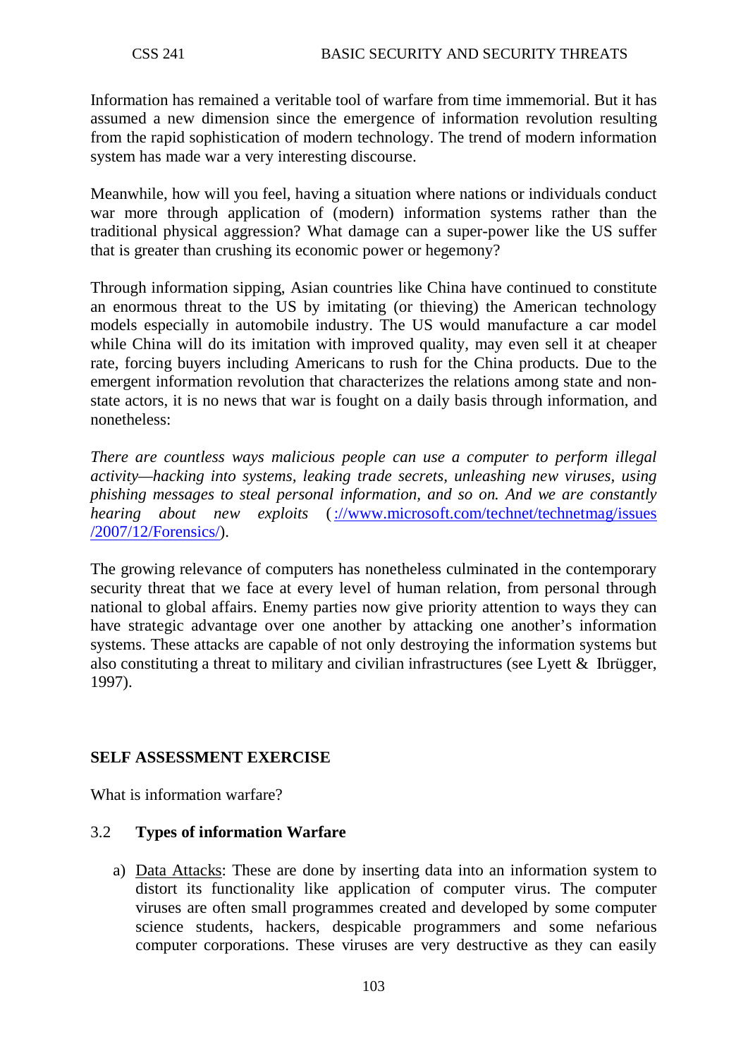Information has remained a veritable tool of warfare from time immemorial. But it has assumed a new dimension since the emergence of information revolution resulting from the rapid sophistication of modern technology. The trend of modern information system has made war a very interesting discourse.

Meanwhile, how will you feel, having a situation where nations or individuals conduct war more through application of (modern) information systems rather than the traditional physical aggression? What damage can a super-power like the US suffer that is greater than crushing its economic power or hegemony?

Through information sipping, Asian countries like China have continued to constitute an enormous threat to the US by imitating (or thieving) the American technology models especially in automobile industry. The US would manufacture a car model while China will do its imitation with improved quality, may even sell it at cheaper rate, forcing buyers including Americans to rush for the China products. Due to the emergent information revolution that characterizes the relations among state and non-state actors, it is no news that war is fought on a daily basis through information, and nonetheless:

*There are countless ways malicious people can use a computer to perform illegal activity—hacking into systems, leaking trade secrets, unleashing new viruses, using phishing messages to steal personal information, and so on. And we are constantly hearing about new exploits* (://www.microsoft.com/technet/technetmag/issues/2007/12/Forensics/).

The growing relevance of computers has nonetheless culminated in the contemporary security threat that we face at every level of human relation, from personal through national to global affairs. Enemy parties now give priority attention to ways they can have strategic advantage over one another by attacking one another's information systems. These attacks are capable of not only destroying the information systems but also constituting a threat to military and civilian infrastructures (see Lyett & Ibrügger, 1997).

**SELF ASSESSMENT EXERCISE**

What is information warfare?

### 3.2 Types of information Warfare

a) Data Attacks: These are done by inserting data into an information system to distort its functionality like application of computer virus. The computer viruses are often small programmes created and developed by some computer science students, hackers, despicable programmers and some nefarious computer corporations. These viruses are very destructive as they can easily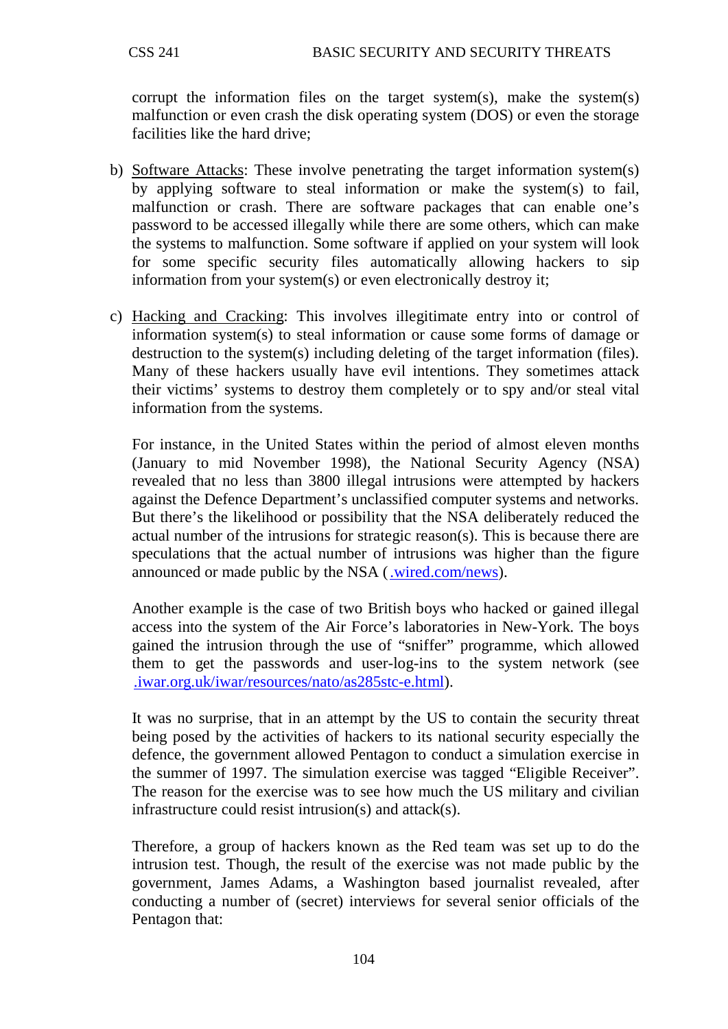corrupt the information files on the target system(s), make the system(s) malfunction or even crash the disk operating system (DOS) or even the storage facilities like the hard drive;

b) Software Attacks: These involve penetrating the target information system(s) by applying software to steal information or make the system(s) to fail, malfunction or crash. There are software packages that can enable one's password to be accessed illegally while there are some others, which can make the systems to malfunction. Some software if applied on your system will look for some specific security files automatically allowing hackers to sip information from your system(s) or even electronically destroy it;

c) Hacking and Cracking: This involves illegitimate entry into or control of information system(s) to steal information or cause some forms of damage or destruction to the system(s) including deleting of the target information (files). Many of these hackers usually have evil intentions. They sometimes attack their victims' systems to destroy them completely or to spy and/or steal vital information from the systems.

   For instance, in the United States within the period of almost eleven months (January to mid November 1998), the National Security Agency (NSA) revealed that no less than 3800 illegal intrusions were attempted by hackers against the Defence Department's unclassified computer systems and networks. But there's the likelihood or possibility that the NSA deliberately reduced the actual number of the intrusions for strategic reason(s). This is because there are speculations that the actual number of intrusions was higher than the figure announced or made public by the NSA (.wired.com/news).

   Another example is the case of two British boys who hacked or gained illegal access into the system of the Air Force's laboratories in New-York. The boys gained the intrusion through the use of "sniffer" programme, which allowed them to get the passwords and user-log-ins to the system network (see .iwar.org.uk/iwar/resources/nato/as285stc-e.html).

   It was no surprise, that in an attempt by the US to contain the security threat being posed by the activities of hackers to its national security especially the defence, the government allowed Pentagon to conduct a simulation exercise in the summer of 1997. The simulation exercise was tagged "Eligible Receiver". The reason for the exercise was to see how much the US military and civilian infrastructure could resist intrusion(s) and attack(s).

   Therefore, a group of hackers known as the Red team was set up to do the intrusion test. Though, the result of the exercise was not made public by the government, James Adams, a Washington based journalist revealed, after conducting a number of (secret) interviews for several senior officials of the Pentagon that: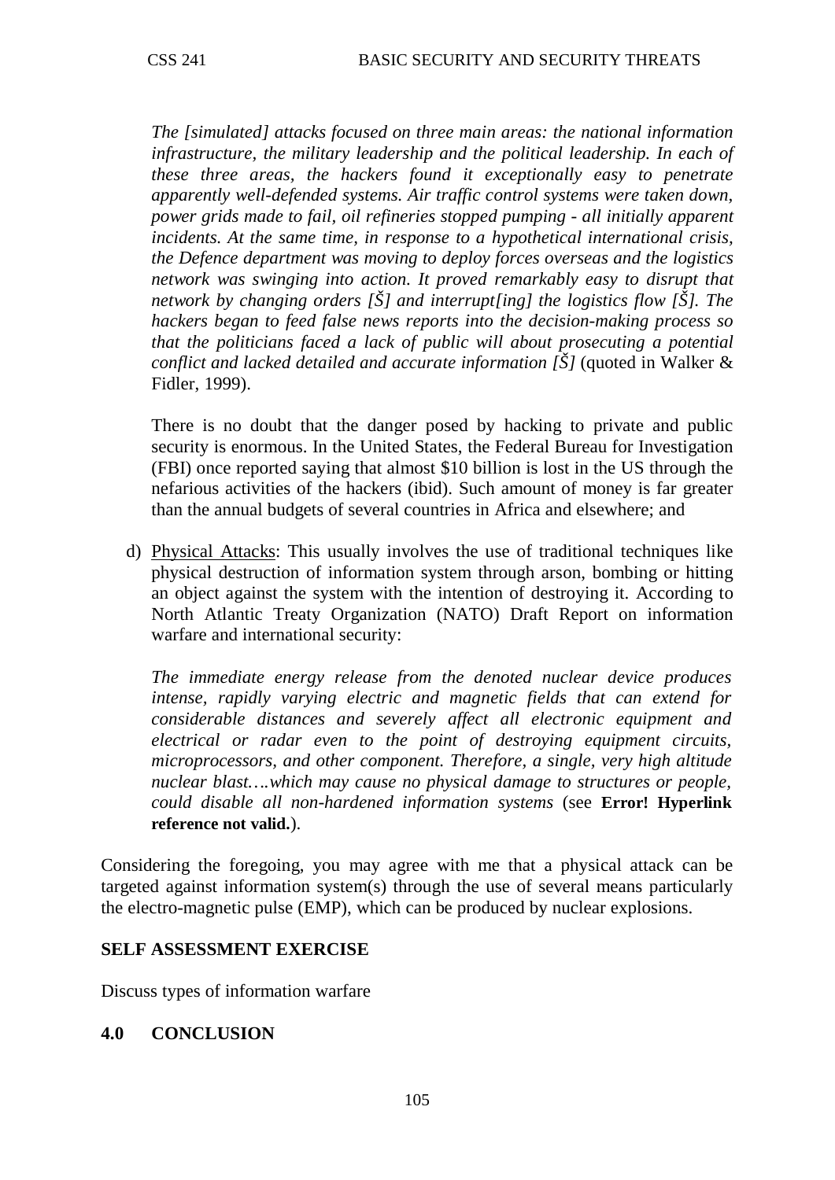*The [simulated] attacks focused on three main areas: the national information infrastructure, the military leadership and the political leadership. In each of these three areas, the hackers found it exceptionally easy to penetrate apparently well-defended systems. Air traffic control systems were taken down, power grids made to fail, oil refineries stopped pumping - all initially apparent incidents. At the same time, in response to a hypothetical international crisis, the Defence department was moving to deploy forces overseas and the logistics network was swinging into action. It proved remarkably easy to disrupt that network by changing orders [Š] and interrupt[ing] the logistics flow [Š]. The hackers began to feed false news reports into the decision-making process so that the politicians faced a lack of public will about prosecuting a potential conflict and lacked detailed and accurate information [Š]* (quoted in Walker & Fidler, 1999).

There is no doubt that the danger posed by hacking to private and public security is enormous. In the United States, the Federal Bureau for Investigation (FBI) once reported saying that almost $10 billion is lost in the US through the nefarious activities of the hackers (ibid). Such amount of money is far greater than the annual budgets of several countries in Africa and elsewhere; and

d) Physical Attacks: This usually involves the use of traditional techniques like physical destruction of information system through arson, bombing or hitting an object against the system with the intention of destroying it. According to North Atlantic Treaty Organization (NATO) Draft Report on information warfare and international security:

*The immediate energy release from the denoted nuclear device produces intense, rapidly varying electric and magnetic fields that can extend for considerable distances and severely affect all electronic equipment and electrical or radar even to the point of destroying equipment circuits, microprocessors, and other component. Therefore, a single, very high altitude nuclear blast….which may cause no physical damage to structures or people, could disable all non-hardened information systems* (see **Error! Hyperlink reference not valid.**).

Considering the foregoing, you may agree with me that a physical attack can be targeted against information system(s) through the use of several means particularly the electro-magnetic pulse (EMP), which can be produced by nuclear explosions.

**SELF ASSESSMENT EXERCISE**

Discuss types of information warfare

## 4.0 CONCLUSION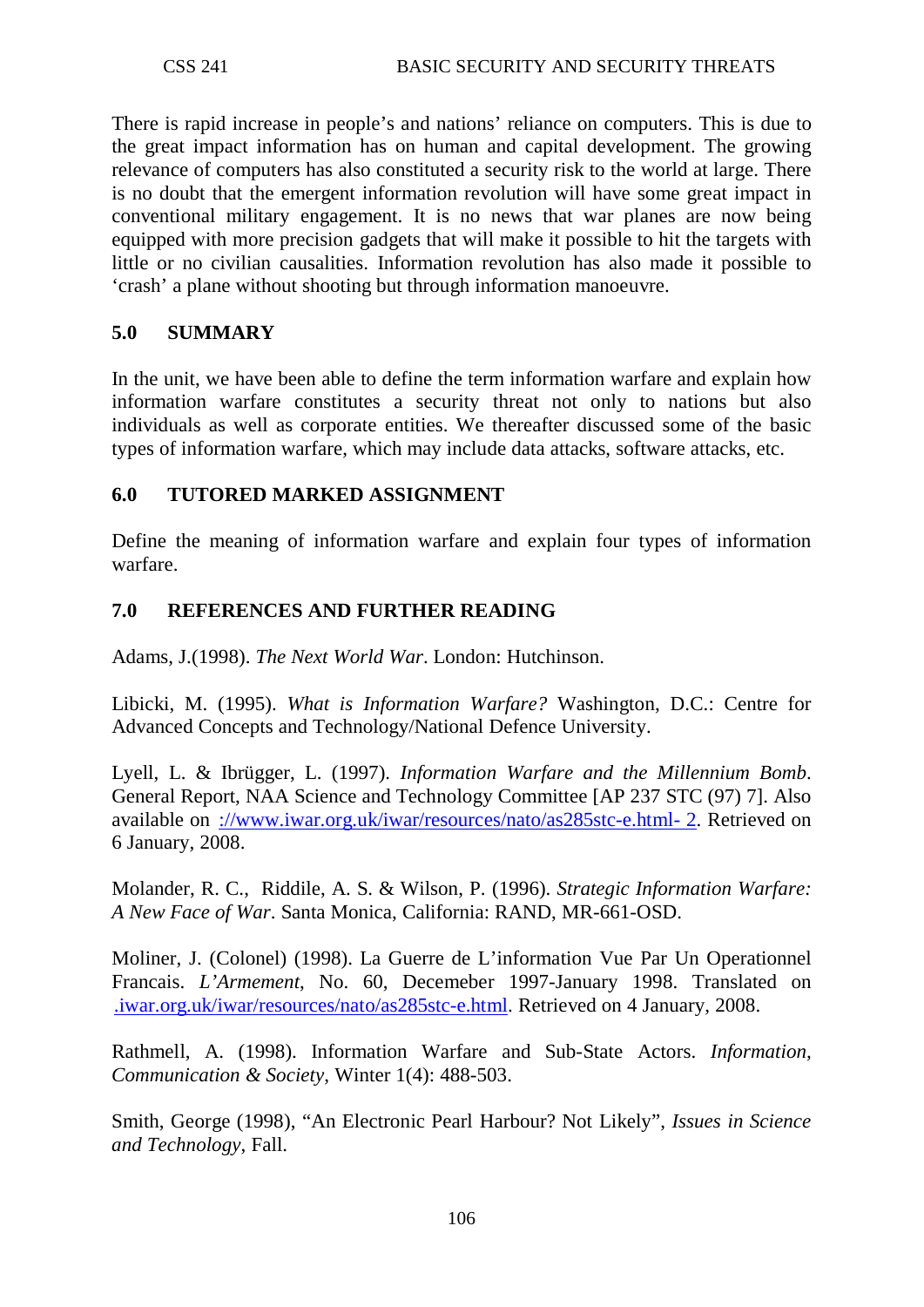There is rapid increase in people's and nations' reliance on computers. This is due to the great impact information has on human and capital development. The growing relevance of computers has also constituted a security risk to the world at large. There is no doubt that the emergent information revolution will have some great impact in conventional military engagement. It is no news that war planes are now being equipped with more precision gadgets that will make it possible to hit the targets with little or no civilian causalities. Information revolution has also made it possible to 'crash' a plane without shooting but through information manoeuvre.

## 5.0 SUMMARY

In the unit, we have been able to define the term information warfare and explain how information warfare constitutes a security threat not only to nations but also individuals as well as corporate entities. We thereafter discussed some of the basic types of information warfare, which may include data attacks, software attacks, etc.

## 6.0 TUTORED MARKED ASSIGNMENT

Define the meaning of information warfare and explain four types of information warfare.

## 7.0 REFERENCES AND FURTHER READING

Adams, J.(1998). *The Next World War*. London: Hutchinson.

Libicki, M. (1995). *What is Information Warfare?* Washington, D.C.: Centre for Advanced Concepts and Technology/National Defence University.

Lyell, L. & Ibrügger, L. (1997). *Information Warfare and the Millennium Bomb*. General Report, NAA Science and Technology Committee [AP 237 STC (97) 7]. Also available on ://www.iwar.org.uk/iwar/resources/nato/as285stc-e.html- 2. Retrieved on 6 January, 2008.

Molander, R. C., Riddile, A. S. & Wilson, P. (1996). *Strategic Information Warfare: A New Face of War*. Santa Monica, California: RAND, MR-661-OSD.

Moliner, J. (Colonel) (1998). La Guerre de L'information Vue Par Un Operationnel Francais. *L'Armement*, No. 60, Decemeber 1997-January 1998. Translated on .iwar.org.uk/iwar/resources/nato/as285stc-e.html. Retrieved on 4 January, 2008.

Rathmell, A. (1998). Information Warfare and Sub-State Actors. *Information, Communication & Society*, Winter 1(4): 488-503.

Smith, George (1998), "An Electronic Pearl Harbour? Not Likely", *Issues in Science and Technology*, Fall.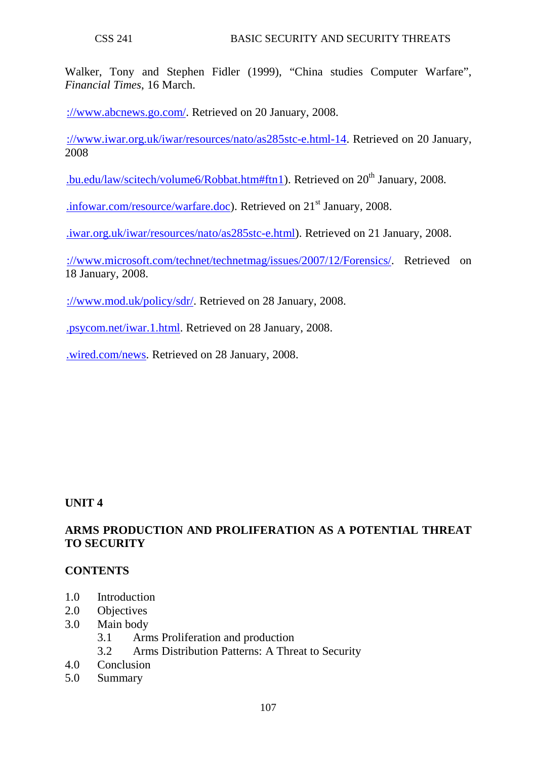Walker, Tony and Stephen Fidler (1999), "China studies Computer Warfare", *Financial Times*, 16 March.

://www.abcnews.go.com/. Retrieved on 20 January, 2008.

://www.iwar.org.uk/iwar/resources/nato/as285stc-e.html-14. Retrieved on 20 January, 2008

.bu.edu/law/scitech/volume6/Robbat.htm#ftn1). Retrieved on 20th January, 2008.

.infowar.com/resource/warfare.doc). Retrieved on 21st January, 2008.

.iwar.org.uk/iwar/resources/nato/as285stc-e.html). Retrieved on 21 January, 2008.

://www.microsoft.com/technet/technetmag/issues/2007/12/Forensics/. Retrieved on 18 January, 2008.

://www.mod.uk/policy/sdr/. Retrieved on 28 January, 2008.

.psycom.net/iwar.1.html. Retrieved on 28 January, 2008.

.wired.com/news. Retrieved on 28 January, 2008.

## UNIT 4

## ARMS PRODUCTION AND PROLIFERATION AS A POTENTIAL THREAT TO SECURITY

### CONTENTS

1.0 Introduction
2.0 Objectives
3.0 Main body
    3.1 Arms Proliferation and production
    3.2 Arms Distribution Patterns: A Threat to Security
4.0 Conclusion
5.0 Summary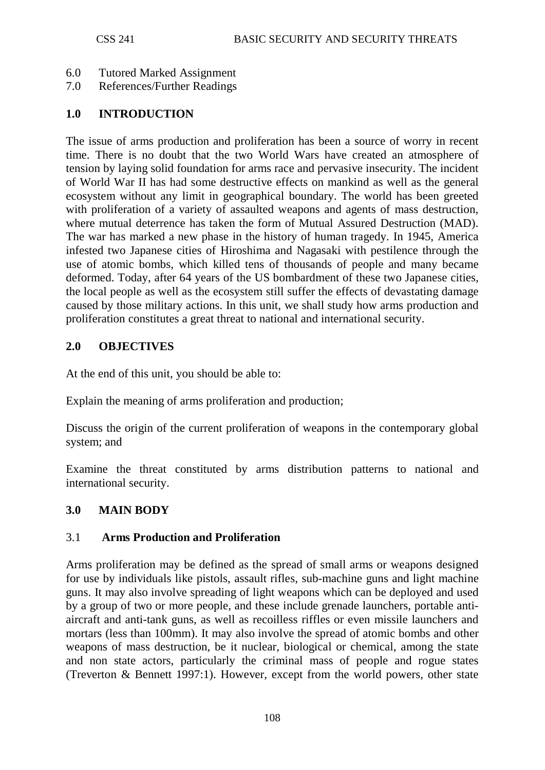6.0 Tutored Marked Assignment
7.0 References/Further Readings

## 1.0 INTRODUCTION

The issue of arms production and proliferation has been a source of worry in recent time. There is no doubt that the two World Wars have created an atmosphere of tension by laying solid foundation for arms race and pervasive insecurity. The incident of World War II has had some destructive effects on mankind as well as the general ecosystem without any limit in geographical boundary. The world has been greeted with proliferation of a variety of assaulted weapons and agents of mass destruction, where mutual deterrence has taken the form of Mutual Assured Destruction (MAD). The war has marked a new phase in the history of human tragedy. In 1945, America infested two Japanese cities of Hiroshima and Nagasaki with pestilence through the use of atomic bombs, which killed tens of thousands of people and many became deformed. Today, after 64 years of the US bombardment of these two Japanese cities, the local people as well as the ecosystem still suffer the effects of devastating damage caused by those military actions. In this unit, we shall study how arms production and proliferation constitutes a great threat to national and international security.

## 2.0 OBJECTIVES

At the end of this unit, you should be able to:

Explain the meaning of arms proliferation and production;

Discuss the origin of the current proliferation of weapons in the contemporary global system; and

Examine the threat constituted by arms distribution patterns to national and international security.

## 3.0 MAIN BODY

### 3.1 Arms Production and Proliferation

Arms proliferation may be defined as the spread of small arms or weapons designed for use by individuals like pistols, assault rifles, sub-machine guns and light machine guns. It may also involve spreading of light weapons which can be deployed and used by a group of two or more people, and these include grenade launchers, portable anti-aircraft and anti-tank guns, as well as recoilless riffles or even missile launchers and mortars (less than 100mm). It may also involve the spread of atomic bombs and other weapons of mass destruction, be it nuclear, biological or chemical, among the state and non state actors, particularly the criminal mass of people and rogue states (Treverton & Bennett 1997:1). However, except from the world powers, other state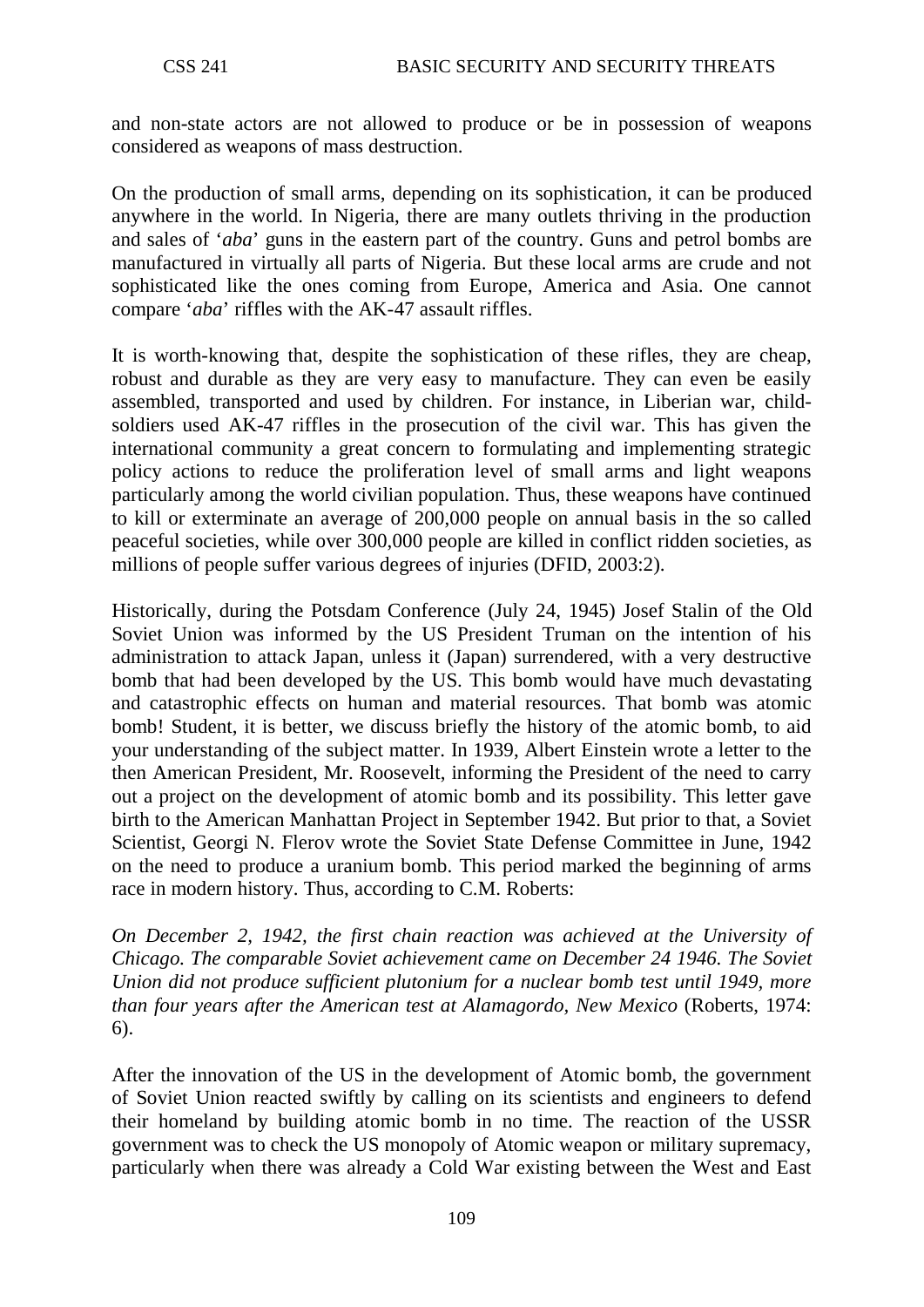and non-state actors are not allowed to produce or be in possession of weapons considered as weapons of mass destruction.

On the production of small arms, depending on its sophistication, it can be produced anywhere in the world. In Nigeria, there are many outlets thriving in the production and sales of '*aba*' guns in the eastern part of the country. Guns and petrol bombs are manufactured in virtually all parts of Nigeria. But these local arms are crude and not sophisticated like the ones coming from Europe, America and Asia. One cannot compare '*aba*' riffles with the AK-47 assault riffles.

It is worth-knowing that, despite the sophistication of these rifles, they are cheap, robust and durable as they are very easy to manufacture. They can even be easily assembled, transported and used by children. For instance, in Liberian war, child-soldiers used AK-47 riffles in the prosecution of the civil war. This has given the international community a great concern to formulating and implementing strategic policy actions to reduce the proliferation level of small arms and light weapons particularly among the world civilian population. Thus, these weapons have continued to kill or exterminate an average of 200,000 people on annual basis in the so called peaceful societies, while over 300,000 people are killed in conflict ridden societies, as millions of people suffer various degrees of injuries (DFID, 2003:2).

Historically, during the Potsdam Conference (July 24, 1945) Josef Stalin of the Old Soviet Union was informed by the US President Truman on the intention of his administration to attack Japan, unless it (Japan) surrendered, with a very destructive bomb that had been developed by the US. This bomb would have much devastating and catastrophic effects on human and material resources. That bomb was atomic bomb! Student, it is better, we discuss briefly the history of the atomic bomb, to aid your understanding of the subject matter. In 1939, Albert Einstein wrote a letter to the then American President, Mr. Roosevelt, informing the President of the need to carry out a project on the development of atomic bomb and its possibility. This letter gave birth to the American Manhattan Project in September 1942. But prior to that, a Soviet Scientist, Georgi N. Flerov wrote the Soviet State Defense Committee in June, 1942 on the need to produce a uranium bomb. This period marked the beginning of arms race in modern history. Thus, according to C.M. Roberts:

*On December 2, 1942, the first chain reaction was achieved at the University of Chicago. The comparable Soviet achievement came on December 24 1946. The Soviet Union did not produce sufficient plutonium for a nuclear bomb test until 1949, more than four years after the American test at Alamagordo, New Mexico* (Roberts, 1974: 6).

After the innovation of the US in the development of Atomic bomb, the government of Soviet Union reacted swiftly by calling on its scientists and engineers to defend their homeland by building atomic bomb in no time. The reaction of the USSR government was to check the US monopoly of Atomic weapon or military supremacy, particularly when there was already a Cold War existing between the West and East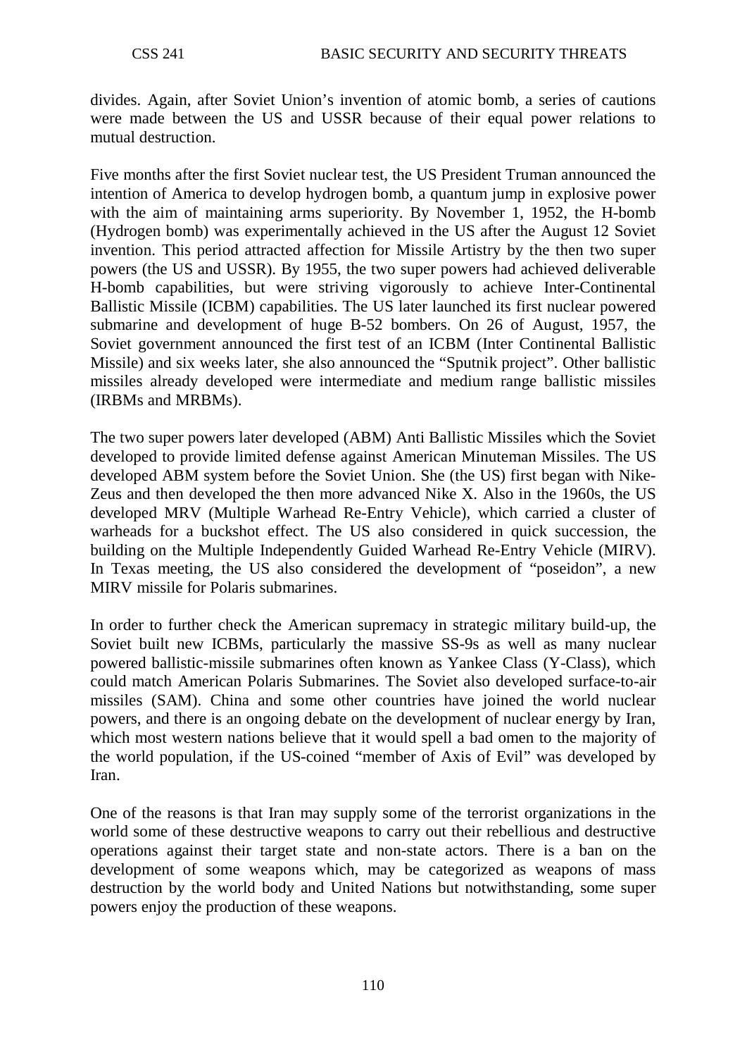divides. Again, after Soviet Union's invention of atomic bomb, a series of cautions were made between the US and USSR because of their equal power relations to mutual destruction.

Five months after the first Soviet nuclear test, the US President Truman announced the intention of America to develop hydrogen bomb, a quantum jump in explosive power with the aim of maintaining arms superiority. By November 1, 1952, the H-bomb (Hydrogen bomb) was experimentally achieved in the US after the August 12 Soviet invention. This period attracted affection for Missile Artistry by the then two super powers (the US and USSR). By 1955, the two super powers had achieved deliverable H-bomb capabilities, but were striving vigorously to achieve Inter-Continental Ballistic Missile (ICBM) capabilities. The US later launched its first nuclear powered submarine and development of huge B-52 bombers. On 26 of August, 1957, the Soviet government announced the first test of an ICBM (Inter Continental Ballistic Missile) and six weeks later, she also announced the "Sputnik project". Other ballistic missiles already developed were intermediate and medium range ballistic missiles (IRBMs and MRBMs).

The two super powers later developed (ABM) Anti Ballistic Missiles which the Soviet developed to provide limited defense against American Minuteman Missiles. The US developed ABM system before the Soviet Union. She (the US) first began with Nike-Zeus and then developed the then more advanced Nike X. Also in the 1960s, the US developed MRV (Multiple Warhead Re-Entry Vehicle), which carried a cluster of warheads for a buckshot effect. The US also considered in quick succession, the building on the Multiple Independently Guided Warhead Re-Entry Vehicle (MIRV). In Texas meeting, the US also considered the development of "poseidon", a new MIRV missile for Polaris submarines.

In order to further check the American supremacy in strategic military build-up, the Soviet built new ICBMs, particularly the massive SS-9s as well as many nuclear powered ballistic-missile submarines often known as Yankee Class (Y-Class), which could match American Polaris Submarines. The Soviet also developed surface-to-air missiles (SAM). China and some other countries have joined the world nuclear powers, and there is an ongoing debate on the development of nuclear energy by Iran, which most western nations believe that it would spell a bad omen to the majority of the world population, if the US-coined "member of Axis of Evil" was developed by Iran.

One of the reasons is that Iran may supply some of the terrorist organizations in the world some of these destructive weapons to carry out their rebellious and destructive operations against their target state and non-state actors. There is a ban on the development of some weapons which, may be categorized as weapons of mass destruction by the world body and United Nations but notwithstanding, some super powers enjoy the production of these weapons.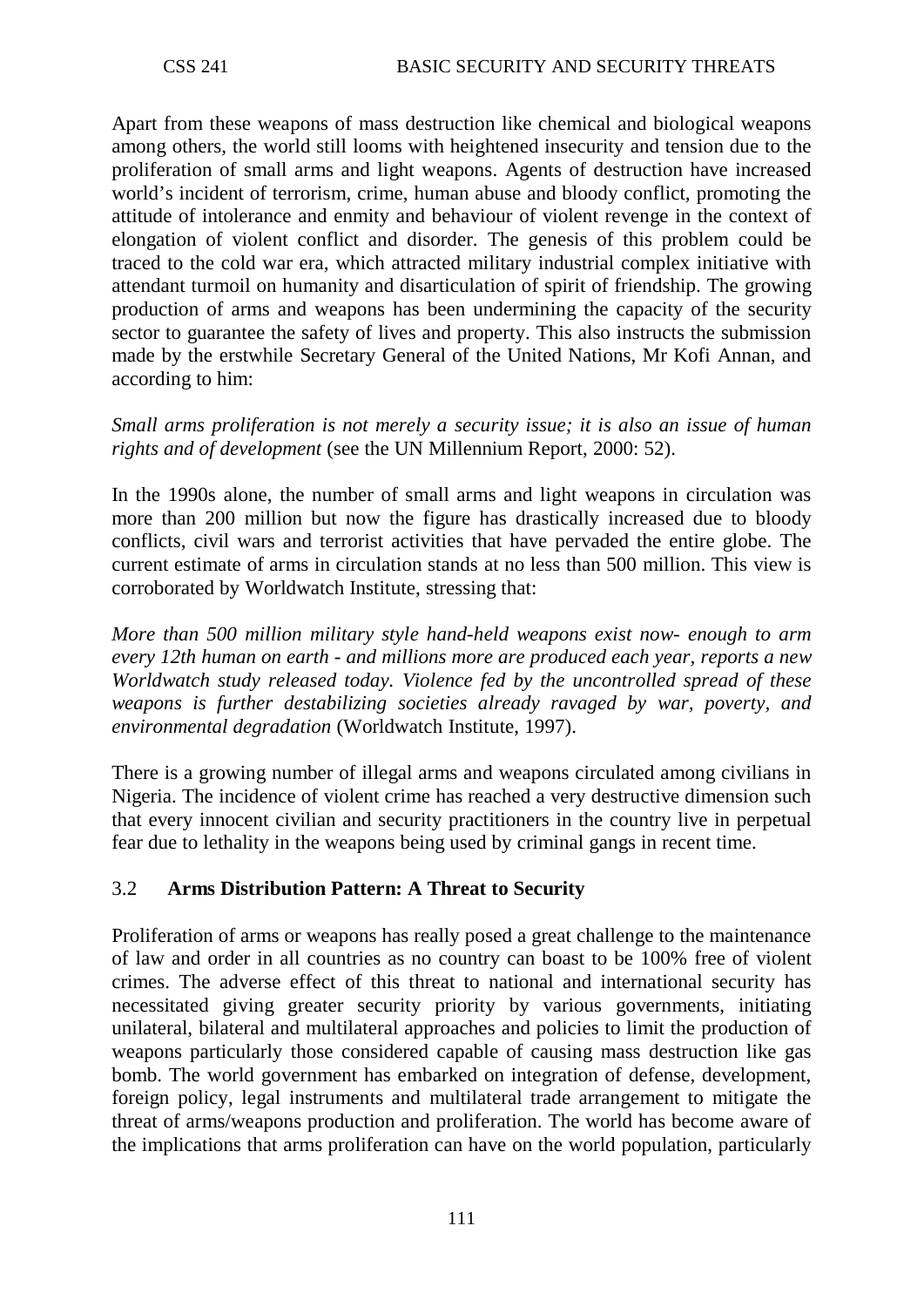Apart from these weapons of mass destruction like chemical and biological weapons among others, the world still looms with heightened insecurity and tension due to the proliferation of small arms and light weapons. Agents of destruction have increased world's incident of terrorism, crime, human abuse and bloody conflict, promoting the attitude of intolerance and enmity and behaviour of violent revenge in the context of elongation of violent conflict and disorder. The genesis of this problem could be traced to the cold war era, which attracted military industrial complex initiative with attendant turmoil on humanity and disarticulation of spirit of friendship. The growing production of arms and weapons has been undermining the capacity of the security sector to guarantee the safety of lives and property. This also instructs the submission made by the erstwhile Secretary General of the United Nations, Mr Kofi Annan, and according to him:

*Small arms proliferation is not merely a security issue; it is also an issue of human rights and of development* (see the UN Millennium Report, 2000: 52).

In the 1990s alone, the number of small arms and light weapons in circulation was more than 200 million but now the figure has drastically increased due to bloody conflicts, civil wars and terrorist activities that have pervaded the entire globe. The current estimate of arms in circulation stands at no less than 500 million. This view is corroborated by Worldwatch Institute, stressing that:

*More than 500 million military style hand-held weapons exist now- enough to arm every 12th human on earth - and millions more are produced each year, reports a new Worldwatch study released today. Violence fed by the uncontrolled spread of these weapons is further destabilizing societies already ravaged by war, poverty, and environmental degradation* (Worldwatch Institute, 1997).

There is a growing number of illegal arms and weapons circulated among civilians in Nigeria. The incidence of violent crime has reached a very destructive dimension such that every innocent civilian and security practitioners in the country live in perpetual fear due to lethality in the weapons being used by criminal gangs in recent time.

### 3.2 **Arms Distribution Pattern: A Threat to Security**

Proliferation of arms or weapons has really posed a great challenge to the maintenance of law and order in all countries as no country can boast to be 100% free of violent crimes. The adverse effect of this threat to national and international security has necessitated giving greater security priority by various governments, initiating unilateral, bilateral and multilateral approaches and policies to limit the production of weapons particularly those considered capable of causing mass destruction like gas bomb. The world government has embarked on integration of defense, development, foreign policy, legal instruments and multilateral trade arrangement to mitigate the threat of arms/weapons production and proliferation. The world has become aware of the implications that arms proliferation can have on the world population, particularly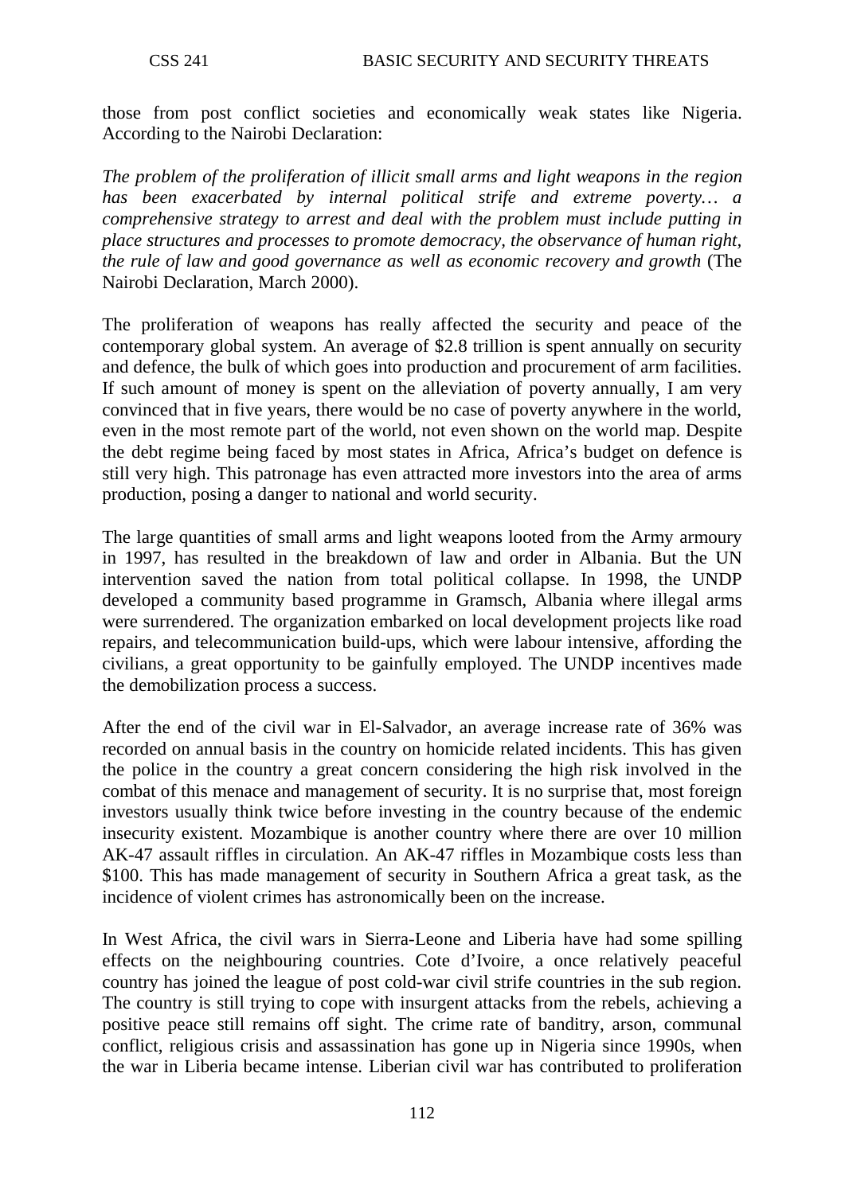those from post conflict societies and economically weak states like Nigeria. According to the Nairobi Declaration:

*The problem of the proliferation of illicit small arms and light weapons in the region has been exacerbated by internal political strife and extreme poverty… a comprehensive strategy to arrest and deal with the problem must include putting in place structures and processes to promote democracy, the observance of human right, the rule of law and good governance as well as economic recovery and growth* (The Nairobi Declaration, March 2000).

The proliferation of weapons has really affected the security and peace of the contemporary global system. An average of $2.8 trillion is spent annually on security and defence, the bulk of which goes into production and procurement of arm facilities. If such amount of money is spent on the alleviation of poverty annually, I am very convinced that in five years, there would be no case of poverty anywhere in the world, even in the most remote part of the world, not even shown on the world map. Despite the debt regime being faced by most states in Africa, Africa's budget on defence is still very high. This patronage has even attracted more investors into the area of arms production, posing a danger to national and world security.

The large quantities of small arms and light weapons looted from the Army armoury in 1997, has resulted in the breakdown of law and order in Albania. But the UN intervention saved the nation from total political collapse. In 1998, the UNDP developed a community based programme in Gramsch, Albania where illegal arms were surrendered. The organization embarked on local development projects like road repairs, and telecommunication build-ups, which were labour intensive, affording the civilians, a great opportunity to be gainfully employed. The UNDP incentives made the demobilization process a success.

After the end of the civil war in El-Salvador, an average increase rate of 36% was recorded on annual basis in the country on homicide related incidents. This has given the police in the country a great concern considering the high risk involved in the combat of this menace and management of security. It is no surprise that, most foreign investors usually think twice before investing in the country because of the endemic insecurity existent. Mozambique is another country where there are over 10 million AK-47 assault riffles in circulation. An AK-47 riffles in Mozambique costs less than $100. This has made management of security in Southern Africa a great task, as the incidence of violent crimes has astronomically been on the increase.

In West Africa, the civil wars in Sierra-Leone and Liberia have had some spilling effects on the neighbouring countries. Cote d'Ivoire, a once relatively peaceful country has joined the league of post cold-war civil strife countries in the sub region. The country is still trying to cope with insurgent attacks from the rebels, achieving a positive peace still remains off sight. The crime rate of banditry, arson, communal conflict, religious crisis and assassination has gone up in Nigeria since 1990s, when the war in Liberia became intense. Liberian civil war has contributed to proliferation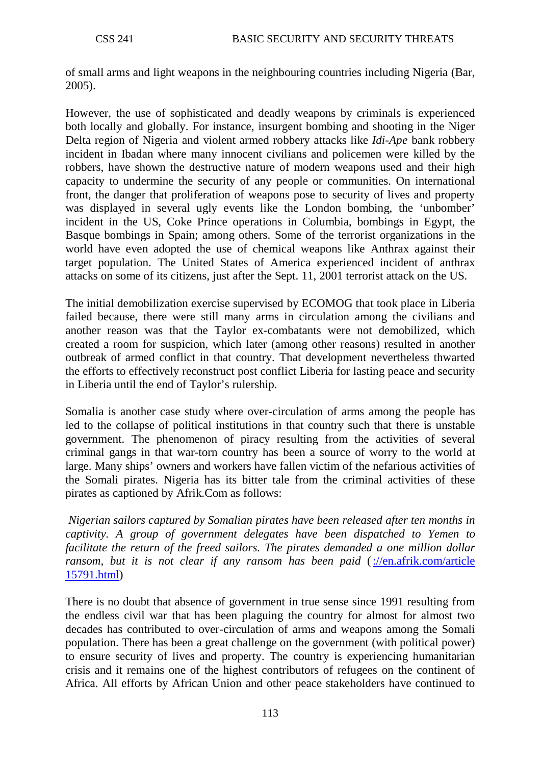of small arms and light weapons in the neighbouring countries including Nigeria (Bar, 2005).

However, the use of sophisticated and deadly weapons by criminals is experienced both locally and globally. For instance, insurgent bombing and shooting in the Niger Delta region of Nigeria and violent armed robbery attacks like *Idi-Ape* bank robbery incident in Ibadan where many innocent civilians and policemen were killed by the robbers, have shown the destructive nature of modern weapons used and their high capacity to undermine the security of any people or communities. On international front, the danger that proliferation of weapons pose to security of lives and property was displayed in several ugly events like the London bombing, the 'unbomber' incident in the US, Coke Prince operations in Columbia, bombings in Egypt, the Basque bombings in Spain; among others. Some of the terrorist organizations in the world have even adopted the use of chemical weapons like Anthrax against their target population. The United States of America experienced incident of anthrax attacks on some of its citizens, just after the Sept. 11, 2001 terrorist attack on the US.

The initial demobilization exercise supervised by ECOMOG that took place in Liberia failed because, there were still many arms in circulation among the civilians and another reason was that the Taylor ex-combatants were not demobilized, which created a room for suspicion, which later (among other reasons) resulted in another outbreak of armed conflict in that country. That development nevertheless thwarted the efforts to effectively reconstruct post conflict Liberia for lasting peace and security in Liberia until the end of Taylor's rulership.

Somalia is another case study where over-circulation of arms among the people has led to the collapse of political institutions in that country such that there is unstable government. The phenomenon of piracy resulting from the activities of several criminal gangs in that war-torn country has been a source of worry to the world at large. Many ships' owners and workers have fallen victim of the nefarious activities of the Somali pirates. Nigeria has its bitter tale from the criminal activities of these pirates as captioned by Afrik.Com as follows:

*Nigerian sailors captured by Somalian pirates have been released after ten months in captivity. A group of government delegates have been dispatched to Yemen to facilitate the return of the freed sailors. The pirates demanded a one million dollar ransom, but it is not clear if any ransom has been paid* (://en.afrik.com/article 15791.html)

There is no doubt that absence of government in true sense since 1991 resulting from the endless civil war that has been plaguing the country for almost for almost two decades has contributed to over-circulation of arms and weapons among the Somali population. There has been a great challenge on the government (with political power) to ensure security of lives and property. The country is experiencing humanitarian crisis and it remains one of the highest contributors of refugees on the continent of Africa. All efforts by African Union and other peace stakeholders have continued to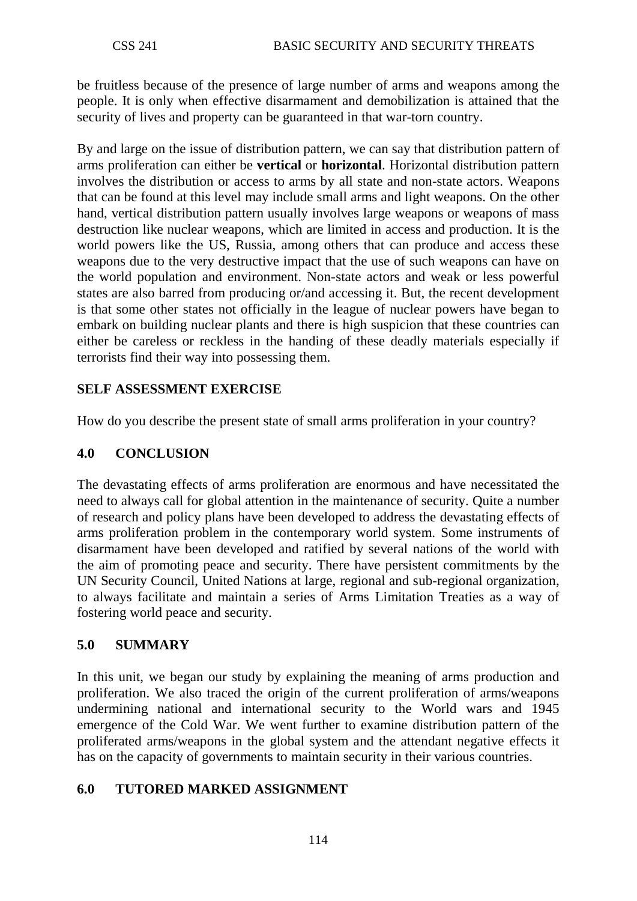be fruitless because of the presence of large number of arms and weapons among the people. It is only when effective disarmament and demobilization is attained that the security of lives and property can be guaranteed in that war-torn country.

By and large on the issue of distribution pattern, we can say that distribution pattern of arms proliferation can either be **vertical** or **horizontal**. Horizontal distribution pattern involves the distribution or access to arms by all state and non-state actors. Weapons that can be found at this level may include small arms and light weapons. On the other hand, vertical distribution pattern usually involves large weapons or weapons of mass destruction like nuclear weapons, which are limited in access and production. It is the world powers like the US, Russia, among others that can produce and access these weapons due to the very destructive impact that the use of such weapons can have on the world population and environment. Non-state actors and weak or less powerful states are also barred from producing or/and accessing it. But, the recent development is that some other states not officially in the league of nuclear powers have began to embark on building nuclear plants and there is high suspicion that these countries can either be careless or reckless in the handing of these deadly materials especially if terrorists find their way into possessing them.

**SELF ASSESSMENT EXERCISE**

How do you describe the present state of small arms proliferation in your country?

## 4.0 CONCLUSION

The devastating effects of arms proliferation are enormous and have necessitated the need to always call for global attention in the maintenance of security. Quite a number of research and policy plans have been developed to address the devastating effects of arms proliferation problem in the contemporary world system. Some instruments of disarmament have been developed and ratified by several nations of the world with the aim of promoting peace and security. There have persistent commitments by the UN Security Council, United Nations at large, regional and sub-regional organization, to always facilitate and maintain a series of Arms Limitation Treaties as a way of fostering world peace and security.

## 5.0 SUMMARY

In this unit, we began our study by explaining the meaning of arms production and proliferation. We also traced the origin of the current proliferation of arms/weapons undermining national and international security to the World wars and 1945 emergence of the Cold War. We went further to examine distribution pattern of the proliferated arms/weapons in the global system and the attendant negative effects it has on the capacity of governments to maintain security in their various countries.

## 6.0 TUTORED MARKED ASSIGNMENT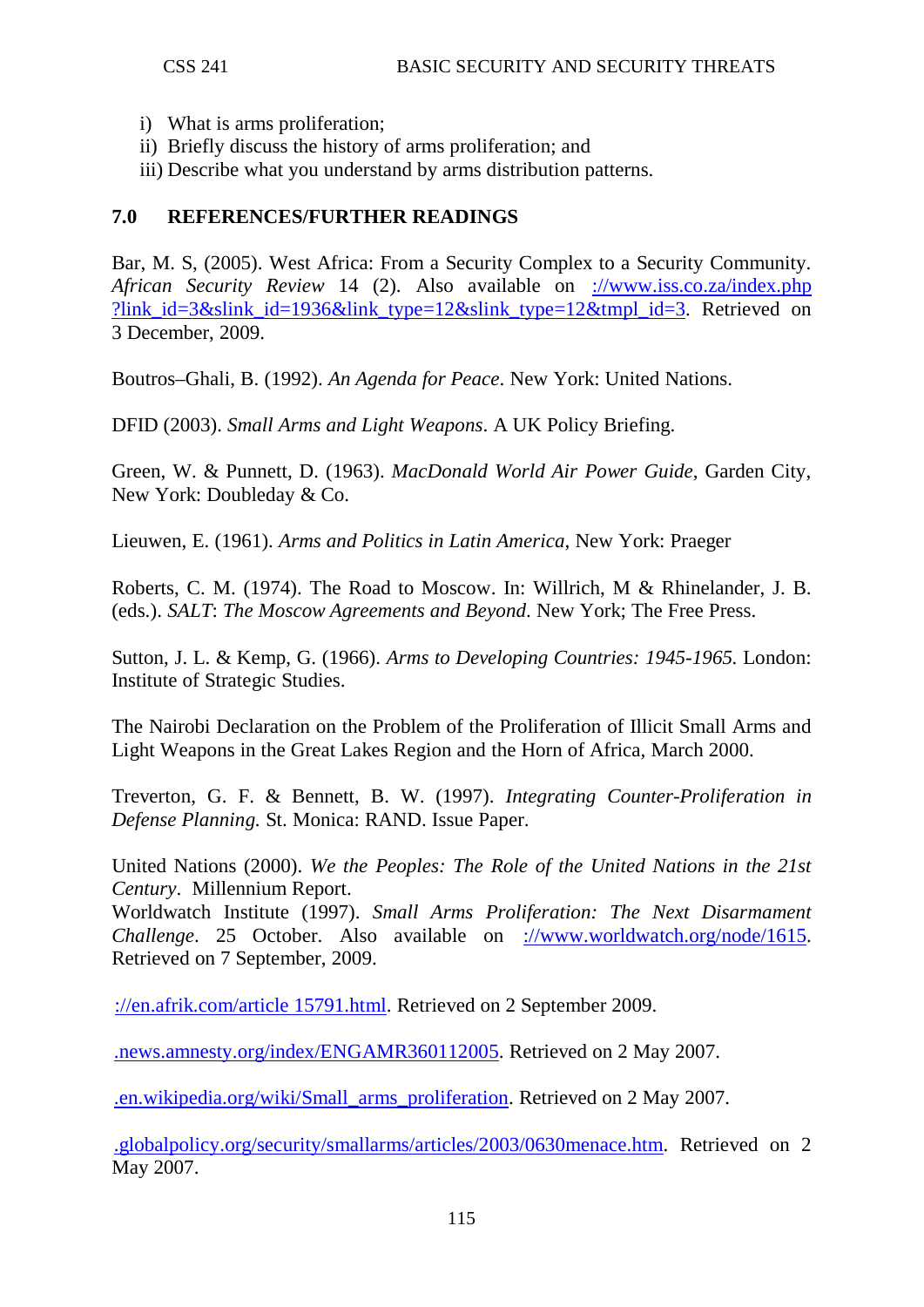i) What is arms proliferation;
ii) Briefly discuss the history of arms proliferation; and
iii) Describe what you understand by arms distribution patterns.

## 7.0 REFERENCES/FURTHER READINGS

Bar, M. S, (2005). West Africa: From a Security Complex to a Security Community. *African Security Review* 14 (2). Also available on ://www.iss.co.za/index.php?link_id=3&slink_id=1936&link_type=12&slink_type=12&tmpl_id=3. Retrieved on 3 December, 2009.

Boutros–Ghali, B. (1992). *An Agenda for Peace*. New York: United Nations.

DFID (2003). *Small Arms and Light Weapons*. A UK Policy Briefing.

Green, W. & Punnett, D. (1963). *MacDonald World Air Power Guide*, Garden City, New York: Doubleday & Co.

Lieuwen, E. (1961). *Arms and Politics in Latin America*, New York: Praeger

Roberts, C. M. (1974). The Road to Moscow. In: Willrich, M & Rhinelander, J. B. (eds.). *SALT*: *The Moscow Agreements and Beyond*. New York; The Free Press.

Sutton, J. L. & Kemp, G. (1966). *Arms to Developing Countries: 1945-1965.* London: Institute of Strategic Studies.

The Nairobi Declaration on the Problem of the Proliferation of Illicit Small Arms and Light Weapons in the Great Lakes Region and the Horn of Africa, March 2000.

Treverton, G. F. & Bennett, B. W. (1997). *Integrating Counter-Proliferation in Defense Planning.* St. Monica: RAND. Issue Paper.

United Nations (2000). *We the Peoples: The Role of the United Nations in the 21st Century*. Millennium Report.
Worldwatch Institute (1997). *Small Arms Proliferation: The Next Disarmament Challenge*. 25 October. Also available on ://www.worldwatch.org/node/1615. Retrieved on 7 September, 2009.

://en.afrik.com/article 15791.html. Retrieved on 2 September 2009.

.news.amnesty.org/index/ENGAMR360112005. Retrieved on 2 May 2007.

.en.wikipedia.org/wiki/Small_arms_proliferation. Retrieved on 2 May 2007.

.globalpolicy.org/security/smallarms/articles/2003/0630menace.htm. Retrieved on 2 May 2007.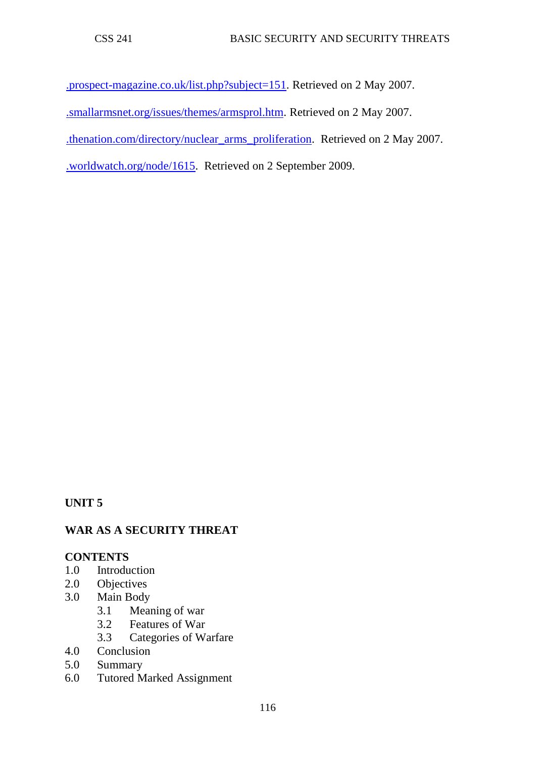.prospect-magazine.co.uk/list.php?subject=151. Retrieved on 2 May 2007.

.smallarmsnet.org/issues/themes/armsprol.htm. Retrieved on 2 May 2007.

.thenation.com/directory/nuclear_arms_proliferation. Retrieved on 2 May 2007.

.worldwatch.org/node/1615. Retrieved on 2 September 2009.

## UNIT 5

## WAR AS A SECURITY THREAT

**CONTENTS**

1.0 Introduction
2.0 Objectives
3.0 Main Body
    3.1 Meaning of war
    3.2 Features of War
    3.3 Categories of Warfare
4.0 Conclusion
5.0 Summary
6.0 Tutored Marked Assignment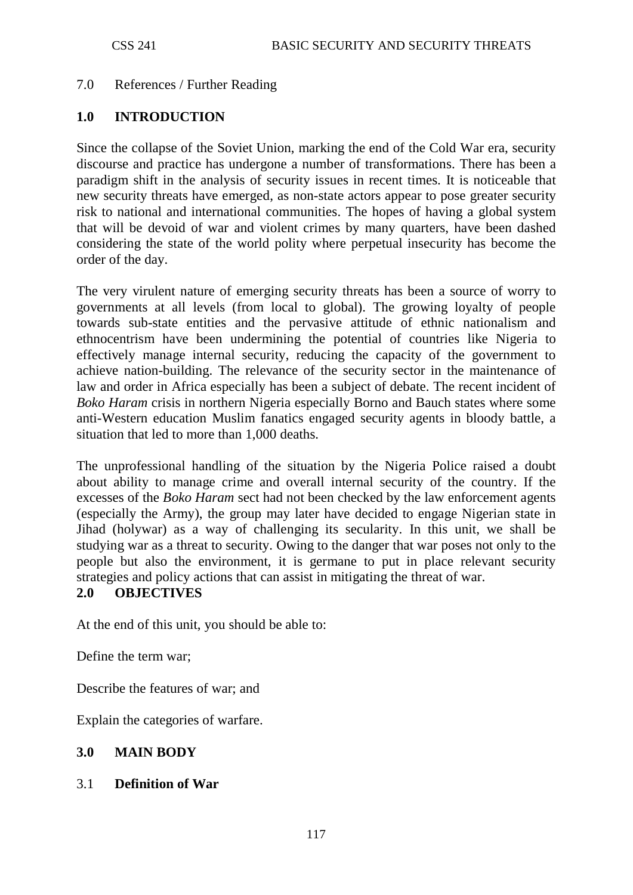7.0 References / Further Reading

## 1.0 INTRODUCTION

Since the collapse of the Soviet Union, marking the end of the Cold War era, security discourse and practice has undergone a number of transformations. There has been a paradigm shift in the analysis of security issues in recent times. It is noticeable that new security threats have emerged, as non-state actors appear to pose greater security risk to national and international communities. The hopes of having a global system that will be devoid of war and violent crimes by many quarters, have been dashed considering the state of the world polity where perpetual insecurity has become the order of the day.

The very virulent nature of emerging security threats has been a source of worry to governments at all levels (from local to global). The growing loyalty of people towards sub-state entities and the pervasive attitude of ethnic nationalism and ethnocentrism have been undermining the potential of countries like Nigeria to effectively manage internal security, reducing the capacity of the government to achieve nation-building. The relevance of the security sector in the maintenance of law and order in Africa especially has been a subject of debate. The recent incident of *Boko Haram* crisis in northern Nigeria especially Borno and Bauch states where some anti-Western education Muslim fanatics engaged security agents in bloody battle, a situation that led to more than 1,000 deaths.

The unprofessional handling of the situation by the Nigeria Police raised a doubt about ability to manage crime and overall internal security of the country. If the excesses of the *Boko Haram* sect had not been checked by the law enforcement agents (especially the Army), the group may later have decided to engage Nigerian state in Jihad (holywar) as a way of challenging its secularity. In this unit, we shall be studying war as a threat to security. Owing to the danger that war poses not only to the people but also the environment, it is germane to put in place relevant security strategies and policy actions that can assist in mitigating the threat of war.

## 2.0 OBJECTIVES

At the end of this unit, you should be able to:

Define the term war;

Describe the features of war; and

Explain the categories of warfare.

## 3.0 MAIN BODY

### 3.1 **Definition of War**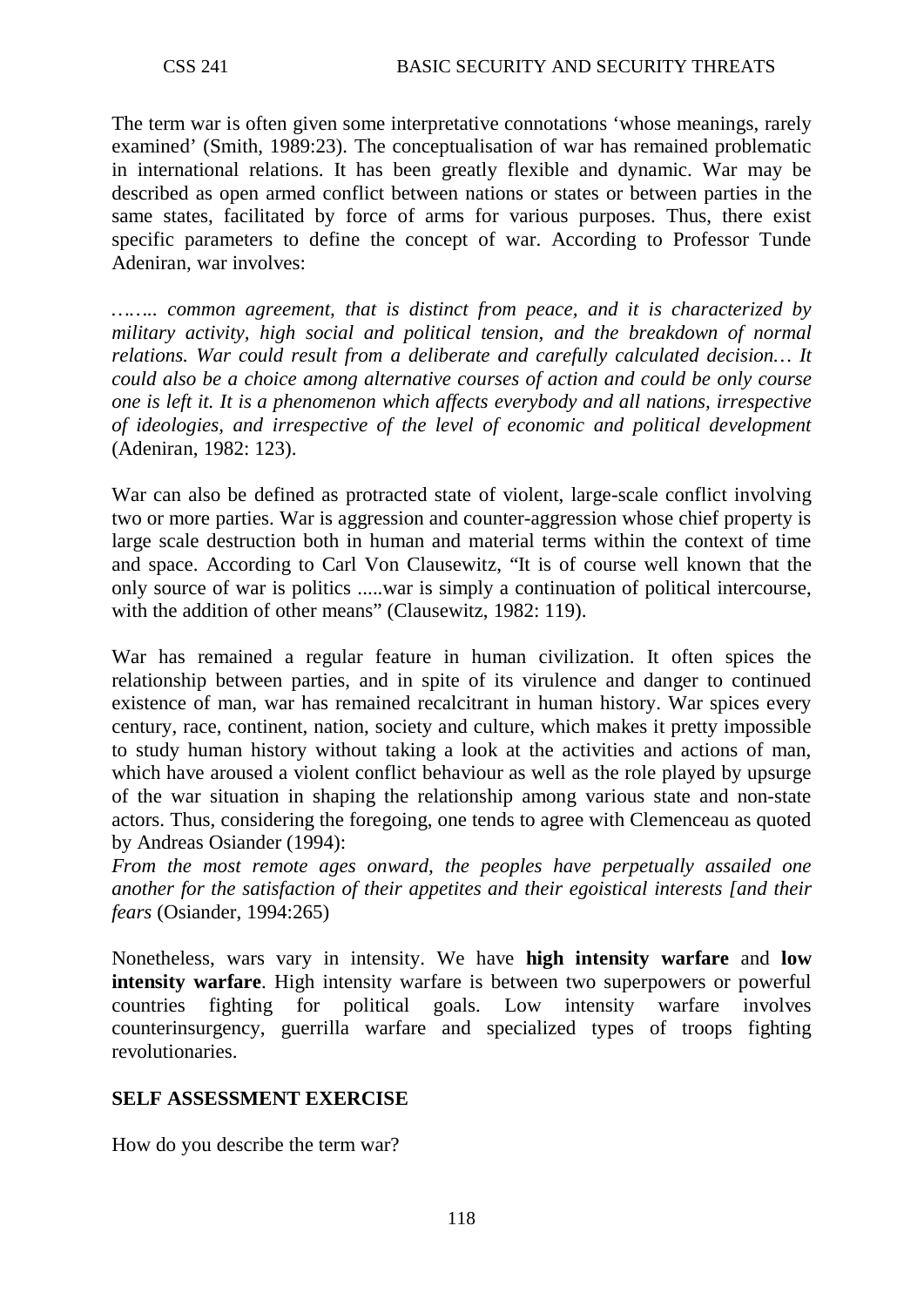The term war is often given some interpretative connotations 'whose meanings, rarely examined' (Smith, 1989:23). The conceptualisation of war has remained problematic in international relations. It has been greatly flexible and dynamic. War may be described as open armed conflict between nations or states or between parties in the same states, facilitated by force of arms for various purposes. Thus, there exist specific parameters to define the concept of war. According to Professor Tunde Adeniran, war involves:

*…….. common agreement, that is distinct from peace, and it is characterized by military activity, high social and political tension, and the breakdown of normal relations. War could result from a deliberate and carefully calculated decision… It could also be a choice among alternative courses of action and could be only course one is left it. It is a phenomenon which affects everybody and all nations, irrespective of ideologies, and irrespective of the level of economic and political development* (Adeniran, 1982: 123).

War can also be defined as protracted state of violent, large-scale conflict involving two or more parties. War is aggression and counter-aggression whose chief property is large scale destruction both in human and material terms within the context of time and space. According to Carl Von Clausewitz, "It is of course well known that the only source of war is politics .....war is simply a continuation of political intercourse, with the addition of other means" (Clausewitz, 1982: 119).

War has remained a regular feature in human civilization. It often spices the relationship between parties, and in spite of its virulence and danger to continued existence of man, war has remained recalcitrant in human history. War spices every century, race, continent, nation, society and culture, which makes it pretty impossible to study human history without taking a look at the activities and actions of man, which have aroused a violent conflict behaviour as well as the role played by upsurge of the war situation in shaping the relationship among various state and non-state actors. Thus, considering the foregoing, one tends to agree with Clemenceau as quoted by Andreas Osiander (1994):

*From the most remote ages onward, the peoples have perpetually assailed one another for the satisfaction of their appetites and their egoistical interests [and their fears* (Osiander, 1994:265)

Nonetheless, wars vary in intensity. We have **high intensity warfare** and **low intensity warfare**. High intensity warfare is between two superpowers or powerful countries fighting for political goals. Low intensity warfare involves counterinsurgency, guerrilla warfare and specialized types of troops fighting revolutionaries.

**SELF ASSESSMENT EXERCISE**

How do you describe the term war?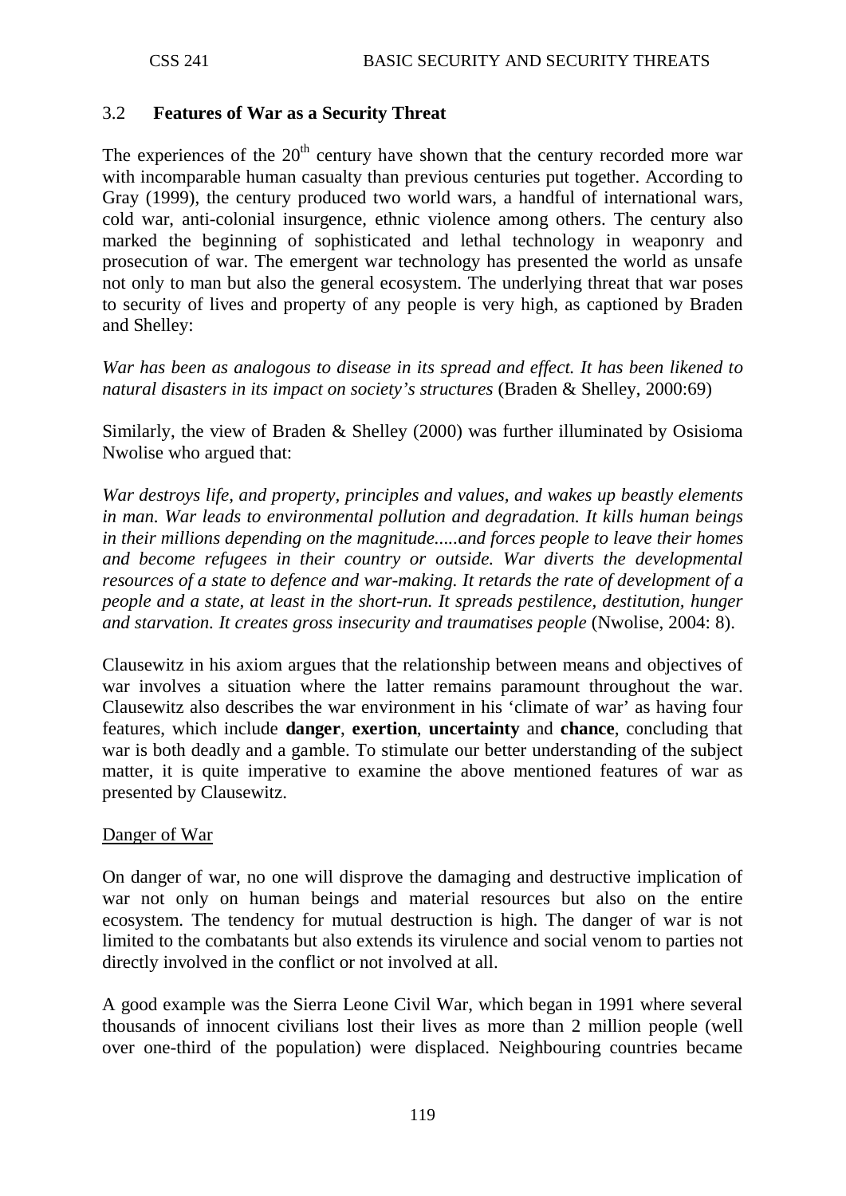### 3.2 Features of War as a Security Threat

The experiences of the 20th century have shown that the century recorded more war with incomparable human casualty than previous centuries put together. According to Gray (1999), the century produced two world wars, a handful of international wars, cold war, anti-colonial insurgence, ethnic violence among others. The century also marked the beginning of sophisticated and lethal technology in weaponry and prosecution of war. The emergent war technology has presented the world as unsafe not only to man but also the general ecosystem. The underlying threat that war poses to security of lives and property of any people is very high, as captioned by Braden and Shelley:

*War has been as analogous to disease in its spread and effect. It has been likened to natural disasters in its impact on society's structures* (Braden & Shelley, 2000:69)

Similarly, the view of Braden & Shelley (2000) was further illuminated by Osisioma Nwolise who argued that:

*War destroys life, and property, principles and values, and wakes up beastly elements in man. War leads to environmental pollution and degradation. It kills human beings in their millions depending on the magnitude.....and forces people to leave their homes and become refugees in their country or outside. War diverts the developmental resources of a state to defence and war-making. It retards the rate of development of a people and a state, at least in the short-run. It spreads pestilence, destitution, hunger and starvation. It creates gross insecurity and traumatises people* (Nwolise, 2004: 8).

Clausewitz in his axiom argues that the relationship between means and objectives of war involves a situation where the latter remains paramount throughout the war. Clausewitz also describes the war environment in his 'climate of war' as having four features, which include **danger**, **exertion**, **uncertainty** and **chance**, concluding that war is both deadly and a gamble. To stimulate our better understanding of the subject matter, it is quite imperative to examine the above mentioned features of war as presented by Clausewitz.

#### Danger of War

On danger of war, no one will disprove the damaging and destructive implication of war not only on human beings and material resources but also on the entire ecosystem. The tendency for mutual destruction is high. The danger of war is not limited to the combatants but also extends its virulence and social venom to parties not directly involved in the conflict or not involved at all.

A good example was the Sierra Leone Civil War, which began in 1991 where several thousands of innocent civilians lost their lives as more than 2 million people (well over one-third of the population) were displaced. Neighbouring countries became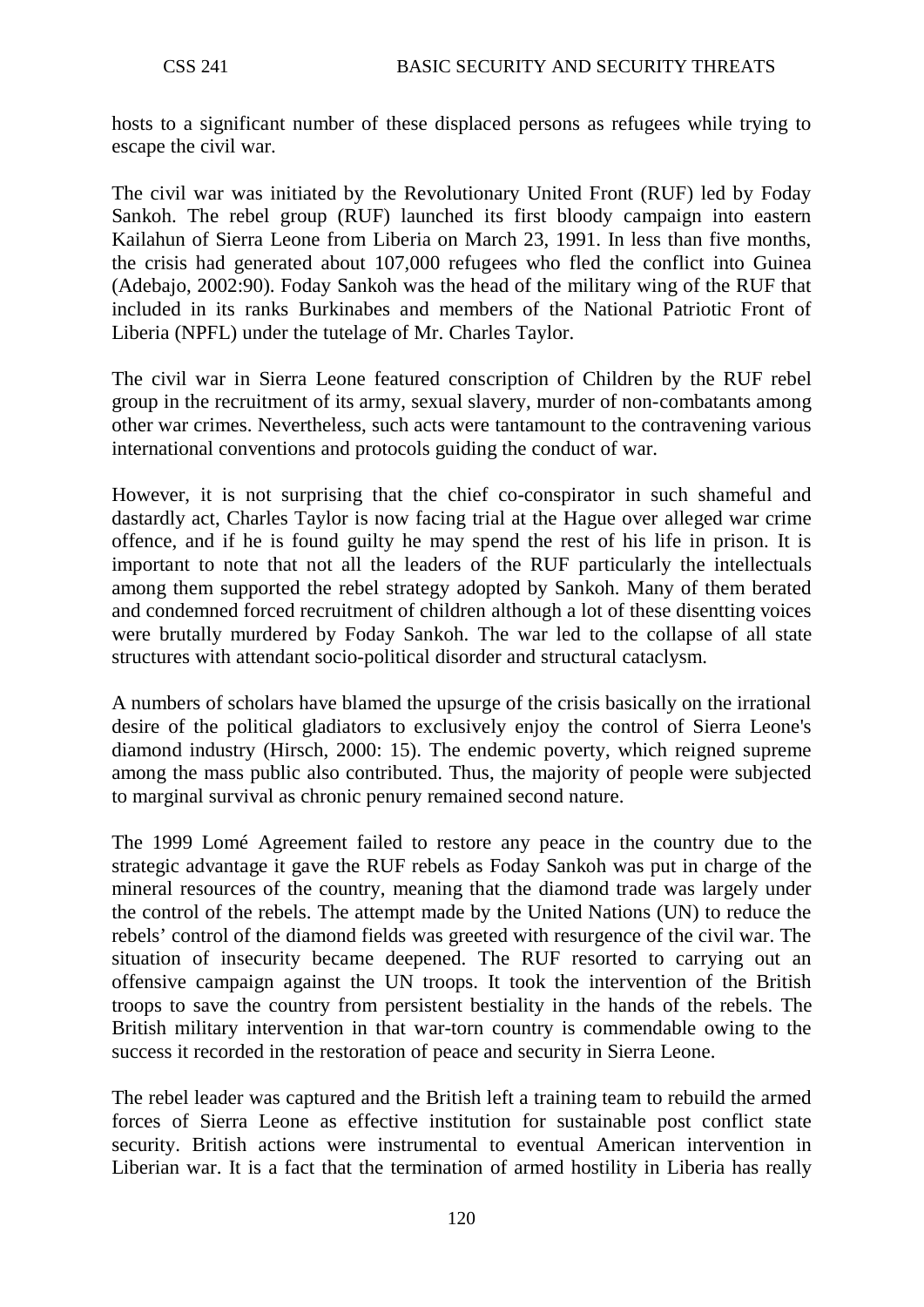hosts to a significant number of these displaced persons as refugees while trying to escape the civil war.

The civil war was initiated by the Revolutionary United Front (RUF) led by Foday Sankoh. The rebel group (RUF) launched its first bloody campaign into eastern Kailahun of Sierra Leone from Liberia on March 23, 1991. In less than five months, the crisis had generated about 107,000 refugees who fled the conflict into Guinea (Adebajo, 2002:90). Foday Sankoh was the head of the military wing of the RUF that included in its ranks Burkinabes and members of the National Patriotic Front of Liberia (NPFL) under the tutelage of Mr. Charles Taylor.

The civil war in Sierra Leone featured conscription of Children by the RUF rebel group in the recruitment of its army, sexual slavery, murder of non-combatants among other war crimes. Nevertheless, such acts were tantamount to the contravening various international conventions and protocols guiding the conduct of war.

However, it is not surprising that the chief co-conspirator in such shameful and dastardly act, Charles Taylor is now facing trial at the Hague over alleged war crime offence, and if he is found guilty he may spend the rest of his life in prison. It is important to note that not all the leaders of the RUF particularly the intellectuals among them supported the rebel strategy adopted by Sankoh. Many of them berated and condemned forced recruitment of children although a lot of these disentting voices were brutally murdered by Foday Sankoh. The war led to the collapse of all state structures with attendant socio-political disorder and structural cataclysm.

A numbers of scholars have blamed the upsurge of the crisis basically on the irrational desire of the political gladiators to exclusively enjoy the control of Sierra Leone's diamond industry (Hirsch, 2000: 15). The endemic poverty, which reigned supreme among the mass public also contributed. Thus, the majority of people were subjected to marginal survival as chronic penury remained second nature.

The 1999 Lomé Agreement failed to restore any peace in the country due to the strategic advantage it gave the RUF rebels as Foday Sankoh was put in charge of the mineral resources of the country, meaning that the diamond trade was largely under the control of the rebels. The attempt made by the United Nations (UN) to reduce the rebels' control of the diamond fields was greeted with resurgence of the civil war. The situation of insecurity became deepened. The RUF resorted to carrying out an offensive campaign against the UN troops. It took the intervention of the British troops to save the country from persistent bestiality in the hands of the rebels. The British military intervention in that war-torn country is commendable owing to the success it recorded in the restoration of peace and security in Sierra Leone.

The rebel leader was captured and the British left a training team to rebuild the armed forces of Sierra Leone as effective institution for sustainable post conflict state security. British actions were instrumental to eventual American intervention in Liberian war. It is a fact that the termination of armed hostility in Liberia has really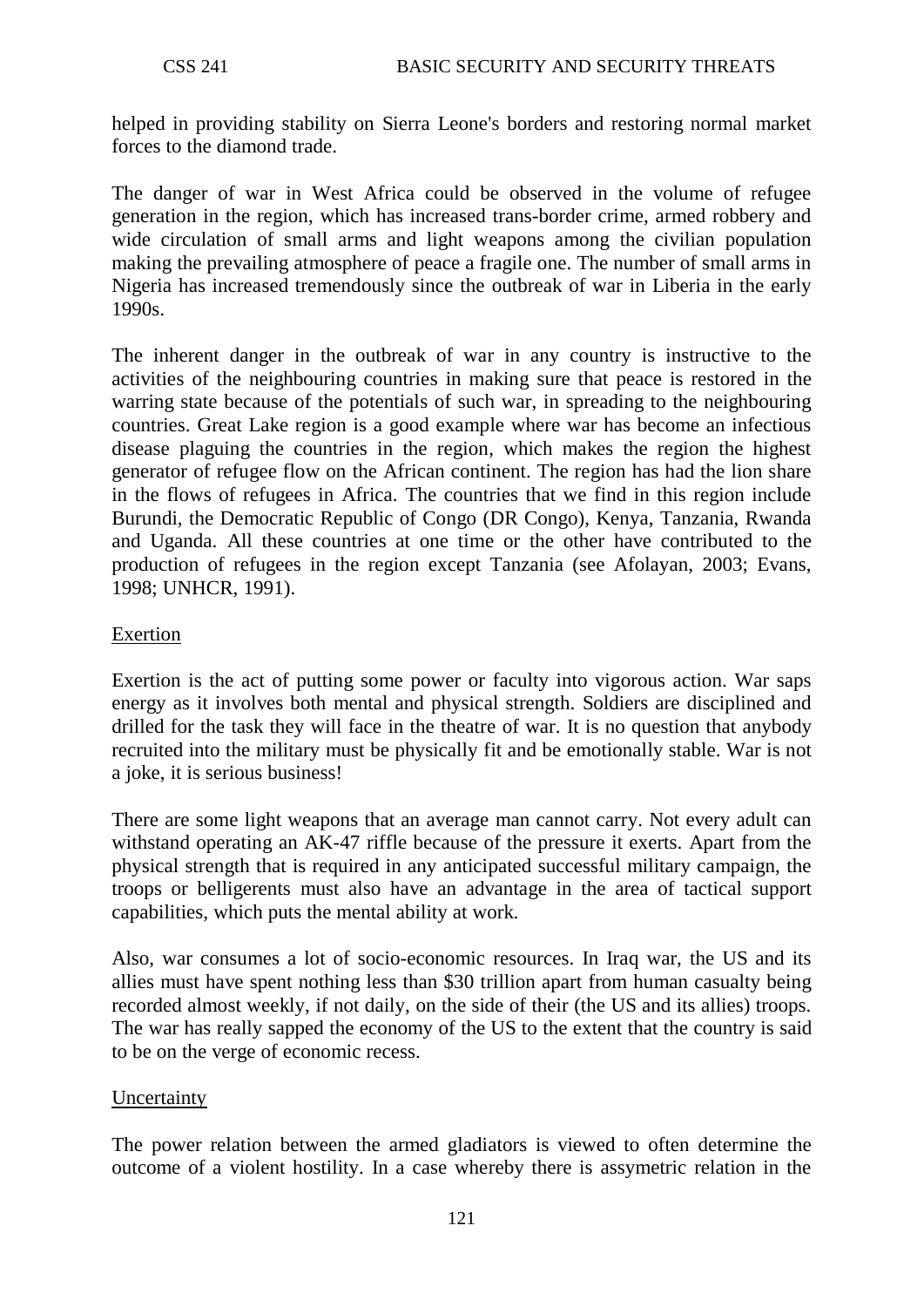helped in providing stability on Sierra Leone's borders and restoring normal market forces to the diamond trade.

The danger of war in West Africa could be observed in the volume of refugee generation in the region, which has increased trans-border crime, armed robbery and wide circulation of small arms and light weapons among the civilian population making the prevailing atmosphere of peace a fragile one. The number of small arms in Nigeria has increased tremendously since the outbreak of war in Liberia in the early 1990s.

The inherent danger in the outbreak of war in any country is instructive to the activities of the neighbouring countries in making sure that peace is restored in the warring state because of the potentials of such war, in spreading to the neighbouring countries. Great Lake region is a good example where war has become an infectious disease plaguing the countries in the region, which makes the region the highest generator of refugee flow on the African continent. The region has had the lion share in the flows of refugees in Africa. The countries that we find in this region include Burundi, the Democratic Republic of Congo (DR Congo), Kenya, Tanzania, Rwanda and Uganda. All these countries at one time or the other have contributed to the production of refugees in the region except Tanzania (see Afolayan, 2003; Evans, 1998; UNHCR, 1991).

## Exertion

Exertion is the act of putting some power or faculty into vigorous action. War saps energy as it involves both mental and physical strength. Soldiers are disciplined and drilled for the task they will face in the theatre of war. It is no question that anybody recruited into the military must be physically fit and be emotionally stable. War is not a joke, it is serious business!

There are some light weapons that an average man cannot carry. Not every adult can withstand operating an AK-47 riffle because of the pressure it exerts. Apart from the physical strength that is required in any anticipated successful military campaign, the troops or belligerents must also have an advantage in the area of tactical support capabilities, which puts the mental ability at work.

Also, war consumes a lot of socio-economic resources. In Iraq war, the US and its allies must have spent nothing less than $30 trillion apart from human casualty being recorded almost weekly, if not daily, on the side of their (the US and its allies) troops. The war has really sapped the economy of the US to the extent that the country is said to be on the verge of economic recess.

## Uncertainty

The power relation between the armed gladiators is viewed to often determine the outcome of a violent hostility. In a case whereby there is assymetric relation in the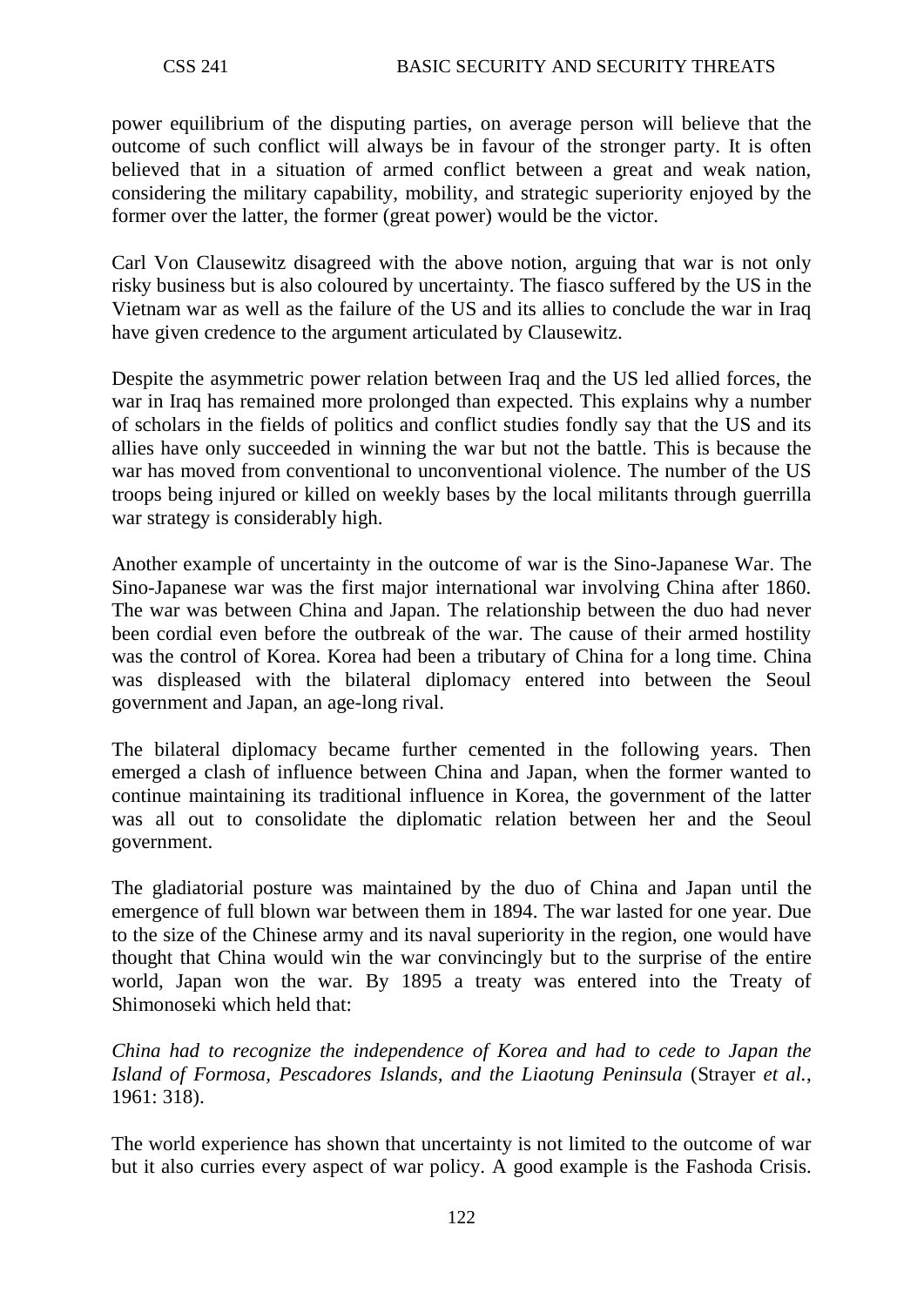power equilibrium of the disputing parties, on average person will believe that the outcome of such conflict will always be in favour of the stronger party. It is often believed that in a situation of armed conflict between a great and weak nation, considering the military capability, mobility, and strategic superiority enjoyed by the former over the latter, the former (great power) would be the victor.

Carl Von Clausewitz disagreed with the above notion, arguing that war is not only risky business but is also coloured by uncertainty. The fiasco suffered by the US in the Vietnam war as well as the failure of the US and its allies to conclude the war in Iraq have given credence to the argument articulated by Clausewitz.

Despite the asymmetric power relation between Iraq and the US led allied forces, the war in Iraq has remained more prolonged than expected. This explains why a number of scholars in the fields of politics and conflict studies fondly say that the US and its allies have only succeeded in winning the war but not the battle. This is because the war has moved from conventional to unconventional violence. The number of the US troops being injured or killed on weekly bases by the local militants through guerrilla war strategy is considerably high.

Another example of uncertainty in the outcome of war is the Sino-Japanese War. The Sino-Japanese war was the first major international war involving China after 1860. The war was between China and Japan. The relationship between the duo had never been cordial even before the outbreak of the war. The cause of their armed hostility was the control of Korea. Korea had been a tributary of China for a long time. China was displeased with the bilateral diplomacy entered into between the Seoul government and Japan, an age-long rival.

The bilateral diplomacy became further cemented in the following years. Then emerged a clash of influence between China and Japan, when the former wanted to continue maintaining its traditional influence in Korea, the government of the latter was all out to consolidate the diplomatic relation between her and the Seoul government.

The gladiatorial posture was maintained by the duo of China and Japan until the emergence of full blown war between them in 1894. The war lasted for one year. Due to the size of the Chinese army and its naval superiority in the region, one would have thought that China would win the war convincingly but to the surprise of the entire world, Japan won the war. By 1895 a treaty was entered into the Treaty of Shimonoseki which held that:

*China had to recognize the independence of Korea and had to cede to Japan the Island of Formosa, Pescadores Islands, and the Liaotung Peninsula* (Strayer *et al.*, 1961: 318).

The world experience has shown that uncertainty is not limited to the outcome of war but it also curries every aspect of war policy. A good example is the Fashoda Crisis.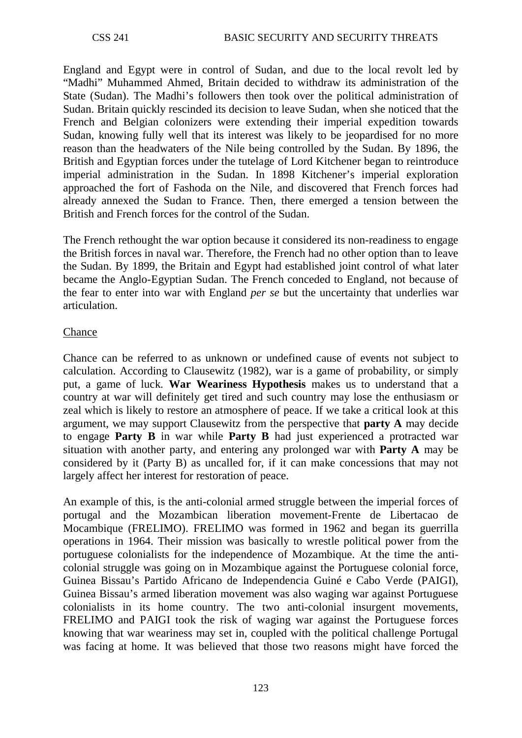England and Egypt were in control of Sudan, and due to the local revolt led by "Madhi" Muhammed Ahmed, Britain decided to withdraw its administration of the State (Sudan). The Madhi's followers then took over the political administration of Sudan. Britain quickly rescinded its decision to leave Sudan, when she noticed that the French and Belgian colonizers were extending their imperial expedition towards Sudan, knowing fully well that its interest was likely to be jeopardised for no more reason than the headwaters of the Nile being controlled by the Sudan. By 1896, the British and Egyptian forces under the tutelage of Lord Kitchener began to reintroduce imperial administration in the Sudan. In 1898 Kitchener's imperial exploration approached the fort of Fashoda on the Nile, and discovered that French forces had already annexed the Sudan to France. Then, there emerged a tension between the British and French forces for the control of the Sudan.

The French rethought the war option because it considered its non-readiness to engage the British forces in naval war. Therefore, the French had no other option than to leave the Sudan. By 1899, the Britain and Egypt had established joint control of what later became the Anglo-Egyptian Sudan. The French conceded to England, not because of the fear to enter into war with England *per se* but the uncertainty that underlies war articulation.

Chance

Chance can be referred to as unknown or undefined cause of events not subject to calculation. According to Clausewitz (1982), war is a game of probability, or simply put, a game of luck. **War Weariness Hypothesis** makes us to understand that a country at war will definitely get tired and such country may lose the enthusiasm or zeal which is likely to restore an atmosphere of peace. If we take a critical look at this argument, we may support Clausewitz from the perspective that **party A** may decide to engage **Party B** in war while **Party B** had just experienced a protracted war situation with another party, and entering any prolonged war with **Party A** may be considered by it (Party B) as uncalled for, if it can make concessions that may not largely affect her interest for restoration of peace.

An example of this, is the anti-colonial armed struggle between the imperial forces of portugal and the Mozambican liberation movement-Frente de Libertacao de Mocambique (FRELIMO). FRELIMO was formed in 1962 and began its guerrilla operations in 1964. Their mission was basically to wrestle political power from the portuguese colonialists for the independence of Mozambique. At the time the anti-colonial struggle was going on in Mozambique against the Portuguese colonial force, Guinea Bissau's Partido Africano de Independencia Guiné e Cabo Verde (PAIGI), Guinea Bissau's armed liberation movement was also waging war against Portuguese colonialists in its home country. The two anti-colonial insurgent movements, FRELIMO and PAIGI took the risk of waging war against the Portuguese forces knowing that war weariness may set in, coupled with the political challenge Portugal was facing at home. It was believed that those two reasons might have forced the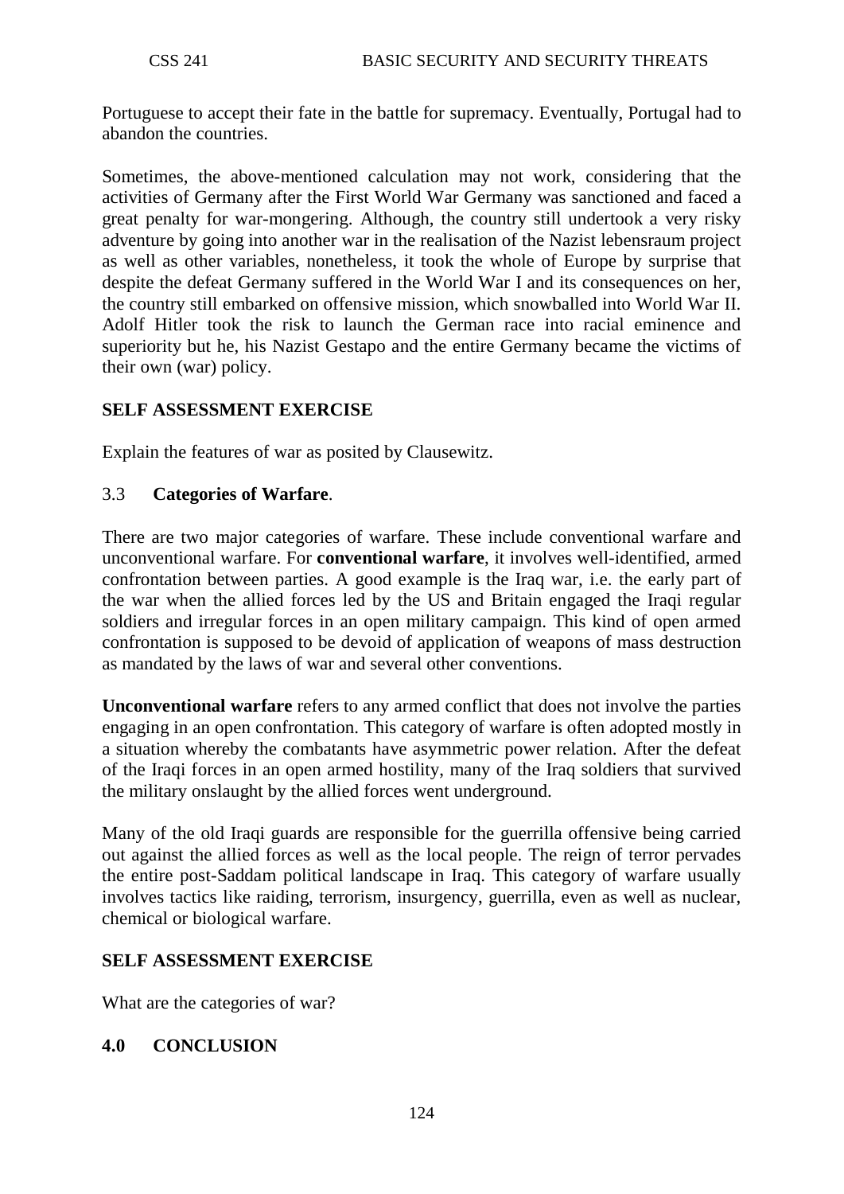Portuguese to accept their fate in the battle for supremacy. Eventually, Portugal had to abandon the countries.

Sometimes, the above-mentioned calculation may not work, considering that the activities of Germany after the First World War Germany was sanctioned and faced a great penalty for war-mongering. Although, the country still undertook a very risky adventure by going into another war in the realisation of the Nazist lebensraum project as well as other variables, nonetheless, it took the whole of Europe by surprise that despite the defeat Germany suffered in the World War I and its consequences on her, the country still embarked on offensive mission, which snowballed into World War II. Adolf Hitler took the risk to launch the German race into racial eminence and superiority but he, his Nazist Gestapo and the entire Germany became the victims of their own (war) policy.

**SELF ASSESSMENT EXERCISE**

Explain the features of war as posited by Clausewitz.

### 3.3 **Categories of Warfare**.

There are two major categories of warfare. These include conventional warfare and unconventional warfare. For **conventional warfare**, it involves well-identified, armed confrontation between parties. A good example is the Iraq war, i.e. the early part of the war when the allied forces led by the US and Britain engaged the Iraqi regular soldiers and irregular forces in an open military campaign. This kind of open armed confrontation is supposed to be devoid of application of weapons of mass destruction as mandated by the laws of war and several other conventions.

**Unconventional warfare** refers to any armed conflict that does not involve the parties engaging in an open confrontation. This category of warfare is often adopted mostly in a situation whereby the combatants have asymmetric power relation. After the defeat of the Iraqi forces in an open armed hostility, many of the Iraq soldiers that survived the military onslaught by the allied forces went underground.

Many of the old Iraqi guards are responsible for the guerrilla offensive being carried out against the allied forces as well as the local people. The reign of terror pervades the entire post-Saddam political landscape in Iraq. This category of warfare usually involves tactics like raiding, terrorism, insurgency, guerrilla, even as well as nuclear, chemical or biological warfare.

**SELF ASSESSMENT EXERCISE**

What are the categories of war?

## 4.0 CONCLUSION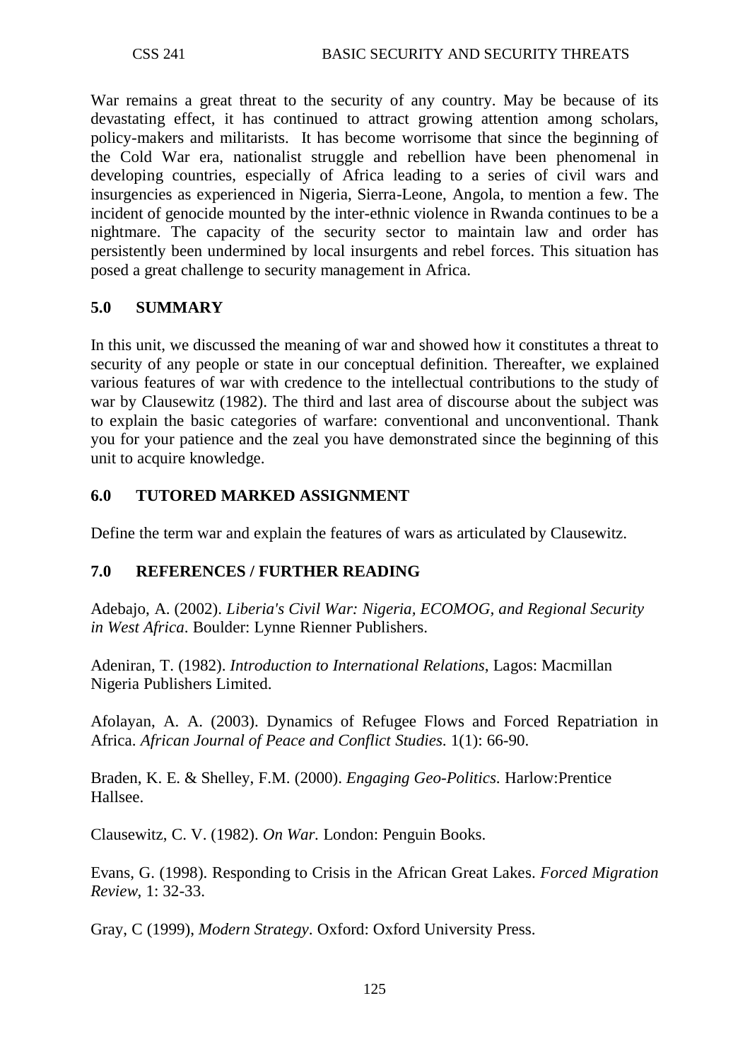War remains a great threat to the security of any country. May be because of its devastating effect, it has continued to attract growing attention among scholars, policy-makers and militarists. It has become worrisome that since the beginning of the Cold War era, nationalist struggle and rebellion have been phenomenal in developing countries, especially of Africa leading to a series of civil wars and insurgencies as experienced in Nigeria, Sierra-Leone, Angola, to mention a few. The incident of genocide mounted by the inter-ethnic violence in Rwanda continues to be a nightmare. The capacity of the security sector to maintain law and order has persistently been undermined by local insurgents and rebel forces. This situation has posed a great challenge to security management in Africa.

## 5.0 SUMMARY

In this unit, we discussed the meaning of war and showed how it constitutes a threat to security of any people or state in our conceptual definition. Thereafter, we explained various features of war with credence to the intellectual contributions to the study of war by Clausewitz (1982). The third and last area of discourse about the subject was to explain the basic categories of warfare: conventional and unconventional. Thank you for your patience and the zeal you have demonstrated since the beginning of this unit to acquire knowledge.

## 6.0 TUTORED MARKED ASSIGNMENT

Define the term war and explain the features of wars as articulated by Clausewitz.

## 7.0 REFERENCES / FURTHER READING

Adebajo, A. (2002). *Liberia's Civil War: Nigeria, ECOMOG, and Regional Security in West Africa*. Boulder: Lynne Rienner Publishers.

Adeniran, T. (1982). *Introduction to International Relations*, Lagos: Macmillan Nigeria Publishers Limited.

Afolayan, A. A. (2003). Dynamics of Refugee Flows and Forced Repatriation in Africa. *African Journal of Peace and Conflict Studies*. 1(1): 66-90.

Braden, K. E. & Shelley, F.M. (2000). *Engaging Geo-Politics*. Harlow:Prentice Hallsee.

Clausewitz, C. V. (1982). *On War.* London: Penguin Books.

Evans, G. (1998). Responding to Crisis in the African Great Lakes. *Forced Migration Review*, 1: 32-33.

Gray, C (1999), *Modern Strategy*. Oxford: Oxford University Press.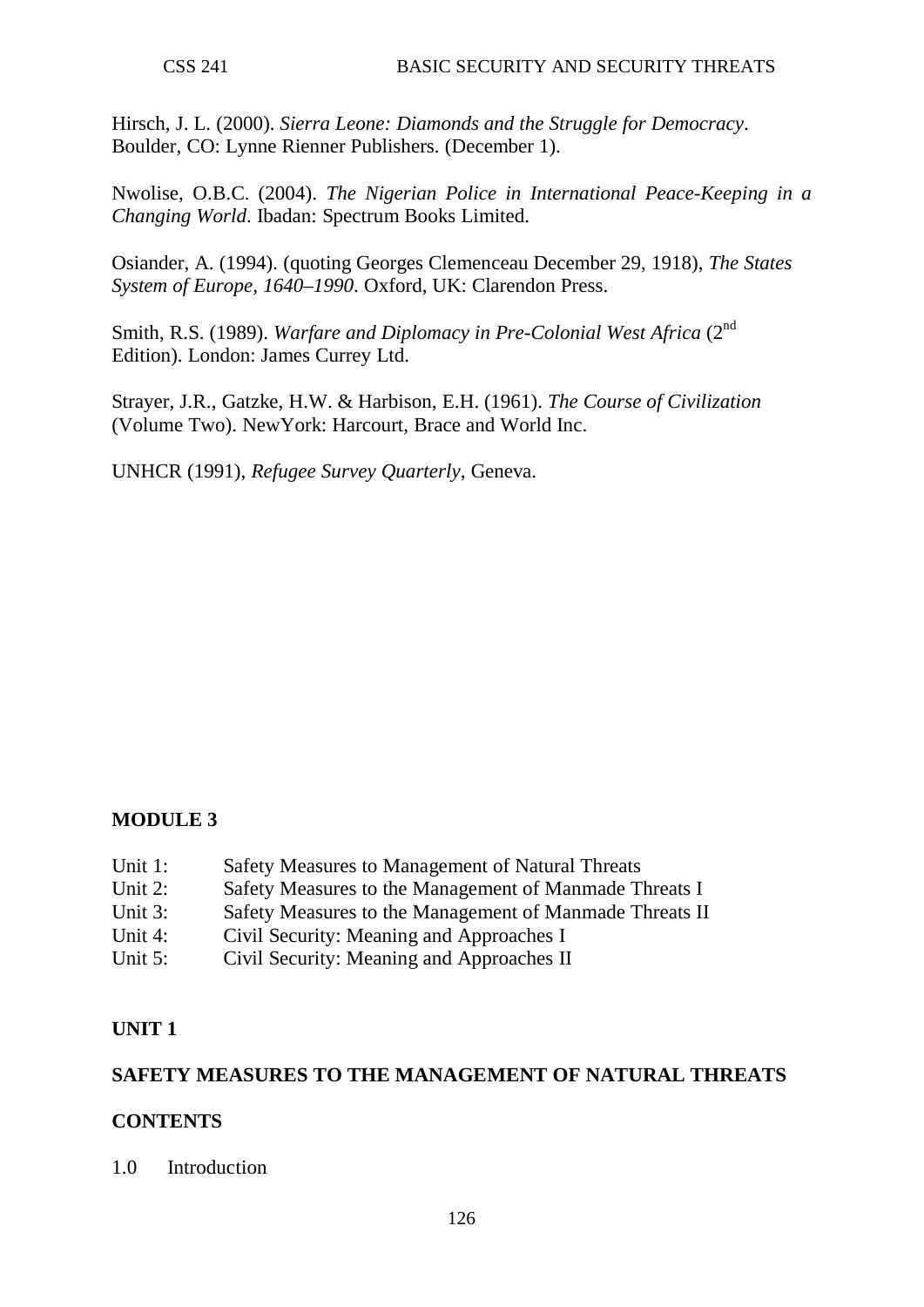Hirsch, J. L. (2000). *Sierra Leone: Diamonds and the Struggle for Democracy*. Boulder, CO: Lynne Rienner Publishers. (December 1).

Nwolise, O.B.C. (2004). *The Nigerian Police in International Peace-Keeping in a Changing World*. Ibadan: Spectrum Books Limited.

Osiander, A. (1994). (quoting Georges Clemenceau December 29, 1918), *The States System of Europe, 1640–1990*. Oxford, UK: Clarendon Press.

Smith, R.S. (1989). *Warfare and Diplomacy in Pre-Colonial West Africa* (2nd Edition). London: James Currey Ltd.

Strayer, J.R., Gatzke, H.W. & Harbison, E.H. (1961). *The Course of Civilization* (Volume Two). NewYork: Harcourt, Brace and World Inc.

UNHCR (1991), *Refugee Survey Quarterly*, Geneva.

## MODULE 3

- Unit 1: Safety Measures to Management of Natural Threats
- Unit 2: Safety Measures to the Management of Manmade Threats I
- Unit 3: Safety Measures to the Management of Manmade Threats II
- Unit 4: Civil Security: Meaning and Approaches I
- Unit 5: Civil Security: Meaning and Approaches II

## UNIT 1

## SAFETY MEASURES TO THE MANAGEMENT OF NATURAL THREATS

### CONTENTS

1.0 Introduction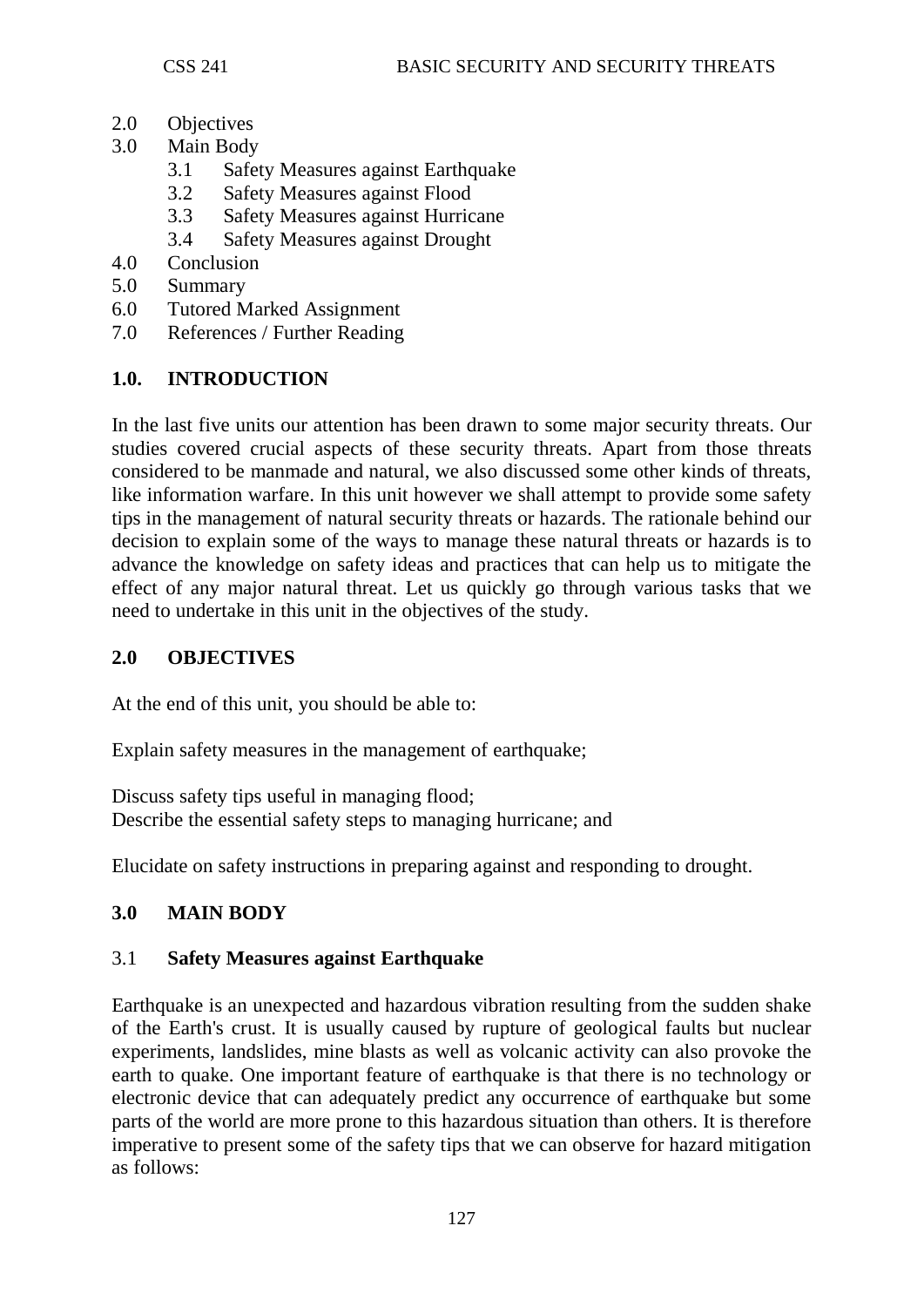2.0 Objectives
3.0 Main Body
    3.1 Safety Measures against Earthquake
    3.2 Safety Measures against Flood
    3.3 Safety Measures against Hurricane
    3.4 Safety Measures against Drought
4.0 Conclusion
5.0 Summary
6.0 Tutored Marked Assignment
7.0 References / Further Reading

## 1.0. INTRODUCTION

In the last five units our attention has been drawn to some major security threats. Our studies covered crucial aspects of these security threats. Apart from those threats considered to be manmade and natural, we also discussed some other kinds of threats, like information warfare. In this unit however we shall attempt to provide some safety tips in the management of natural security threats or hazards. The rationale behind our decision to explain some of the ways to manage these natural threats or hazards is to advance the knowledge on safety ideas and practices that can help us to mitigate the effect of any major natural threat. Let us quickly go through various tasks that we need to undertake in this unit in the objectives of the study.

## 2.0 OBJECTIVES

At the end of this unit, you should be able to:

Explain safety measures in the management of earthquake;

Discuss safety tips useful in managing flood;
Describe the essential safety steps to managing hurricane; and

Elucidate on safety instructions in preparing against and responding to drought.

## 3.0 MAIN BODY

### 3.1 Safety Measures against Earthquake

Earthquake is an unexpected and hazardous vibration resulting from the sudden shake of the Earth's crust. It is usually caused by rupture of geological faults but nuclear experiments, landslides, mine blasts as well as volcanic activity can also provoke the earth to quake. One important feature of earthquake is that there is no technology or electronic device that can adequately predict any occurrence of earthquake but some parts of the world are more prone to this hazardous situation than others. It is therefore imperative to present some of the safety tips that we can observe for hazard mitigation as follows: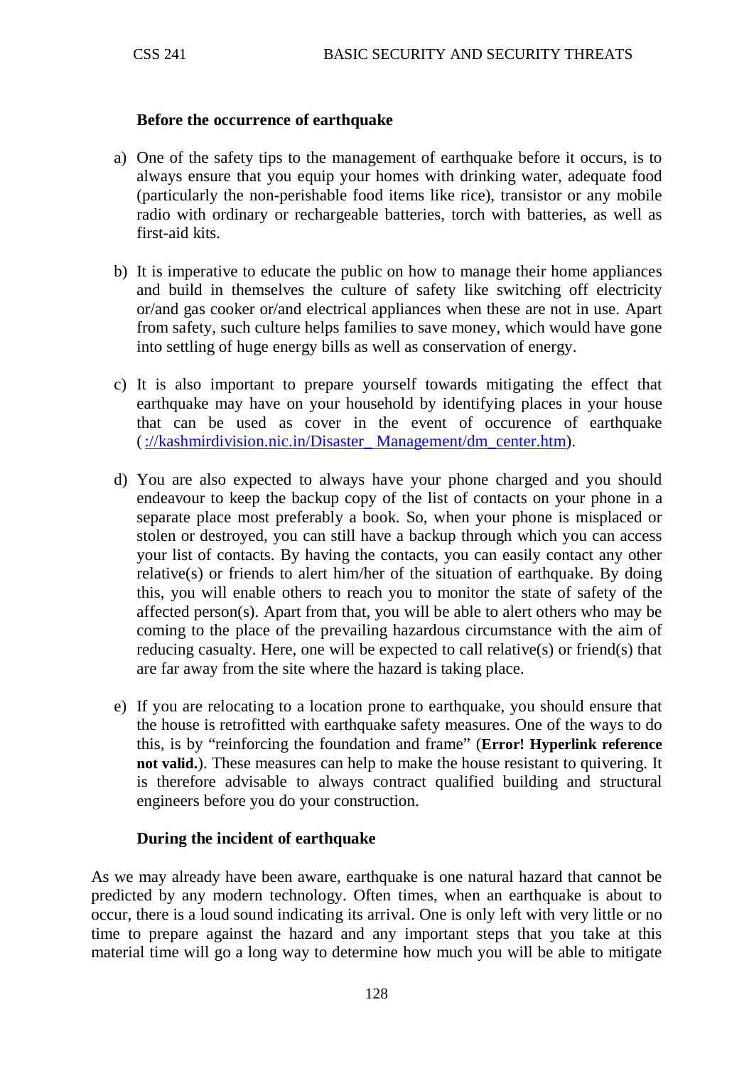**Before the occurrence of earthquake**

a) One of the safety tips to the management of earthquake before it occurs, is to always ensure that you equip your homes with drinking water, adequate food (particularly the non-perishable food items like rice), transistor or any mobile radio with ordinary or rechargeable batteries, torch with batteries, as well as first-aid kits.

b) It is imperative to educate the public on how to manage their home appliances and build in themselves the culture of safety like switching off electricity or/and gas cooker or/and electrical appliances when these are not in use. Apart from safety, such culture helps families to save money, which would have gone into settling of huge energy bills as well as conservation of energy.

c) It is also important to prepare yourself towards mitigating the effect that earthquake may have on your household by identifying places in your house that can be used as cover in the event of occurence of earthquake (://kashmirdivision.nic.in/Disaster_ Management/dm_center.htm).

d) You are also expected to always have your phone charged and you should endeavour to keep the backup copy of the list of contacts on your phone in a separate place most preferably a book. So, when your phone is misplaced or stolen or destroyed, you can still have a backup through which you can access your list of contacts. By having the contacts, you can easily contact any other relative(s) or friends to alert him/her of the situation of earthquake. By doing this, you will enable others to reach you to monitor the state of safety of the affected person(s). Apart from that, you will be able to alert others who may be coming to the place of the prevailing hazardous circumstance with the aim of reducing casualty. Here, one will be expected to call relative(s) or friend(s) that are far away from the site where the hazard is taking place.

e) If you are relocating to a location prone to earthquake, you should ensure that the house is retrofitted with earthquake safety measures. One of the ways to do this, is by "reinforcing the foundation and frame" (**Error! Hyperlink reference not valid.**). These measures can help to make the house resistant to quivering. It is therefore advisable to always contract qualified building and structural engineers before you do your construction.

**During the incident of earthquake**

As we may already have been aware, earthquake is one natural hazard that cannot be predicted by any modern technology. Often times, when an earthquake is about to occur, there is a loud sound indicating its arrival. One is only left with very little or no time to prepare against the hazard and any important steps that you take at this material time will go a long way to determine how much you will be able to mitigate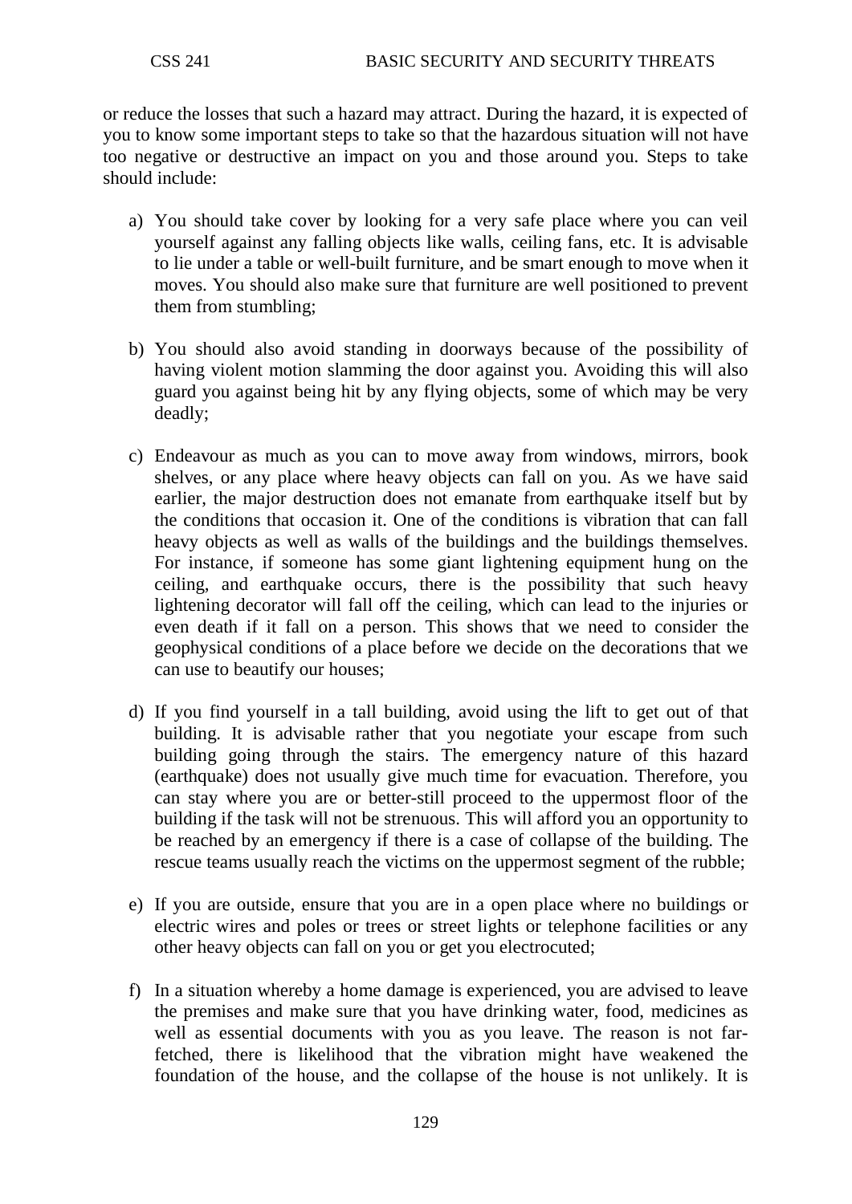or reduce the losses that such a hazard may attract. During the hazard, it is expected of you to know some important steps to take so that the hazardous situation will not have too negative or destructive an impact on you and those around you. Steps to take should include:

a) You should take cover by looking for a very safe place where you can veil yourself against any falling objects like walls, ceiling fans, etc. It is advisable to lie under a table or well-built furniture, and be smart enough to move when it moves. You should also make sure that furniture are well positioned to prevent them from stumbling;

b) You should also avoid standing in doorways because of the possibility of having violent motion slamming the door against you. Avoiding this will also guard you against being hit by any flying objects, some of which may be very deadly;

c) Endeavour as much as you can to move away from windows, mirrors, book shelves, or any place where heavy objects can fall on you. As we have said earlier, the major destruction does not emanate from earthquake itself but by the conditions that occasion it. One of the conditions is vibration that can fall heavy objects as well as walls of the buildings and the buildings themselves. For instance, if someone has some giant lightening equipment hung on the ceiling, and earthquake occurs, there is the possibility that such heavy lightening decorator will fall off the ceiling, which can lead to the injuries or even death if it fall on a person. This shows that we need to consider the geophysical conditions of a place before we decide on the decorations that we can use to beautify our houses;

d) If you find yourself in a tall building, avoid using the lift to get out of that building. It is advisable rather that you negotiate your escape from such building going through the stairs. The emergency nature of this hazard (earthquake) does not usually give much time for evacuation. Therefore, you can stay where you are or better-still proceed to the uppermost floor of the building if the task will not be strenuous. This will afford you an opportunity to be reached by an emergency if there is a case of collapse of the building. The rescue teams usually reach the victims on the uppermost segment of the rubble;

e) If you are outside, ensure that you are in a open place where no buildings or electric wires and poles or trees or street lights or telephone facilities or any other heavy objects can fall on you or get you electrocuted;

f) In a situation whereby a home damage is experienced, you are advised to leave the premises and make sure that you have drinking water, food, medicines as well as essential documents with you as you leave. The reason is not far-fetched, there is likelihood that the vibration might have weakened the foundation of the house, and the collapse of the house is not unlikely. It is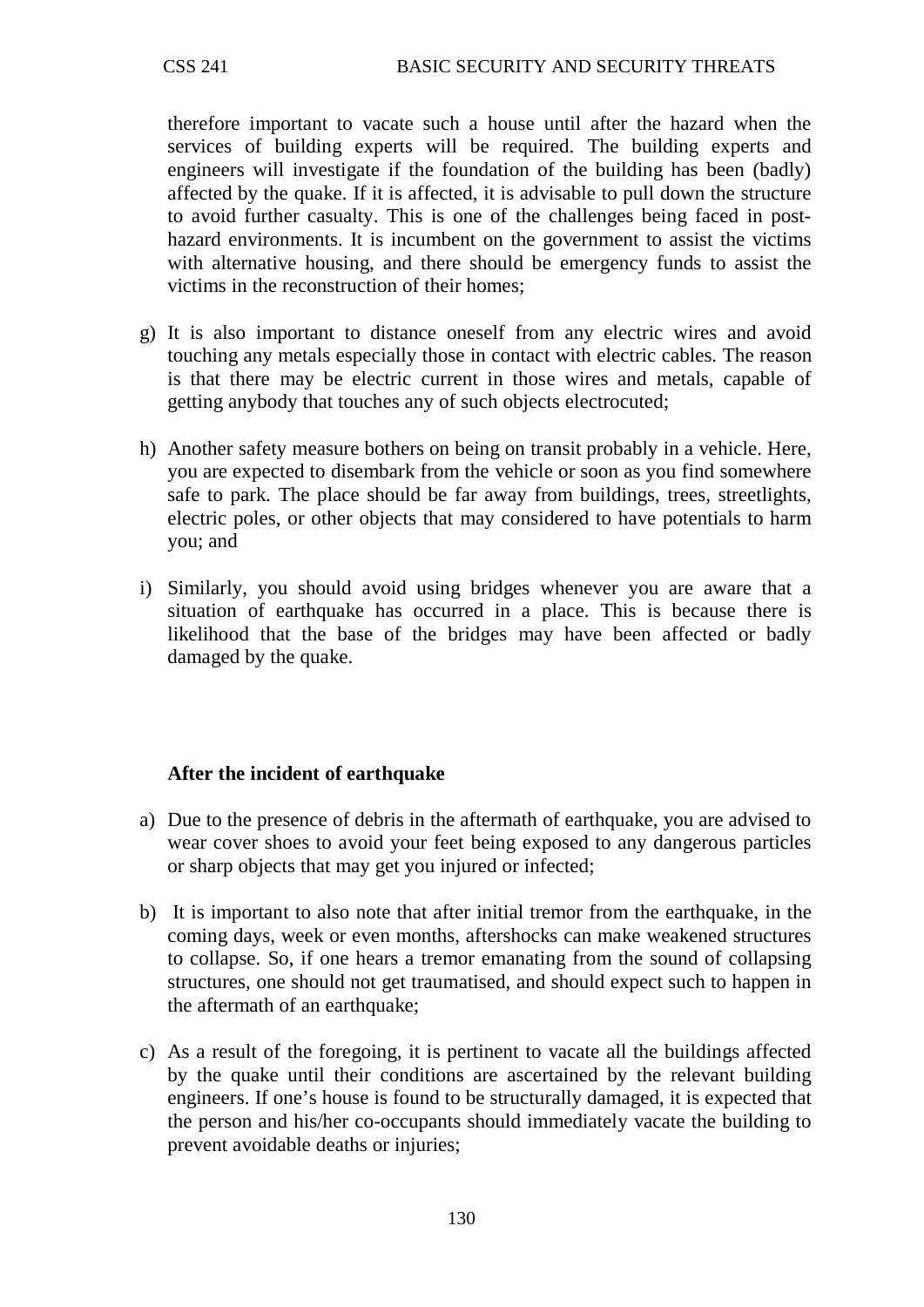therefore important to vacate such a house until after the hazard when the services of building experts will be required. The building experts and engineers will investigate if the foundation of the building has been (badly) affected by the quake. If it is affected, it is advisable to pull down the structure to avoid further casualty. This is one of the challenges being faced in post-hazard environments. It is incumbent on the government to assist the victims with alternative housing, and there should be emergency funds to assist the victims in the reconstruction of their homes;

g) It is also important to distance oneself from any electric wires and avoid touching any metals especially those in contact with electric cables. The reason is that there may be electric current in those wires and metals, capable of getting anybody that touches any of such objects electrocuted;

h) Another safety measure bothers on being on transit probably in a vehicle. Here, you are expected to disembark from the vehicle or soon as you find somewhere safe to park. The place should be far away from buildings, trees, streetlights, electric poles, or other objects that may considered to have potentials to harm you; and

i) Similarly, you should avoid using bridges whenever you are aware that a situation of earthquake has occurred in a place. This is because there is likelihood that the base of the bridges may have been affected or badly damaged by the quake.

**After the incident of earthquake**

a) Due to the presence of debris in the aftermath of earthquake, you are advised to wear cover shoes to avoid your feet being exposed to any dangerous particles or sharp objects that may get you injured or infected;

b) It is important to also note that after initial tremor from the earthquake, in the coming days, week or even months, aftershocks can make weakened structures to collapse. So, if one hears a tremor emanating from the sound of collapsing structures, one should not get traumatised, and should expect such to happen in the aftermath of an earthquake;

c) As a result of the foregoing, it is pertinent to vacate all the buildings affected by the quake until their conditions are ascertained by the relevant building engineers. If one's house is found to be structurally damaged, it is expected that the person and his/her co-occupants should immediately vacate the building to prevent avoidable deaths or injuries;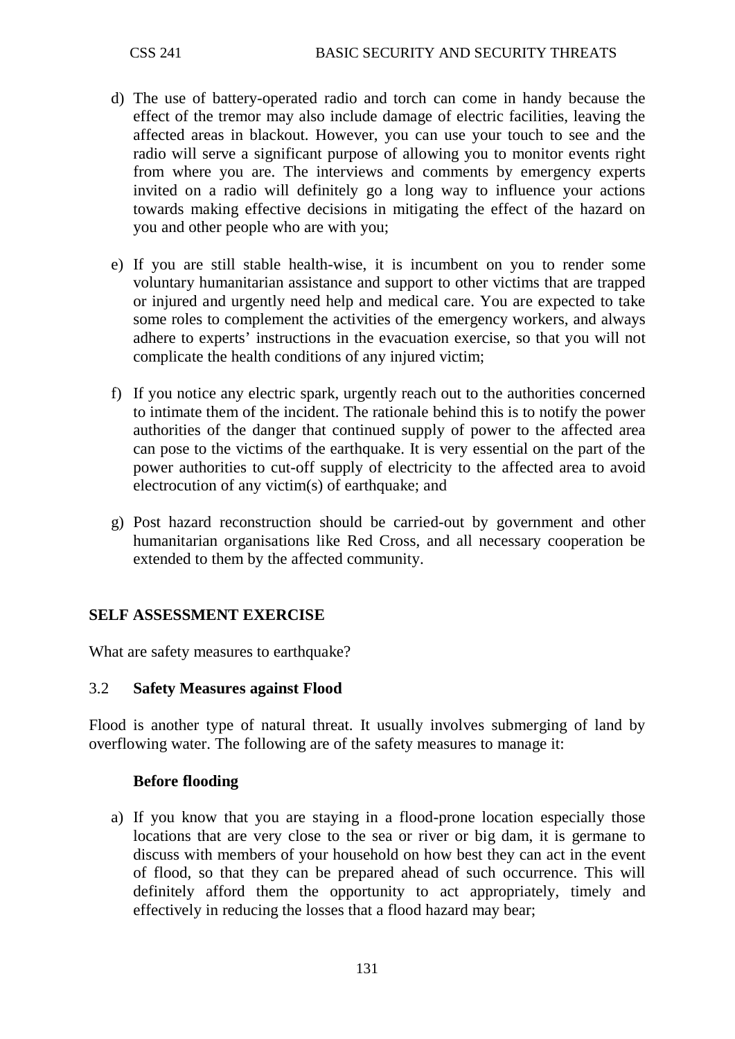d) The use of battery-operated radio and torch can come in handy because the effect of the tremor may also include damage of electric facilities, leaving the affected areas in blackout. However, you can use your touch to see and the radio will serve a significant purpose of allowing you to monitor events right from where you are. The interviews and comments by emergency experts invited on a radio will definitely go a long way to influence your actions towards making effective decisions in mitigating the effect of the hazard on you and other people who are with you;

e) If you are still stable health-wise, it is incumbent on you to render some voluntary humanitarian assistance and support to other victims that are trapped or injured and urgently need help and medical care. You are expected to take some roles to complement the activities of the emergency workers, and always adhere to experts' instructions in the evacuation exercise, so that you will not complicate the health conditions of any injured victim;

f) If you notice any electric spark, urgently reach out to the authorities concerned to intimate them of the incident. The rationale behind this is to notify the power authorities of the danger that continued supply of power to the affected area can pose to the victims of the earthquake. It is very essential on the part of the power authorities to cut-off supply of electricity to the affected area to avoid electrocution of any victim(s) of earthquake; and

g) Post hazard reconstruction should be carried-out by government and other humanitarian organisations like Red Cross, and all necessary cooperation be extended to them by the affected community.

**SELF ASSESSMENT EXERCISE**

What are safety measures to earthquake?

### 3.2 Safety Measures against Flood

Flood is another type of natural threat. It usually involves submerging of land by overflowing water. The following are of the safety measures to manage it:

**Before flooding**

a) If you know that you are staying in a flood-prone location especially those locations that are very close to the sea or river or big dam, it is germane to discuss with members of your household on how best they can act in the event of flood, so that they can be prepared ahead of such occurrence. This will definitely afford them the opportunity to act appropriately, timely and effectively in reducing the losses that a flood hazard may bear;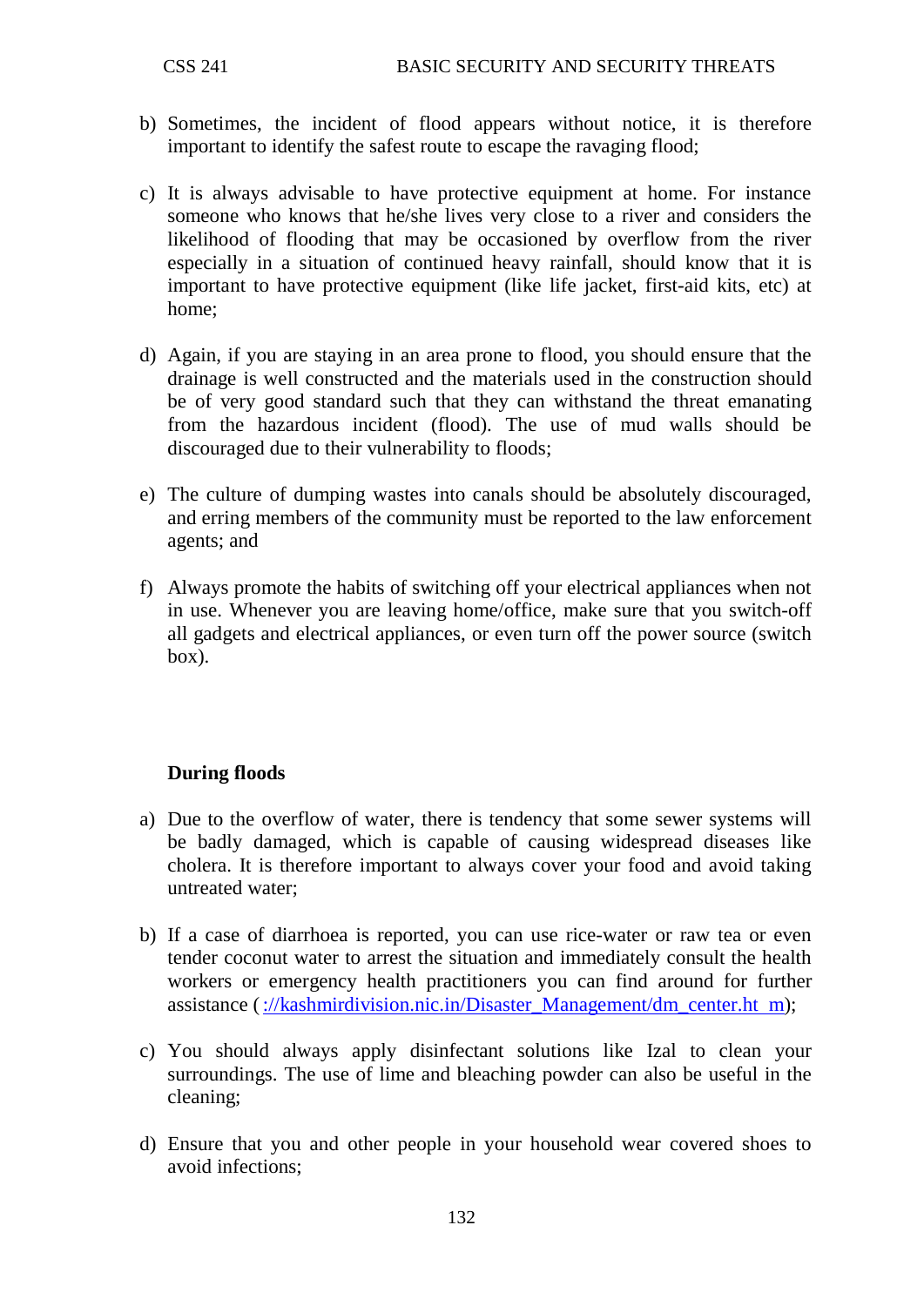b) Sometimes, the incident of flood appears without notice, it is therefore important to identify the safest route to escape the ravaging flood;

c) It is always advisable to have protective equipment at home. For instance someone who knows that he/she lives very close to a river and considers the likelihood of flooding that may be occasioned by overflow from the river especially in a situation of continued heavy rainfall, should know that it is important to have protective equipment (like life jacket, first-aid kits, etc) at home;

d) Again, if you are staying in an area prone to flood, you should ensure that the drainage is well constructed and the materials used in the construction should be of very good standard such that they can withstand the threat emanating from the hazardous incident (flood). The use of mud walls should be discouraged due to their vulnerability to floods;

e) The culture of dumping wastes into canals should be absolutely discouraged, and erring members of the community must be reported to the law enforcement agents; and

f) Always promote the habits of switching off your electrical appliances when not in use. Whenever you are leaving home/office, make sure that you switch-off all gadgets and electrical appliances, or even turn off the power source (switch box).

**During floods**

a) Due to the overflow of water, there is tendency that some sewer systems will be badly damaged, which is capable of causing widespread diseases like cholera. It is therefore important to always cover your food and avoid taking untreated water;

b) If a case of diarrhoea is reported, you can use rice-water or raw tea or even tender coconut water to arrest the situation and immediately consult the health workers or emergency health practitioners you can find around for further assistance ( ://kashmirdivision.nic.in/Disaster_Management/dm_center.ht m);

c) You should always apply disinfectant solutions like Izal to clean your surroundings. The use of lime and bleaching powder can also be useful in the cleaning;

d) Ensure that you and other people in your household wear covered shoes to avoid infections;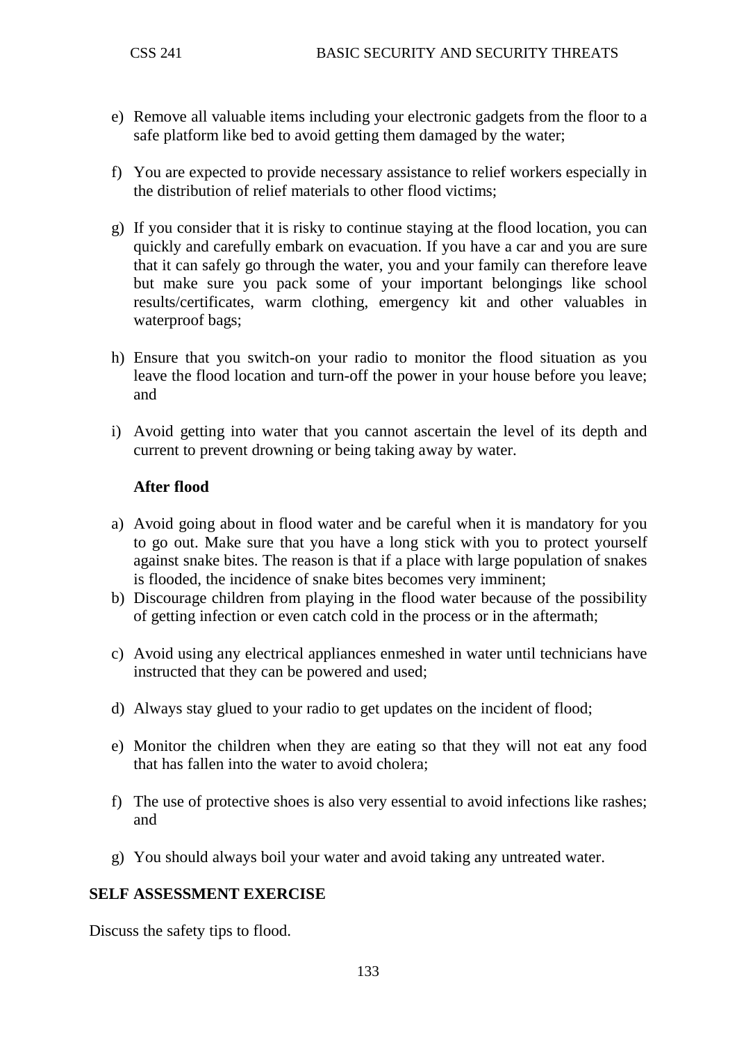e) Remove all valuable items including your electronic gadgets from the floor to a safe platform like bed to avoid getting them damaged by the water;

f) You are expected to provide necessary assistance to relief workers especially in the distribution of relief materials to other flood victims;

g) If you consider that it is risky to continue staying at the flood location, you can quickly and carefully embark on evacuation. If you have a car and you are sure that it can safely go through the water, you and your family can therefore leave but make sure you pack some of your important belongings like school results/certificates, warm clothing, emergency kit and other valuables in waterproof bags;

h) Ensure that you switch-on your radio to monitor the flood situation as you leave the flood location and turn-off the power in your house before you leave; and

i) Avoid getting into water that you cannot ascertain the level of its depth and current to prevent drowning or being taking away by water.

**After flood**

a) Avoid going about in flood water and be careful when it is mandatory for you to go out. Make sure that you have a long stick with you to protect yourself against snake bites. The reason is that if a place with large population of snakes is flooded, the incidence of snake bites becomes very imminent;

b) Discourage children from playing in the flood water because of the possibility of getting infection or even catch cold in the process or in the aftermath;

c) Avoid using any electrical appliances enmeshed in water until technicians have instructed that they can be powered and used;

d) Always stay glued to your radio to get updates on the incident of flood;

e) Monitor the children when they are eating so that they will not eat any food that has fallen into the water to avoid cholera;

f) The use of protective shoes is also very essential to avoid infections like rashes; and

g) You should always boil your water and avoid taking any untreated water.

**SELF ASSESSMENT EXERCISE**

Discuss the safety tips to flood.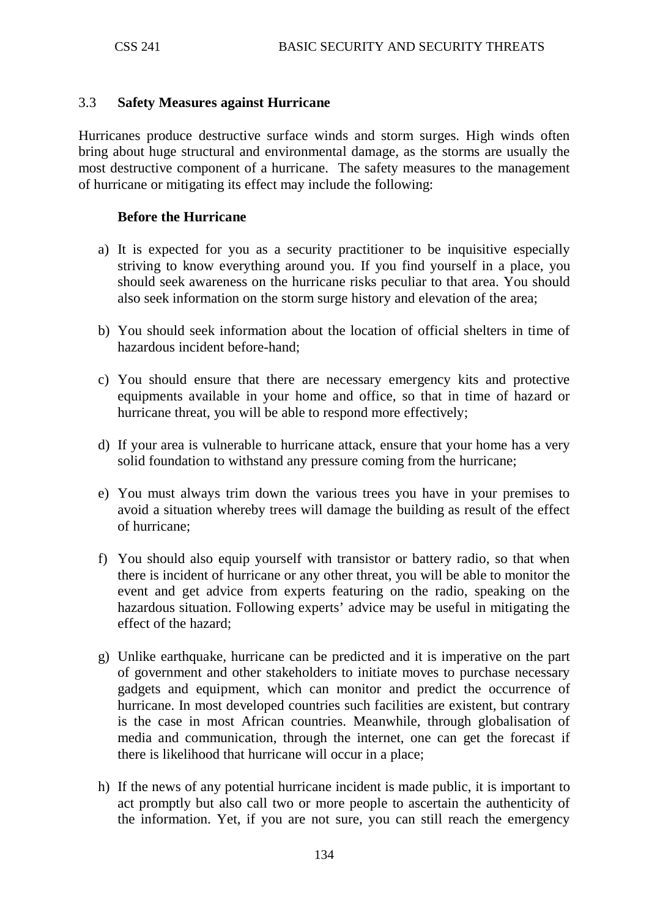### 3.3 Safety Measures against Hurricane

Hurricanes produce destructive surface winds and storm surges. High winds often bring about huge structural and environmental damage, as the storms are usually the most destructive component of a hurricane. The safety measures to the management of hurricane or mitigating its effect may include the following:

**Before the Hurricane**

a) It is expected for you as a security practitioner to be inquisitive especially striving to know everything around you. If you find yourself in a place, you should seek awareness on the hurricane risks peculiar to that area. You should also seek information on the storm surge history and elevation of the area;

b) You should seek information about the location of official shelters in time of hazardous incident before-hand;

c) You should ensure that there are necessary emergency kits and protective equipments available in your home and office, so that in time of hazard or hurricane threat, you will be able to respond more effectively;

d) If your area is vulnerable to hurricane attack, ensure that your home has a very solid foundation to withstand any pressure coming from the hurricane;

e) You must always trim down the various trees you have in your premises to avoid a situation whereby trees will damage the building as result of the effect of hurricane;

f) You should also equip yourself with transistor or battery radio, so that when there is incident of hurricane or any other threat, you will be able to monitor the event and get advice from experts featuring on the radio, speaking on the hazardous situation. Following experts' advice may be useful in mitigating the effect of the hazard;

g) Unlike earthquake, hurricane can be predicted and it is imperative on the part of government and other stakeholders to initiate moves to purchase necessary gadgets and equipment, which can monitor and predict the occurrence of hurricane. In most developed countries such facilities are existent, but contrary is the case in most African countries. Meanwhile, through globalisation of media and communication, through the internet, one can get the forecast if there is likelihood that hurricane will occur in a place;

h) If the news of any potential hurricane incident is made public, it is important to act promptly but also call two or more people to ascertain the authenticity of the information. Yet, if you are not sure, you can still reach the emergency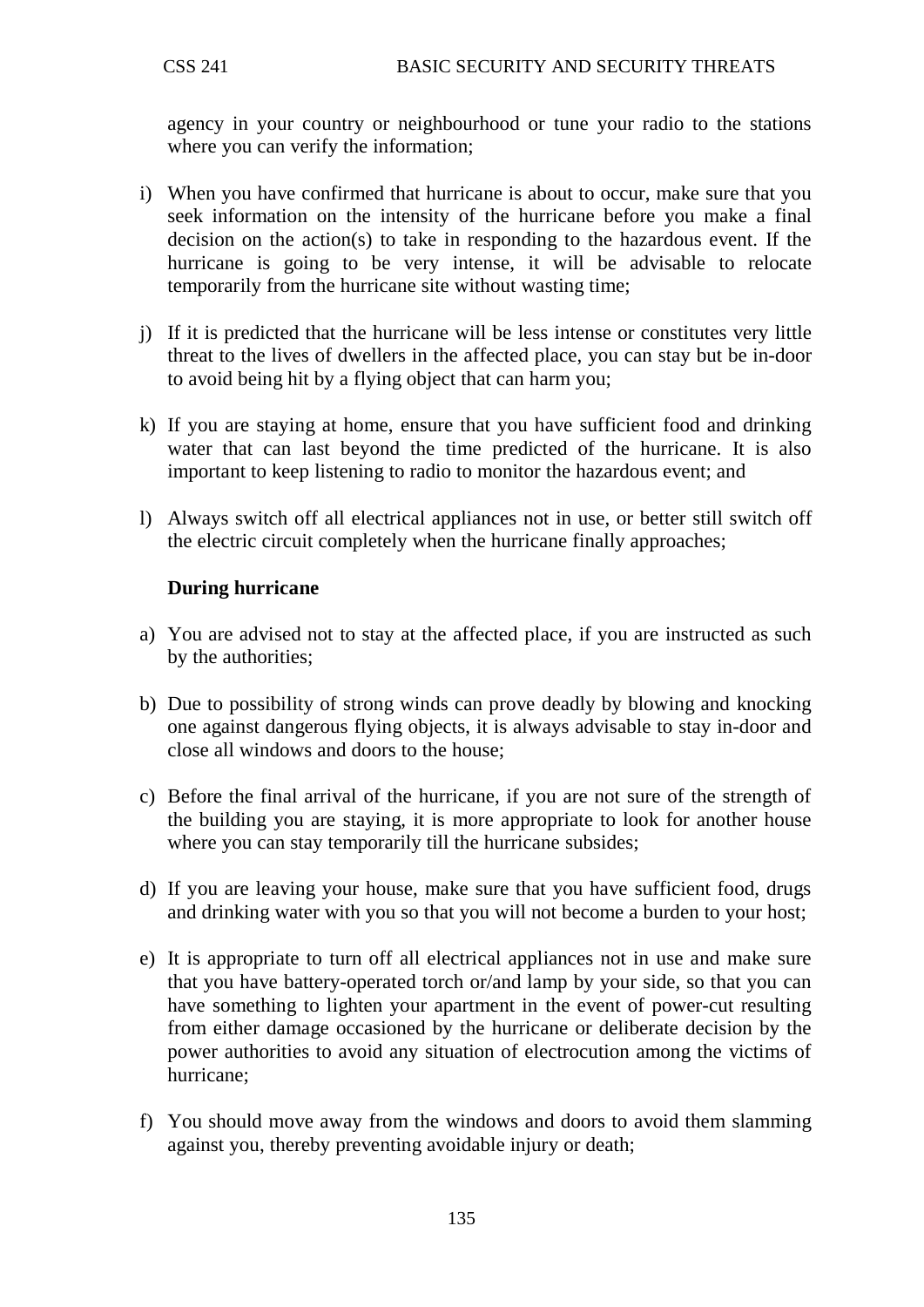agency in your country or neighbourhood or tune your radio to the stations where you can verify the information;

i) When you have confirmed that hurricane is about to occur, make sure that you seek information on the intensity of the hurricane before you make a final decision on the action(s) to take in responding to the hazardous event. If the hurricane is going to be very intense, it will be advisable to relocate temporarily from the hurricane site without wasting time;

j) If it is predicted that the hurricane will be less intense or constitutes very little threat to the lives of dwellers in the affected place, you can stay but be in-door to avoid being hit by a flying object that can harm you;

k) If you are staying at home, ensure that you have sufficient food and drinking water that can last beyond the time predicted of the hurricane. It is also important to keep listening to radio to monitor the hazardous event; and

l) Always switch off all electrical appliances not in use, or better still switch off the electric circuit completely when the hurricane finally approaches;

**During hurricane**

a) You are advised not to stay at the affected place, if you are instructed as such by the authorities;

b) Due to possibility of strong winds can prove deadly by blowing and knocking one against dangerous flying objects, it is always advisable to stay in-door and close all windows and doors to the house;

c) Before the final arrival of the hurricane, if you are not sure of the strength of the building you are staying, it is more appropriate to look for another house where you can stay temporarily till the hurricane subsides;

d) If you are leaving your house, make sure that you have sufficient food, drugs and drinking water with you so that you will not become a burden to your host;

e) It is appropriate to turn off all electrical appliances not in use and make sure that you have battery-operated torch or/and lamp by your side, so that you can have something to lighten your apartment in the event of power-cut resulting from either damage occasioned by the hurricane or deliberate decision by the power authorities to avoid any situation of electrocution among the victims of hurricane;

f) You should move away from the windows and doors to avoid them slamming against you, thereby preventing avoidable injury or death;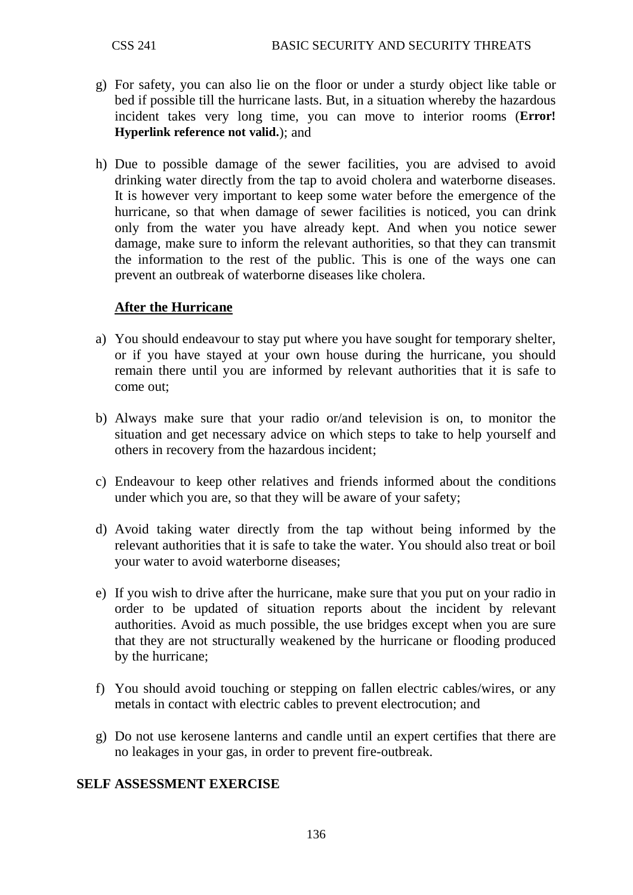g) For safety, you can also lie on the floor or under a sturdy object like table or bed if possible till the hurricane lasts. But, in a situation whereby the hazardous incident takes very long time, you can move to interior rooms (**Error! Hyperlink reference not valid.**); and

h) Due to possible damage of the sewer facilities, you are advised to avoid drinking water directly from the tap to avoid cholera and waterborne diseases. It is however very important to keep some water before the emergence of the hurricane, so that when damage of sewer facilities is noticed, you can drink only from the water you have already kept. And when you notice sewer damage, make sure to inform the relevant authorities, so that they can transmit the information to the rest of the public. This is one of the ways one can prevent an outbreak of waterborne diseases like cholera.

**<u>After the Hurricane</u>**

a) You should endeavour to stay put where you have sought for temporary shelter, or if you have stayed at your own house during the hurricane, you should remain there until you are informed by relevant authorities that it is safe to come out;

b) Always make sure that your radio or/and television is on, to monitor the situation and get necessary advice on which steps to take to help yourself and others in recovery from the hazardous incident;

c) Endeavour to keep other relatives and friends informed about the conditions under which you are, so that they will be aware of your safety;

d) Avoid taking water directly from the tap without being informed by the relevant authorities that it is safe to take the water. You should also treat or boil your water to avoid waterborne diseases;

e) If you wish to drive after the hurricane, make sure that you put on your radio in order to be updated of situation reports about the incident by relevant authorities. Avoid as much possible, the use bridges except when you are sure that they are not structurally weakened by the hurricane or flooding produced by the hurricane;

f) You should avoid touching or stepping on fallen electric cables/wires, or any metals in contact with electric cables to prevent electrocution; and

g) Do not use kerosene lanterns and candle until an expert certifies that there are no leakages in your gas, in order to prevent fire-outbreak.

**SELF ASSESSMENT EXERCISE**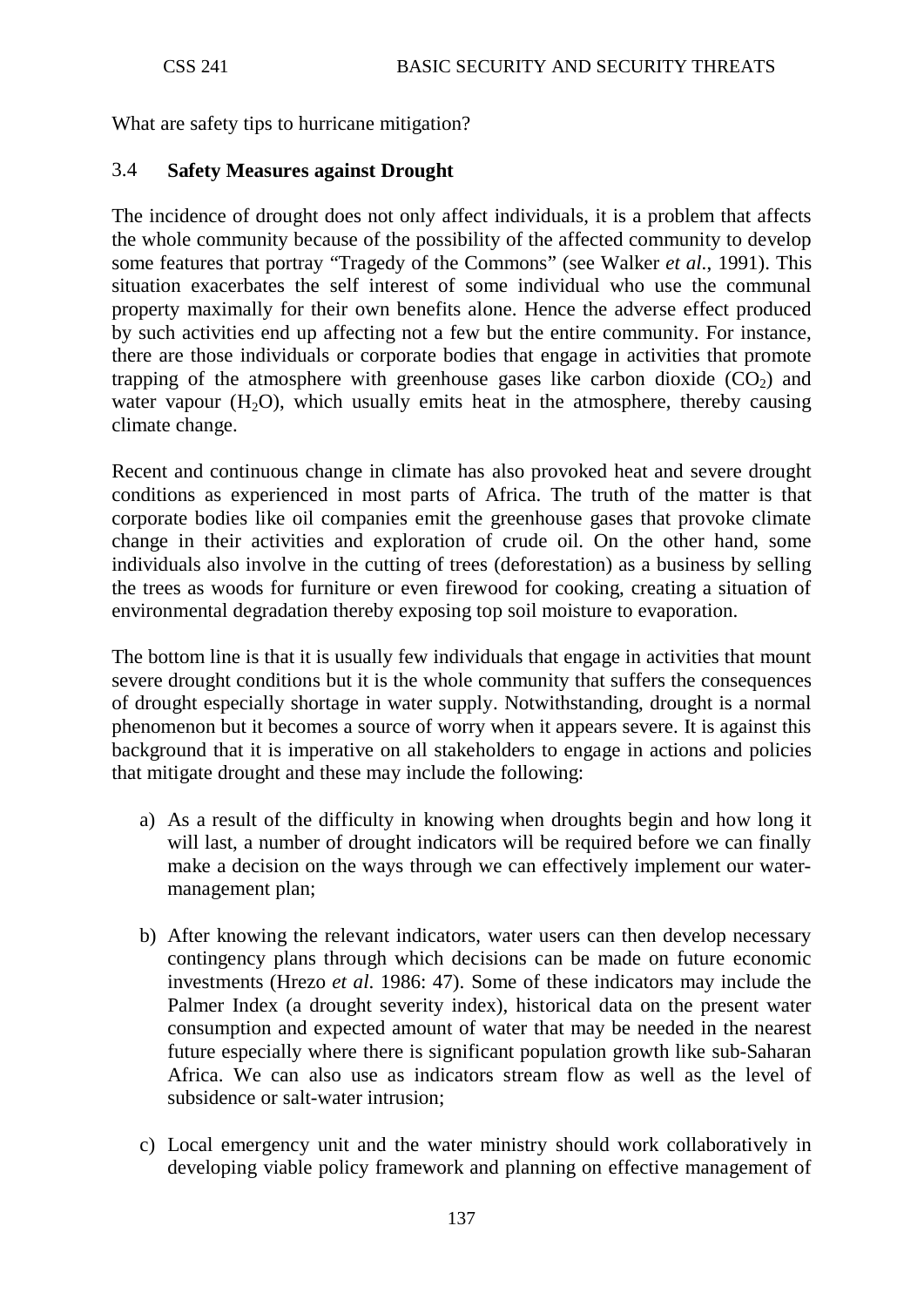What are safety tips to hurricane mitigation?

### 3.4 Safety Measures against Drought

The incidence of drought does not only affect individuals, it is a problem that affects the whole community because of the possibility of the affected community to develop some features that portray "Tragedy of the Commons" (see Walker *et al*., 1991). This situation exacerbates the self interest of some individual who use the communal property maximally for their own benefits alone. Hence the adverse effect produced by such activities end up affecting not a few but the entire community. For instance, there are those individuals or corporate bodies that engage in activities that promote trapping of the atmosphere with greenhouse gases like carbon dioxide ($CO_2$) and water vapour ($H_2O$), which usually emits heat in the atmosphere, thereby causing climate change.

Recent and continuous change in climate has also provoked heat and severe drought conditions as experienced in most parts of Africa. The truth of the matter is that corporate bodies like oil companies emit the greenhouse gases that provoke climate change in their activities and exploration of crude oil. On the other hand, some individuals also involve in the cutting of trees (deforestation) as a business by selling the trees as woods for furniture or even firewood for cooking, creating a situation of environmental degradation thereby exposing top soil moisture to evaporation.

The bottom line is that it is usually few individuals that engage in activities that mount severe drought conditions but it is the whole community that suffers the consequences of drought especially shortage in water supply. Notwithstanding, drought is a normal phenomenon but it becomes a source of worry when it appears severe. It is against this background that it is imperative on all stakeholders to engage in actions and policies that mitigate drought and these may include the following:

a) As a result of the difficulty in knowing when droughts begin and how long it will last, a number of drought indicators will be required before we can finally make a decision on the ways through we can effectively implement our water-management plan;

b) After knowing the relevant indicators, water users can then develop necessary contingency plans through which decisions can be made on future economic investments (Hrezo *et al.* 1986: 47). Some of these indicators may include the Palmer Index (a drought severity index), historical data on the present water consumption and expected amount of water that may be needed in the nearest future especially where there is significant population growth like sub-Saharan Africa. We can also use as indicators stream flow as well as the level of subsidence or salt-water intrusion;

c) Local emergency unit and the water ministry should work collaboratively in developing viable policy framework and planning on effective management of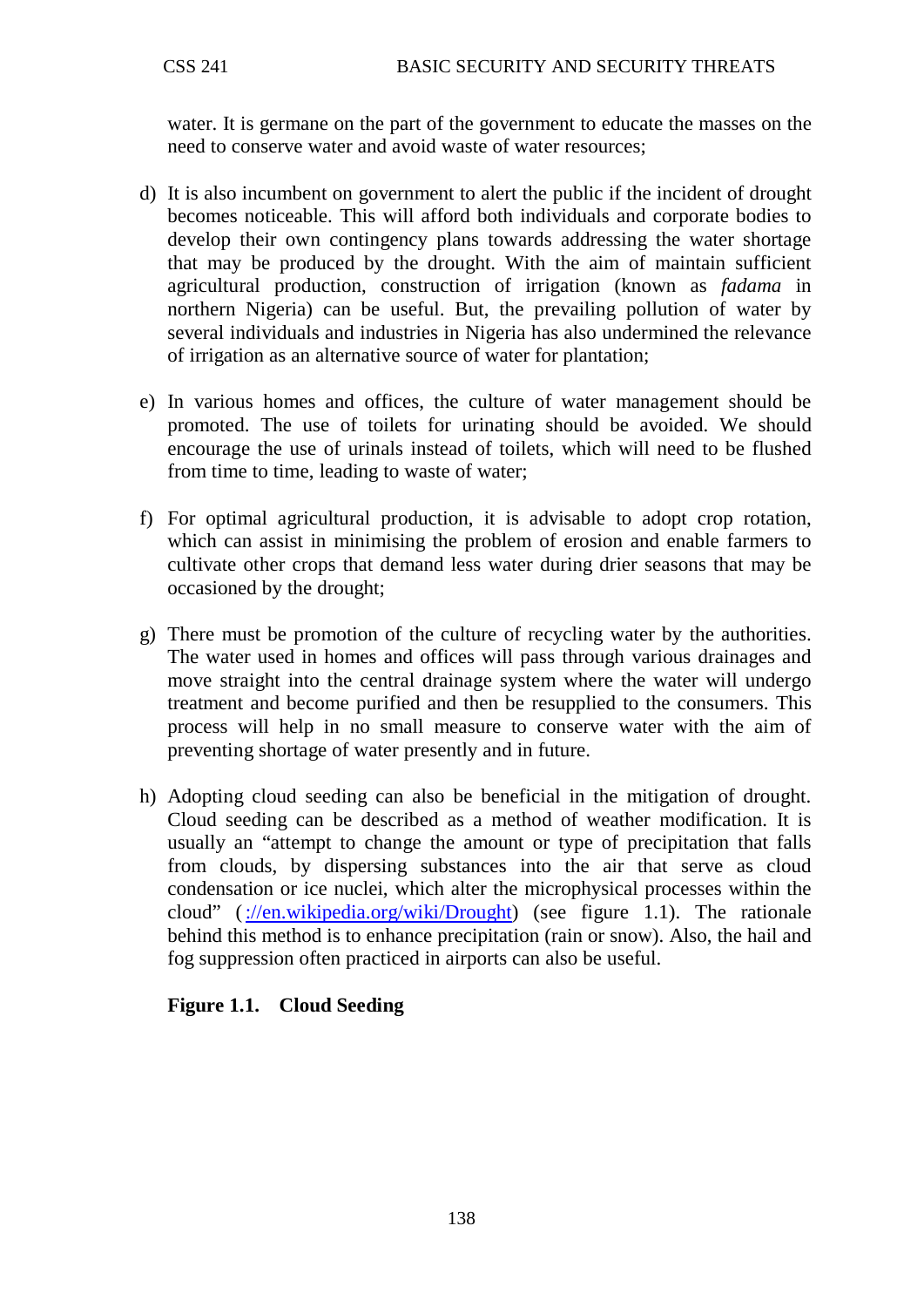water. It is germane on the part of the government to educate the masses on the need to conserve water and avoid waste of water resources;

d) It is also incumbent on government to alert the public if the incident of drought becomes noticeable. This will afford both individuals and corporate bodies to develop their own contingency plans towards addressing the water shortage that may be produced by the drought. With the aim of maintain sufficient agricultural production, construction of irrigation (known as *fadama* in northern Nigeria) can be useful. But, the prevailing pollution of water by several individuals and industries in Nigeria has also undermined the relevance of irrigation as an alternative source of water for plantation;

e) In various homes and offices, the culture of water management should be promoted. The use of toilets for urinating should be avoided. We should encourage the use of urinals instead of toilets, which will need to be flushed from time to time, leading to waste of water;

f) For optimal agricultural production, it is advisable to adopt crop rotation, which can assist in minimising the problem of erosion and enable farmers to cultivate other crops that demand less water during drier seasons that may be occasioned by the drought;

g) There must be promotion of the culture of recycling water by the authorities. The water used in homes and offices will pass through various drainages and move straight into the central drainage system where the water will undergo treatment and become purified and then be resupplied to the consumers. This process will help in no small measure to conserve water with the aim of preventing shortage of water presently and in future.

h) Adopting cloud seeding can also be beneficial in the mitigation of drought. Cloud seeding can be described as a method of weather modification. It is usually an "attempt to change the amount or type of precipitation that falls from clouds, by dispersing substances into the air that serve as cloud condensation or ice nuclei, which alter the microphysical processes within the cloud" ( ://en.wikipedia.org/wiki/Drought) (see figure 1.1). The rationale behind this method is to enhance precipitation (rain or snow). Also, the hail and fog suppression often practiced in airports can also be useful.

**Figure 1.1. Cloud Seeding**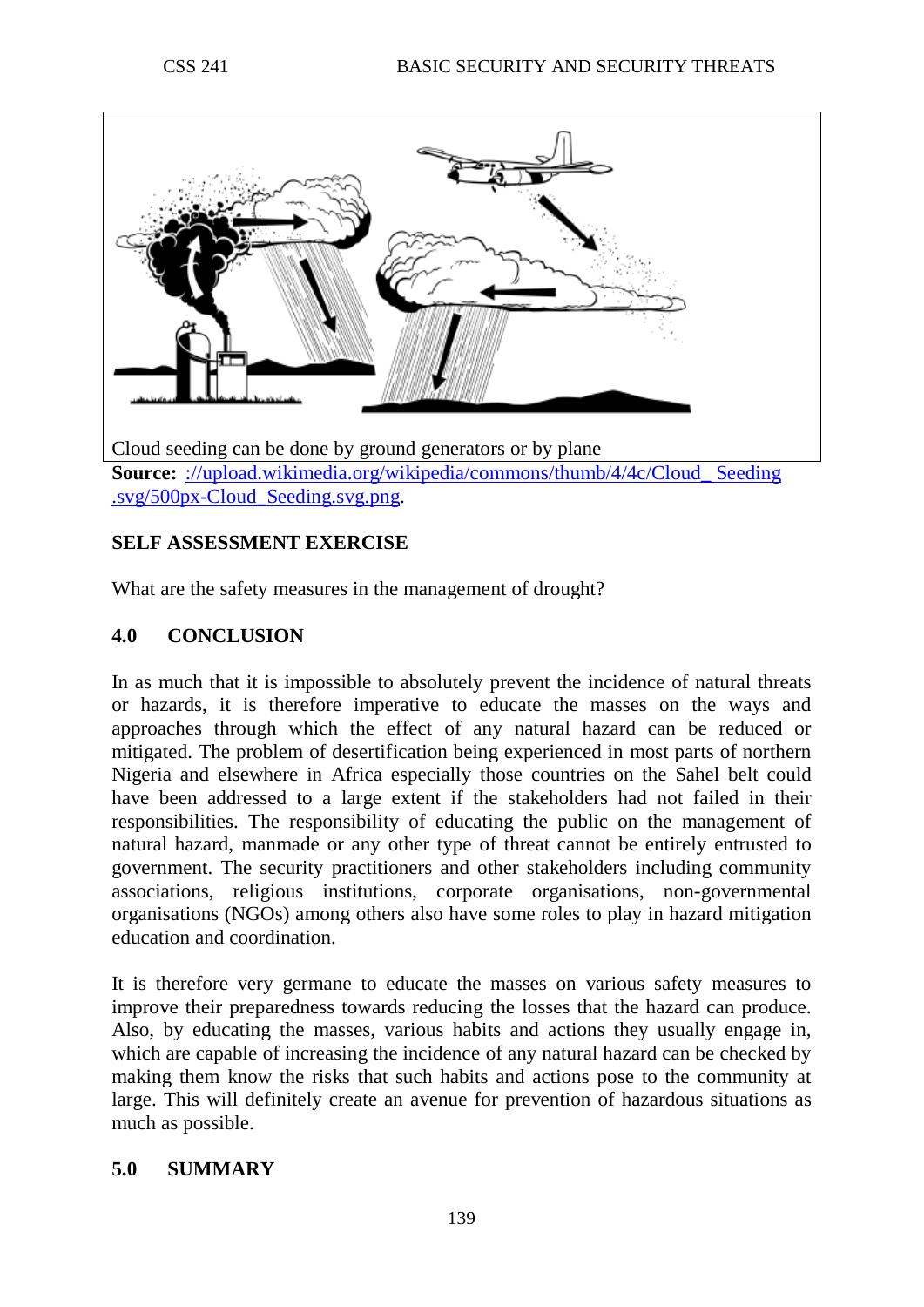Cloud seeding can be done by ground generators or by plane

**Source:** ://upload.wikimedia.org/wikipedia/commons/thumb/4/4c/Cloud_ Seeding .svg/500px-Cloud_Seeding.svg.png.

**SELF ASSESSMENT EXERCISE**

What are the safety measures in the management of drought?

## 4.0 CONCLUSION

In as much that it is impossible to absolutely prevent the incidence of natural threats or hazards, it is therefore imperative to educate the masses on the ways and approaches through which the effect of any natural hazard can be reduced or mitigated. The problem of desertification being experienced in most parts of northern Nigeria and elsewhere in Africa especially those countries on the Sahel belt could have been addressed to a large extent if the stakeholders had not failed in their responsibilities. The responsibility of educating the public on the management of natural hazard, manmade or any other type of threat cannot be entirely entrusted to government. The security practitioners and other stakeholders including community associations, religious institutions, corporate organisations, non-governmental organisations (NGOs) among others also have some roles to play in hazard mitigation education and coordination.

It is therefore very germane to educate the masses on various safety measures to improve their preparedness towards reducing the losses that the hazard can produce. Also, by educating the masses, various habits and actions they usually engage in, which are capable of increasing the incidence of any natural hazard can be checked by making them know the risks that such habits and actions pose to the community at large. This will definitely create an avenue for prevention of hazardous situations as much as possible.

## 5.0 SUMMARY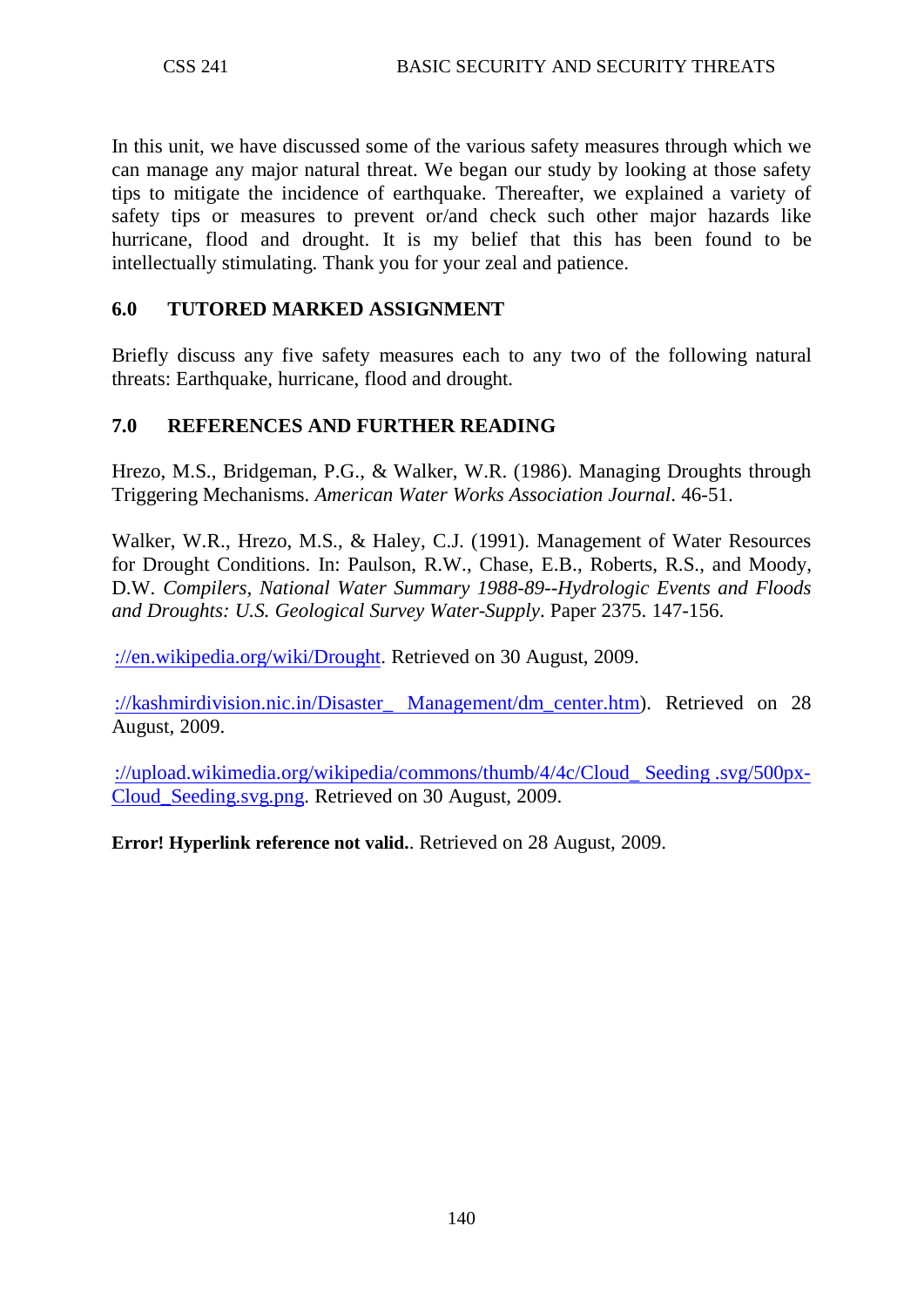In this unit, we have discussed some of the various safety measures through which we can manage any major natural threat. We began our study by looking at those safety tips to mitigate the incidence of earthquake. Thereafter, we explained a variety of safety tips or measures to prevent or/and check such other major hazards like hurricane, flood and drought. It is my belief that this has been found to be intellectually stimulating. Thank you for your zeal and patience.

## 6.0 TUTORED MARKED ASSIGNMENT

Briefly discuss any five safety measures each to any two of the following natural threats: Earthquake, hurricane, flood and drought.

## 7.0 REFERENCES AND FURTHER READING

Hrezo, M.S., Bridgeman, P.G., & Walker, W.R. (1986). Managing Droughts through Triggering Mechanisms. *American Water Works Association Journal*. 46-51.

Walker, W.R., Hrezo, M.S., & Haley, C.J. (1991). Management of Water Resources for Drought Conditions. In: Paulson, R.W., Chase, E.B., Roberts, R.S., and Moody, D.W. *Compilers, National Water Summary 1988-89--Hydrologic Events and Floods and Droughts: U.S. Geological Survey Water-Supply*. Paper 2375. 147-156.

://en.wikipedia.org/wiki/Drought. Retrieved on 30 August, 2009.

://kashmirdivision.nic.in/Disaster_ Management/dm_center.htm). Retrieved on 28 August, 2009.

://upload.wikimedia.org/wikipedia/commons/thumb/4/4c/Cloud_ Seeding .svg/500px-Cloud_Seeding.svg.png. Retrieved on 30 August, 2009.

**Error! Hyperlink reference not valid.**. Retrieved on 28 August, 2009.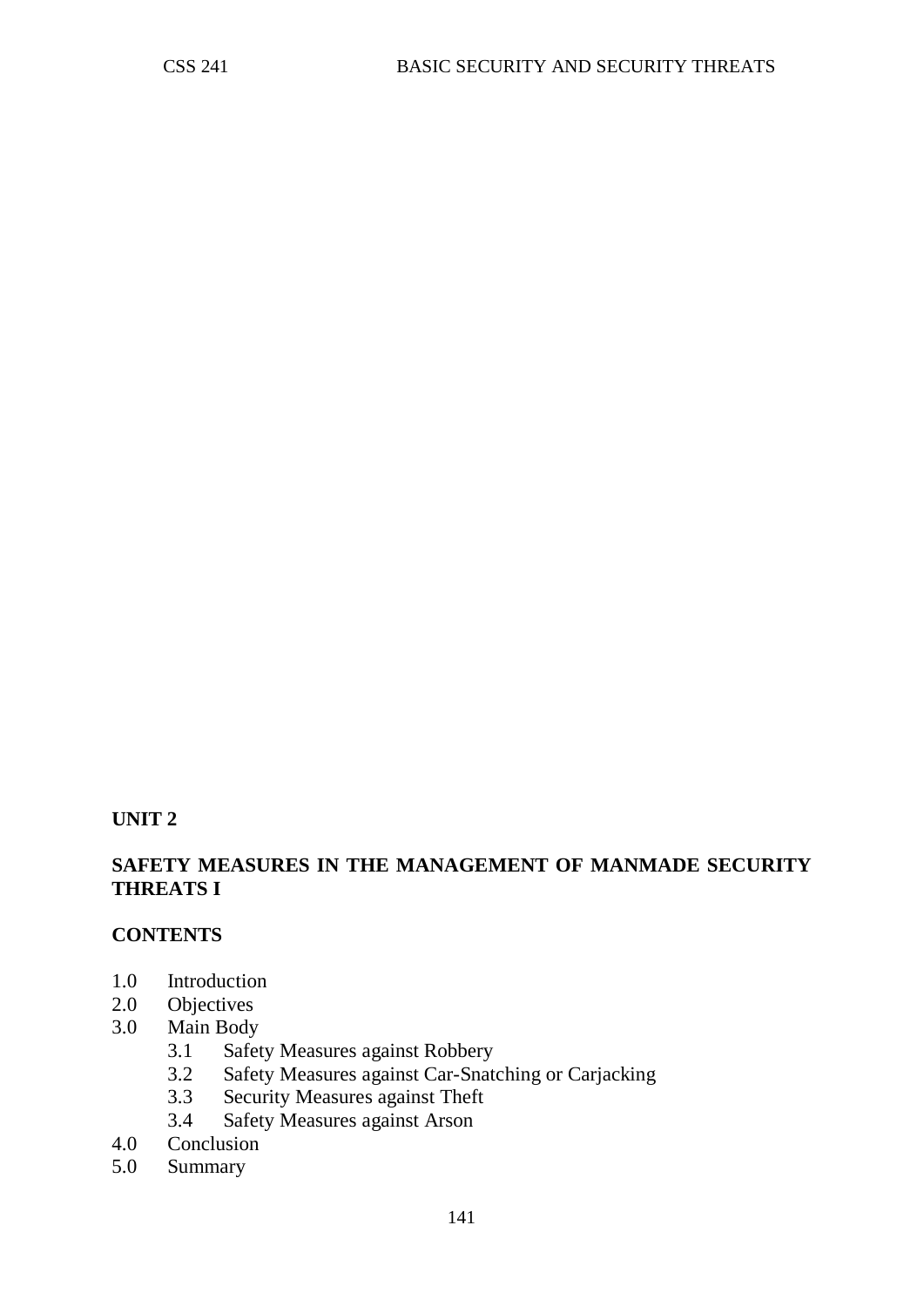## UNIT 2

## SAFETY MEASURES IN THE MANAGEMENT OF MANMADE SECURITY THREATS I

**CONTENTS**

1.0 Introduction
2.0 Objectives
3.0 Main Body
    3.1 Safety Measures against Robbery
    3.2 Safety Measures against Car-Snatching or Carjacking
    3.3 Security Measures against Theft
    3.4 Safety Measures against Arson
4.0 Conclusion
5.0 Summary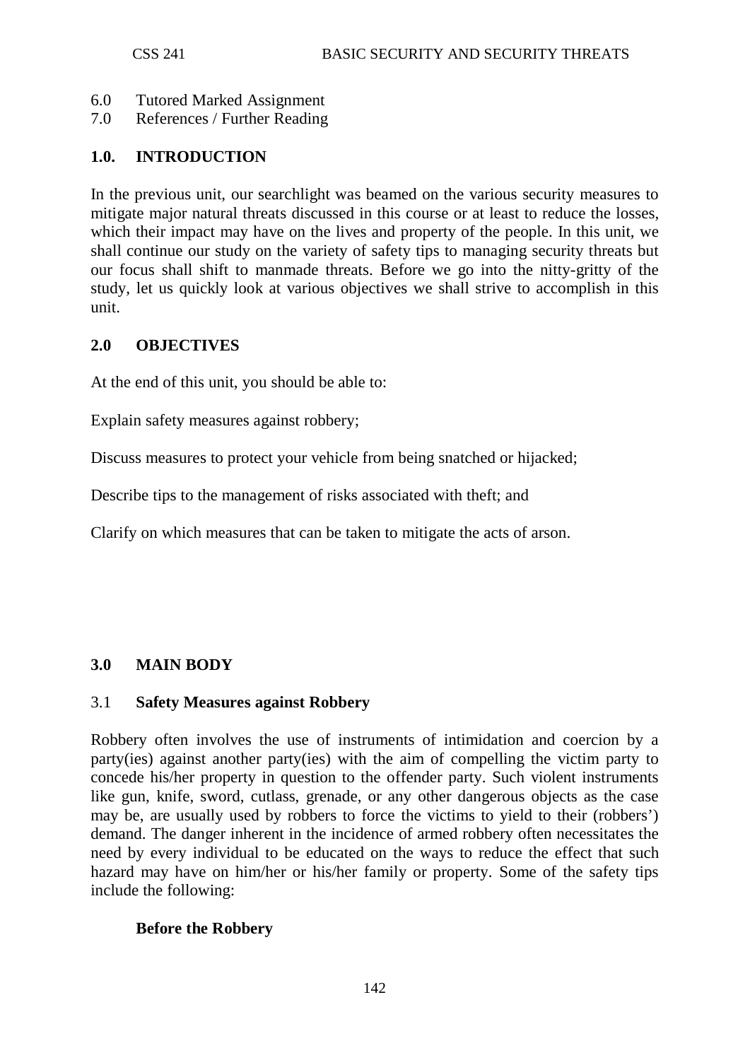6.0 Tutored Marked Assignment
7.0 References / Further Reading

## 1.0. INTRODUCTION

In the previous unit, our searchlight was beamed on the various security measures to mitigate major natural threats discussed in this course or at least to reduce the losses, which their impact may have on the lives and property of the people. In this unit, we shall continue our study on the variety of safety tips to managing security threats but our focus shall shift to manmade threats. Before we go into the nitty-gritty of the study, let us quickly look at various objectives we shall strive to accomplish in this unit.

## 2.0 OBJECTIVES

At the end of this unit, you should be able to:

Explain safety measures against robbery;

Discuss measures to protect your vehicle from being snatched or hijacked;

Describe tips to the management of risks associated with theft; and

Clarify on which measures that can be taken to mitigate the acts of arson.

## 3.0 MAIN BODY

### 3.1 Safety Measures against Robbery

Robbery often involves the use of instruments of intimidation and coercion by a party(ies) against another party(ies) with the aim of compelling the victim party to concede his/her property in question to the offender party. Such violent instruments like gun, knife, sword, cutlass, grenade, or any other dangerous objects as the case may be, are usually used by robbers to force the victims to yield to their (robbers') demand. The danger inherent in the incidence of armed robbery often necessitates the need by every individual to be educated on the ways to reduce the effect that such hazard may have on him/her or his/her family or property. Some of the safety tips include the following:

**Before the Robbery**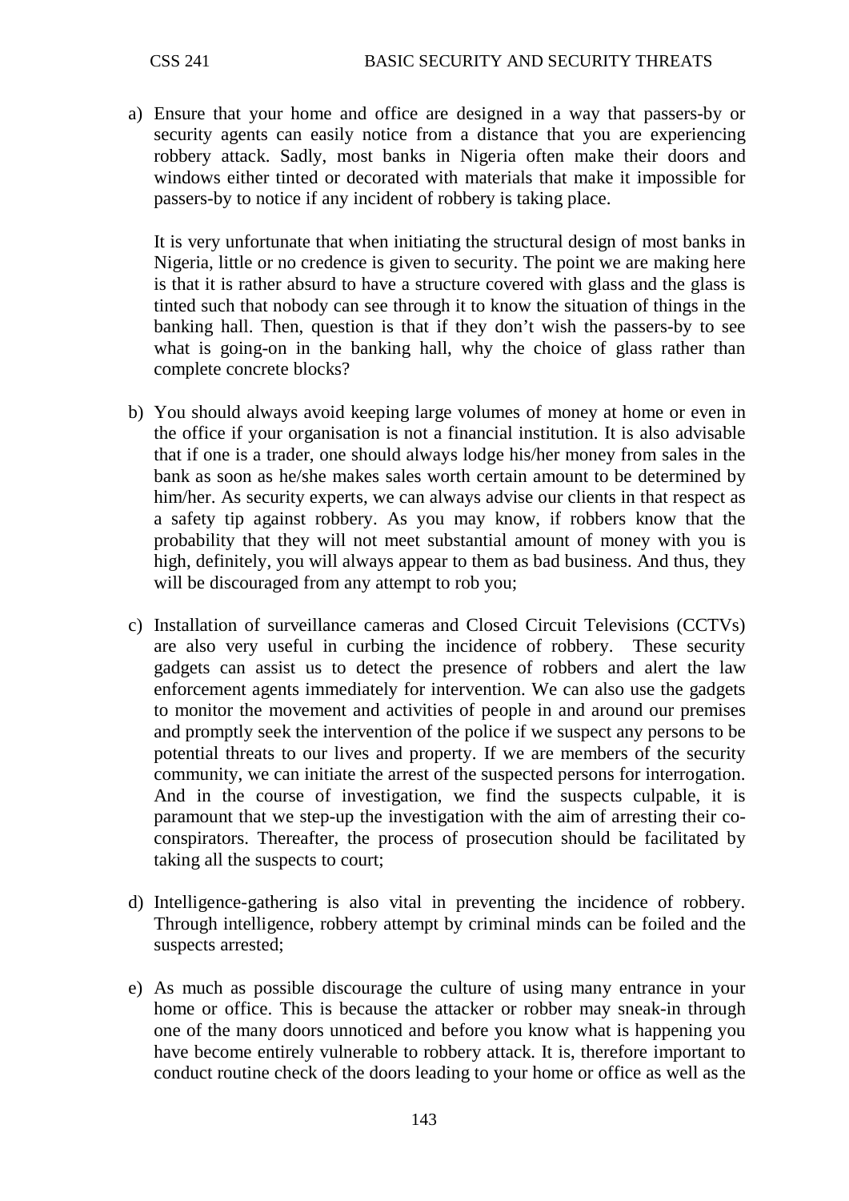a) Ensure that your home and office are designed in a way that passers-by or security agents can easily notice from a distance that you are experiencing robbery attack. Sadly, most banks in Nigeria often make their doors and windows either tinted or decorated with materials that make it impossible for passers-by to notice if any incident of robbery is taking place.

   It is very unfortunate that when initiating the structural design of most banks in Nigeria, little or no credence is given to security. The point we are making here is that it is rather absurd to have a structure covered with glass and the glass is tinted such that nobody can see through it to know the situation of things in the banking hall. Then, question is that if they don't wish the passers-by to see what is going-on in the banking hall, why the choice of glass rather than complete concrete blocks?

b) You should always avoid keeping large volumes of money at home or even in the office if your organisation is not a financial institution. It is also advisable that if one is a trader, one should always lodge his/her money from sales in the bank as soon as he/she makes sales worth certain amount to be determined by him/her. As security experts, we can always advise our clients in that respect as a safety tip against robbery. As you may know, if robbers know that the probability that they will not meet substantial amount of money with you is high, definitely, you will always appear to them as bad business. And thus, they will be discouraged from any attempt to rob you;

c) Installation of surveillance cameras and Closed Circuit Televisions (CCTVs) are also very useful in curbing the incidence of robbery. These security gadgets can assist us to detect the presence of robbers and alert the law enforcement agents immediately for intervention. We can also use the gadgets to monitor the movement and activities of people in and around our premises and promptly seek the intervention of the police if we suspect any persons to be potential threats to our lives and property. If we are members of the security community, we can initiate the arrest of the suspected persons for interrogation. And in the course of investigation, we find the suspects culpable, it is paramount that we step-up the investigation with the aim of arresting their co-conspirators. Thereafter, the process of prosecution should be facilitated by taking all the suspects to court;

d) Intelligence-gathering is also vital in preventing the incidence of robbery. Through intelligence, robbery attempt by criminal minds can be foiled and the suspects arrested;

e) As much as possible discourage the culture of using many entrance in your home or office. This is because the attacker or robber may sneak-in through one of the many doors unnoticed and before you know what is happening you have become entirely vulnerable to robbery attack. It is, therefore important to conduct routine check of the doors leading to your home or office as well as the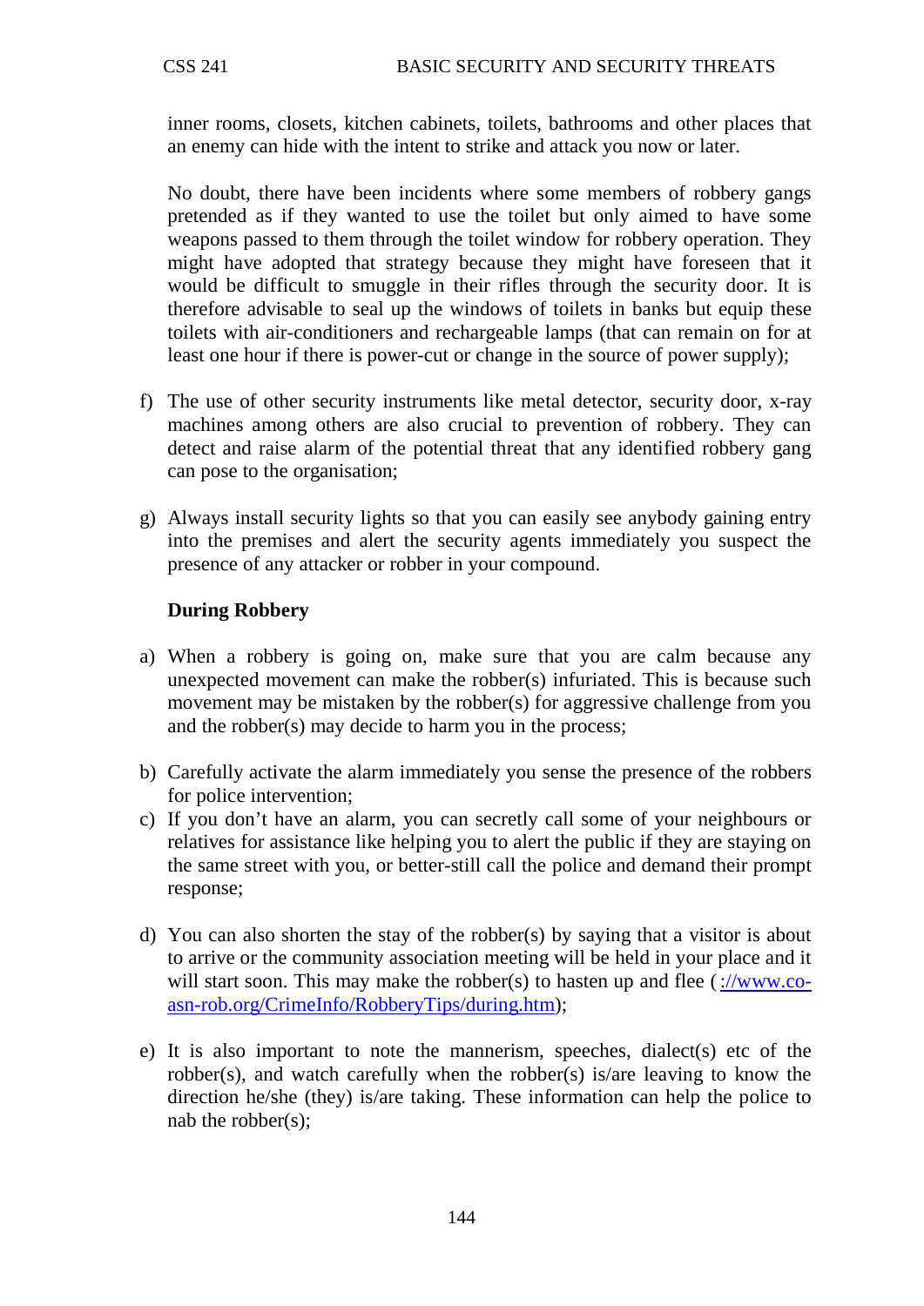inner rooms, closets, kitchen cabinets, toilets, bathrooms and other places that an enemy can hide with the intent to strike and attack you now or later.

No doubt, there have been incidents where some members of robbery gangs pretended as if they wanted to use the toilet but only aimed to have some weapons passed to them through the toilet window for robbery operation. They might have adopted that strategy because they might have foreseen that it would be difficult to smuggle in their rifles through the security door. It is therefore advisable to seal up the windows of toilets in banks but equip these toilets with air-conditioners and rechargeable lamps (that can remain on for at least one hour if there is power-cut or change in the source of power supply);

f) The use of other security instruments like metal detector, security door, x-ray machines among others are also crucial to prevention of robbery. They can detect and raise alarm of the potential threat that any identified robbery gang can pose to the organisation;

g) Always install security lights so that you can easily see anybody gaining entry into the premises and alert the security agents immediately you suspect the presence of any attacker or robber in your compound.

**During Robbery**

a) When a robbery is going on, make sure that you are calm because any unexpected movement can make the robber(s) infuriated. This is because such movement may be mistaken by the robber(s) for aggressive challenge from you and the robber(s) may decide to harm you in the process;

b) Carefully activate the alarm immediately you sense the presence of the robbers for police intervention;

c) If you don't have an alarm, you can secretly call some of your neighbours or relatives for assistance like helping you to alert the public if they are staying on the same street with you, or better-still call the police and demand their prompt response;

d) You can also shorten the stay of the robber(s) by saying that a visitor is about to arrive or the community association meeting will be held in your place and it will start soon. This may make the robber(s) to hasten up and flee ( ://www.co-asn-rob.org/CrimeInfo/RobberyTips/during.htm);

e) It is also important to note the mannerism, speeches, dialect(s) etc of the robber(s), and watch carefully when the robber(s) is/are leaving to know the direction he/she (they) is/are taking. These information can help the police to nab the robber(s);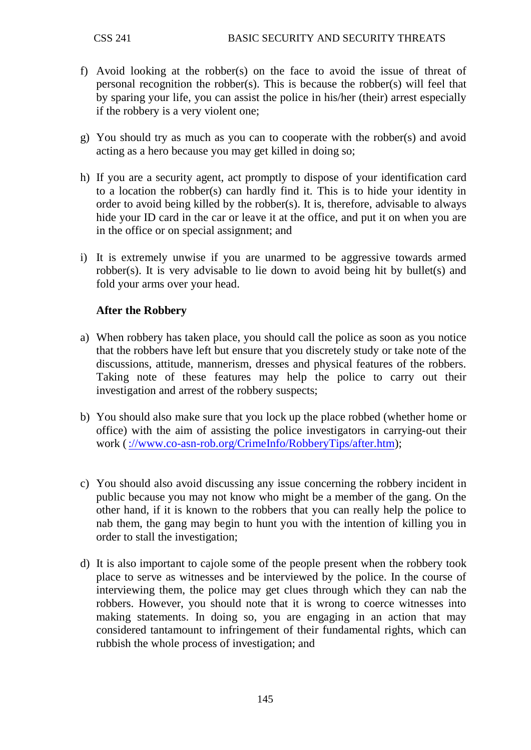f) Avoid looking at the robber(s) on the face to avoid the issue of threat of personal recognition the robber(s). This is because the robber(s) will feel that by sparing your life, you can assist the police in his/her (their) arrest especially if the robbery is a very violent one;

g) You should try as much as you can to cooperate with the robber(s) and avoid acting as a hero because you may get killed in doing so;

h) If you are a security agent, act promptly to dispose of your identification card to a location the robber(s) can hardly find it. This is to hide your identity in order to avoid being killed by the robber(s). It is, therefore, advisable to always hide your ID card in the car or leave it at the office, and put it on when you are in the office or on special assignment; and

i) It is extremely unwise if you are unarmed to be aggressive towards armed robber(s). It is very advisable to lie down to avoid being hit by bullet(s) and fold your arms over your head.

**After the Robbery**

a) When robbery has taken place, you should call the police as soon as you notice that the robbers have left but ensure that you discretely study or take note of the discussions, attitude, mannerism, dresses and physical features of the robbers. Taking note of these features may help the police to carry out their investigation and arrest of the robbery suspects;

b) You should also make sure that you lock up the place robbed (whether home or office) with the aim of assisting the police investigators in carrying-out their work ( ://www.co-asn-rob.org/CrimeInfo/RobberyTips/after.htm);

c) You should also avoid discussing any issue concerning the robbery incident in public because you may not know who might be a member of the gang. On the other hand, if it is known to the robbers that you can really help the police to nab them, the gang may begin to hunt you with the intention of killing you in order to stall the investigation;

d) It is also important to cajole some of the people present when the robbery took place to serve as witnesses and be interviewed by the police. In the course of interviewing them, the police may get clues through which they can nab the robbers. However, you should note that it is wrong to coerce witnesses into making statements. In doing so, you are engaging in an action that may considered tantamount to infringement of their fundamental rights, which can rubbish the whole process of investigation; and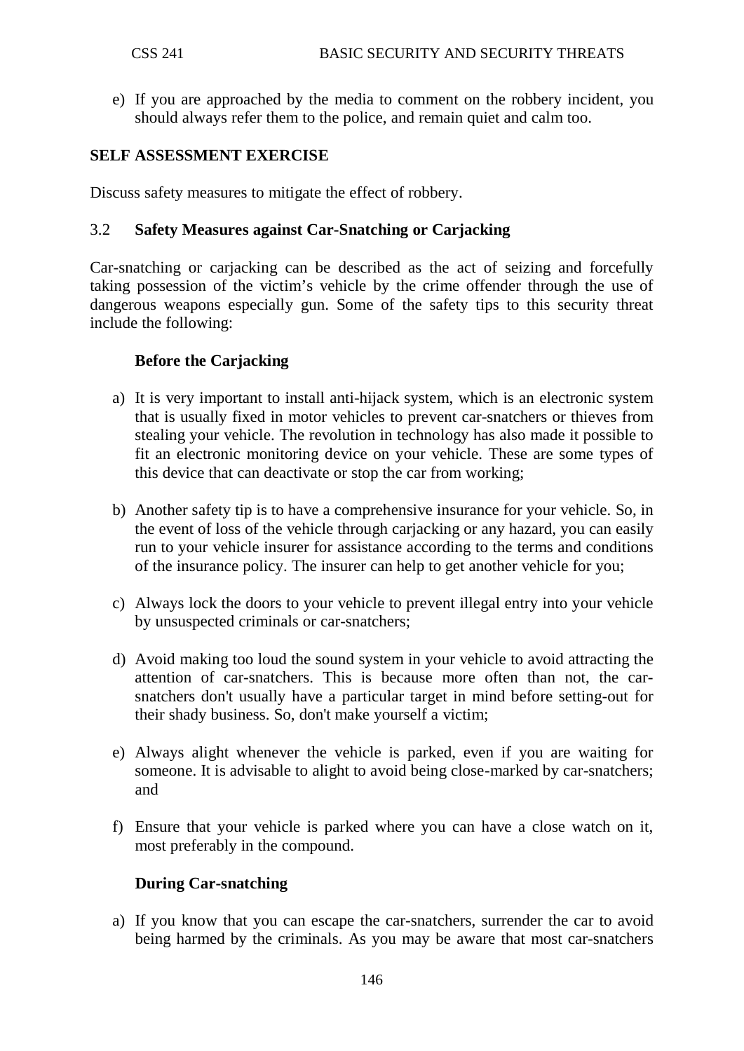e) If you are approached by the media to comment on the robbery incident, you should always refer them to the police, and remain quiet and calm too.

**SELF ASSESSMENT EXERCISE**

Discuss safety measures to mitigate the effect of robbery.

### 3.2 Safety Measures against Car-Snatching or Carjacking

Car-snatching or carjacking can be described as the act of seizing and forcefully taking possession of the victim's vehicle by the crime offender through the use of dangerous weapons especially gun. Some of the safety tips to this security threat include the following:

**Before the Carjacking**

a) It is very important to install anti-hijack system, which is an electronic system that is usually fixed in motor vehicles to prevent car-snatchers or thieves from stealing your vehicle. The revolution in technology has also made it possible to fit an electronic monitoring device on your vehicle. These are some types of this device that can deactivate or stop the car from working;

b) Another safety tip is to have a comprehensive insurance for your vehicle. So, in the event of loss of the vehicle through carjacking or any hazard, you can easily run to your vehicle insurer for assistance according to the terms and conditions of the insurance policy. The insurer can help to get another vehicle for you;

c) Always lock the doors to your vehicle to prevent illegal entry into your vehicle by unsuspected criminals or car-snatchers;

d) Avoid making too loud the sound system in your vehicle to avoid attracting the attention of car-snatchers. This is because more often than not, the car-snatchers don't usually have a particular target in mind before setting-out for their shady business. So, don't make yourself a victim;

e) Always alight whenever the vehicle is parked, even if you are waiting for someone. It is advisable to alight to avoid being close-marked by car-snatchers; and

f) Ensure that your vehicle is parked where you can have a close watch on it, most preferably in the compound.

**During Car-snatching**

a) If you know that you can escape the car-snatchers, surrender the car to avoid being harmed by the criminals. As you may be aware that most car-snatchers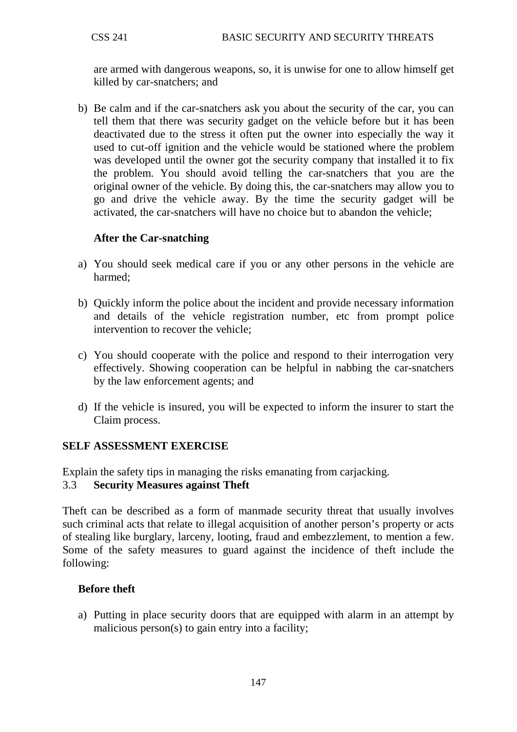are armed with dangerous weapons, so, it is unwise for one to allow himself get killed by car-snatchers; and

b) Be calm and if the car-snatchers ask you about the security of the car, you can tell them that there was security gadget on the vehicle before but it has been deactivated due to the stress it often put the owner into especially the way it used to cut-off ignition and the vehicle would be stationed where the problem was developed until the owner got the security company that installed it to fix the problem. You should avoid telling the car-snatchers that you are the original owner of the vehicle. By doing this, the car-snatchers may allow you to go and drive the vehicle away. By the time the security gadget will be activated, the car-snatchers will have no choice but to abandon the vehicle;

**After the Car-snatching**

a) You should seek medical care if you or any other persons in the vehicle are harmed;

b) Quickly inform the police about the incident and provide necessary information and details of the vehicle registration number, etc from prompt police intervention to recover the vehicle;

c) You should cooperate with the police and respond to their interrogation very effectively. Showing cooperation can be helpful in nabbing the car-snatchers by the law enforcement agents; and

d) If the vehicle is insured, you will be expected to inform the insurer to start the Claim process.

## SELF ASSESSMENT EXERCISE

Explain the safety tips in managing the risks emanating from carjacking.

## 3.3 Security Measures against Theft

Theft can be described as a form of manmade security threat that usually involves such criminal acts that relate to illegal acquisition of another person's property or acts of stealing like burglary, larceny, looting, fraud and embezzlement, to mention a few. Some of the safety measures to guard against the incidence of theft include the following:

**Before theft**

a) Putting in place security doors that are equipped with alarm in an attempt by malicious person(s) to gain entry into a facility;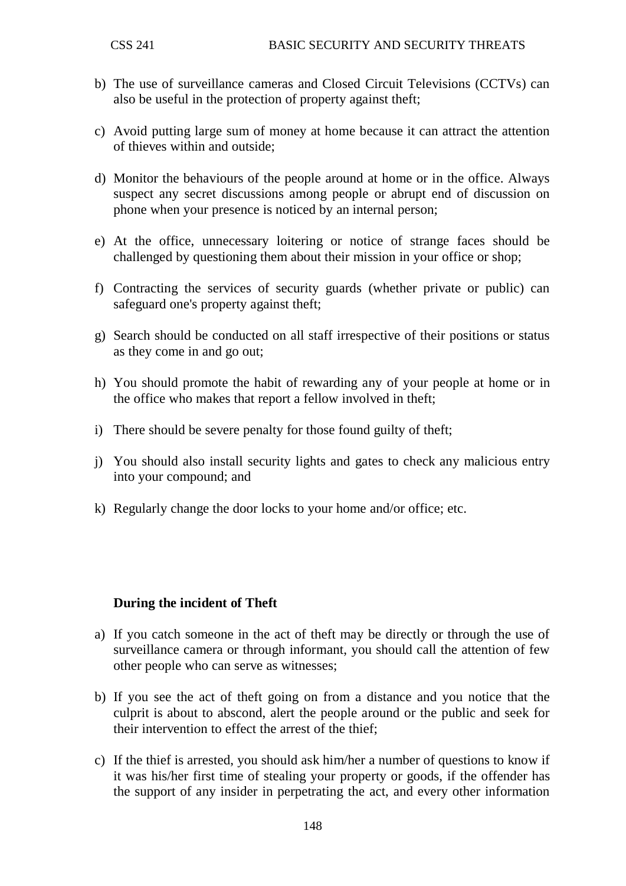b) The use of surveillance cameras and Closed Circuit Televisions (CCTVs) can also be useful in the protection of property against theft;

c) Avoid putting large sum of money at home because it can attract the attention of thieves within and outside;

d) Monitor the behaviours of the people around at home or in the office. Always suspect any secret discussions among people or abrupt end of discussion on phone when your presence is noticed by an internal person;

e) At the office, unnecessary loitering or notice of strange faces should be challenged by questioning them about their mission in your office or shop;

f) Contracting the services of security guards (whether private or public) can safeguard one's property against theft;

g) Search should be conducted on all staff irrespective of their positions or status as they come in and go out;

h) You should promote the habit of rewarding any of your people at home or in the office who makes that report a fellow involved in theft;

i) There should be severe penalty for those found guilty of theft;

j) You should also install security lights and gates to check any malicious entry into your compound; and

k) Regularly change the door locks to your home and/or office; etc.

**During the incident of Theft**

a) If you catch someone in the act of theft may be directly or through the use of surveillance camera or through informant, you should call the attention of few other people who can serve as witnesses;

b) If you see the act of theft going on from a distance and you notice that the culprit is about to abscond, alert the people around or the public and seek for their intervention to effect the arrest of the thief;

c) If the thief is arrested, you should ask him/her a number of questions to know if it was his/her first time of stealing your property or goods, if the offender has the support of any insider in perpetrating the act, and every other information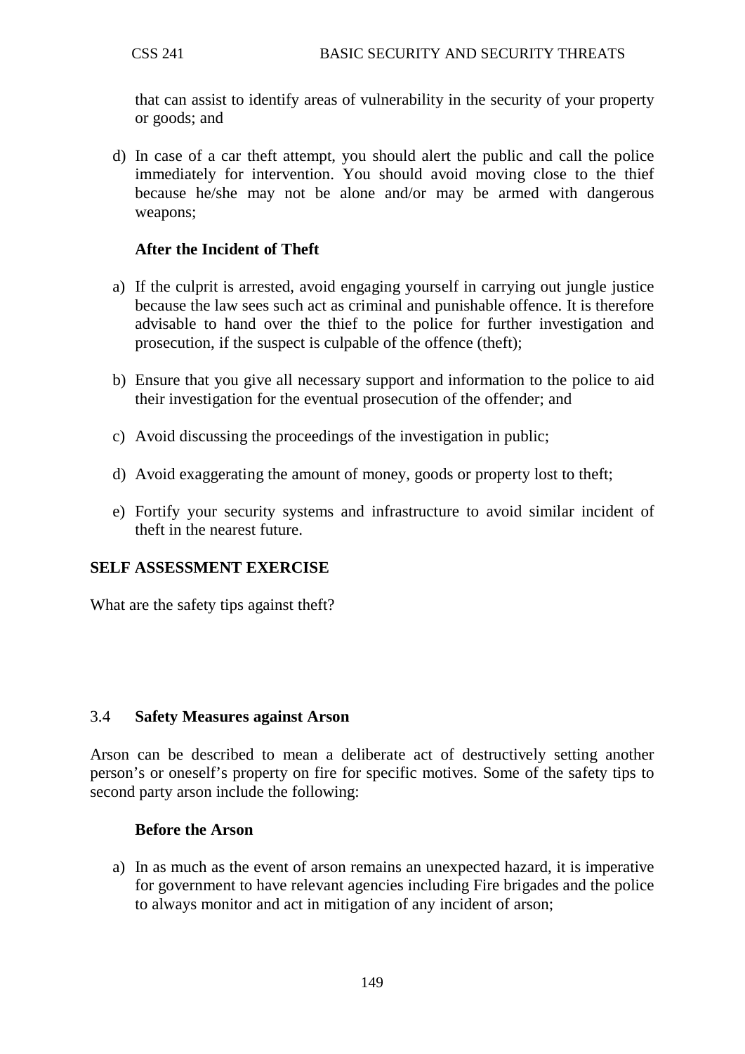that can assist to identify areas of vulnerability in the security of your property or goods; and

d) In case of a car theft attempt, you should alert the public and call the police immediately for intervention. You should avoid moving close to the thief because he/she may not be alone and/or may be armed with dangerous weapons;

**After the Incident of Theft**

a) If the culprit is arrested, avoid engaging yourself in carrying out jungle justice because the law sees such act as criminal and punishable offence. It is therefore advisable to hand over the thief to the police for further investigation and prosecution, if the suspect is culpable of the offence (theft);

b) Ensure that you give all necessary support and information to the police to aid their investigation for the eventual prosecution of the offender; and

c) Avoid discussing the proceedings of the investigation in public;

d) Avoid exaggerating the amount of money, goods or property lost to theft;

e) Fortify your security systems and infrastructure to avoid similar incident of theft in the nearest future.

**SELF ASSESSMENT EXERCISE**

What are the safety tips against theft?

### 3.4 Safety Measures against Arson

Arson can be described to mean a deliberate act of destructively setting another person's or oneself's property on fire for specific motives. Some of the safety tips to second party arson include the following:

**Before the Arson**

a) In as much as the event of arson remains an unexpected hazard, it is imperative for government to have relevant agencies including Fire brigades and the police to always monitor and act in mitigation of any incident of arson;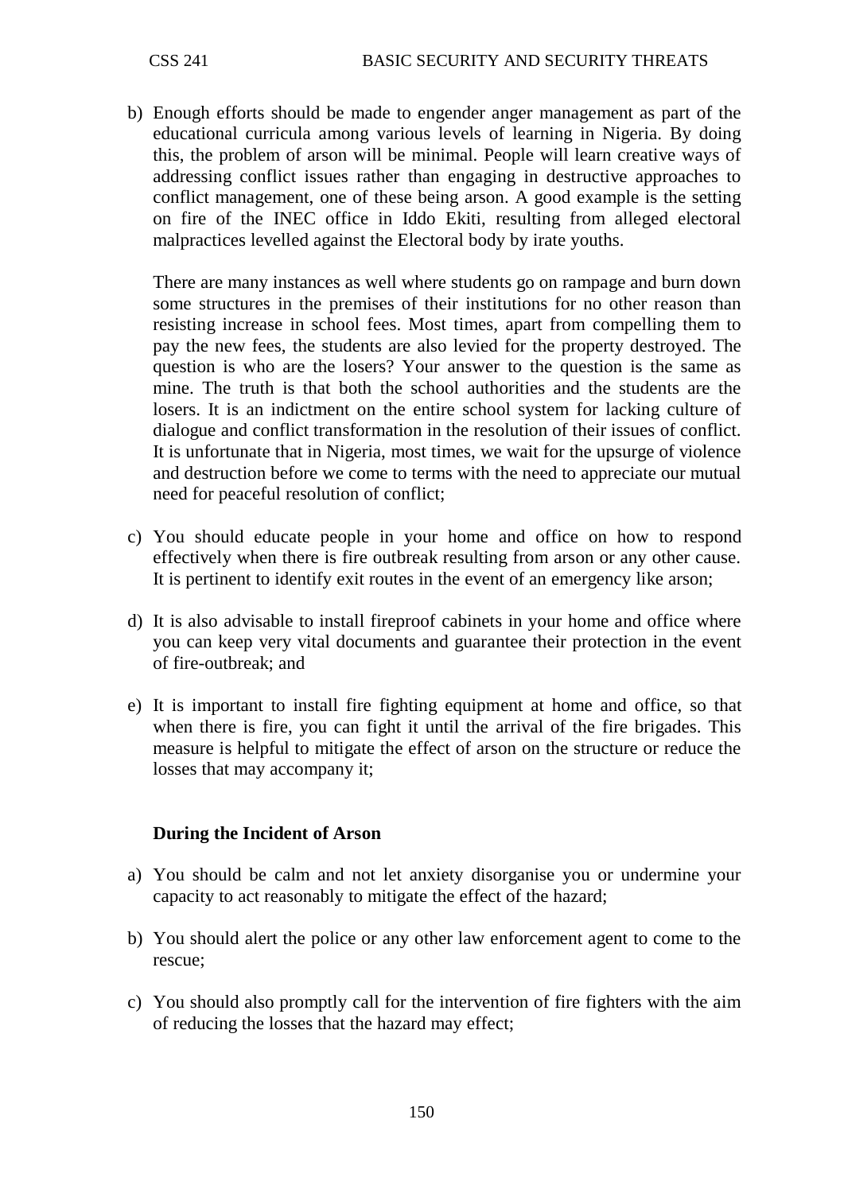b) Enough efforts should be made to engender anger management as part of the educational curricula among various levels of learning in Nigeria. By doing this, the problem of arson will be minimal. People will learn creative ways of addressing conflict issues rather than engaging in destructive approaches to conflict management, one of these being arson. A good example is the setting on fire of the INEC office in Iddo Ekiti, resulting from alleged electoral malpractices levelled against the Electoral body by irate youths.

   There are many instances as well where students go on rampage and burn down some structures in the premises of their institutions for no other reason than resisting increase in school fees. Most times, apart from compelling them to pay the new fees, the students are also levied for the property destroyed. The question is who are the losers? Your answer to the question is the same as mine. The truth is that both the school authorities and the students are the losers. It is an indictment on the entire school system for lacking culture of dialogue and conflict transformation in the resolution of their issues of conflict. It is unfortunate that in Nigeria, most times, we wait for the upsurge of violence and destruction before we come to terms with the need to appreciate our mutual need for peaceful resolution of conflict;

c) You should educate people in your home and office on how to respond effectively when there is fire outbreak resulting from arson or any other cause. It is pertinent to identify exit routes in the event of an emergency like arson;

d) It is also advisable to install fireproof cabinets in your home and office where you can keep very vital documents and guarantee their protection in the event of fire-outbreak; and

e) It is important to install fire fighting equipment at home and office, so that when there is fire, you can fight it until the arrival of the fire brigades. This measure is helpful to mitigate the effect of arson on the structure or reduce the losses that may accompany it;

**During the Incident of Arson**

a) You should be calm and not let anxiety disorganise you or undermine your capacity to act reasonably to mitigate the effect of the hazard;

b) You should alert the police or any other law enforcement agent to come to the rescue;

c) You should also promptly call for the intervention of fire fighters with the aim of reducing the losses that the hazard may effect;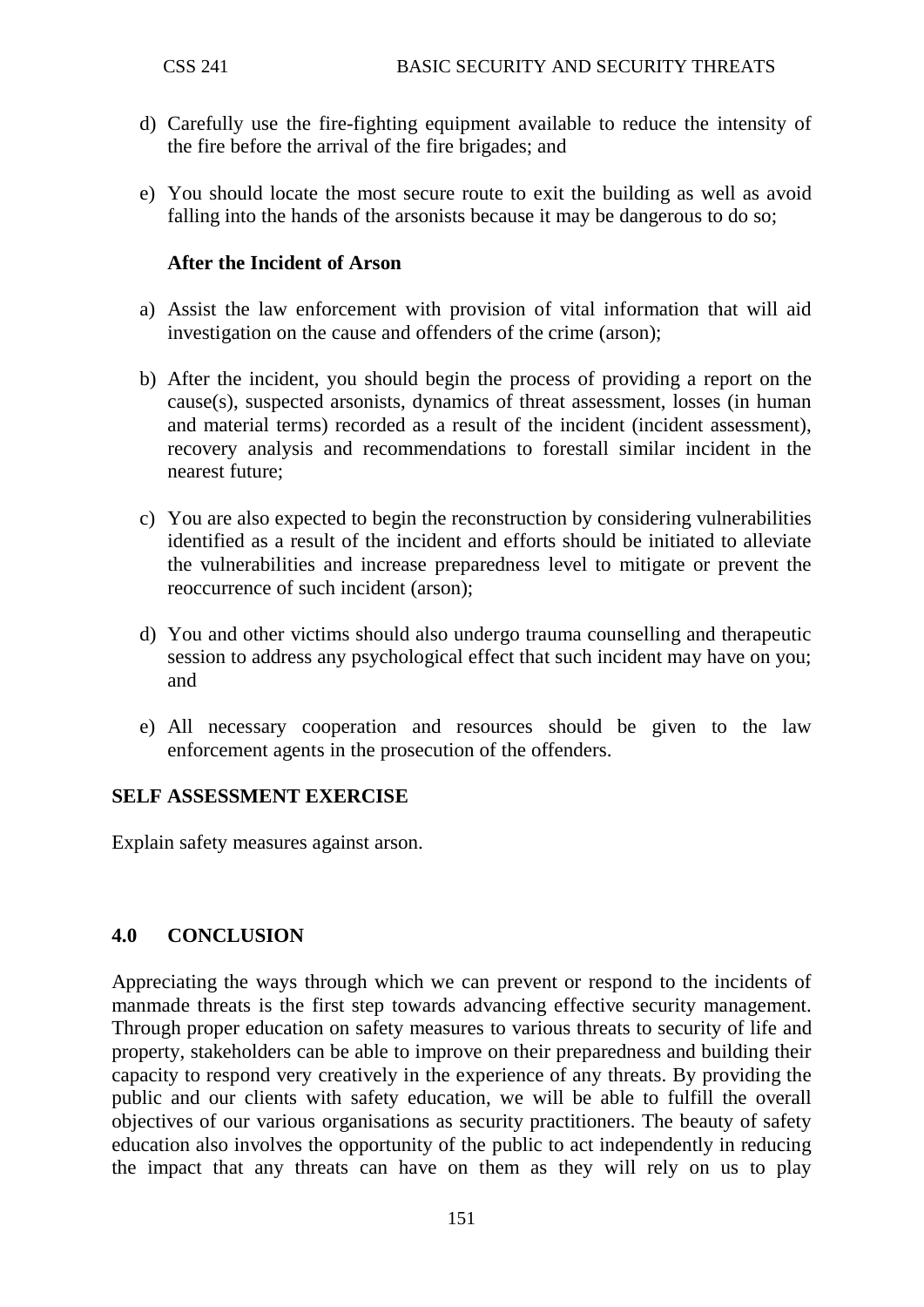d) Carefully use the fire-fighting equipment available to reduce the intensity of the fire before the arrival of the fire brigades; and

e) You should locate the most secure route to exit the building as well as avoid falling into the hands of the arsonists because it may be dangerous to do so;

**After the Incident of Arson**

a) Assist the law enforcement with provision of vital information that will aid investigation on the cause and offenders of the crime (arson);

b) After the incident, you should begin the process of providing a report on the cause(s), suspected arsonists, dynamics of threat assessment, losses (in human and material terms) recorded as a result of the incident (incident assessment), recovery analysis and recommendations to forestall similar incident in the nearest future;

c) You are also expected to begin the reconstruction by considering vulnerabilities identified as a result of the incident and efforts should be initiated to alleviate the vulnerabilities and increase preparedness level to mitigate or prevent the reoccurrence of such incident (arson);

d) You and other victims should also undergo trauma counselling and therapeutic session to address any psychological effect that such incident may have on you; and

e) All necessary cooperation and resources should be given to the law enforcement agents in the prosecution of the offenders.

**SELF ASSESSMENT EXERCISE**

Explain safety measures against arson.

## 4.0 CONCLUSION

Appreciating the ways through which we can prevent or respond to the incidents of manmade threats is the first step towards advancing effective security management. Through proper education on safety measures to various threats to security of life and property, stakeholders can be able to improve on their preparedness and building their capacity to respond very creatively in the experience of any threats. By providing the public and our clients with safety education, we will be able to fulfill the overall objectives of our various organisations as security practitioners. The beauty of safety education also involves the opportunity of the public to act independently in reducing the impact that any threats can have on them as they will rely on us to play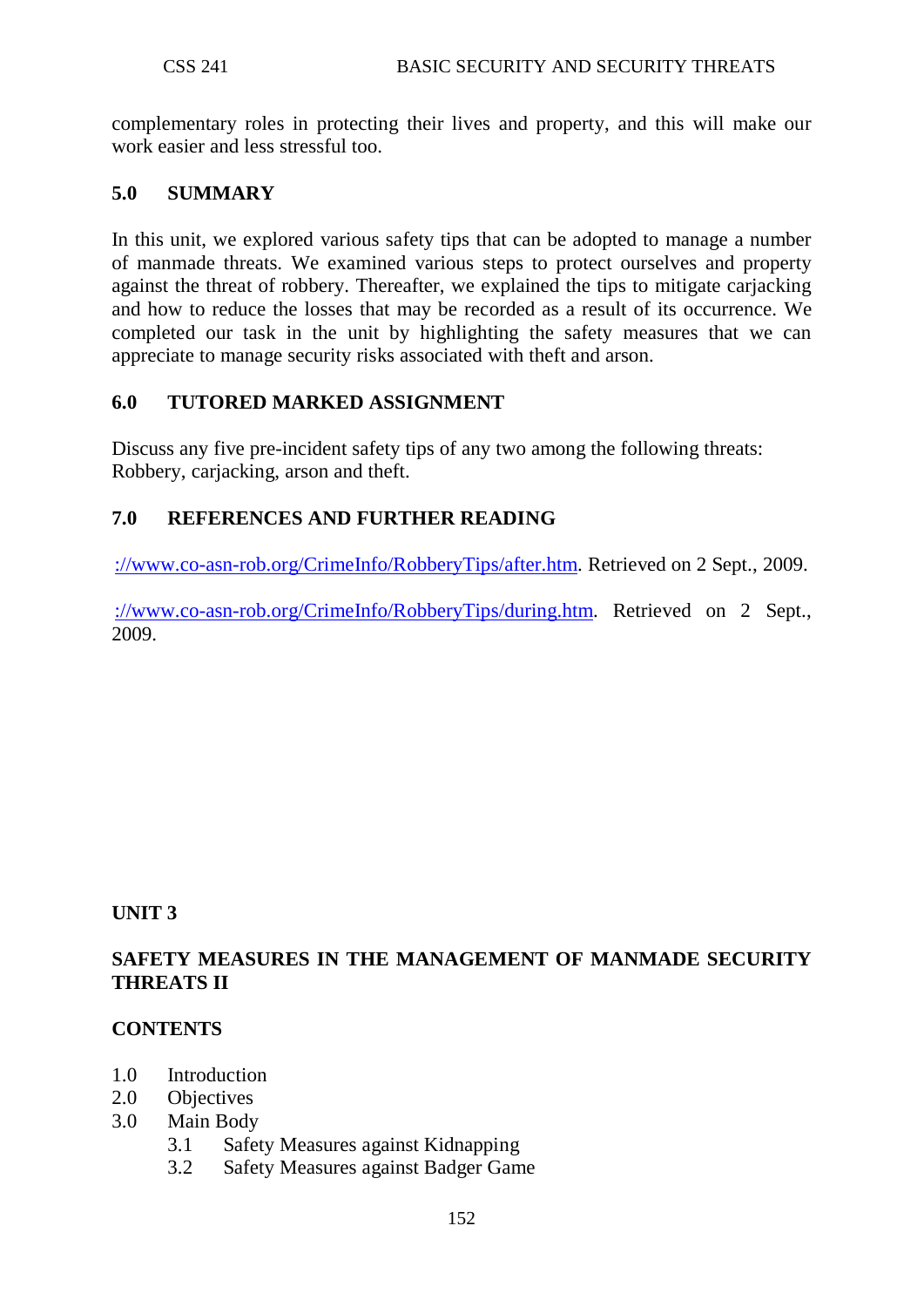complementary roles in protecting their lives and property, and this will make our work easier and less stressful too.

## 5.0 SUMMARY

In this unit, we explored various safety tips that can be adopted to manage a number of manmade threats. We examined various steps to protect ourselves and property against the threat of robbery. Thereafter, we explained the tips to mitigate carjacking and how to reduce the losses that may be recorded as a result of its occurrence. We completed our task in the unit by highlighting the safety measures that we can appreciate to manage security risks associated with theft and arson.

## 6.0 TUTORED MARKED ASSIGNMENT

Discuss any five pre-incident safety tips of any two among the following threats: Robbery, carjacking, arson and theft.

## 7.0 REFERENCES AND FURTHER READING

://www.co-asn-rob.org/CrimeInfo/RobberyTips/after.htm. Retrieved on 2 Sept., 2009.

://www.co-asn-rob.org/CrimeInfo/RobberyTips/during.htm. Retrieved on 2 Sept., 2009.

# UNIT 3

# SAFETY MEASURES IN THE MANAGEMENT OF MANMADE SECURITY THREATS II

## CONTENTS

- 1.0 Introduction
- 2.0 Objectives
- 3.0 Main Body
  - 3.1 Safety Measures against Kidnapping
  - 3.2 Safety Measures against Badger Game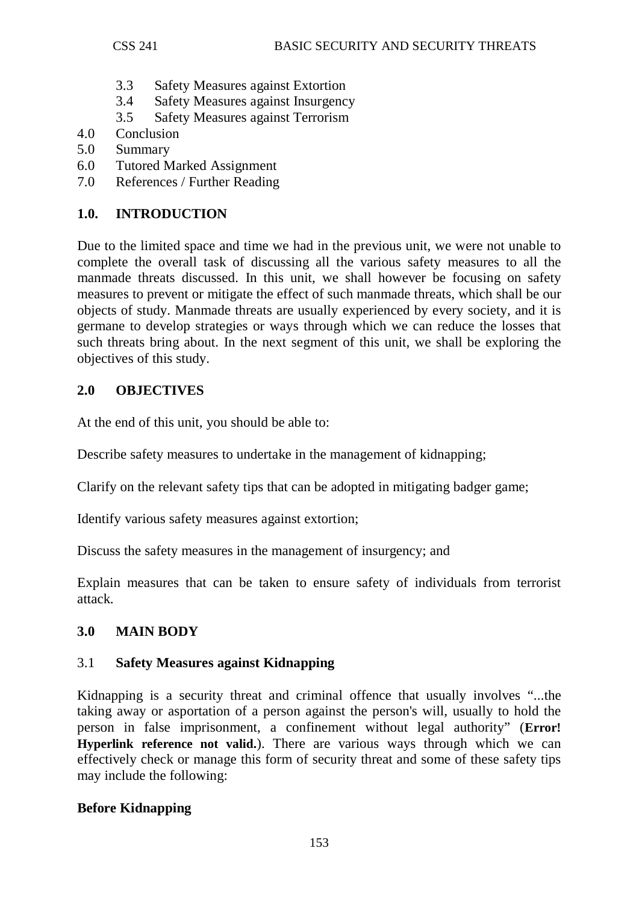3.3 Safety Measures against Extortion
3.4 Safety Measures against Insurgency
3.5 Safety Measures against Terrorism

4.0 Conclusion
5.0 Summary
6.0 Tutored Marked Assignment
7.0 References / Further Reading

## 1.0. INTRODUCTION

Due to the limited space and time we had in the previous unit, we were not unable to complete the overall task of discussing all the various safety measures to all the manmade threats discussed. In this unit, we shall however be focusing on safety measures to prevent or mitigate the effect of such manmade threats, which shall be our objects of study. Manmade threats are usually experienced by every society, and it is germane to develop strategies or ways through which we can reduce the losses that such threats bring about. In the next segment of this unit, we shall be exploring the objectives of this study.

## 2.0 OBJECTIVES

At the end of this unit, you should be able to:

Describe safety measures to undertake in the management of kidnapping;

Clarify on the relevant safety tips that can be adopted in mitigating badger game;

Identify various safety measures against extortion;

Discuss the safety measures in the management of insurgency; and

Explain measures that can be taken to ensure safety of individuals from terrorist attack.

## 3.0 MAIN BODY

### 3.1 Safety Measures against Kidnapping

Kidnapping is a security threat and criminal offence that usually involves "...the taking away or asportation of a person against the person's will, usually to hold the person in false imprisonment, a confinement without legal authority" (**Error! Hyperlink reference not valid.**). There are various ways through which we can effectively check or manage this form of security threat and some of these safety tips may include the following:

**Before Kidnapping**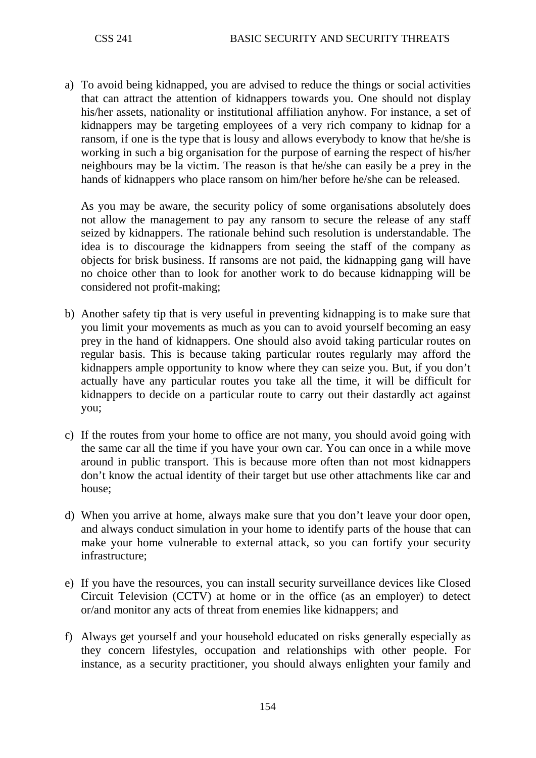a) To avoid being kidnapped, you are advised to reduce the things or social activities that can attract the attention of kidnappers towards you. One should not display his/her assets, nationality or institutional affiliation anyhow. For instance, a set of kidnappers may be targeting employees of a very rich company to kidnap for a ransom, if one is the type that is lousy and allows everybody to know that he/she is working in such a big organisation for the purpose of earning the respect of his/her neighbours may be la victim. The reason is that he/she can easily be a prey in the hands of kidnappers who place ransom on him/her before he/she can be released.

   As you may be aware, the security policy of some organisations absolutely does not allow the management to pay any ransom to secure the release of any staff seized by kidnappers. The rationale behind such resolution is understandable. The idea is to discourage the kidnappers from seeing the staff of the company as objects for brisk business. If ransoms are not paid, the kidnapping gang will have no choice other than to look for another work to do because kidnapping will be considered not profit-making;

b) Another safety tip that is very useful in preventing kidnapping is to make sure that you limit your movements as much as you can to avoid yourself becoming an easy prey in the hand of kidnappers. One should also avoid taking particular routes on regular basis. This is because taking particular routes regularly may afford the kidnappers ample opportunity to know where they can seize you. But, if you don't actually have any particular routes you take all the time, it will be difficult for kidnappers to decide on a particular route to carry out their dastardly act against you;

c) If the routes from your home to office are not many, you should avoid going with the same car all the time if you have your own car. You can once in a while move around in public transport. This is because more often than not most kidnappers don't know the actual identity of their target but use other attachments like car and house;

d) When you arrive at home, always make sure that you don't leave your door open, and always conduct simulation in your home to identify parts of the house that can make your home vulnerable to external attack, so you can fortify your security infrastructure;

e) If you have the resources, you can install security surveillance devices like Closed Circuit Television (CCTV) at home or in the office (as an employer) to detect or/and monitor any acts of threat from enemies like kidnappers; and

f) Always get yourself and your household educated on risks generally especially as they concern lifestyles, occupation and relationships with other people. For instance, as a security practitioner, you should always enlighten your family and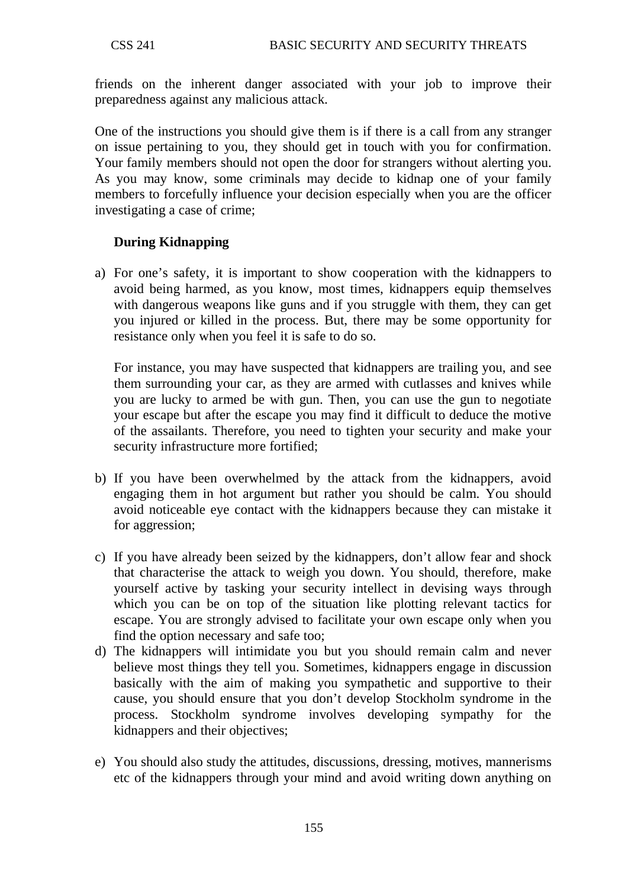friends on the inherent danger associated with your job to improve their preparedness against any malicious attack.

One of the instructions you should give them is if there is a call from any stranger on issue pertaining to you, they should get in touch with you for confirmation. Your family members should not open the door for strangers without alerting you. As you may know, some criminals may decide to kidnap one of your family members to forcefully influence your decision especially when you are the officer investigating a case of crime;

**During Kidnapping**

a) For one's safety, it is important to show cooperation with the kidnappers to avoid being harmed, as you know, most times, kidnappers equip themselves with dangerous weapons like guns and if you struggle with them, they can get you injured or killed in the process. But, there may be some opportunity for resistance only when you feel it is safe to do so.

   For instance, you may have suspected that kidnappers are trailing you, and see them surrounding your car, as they are armed with cutlasses and knives while you are lucky to armed be with gun. Then, you can use the gun to negotiate your escape but after the escape you may find it difficult to deduce the motive of the assailants. Therefore, you need to tighten your security and make your security infrastructure more fortified;

b) If you have been overwhelmed by the attack from the kidnappers, avoid engaging them in hot argument but rather you should be calm. You should avoid noticeable eye contact with the kidnappers because they can mistake it for aggression;

c) If you have already been seized by the kidnappers, don't allow fear and shock that characterise the attack to weigh you down. You should, therefore, make yourself active by tasking your security intellect in devising ways through which you can be on top of the situation like plotting relevant tactics for escape. You are strongly advised to facilitate your own escape only when you find the option necessary and safe too;

d) The kidnappers will intimidate you but you should remain calm and never believe most things they tell you. Sometimes, kidnappers engage in discussion basically with the aim of making you sympathetic and supportive to their cause, you should ensure that you don't develop Stockholm syndrome in the process. Stockholm syndrome involves developing sympathy for the kidnappers and their objectives;

e) You should also study the attitudes, discussions, dressing, motives, mannerisms etc of the kidnappers through your mind and avoid writing down anything on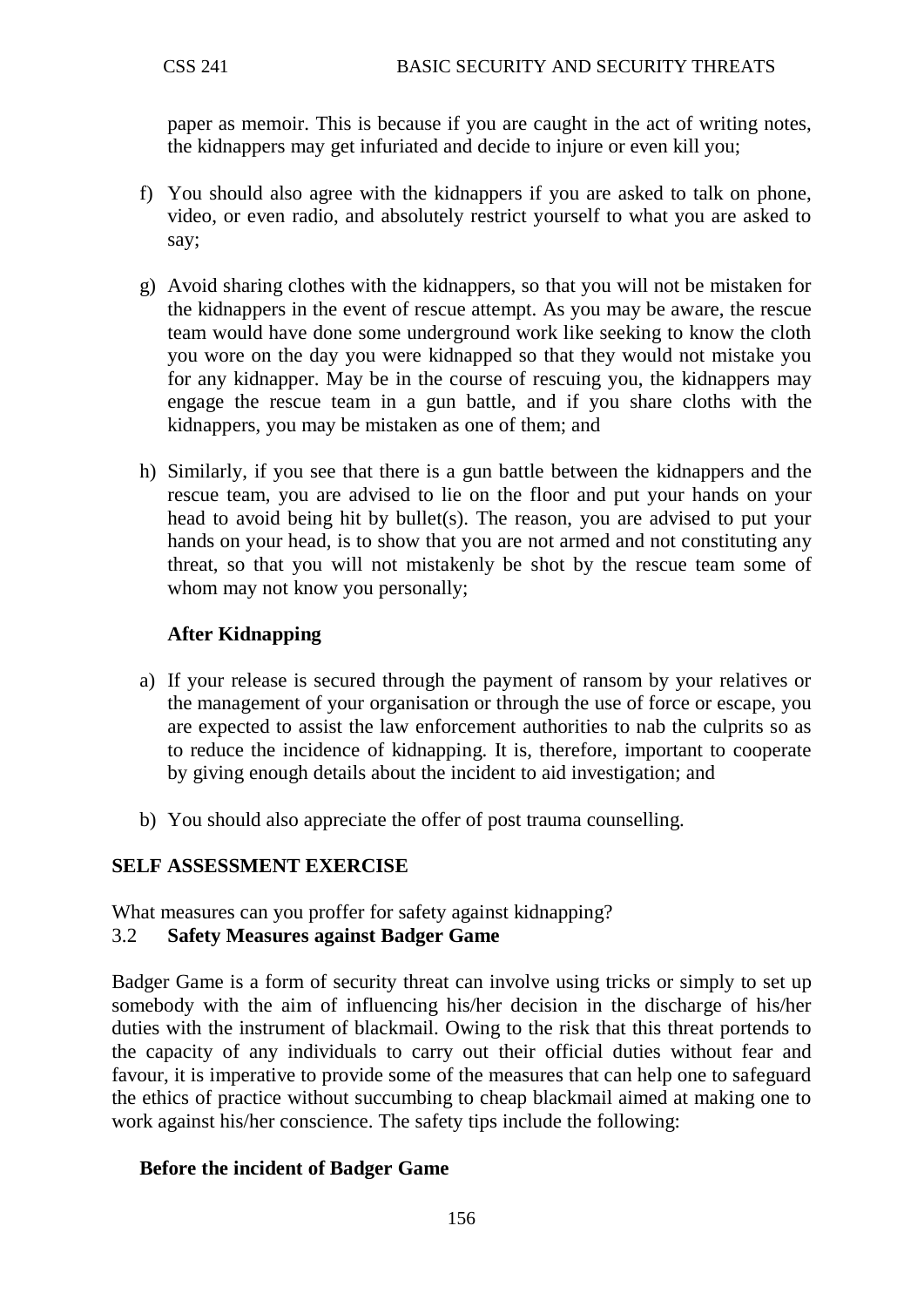paper as memoir. This is because if you are caught in the act of writing notes, the kidnappers may get infuriated and decide to injure or even kill you;

f) You should also agree with the kidnappers if you are asked to talk on phone, video, or even radio, and absolutely restrict yourself to what you are asked to say;

g) Avoid sharing clothes with the kidnappers, so that you will not be mistaken for the kidnappers in the event of rescue attempt. As you may be aware, the rescue team would have done some underground work like seeking to know the cloth you wore on the day you were kidnapped so that they would not mistake you for any kidnapper. May be in the course of rescuing you, the kidnappers may engage the rescue team in a gun battle, and if you share cloths with the kidnappers, you may be mistaken as one of them; and

h) Similarly, if you see that there is a gun battle between the kidnappers and the rescue team, you are advised to lie on the floor and put your hands on your head to avoid being hit by bullet(s). The reason, you are advised to put your hands on your head, is to show that you are not armed and not constituting any threat, so that you will not mistakenly be shot by the rescue team some of whom may not know you personally;

**After Kidnapping**

a) If your release is secured through the payment of ransom by your relatives or the management of your organisation or through the use of force or escape, you are expected to assist the law enforcement authorities to nab the culprits so as to reduce the incidence of kidnapping. It is, therefore, important to cooperate by giving enough details about the incident to aid investigation; and

b) You should also appreciate the offer of post trauma counselling.

**SELF ASSESSMENT EXERCISE**

What measures can you proffer for safety against kidnapping?

### 3.2 Safety Measures against Badger Game

Badger Game is a form of security threat can involve using tricks or simply to set up somebody with the aim of influencing his/her decision in the discharge of his/her duties with the instrument of blackmail. Owing to the risk that this threat portends to the capacity of any individuals to carry out their official duties without fear and favour, it is imperative to provide some of the measures that can help one to safeguard the ethics of practice without succumbing to cheap blackmail aimed at making one to work against his/her conscience. The safety tips include the following:

**Before the incident of Badger Game**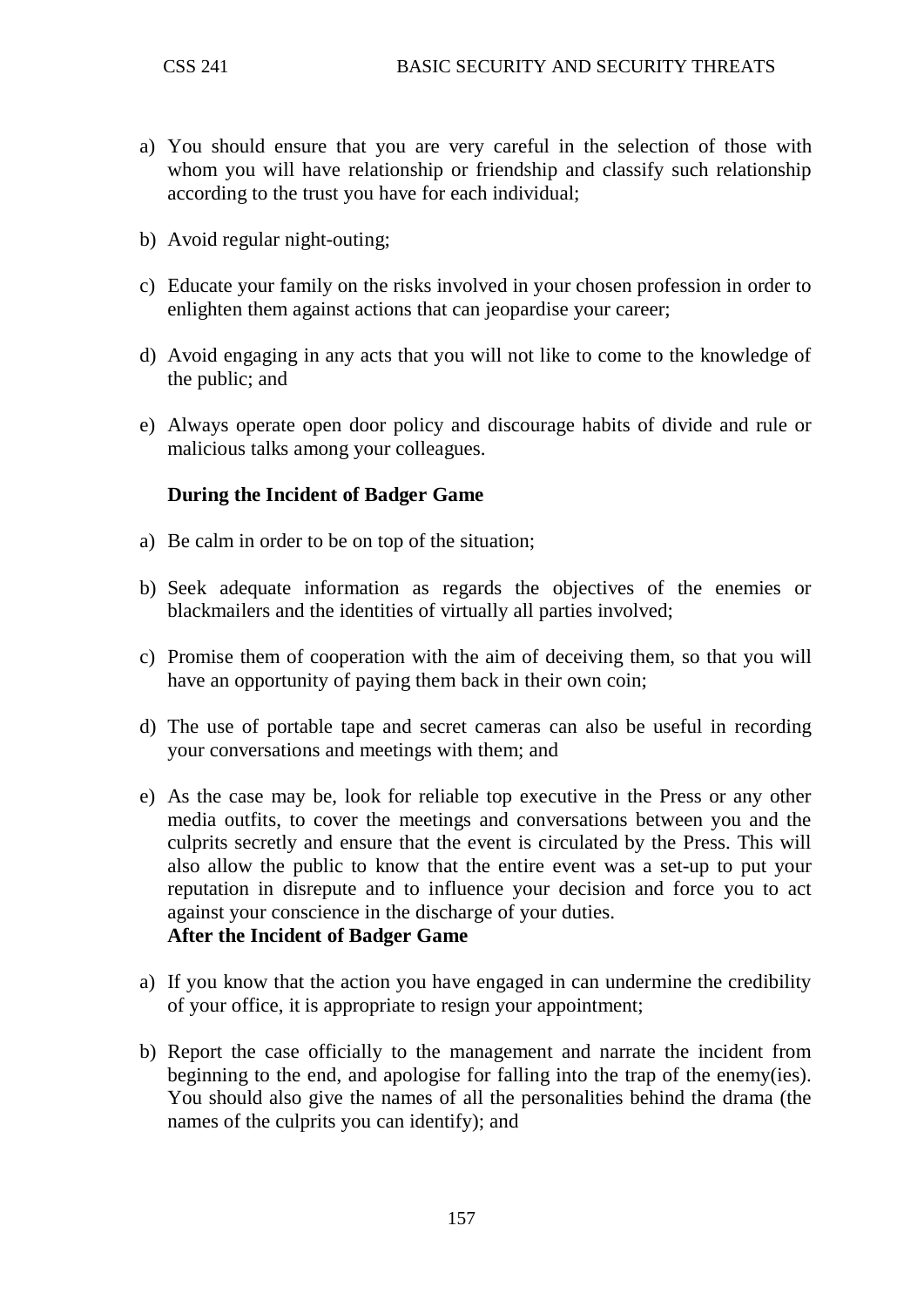a) You should ensure that you are very careful in the selection of those with whom you will have relationship or friendship and classify such relationship according to the trust you have for each individual;

b) Avoid regular night-outing;

c) Educate your family on the risks involved in your chosen profession in order to enlighten them against actions that can jeopardise your career;

d) Avoid engaging in any acts that you will not like to come to the knowledge of the public; and

e) Always operate open door policy and discourage habits of divide and rule or malicious talks among your colleagues.

**During the Incident of Badger Game**

a) Be calm in order to be on top of the situation;

b) Seek adequate information as regards the objectives of the enemies or blackmailers and the identities of virtually all parties involved;

c) Promise them of cooperation with the aim of deceiving them, so that you will have an opportunity of paying them back in their own coin;

d) The use of portable tape and secret cameras can also be useful in recording your conversations and meetings with them; and

e) As the case may be, look for reliable top executive in the Press or any other media outfits, to cover the meetings and conversations between you and the culprits secretly and ensure that the event is circulated by the Press. This will also allow the public to know that the entire event was a set-up to put your reputation in disrepute and to influence your decision and force you to act against your conscience in the discharge of your duties.

**After the Incident of Badger Game**

a) If you know that the action you have engaged in can undermine the credibility of your office, it is appropriate to resign your appointment;

b) Report the case officially to the management and narrate the incident from beginning to the end, and apologise for falling into the trap of the enemy(ies). You should also give the names of all the personalities behind the drama (the names of the culprits you can identify); and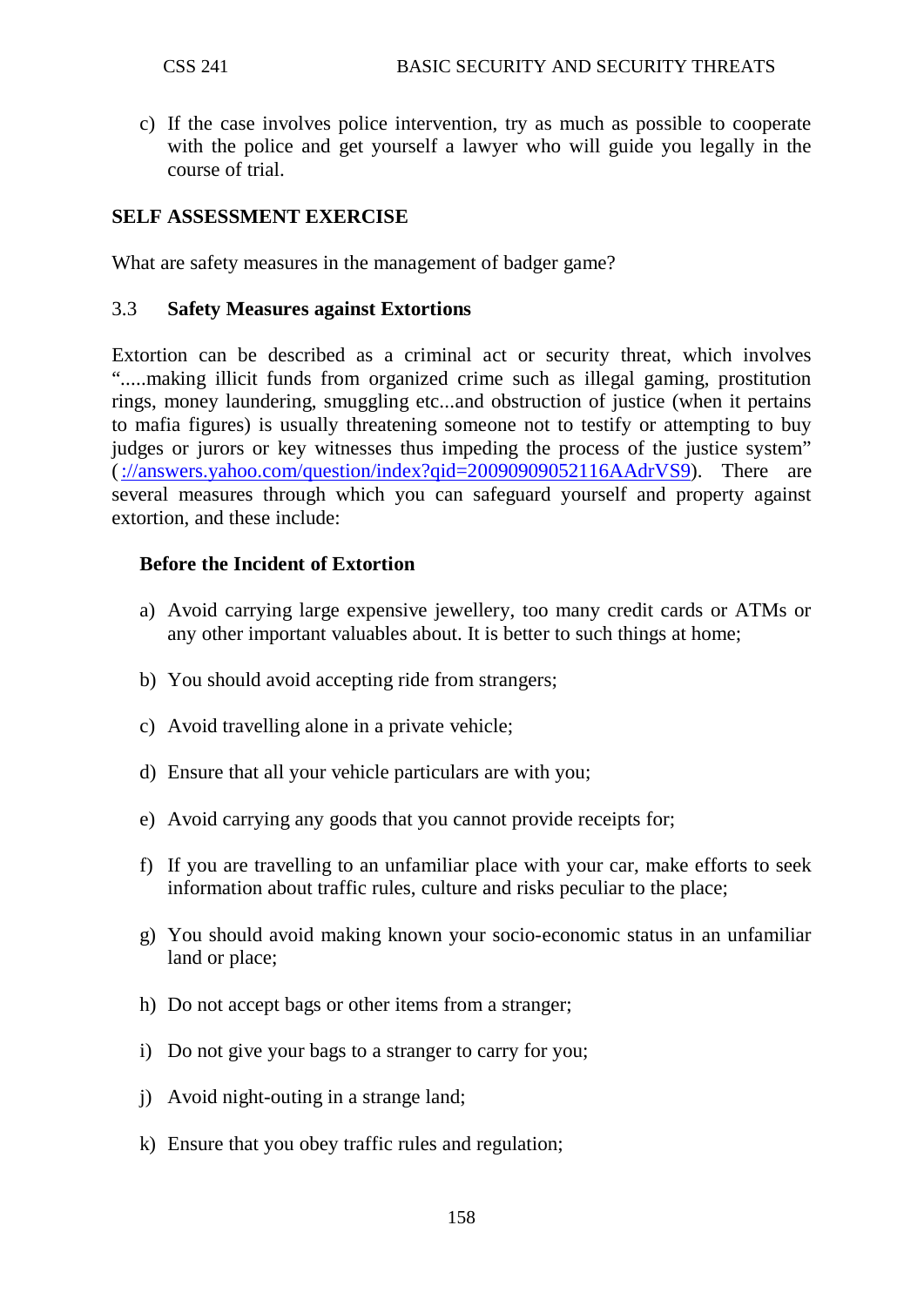c) If the case involves police intervention, try as much as possible to cooperate with the police and get yourself a lawyer who will guide you legally in the course of trial.

**SELF ASSESSMENT EXERCISE**

What are safety measures in the management of badger game?

### 3.3 Safety Measures against Extortions

Extortion can be described as a criminal act or security threat, which involves ".....making illicit funds from organized crime such as illegal gaming, prostitution rings, money laundering, smuggling etc...and obstruction of justice (when it pertains to mafia figures) is usually threatening someone not to testify or attempting to buy judges or jurors or key witnesses thus impeding the process of the justice system" (://answers.yahoo.com/question/index?qid=20090909052116AAdrVS9). There are several measures through which you can safeguard yourself and property against extortion, and these include:

**Before the Incident of Extortion**

a) Avoid carrying large expensive jewellery, too many credit cards or ATMs or any other important valuables about. It is better to such things at home;

b) You should avoid accepting ride from strangers;

c) Avoid travelling alone in a private vehicle;

d) Ensure that all your vehicle particulars are with you;

e) Avoid carrying any goods that you cannot provide receipts for;

f) If you are travelling to an unfamiliar place with your car, make efforts to seek information about traffic rules, culture and risks peculiar to the place;

g) You should avoid making known your socio-economic status in an unfamiliar land or place;

h) Do not accept bags or other items from a stranger;

i) Do not give your bags to a stranger to carry for you;

j) Avoid night-outing in a strange land;

k) Ensure that you obey traffic rules and regulation;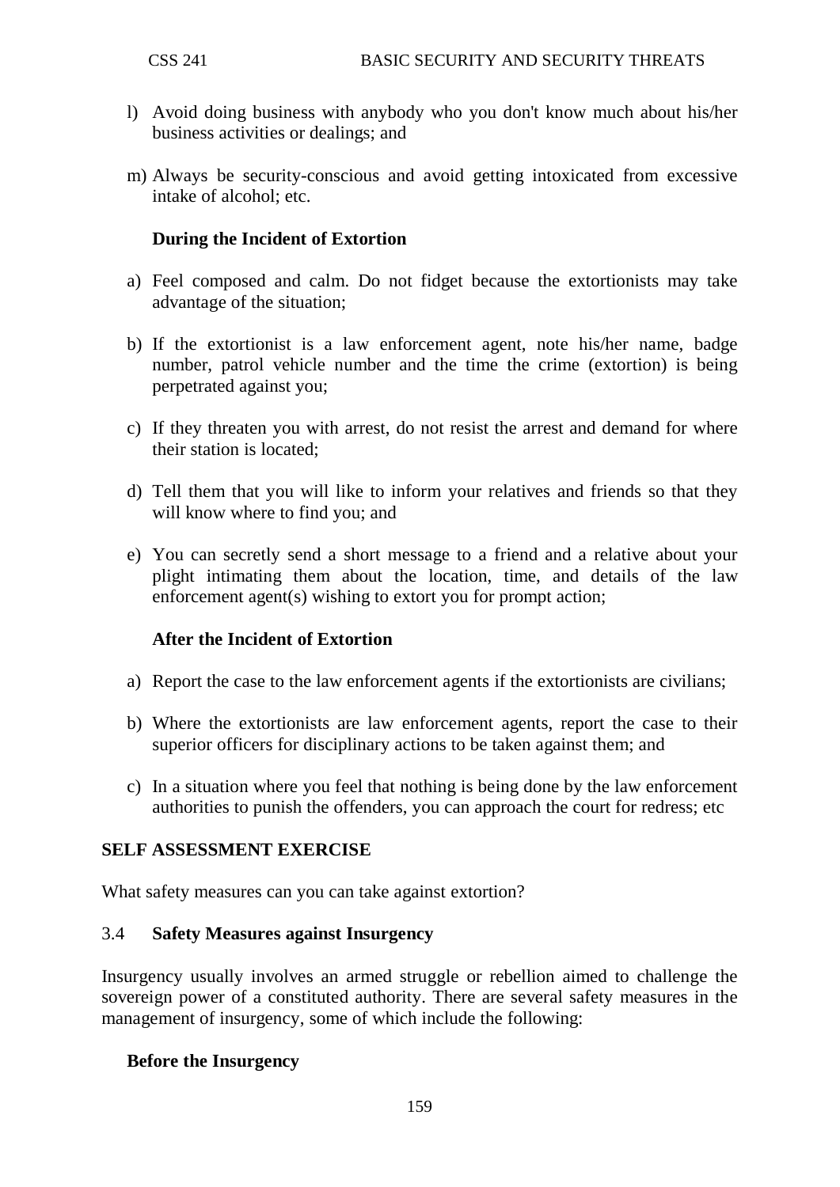l) Avoid doing business with anybody who you don't know much about his/her business activities or dealings; and

m) Always be security-conscious and avoid getting intoxicated from excessive intake of alcohol; etc.

**During the Incident of Extortion**

a) Feel composed and calm. Do not fidget because the extortionists may take advantage of the situation;

b) If the extortionist is a law enforcement agent, note his/her name, badge number, patrol vehicle number and the time the crime (extortion) is being perpetrated against you;

c) If they threaten you with arrest, do not resist the arrest and demand for where their station is located;

d) Tell them that you will like to inform your relatives and friends so that they will know where to find you; and

e) You can secretly send a short message to a friend and a relative about your plight intimating them about the location, time, and details of the law enforcement agent(s) wishing to extort you for prompt action;

**After the Incident of Extortion**

a) Report the case to the law enforcement agents if the extortionists are civilians;

b) Where the extortionists are law enforcement agents, report the case to their superior officers for disciplinary actions to be taken against them; and

c) In a situation where you feel that nothing is being done by the law enforcement authorities to punish the offenders, you can approach the court for redress; etc

**SELF ASSESSMENT EXERCISE**

What safety measures can you can take against extortion?

### 3.4 Safety Measures against Insurgency

Insurgency usually involves an armed struggle or rebellion aimed to challenge the sovereign power of a constituted authority. There are several safety measures in the management of insurgency, some of which include the following:

**Before the Insurgency**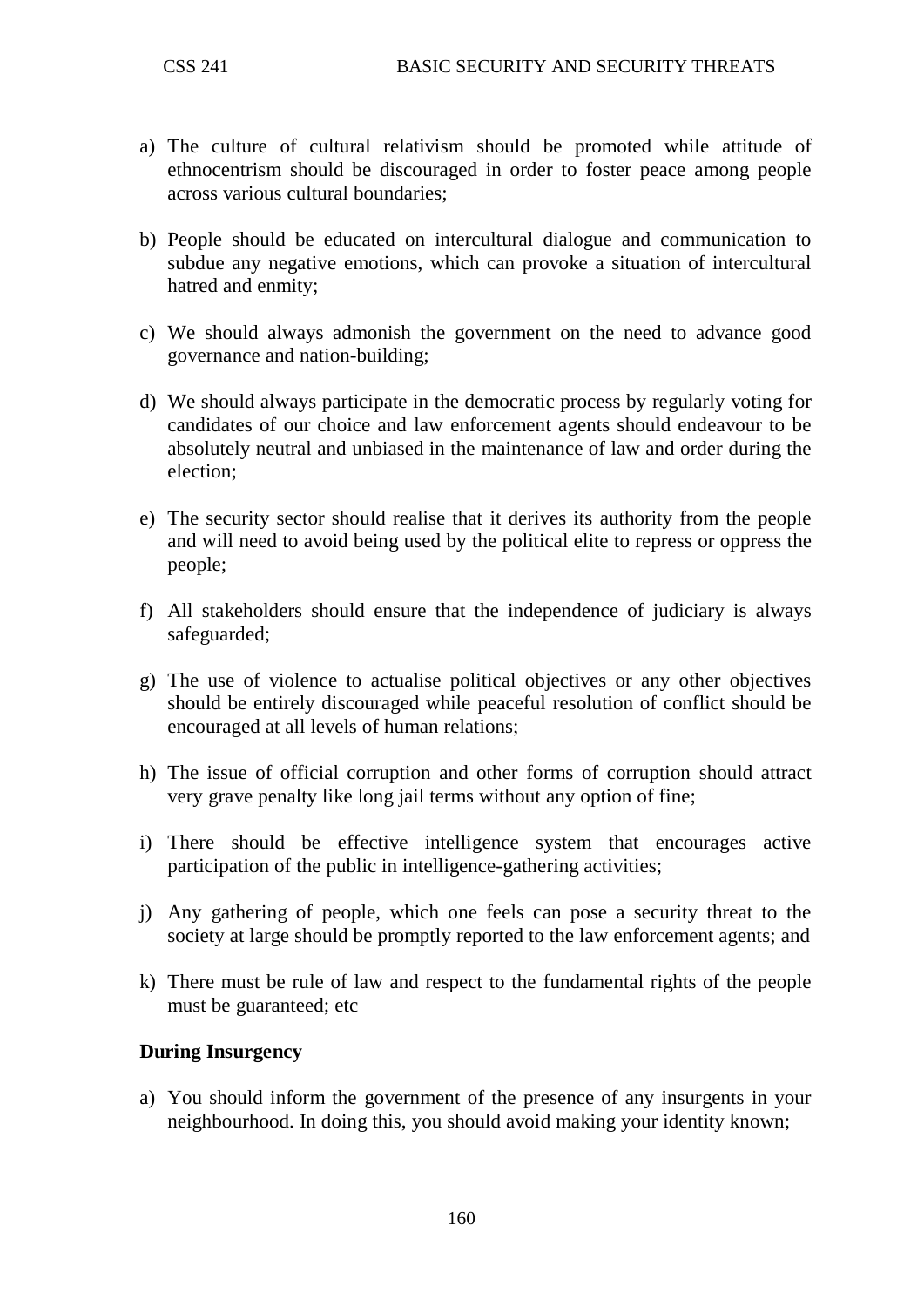a) The culture of cultural relativism should be promoted while attitude of ethnocentrism should be discouraged in order to foster peace among people across various cultural boundaries;

b) People should be educated on intercultural dialogue and communication to subdue any negative emotions, which can provoke a situation of intercultural hatred and enmity;

c) We should always admonish the government on the need to advance good governance and nation-building;

d) We should always participate in the democratic process by regularly voting for candidates of our choice and law enforcement agents should endeavour to be absolutely neutral and unbiased in the maintenance of law and order during the election;

e) The security sector should realise that it derives its authority from the people and will need to avoid being used by the political elite to repress or oppress the people;

f) All stakeholders should ensure that the independence of judiciary is always safeguarded;

g) The use of violence to actualise political objectives or any other objectives should be entirely discouraged while peaceful resolution of conflict should be encouraged at all levels of human relations;

h) The issue of official corruption and other forms of corruption should attract very grave penalty like long jail terms without any option of fine;

i) There should be effective intelligence system that encourages active participation of the public in intelligence-gathering activities;

j) Any gathering of people, which one feels can pose a security threat to the society at large should be promptly reported to the law enforcement agents; and

k) There must be rule of law and respect to the fundamental rights of the people must be guaranteed; etc

**During Insurgency**

a) You should inform the government of the presence of any insurgents in your neighbourhood. In doing this, you should avoid making your identity known;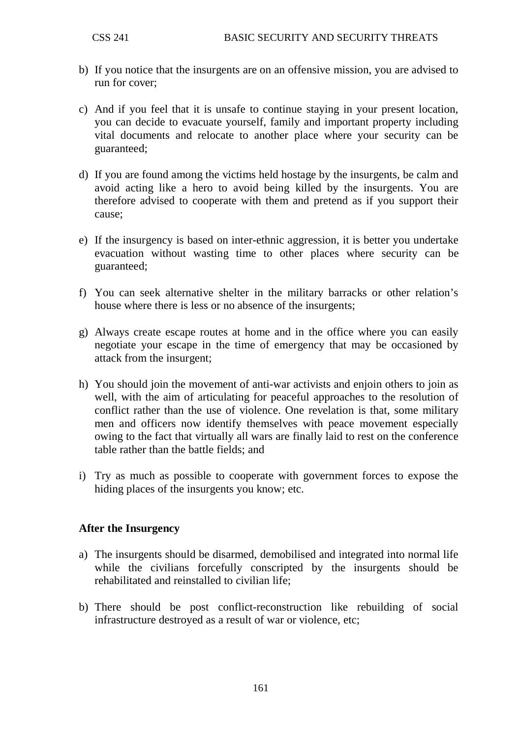b) If you notice that the insurgents are on an offensive mission, you are advised to run for cover;

c) And if you feel that it is unsafe to continue staying in your present location, you can decide to evacuate yourself, family and important property including vital documents and relocate to another place where your security can be guaranteed;

d) If you are found among the victims held hostage by the insurgents, be calm and avoid acting like a hero to avoid being killed by the insurgents. You are therefore advised to cooperate with them and pretend as if you support their cause;

e) If the insurgency is based on inter-ethnic aggression, it is better you undertake evacuation without wasting time to other places where security can be guaranteed;

f) You can seek alternative shelter in the military barracks or other relation's house where there is less or no absence of the insurgents;

g) Always create escape routes at home and in the office where you can easily negotiate your escape in the time of emergency that may be occasioned by attack from the insurgent;

h) You should join the movement of anti-war activists and enjoin others to join as well, with the aim of articulating for peaceful approaches to the resolution of conflict rather than the use of violence. One revelation is that, some military men and officers now identify themselves with peace movement especially owing to the fact that virtually all wars are finally laid to rest on the conference table rather than the battle fields; and

i) Try as much as possible to cooperate with government forces to expose the hiding places of the insurgents you know; etc.

**After the Insurgency**

a) The insurgents should be disarmed, demobilised and integrated into normal life while the civilians forcefully conscripted by the insurgents should be rehabilitated and reinstalled to civilian life;

b) There should be post conflict-reconstruction like rebuilding of social infrastructure destroyed as a result of war or violence, etc;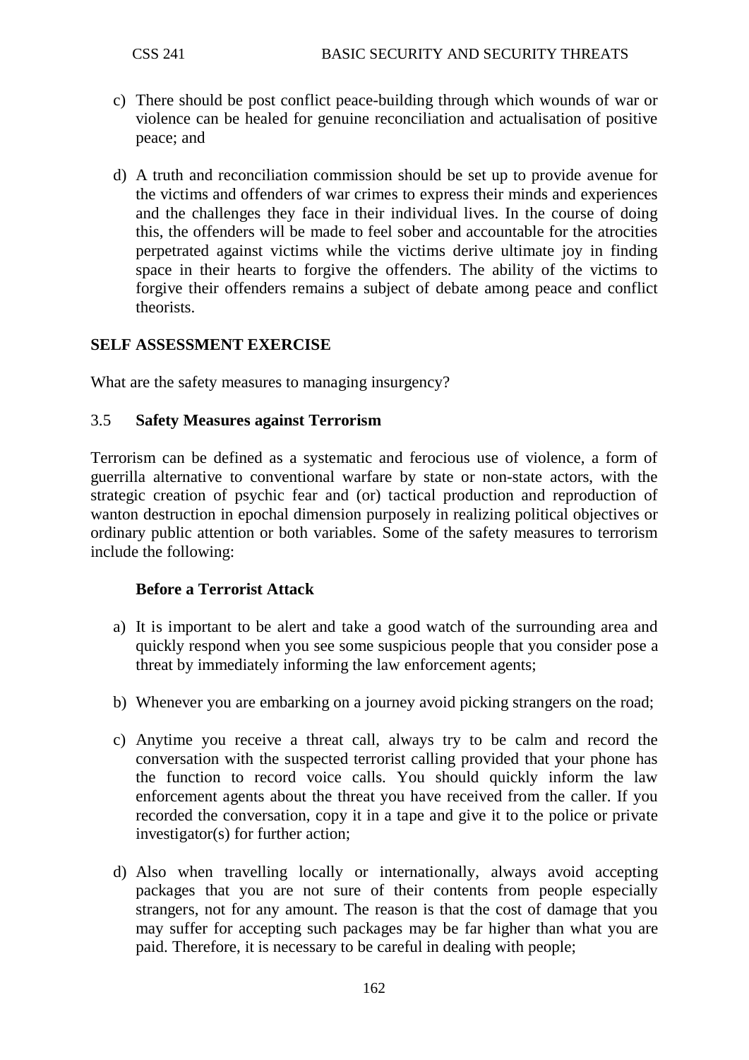c) There should be post conflict peace-building through which wounds of war or violence can be healed for genuine reconciliation and actualisation of positive peace; and

d) A truth and reconciliation commission should be set up to provide avenue for the victims and offenders of war crimes to express their minds and experiences and the challenges they face in their individual lives. In the course of doing this, the offenders will be made to feel sober and accountable for the atrocities perpetrated against victims while the victims derive ultimate joy in finding space in their hearts to forgive the offenders. The ability of the victims to forgive their offenders remains a subject of debate among peace and conflict theorists.

## SELF ASSESSMENT EXERCISE

What are the safety measures to managing insurgency?

### 3.5 Safety Measures against Terrorism

Terrorism can be defined as a systematic and ferocious use of violence, a form of guerrilla alternative to conventional warfare by state or non-state actors, with the strategic creation of psychic fear and (or) tactical production and reproduction of wanton destruction in epochal dimension purposely in realizing political objectives or ordinary public attention or both variables. Some of the safety measures to terrorism include the following:

#### Before a Terrorist Attack

a) It is important to be alert and take a good watch of the surrounding area and quickly respond when you see some suspicious people that you consider pose a threat by immediately informing the law enforcement agents;

b) Whenever you are embarking on a journey avoid picking strangers on the road;

c) Anytime you receive a threat call, always try to be calm and record the conversation with the suspected terrorist calling provided that your phone has the function to record voice calls. You should quickly inform the law enforcement agents about the threat you have received from the caller. If you recorded the conversation, copy it in a tape and give it to the police or private investigator(s) for further action;

d) Also when travelling locally or internationally, always avoid accepting packages that you are not sure of their contents from people especially strangers, not for any amount. The reason is that the cost of damage that you may suffer for accepting such packages may be far higher than what you are paid. Therefore, it is necessary to be careful in dealing with people;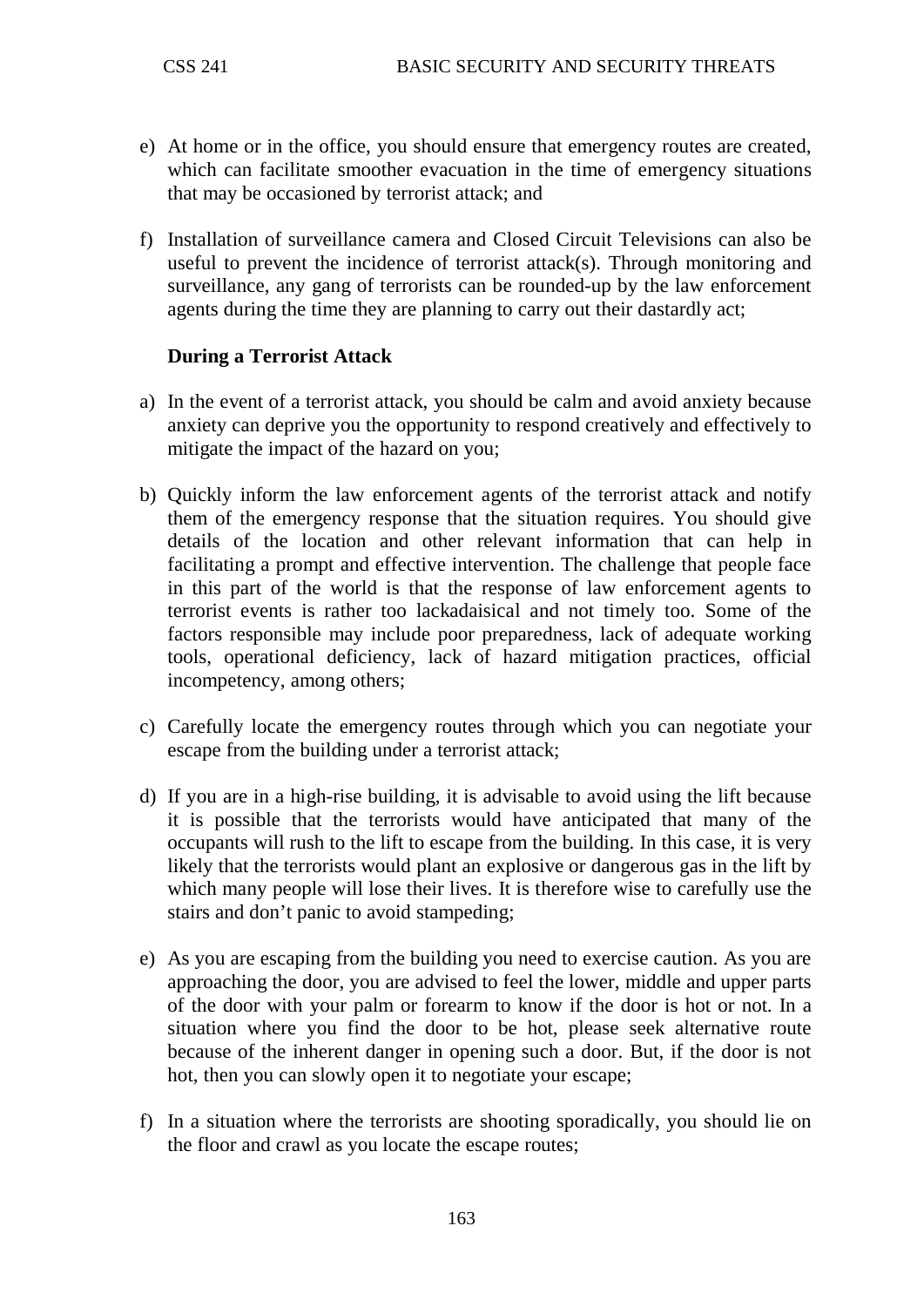e) At home or in the office, you should ensure that emergency routes are created, which can facilitate smoother evacuation in the time of emergency situations that may be occasioned by terrorist attack; and

f) Installation of surveillance camera and Closed Circuit Televisions can also be useful to prevent the incidence of terrorist attack(s). Through monitoring and surveillance, any gang of terrorists can be rounded-up by the law enforcement agents during the time they are planning to carry out their dastardly act;

**During a Terrorist Attack**

a) In the event of a terrorist attack, you should be calm and avoid anxiety because anxiety can deprive you the opportunity to respond creatively and effectively to mitigate the impact of the hazard on you;

b) Quickly inform the law enforcement agents of the terrorist attack and notify them of the emergency response that the situation requires. You should give details of the location and other relevant information that can help in facilitating a prompt and effective intervention. The challenge that people face in this part of the world is that the response of law enforcement agents to terrorist events is rather too lackadaisical and not timely too. Some of the factors responsible may include poor preparedness, lack of adequate working tools, operational deficiency, lack of hazard mitigation practices, official incompetency, among others;

c) Carefully locate the emergency routes through which you can negotiate your escape from the building under a terrorist attack;

d) If you are in a high-rise building, it is advisable to avoid using the lift because it is possible that the terrorists would have anticipated that many of the occupants will rush to the lift to escape from the building. In this case, it is very likely that the terrorists would plant an explosive or dangerous gas in the lift by which many people will lose their lives. It is therefore wise to carefully use the stairs and don't panic to avoid stampeding;

e) As you are escaping from the building you need to exercise caution. As you are approaching the door, you are advised to feel the lower, middle and upper parts of the door with your palm or forearm to know if the door is hot or not. In a situation where you find the door to be hot, please seek alternative route because of the inherent danger in opening such a door. But, if the door is not hot, then you can slowly open it to negotiate your escape;

f) In a situation where the terrorists are shooting sporadically, you should lie on the floor and crawl as you locate the escape routes;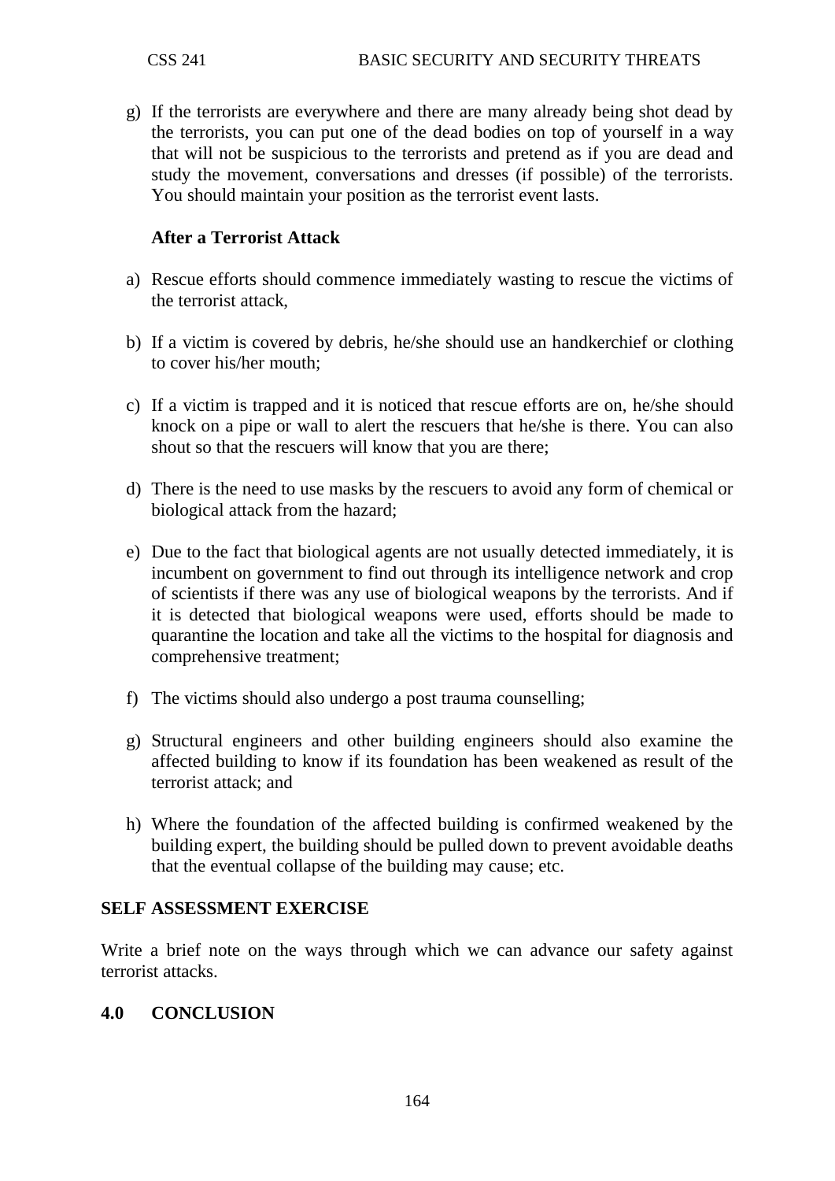g) If the terrorists are everywhere and there are many already being shot dead by the terrorists, you can put one of the dead bodies on top of yourself in a way that will not be suspicious to the terrorists and pretend as if you are dead and study the movement, conversations and dresses (if possible) of the terrorists. You should maintain your position as the terrorist event lasts.

**After a Terrorist Attack**

a) Rescue efforts should commence immediately wasting to rescue the victims of the terrorist attack,

b) If a victim is covered by debris, he/she should use an handkerchief or clothing to cover his/her mouth;

c) If a victim is trapped and it is noticed that rescue efforts are on, he/she should knock on a pipe or wall to alert the rescuers that he/she is there. You can also shout so that the rescuers will know that you are there;

d) There is the need to use masks by the rescuers to avoid any form of chemical or biological attack from the hazard;

e) Due to the fact that biological agents are not usually detected immediately, it is incumbent on government to find out through its intelligence network and crop of scientists if there was any use of biological weapons by the terrorists. And if it is detected that biological weapons were used, efforts should be made to quarantine the location and take all the victims to the hospital for diagnosis and comprehensive treatment;

f) The victims should also undergo a post trauma counselling;

g) Structural engineers and other building engineers should also examine the affected building to know if its foundation has been weakened as result of the terrorist attack; and

h) Where the foundation of the affected building is confirmed weakened by the building expert, the building should be pulled down to prevent avoidable deaths that the eventual collapse of the building may cause; etc.

**SELF ASSESSMENT EXERCISE**

Write a brief note on the ways through which we can advance our safety against terrorist attacks.

## 4.0 CONCLUSION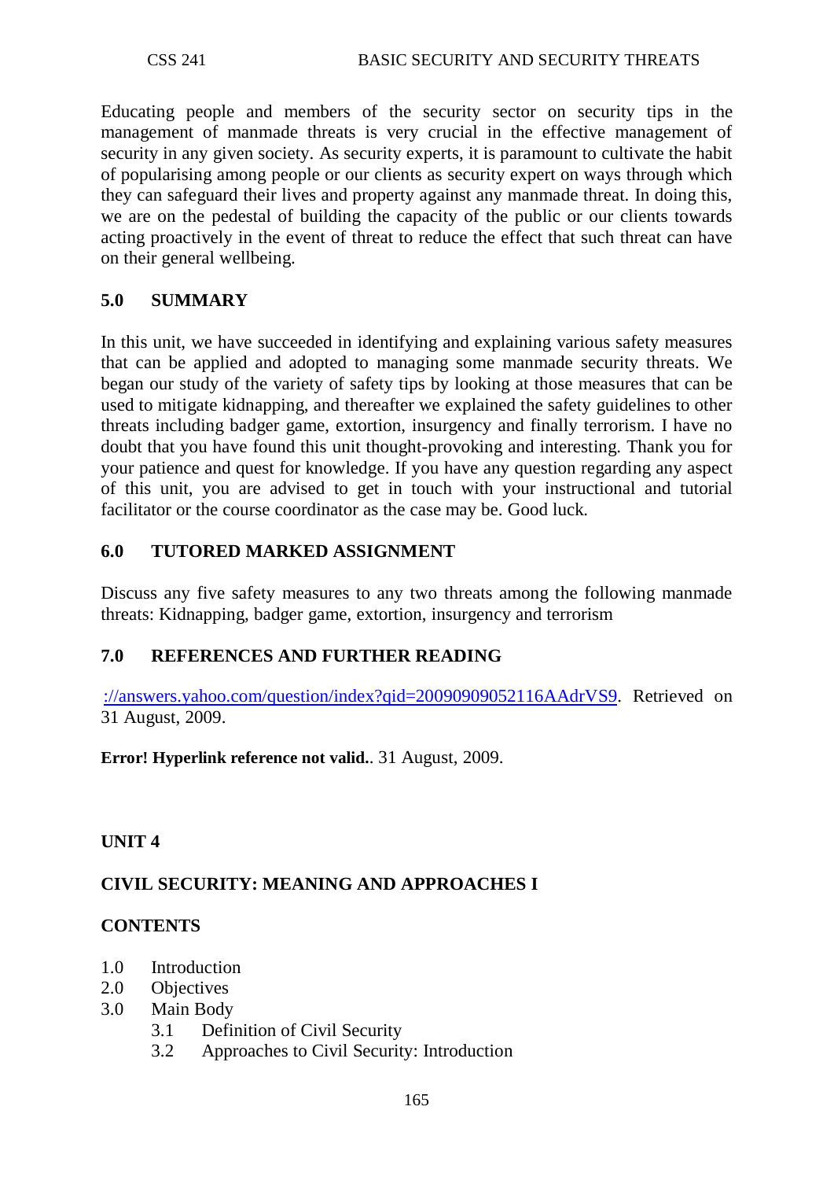Educating people and members of the security sector on security tips in the management of manmade threats is very crucial in the effective management of security in any given society. As security experts, it is paramount to cultivate the habit of popularising among people or our clients as security expert on ways through which they can safeguard their lives and property against any manmade threat. In doing this, we are on the pedestal of building the capacity of the public or our clients towards acting proactively in the event of threat to reduce the effect that such threat can have on their general wellbeing.

## 5.0 SUMMARY

In this unit, we have succeeded in identifying and explaining various safety measures that can be applied and adopted to managing some manmade security threats. We began our study of the variety of safety tips by looking at those measures that can be used to mitigate kidnapping, and thereafter we explained the safety guidelines to other threats including badger game, extortion, insurgency and finally terrorism. I have no doubt that you have found this unit thought-provoking and interesting. Thank you for your patience and quest for knowledge. If you have any question regarding any aspect of this unit, you are advised to get in touch with your instructional and tutorial facilitator or the course coordinator as the case may be. Good luck.

## 6.0 TUTORED MARKED ASSIGNMENT

Discuss any five safety measures to any two threats among the following manmade threats: Kidnapping, badger game, extortion, insurgency and terrorism

## 7.0 REFERENCES AND FURTHER READING

://answers.yahoo.com/question/index?qid=20090909052116AAdrVS9. Retrieved on 31 August, 2009.

**Error! Hyperlink reference not valid.**. 31 August, 2009.

# UNIT 4

## CIVIL SECURITY: MEANING AND APPROACHES I

### CONTENTS

1.0 Introduction
2.0 Objectives
3.0 Main Body
   3.1 Definition of Civil Security
   3.2 Approaches to Civil Security: Introduction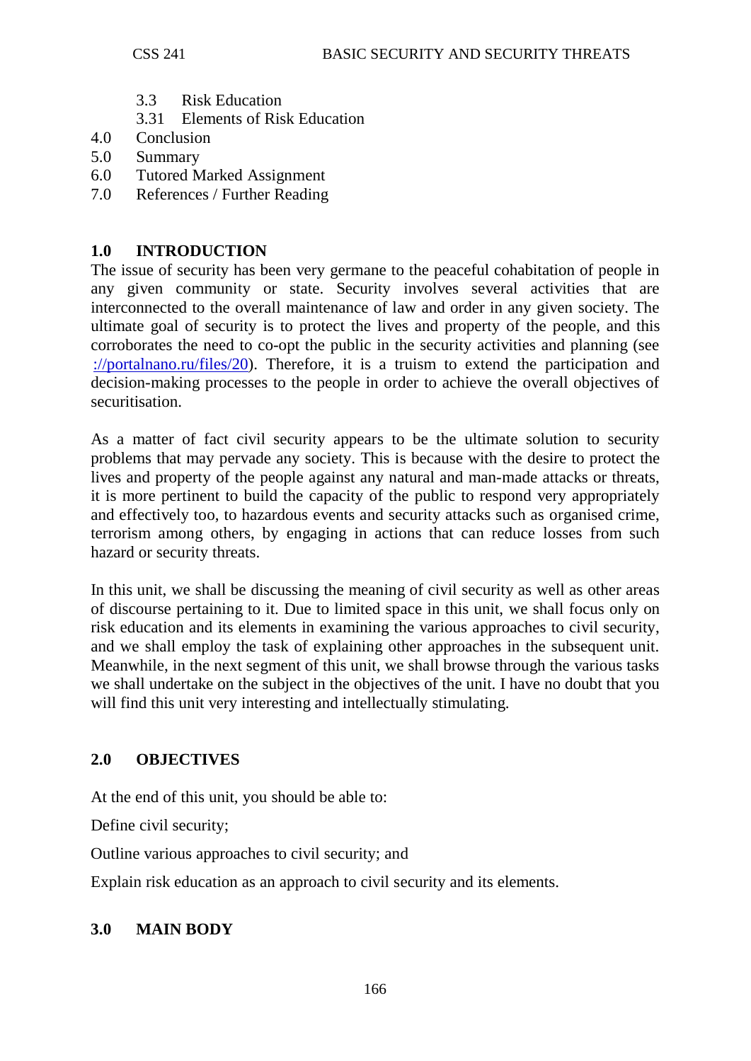3.3 Risk Education
3.31 Elements of Risk Education
4.0 Conclusion
5.0 Summary
6.0 Tutored Marked Assignment
7.0 References / Further Reading

## 1.0 INTRODUCTION

The issue of security has been very germane to the peaceful cohabitation of people in any given community or state. Security involves several activities that are interconnected to the overall maintenance of law and order in any given society. The ultimate goal of security is to protect the lives and property of the people, and this corroborates the need to co-opt the public in the security activities and planning (see ://portalnano.ru/files/20). Therefore, it is a truism to extend the participation and decision-making processes to the people in order to achieve the overall objectives of securitisation.

As a matter of fact civil security appears to be the ultimate solution to security problems that may pervade any society. This is because with the desire to protect the lives and property of the people against any natural and man-made attacks or threats, it is more pertinent to build the capacity of the public to respond very appropriately and effectively too, to hazardous events and security attacks such as organised crime, terrorism among others, by engaging in actions that can reduce losses from such hazard or security threats.

In this unit, we shall be discussing the meaning of civil security as well as other areas of discourse pertaining to it. Due to limited space in this unit, we shall focus only on risk education and its elements in examining the various approaches to civil security, and we shall employ the task of explaining other approaches in the subsequent unit. Meanwhile, in the next segment of this unit, we shall browse through the various tasks we shall undertake on the subject in the objectives of the unit. I have no doubt that you will find this unit very interesting and intellectually stimulating.

## 2.0 OBJECTIVES

At the end of this unit, you should be able to:

Define civil security;

Outline various approaches to civil security; and

Explain risk education as an approach to civil security and its elements.

## 3.0 MAIN BODY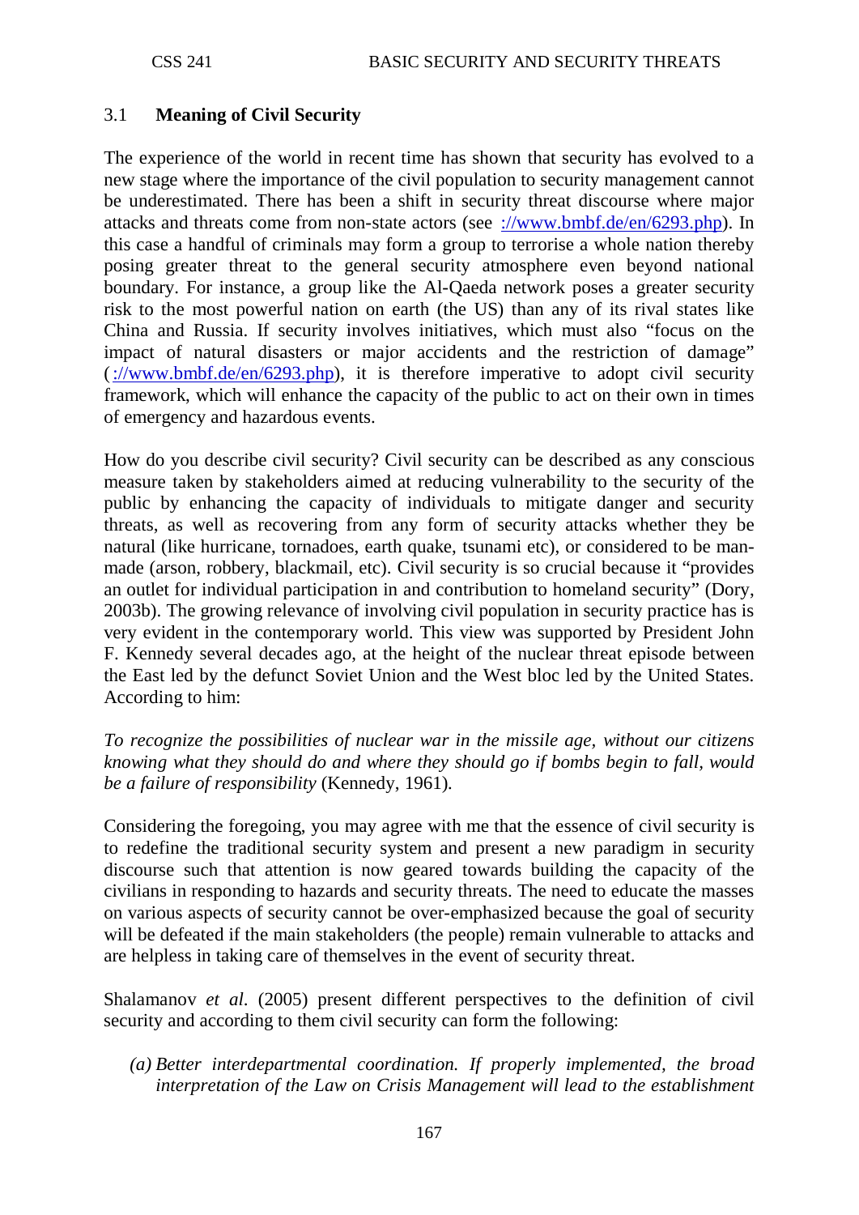## 3.1 Meaning of Civil Security

The experience of the world in recent time has shown that security has evolved to a new stage where the importance of the civil population to security management cannot be underestimated. There has been a shift in security threat discourse where major attacks and threats come from non-state actors (see [://www.bmbf.de/en/6293.php](://www.bmbf.de/en/6293.php)). In this case a handful of criminals may form a group to terrorise a whole nation thereby posing greater threat to the general security atmosphere even beyond national boundary. For instance, a group like the Al-Qaeda network poses a greater security risk to the most powerful nation on earth (the US) than any of its rival states like China and Russia. If security involves initiatives, which must also "focus on the impact of natural disasters or major accidents and the restriction of damage" ([://www.bmbf.de/en/6293.php](://www.bmbf.de/en/6293.php)), it is therefore imperative to adopt civil security framework, which will enhance the capacity of the public to act on their own in times of emergency and hazardous events.

How do you describe civil security? Civil security can be described as any conscious measure taken by stakeholders aimed at reducing vulnerability to the security of the public by enhancing the capacity of individuals to mitigate danger and security threats, as well as recovering from any form of security attacks whether they be natural (like hurricane, tornadoes, earth quake, tsunami etc), or considered to be man-made (arson, robbery, blackmail, etc). Civil security is so crucial because it "provides an outlet for individual participation in and contribution to homeland security" (Dory, 2003b). The growing relevance of involving civil population in security practice has is very evident in the contemporary world. This view was supported by President John F. Kennedy several decades ago, at the height of the nuclear threat episode between the East led by the defunct Soviet Union and the West bloc led by the United States. According to him:

*To recognize the possibilities of nuclear war in the missile age, without our citizens knowing what they should do and where they should go if bombs begin to fall, would be a failure of responsibility* (Kennedy, 1961).

Considering the foregoing, you may agree with me that the essence of civil security is to redefine the traditional security system and present a new paradigm in security discourse such that attention is now geared towards building the capacity of the civilians in responding to hazards and security threats. The need to educate the masses on various aspects of security cannot be over-emphasized because the goal of security will be defeated if the main stakeholders (the people) remain vulnerable to attacks and are helpless in taking care of themselves in the event of security threat.

Shalamanov *et al*. (2005) present different perspectives to the definition of civil security and according to them civil security can form the following:

*(a) Better interdepartmental coordination. If properly implemented, the broad interpretation of the Law on Crisis Management will lead to the establishment*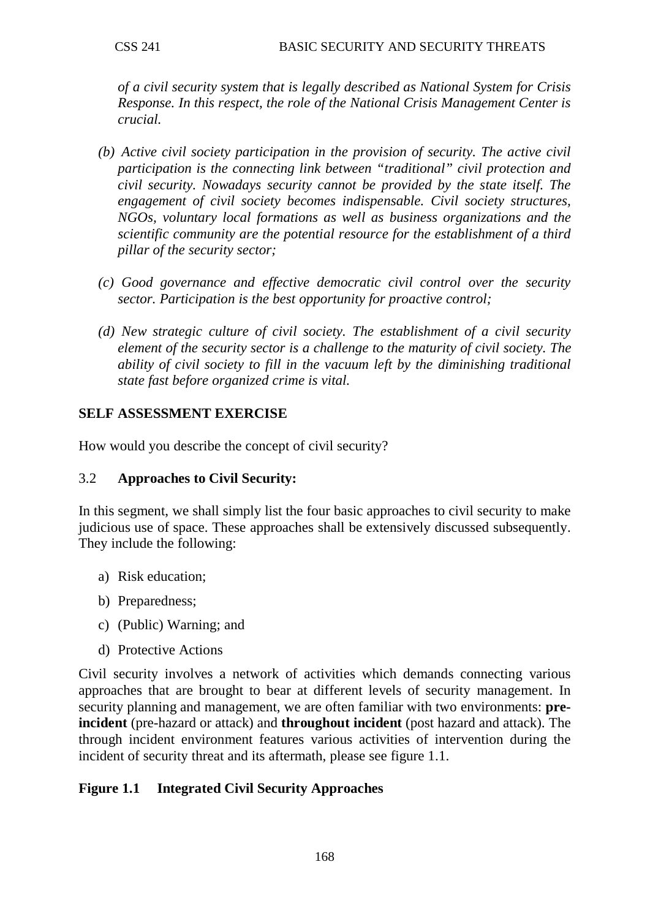*of a civil security system that is legally described as National System for Crisis Response. In this respect, the role of the National Crisis Management Center is crucial.*

*(b) Active civil society participation in the provision of security. The active civil participation is the connecting link between "traditional" civil protection and civil security. Nowadays security cannot be provided by the state itself. The engagement of civil society becomes indispensable. Civil society structures, NGOs, voluntary local formations as well as business organizations and the scientific community are the potential resource for the establishment of a third pillar of the security sector;*

*(c) Good governance and effective democratic civil control over the security sector. Participation is the best opportunity for proactive control;*

*(d) New strategic culture of civil society. The establishment of a civil security element of the security sector is a challenge to the maturity of civil society. The ability of civil society to fill in the vacuum left by the diminishing traditional state fast before organized crime is vital.*

**SELF ASSESSMENT EXERCISE**

How would you describe the concept of civil security?

### 3.2 **Approaches to Civil Security:**

In this segment, we shall simply list the four basic approaches to civil security to make judicious use of space. These approaches shall be extensively discussed subsequently. They include the following:

a) Risk education;

b) Preparedness;

c) (Public) Warning; and

d) Protective Actions

Civil security involves a network of activities which demands connecting various approaches that are brought to bear at different levels of security management. In security planning and management, we are often familiar with two environments: **pre-incident** (pre-hazard or attack) and **throughout incident** (post hazard and attack). The through incident environment features various activities of intervention during the incident of security threat and its aftermath, please see figure 1.1.

**Figure 1.1 Integrated Civil Security Approaches**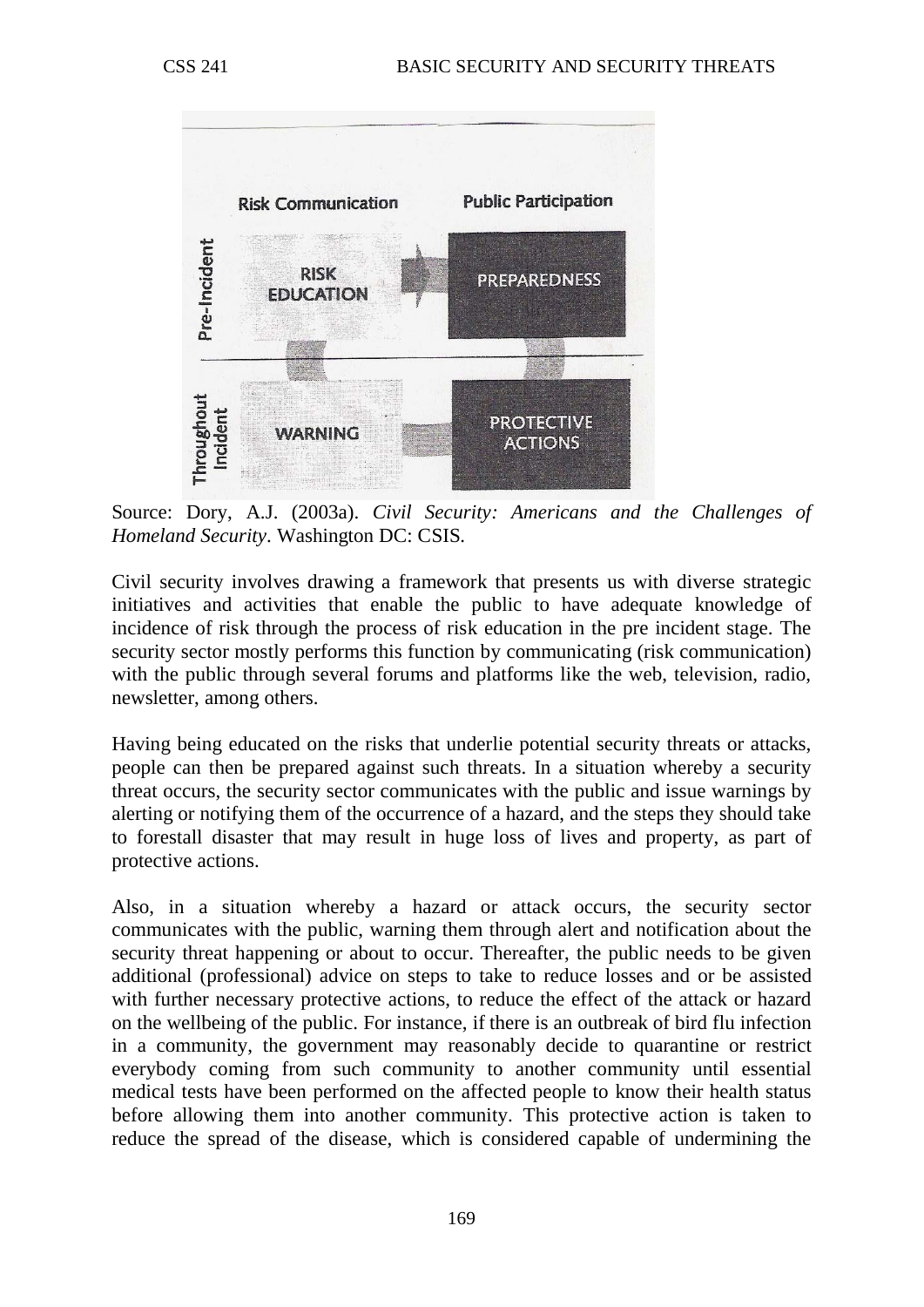Source: Dory, A.J. (2003a). *Civil Security: Americans and the Challenges of Homeland Security*. Washington DC: CSIS.

Civil security involves drawing a framework that presents us with diverse strategic initiatives and activities that enable the public to have adequate knowledge of incidence of risk through the process of risk education in the pre incident stage. The security sector mostly performs this function by communicating (risk communication) with the public through several forums and platforms like the web, television, radio, newsletter, among others.

Having being educated on the risks that underlie potential security threats or attacks, people can then be prepared against such threats. In a situation whereby a security threat occurs, the security sector communicates with the public and issue warnings by alerting or notifying them of the occurrence of a hazard, and the steps they should take to forestall disaster that may result in huge loss of lives and property, as part of protective actions.

Also, in a situation whereby a hazard or attack occurs, the security sector communicates with the public, warning them through alert and notification about the security threat happening or about to occur. Thereafter, the public needs to be given additional (professional) advice on steps to take to reduce losses and or be assisted with further necessary protective actions, to reduce the effect of the attack or hazard on the wellbeing of the public. For instance, if there is an outbreak of bird flu infection in a community, the government may reasonably decide to quarantine or restrict everybody coming from such community to another community until essential medical tests have been performed on the affected people to know their health status before allowing them into another community. This protective action is taken to reduce the spread of the disease, which is considered capable of undermining the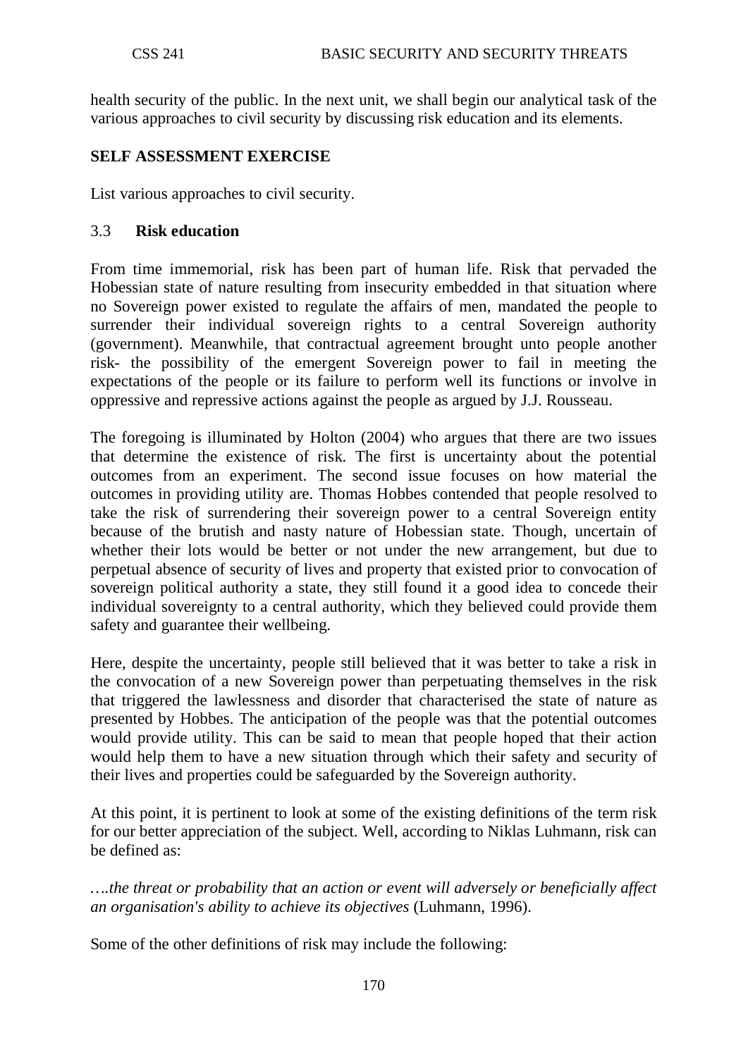health security of the public. In the next unit, we shall begin our analytical task of the various approaches to civil security by discussing risk education and its elements.

**SELF ASSESSMENT EXERCISE**

List various approaches to civil security.

### 3.3 Risk education

From time immemorial, risk has been part of human life. Risk that pervaded the Hobessian state of nature resulting from insecurity embedded in that situation where no Sovereign power existed to regulate the affairs of men, mandated the people to surrender their individual sovereign rights to a central Sovereign authority (government). Meanwhile, that contractual agreement brought unto people another risk- the possibility of the emergent Sovereign power to fail in meeting the expectations of the people or its failure to perform well its functions or involve in oppressive and repressive actions against the people as argued by J.J. Rousseau.

The foregoing is illuminated by Holton (2004) who argues that there are two issues that determine the existence of risk. The first is uncertainty about the potential outcomes from an experiment. The second issue focuses on how material the outcomes in providing utility are. Thomas Hobbes contended that people resolved to take the risk of surrendering their sovereign power to a central Sovereign entity because of the brutish and nasty nature of Hobessian state. Though, uncertain of whether their lots would be better or not under the new arrangement, but due to perpetual absence of security of lives and property that existed prior to convocation of sovereign political authority a state, they still found it a good idea to concede their individual sovereignty to a central authority, which they believed could provide them safety and guarantee their wellbeing.

Here, despite the uncertainty, people still believed that it was better to take a risk in the convocation of a new Sovereign power than perpetuating themselves in the risk that triggered the lawlessness and disorder that characterised the state of nature as presented by Hobbes. The anticipation of the people was that the potential outcomes would provide utility. This can be said to mean that people hoped that their action would help them to have a new situation through which their safety and security of their lives and properties could be safeguarded by the Sovereign authority.

At this point, it is pertinent to look at some of the existing definitions of the term risk for our better appreciation of the subject. Well, according to Niklas Luhmann, risk can be defined as:

*….the threat or probability that an action or event will adversely or beneficially affect an organisation's ability to achieve its objectives* (Luhmann, 1996).

Some of the other definitions of risk may include the following: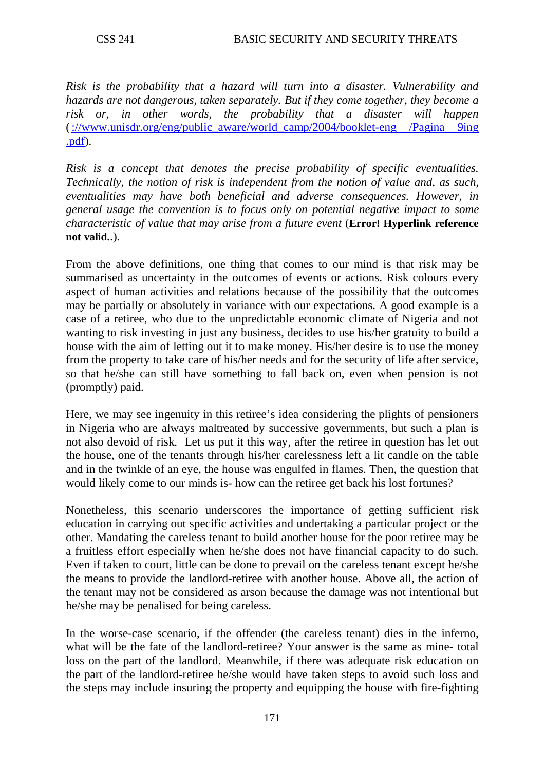*Risk is the probability that a hazard will turn into a disaster. Vulnerability and hazards are not dangerous, taken separately. But if they come together, they become a risk or, in other words, the probability that a disaster will happen* (://www.unisdr.org/eng/public_aware/world_camp/2004/booklet-eng /Pagina 9ing .pdf).

*Risk is a concept that denotes the precise probability of specific eventualities. Technically, the notion of risk is independent from the notion of value and, as such, eventualities may have both beneficial and adverse consequences. However, in general usage the convention is to focus only on potential negative impact to some characteristic of value that may arise from a future event* (**Error! Hyperlink reference not valid.**.).

From the above definitions, one thing that comes to our mind is that risk may be summarised as uncertainty in the outcomes of events or actions. Risk colours every aspect of human activities and relations because of the possibility that the outcomes may be partially or absolutely in variance with our expectations. A good example is a case of a retiree, who due to the unpredictable economic climate of Nigeria and not wanting to risk investing in just any business, decides to use his/her gratuity to build a house with the aim of letting out it to make money. His/her desire is to use the money from the property to take care of his/her needs and for the security of life after service, so that he/she can still have something to fall back on, even when pension is not (promptly) paid.

Here, we may see ingenuity in this retiree's idea considering the plights of pensioners in Nigeria who are always maltreated by successive governments, but such a plan is not also devoid of risk. Let us put it this way, after the retiree in question has let out the house, one of the tenants through his/her carelessness left a lit candle on the table and in the twinkle of an eye, the house was engulfed in flames. Then, the question that would likely come to our minds is- how can the retiree get back his lost fortunes?

Nonetheless, this scenario underscores the importance of getting sufficient risk education in carrying out specific activities and undertaking a particular project or the other. Mandating the careless tenant to build another house for the poor retiree may be a fruitless effort especially when he/she does not have financial capacity to do such. Even if taken to court, little can be done to prevail on the careless tenant except he/she the means to provide the landlord-retiree with another house. Above all, the action of the tenant may not be considered as arson because the damage was not intentional but he/she may be penalised for being careless.

In the worse-case scenario, if the offender (the careless tenant) dies in the inferno, what will be the fate of the landlord-retiree? Your answer is the same as mine- total loss on the part of the landlord. Meanwhile, if there was adequate risk education on the part of the landlord-retiree he/she would have taken steps to avoid such loss and the steps may include insuring the property and equipping the house with fire-fighting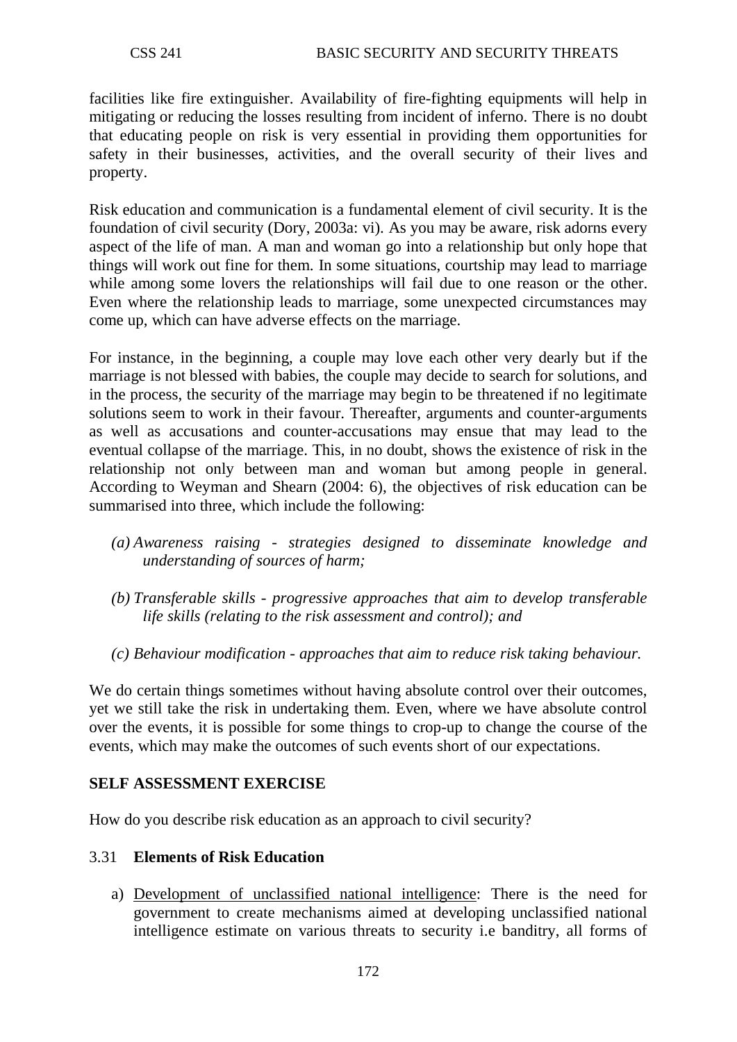facilities like fire extinguisher. Availability of fire-fighting equipments will help in mitigating or reducing the losses resulting from incident of inferno. There is no doubt that educating people on risk is very essential in providing them opportunities for safety in their businesses, activities, and the overall security of their lives and property.

Risk education and communication is a fundamental element of civil security. It is the foundation of civil security (Dory, 2003a: vi). As you may be aware, risk adorns every aspect of the life of man. A man and woman go into a relationship but only hope that things will work out fine for them. In some situations, courtship may lead to marriage while among some lovers the relationships will fail due to one reason or the other. Even where the relationship leads to marriage, some unexpected circumstances may come up, which can have adverse effects on the marriage.

For instance, in the beginning, a couple may love each other very dearly but if the marriage is not blessed with babies, the couple may decide to search for solutions, and in the process, the security of the marriage may begin to be threatened if no legitimate solutions seem to work in their favour. Thereafter, arguments and counter-arguments as well as accusations and counter-accusations may ensue that may lead to the eventual collapse of the marriage. This, in no doubt, shows the existence of risk in the relationship not only between man and woman but among people in general. According to Weyman and Shearn (2004: 6), the objectives of risk education can be summarised into three, which include the following:

*(a) Awareness raising - strategies designed to disseminate knowledge and understanding of sources of harm;*

*(b) Transferable skills - progressive approaches that aim to develop transferable life skills (relating to the risk assessment and control); and*

*(c) Behaviour modification - approaches that aim to reduce risk taking behaviour.*

We do certain things sometimes without having absolute control over their outcomes, yet we still take the risk in undertaking them. Even, where we have absolute control over the events, it is possible for some things to crop-up to change the course of the events, which may make the outcomes of such events short of our expectations.

**SELF ASSESSMENT EXERCISE**

How do you describe risk education as an approach to civil security?

### 3.31 **Elements of Risk Education**

a) Development of unclassified national intelligence: There is the need for government to create mechanisms aimed at developing unclassified national intelligence estimate on various threats to security i.e banditry, all forms of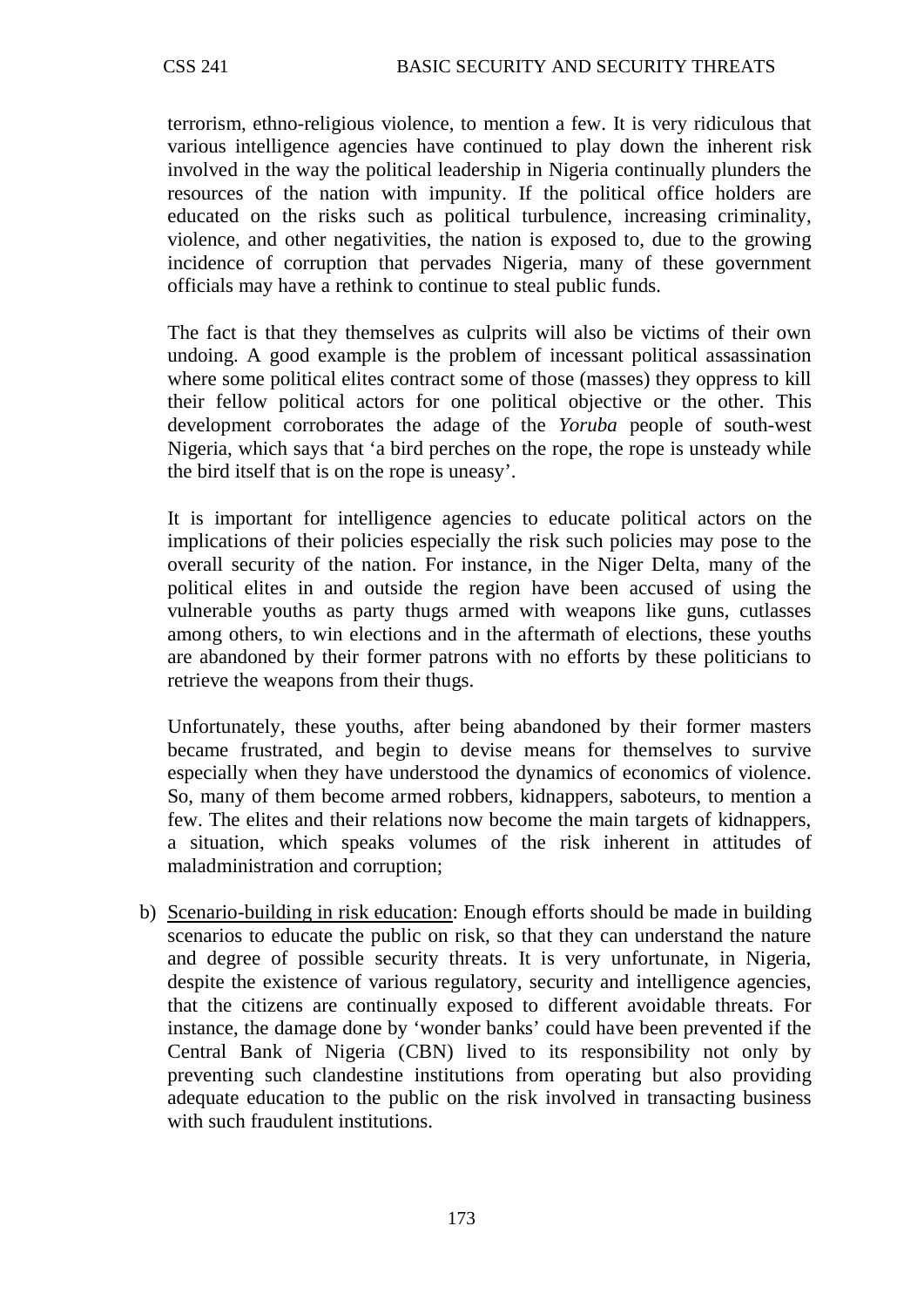terrorism, ethno-religious violence, to mention a few. It is very ridiculous that various intelligence agencies have continued to play down the inherent risk involved in the way the political leadership in Nigeria continually plunders the resources of the nation with impunity. If the political office holders are educated on the risks such as political turbulence, increasing criminality, violence, and other negativities, the nation is exposed to, due to the growing incidence of corruption that pervades Nigeria, many of these government officials may have a rethink to continue to steal public funds.

The fact is that they themselves as culprits will also be victims of their own undoing. A good example is the problem of incessant political assassination where some political elites contract some of those (masses) they oppress to kill their fellow political actors for one political objective or the other. This development corroborates the adage of the *Yoruba* people of south-west Nigeria, which says that 'a bird perches on the rope, the rope is unsteady while the bird itself that is on the rope is uneasy'.

It is important for intelligence agencies to educate political actors on the implications of their policies especially the risk such policies may pose to the overall security of the nation. For instance, in the Niger Delta, many of the political elites in and outside the region have been accused of using the vulnerable youths as party thugs armed with weapons like guns, cutlasses among others, to win elections and in the aftermath of elections, these youths are abandoned by their former patrons with no efforts by these politicians to retrieve the weapons from their thugs.

Unfortunately, these youths, after being abandoned by their former masters became frustrated, and begin to devise means for themselves to survive especially when they have understood the dynamics of economics of violence. So, many of them become armed robbers, kidnappers, saboteurs, to mention a few. The elites and their relations now become the main targets of kidnappers, a situation, which speaks volumes of the risk inherent in attitudes of maladministration and corruption;

b) Scenario-building in risk education: Enough efforts should be made in building scenarios to educate the public on risk, so that they can understand the nature and degree of possible security threats. It is very unfortunate, in Nigeria, despite the existence of various regulatory, security and intelligence agencies, that the citizens are continually exposed to different avoidable threats. For instance, the damage done by 'wonder banks' could have been prevented if the Central Bank of Nigeria (CBN) lived to its responsibility not only by preventing such clandestine institutions from operating but also providing adequate education to the public on the risk involved in transacting business with such fraudulent institutions.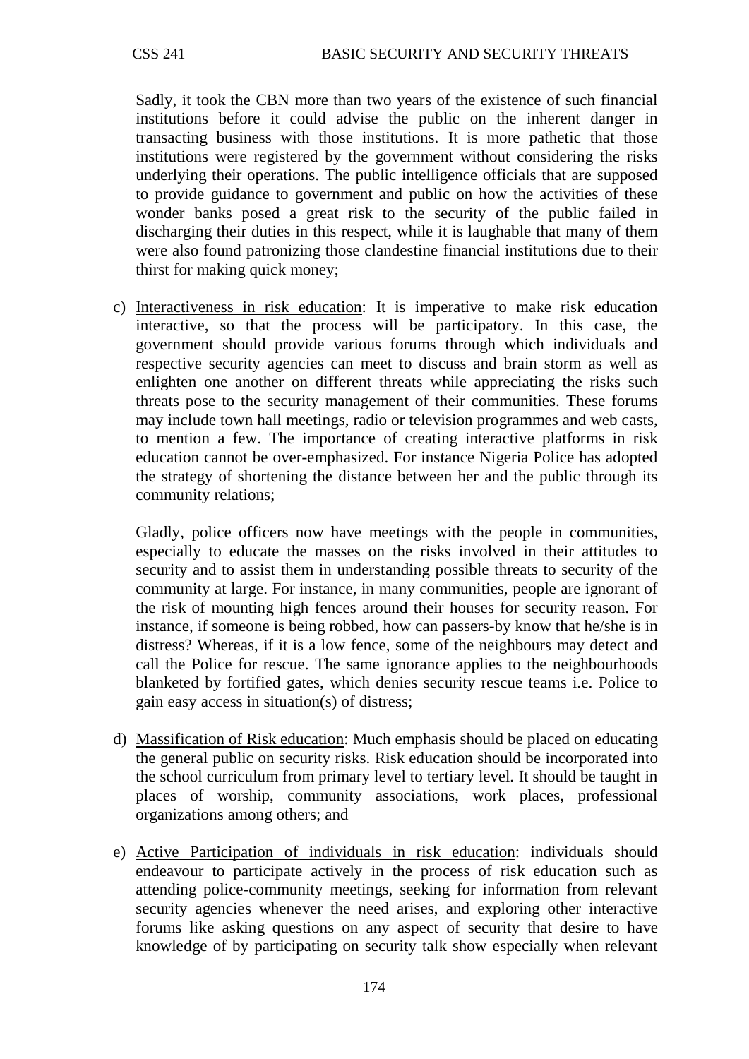Sadly, it took the CBN more than two years of the existence of such financial institutions before it could advise the public on the inherent danger in transacting business with those institutions. It is more pathetic that those institutions were registered by the government without considering the risks underlying their operations. The public intelligence officials that are supposed to provide guidance to government and public on how the activities of these wonder banks posed a great risk to the security of the public failed in discharging their duties in this respect, while it is laughable that many of them were also found patronizing those clandestine financial institutions due to their thirst for making quick money;

c) <u>Interactiveness in risk education</u>: It is imperative to make risk education interactive, so that the process will be participatory. In this case, the government should provide various forums through which individuals and respective security agencies can meet to discuss and brain storm as well as enlighten one another on different threats while appreciating the risks such threats pose to the security management of their communities. These forums may include town hall meetings, radio or television programmes and web casts, to mention a few. The importance of creating interactive platforms in risk education cannot be over-emphasized. For instance Nigeria Police has adopted the strategy of shortening the distance between her and the public through its community relations;

   Gladly, police officers now have meetings with the people in communities, especially to educate the masses on the risks involved in their attitudes to security and to assist them in understanding possible threats to security of the community at large. For instance, in many communities, people are ignorant of the risk of mounting high fences around their houses for security reason. For instance, if someone is being robbed, how can passers-by know that he/she is in distress? Whereas, if it is a low fence, some of the neighbours may detect and call the Police for rescue. The same ignorance applies to the neighbourhoods blanketed by fortified gates, which denies security rescue teams i.e. Police to gain easy access in situation(s) of distress;

d) <u>Massification of Risk education</u>: Much emphasis should be placed on educating the general public on security risks. Risk education should be incorporated into the school curriculum from primary level to tertiary level. It should be taught in places of worship, community associations, work places, professional organizations among others; and

e) <u>Active Participation of individuals in risk education</u>: individuals should endeavour to participate actively in the process of risk education such as attending police-community meetings, seeking for information from relevant security agencies whenever the need arises, and exploring other interactive forums like asking questions on any aspect of security that desire to have knowledge of by participating on security talk show especially when relevant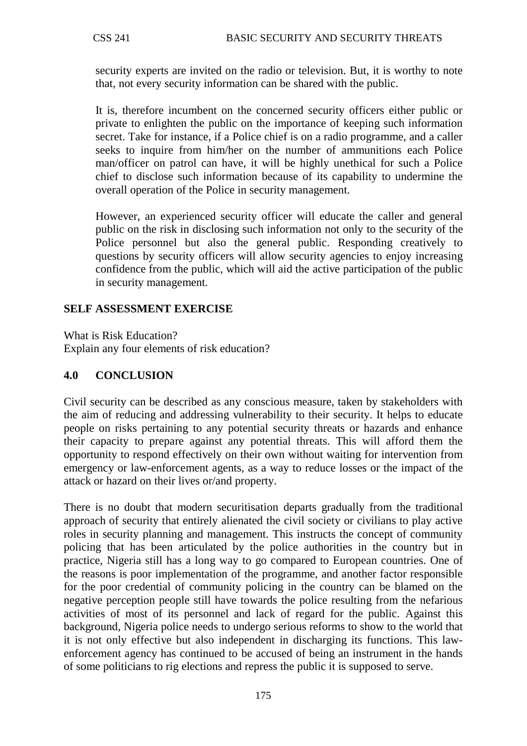security experts are invited on the radio or television. But, it is worthy to note that, not every security information can be shared with the public.

It is, therefore incumbent on the concerned security officers either public or private to enlighten the public on the importance of keeping such information secret. Take for instance, if a Police chief is on a radio programme, and a caller seeks to inquire from him/her on the number of ammunitions each Police man/officer on patrol can have, it will be highly unethical for such a Police chief to disclose such information because of its capability to undermine the overall operation of the Police in security management.

However, an experienced security officer will educate the caller and general public on the risk in disclosing such information not only to the security of the Police personnel but also the general public. Responding creatively to questions by security officers will allow security agencies to enjoy increasing confidence from the public, which will aid the active participation of the public in security management.

## SELF ASSESSMENT EXERCISE

What is Risk Education?
Explain any four elements of risk education?

## 4.0 CONCLUSION

Civil security can be described as any conscious measure, taken by stakeholders with the aim of reducing and addressing vulnerability to their security. It helps to educate people on risks pertaining to any potential security threats or hazards and enhance their capacity to prepare against any potential threats. This will afford them the opportunity to respond effectively on their own without waiting for intervention from emergency or law-enforcement agents, as a way to reduce losses or the impact of the attack or hazard on their lives or/and property.

There is no doubt that modern securitisation departs gradually from the traditional approach of security that entirely alienated the civil society or civilians to play active roles in security planning and management. This instructs the concept of community policing that has been articulated by the police authorities in the country but in practice, Nigeria still has a long way to go compared to European countries. One of the reasons is poor implementation of the programme, and another factor responsible for the poor credential of community policing in the country can be blamed on the negative perception people still have towards the police resulting from the nefarious activities of most of its personnel and lack of regard for the public. Against this background, Nigeria police needs to undergo serious reforms to show to the world that it is not only effective but also independent in discharging its functions. This law-enforcement agency has continued to be accused of being an instrument in the hands of some politicians to rig elections and repress the public it is supposed to serve.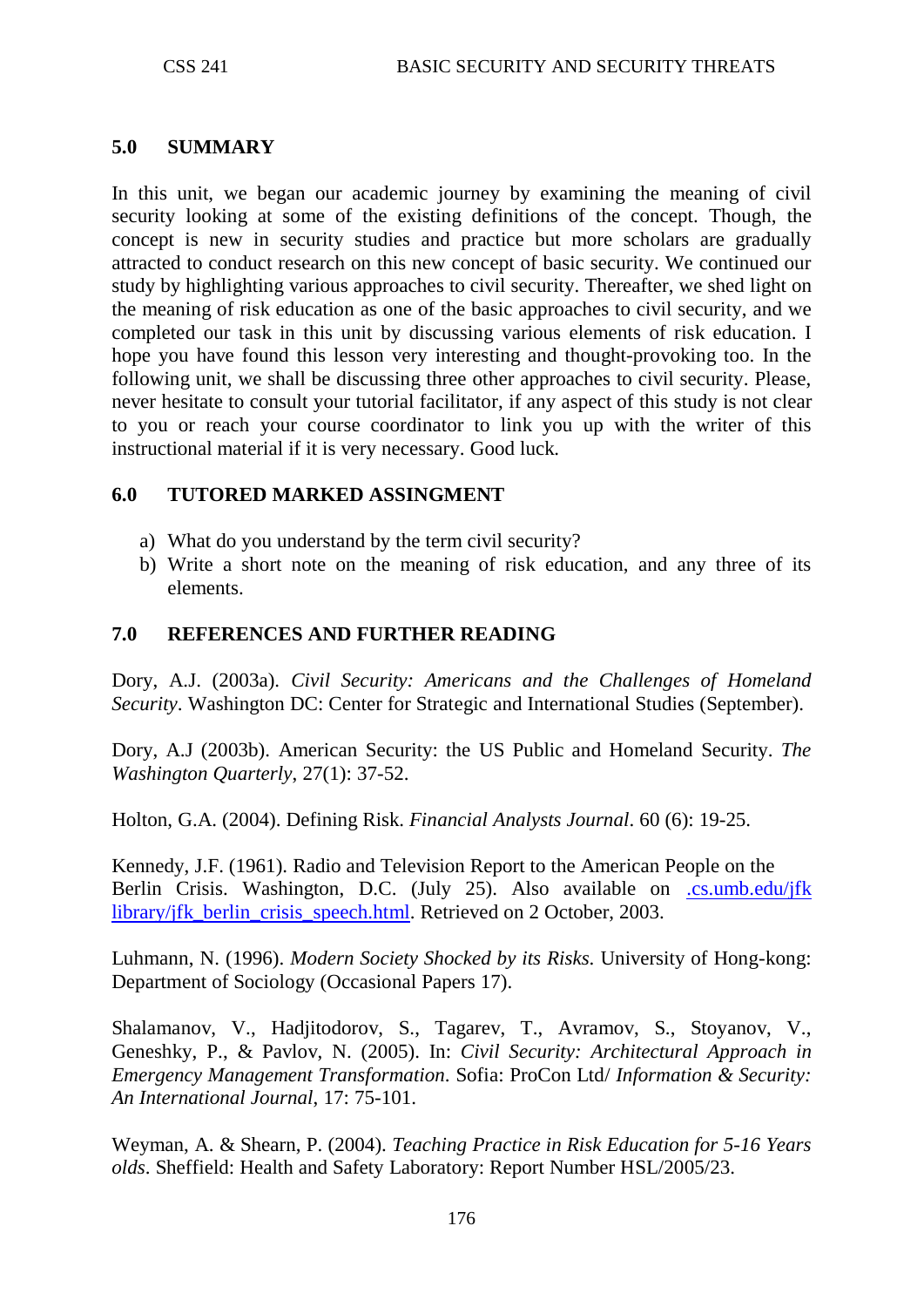## 5.0 SUMMARY

In this unit, we began our academic journey by examining the meaning of civil security looking at some of the existing definitions of the concept. Though, the concept is new in security studies and practice but more scholars are gradually attracted to conduct research on this new concept of basic security. We continued our study by highlighting various approaches to civil security. Thereafter, we shed light on the meaning of risk education as one of the basic approaches to civil security, and we completed our task in this unit by discussing various elements of risk education. I hope you have found this lesson very interesting and thought-provoking too. In the following unit, we shall be discussing three other approaches to civil security. Please, never hesitate to consult your tutorial facilitator, if any aspect of this study is not clear to you or reach your course coordinator to link you up with the writer of this instructional material if it is very necessary. Good luck.

## 6.0 TUTORED MARKED ASSINGMENT

a) What do you understand by the term civil security?
b) Write a short note on the meaning of risk education, and any three of its elements.

## 7.0 REFERENCES AND FURTHER READING

Dory, A.J. (2003a). *Civil Security: Americans and the Challenges of Homeland Security*. Washington DC: Center for Strategic and International Studies (September).

Dory, A.J (2003b). American Security: the US Public and Homeland Security. *The Washington Quarterly*, 27(1): 37-52.

Holton, G.A. (2004). Defining Risk. *Financial Analysts Journal*. 60 (6): 19-25.

Kennedy, J.F. (1961). Radio and Television Report to the American People on the Berlin Crisis. Washington, D.C. (July 25). Also available on .cs.umb.edu/jfk library/jfk_berlin_crisis_speech.html. Retrieved on 2 October, 2003.

Luhmann, N. (1996). *Modern Society Shocked by its Risks*. University of Hong-kong: Department of Sociology (Occasional Papers 17).

Shalamanov, V., Hadjitodorov, S., Tagarev, T., Avramov, S., Stoyanov, V., Geneshky, P., & Pavlov, N. (2005). In: *Civil Security: Architectural Approach in Emergency Management Transformation*. Sofia: ProCon Ltd/ *Information & Security: An International Journal*, 17: 75-101.

Weyman, A. & Shearn, P. (2004). *Teaching Practice in Risk Education for 5-16 Years olds*. Sheffield: Health and Safety Laboratory: Report Number HSL/2005/23.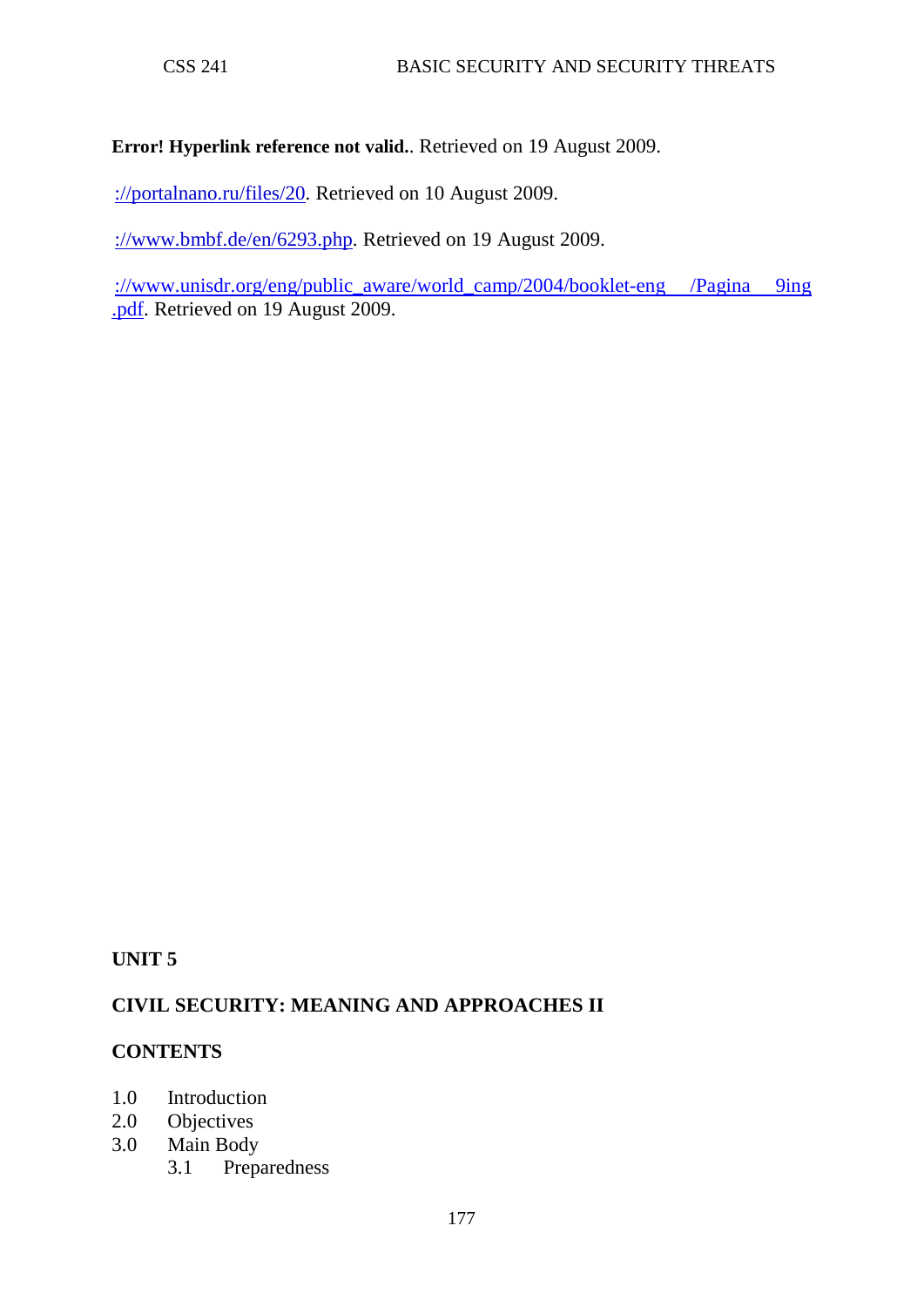**Error! Hyperlink reference not valid.**. Retrieved on 19 August 2009.

://portalnano.ru/files/20. Retrieved on 10 August 2009.

://www.bmbf.de/en/6293.php. Retrieved on 19 August 2009.

://www.unisdr.org/eng/public_aware/world_camp/2004/booklet-eng /Pagina 9ing .pdf. Retrieved on 19 August 2009.

**UNIT 5**

**CIVIL SECURITY: MEANING AND APPROACHES II**

**CONTENTS**

1.0 Introduction
2.0 Objectives
3.0 Main Body
 3.1 Preparedness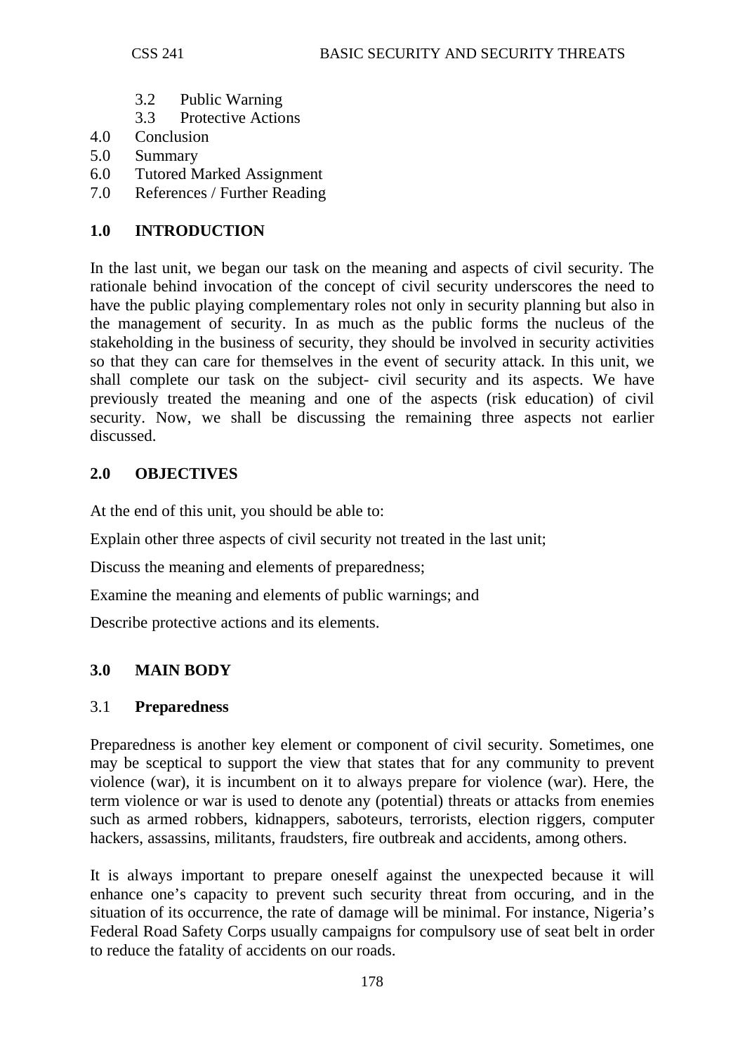3.2 Public Warning
3.3 Protective Actions
4.0 Conclusion
5.0 Summary
6.0 Tutored Marked Assignment
7.0 References / Further Reading

## 1.0 INTRODUCTION

In the last unit, we began our task on the meaning and aspects of civil security. The rationale behind invocation of the concept of civil security underscores the need to have the public playing complementary roles not only in security planning but also in the management of security. In as much as the public forms the nucleus of the stakeholding in the business of security, they should be involved in security activities so that they can care for themselves in the event of security attack. In this unit, we shall complete our task on the subject- civil security and its aspects. We have previously treated the meaning and one of the aspects (risk education) of civil security. Now, we shall be discussing the remaining three aspects not earlier discussed.

## 2.0 OBJECTIVES

At the end of this unit, you should be able to:

Explain other three aspects of civil security not treated in the last unit;

Discuss the meaning and elements of preparedness;

Examine the meaning and elements of public warnings; and

Describe protective actions and its elements.

## 3.0 MAIN BODY

### 3.1 **Preparedness**

Preparedness is another key element or component of civil security. Sometimes, one may be sceptical to support the view that states that for any community to prevent violence (war), it is incumbent on it to always prepare for violence (war). Here, the term violence or war is used to denote any (potential) threats or attacks from enemies such as armed robbers, kidnappers, saboteurs, terrorists, election riggers, computer hackers, assassins, militants, fraudsters, fire outbreak and accidents, among others.

It is always important to prepare oneself against the unexpected because it will enhance one's capacity to prevent such security threat from occuring, and in the situation of its occurrence, the rate of damage will be minimal. For instance, Nigeria's Federal Road Safety Corps usually campaigns for compulsory use of seat belt in order to reduce the fatality of accidents on our roads.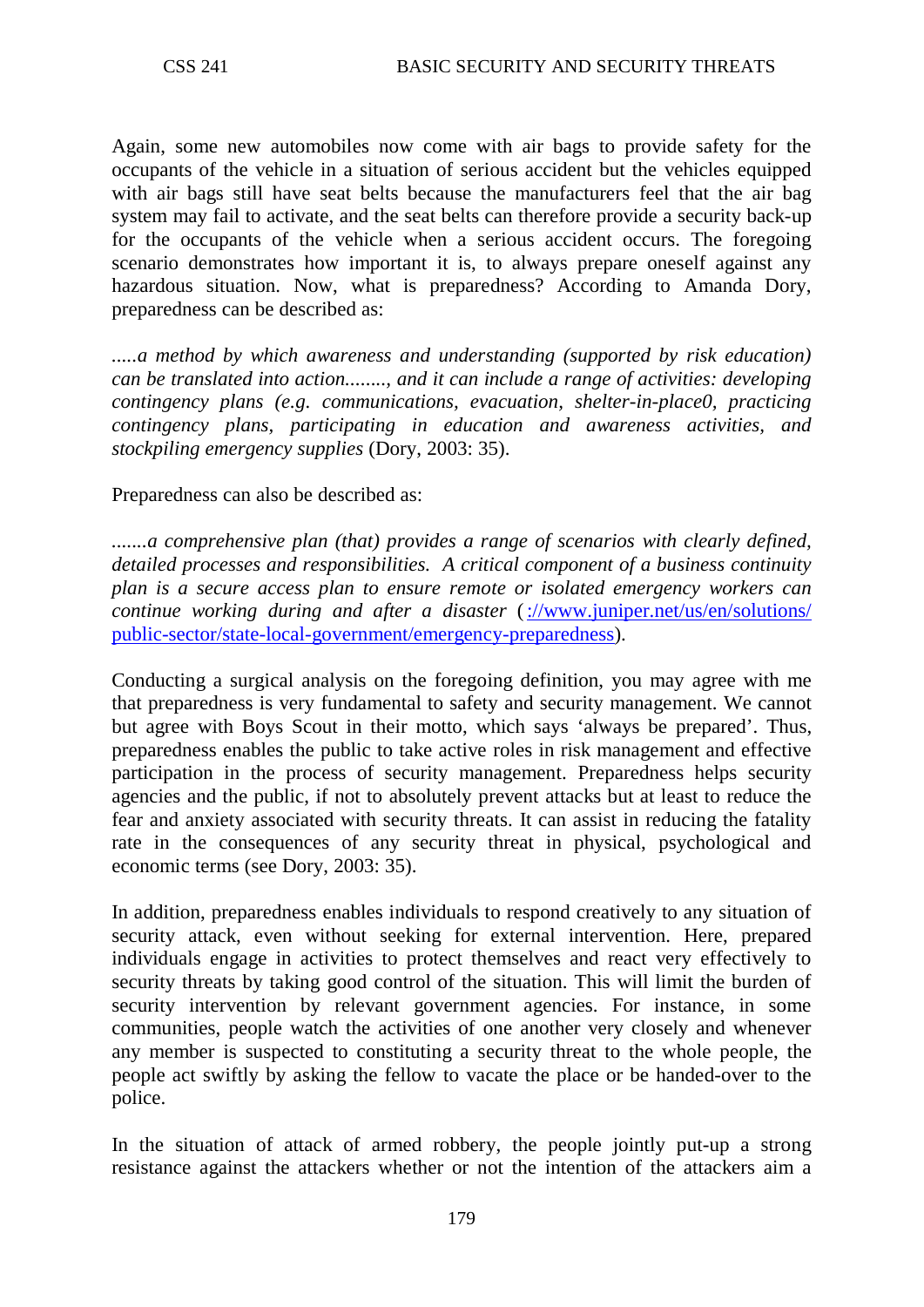Again, some new automobiles now come with air bags to provide safety for the occupants of the vehicle in a situation of serious accident but the vehicles equipped with air bags still have seat belts because the manufacturers feel that the air bag system may fail to activate, and the seat belts can therefore provide a security back-up for the occupants of the vehicle when a serious accident occurs. The foregoing scenario demonstrates how important it is, to always prepare oneself against any hazardous situation. Now, what is preparedness? According to Amanda Dory, preparedness can be described as:

*.....a method by which awareness and understanding (supported by risk education) can be translated into action........, and it can include a range of activities: developing contingency plans (e.g. communications, evacuation, shelter-in-place0, practicing contingency plans, participating in education and awareness activities, and stockpiling emergency supplies* (Dory, 2003: 35).

Preparedness can also be described as:

*.......a comprehensive plan (that) provides a range of scenarios with clearly defined, detailed processes and responsibilities. A critical component of a business continuity plan is a secure access plan to ensure remote or isolated emergency workers can continue working during and after a disaster* (://www.juniper.net/us/en/solutions/public-sector/state-local-government/emergency-preparedness).

Conducting a surgical analysis on the foregoing definition, you may agree with me that preparedness is very fundamental to safety and security management. We cannot but agree with Boys Scout in their motto, which says 'always be prepared'. Thus, preparedness enables the public to take active roles in risk management and effective participation in the process of security management. Preparedness helps security agencies and the public, if not to absolutely prevent attacks but at least to reduce the fear and anxiety associated with security threats. It can assist in reducing the fatality rate in the consequences of any security threat in physical, psychological and economic terms (see Dory, 2003: 35).

In addition, preparedness enables individuals to respond creatively to any situation of security attack, even without seeking for external intervention. Here, prepared individuals engage in activities to protect themselves and react very effectively to security threats by taking good control of the situation. This will limit the burden of security intervention by relevant government agencies. For instance, in some communities, people watch the activities of one another very closely and whenever any member is suspected to constituting a security threat to the whole people, the people act swiftly by asking the fellow to vacate the place or be handed-over to the police.

In the situation of attack of armed robbery, the people jointly put-up a strong resistance against the attackers whether or not the intention of the attackers aim a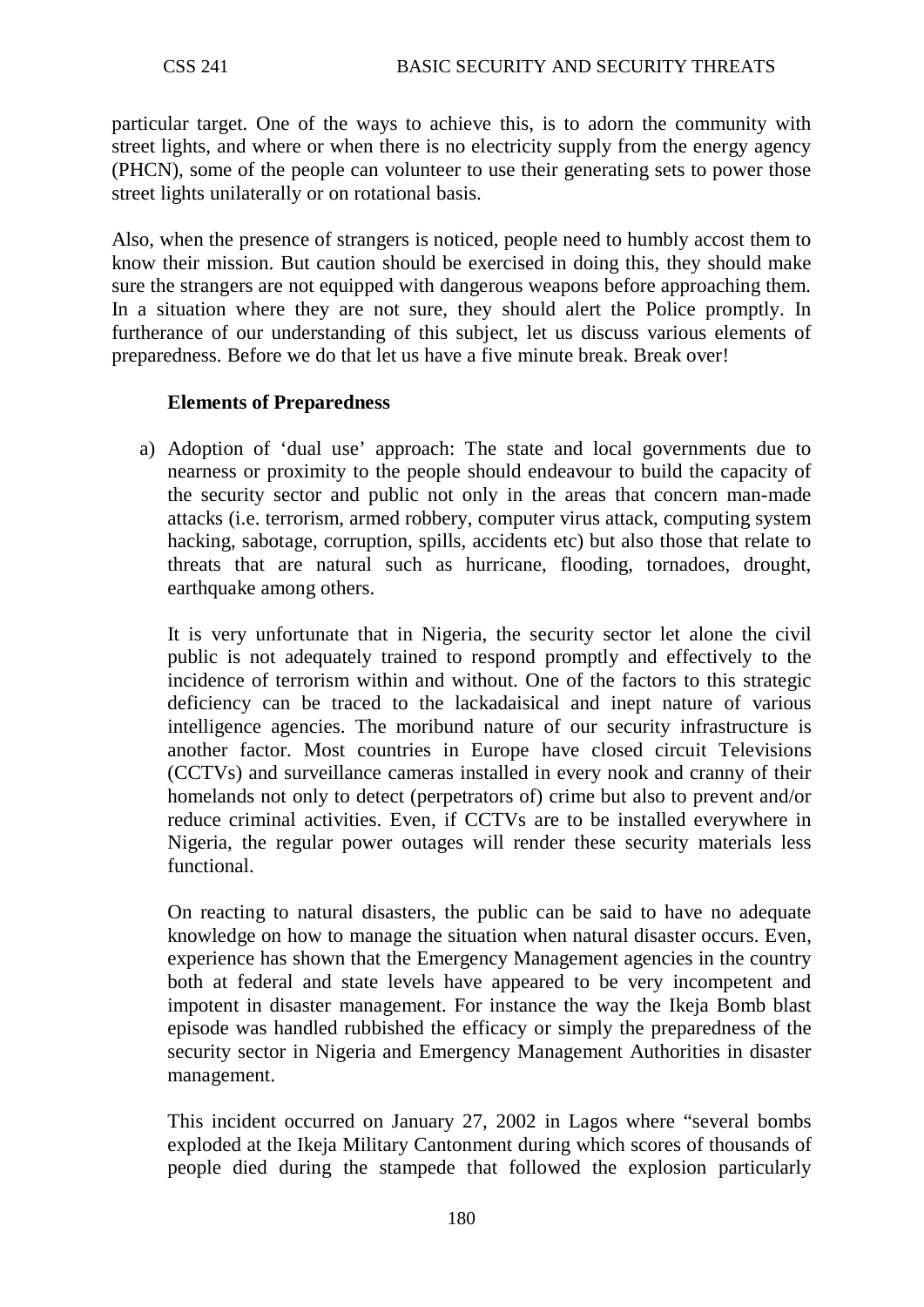particular target. One of the ways to achieve this, is to adorn the community with street lights, and where or when there is no electricity supply from the energy agency (PHCN), some of the people can volunteer to use their generating sets to power those street lights unilaterally or on rotational basis.

Also, when the presence of strangers is noticed, people need to humbly accost them to know their mission. But caution should be exercised in doing this, they should make sure the strangers are not equipped with dangerous weapons before approaching them. In a situation where they are not sure, they should alert the Police promptly. In furtherance of our understanding of this subject, let us discuss various elements of preparedness. Before we do that let us have a five minute break. Break over!

**Elements of Preparedness**

a) Adoption of 'dual use' approach: The state and local governments due to nearness or proximity to the people should endeavour to build the capacity of the security sector and public not only in the areas that concern man-made attacks (i.e. terrorism, armed robbery, computer virus attack, computing system hacking, sabotage, corruption, spills, accidents etc) but also those that relate to threats that are natural such as hurricane, flooding, tornadoes, drought, earthquake among others.

   It is very unfortunate that in Nigeria, the security sector let alone the civil public is not adequately trained to respond promptly and effectively to the incidence of terrorism within and without. One of the factors to this strategic deficiency can be traced to the lackadaisical and inept nature of various intelligence agencies. The moribund nature of our security infrastructure is another factor. Most countries in Europe have closed circuit Televisions (CCTVs) and surveillance cameras installed in every nook and cranny of their homelands not only to detect (perpetrators of) crime but also to prevent and/or reduce criminal activities. Even, if CCTVs are to be installed everywhere in Nigeria, the regular power outages will render these security materials less functional.

   On reacting to natural disasters, the public can be said to have no adequate knowledge on how to manage the situation when natural disaster occurs. Even, experience has shown that the Emergency Management agencies in the country both at federal and state levels have appeared to be very incompetent and impotent in disaster management. For instance the way the Ikeja Bomb blast episode was handled rubbished the efficacy or simply the preparedness of the security sector in Nigeria and Emergency Management Authorities in disaster management.

   This incident occurred on January 27, 2002 in Lagos where "several bombs exploded at the Ikeja Military Cantonment during which scores of thousands of people died during the stampede that followed the explosion particularly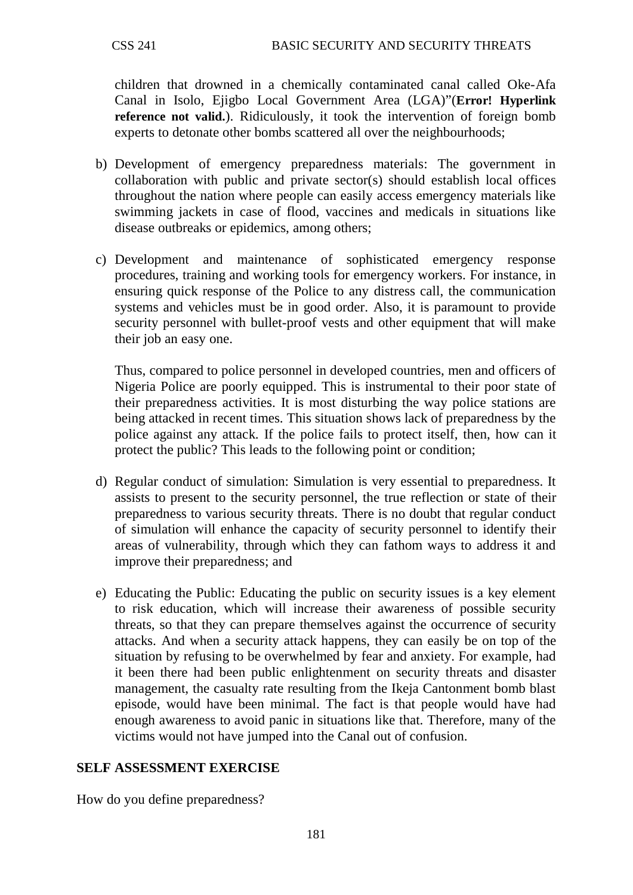children that drowned in a chemically contaminated canal called Oke-Afa Canal in Isolo, Ejigbo Local Government Area (LGA)"(**Error! Hyperlink reference not valid.**). Ridiculously, it took the intervention of foreign bomb experts to detonate other bombs scattered all over the neighbourhoods;

b) Development of emergency preparedness materials: The government in collaboration with public and private sector(s) should establish local offices throughout the nation where people can easily access emergency materials like swimming jackets in case of flood, vaccines and medicals in situations like disease outbreaks or epidemics, among others;

c) Development and maintenance of sophisticated emergency response procedures, training and working tools for emergency workers. For instance, in ensuring quick response of the Police to any distress call, the communication systems and vehicles must be in good order. Also, it is paramount to provide security personnel with bullet-proof vests and other equipment that will make their job an easy one.

   Thus, compared to police personnel in developed countries, men and officers of Nigeria Police are poorly equipped. This is instrumental to their poor state of their preparedness activities. It is most disturbing the way police stations are being attacked in recent times. This situation shows lack of preparedness by the police against any attack. If the police fails to protect itself, then, how can it protect the public? This leads to the following point or condition;

d) Regular conduct of simulation: Simulation is very essential to preparedness. It assists to present to the security personnel, the true reflection or state of their preparedness to various security threats. There is no doubt that regular conduct of simulation will enhance the capacity of security personnel to identify their areas of vulnerability, through which they can fathom ways to address it and improve their preparedness; and

e) Educating the Public: Educating the public on security issues is a key element to risk education, which will increase their awareness of possible security threats, so that they can prepare themselves against the occurrence of security attacks. And when a security attack happens, they can easily be on top of the situation by refusing to be overwhelmed by fear and anxiety. For example, had it been there had been public enlightenment on security threats and disaster management, the casualty rate resulting from the Ikeja Cantonment bomb blast episode, would have been minimal. The fact is that people would have had enough awareness to avoid panic in situations like that. Therefore, many of the victims would not have jumped into the Canal out of confusion.

## SELF ASSESSMENT EXERCISE

How do you define preparedness?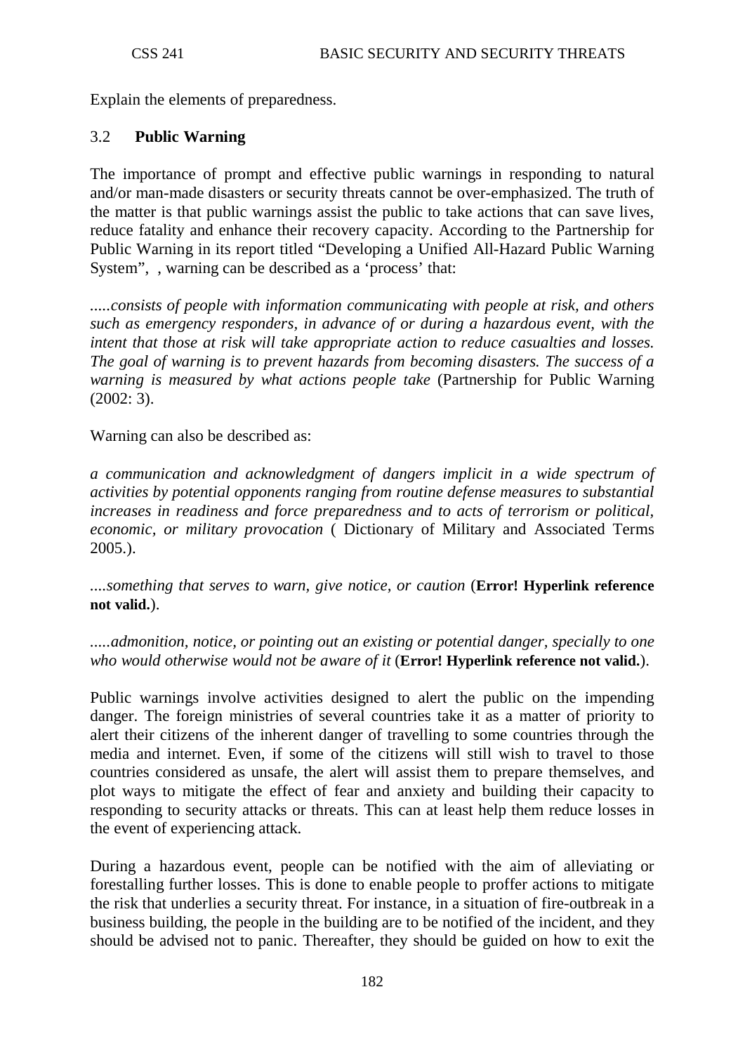Explain the elements of preparedness.

## 3.2 Public Warning

The importance of prompt and effective public warnings in responding to natural and/or man-made disasters or security threats cannot be over-emphasized. The truth of the matter is that public warnings assist the public to take actions that can save lives, reduce fatality and enhance their recovery capacity. According to the Partnership for Public Warning in its report titled "Developing a Unified All-Hazard Public Warning System", , warning can be described as a 'process' that:

*.....consists of people with information communicating with people at risk, and others such as emergency responders, in advance of or during a hazardous event, with the intent that those at risk will take appropriate action to reduce casualties and losses. The goal of warning is to prevent hazards from becoming disasters. The success of a warning is measured by what actions people take* (Partnership for Public Warning (2002: 3).

Warning can also be described as:

*a communication and acknowledgment of dangers implicit in a wide spectrum of activities by potential opponents ranging from routine defense measures to substantial increases in readiness and force preparedness and to acts of terrorism or political, economic, or military provocation* ( Dictionary of Military and Associated Terms 2005.).

*....something that serves to warn, give notice, or caution* (**Error! Hyperlink reference not valid.**).

*.....admonition, notice, or pointing out an existing or potential danger, specially to one who would otherwise would not be aware of it* (**Error! Hyperlink reference not valid.**).

Public warnings involve activities designed to alert the public on the impending danger. The foreign ministries of several countries take it as a matter of priority to alert their citizens of the inherent danger of travelling to some countries through the media and internet. Even, if some of the citizens will still wish to travel to those countries considered as unsafe, the alert will assist them to prepare themselves, and plot ways to mitigate the effect of fear and anxiety and building their capacity to responding to security attacks or threats. This can at least help them reduce losses in the event of experiencing attack.

During a hazardous event, people can be notified with the aim of alleviating or forestalling further losses. This is done to enable people to proffer actions to mitigate the risk that underlies a security threat. For instance, in a situation of fire-outbreak in a business building, the people in the building are to be notified of the incident, and they should be advised not to panic. Thereafter, they should be guided on how to exit the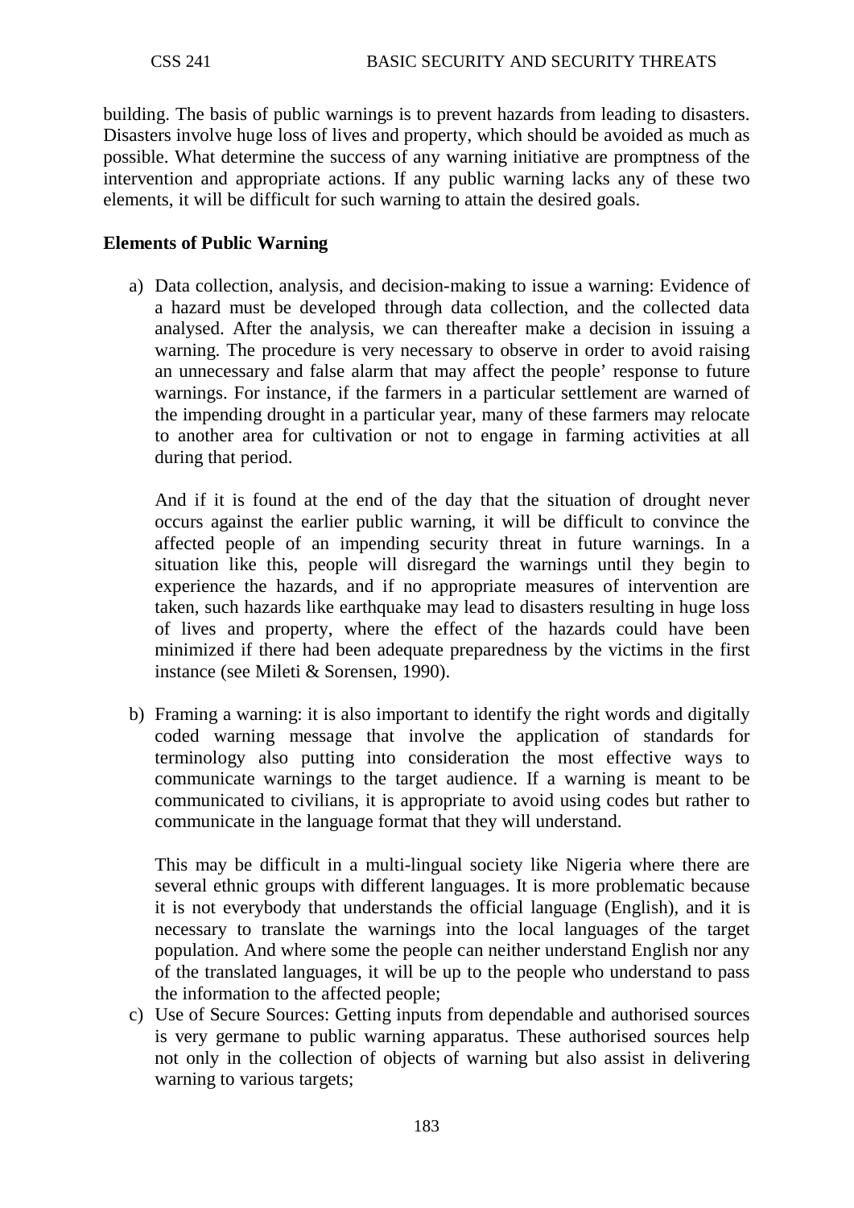building. The basis of public warnings is to prevent hazards from leading to disasters. Disasters involve huge loss of lives and property, which should be avoided as much as possible. What determine the success of any warning initiative are promptness of the intervention and appropriate actions. If any public warning lacks any of these two elements, it will be difficult for such warning to attain the desired goals.

**Elements of Public Warning**

a) Data collection, analysis, and decision-making to issue a warning: Evidence of a hazard must be developed through data collection, and the collected data analysed. After the analysis, we can thereafter make a decision in issuing a warning. The procedure is very necessary to observe in order to avoid raising an unnecessary and false alarm that may affect the people' response to future warnings. For instance, if the farmers in a particular settlement are warned of the impending drought in a particular year, many of these farmers may relocate to another area for cultivation or not to engage in farming activities at all during that period.

   And if it is found at the end of the day that the situation of drought never occurs against the earlier public warning, it will be difficult to convince the affected people of an impending security threat in future warnings. In a situation like this, people will disregard the warnings until they begin to experience the hazards, and if no appropriate measures of intervention are taken, such hazards like earthquake may lead to disasters resulting in huge loss of lives and property, where the effect of the hazards could have been minimized if there had been adequate preparedness by the victims in the first instance (see Mileti & Sorensen, 1990).

b) Framing a warning: it is also important to identify the right words and digitally coded warning message that involve the application of standards for terminology also putting into consideration the most effective ways to communicate warnings to the target audience. If a warning is meant to be communicated to civilians, it is appropriate to avoid using codes but rather to communicate in the language format that they will understand.

   This may be difficult in a multi-lingual society like Nigeria where there are several ethnic groups with different languages. It is more problematic because it is not everybody that understands the official language (English), and it is necessary to translate the warnings into the local languages of the target population. And where some the people can neither understand English nor any of the translated languages, it will be up to the people who understand to pass the information to the affected people;

c) Use of Secure Sources: Getting inputs from dependable and authorised sources is very germane to public warning apparatus. These authorised sources help not only in the collection of objects of warning but also assist in delivering warning to various targets;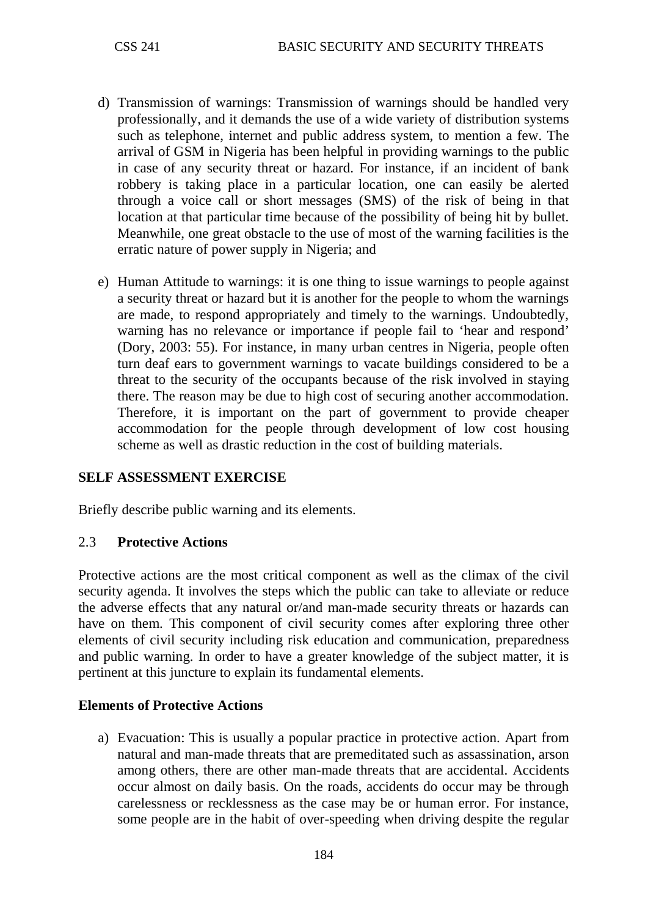d) Transmission of warnings: Transmission of warnings should be handled very professionally, and it demands the use of a wide variety of distribution systems such as telephone, internet and public address system, to mention a few. The arrival of GSM in Nigeria has been helpful in providing warnings to the public in case of any security threat or hazard. For instance, if an incident of bank robbery is taking place in a particular location, one can easily be alerted through a voice call or short messages (SMS) of the risk of being in that location at that particular time because of the possibility of being hit by bullet. Meanwhile, one great obstacle to the use of most of the warning facilities is the erratic nature of power supply in Nigeria; and

e) Human Attitude to warnings: it is one thing to issue warnings to people against a security threat or hazard but it is another for the people to whom the warnings are made, to respond appropriately and timely to the warnings. Undoubtedly, warning has no relevance or importance if people fail to 'hear and respond' (Dory, 2003: 55). For instance, in many urban centres in Nigeria, people often turn deaf ears to government warnings to vacate buildings considered to be a threat to the security of the occupants because of the risk involved in staying there. The reason may be due to high cost of securing another accommodation. Therefore, it is important on the part of government to provide cheaper accommodation for the people through development of low cost housing scheme as well as drastic reduction in the cost of building materials.

**SELF ASSESSMENT EXERCISE**

Briefly describe public warning and its elements.

## 2.3 Protective Actions

Protective actions are the most critical component as well as the climax of the civil security agenda. It involves the steps which the public can take to alleviate or reduce the adverse effects that any natural or/and man-made security threats or hazards can have on them. This component of civil security comes after exploring three other elements of civil security including risk education and communication, preparedness and public warning. In order to have a greater knowledge of the subject matter, it is pertinent at this juncture to explain its fundamental elements.

**Elements of Protective Actions**

a) Evacuation: This is usually a popular practice in protective action. Apart from natural and man-made threats that are premeditated such as assassination, arson among others, there are other man-made threats that are accidental. Accidents occur almost on daily basis. On the roads, accidents do occur may be through carelessness or recklessness as the case may be or human error. For instance, some people are in the habit of over-speeding when driving despite the regular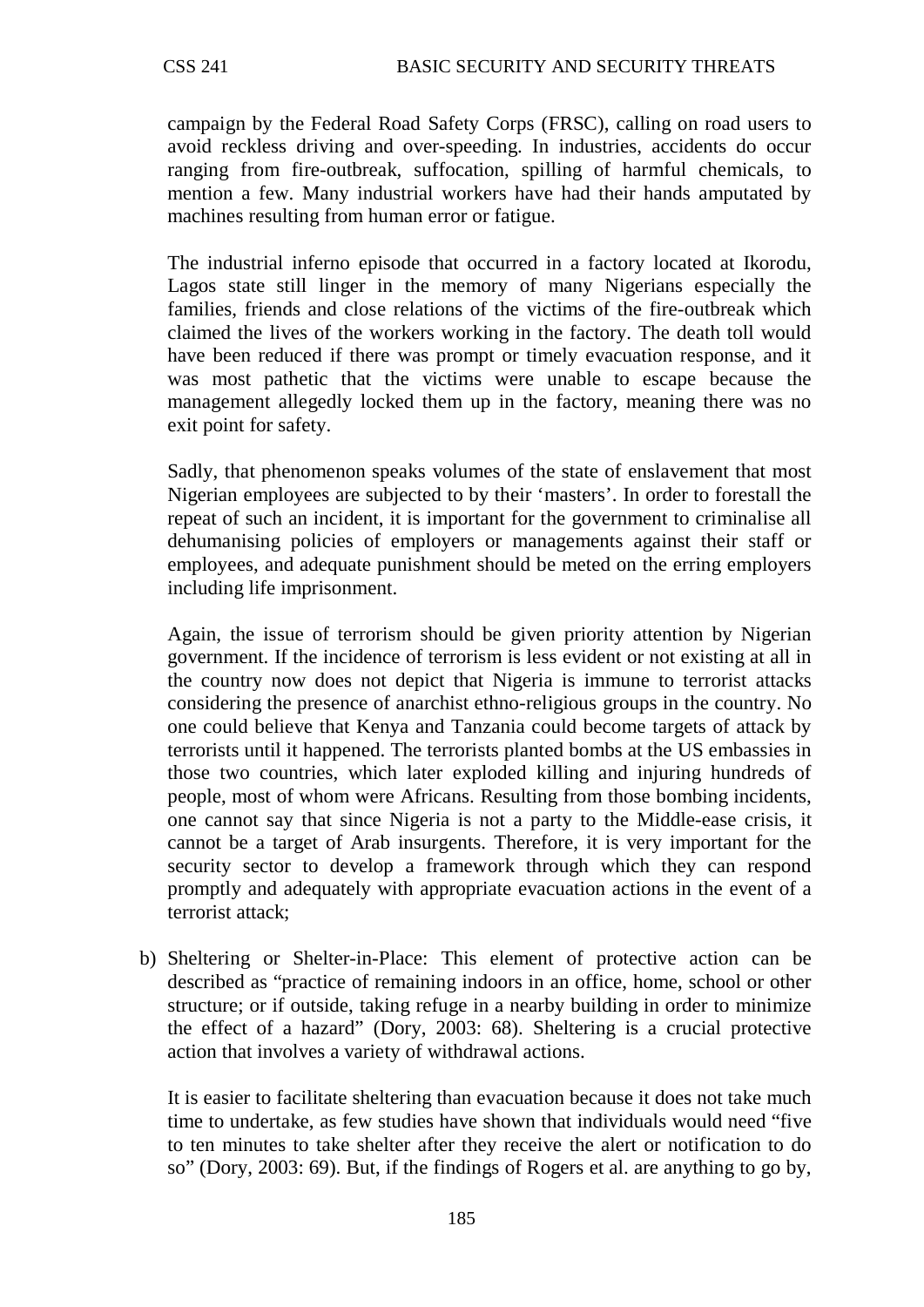campaign by the Federal Road Safety Corps (FRSC), calling on road users to avoid reckless driving and over-speeding. In industries, accidents do occur ranging from fire-outbreak, suffocation, spilling of harmful chemicals, to mention a few. Many industrial workers have had their hands amputated by machines resulting from human error or fatigue.

The industrial inferno episode that occurred in a factory located at Ikorodu, Lagos state still linger in the memory of many Nigerians especially the families, friends and close relations of the victims of the fire-outbreak which claimed the lives of the workers working in the factory. The death toll would have been reduced if there was prompt or timely evacuation response, and it was most pathetic that the victims were unable to escape because the management allegedly locked them up in the factory, meaning there was no exit point for safety.

Sadly, that phenomenon speaks volumes of the state of enslavement that most Nigerian employees are subjected to by their 'masters'. In order to forestall the repeat of such an incident, it is important for the government to criminalise all dehumanising policies of employers or managements against their staff or employees, and adequate punishment should be meted on the erring employers including life imprisonment.

Again, the issue of terrorism should be given priority attention by Nigerian government. If the incidence of terrorism is less evident or not existing at all in the country now does not depict that Nigeria is immune to terrorist attacks considering the presence of anarchist ethno-religious groups in the country. No one could believe that Kenya and Tanzania could become targets of attack by terrorists until it happened. The terrorists planted bombs at the US embassies in those two countries, which later exploded killing and injuring hundreds of people, most of whom were Africans. Resulting from those bombing incidents, one cannot say that since Nigeria is not a party to the Middle-ease crisis, it cannot be a target of Arab insurgents. Therefore, it is very important for the security sector to develop a framework through which they can respond promptly and adequately with appropriate evacuation actions in the event of a terrorist attack;

b) Sheltering or Shelter-in-Place: This element of protective action can be described as "practice of remaining indoors in an office, home, school or other structure; or if outside, taking refuge in a nearby building in order to minimize the effect of a hazard" (Dory, 2003: 68). Sheltering is a crucial protective action that involves a variety of withdrawal actions.

   It is easier to facilitate sheltering than evacuation because it does not take much time to undertake, as few studies have shown that individuals would need "five to ten minutes to take shelter after they receive the alert or notification to do so" (Dory, 2003: 69). But, if the findings of Rogers et al. are anything to go by,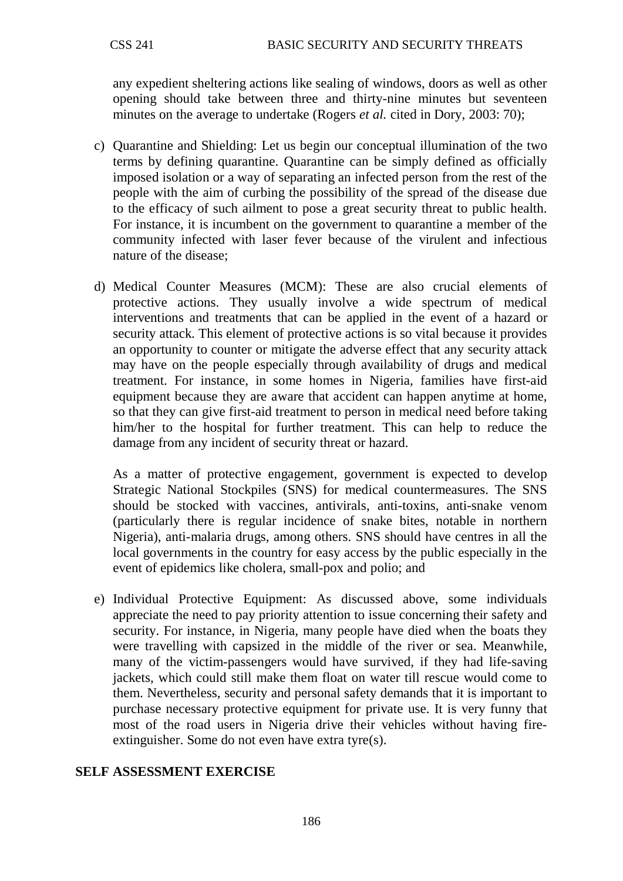any expedient sheltering actions like sealing of windows, doors as well as other opening should take between three and thirty-nine minutes but seventeen minutes on the average to undertake (Rogers *et al.* cited in Dory, 2003: 70);

c) Quarantine and Shielding: Let us begin our conceptual illumination of the two terms by defining quarantine. Quarantine can be simply defined as officially imposed isolation or a way of separating an infected person from the rest of the people with the aim of curbing the possibility of the spread of the disease due to the efficacy of such ailment to pose a great security threat to public health. For instance, it is incumbent on the government to quarantine a member of the community infected with laser fever because of the virulent and infectious nature of the disease;

d) Medical Counter Measures (MCM): These are also crucial elements of protective actions. They usually involve a wide spectrum of medical interventions and treatments that can be applied in the event of a hazard or security attack. This element of protective actions is so vital because it provides an opportunity to counter or mitigate the adverse effect that any security attack may have on the people especially through availability of drugs and medical treatment. For instance, in some homes in Nigeria, families have first-aid equipment because they are aware that accident can happen anytime at home, so that they can give first-aid treatment to person in medical need before taking him/her to the hospital for further treatment. This can help to reduce the damage from any incident of security threat or hazard.

   As a matter of protective engagement, government is expected to develop Strategic National Stockpiles (SNS) for medical countermeasures. The SNS should be stocked with vaccines, antivirals, anti-toxins, anti-snake venom (particularly there is regular incidence of snake bites, notable in northern Nigeria), anti-malaria drugs, among others. SNS should have centres in all the local governments in the country for easy access by the public especially in the event of epidemics like cholera, small-pox and polio; and

e) Individual Protective Equipment: As discussed above, some individuals appreciate the need to pay priority attention to issue concerning their safety and security. For instance, in Nigeria, many people have died when the boats they were travelling with capsized in the middle of the river or sea. Meanwhile, many of the victim-passengers would have survived, if they had life-saving jackets, which could still make them float on water till rescue would come to them. Nevertheless, security and personal safety demands that it is important to purchase necessary protective equipment for private use. It is very funny that most of the road users in Nigeria drive their vehicles without having fire-extinguisher. Some do not even have extra tyre(s).

**SELF ASSESSMENT EXERCISE**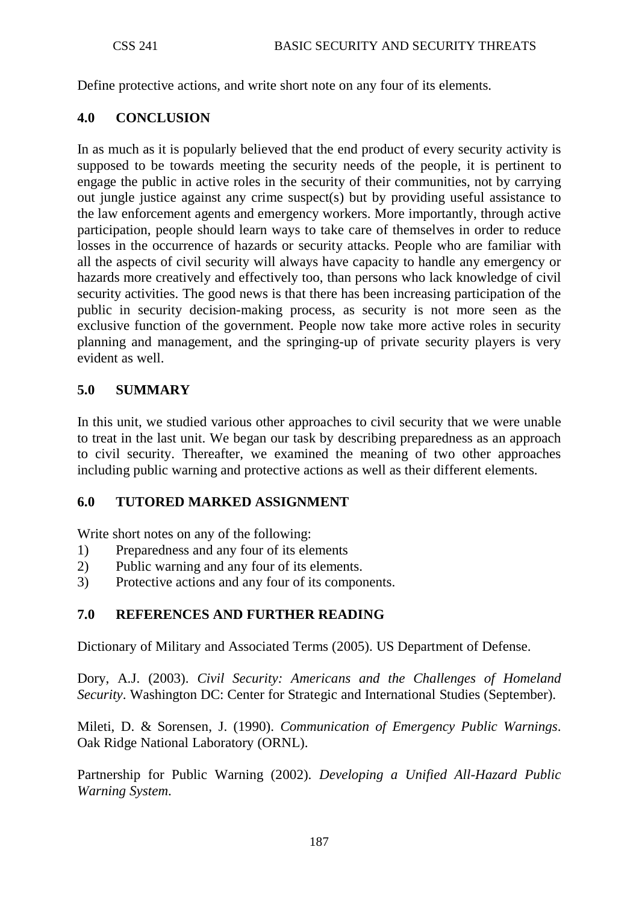Define protective actions, and write short note on any four of its elements.

## 4.0 CONCLUSION

In as much as it is popularly believed that the end product of every security activity is supposed to be towards meeting the security needs of the people, it is pertinent to engage the public in active roles in the security of their communities, not by carrying out jungle justice against any crime suspect(s) but by providing useful assistance to the law enforcement agents and emergency workers. More importantly, through active participation, people should learn ways to take care of themselves in order to reduce losses in the occurrence of hazards or security attacks. People who are familiar with all the aspects of civil security will always have capacity to handle any emergency or hazards more creatively and effectively too, than persons who lack knowledge of civil security activities. The good news is that there has been increasing participation of the public in security decision-making process, as security is not more seen as the exclusive function of the government. People now take more active roles in security planning and management, and the springing-up of private security players is very evident as well.

## 5.0 SUMMARY

In this unit, we studied various other approaches to civil security that we were unable to treat in the last unit. We began our task by describing preparedness as an approach to civil security. Thereafter, we examined the meaning of two other approaches including public warning and protective actions as well as their different elements.

## 6.0 TUTORED MARKED ASSIGNMENT

Write short notes on any of the following:

1) Preparedness and any four of its elements
2) Public warning and any four of its elements.
3) Protective actions and any four of its components.

## 7.0 REFERENCES AND FURTHER READING

Dictionary of Military and Associated Terms (2005). US Department of Defense.

Dory, A.J. (2003). *Civil Security: Americans and the Challenges of Homeland Security*. Washington DC: Center for Strategic and International Studies (September).

Mileti, D. & Sorensen, J. (1990). *Communication of Emergency Public Warnings*. Oak Ridge National Laboratory (ORNL).

Partnership for Public Warning (2002). *Developing a Unified All-Hazard Public Warning System*.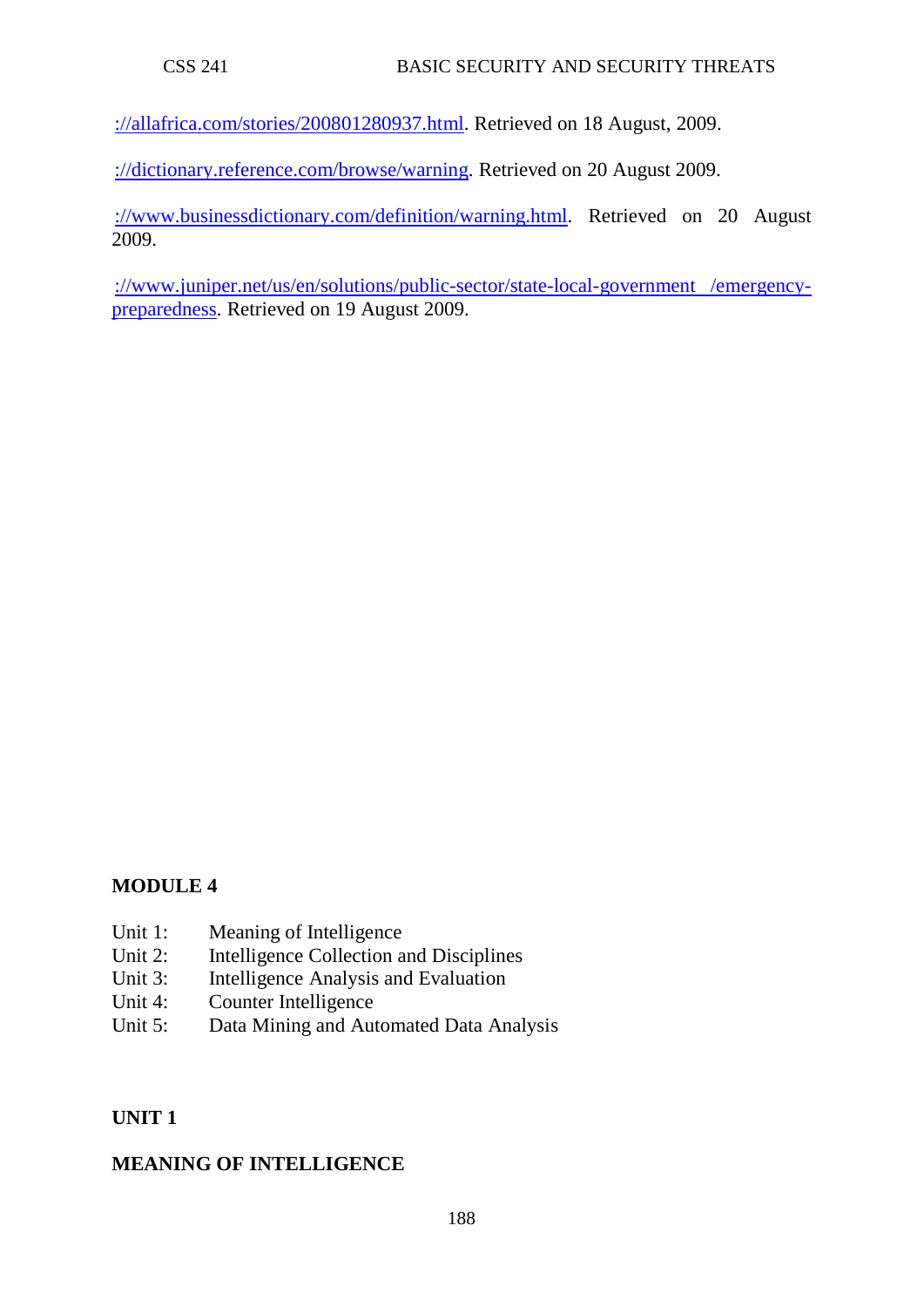://allafrica.com/stories/200801280937.html. Retrieved on 18 August, 2009.

://dictionary.reference.com/browse/warning. Retrieved on 20 August 2009.

://www.businessdictionary.com/definition/warning.html. Retrieved on 20 August 2009.

://www.juniper.net/us/en/solutions/public-sector/state-local-government /emergency-preparedness. Retrieved on 19 August 2009.

## MODULE 4

Unit 1: Meaning of Intelligence
Unit 2: Intelligence Collection and Disciplines
Unit 3: Intelligence Analysis and Evaluation
Unit 4: Counter Intelligence
Unit 5: Data Mining and Automated Data Analysis

## UNIT 1

## MEANING OF INTELLIGENCE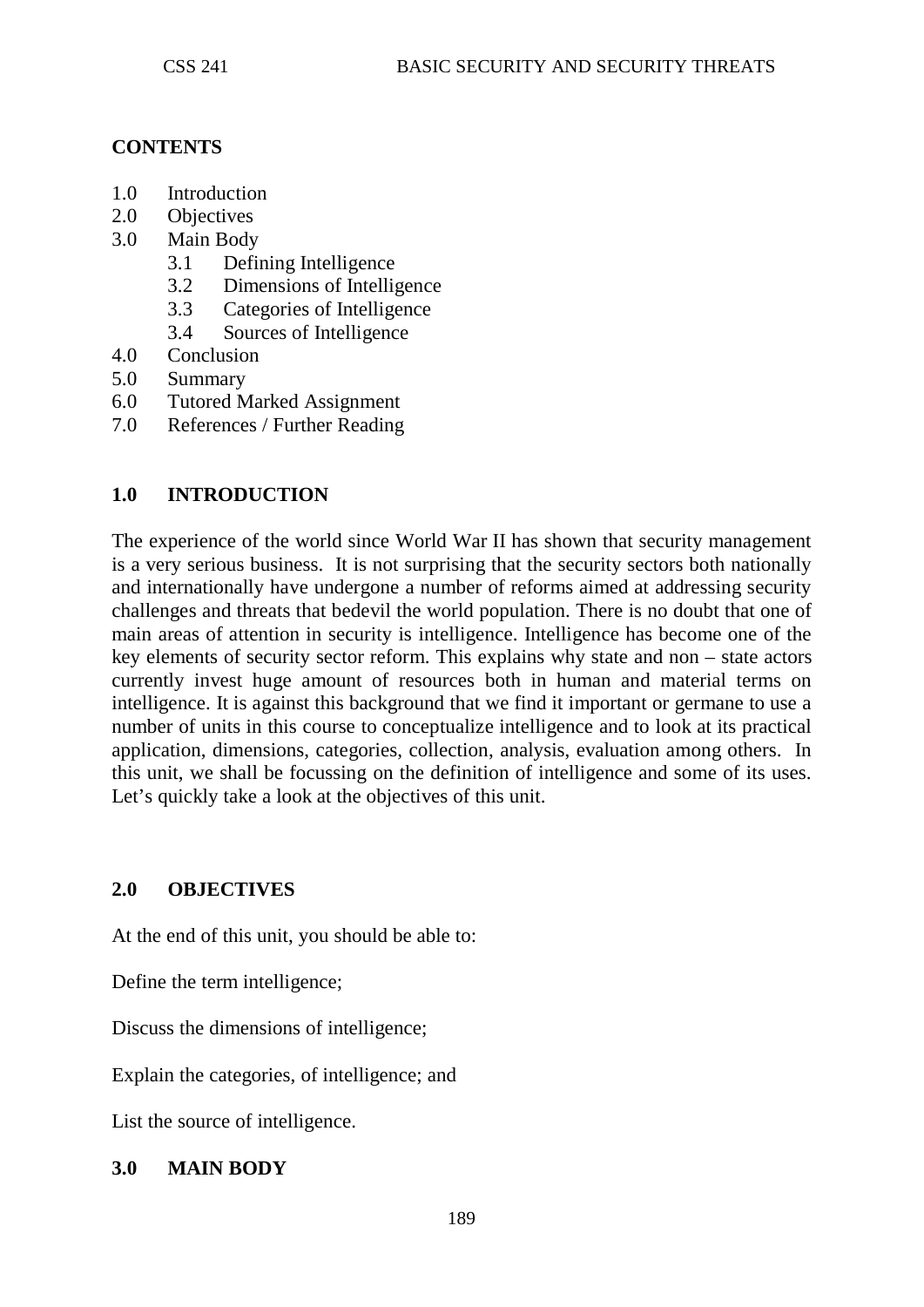**CONTENTS**

- 1.0 Introduction
- 2.0 Objectives
- 3.0 Main Body
    - 3.1 Defining Intelligence
    - 3.2 Dimensions of Intelligence
    - 3.3 Categories of Intelligence
    - 3.4 Sources of Intelligence
- 4.0 Conclusion
- 5.0 Summary
- 6.0 Tutored Marked Assignment
- 7.0 References / Further Reading

## 1.0 INTRODUCTION

The experience of the world since World War II has shown that security management is a very serious business. It is not surprising that the security sectors both nationally and internationally have undergone a number of reforms aimed at addressing security challenges and threats that bedevil the world population. There is no doubt that one of main areas of attention in security is intelligence. Intelligence has become one of the key elements of security sector reform. This explains why state and non – state actors currently invest huge amount of resources both in human and material terms on intelligence. It is against this background that we find it important or germane to use a number of units in this course to conceptualize intelligence and to look at its practical application, dimensions, categories, collection, analysis, evaluation among others. In this unit, we shall be focussing on the definition of intelligence and some of its uses. Let's quickly take a look at the objectives of this unit.

## 2.0 OBJECTIVES

At the end of this unit, you should be able to:

Define the term intelligence;

Discuss the dimensions of intelligence;

Explain the categories, of intelligence; and

List the source of intelligence.

## 3.0 MAIN BODY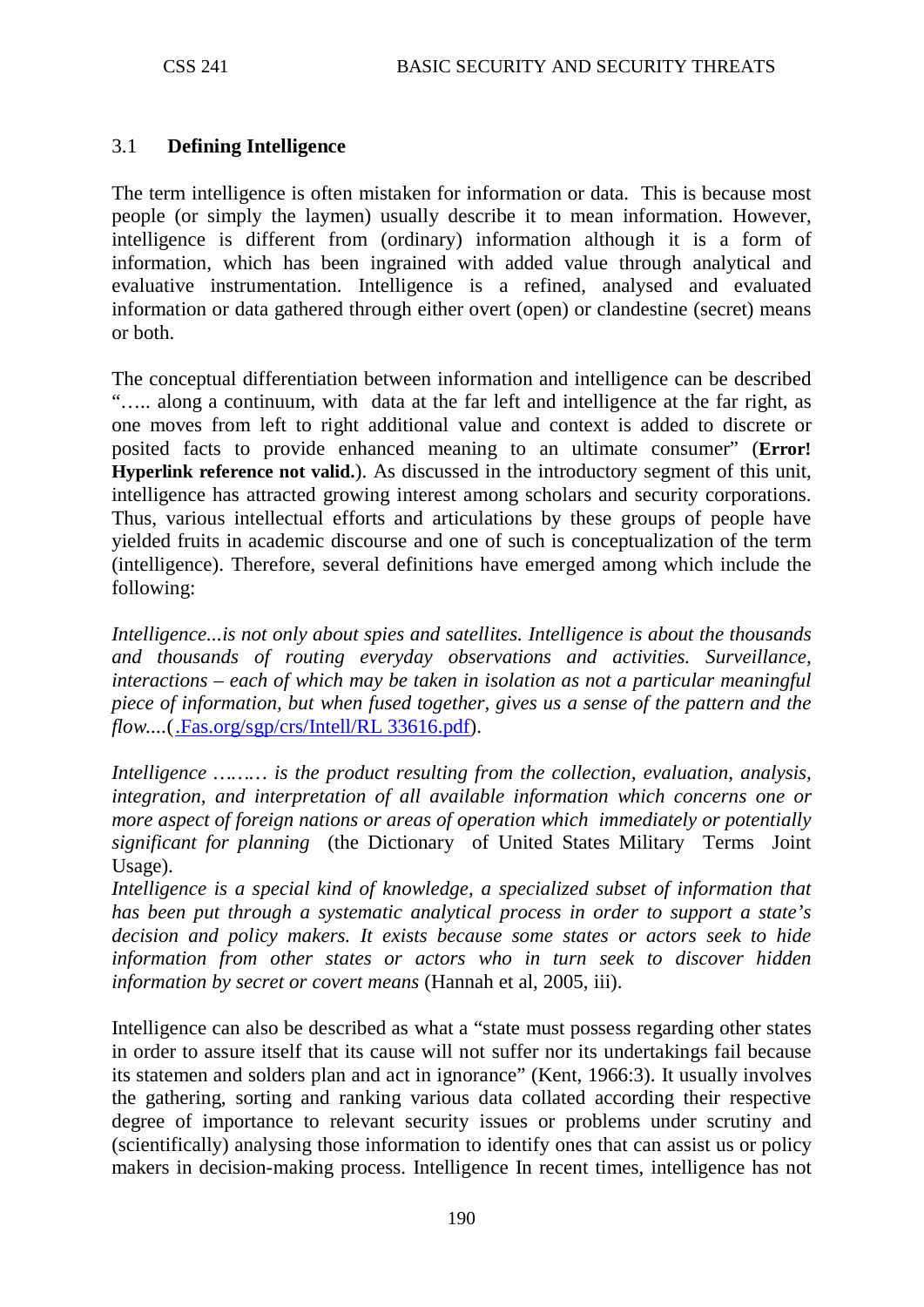### 3.1 Defining Intelligence

The term intelligence is often mistaken for information or data. This is because most people (or simply the laymen) usually describe it to mean information. However, intelligence is different from (ordinary) information although it is a form of information, which has been ingrained with added value through analytical and evaluative instrumentation. Intelligence is a refined, analysed and evaluated information or data gathered through either overt (open) or clandestine (secret) means or both.

The conceptual differentiation between information and intelligence can be described "….. along a continuum, with data at the far left and intelligence at the far right, as one moves from left to right additional value and context is added to discrete or posited facts to provide enhanced meaning to an ultimate consumer" (**Error! Hyperlink reference not valid.**). As discussed in the introductory segment of this unit, intelligence has attracted growing interest among scholars and security corporations. Thus, various intellectual efforts and articulations by these groups of people have yielded fruits in academic discourse and one of such is conceptualization of the term (intelligence). Therefore, several definitions have emerged among which include the following:

*Intelligence...is not only about spies and satellites. Intelligence is about the thousands and thousands of routing everyday observations and activities. Surveillance, interactions – each of which may be taken in isolation as not a particular meaningful piece of information, but when fused together, gives us a sense of the pattern and the flow....*(.Fas.org/sgp/crs/Intell/RL 33616.pdf).

*Intelligence ……… is the product resulting from the collection, evaluation, analysis, integration, and interpretation of all available information which concerns one or more aspect of foreign nations or areas of operation which immediately or potentially significant for planning* (the Dictionary of United States Military Terms Joint Usage).

*Intelligence is a special kind of knowledge, a specialized subset of information that has been put through a systematic analytical process in order to support a state's decision and policy makers. It exists because some states or actors seek to hide information from other states or actors who in turn seek to discover hidden information by secret or covert means* (Hannah et al, 2005, iii).

Intelligence can also be described as what a "state must possess regarding other states in order to assure itself that its cause will not suffer nor its undertakings fail because its statemen and solders plan and act in ignorance" (Kent, 1966:3). It usually involves the gathering, sorting and ranking various data collated according their respective degree of importance to relevant security issues or problems under scrutiny and (scientifically) analysing those information to identify ones that can assist us or policy makers in decision-making process. Intelligence In recent times, intelligence has not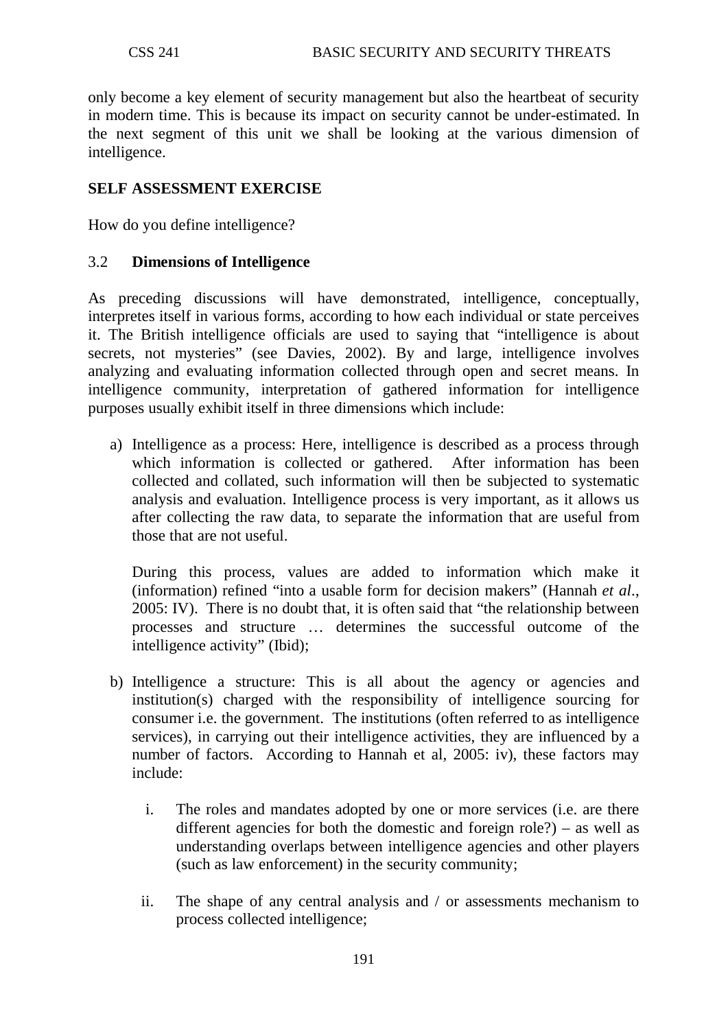only become a key element of security management but also the heartbeat of security in modern time. This is because its impact on security cannot be under-estimated. In the next segment of this unit we shall be looking at the various dimension of intelligence.

**SELF ASSESSMENT EXERCISE**

How do you define intelligence?

### 3.2 **Dimensions of Intelligence**

As preceding discussions will have demonstrated, intelligence, conceptually, interpretes itself in various forms, according to how each individual or state perceives it. The British intelligence officials are used to saying that "intelligence is about secrets, not mysteries" (see Davies, 2002). By and large, intelligence involves analyzing and evaluating information collected through open and secret means. In intelligence community, interpretation of gathered information for intelligence purposes usually exhibit itself in three dimensions which include:

a) Intelligence as a process: Here, intelligence is described as a process through which information is collected or gathered. After information has been collected and collated, such information will then be subjected to systematic analysis and evaluation. Intelligence process is very important, as it allows us after collecting the raw data, to separate the information that are useful from those that are not useful.

   During this process, values are added to information which make it (information) refined "into a usable form for decision makers" (Hannah *et al*., 2005: IV). There is no doubt that, it is often said that "the relationship between processes and structure … determines the successful outcome of the intelligence activity" (Ibid);

b) Intelligence a structure: This is all about the agency or agencies and institution(s) charged with the responsibility of intelligence sourcing for consumer i.e. the government. The institutions (often referred to as intelligence services), in carrying out their intelligence activities, they are influenced by a number of factors. According to Hannah et al, 2005: iv), these factors may include:

   i. The roles and mandates adopted by one or more services (i.e. are there different agencies for both the domestic and foreign role?) – as well as understanding overlaps between intelligence agencies and other players (such as law enforcement) in the security community;

   ii. The shape of any central analysis and / or assessments mechanism to process collected intelligence;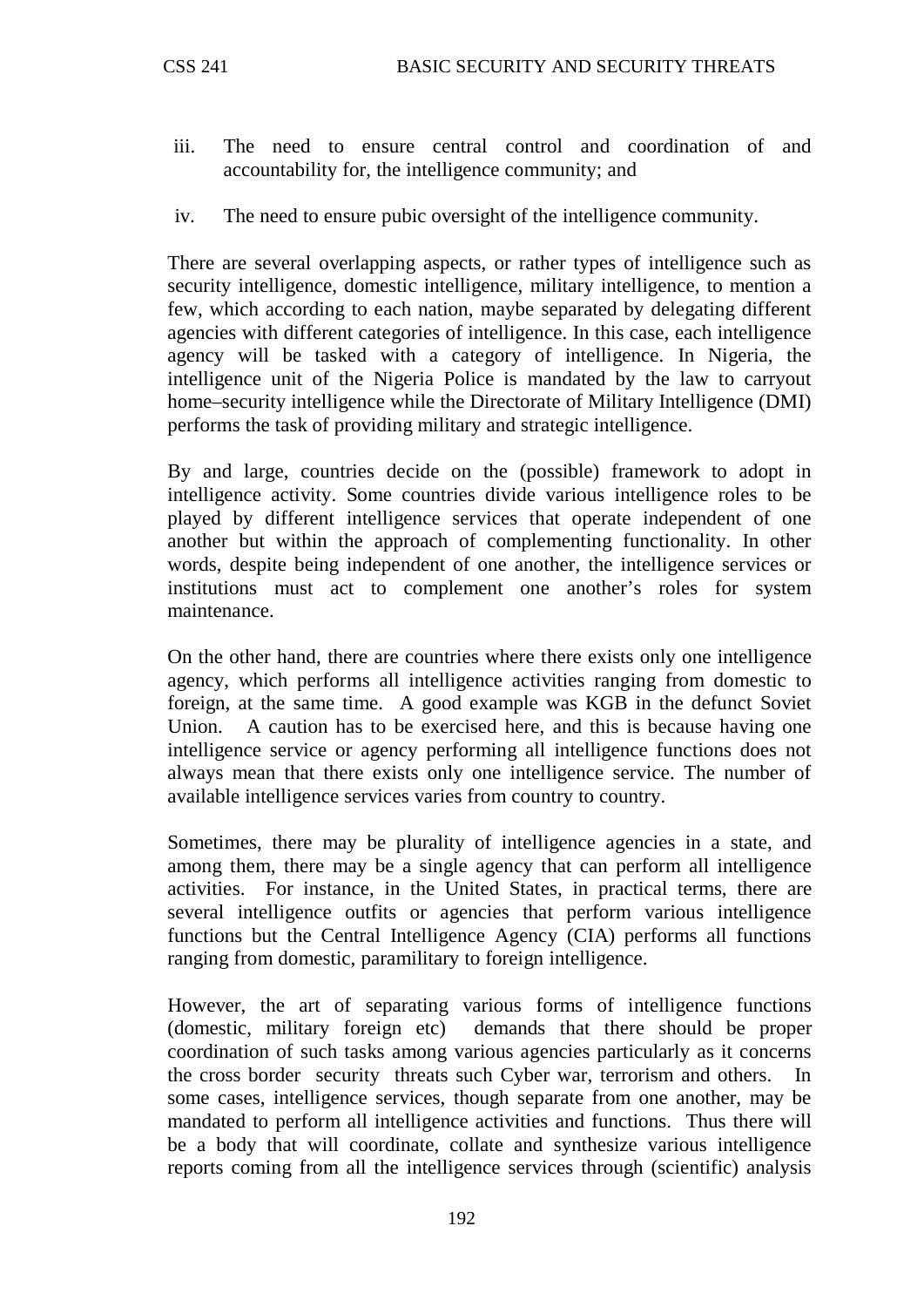iii. The need to ensure central control and coordination of and accountability for, the intelligence community; and

iv. The need to ensure pubic oversight of the intelligence community.

There are several overlapping aspects, or rather types of intelligence such as security intelligence, domestic intelligence, military intelligence, to mention a few, which according to each nation, maybe separated by delegating different agencies with different categories of intelligence. In this case, each intelligence agency will be tasked with a category of intelligence. In Nigeria, the intelligence unit of the Nigeria Police is mandated by the law to carryout home–security intelligence while the Directorate of Military Intelligence (DMI) performs the task of providing military and strategic intelligence.

By and large, countries decide on the (possible) framework to adopt in intelligence activity. Some countries divide various intelligence roles to be played by different intelligence services that operate independent of one another but within the approach of complementing functionality. In other words, despite being independent of one another, the intelligence services or institutions must act to complement one another's roles for system maintenance.

On the other hand, there are countries where there exists only one intelligence agency, which performs all intelligence activities ranging from domestic to foreign, at the same time. A good example was KGB in the defunct Soviet Union. A caution has to be exercised here, and this is because having one intelligence service or agency performing all intelligence functions does not always mean that there exists only one intelligence service. The number of available intelligence services varies from country to country.

Sometimes, there may be plurality of intelligence agencies in a state, and among them, there may be a single agency that can perform all intelligence activities. For instance, in the United States, in practical terms, there are several intelligence outfits or agencies that perform various intelligence functions but the Central Intelligence Agency (CIA) performs all functions ranging from domestic, paramilitary to foreign intelligence.

However, the art of separating various forms of intelligence functions (domestic, military foreign etc) demands that there should be proper coordination of such tasks among various agencies particularly as it concerns the cross border security threats such Cyber war, terrorism and others. In some cases, intelligence services, though separate from one another, may be mandated to perform all intelligence activities and functions. Thus there will be a body that will coordinate, collate and synthesize various intelligence reports coming from all the intelligence services through (scientific) analysis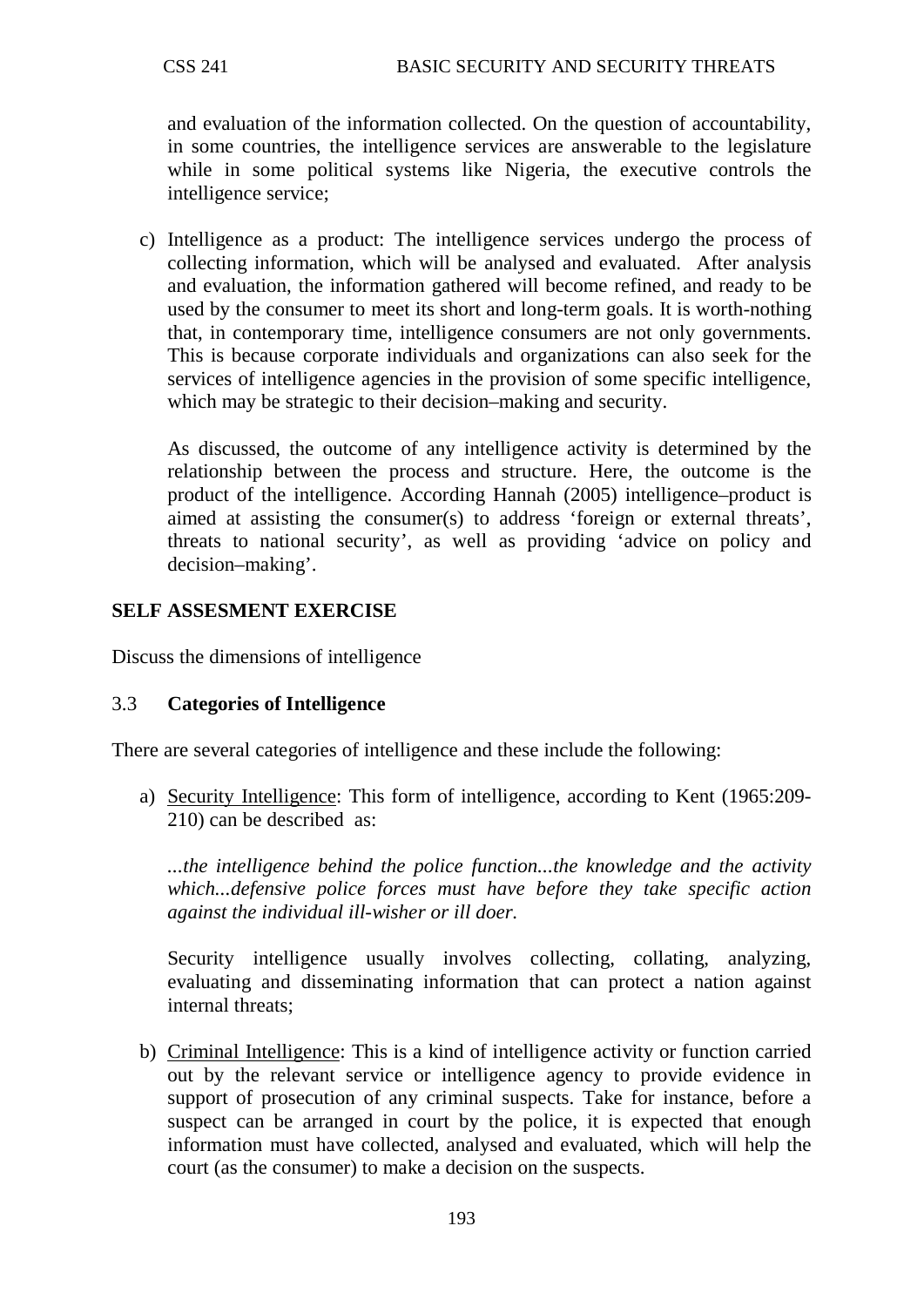and evaluation of the information collected. On the question of accountability, in some countries, the intelligence services are answerable to the legislature while in some political systems like Nigeria, the executive controls the intelligence service;

c) Intelligence as a product: The intelligence services undergo the process of collecting information, which will be analysed and evaluated. After analysis and evaluation, the information gathered will become refined, and ready to be used by the consumer to meet its short and long-term goals. It is worth-nothing that, in contemporary time, intelligence consumers are not only governments. This is because corporate individuals and organizations can also seek for the services of intelligence agencies in the provision of some specific intelligence, which may be strategic to their decision–making and security.

   As discussed, the outcome of any intelligence activity is determined by the relationship between the process and structure. Here, the outcome is the product of the intelligence. According Hannah (2005) intelligence–product is aimed at assisting the consumer(s) to address 'foreign or external threats', threats to national security', as well as providing 'advice on policy and decision–making'.

**SELF ASSESMENT EXERCISE**

Discuss the dimensions of intelligence

### 3.3 **Categories of Intelligence**

There are several categories of intelligence and these include the following:

a) <u>Security Intelligence</u>: This form of intelligence, according to Kent (1965:209-210) can be described as:

   *...the intelligence behind the police function...the knowledge and the activity which...defensive police forces must have before they take specific action against the individual ill-wisher or ill doer.*

   Security intelligence usually involves collecting, collating, analyzing, evaluating and disseminating information that can protect a nation against internal threats;

b) <u>Criminal Intelligence</u>: This is a kind of intelligence activity or function carried out by the relevant service or intelligence agency to provide evidence in support of prosecution of any criminal suspects. Take for instance, before a suspect can be arranged in court by the police, it is expected that enough information must have collected, analysed and evaluated, which will help the court (as the consumer) to make a decision on the suspects.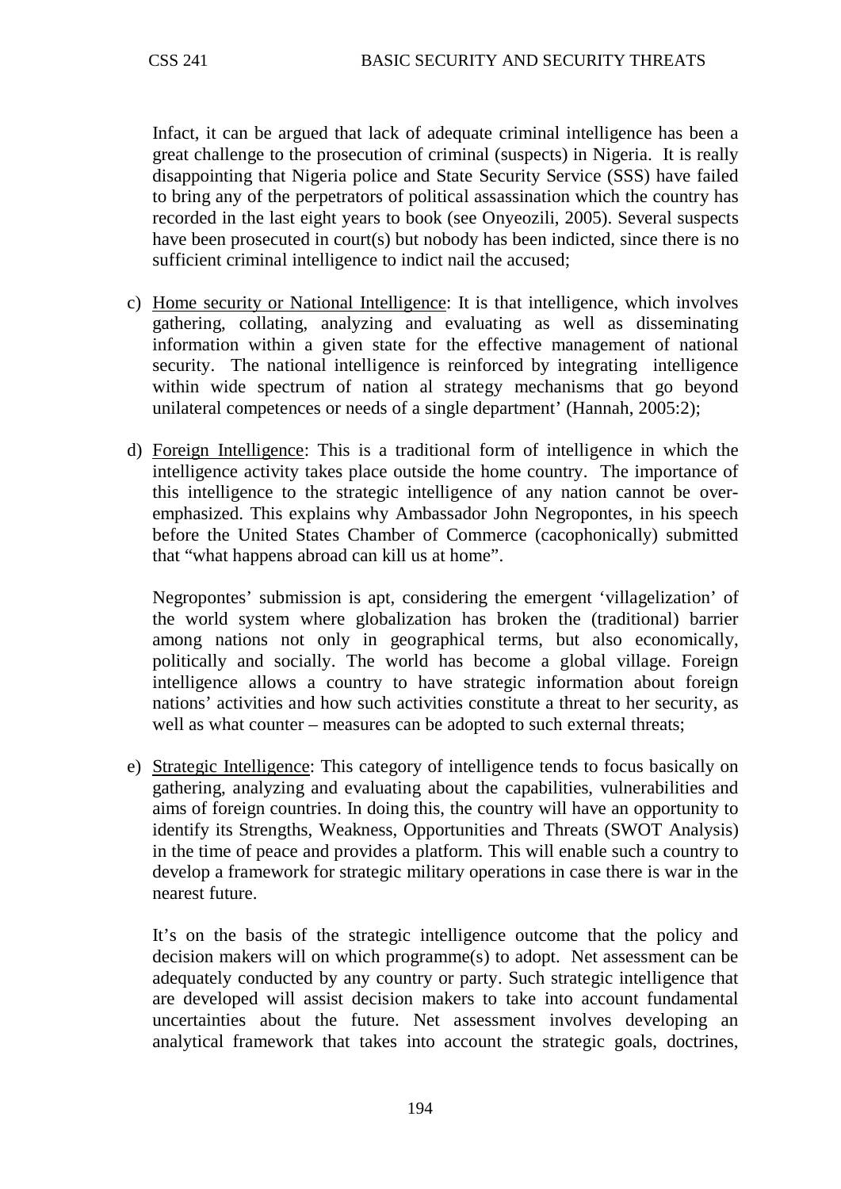Infact, it can be argued that lack of adequate criminal intelligence has been a great challenge to the prosecution of criminal (suspects) in Nigeria. It is really disappointing that Nigeria police and State Security Service (SSS) have failed to bring any of the perpetrators of political assassination which the country has recorded in the last eight years to book (see Onyeozili, 2005). Several suspects have been prosecuted in court(s) but nobody has been indicted, since there is no sufficient criminal intelligence to indict nail the accused;

c) Home security or National Intelligence: It is that intelligence, which involves gathering, collating, analyzing and evaluating as well as disseminating information within a given state for the effective management of national security. The national intelligence is reinforced by integrating intelligence within wide spectrum of nation al strategy mechanisms that go beyond unilateral competences or needs of a single department' (Hannah, 2005:2);

d) Foreign Intelligence: This is a traditional form of intelligence in which the intelligence activity takes place outside the home country. The importance of this intelligence to the strategic intelligence of any nation cannot be over-emphasized. This explains why Ambassador John Negropontes, in his speech before the United States Chamber of Commerce (cacophonically) submitted that "what happens abroad can kill us at home".

   Negropontes' submission is apt, considering the emergent 'villagelization' of the world system where globalization has broken the (traditional) barrier among nations not only in geographical terms, but also economically, politically and socially. The world has become a global village. Foreign intelligence allows a country to have strategic information about foreign nations' activities and how such activities constitute a threat to her security, as well as what counter – measures can be adopted to such external threats;

e) Strategic Intelligence: This category of intelligence tends to focus basically on gathering, analyzing and evaluating about the capabilities, vulnerabilities and aims of foreign countries. In doing this, the country will have an opportunity to identify its Strengths, Weakness, Opportunities and Threats (SWOT Analysis) in the time of peace and provides a platform. This will enable such a country to develop a framework for strategic military operations in case there is war in the nearest future.

   It's on the basis of the strategic intelligence outcome that the policy and decision makers will on which programme(s) to adopt. Net assessment can be adequately conducted by any country or party. Such strategic intelligence that are developed will assist decision makers to take into account fundamental uncertainties about the future. Net assessment involves developing an analytical framework that takes into account the strategic goals, doctrines,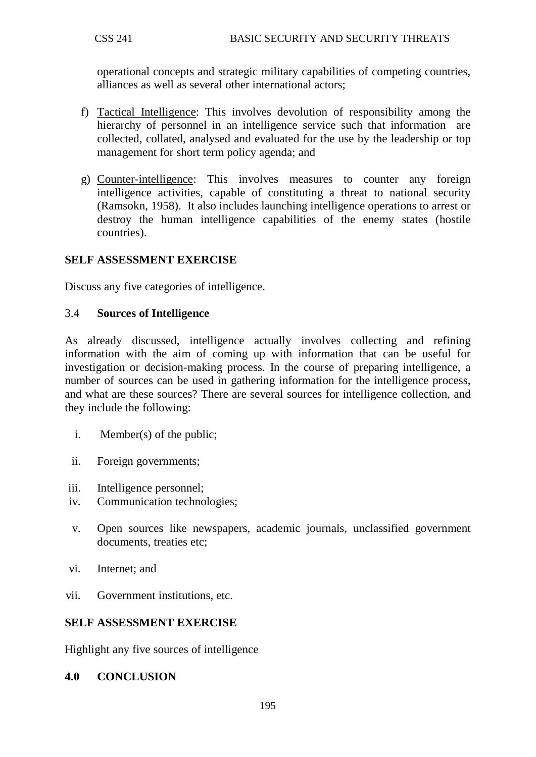operational concepts and strategic military capabilities of competing countries, alliances as well as several other international actors;

f) Tactical Intelligence: This involves devolution of responsibility among the hierarchy of personnel in an intelligence service such that information are collected, collated, analysed and evaluated for the use by the leadership or top management for short term policy agenda; and

g) Counter-intelligence: This involves measures to counter any foreign intelligence activities, capable of constituting a threat to national security (Ramsokn, 1958). It also includes launching intelligence operations to arrest or destroy the human intelligence capabilities of the enemy states (hostile countries).

**SELF ASSESSMENT EXERCISE**

Discuss any five categories of intelligence.

### 3.4 Sources of Intelligence

As already discussed, intelligence actually involves collecting and refining information with the aim of coming up with information that can be useful for investigation or decision-making process. In the course of preparing intelligence, a number of sources can be used in gathering information for the intelligence process, and what are these sources? There are several sources for intelligence collection, and they include the following:

i. Member(s) of the public;

ii. Foreign governments;

iii. Intelligence personnel;

iv. Communication technologies;

v. Open sources like newspapers, academic journals, unclassified government documents, treaties etc;

vi. Internet; and

vii. Government institutions, etc.

**SELF ASSESSMENT EXERCISE**

Highlight any five sources of intelligence

## 4.0 CONCLUSION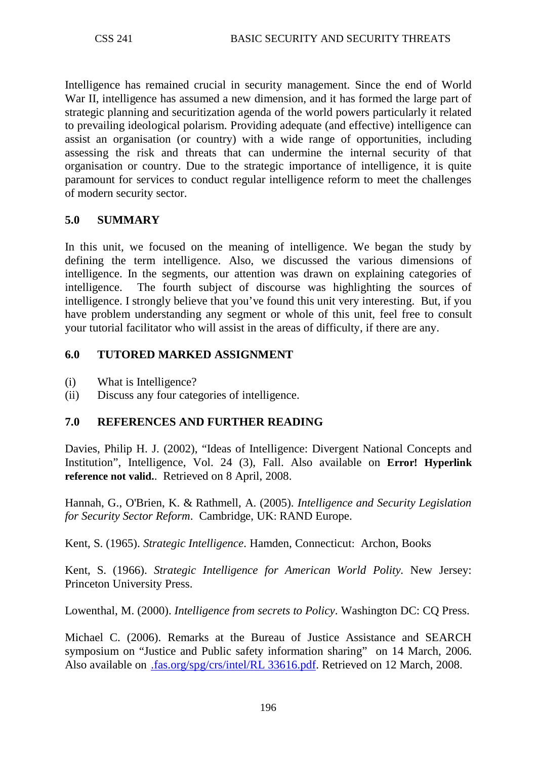Intelligence has remained crucial in security management. Since the end of World War II, intelligence has assumed a new dimension, and it has formed the large part of strategic planning and securitization agenda of the world powers particularly it related to prevailing ideological polarism. Providing adequate (and effective) intelligence can assist an organisation (or country) with a wide range of opportunities, including assessing the risk and threats that can undermine the internal security of that organisation or country. Due to the strategic importance of intelligence, it is quite paramount for services to conduct regular intelligence reform to meet the challenges of modern security sector.

## 5.0 SUMMARY

In this unit, we focused on the meaning of intelligence. We began the study by defining the term intelligence. Also, we discussed the various dimensions of intelligence. In the segments, our attention was drawn on explaining categories of intelligence. The fourth subject of discourse was highlighting the sources of intelligence. I strongly believe that you've found this unit very interesting. But, if you have problem understanding any segment or whole of this unit, feel free to consult your tutorial facilitator who will assist in the areas of difficulty, if there are any.

## 6.0 TUTORED MARKED ASSIGNMENT

(i) What is Intelligence?
(ii) Discuss any four categories of intelligence.

## 7.0 REFERENCES AND FURTHER READING

Davies, Philip H. J. (2002), "Ideas of Intelligence: Divergent National Concepts and Institution", Intelligence, Vol. 24 (3), Fall. Also available on **Error! Hyperlink reference not valid.**. Retrieved on 8 April, 2008.

Hannah, G., O'Brien, K. & Rathmell, A. (2005). *Intelligence and Security Legislation for Security Sector Reform*. Cambridge, UK: RAND Europe.

Kent, S. (1965). *Strategic Intelligence*. Hamden, Connecticut: Archon, Books

Kent, S. (1966). *Strategic Intelligence for American World Polity*. New Jersey: Princeton University Press.

Lowenthal, M. (2000). *Intelligence from secrets to Policy*. Washington DC: CQ Press.

Michael C. (2006). Remarks at the Bureau of Justice Assistance and SEARCH symposium on "Justice and Public safety information sharing" on 14 March, 2006. Also available on .fas.org/spg/crs/intel/RL 33616.pdf. Retrieved on 12 March, 2008.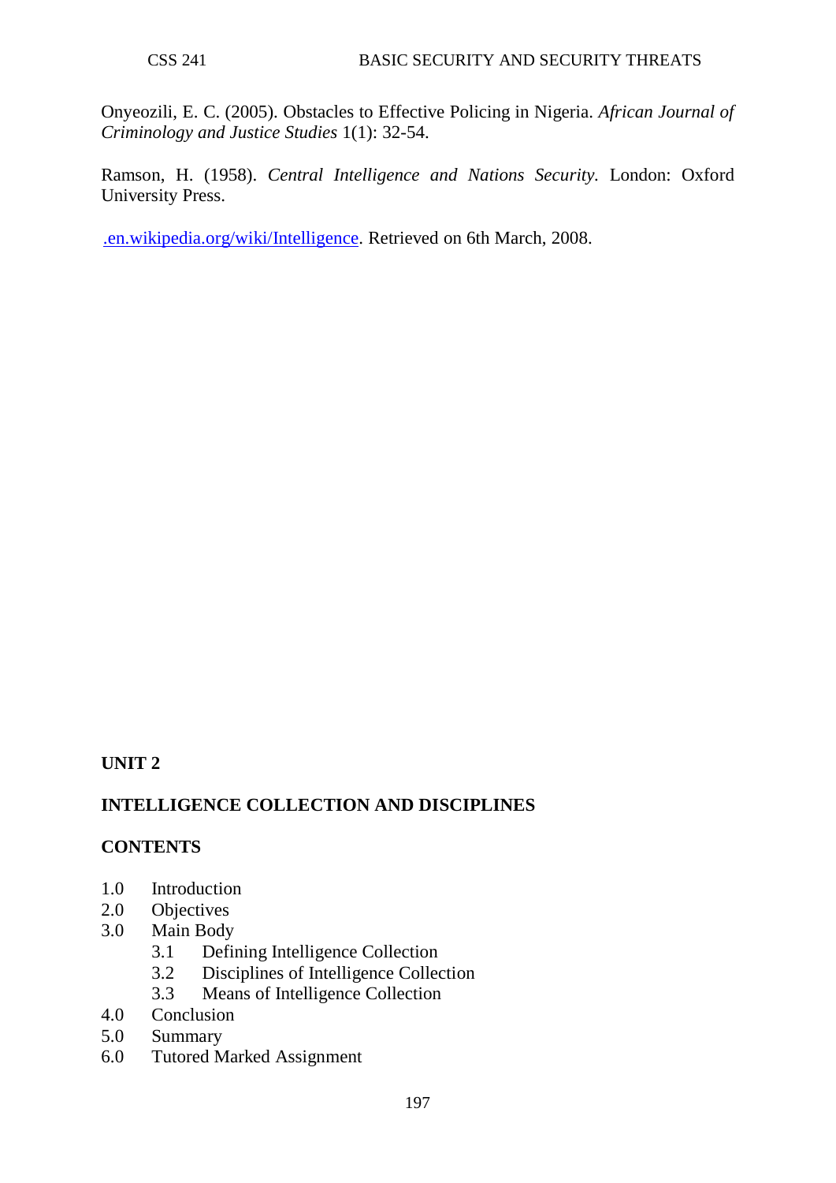Onyeozili, E. C. (2005). Obstacles to Effective Policing in Nigeria. *African Journal of Criminology and Justice Studies* 1(1): 32-54.

Ramson, H. (1958). *Central Intelligence and Nations Security*. London: Oxford University Press.

.en.wikipedia.org/wiki/Intelligence. Retrieved on 6th March, 2008.

## UNIT 2

## INTELLIGENCE COLLECTION AND DISCIPLINES

### CONTENTS

- 1.0 Introduction
- 2.0 Objectives
- 3.0 Main Body
    - 3.1 Defining Intelligence Collection
    - 3.2 Disciplines of Intelligence Collection
    - 3.3 Means of Intelligence Collection
- 4.0 Conclusion
- 5.0 Summary
- 6.0 Tutored Marked Assignment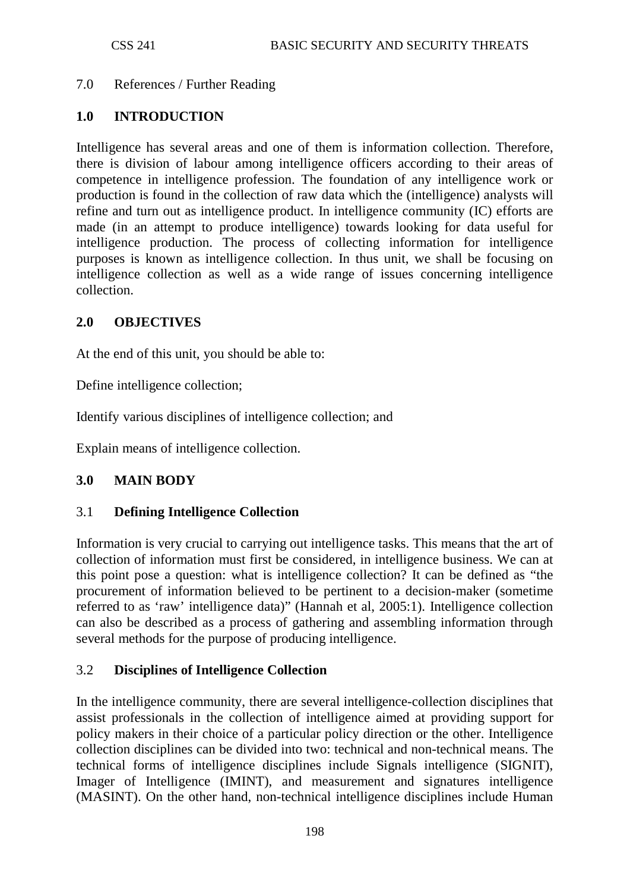7.0 References / Further Reading

## 1.0 INTRODUCTION

Intelligence has several areas and one of them is information collection. Therefore, there is division of labour among intelligence officers according to their areas of competence in intelligence profession. The foundation of any intelligence work or production is found in the collection of raw data which the (intelligence) analysts will refine and turn out as intelligence product. In intelligence community (IC) efforts are made (in an attempt to produce intelligence) towards looking for data useful for intelligence production. The process of collecting information for intelligence purposes is known as intelligence collection. In thus unit, we shall be focusing on intelligence collection as well as a wide range of issues concerning intelligence collection.

## 2.0 OBJECTIVES

At the end of this unit, you should be able to:

Define intelligence collection;

Identify various disciplines of intelligence collection; and

Explain means of intelligence collection.

## 3.0 MAIN BODY

### 3.1 Defining Intelligence Collection

Information is very crucial to carrying out intelligence tasks. This means that the art of collection of information must first be considered, in intelligence business. We can at this point pose a question: what is intelligence collection? It can be defined as "the procurement of information believed to be pertinent to a decision-maker (sometime referred to as 'raw' intelligence data)" (Hannah et al, 2005:1). Intelligence collection can also be described as a process of gathering and assembling information through several methods for the purpose of producing intelligence.

### 3.2 Disciplines of Intelligence Collection

In the intelligence community, there are several intelligence-collection disciplines that assist professionals in the collection of intelligence aimed at providing support for policy makers in their choice of a particular policy direction or the other. Intelligence collection disciplines can be divided into two: technical and non-technical means. The technical forms of intelligence disciplines include Signals intelligence (SIGNIT), Imager of Intelligence (IMINT), and measurement and signatures intelligence (MASINT). On the other hand, non-technical intelligence disciplines include Human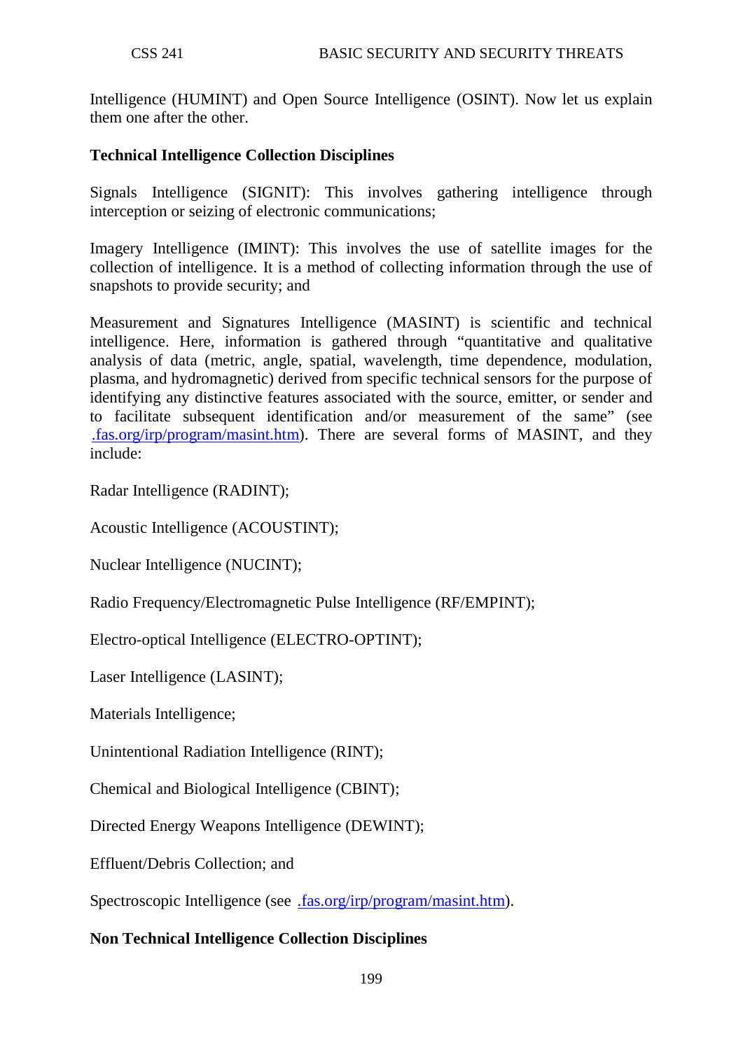Intelligence (HUMINT) and Open Source Intelligence (OSINT). Now let us explain them one after the other.

**Technical Intelligence Collection Disciplines**

Signals Intelligence (SIGNIT): This involves gathering intelligence through interception or seizing of electronic communications;

Imagery Intelligence (IMINT): This involves the use of satellite images for the collection of intelligence. It is a method of collecting information through the use of snapshots to provide security; and

Measurement and Signatures Intelligence (MASINT) is scientific and technical intelligence. Here, information is gathered through "quantitative and qualitative analysis of data (metric, angle, spatial, wavelength, time dependence, modulation, plasma, and hydromagnetic) derived from specific technical sensors for the purpose of identifying any distinctive features associated with the source, emitter, or sender and to facilitate subsequent identification and/or measurement of the same" (see .fas.org/irp/program/masint.htm). There are several forms of MASINT, and they include:

Radar Intelligence (RADINT);

Acoustic Intelligence (ACOUSTINT);

Nuclear Intelligence (NUCINT);

Radio Frequency/Electromagnetic Pulse Intelligence (RF/EMPINT);

Electro-optical Intelligence (ELECTRO-OPTINT);

Laser Intelligence (LASINT);

Materials Intelligence;

Unintentional Radiation Intelligence (RINT);

Chemical and Biological Intelligence (CBINT);

Directed Energy Weapons Intelligence (DEWINT);

Effluent/Debris Collection; and

Spectroscopic Intelligence (see .fas.org/irp/program/masint.htm).

**Non Technical Intelligence Collection Disciplines**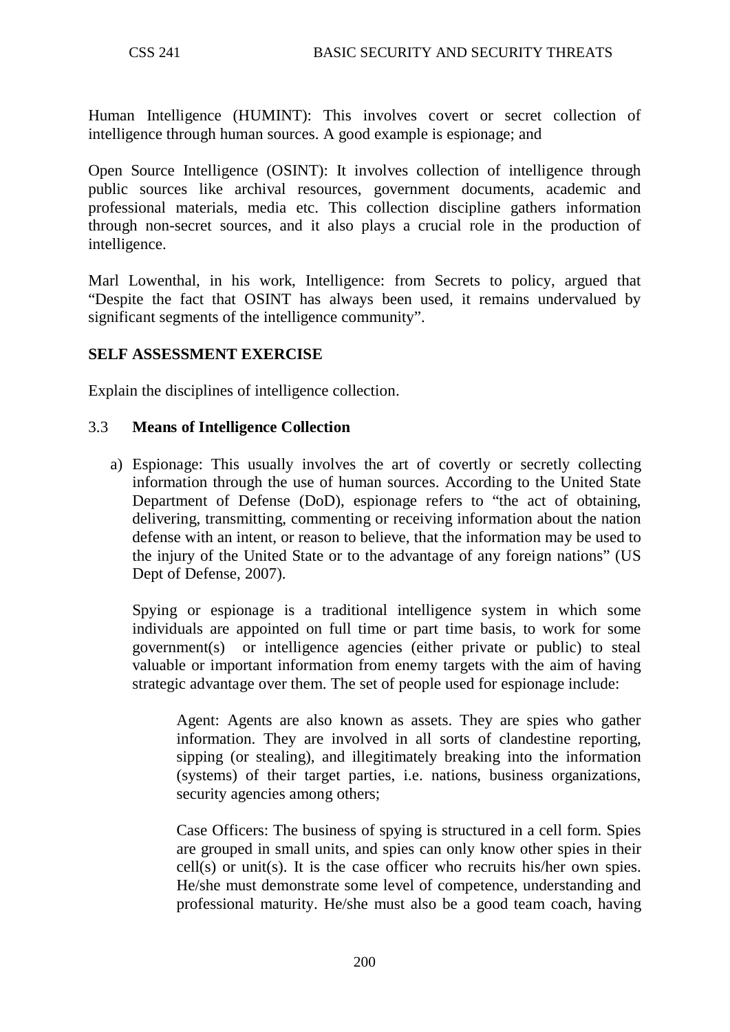Human Intelligence (HUMINT): This involves covert or secret collection of intelligence through human sources. A good example is espionage; and

Open Source Intelligence (OSINT): It involves collection of intelligence through public sources like archival resources, government documents, academic and professional materials, media etc. This collection discipline gathers information through non-secret sources, and it also plays a crucial role in the production of intelligence.

Marl Lowenthal, in his work, Intelligence: from Secrets to policy, argued that "Despite the fact that OSINT has always been used, it remains undervalued by significant segments of the intelligence community".

**SELF ASSESSMENT EXERCISE**

Explain the disciplines of intelligence collection.

### 3.3 Means of Intelligence Collection

a) Espionage: This usually involves the art of covertly or secretly collecting information through the use of human sources. According to the United State Department of Defense (DoD), espionage refers to "the act of obtaining, delivering, transmitting, commenting or receiving information about the nation defense with an intent, or reason to believe, that the information may be used to the injury of the United State or to the advantage of any foreign nations" (US Dept of Defense, 2007).

   Spying or espionage is a traditional intelligence system in which some individuals are appointed on full time or part time basis, to work for some government(s) or intelligence agencies (either private or public) to steal valuable or important information from enemy targets with the aim of having strategic advantage over them. The set of people used for espionage include:

   Agent: Agents are also known as assets. They are spies who gather information. They are involved in all sorts of clandestine reporting, sipping (or stealing), and illegitimately breaking into the information (systems) of their target parties, i.e. nations, business organizations, security agencies among others;

   Case Officers: The business of spying is structured in a cell form. Spies are grouped in small units, and spies can only know other spies in their cell(s) or unit(s). It is the case officer who recruits his/her own spies. He/she must demonstrate some level of competence, understanding and professional maturity. He/she must also be a good team coach, having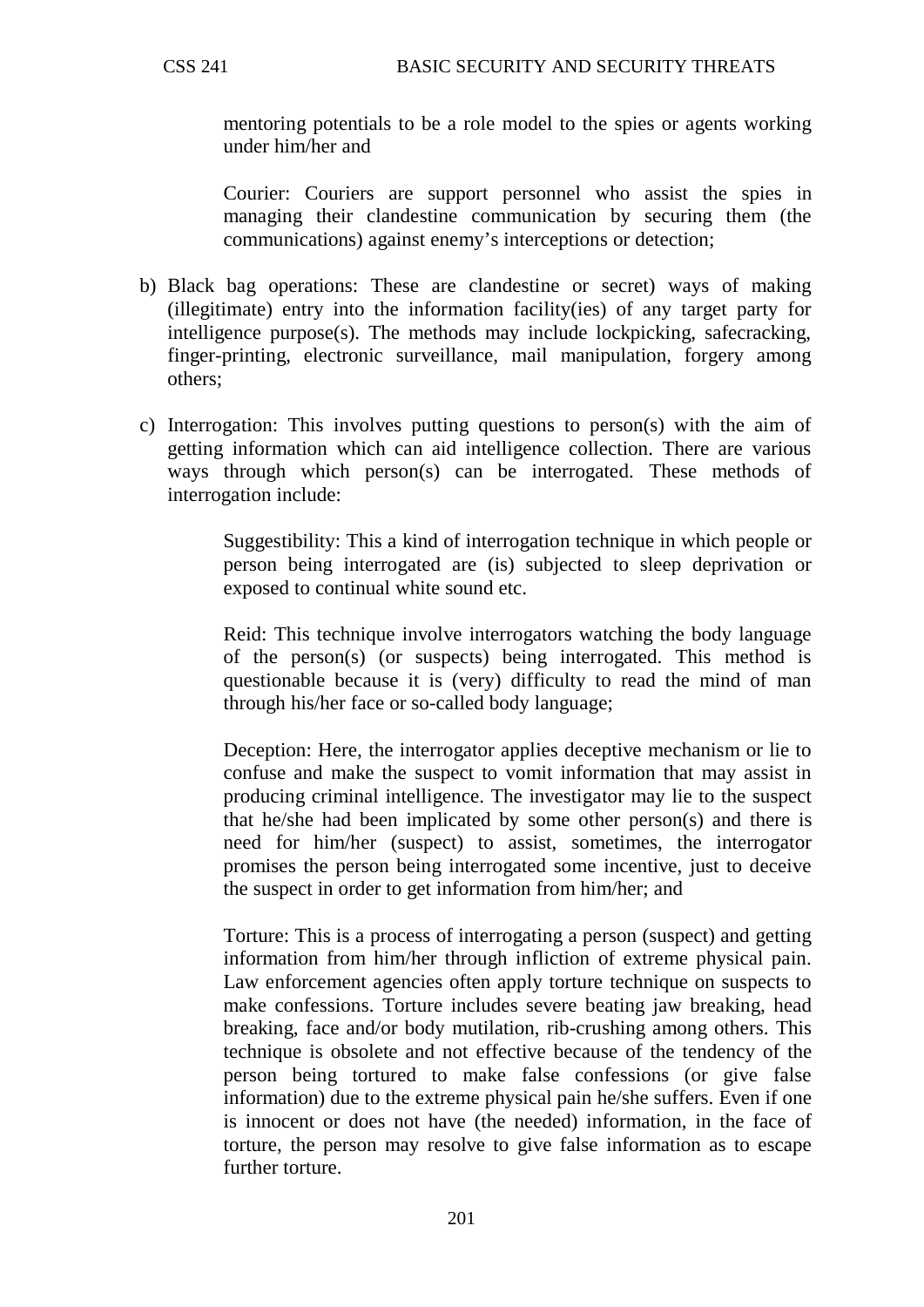mentoring potentials to be a role model to the spies or agents working under him/her and

Courier: Couriers are support personnel who assist the spies in managing their clandestine communication by securing them (the communications) against enemy's interceptions or detection;

b) Black bag operations: These are clandestine or secret) ways of making (illegitimate) entry into the information facility(ies) of any target party for intelligence purpose(s). The methods may include lockpicking, safecracking, finger-printing, electronic surveillance, mail manipulation, forgery among others;

c) Interrogation: This involves putting questions to person(s) with the aim of getting information which can aid intelligence collection. There are various ways through which person(s) can be interrogated. These methods of interrogation include:

Suggestibility: This a kind of interrogation technique in which people or person being interrogated are (is) subjected to sleep deprivation or exposed to continual white sound etc.

Reid: This technique involve interrogators watching the body language of the person(s) (or suspects) being interrogated. This method is questionable because it is (very) difficulty to read the mind of man through his/her face or so-called body language;

Deception: Here, the interrogator applies deceptive mechanism or lie to confuse and make the suspect to vomit information that may assist in producing criminal intelligence. The investigator may lie to the suspect that he/she had been implicated by some other person(s) and there is need for him/her (suspect) to assist, sometimes, the interrogator promises the person being interrogated some incentive, just to deceive the suspect in order to get information from him/her; and

Torture: This is a process of interrogating a person (suspect) and getting information from him/her through infliction of extreme physical pain. Law enforcement agencies often apply torture technique on suspects to make confessions. Torture includes severe beating jaw breaking, head breaking, face and/or body mutilation, rib-crushing among others. This technique is obsolete and not effective because of the tendency of the person being tortured to make false confessions (or give false information) due to the extreme physical pain he/she suffers. Even if one is innocent or does not have (the needed) information, in the face of torture, the person may resolve to give false information as to escape further torture.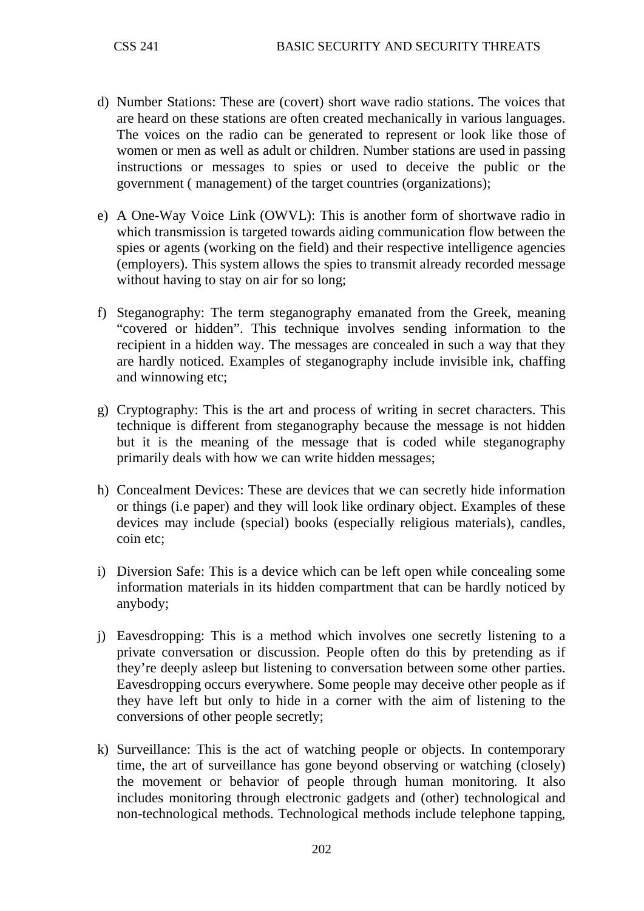d) Number Stations: These are (covert) short wave radio stations. The voices that are heard on these stations are often created mechanically in various languages. The voices on the radio can be generated to represent or look like those of women or men as well as adult or children. Number stations are used in passing instructions or messages to spies or used to deceive the public or the government ( management) of the target countries (organizations);

e) A One-Way Voice Link (OWVL): This is another form of shortwave radio in which transmission is targeted towards aiding communication flow between the spies or agents (working on the field) and their respective intelligence agencies (employers). This system allows the spies to transmit already recorded message without having to stay on air for so long;

f) Steganography: The term steganography emanated from the Greek, meaning "covered or hidden". This technique involves sending information to the recipient in a hidden way. The messages are concealed in such a way that they are hardly noticed. Examples of steganography include invisible ink, chaffing and winnowing etc;

g) Cryptography: This is the art and process of writing in secret characters. This technique is different from steganography because the message is not hidden but it is the meaning of the message that is coded while steganography primarily deals with how we can write hidden messages;

h) Concealment Devices: These are devices that we can secretly hide information or things (i.e paper) and they will look like ordinary object. Examples of these devices may include (special) books (especially religious materials), candles, coin etc;

i) Diversion Safe: This is a device which can be left open while concealing some information materials in its hidden compartment that can be hardly noticed by anybody;

j) Eavesdropping: This is a method which involves one secretly listening to a private conversation or discussion. People often do this by pretending as if they're deeply asleep but listening to conversation between some other parties. Eavesdropping occurs everywhere. Some people may deceive other people as if they have left but only to hide in a corner with the aim of listening to the conversions of other people secretly;

k) Surveillance: This is the act of watching people or objects. In contemporary time, the art of surveillance has gone beyond observing or watching (closely) the movement or behavior of people through human monitoring. It also includes monitoring through electronic gadgets and (other) technological and non-technological methods. Technological methods include telephone tapping,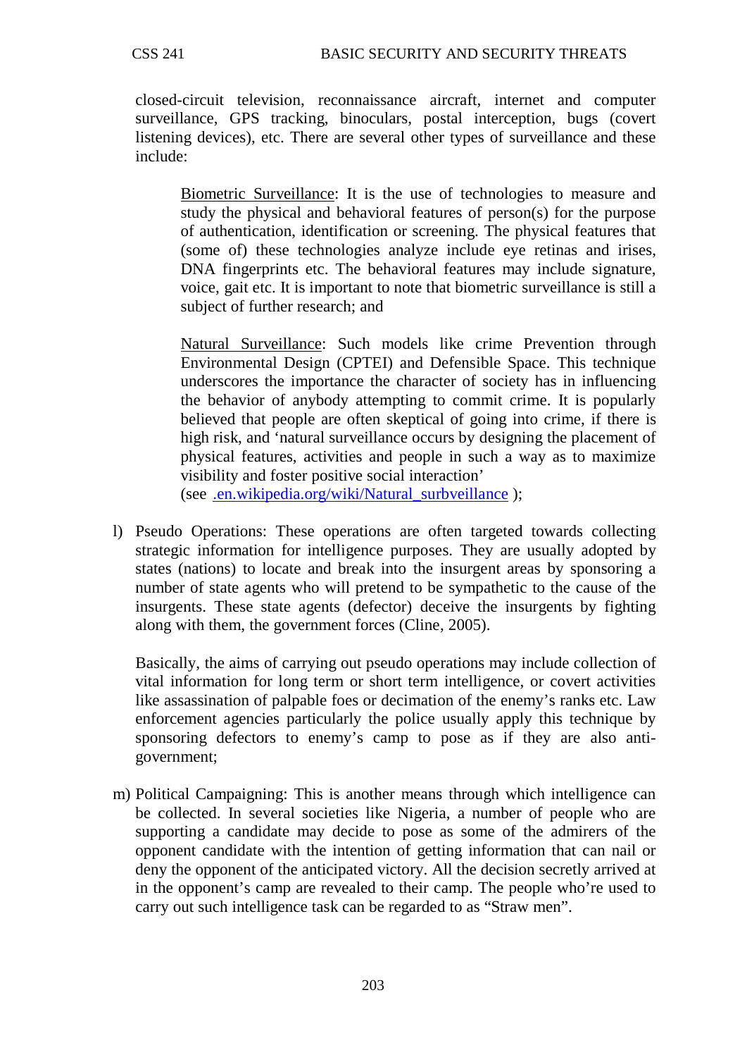closed-circuit television, reconnaissance aircraft, internet and computer surveillance, GPS tracking, binoculars, postal interception, bugs (covert listening devices), etc. There are several other types of surveillance and these include:

> <u>Biometric Surveillance</u>: It is the use of technologies to measure and study the physical and behavioral features of person(s) for the purpose of authentication, identification or screening. The physical features that (some of) these technologies analyze include eye retinas and irises, DNA fingerprints etc. The behavioral features may include signature, voice, gait etc. It is important to note that biometric surveillance is still a subject of further research; and
>
> <u>Natural Surveillance</u>: Such models like crime Prevention through Environmental Design (CPTEI) and Defensible Space. This technique underscores the importance the character of society has in influencing the behavior of anybody attempting to commit crime. It is popularly believed that people are often skeptical of going into crime, if there is high risk, and 'natural surveillance occurs by designing the placement of physical features, activities and people in such a way as to maximize visibility and foster positive social interaction' (see .en.wikipedia.org/wiki/Natural_surbveillance );

l) Pseudo Operations: These operations are often targeted towards collecting strategic information for intelligence purposes. They are usually adopted by states (nations) to locate and break into the insurgent areas by sponsoring a number of state agents who will pretend to be sympathetic to the cause of the insurgents. These state agents (defector) deceive the insurgents by fighting along with them, the government forces (Cline, 2005).

   Basically, the aims of carrying out pseudo operations may include collection of vital information for long term or short term intelligence, or covert activities like assassination of palpable foes or decimation of the enemy's ranks etc. Law enforcement agencies particularly the police usually apply this technique by sponsoring defectors to enemy's camp to pose as if they are also anti-government;

m) Political Campaigning: This is another means through which intelligence can be collected. In several societies like Nigeria, a number of people who are supporting a candidate may decide to pose as some of the admirers of the opponent candidate with the intention of getting information that can nail or deny the opponent of the anticipated victory. All the decision secretly arrived at in the opponent's camp are revealed to their camp. The people who're used to carry out such intelligence task can be regarded to as "Straw men".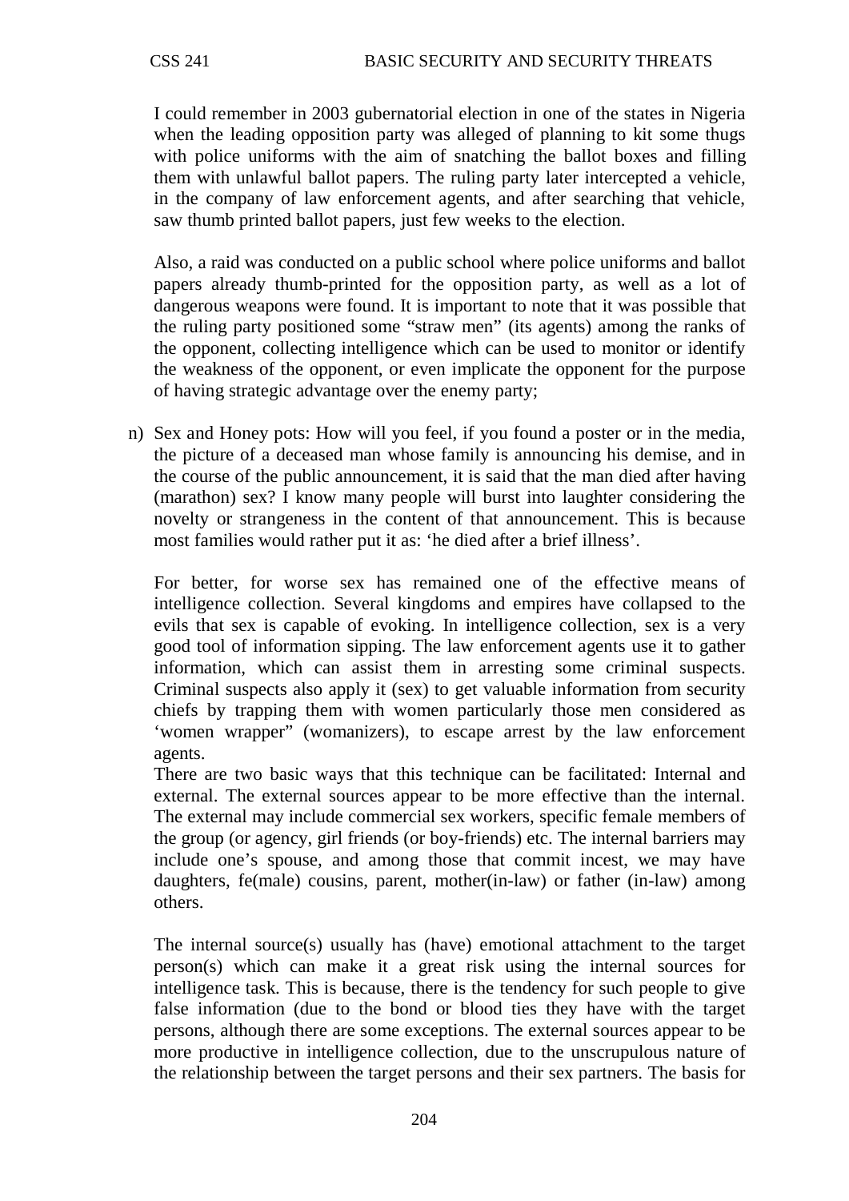I could remember in 2003 gubernatorial election in one of the states in Nigeria when the leading opposition party was alleged of planning to kit some thugs with police uniforms with the aim of snatching the ballot boxes and filling them with unlawful ballot papers. The ruling party later intercepted a vehicle, in the company of law enforcement agents, and after searching that vehicle, saw thumb printed ballot papers, just few weeks to the election.

Also, a raid was conducted on a public school where police uniforms and ballot papers already thumb-printed for the opposition party, as well as a lot of dangerous weapons were found. It is important to note that it was possible that the ruling party positioned some "straw men" (its agents) among the ranks of the opponent, collecting intelligence which can be used to monitor or identify the weakness of the opponent, or even implicate the opponent for the purpose of having strategic advantage over the enemy party;

n) Sex and Honey pots: How will you feel, if you found a poster or in the media, the picture of a deceased man whose family is announcing his demise, and in the course of the public announcement, it is said that the man died after having (marathon) sex? I know many people will burst into laughter considering the novelty or strangeness in the content of that announcement. This is because most families would rather put it as: 'he died after a brief illness'.

   For better, for worse sex has remained one of the effective means of intelligence collection. Several kingdoms and empires have collapsed to the evils that sex is capable of evoking. In intelligence collection, sex is a very good tool of information sipping. The law enforcement agents use it to gather information, which can assist them in arresting some criminal suspects. Criminal suspects also apply it (sex) to get valuable information from security chiefs by trapping them with women particularly those men considered as 'women wrapper" (womanizers), to escape arrest by the law enforcement agents.
   There are two basic ways that this technique can be facilitated: Internal and external. The external sources appear to be more effective than the internal. The external may include commercial sex workers, specific female members of the group (or agency, girl friends (or boy-friends) etc. The internal barriers may include one's spouse, and among those that commit incest, we may have daughters, fe(male) cousins, parent, mother(in-law) or father (in-law) among others.

   The internal source(s) usually has (have) emotional attachment to the target person(s) which can make it a great risk using the internal sources for intelligence task. This is because, there is the tendency for such people to give false information (due to the bond or blood ties they have with the target persons, although there are some exceptions. The external sources appear to be more productive in intelligence collection, due to the unscrupulous nature of the relationship between the target persons and their sex partners. The basis for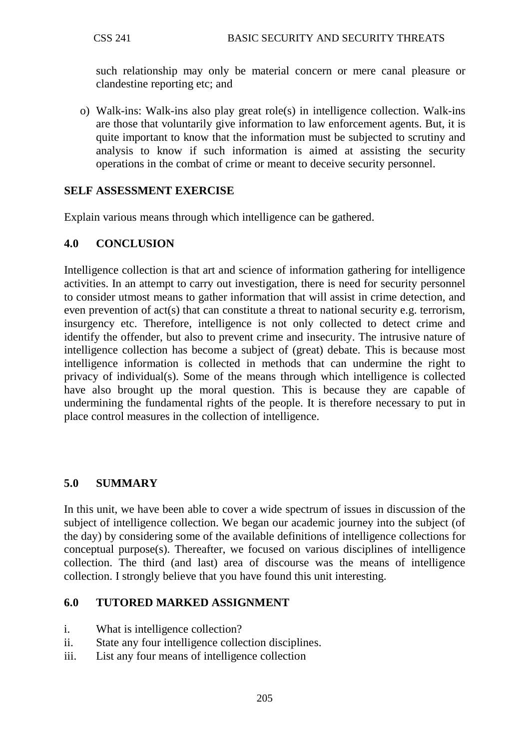such relationship may only be material concern or mere canal pleasure or clandestine reporting etc; and

o) Walk-ins: Walk-ins also play great role(s) in intelligence collection. Walk-ins are those that voluntarily give information to law enforcement agents. But, it is quite important to know that the information must be subjected to scrutiny and analysis to know if such information is aimed at assisting the security operations in the combat of crime or meant to deceive security personnel.

**SELF ASSESSMENT EXERCISE**

Explain various means through which intelligence can be gathered.

## 4.0 CONCLUSION

Intelligence collection is that art and science of information gathering for intelligence activities. In an attempt to carry out investigation, there is need for security personnel to consider utmost means to gather information that will assist in crime detection, and even prevention of act(s) that can constitute a threat to national security e.g. terrorism, insurgency etc. Therefore, intelligence is not only collected to detect crime and identify the offender, but also to prevent crime and insecurity. The intrusive nature of intelligence collection has become a subject of (great) debate. This is because most intelligence information is collected in methods that can undermine the right to privacy of individual(s). Some of the means through which intelligence is collected have also brought up the moral question. This is because they are capable of undermining the fundamental rights of the people. It is therefore necessary to put in place control measures in the collection of intelligence.

## 5.0 SUMMARY

In this unit, we have been able to cover a wide spectrum of issues in discussion of the subject of intelligence collection. We began our academic journey into the subject (of the day) by considering some of the available definitions of intelligence collections for conceptual purpose(s). Thereafter, we focused on various disciplines of intelligence collection. The third (and last) area of discourse was the means of intelligence collection. I strongly believe that you have found this unit interesting.

## 6.0 TUTORED MARKED ASSIGNMENT

i. What is intelligence collection?
ii. State any four intelligence collection disciplines.
iii. List any four means of intelligence collection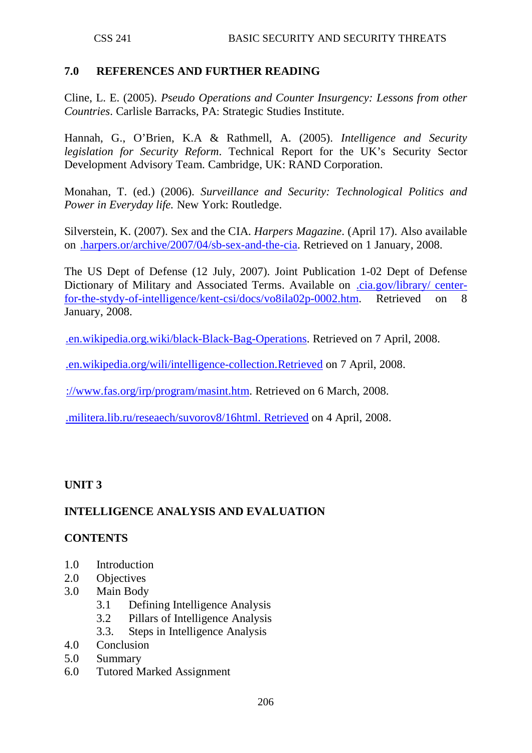## 7.0 REFERENCES AND FURTHER READING

Cline, L. E. (2005). *Pseudo Operations and Counter Insurgency: Lessons from other Countries*. Carlisle Barracks, PA: Strategic Studies Institute.

Hannah, G., O'Brien, K.A & Rathmell, A. (2005). *Intelligence and Security legislation for Security Reform*. Technical Report for the UK's Security Sector Development Advisory Team. Cambridge, UK: RAND Corporation.

Monahan, T. (ed.) (2006). *Surveillance and Security: Technological Politics and Power in Everyday life.* New York: Routledge.

Silverstein, K. (2007). Sex and the CIA. *Harpers Magazine*. (April 17). Also available on .harpers.or/archive/2007/04/sb-sex-and-the-cia. Retrieved on 1 January, 2008.

The US Dept of Defense (12 July, 2007). Joint Publication 1-02 Dept of Defense Dictionary of Military and Associated Terms. Available on .cia.gov/library/ center-for-the-stydy-of-intelligence/kent-csi/docs/vo8ila02p-0002.htm. Retrieved on 8 January, 2008.

.en.wikipedia.org.wiki/black-Black-Bag-Operations. Retrieved on 7 April, 2008.

.en.wikipedia.org/wili/intelligence-collection.Retrieved on 7 April, 2008.

://www.fas.org/irp/program/masint.htm. Retrieved on 6 March, 2008.

.militera.lib.ru/reseaech/suvorov8/16html. Retrieved on 4 April, 2008.

# UNIT 3

## INTELLIGENCE ANALYSIS AND EVALUATION

### CONTENTS

1.0 Introduction
2.0 Objectives
3.0 Main Body
    3.1 Defining Intelligence Analysis
    3.2 Pillars of Intelligence Analysis
    3.3. Steps in Intelligence Analysis
4.0 Conclusion
5.0 Summary
6.0 Tutored Marked Assignment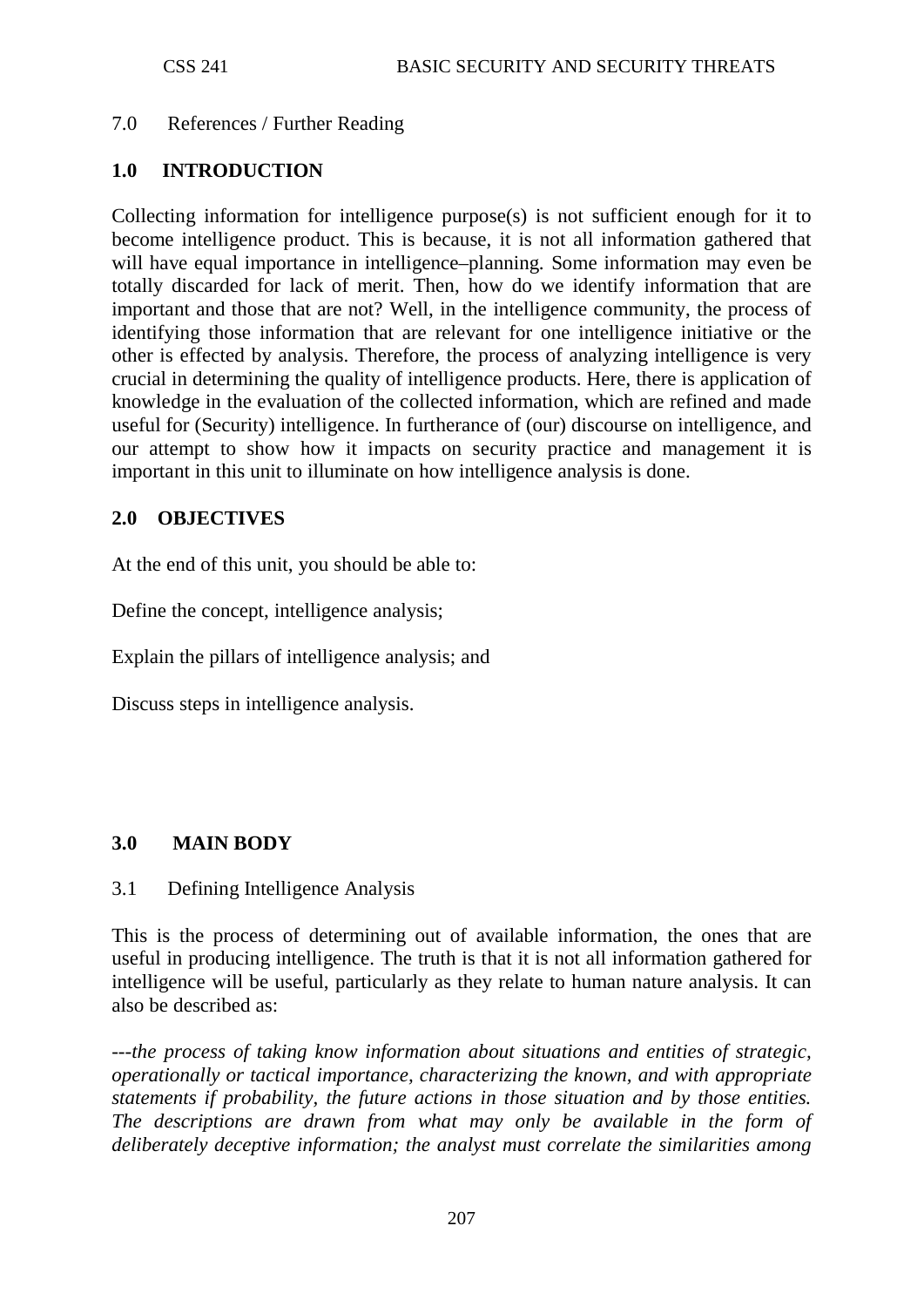7.0 References / Further Reading

## 1.0 INTRODUCTION

Collecting information for intelligence purpose(s) is not sufficient enough for it to become intelligence product. This is because, it is not all information gathered that will have equal importance in intelligence–planning. Some information may even be totally discarded for lack of merit. Then, how do we identify information that are important and those that are not? Well, in the intelligence community, the process of identifying those information that are relevant for one intelligence initiative or the other is effected by analysis. Therefore, the process of analyzing intelligence is very crucial in determining the quality of intelligence products. Here, there is application of knowledge in the evaluation of the collected information, which are refined and made useful for (Security) intelligence. In furtherance of (our) discourse on intelligence, and our attempt to show how it impacts on security practice and management it is important in this unit to illuminate on how intelligence analysis is done.

## 2.0 OBJECTIVES

At the end of this unit, you should be able to:

Define the concept, intelligence analysis;

Explain the pillars of intelligence analysis; and

Discuss steps in intelligence analysis.

## 3.0 MAIN BODY

### 3.1 Defining Intelligence Analysis

This is the process of determining out of available information, the ones that are useful in producing intelligence. The truth is that it is not all information gathered for intelligence will be useful, particularly as they relate to human nature analysis. It can also be described as:

*---the process of taking know information about situations and entities of strategic, operationally or tactical importance, characterizing the known, and with appropriate statements if probability, the future actions in those situation and by those entities. The descriptions are drawn from what may only be available in the form of deliberately deceptive information; the analyst must correlate the similarities among*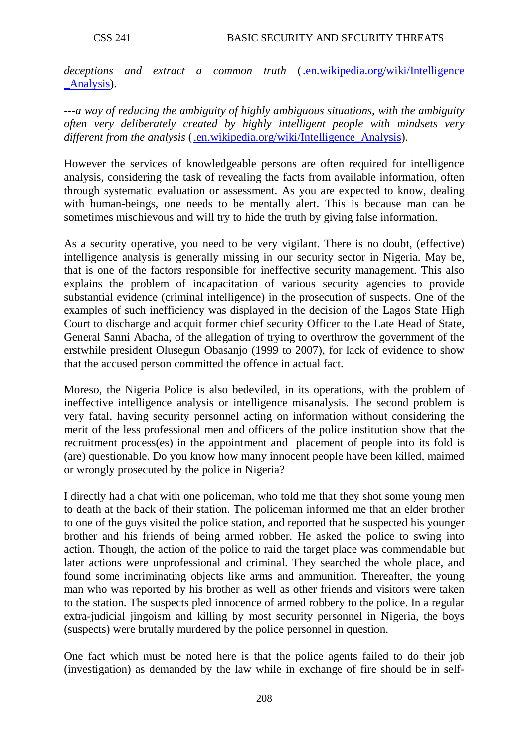*deceptions and extract a common truth* (.en.wikipedia.org/wiki/Intelligence_Analysis).

*---a way of reducing the ambiguity of highly ambiguous situations, with the ambiguity often very deliberately created by highly intelligent people with mindsets very different from the analysis* (.en.wikipedia.org/wiki/Intelligence_Analysis).

However the services of knowledgeable persons are often required for intelligence analysis, considering the task of revealing the facts from available information, often through systematic evaluation or assessment. As you are expected to know, dealing with human-beings, one needs to be mentally alert. This is because man can be sometimes mischievous and will try to hide the truth by giving false information.

As a security operative, you need to be very vigilant. There is no doubt, (effective) intelligence analysis is generally missing in our security sector in Nigeria. May be, that is one of the factors responsible for ineffective security management. This also explains the problem of incapacitation of various security agencies to provide substantial evidence (criminal intelligence) in the prosecution of suspects. One of the examples of such inefficiency was displayed in the decision of the Lagos State High Court to discharge and acquit former chief security Officer to the Late Head of State, General Sanni Abacha, of the allegation of trying to overthrow the government of the erstwhile president Olusegun Obasanjo (1999 to 2007), for lack of evidence to show that the accused person committed the offence in actual fact.

Moreso, the Nigeria Police is also bedeviled, in its operations, with the problem of ineffective intelligence analysis or intelligence misanalysis. The second problem is very fatal, having security personnel acting on information without considering the merit of the less professional men and officers of the police institution show that the recruitment process(es) in the appointment and placement of people into its fold is (are) questionable. Do you know how many innocent people have been killed, maimed or wrongly prosecuted by the police in Nigeria?

I directly had a chat with one policeman, who told me that they shot some young men to death at the back of their station. The policeman informed me that an elder brother to one of the guys visited the police station, and reported that he suspected his younger brother and his friends of being armed robber. He asked the police to swing into action. Though, the action of the police to raid the target place was commendable but later actions were unprofessional and criminal. They searched the whole place, and found some incriminating objects like arms and ammunition. Thereafter, the young man who was reported by his brother as well as other friends and visitors were taken to the station. The suspects pled innocence of armed robbery to the police. In a regular extra-judicial jingoism and killing by most security personnel in Nigeria, the boys (suspects) were brutally murdered by the police personnel in question.

One fact which must be noted here is that the police agents failed to do their job (investigation) as demanded by the law while in exchange of fire should be in self-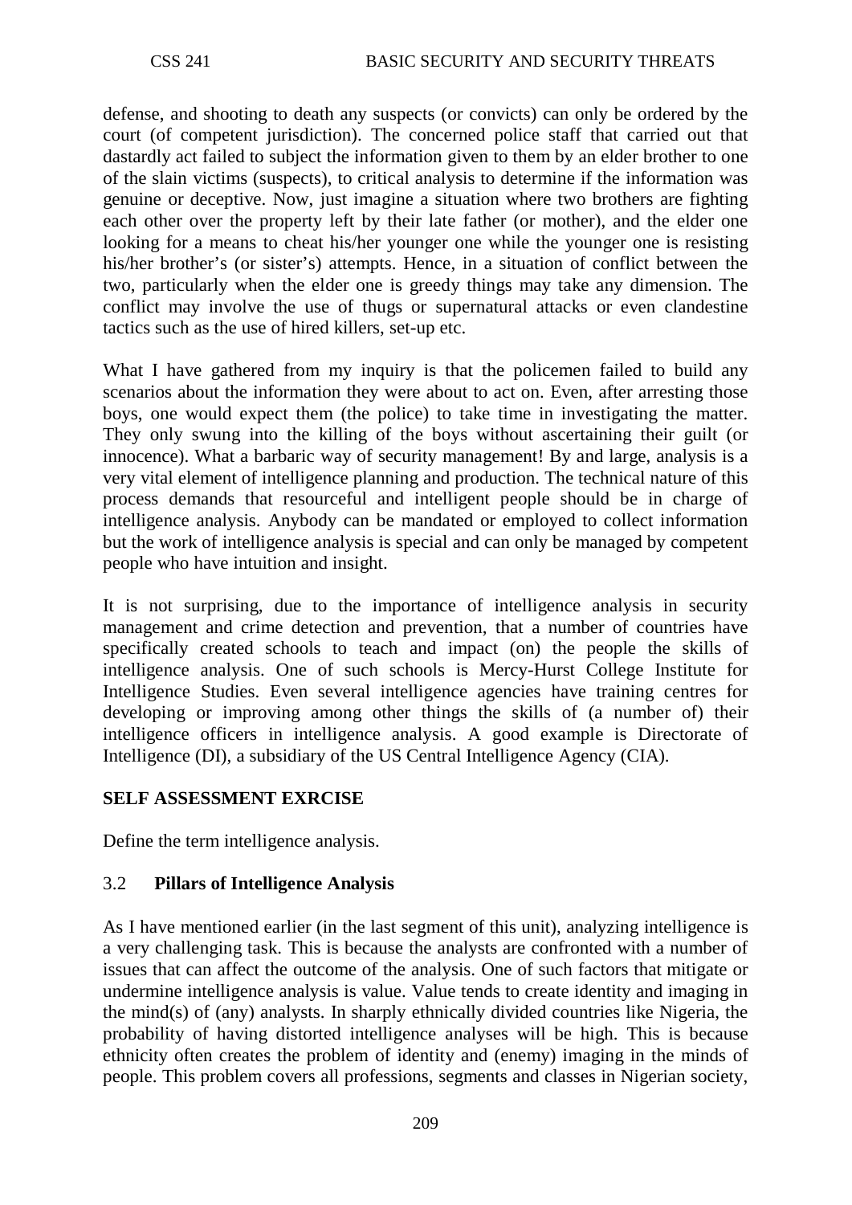defense, and shooting to death any suspects (or convicts) can only be ordered by the court (of competent jurisdiction). The concerned police staff that carried out that dastardly act failed to subject the information given to them by an elder brother to one of the slain victims (suspects), to critical analysis to determine if the information was genuine or deceptive. Now, just imagine a situation where two brothers are fighting each other over the property left by their late father (or mother), and the elder one looking for a means to cheat his/her younger one while the younger one is resisting his/her brother's (or sister's) attempts. Hence, in a situation of conflict between the two, particularly when the elder one is greedy things may take any dimension. The conflict may involve the use of thugs or supernatural attacks or even clandestine tactics such as the use of hired killers, set-up etc.

What I have gathered from my inquiry is that the policemen failed to build any scenarios about the information they were about to act on. Even, after arresting those boys, one would expect them (the police) to take time in investigating the matter. They only swung into the killing of the boys without ascertaining their guilt (or innocence). What a barbaric way of security management! By and large, analysis is a very vital element of intelligence planning and production. The technical nature of this process demands that resourceful and intelligent people should be in charge of intelligence analysis. Anybody can be mandated or employed to collect information but the work of intelligence analysis is special and can only be managed by competent people who have intuition and insight.

It is not surprising, due to the importance of intelligence analysis in security management and crime detection and prevention, that a number of countries have specifically created schools to teach and impact (on) the people the skills of intelligence analysis. One of such schools is Mercy-Hurst College Institute for Intelligence Studies. Even several intelligence agencies have training centres for developing or improving among other things the skills of (a number of) their intelligence officers in intelligence analysis. A good example is Directorate of Intelligence (DI), a subsidiary of the US Central Intelligence Agency (CIA).

**SELF ASSESSMENT EXRCISE**

Define the term intelligence analysis.

### 3.2 **Pillars of Intelligence Analysis**

As I have mentioned earlier (in the last segment of this unit), analyzing intelligence is a very challenging task. This is because the analysts are confronted with a number of issues that can affect the outcome of the analysis. One of such factors that mitigate or undermine intelligence analysis is value. Value tends to create identity and imaging in the mind(s) of (any) analysts. In sharply ethnically divided countries like Nigeria, the probability of having distorted intelligence analyses will be high. This is because ethnicity often creates the problem of identity and (enemy) imaging in the minds of people. This problem covers all professions, segments and classes in Nigerian society,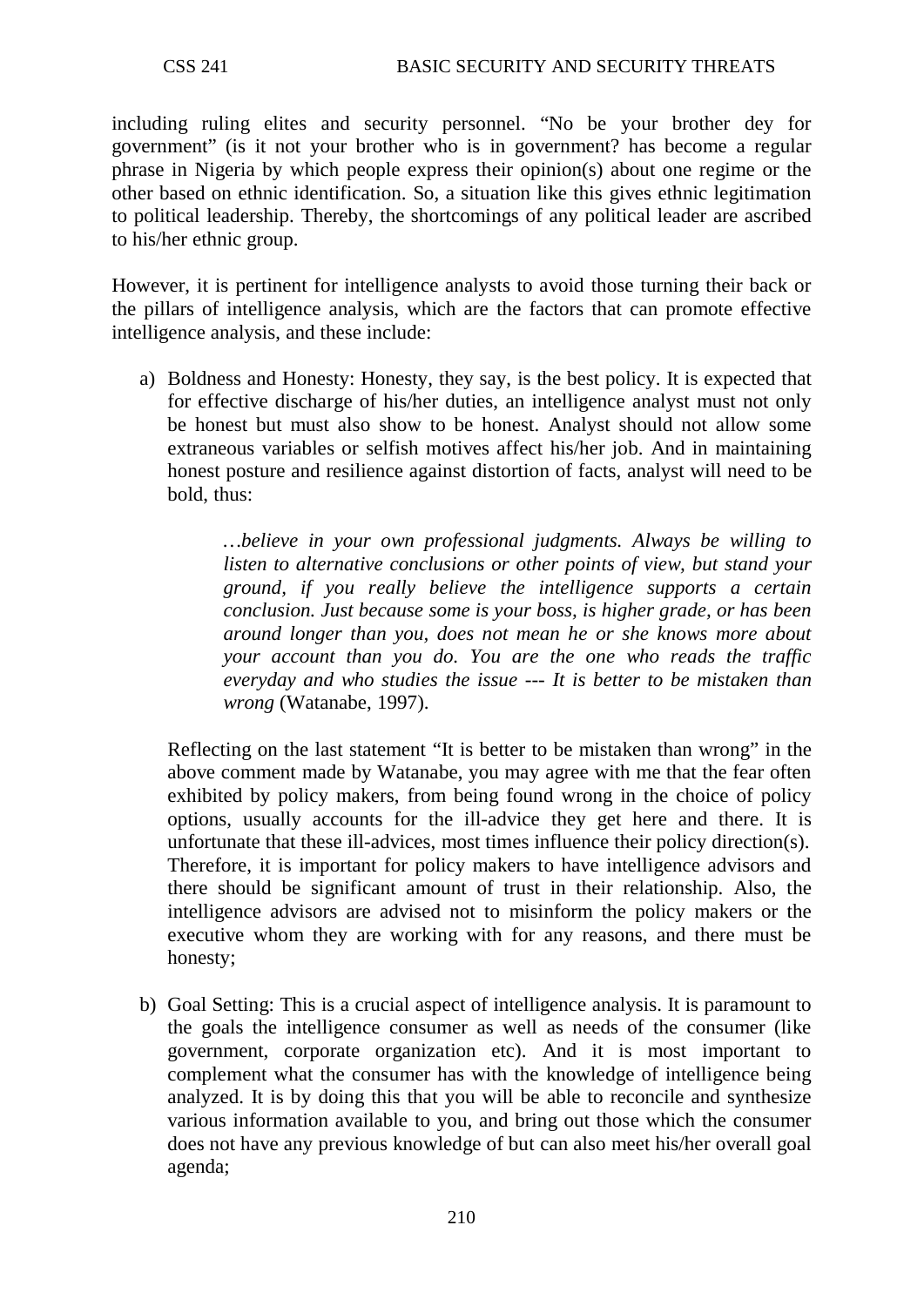including ruling elites and security personnel. "No be your brother dey for government" (is it not your brother who is in government? has become a regular phrase in Nigeria by which people express their opinion(s) about one regime or the other based on ethnic identification. So, a situation like this gives ethnic legitimation to political leadership. Thereby, the shortcomings of any political leader are ascribed to his/her ethnic group.

However, it is pertinent for intelligence analysts to avoid those turning their back or the pillars of intelligence analysis, which are the factors that can promote effective intelligence analysis, and these include:

a) Boldness and Honesty: Honesty, they say, is the best policy. It is expected that for effective discharge of his/her duties, an intelligence analyst must not only be honest but must also show to be honest. Analyst should not allow some extraneous variables or selfish motives affect his/her job. And in maintaining honest posture and resilience against distortion of facts, analyst will need to be bold, thus:

   > *…believe in your own professional judgments. Always be willing to listen to alternative conclusions or other points of view, but stand your ground, if you really believe the intelligence supports a certain conclusion. Just because some is your boss, is higher grade, or has been around longer than you, does not mean he or she knows more about your account than you do. You are the one who reads the traffic everyday and who studies the issue --- It is better to be mistaken than wrong* (Watanabe, 1997).

   Reflecting on the last statement "It is better to be mistaken than wrong" in the above comment made by Watanabe, you may agree with me that the fear often exhibited by policy makers, from being found wrong in the choice of policy options, usually accounts for the ill-advice they get here and there. It is unfortunate that these ill-advices, most times influence their policy direction(s). Therefore, it is important for policy makers to have intelligence advisors and there should be significant amount of trust in their relationship. Also, the intelligence advisors are advised not to misinform the policy makers or the executive whom they are working with for any reasons, and there must be honesty;

b) Goal Setting: This is a crucial aspect of intelligence analysis. It is paramount to the goals the intelligence consumer as well as needs of the consumer (like government, corporate organization etc). And it is most important to complement what the consumer has with the knowledge of intelligence being analyzed. It is by doing this that you will be able to reconcile and synthesize various information available to you, and bring out those which the consumer does not have any previous knowledge of but can also meet his/her overall goal agenda;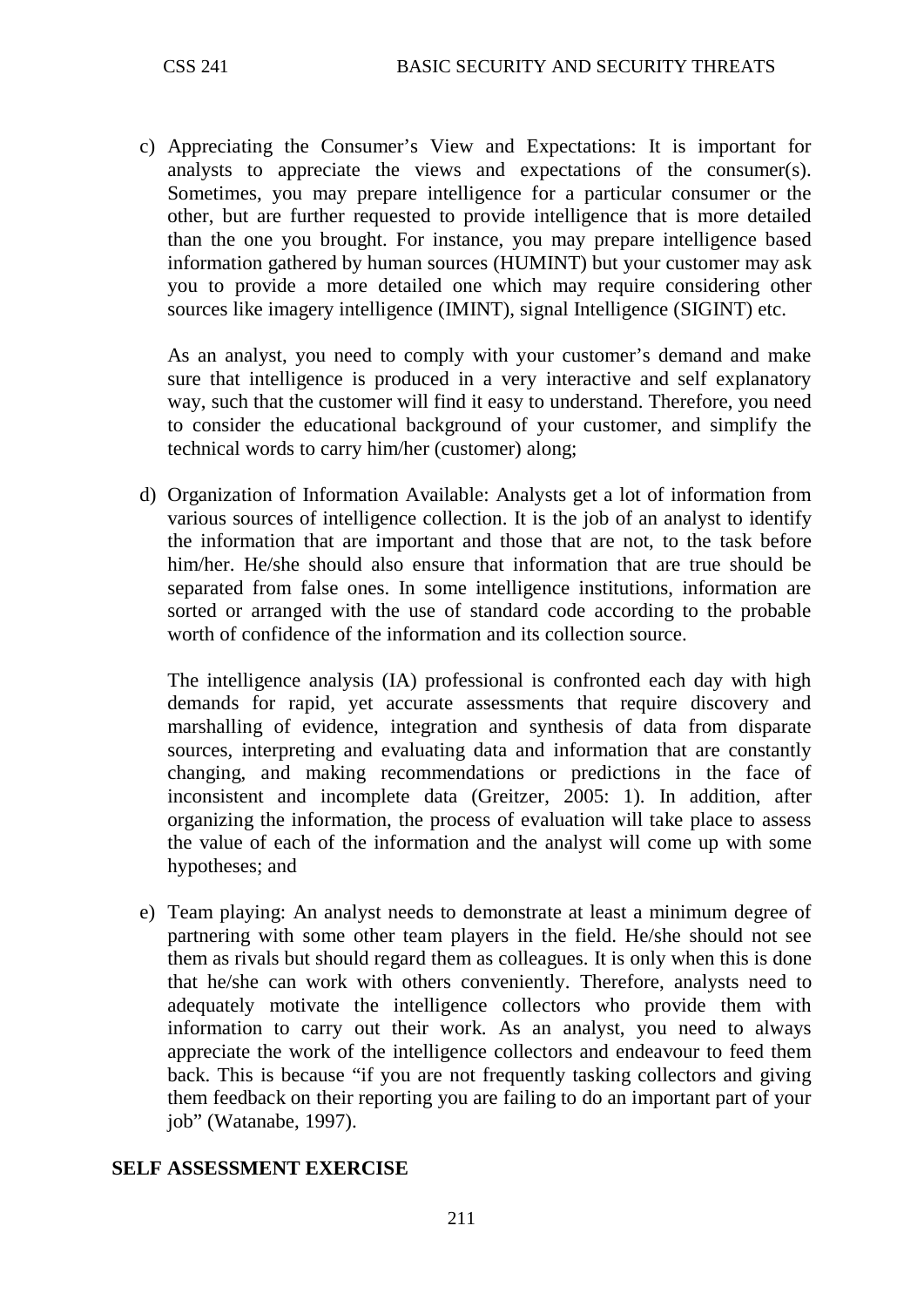c) Appreciating the Consumer's View and Expectations: It is important for analysts to appreciate the views and expectations of the consumer(s). Sometimes, you may prepare intelligence for a particular consumer or the other, but are further requested to provide intelligence that is more detailed than the one you brought. For instance, you may prepare intelligence based information gathered by human sources (HUMINT) but your customer may ask you to provide a more detailed one which may require considering other sources like imagery intelligence (IMINT), signal Intelligence (SIGINT) etc.

   As an analyst, you need to comply with your customer's demand and make sure that intelligence is produced in a very interactive and self explanatory way, such that the customer will find it easy to understand. Therefore, you need to consider the educational background of your customer, and simplify the technical words to carry him/her (customer) along;

d) Organization of Information Available: Analysts get a lot of information from various sources of intelligence collection. It is the job of an analyst to identify the information that are important and those that are not, to the task before him/her. He/she should also ensure that information that are true should be separated from false ones. In some intelligence institutions, information are sorted or arranged with the use of standard code according to the probable worth of confidence of the information and its collection source.

   The intelligence analysis (IA) professional is confronted each day with high demands for rapid, yet accurate assessments that require discovery and marshalling of evidence, integration and synthesis of data from disparate sources, interpreting and evaluating data and information that are constantly changing, and making recommendations or predictions in the face of inconsistent and incomplete data (Greitzer, 2005: 1). In addition, after organizing the information, the process of evaluation will take place to assess the value of each of the information and the analyst will come up with some hypotheses; and

e) Team playing: An analyst needs to demonstrate at least a minimum degree of partnering with some other team players in the field. He/she should not see them as rivals but should regard them as colleagues. It is only when this is done that he/she can work with others conveniently. Therefore, analysts need to adequately motivate the intelligence collectors who provide them with information to carry out their work. As an analyst, you need to always appreciate the work of the intelligence collectors and endeavour to feed them back. This is because "if you are not frequently tasking collectors and giving them feedback on their reporting you are failing to do an important part of your job" (Watanabe, 1997).

**SELF ASSESSMENT EXERCISE**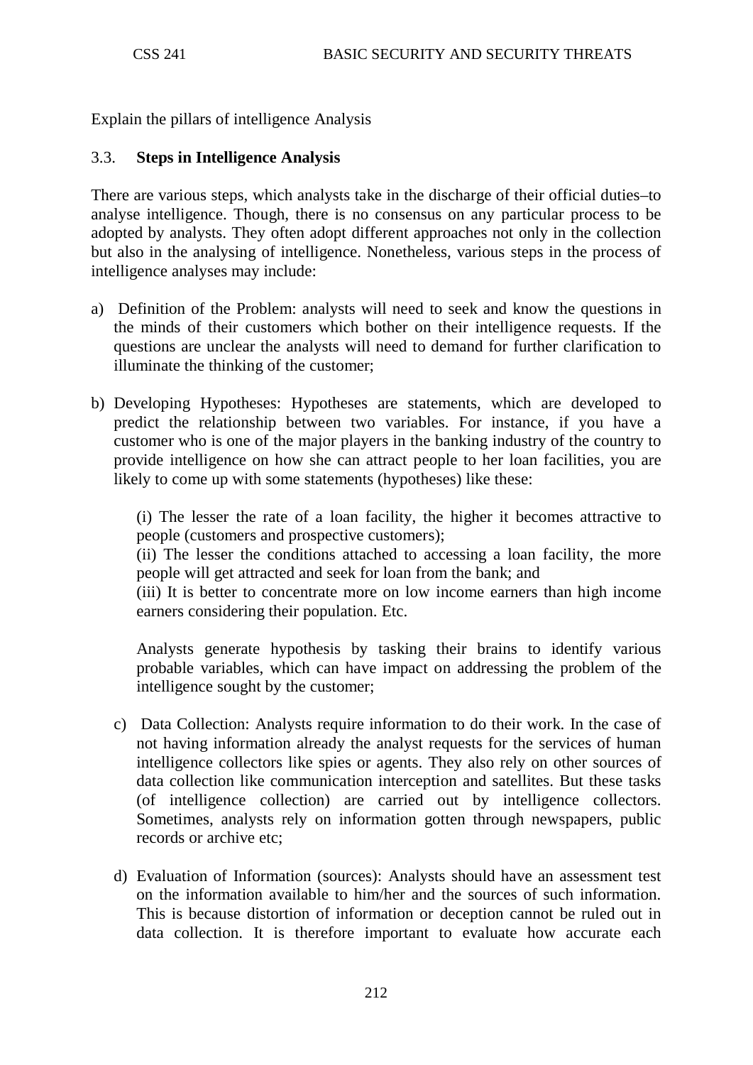Explain the pillars of intelligence Analysis

### 3.3. Steps in Intelligence Analysis

There are various steps, which analysts take in the discharge of their official duties–to analyse intelligence. Though, there is no consensus on any particular process to be adopted by analysts. They often adopt different approaches not only in the collection but also in the analysing of intelligence. Nonetheless, various steps in the process of intelligence analyses may include:

a) Definition of the Problem: analysts will need to seek and know the questions in the minds of their customers which bother on their intelligence requests. If the questions are unclear the analysts will need to demand for further clarification to illuminate the thinking of the customer;

b) Developing Hypotheses: Hypotheses are statements, which are developed to predict the relationship between two variables. For instance, if you have a customer who is one of the major players in the banking industry of the country to provide intelligence on how she can attract people to her loan facilities, you are likely to come up with some statements (hypotheses) like these:

   (i) The lesser the rate of a loan facility, the higher it becomes attractive to people (customers and prospective customers);
   (ii) The lesser the conditions attached to accessing a loan facility, the more people will get attracted and seek for loan from the bank; and
   (iii) It is better to concentrate more on low income earners than high income earners considering their population. Etc.

   Analysts generate hypothesis by tasking their brains to identify various probable variables, which can have impact on addressing the problem of the intelligence sought by the customer;

c) Data Collection: Analysts require information to do their work. In the case of not having information already the analyst requests for the services of human intelligence collectors like spies or agents. They also rely on other sources of data collection like communication interception and satellites. But these tasks (of intelligence collection) are carried out by intelligence collectors. Sometimes, analysts rely on information gotten through newspapers, public records or archive etc;

d) Evaluation of Information (sources): Analysts should have an assessment test on the information available to him/her and the sources of such information. This is because distortion of information or deception cannot be ruled out in data collection. It is therefore important to evaluate how accurate each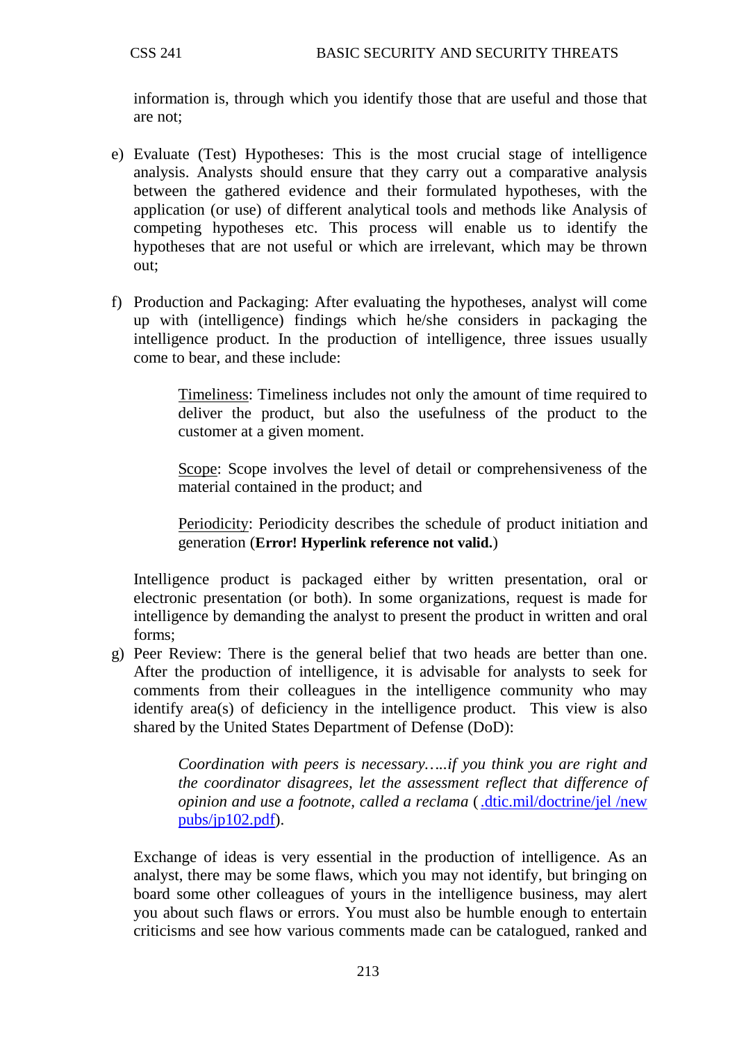information is, through which you identify those that are useful and those that are not;

e) Evaluate (Test) Hypotheses: This is the most crucial stage of intelligence analysis. Analysts should ensure that they carry out a comparative analysis between the gathered evidence and their formulated hypotheses, with the application (or use) of different analytical tools and methods like Analysis of competing hypotheses etc. This process will enable us to identify the hypotheses that are not useful or which are irrelevant, which may be thrown out;

f) Production and Packaging: After evaluating the hypotheses, analyst will come up with (intelligence) findings which he/she considers in packaging the intelligence product. In the production of intelligence, three issues usually come to bear, and these include:

   Timeliness: Timeliness includes not only the amount of time required to deliver the product, but also the usefulness of the product to the customer at a given moment.

   Scope: Scope involves the level of detail or comprehensiveness of the material contained in the product; and

   Periodicity: Periodicity describes the schedule of product initiation and generation (**Error! Hyperlink reference not valid.**)

   Intelligence product is packaged either by written presentation, oral or electronic presentation (or both). In some organizations, request is made for intelligence by demanding the analyst to present the product in written and oral forms;

g) Peer Review: There is the general belief that two heads are better than one. After the production of intelligence, it is advisable for analysts to seek for comments from their colleagues in the intelligence community who may identify area(s) of deficiency in the intelligence product. This view is also shared by the United States Department of Defense (DoD):

   > *Coordination with peers is necessary…..if you think you are right and the coordinator disagrees, let the assessment reflect that difference of opinion and use a footnote, called a reclama* ( .dtic.mil/doctrine/jel /new pubs/jp102.pdf).

   Exchange of ideas is very essential in the production of intelligence. As an analyst, there may be some flaws, which you may not identify, but bringing on board some other colleagues of yours in the intelligence business, may alert you about such flaws or errors. You must also be humble enough to entertain criticisms and see how various comments made can be catalogued, ranked and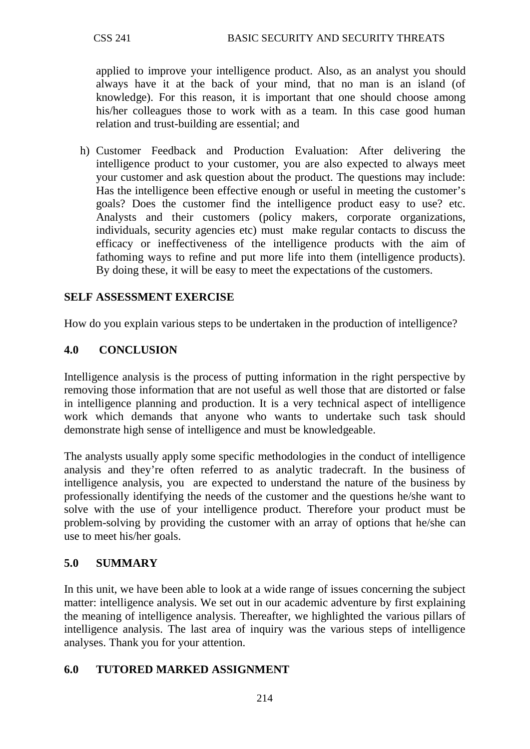applied to improve your intelligence product. Also, as an analyst you should always have it at the back of your mind, that no man is an island (of knowledge). For this reason, it is important that one should choose among his/her colleagues those to work with as a team. In this case good human relation and trust-building are essential; and

h) Customer Feedback and Production Evaluation: After delivering the intelligence product to your customer, you are also expected to always meet your customer and ask question about the product. The questions may include: Has the intelligence been effective enough or useful in meeting the customer's goals? Does the customer find the intelligence product easy to use? etc. Analysts and their customers (policy makers, corporate organizations, individuals, security agencies etc) must make regular contacts to discuss the efficacy or ineffectiveness of the intelligence products with the aim of fathoming ways to refine and put more life into them (intelligence products). By doing these, it will be easy to meet the expectations of the customers.

**SELF ASSESSMENT EXERCISE**

How do you explain various steps to be undertaken in the production of intelligence?

## 4.0 CONCLUSION

Intelligence analysis is the process of putting information in the right perspective by removing those information that are not useful as well those that are distorted or false in intelligence planning and production. It is a very technical aspect of intelligence work which demands that anyone who wants to undertake such task should demonstrate high sense of intelligence and must be knowledgeable.

The analysts usually apply some specific methodologies in the conduct of intelligence analysis and they're often referred to as analytic tradecraft. In the business of intelligence analysis, you are expected to understand the nature of the business by professionally identifying the needs of the customer and the questions he/she want to solve with the use of your intelligence product. Therefore your product must be problem-solving by providing the customer with an array of options that he/she can use to meet his/her goals.

## 5.0 SUMMARY

In this unit, we have been able to look at a wide range of issues concerning the subject matter: intelligence analysis. We set out in our academic adventure by first explaining the meaning of intelligence analysis. Thereafter, we highlighted the various pillars of intelligence analysis. The last area of inquiry was the various steps of intelligence analyses. Thank you for your attention.

## 6.0 TUTORED MARKED ASSIGNMENT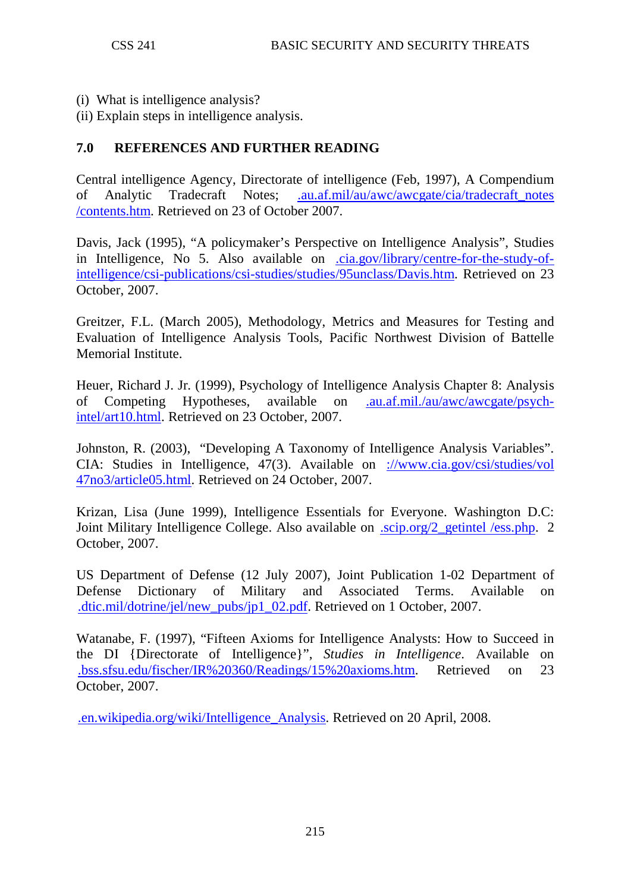(i) What is intelligence analysis?
(ii) Explain steps in intelligence analysis.

## 7.0 REFERENCES AND FURTHER READING

Central intelligence Agency, Directorate of intelligence (Feb, 1997), A Compendium of Analytic Tradecraft Notes; .au.af.mil/au/awc/awcgate/cia/tradecraft_notes /contents.htm. Retrieved on 23 of October 2007.

Davis, Jack (1995), "A policymaker's Perspective on Intelligence Analysis", Studies in Intelligence, No 5. Also available on .cia.gov/library/centre-for-the-study-of-intelligence/csi-publications/csi-studies/studies/95unclass/Davis.htm. Retrieved on 23 October, 2007.

Greitzer, F.L. (March 2005), Methodology, Metrics and Measures for Testing and Evaluation of Intelligence Analysis Tools, Pacific Northwest Division of Battelle Memorial Institute.

Heuer, Richard J. Jr. (1999), Psychology of Intelligence Analysis Chapter 8: Analysis of Competing Hypotheses, available on .au.af.mil./au/awc/awcgate/psych-intel/art10.html. Retrieved on 23 October, 2007.

Johnston, R. (2003), "Developing A Taxonomy of Intelligence Analysis Variables". CIA: Studies in Intelligence, 47(3). Available on ://www.cia.gov/csi/studies/vol 47no3/article05.html. Retrieved on 24 October, 2007.

Krizan, Lisa (June 1999), Intelligence Essentials for Everyone. Washington D.C: Joint Military Intelligence College. Also available on .scip.org/2_getintel /ess.php. 2 October, 2007.

US Department of Defense (12 July 2007), Joint Publication 1-02 Department of Defense Dictionary of Military and Associated Terms. Available on .dtic.mil/dotrine/jel/new_pubs/jp1_02.pdf. Retrieved on 1 October, 2007.

Watanabe, F. (1997), "Fifteen Axioms for Intelligence Analysts: How to Succeed in the DI {Directorate of Intelligence}", *Studies in Intelligence*. Available on .bss.sfsu.edu/fischer/IR%20360/Readings/15%20axioms.htm. Retrieved on 23 October, 2007.

.en.wikipedia.org/wiki/Intelligence_Analysis. Retrieved on 20 April, 2008.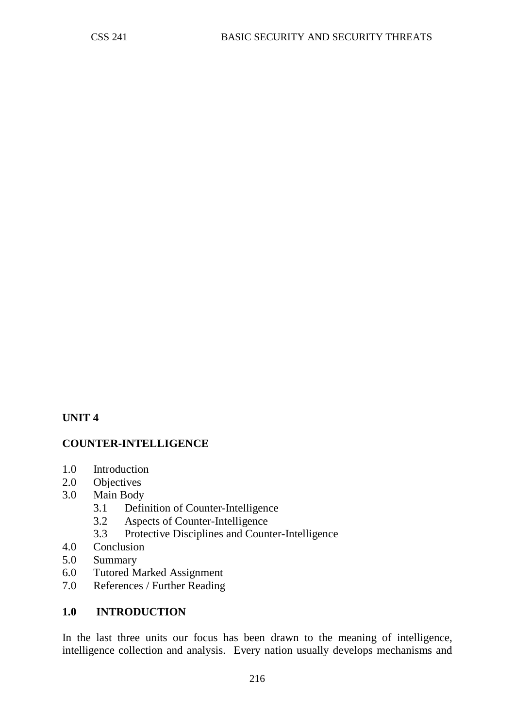## UNIT 4

## COUNTER-INTELLIGENCE

1.0 Introduction
2.0 Objectives
3.0 Main Body
    3.1 Definition of Counter-Intelligence
    3.2 Aspects of Counter-Intelligence
    3.3 Protective Disciplines and Counter-Intelligence
4.0 Conclusion
5.0 Summary
6.0 Tutored Marked Assignment
7.0 References / Further Reading

## 1.0 INTRODUCTION

In the last three units our focus has been drawn to the meaning of intelligence, intelligence collection and analysis. Every nation usually develops mechanisms and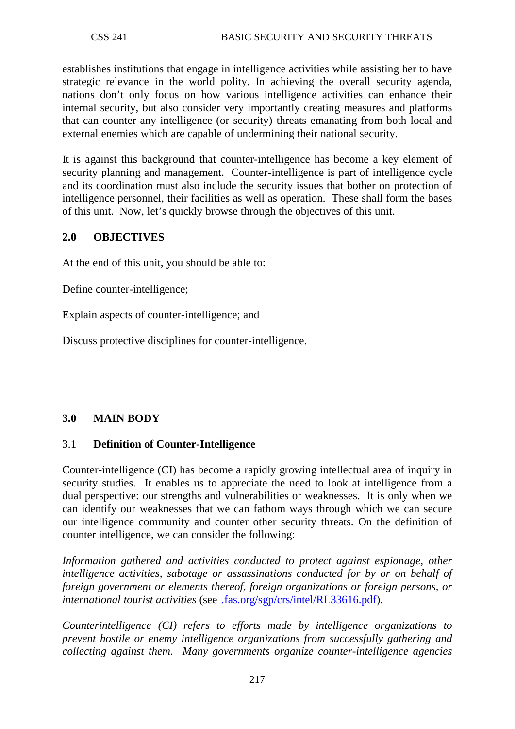establishes institutions that engage in intelligence activities while assisting her to have strategic relevance in the world polity. In achieving the overall security agenda, nations don't only focus on how various intelligence activities can enhance their internal security, but also consider very importantly creating measures and platforms that can counter any intelligence (or security) threats emanating from both local and external enemies which are capable of undermining their national security.

It is against this background that counter-intelligence has become a key element of security planning and management. Counter-intelligence is part of intelligence cycle and its coordination must also include the security issues that bother on protection of intelligence personnel, their facilities as well as operation. These shall form the bases of this unit. Now, let's quickly browse through the objectives of this unit.

## 2.0 OBJECTIVES

At the end of this unit, you should be able to:

Define counter-intelligence;

Explain aspects of counter-intelligence; and

Discuss protective disciplines for counter-intelligence.

## 3.0 MAIN BODY

### 3.1 Definition of Counter-Intelligence

Counter-intelligence (CI) has become a rapidly growing intellectual area of inquiry in security studies. It enables us to appreciate the need to look at intelligence from a dual perspective: our strengths and vulnerabilities or weaknesses. It is only when we can identify our weaknesses that we can fathom ways through which we can secure our intelligence community and counter other security threats. On the definition of counter intelligence, we can consider the following:

*Information gathered and activities conducted to protect against espionage, other intelligence activities, sabotage or assassinations conducted for by or on behalf of foreign government or elements thereof, foreign organizations or foreign persons, or international tourist activities* (see .fas.org/sgp/crs/intel/RL33616.pdf).

*Counterintelligence (CI) refers to efforts made by intelligence organizations to prevent hostile or enemy intelligence organizations from successfully gathering and collecting against them. Many governments organize counter-intelligence agencies*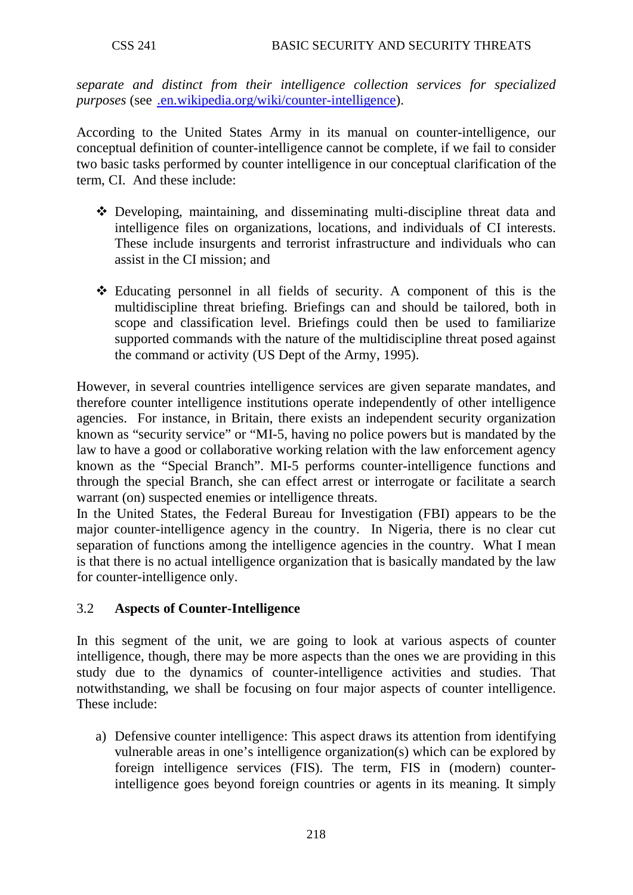*separate and distinct from their intelligence collection services for specialized purposes* (see .en.wikipedia.org/wiki/counter-intelligence).

According to the United States Army in its manual on counter-intelligence, our conceptual definition of counter-intelligence cannot be complete, if we fail to consider two basic tasks performed by counter intelligence in our conceptual clarification of the term, CI. And these include:

- Developing, maintaining, and disseminating multi-discipline threat data and intelligence files on organizations, locations, and individuals of CI interests. These include insurgents and terrorist infrastructure and individuals who can assist in the CI mission; and

- Educating personnel in all fields of security. A component of this is the multidiscipline threat briefing. Briefings can and should be tailored, both in scope and classification level. Briefings could then be used to familiarize supported commands with the nature of the multidiscipline threat posed against the command or activity (US Dept of the Army, 1995).

However, in several countries intelligence services are given separate mandates, and therefore counter intelligence institutions operate independently of other intelligence agencies. For instance, in Britain, there exists an independent security organization known as "security service" or "MI-5, having no police powers but is mandated by the law to have a good or collaborative working relation with the law enforcement agency known as the "Special Branch". MI-5 performs counter-intelligence functions and through the special Branch, she can effect arrest or interrogate or facilitate a search warrant (on) suspected enemies or intelligence threats.
In the United States, the Federal Bureau for Investigation (FBI) appears to be the major counter-intelligence agency in the country. In Nigeria, there is no clear cut separation of functions among the intelligence agencies in the country. What I mean is that there is no actual intelligence organization that is basically mandated by the law for counter-intelligence only.

## 3.2 Aspects of Counter-Intelligence

In this segment of the unit, we are going to look at various aspects of counter intelligence, though, there may be more aspects than the ones we are providing in this study due to the dynamics of counter-intelligence activities and studies. That notwithstanding, we shall be focusing on four major aspects of counter intelligence. These include:

a) Defensive counter intelligence: This aspect draws its attention from identifying vulnerable areas in one's intelligence organization(s) which can be explored by foreign intelligence services (FIS). The term, FIS in (modern) counter-intelligence goes beyond foreign countries or agents in its meaning. It simply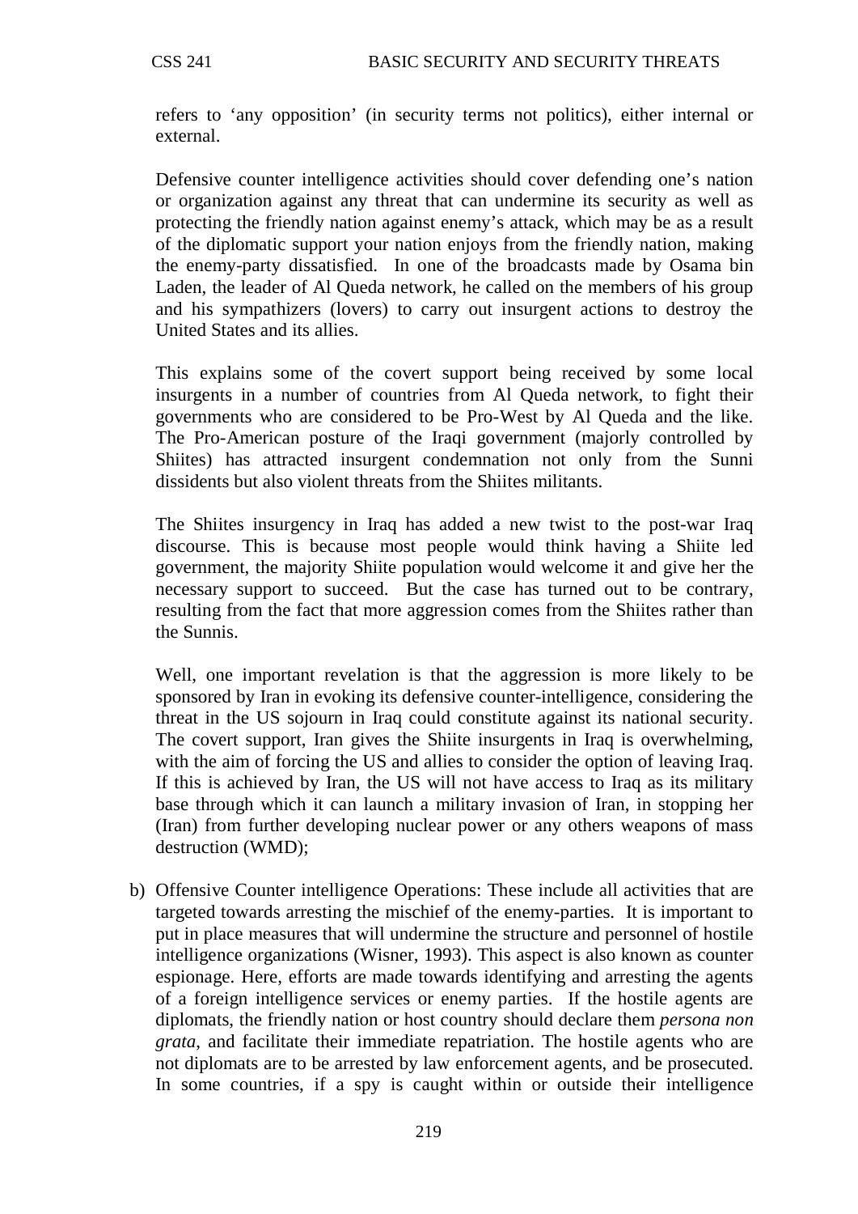refers to 'any opposition' (in security terms not politics), either internal or external.

Defensive counter intelligence activities should cover defending one's nation or organization against any threat that can undermine its security as well as protecting the friendly nation against enemy's attack, which may be as a result of the diplomatic support your nation enjoys from the friendly nation, making the enemy-party dissatisfied. In one of the broadcasts made by Osama bin Laden, the leader of Al Queda network, he called on the members of his group and his sympathizers (lovers) to carry out insurgent actions to destroy the United States and its allies.

This explains some of the covert support being received by some local insurgents in a number of countries from Al Queda network, to fight their governments who are considered to be Pro-West by Al Queda and the like. The Pro-American posture of the Iraqi government (majorly controlled by Shiites) has attracted insurgent condemnation not only from the Sunni dissidents but also violent threats from the Shiites militants.

The Shiites insurgency in Iraq has added a new twist to the post-war Iraq discourse. This is because most people would think having a Shiite led government, the majority Shiite population would welcome it and give her the necessary support to succeed. But the case has turned out to be contrary, resulting from the fact that more aggression comes from the Shiites rather than the Sunnis.

Well, one important revelation is that the aggression is more likely to be sponsored by Iran in evoking its defensive counter-intelligence, considering the threat in the US sojourn in Iraq could constitute against its national security. The covert support, Iran gives the Shiite insurgents in Iraq is overwhelming, with the aim of forcing the US and allies to consider the option of leaving Iraq. If this is achieved by Iran, the US will not have access to Iraq as its military base through which it can launch a military invasion of Iran, in stopping her (Iran) from further developing nuclear power or any others weapons of mass destruction (WMD);

b) Offensive Counter intelligence Operations: These include all activities that are targeted towards arresting the mischief of the enemy-parties. It is important to put in place measures that will undermine the structure and personnel of hostile intelligence organizations (Wisner, 1993). This aspect is also known as counter espionage. Here, efforts are made towards identifying and arresting the agents of a foreign intelligence services or enemy parties. If the hostile agents are diplomats, the friendly nation or host country should declare them *persona non grata*, and facilitate their immediate repatriation. The hostile agents who are not diplomats are to be arrested by law enforcement agents, and be prosecuted. In some countries, if a spy is caught within or outside their intelligence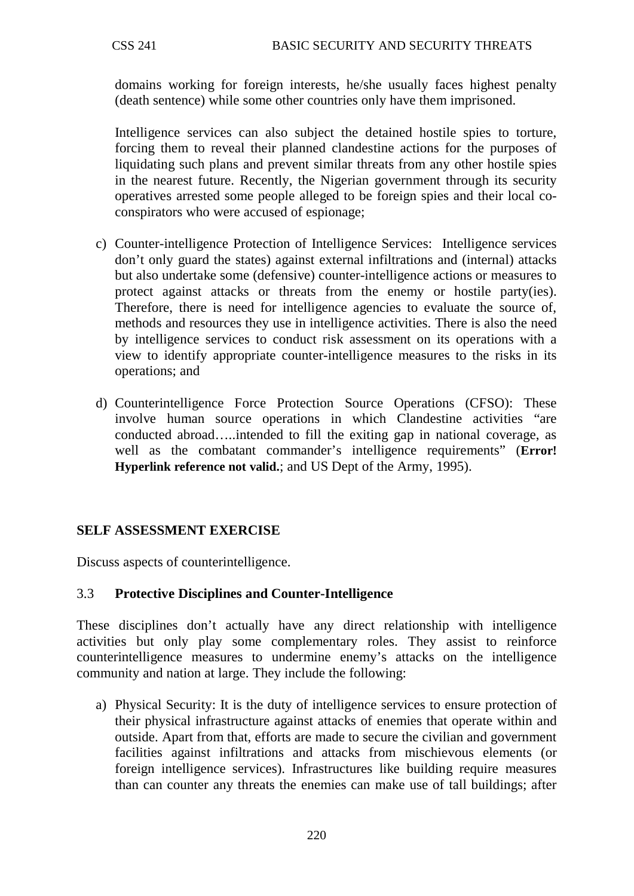domains working for foreign interests, he/she usually faces highest penalty (death sentence) while some other countries only have them imprisoned.

Intelligence services can also subject the detained hostile spies to torture, forcing them to reveal their planned clandestine actions for the purposes of liquidating such plans and prevent similar threats from any other hostile spies in the nearest future. Recently, the Nigerian government through its security operatives arrested some people alleged to be foreign spies and their local co-conspirators who were accused of espionage;

c) Counter-intelligence Protection of Intelligence Services: Intelligence services don't only guard the states) against external infiltrations and (internal) attacks but also undertake some (defensive) counter-intelligence actions or measures to protect against attacks or threats from the enemy or hostile party(ies). Therefore, there is need for intelligence agencies to evaluate the source of, methods and resources they use in intelligence activities. There is also the need by intelligence services to conduct risk assessment on its operations with a view to identify appropriate counter-intelligence measures to the risks in its operations; and

d) Counterintelligence Force Protection Source Operations (CFSO): These involve human source operations in which Clandestine activities "are conducted abroad…..intended to fill the exiting gap in national coverage, as well as the combatant commander's intelligence requirements" (**Error! Hyperlink reference not valid.**; and US Dept of the Army, 1995).

**SELF ASSESSMENT EXERCISE**

Discuss aspects of counterintelligence.

### 3.3 **Protective Disciplines and Counter-Intelligence**

These disciplines don't actually have any direct relationship with intelligence activities but only play some complementary roles. They assist to reinforce counterintelligence measures to undermine enemy's attacks on the intelligence community and nation at large. They include the following:

a) Physical Security: It is the duty of intelligence services to ensure protection of their physical infrastructure against attacks of enemies that operate within and outside. Apart from that, efforts are made to secure the civilian and government facilities against infiltrations and attacks from mischievous elements (or foreign intelligence services). Infrastructures like building require measures than can counter any threats the enemies can make use of tall buildings; after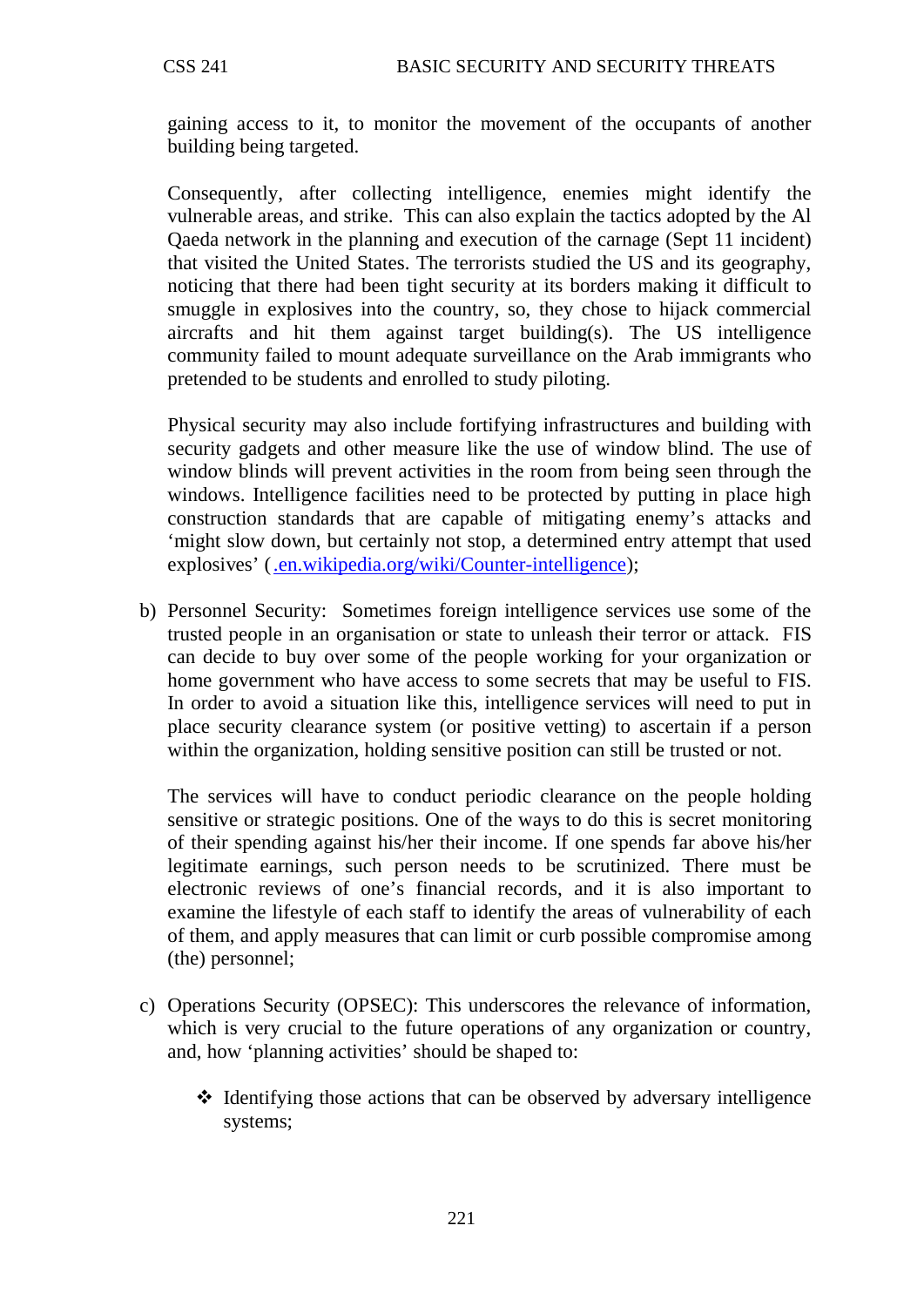gaining access to it, to monitor the movement of the occupants of another building being targeted.

Consequently, after collecting intelligence, enemies might identify the vulnerable areas, and strike. This can also explain the tactics adopted by the Al Qaeda network in the planning and execution of the carnage (Sept 11 incident) that visited the United States. The terrorists studied the US and its geography, noticing that there had been tight security at its borders making it difficult to smuggle in explosives into the country, so, they chose to hijack commercial aircrafts and hit them against target building(s). The US intelligence community failed to mount adequate surveillance on the Arab immigrants who pretended to be students and enrolled to study piloting.

Physical security may also include fortifying infrastructures and building with security gadgets and other measure like the use of window blind. The use of window blinds will prevent activities in the room from being seen through the windows. Intelligence facilities need to be protected by putting in place high construction standards that are capable of mitigating enemy's attacks and 'might slow down, but certainly not stop, a determined entry attempt that used explosives' (.en.wikipedia.org/wiki/Counter-intelligence);

b) Personnel Security: Sometimes foreign intelligence services use some of the trusted people in an organisation or state to unleash their terror or attack. FIS can decide to buy over some of the people working for your organization or home government who have access to some secrets that may be useful to FIS. In order to avoid a situation like this, intelligence services will need to put in place security clearance system (or positive vetting) to ascertain if a person within the organization, holding sensitive position can still be trusted or not.

   The services will have to conduct periodic clearance on the people holding sensitive or strategic positions. One of the ways to do this is secret monitoring of their spending against his/her their income. If one spends far above his/her legitimate earnings, such person needs to be scrutinized. There must be electronic reviews of one's financial records, and it is also important to examine the lifestyle of each staff to identify the areas of vulnerability of each of them, and apply measures that can limit or curb possible compromise among (the) personnel;

c) Operations Security (OPSEC): This underscores the relevance of information, which is very crucial to the future operations of any organization or country, and, how 'planning activities' should be shaped to:

   - Identifying those actions that can be observed by adversary intelligence systems;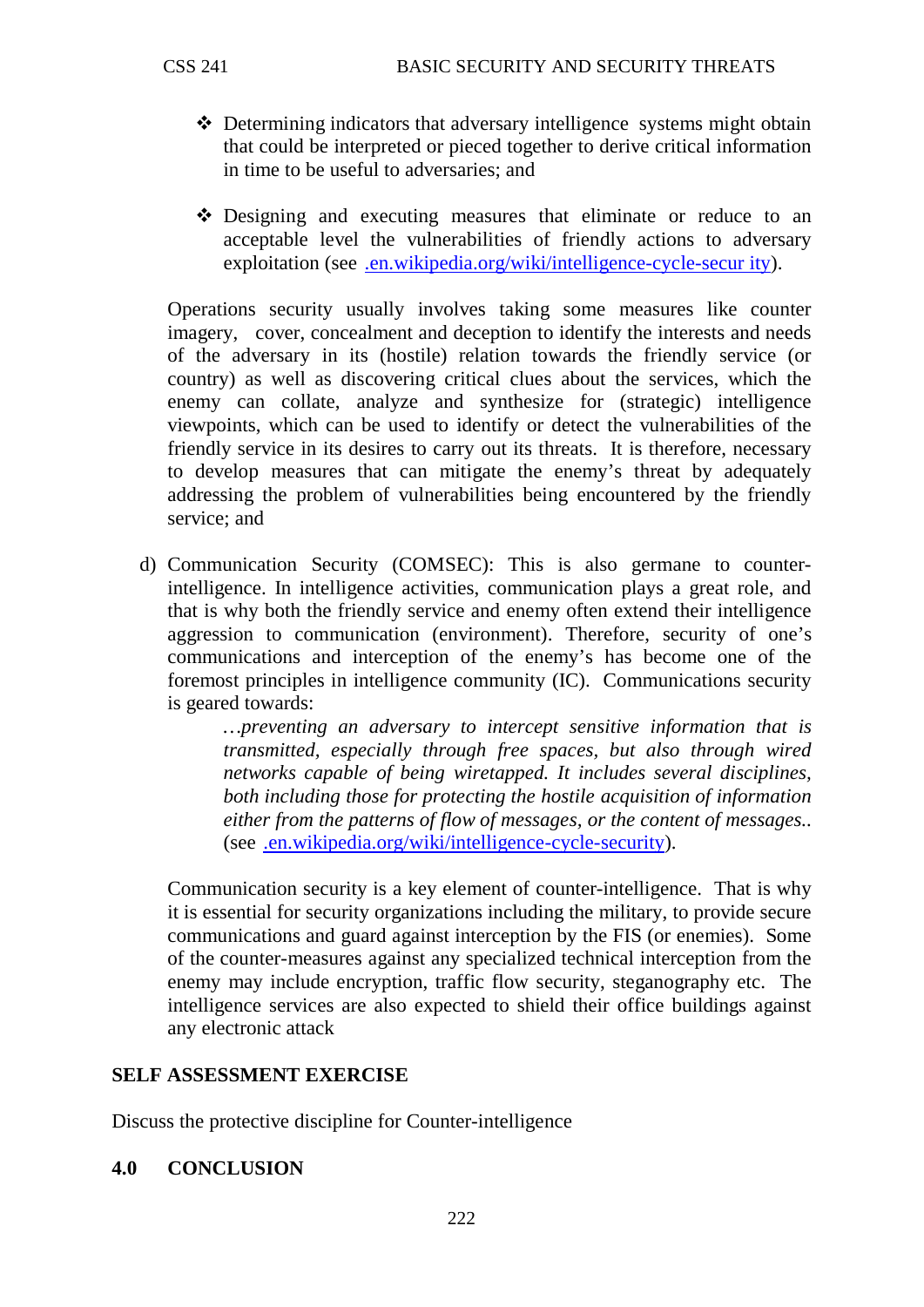- Determining indicators that adversary intelligence systems might obtain that could be interpreted or pieced together to derive critical information in time to be useful to adversaries; and

- Designing and executing measures that eliminate or reduce to an acceptable level the vulnerabilities of friendly actions to adversary exploitation (see .en.wikipedia.org/wiki/intelligence-cycle-secur ity).

Operations security usually involves taking some measures like counter imagery, cover, concealment and deception to identify the interests and needs of the adversary in its (hostile) relation towards the friendly service (or country) as well as discovering critical clues about the services, which the enemy can collate, analyze and synthesize for (strategic) intelligence viewpoints, which can be used to identify or detect the vulnerabilities of the friendly service in its desires to carry out its threats. It is therefore, necessary to develop measures that can mitigate the enemy's threat by adequately addressing the problem of vulnerabilities being encountered by the friendly service; and

d) Communication Security (COMSEC): This is also germane to counter-intelligence. In intelligence activities, communication plays a great role, and that is why both the friendly service and enemy often extend their intelligence aggression to communication (environment). Therefore, security of one's communications and interception of the enemy's has become one of the foremost principles in intelligence community (IC). Communications security is geared towards:

> *…preventing an adversary to intercept sensitive information that is transmitted, especially through free spaces, but also through wired networks capable of being wiretapped. It includes several disciplines, both including those for protecting the hostile acquisition of information either from the patterns of flow of messages, or the content of messages..* (see .en.wikipedia.org/wiki/intelligence-cycle-security).

Communication security is a key element of counter-intelligence. That is why it is essential for security organizations including the military, to provide secure communications and guard against interception by the FIS (or enemies). Some of the counter-measures against any specialized technical interception from the enemy may include encryption, traffic flow security, steganography etc. The intelligence services are also expected to shield their office buildings against any electronic attack

**SELF ASSESSMENT EXERCISE**

Discuss the protective discipline for Counter-intelligence

## 4.0 CONCLUSION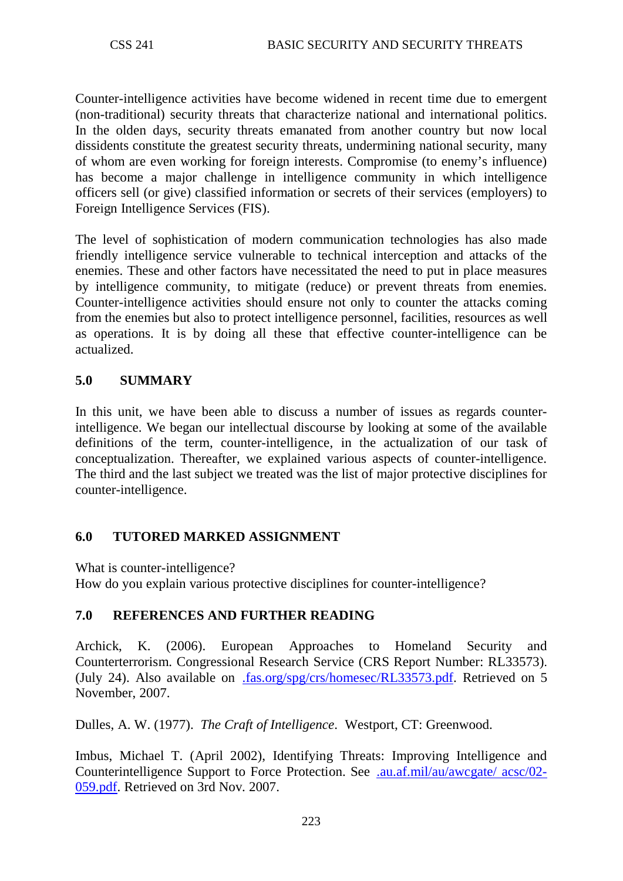Counter-intelligence activities have become widened in recent time due to emergent (non-traditional) security threats that characterize national and international politics. In the olden days, security threats emanated from another country but now local dissidents constitute the greatest security threats, undermining national security, many of whom are even working for foreign interests. Compromise (to enemy's influence) has become a major challenge in intelligence community in which intelligence officers sell (or give) classified information or secrets of their services (employers) to Foreign Intelligence Services (FIS).

The level of sophistication of modern communication technologies has also made friendly intelligence service vulnerable to technical interception and attacks of the enemies. These and other factors have necessitated the need to put in place measures by intelligence community, to mitigate (reduce) or prevent threats from enemies. Counter-intelligence activities should ensure not only to counter the attacks coming from the enemies but also to protect intelligence personnel, facilities, resources as well as operations. It is by doing all these that effective counter-intelligence can be actualized.

## 5.0 SUMMARY

In this unit, we have been able to discuss a number of issues as regards counter-intelligence. We began our intellectual discourse by looking at some of the available definitions of the term, counter-intelligence, in the actualization of our task of conceptualization. Thereafter, we explained various aspects of counter-intelligence. The third and the last subject we treated was the list of major protective disciplines for counter-intelligence.

## 6.0 TUTORED MARKED ASSIGNMENT

What is counter-intelligence?
How do you explain various protective disciplines for counter-intelligence?

## 7.0 REFERENCES AND FURTHER READING

Archick, K. (2006). European Approaches to Homeland Security and Counterterrorism. Congressional Research Service (CRS Report Number: RL33573). (July 24). Also available on .fas.org/spg/crs/homesec/RL33573.pdf. Retrieved on 5 November, 2007.

Dulles, A. W. (1977). *The Craft of Intelligence*. Westport, CT: Greenwood.

Imbus, Michael T. (April 2002), Identifying Threats: Improving Intelligence and Counterintelligence Support to Force Protection. See .au.af.mil/au/awcgate/ acsc/02-059.pdf. Retrieved on 3rd Nov. 2007.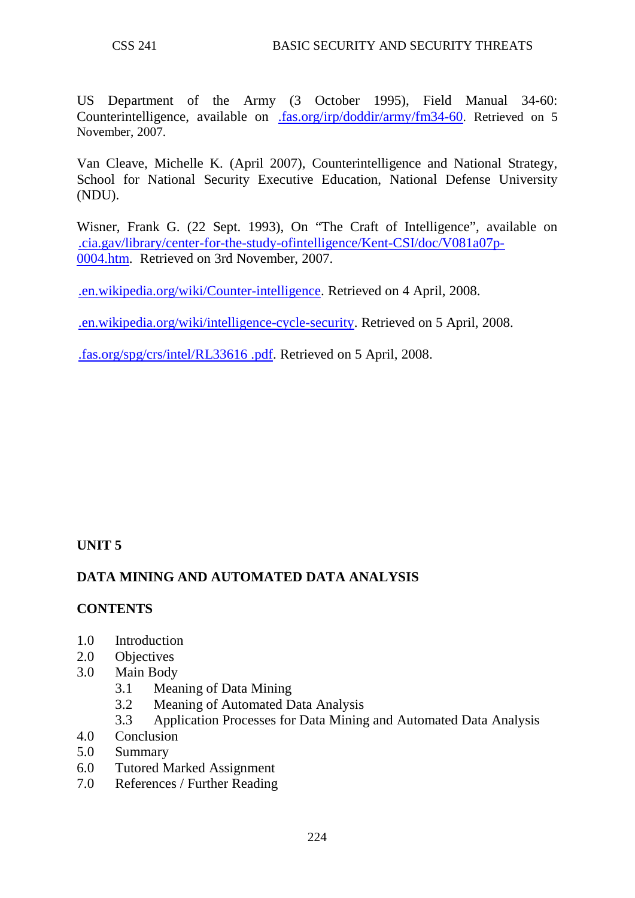US Department of the Army (3 October 1995), Field Manual 34-60: Counterintelligence, available on .fas.org/irp/doddir/army/fm34-60. Retrieved on 5 November, 2007.

Van Cleave, Michelle K. (April 2007), Counterintelligence and National Strategy, School for National Security Executive Education, National Defense University (NDU).

Wisner, Frank G. (22 Sept. 1993), On "The Craft of Intelligence", available on .cia.gav/library/center-for-the-study-ofintelligence/Kent-CSI/doc/V081a07p-0004.htm. Retrieved on 3rd November, 2007.

.en.wikipedia.org/wiki/Counter-intelligence. Retrieved on 4 April, 2008.

.en.wikipedia.org/wiki/intelligence-cycle-security. Retrieved on 5 April, 2008.

.fas.org/spg/crs/intel/RL33616 .pdf. Retrieved on 5 April, 2008.

## UNIT 5

## DATA MINING AND AUTOMATED DATA ANALYSIS

### CONTENTS

- 1.0 Introduction
- 2.0 Objectives
- 3.0 Main Body
  - 3.1 Meaning of Data Mining
  - 3.2 Meaning of Automated Data Analysis
  - 3.3 Application Processes for Data Mining and Automated Data Analysis
- 4.0 Conclusion
- 5.0 Summary
- 6.0 Tutored Marked Assignment
- 7.0 References / Further Reading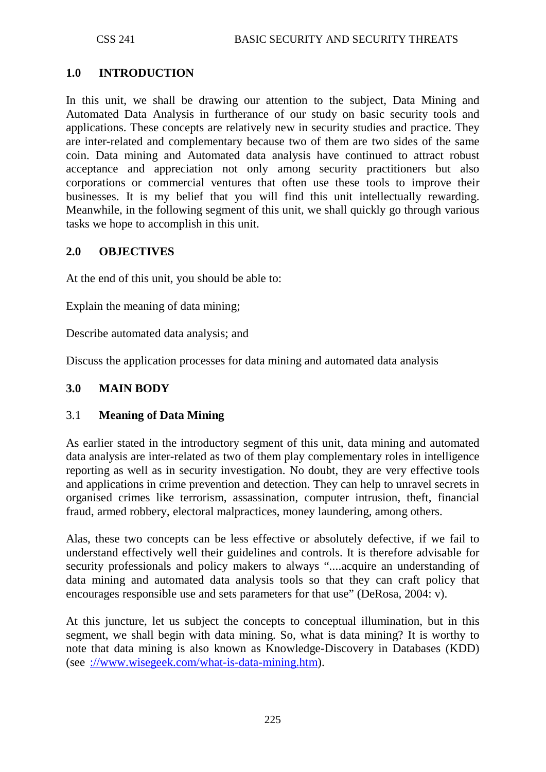## 1.0 INTRODUCTION

In this unit, we shall be drawing our attention to the subject, Data Mining and Automated Data Analysis in furtherance of our study on basic security tools and applications. These concepts are relatively new in security studies and practice. They are inter-related and complementary because two of them are two sides of the same coin. Data mining and Automated data analysis have continued to attract robust acceptance and appreciation not only among security practitioners but also corporations or commercial ventures that often use these tools to improve their businesses. It is my belief that you will find this unit intellectually rewarding. Meanwhile, in the following segment of this unit, we shall quickly go through various tasks we hope to accomplish in this unit.

## 2.0 OBJECTIVES

At the end of this unit, you should be able to:

Explain the meaning of data mining;

Describe automated data analysis; and

Discuss the application processes for data mining and automated data analysis

## 3.0 MAIN BODY

### 3.1 Meaning of Data Mining

As earlier stated in the introductory segment of this unit, data mining and automated data analysis are inter-related as two of them play complementary roles in intelligence reporting as well as in security investigation. No doubt, they are very effective tools and applications in crime prevention and detection. They can help to unravel secrets in organised crimes like terrorism, assassination, computer intrusion, theft, financial fraud, armed robbery, electoral malpractices, money laundering, among others.

Alas, these two concepts can be less effective or absolutely defective, if we fail to understand effectively well their guidelines and controls. It is therefore advisable for security professionals and policy makers to always "....acquire an understanding of data mining and automated data analysis tools so that they can craft policy that encourages responsible use and sets parameters for that use" (DeRosa, 2004: v).

At this juncture, let us subject the concepts to conceptual illumination, but in this segment, we shall begin with data mining. So, what is data mining? It is worthy to note that data mining is also known as Knowledge-Discovery in Databases (KDD) (see ://www.wisegeek.com/what-is-data-mining.htm).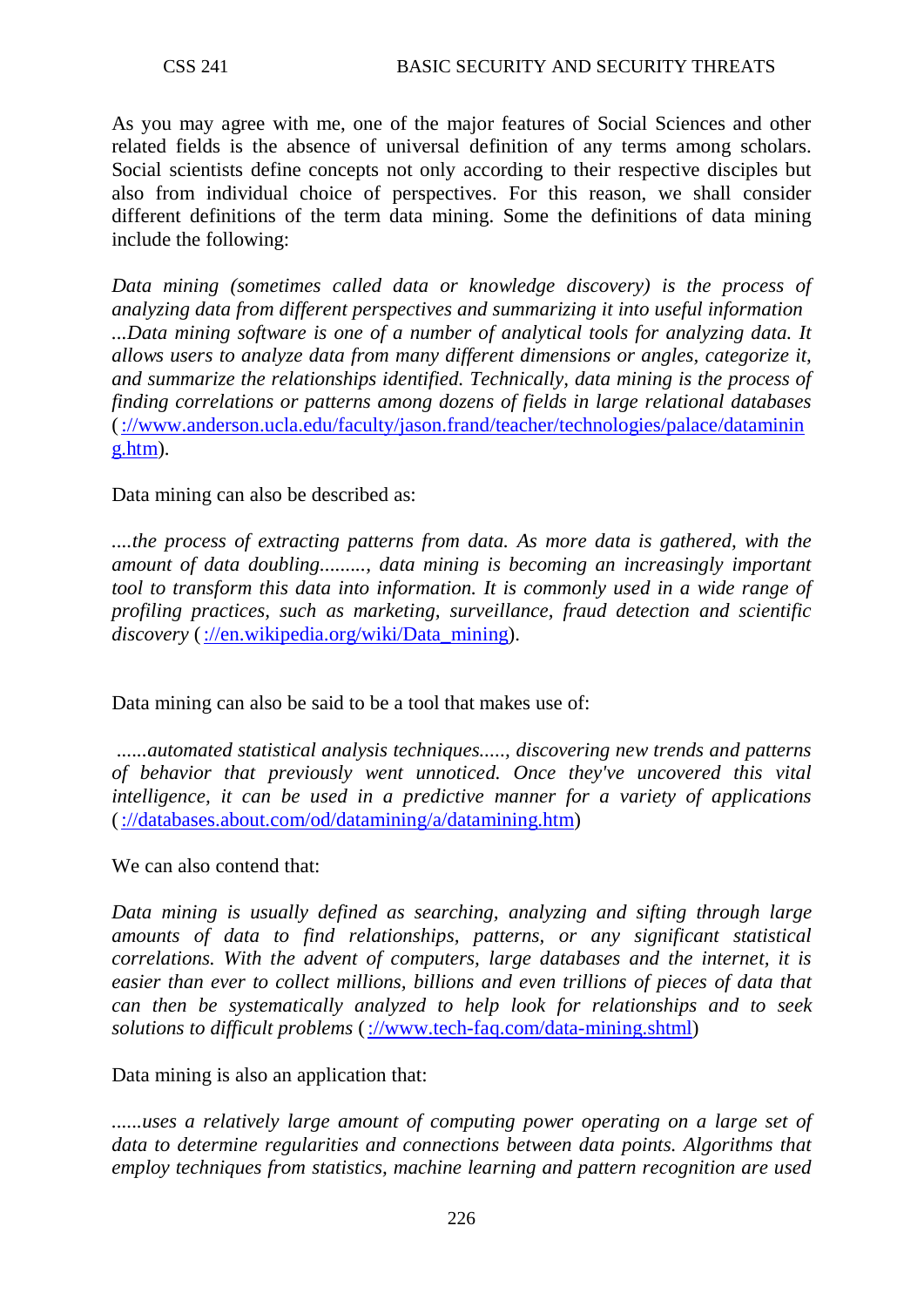As you may agree with me, one of the major features of Social Sciences and other related fields is the absence of universal definition of any terms among scholars. Social scientists define concepts not only according to their respective disciples but also from individual choice of perspectives. For this reason, we shall consider different definitions of the term data mining. Some the definitions of data mining include the following:

*Data mining (sometimes called data or knowledge discovery) is the process of analyzing data from different perspectives and summarizing it into useful information ...Data mining software is one of a number of analytical tools for analyzing data. It allows users to analyze data from many different dimensions or angles, categorize it, and summarize the relationships identified. Technically, data mining is the process of finding correlations or patterns among dozens of fields in large relational databases* (://www.anderson.ucla.edu/faculty/jason.frand/teacher/technologies/palace/datamining.htm).

Data mining can also be described as:

*....the process of extracting patterns from data. As more data is gathered, with the amount of data doubling........., data mining is becoming an increasingly important tool to transform this data into information. It is commonly used in a wide range of profiling practices, such as marketing, surveillance, fraud detection and scientific discovery* (://en.wikipedia.org/wiki/Data_mining).

Data mining can also be said to be a tool that makes use of:

*......automated statistical analysis techniques....., discovering new trends and patterns of behavior that previously went unnoticed. Once they've uncovered this vital intelligence, it can be used in a predictive manner for a variety of applications* (://databases.about.com/od/datamining/a/datamining.htm)

We can also contend that:

*Data mining is usually defined as searching, analyzing and sifting through large amounts of data to find relationships, patterns, or any significant statistical correlations. With the advent of computers, large databases and the internet, it is easier than ever to collect millions, billions and even trillions of pieces of data that can then be systematically analyzed to help look for relationships and to seek solutions to difficult problems* (://www.tech-faq.com/data-mining.shtml)

Data mining is also an application that:

*......uses a relatively large amount of computing power operating on a large set of data to determine regularities and connections between data points. Algorithms that employ techniques from statistics, machine learning and pattern recognition are used*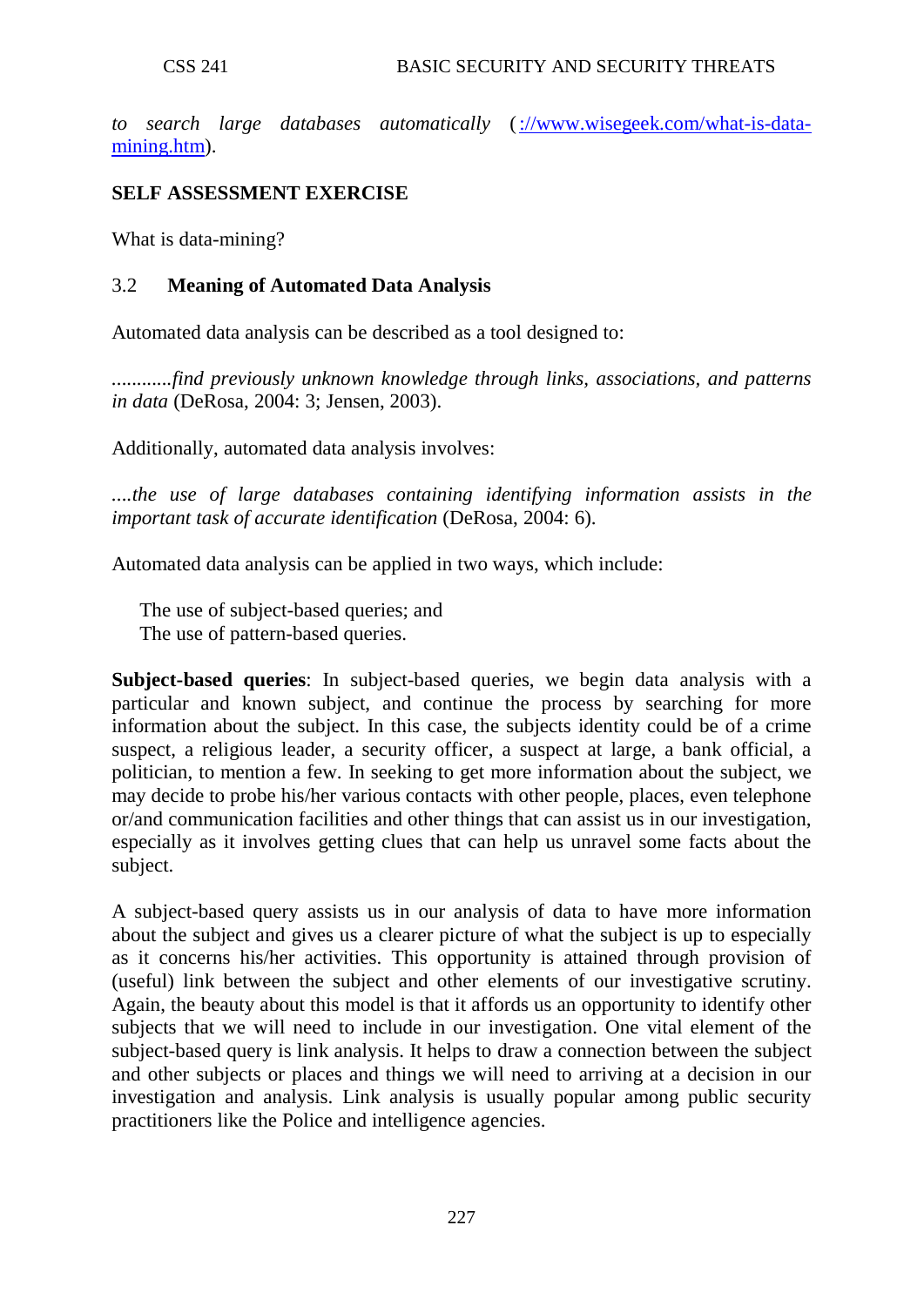*to search large databases automatically* ([://www.wisegeek.com/what-is-data-mining.htm](://www.wisegeek.com/what-is-data-mining.htm)).

**SELF ASSESSMENT EXERCISE**

What is data-mining?

### 3.2 Meaning of Automated Data Analysis

Automated data analysis can be described as a tool designed to:

*............find previously unknown knowledge through links, associations, and patterns in data* (DeRosa, 2004: 3; Jensen, 2003).

Additionally, automated data analysis involves:

*....the use of large databases containing identifying information assists in the important task of accurate identification* (DeRosa, 2004: 6).

Automated data analysis can be applied in two ways, which include:

- The use of subject-based queries; and
- The use of pattern-based queries.

**Subject-based queries**: In subject-based queries, we begin data analysis with a particular and known subject, and continue the process by searching for more information about the subject. In this case, the subjects identity could be of a crime suspect, a religious leader, a security officer, a suspect at large, a bank official, a politician, to mention a few. In seeking to get more information about the subject, we may decide to probe his/her various contacts with other people, places, even telephone or/and communication facilities and other things that can assist us in our investigation, especially as it involves getting clues that can help us unravel some facts about the subject.

A subject-based query assists us in our analysis of data to have more information about the subject and gives us a clearer picture of what the subject is up to especially as it concerns his/her activities. This opportunity is attained through provision of (useful) link between the subject and other elements of our investigative scrutiny. Again, the beauty about this model is that it affords us an opportunity to identify other subjects that we will need to include in our investigation. One vital element of the subject-based query is link analysis. It helps to draw a connection between the subject and other subjects or places and things we will need to arriving at a decision in our investigation and analysis. Link analysis is usually popular among public security practitioners like the Police and intelligence agencies.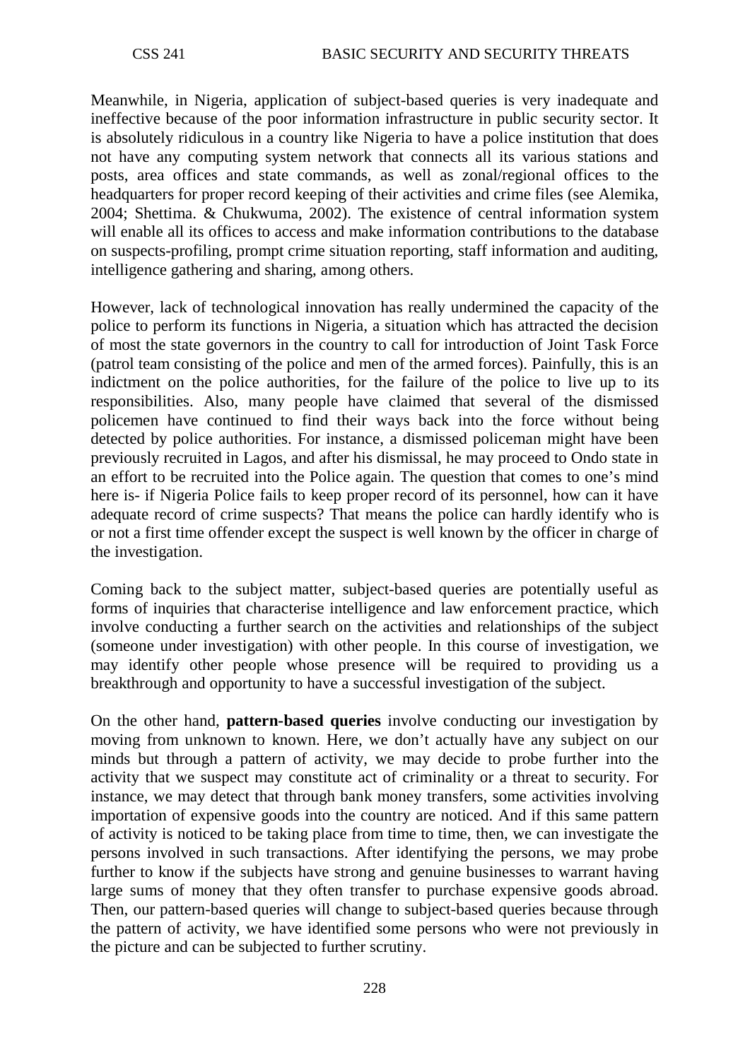Meanwhile, in Nigeria, application of subject-based queries is very inadequate and ineffective because of the poor information infrastructure in public security sector. It is absolutely ridiculous in a country like Nigeria to have a police institution that does not have any computing system network that connects all its various stations and posts, area offices and state commands, as well as zonal/regional offices to the headquarters for proper record keeping of their activities and crime files (see Alemika, 2004; Shettima. & Chukwuma, 2002). The existence of central information system will enable all its offices to access and make information contributions to the database on suspects-profiling, prompt crime situation reporting, staff information and auditing, intelligence gathering and sharing, among others.

However, lack of technological innovation has really undermined the capacity of the police to perform its functions in Nigeria, a situation which has attracted the decision of most the state governors in the country to call for introduction of Joint Task Force (patrol team consisting of the police and men of the armed forces). Painfully, this is an indictment on the police authorities, for the failure of the police to live up to its responsibilities. Also, many people have claimed that several of the dismissed policemen have continued to find their ways back into the force without being detected by police authorities. For instance, a dismissed policeman might have been previously recruited in Lagos, and after his dismissal, he may proceed to Ondo state in an effort to be recruited into the Police again. The question that comes to one's mind here is- if Nigeria Police fails to keep proper record of its personnel, how can it have adequate record of crime suspects? That means the police can hardly identify who is or not a first time offender except the suspect is well known by the officer in charge of the investigation.

Coming back to the subject matter, subject-based queries are potentially useful as forms of inquiries that characterise intelligence and law enforcement practice, which involve conducting a further search on the activities and relationships of the subject (someone under investigation) with other people. In this course of investigation, we may identify other people whose presence will be required to providing us a breakthrough and opportunity to have a successful investigation of the subject.

On the other hand, **pattern-based queries** involve conducting our investigation by moving from unknown to known. Here, we don't actually have any subject on our minds but through a pattern of activity, we may decide to probe further into the activity that we suspect may constitute act of criminality or a threat to security. For instance, we may detect that through bank money transfers, some activities involving importation of expensive goods into the country are noticed. And if this same pattern of activity is noticed to be taking place from time to time, then, we can investigate the persons involved in such transactions. After identifying the persons, we may probe further to know if the subjects have strong and genuine businesses to warrant having large sums of money that they often transfer to purchase expensive goods abroad. Then, our pattern-based queries will change to subject-based queries because through the pattern of activity, we have identified some persons who were not previously in the picture and can be subjected to further scrutiny.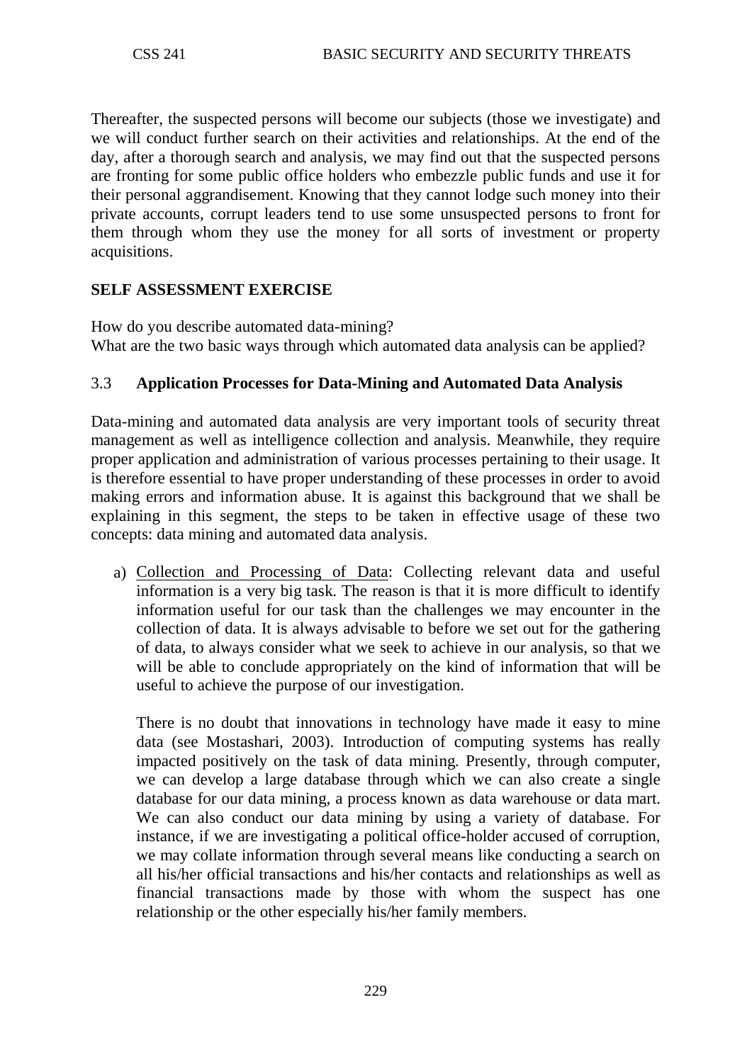Thereafter, the suspected persons will become our subjects (those we investigate) and we will conduct further search on their activities and relationships. At the end of the day, after a thorough search and analysis, we may find out that the suspected persons are fronting for some public office holders who embezzle public funds and use it for their personal aggrandisement. Knowing that they cannot lodge such money into their private accounts, corrupt leaders tend to use some unsuspected persons to front for them through whom they use the money for all sorts of investment or property acquisitions.

**SELF ASSESSMENT EXERCISE**

How do you describe automated data-mining?
What are the two basic ways through which automated data analysis can be applied?

### 3.3 **Application Processes for Data-Mining and Automated Data Analysis**

Data-mining and automated data analysis are very important tools of security threat management as well as intelligence collection and analysis. Meanwhile, they require proper application and administration of various processes pertaining to their usage. It is therefore essential to have proper understanding of these processes in order to avoid making errors and information abuse. It is against this background that we shall be explaining in this segment, the steps to be taken in effective usage of these two concepts: data mining and automated data analysis.

a) Collection and Processing of Data: Collecting relevant data and useful information is a very big task. The reason is that it is more difficult to identify information useful for our task than the challenges we may encounter in the collection of data. It is always advisable to before we set out for the gathering of data, to always consider what we seek to achieve in our analysis, so that we will be able to conclude appropriately on the kind of information that will be useful to achieve the purpose of our investigation.

   There is no doubt that innovations in technology have made it easy to mine data (see Mostashari, 2003). Introduction of computing systems has really impacted positively on the task of data mining. Presently, through computer, we can develop a large database through which we can also create a single database for our data mining, a process known as data warehouse or data mart. We can also conduct our data mining by using a variety of database. For instance, if we are investigating a political office-holder accused of corruption, we may collate information through several means like conducting a search on all his/her official transactions and his/her contacts and relationships as well as financial transactions made by those with whom the suspect has one relationship or the other especially his/her family members.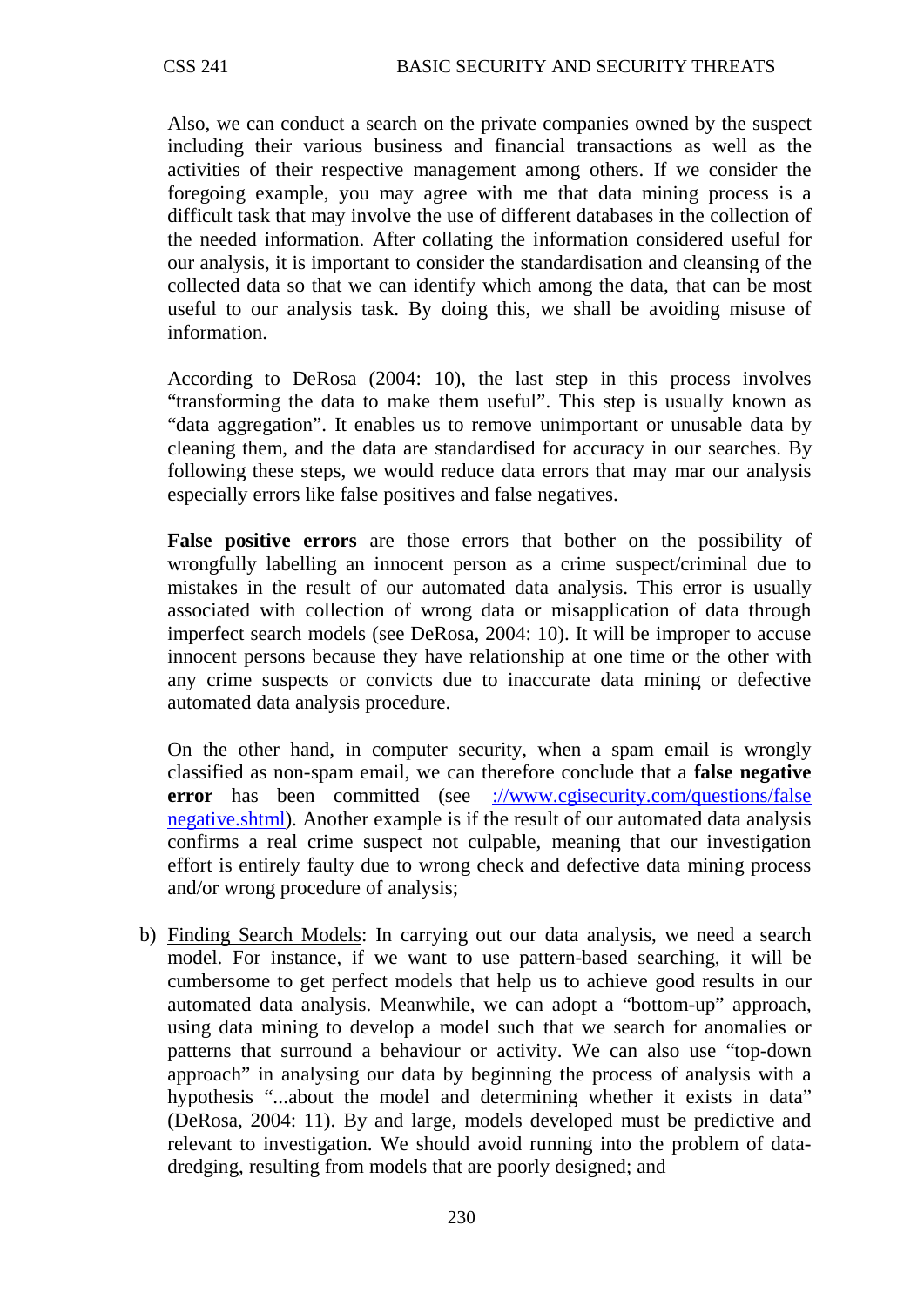Also, we can conduct a search on the private companies owned by the suspect including their various business and financial transactions as well as the activities of their respective management among others. If we consider the foregoing example, you may agree with me that data mining process is a difficult task that may involve the use of different databases in the collection of the needed information. After collating the information considered useful for our analysis, it is important to consider the standardisation and cleansing of the collected data so that we can identify which among the data, that can be most useful to our analysis task. By doing this, we shall be avoiding misuse of information.

According to DeRosa (2004: 10), the last step in this process involves "transforming the data to make them useful". This step is usually known as "data aggregation". It enables us to remove unimportant or unusable data by cleaning them, and the data are standardised for accuracy in our searches. By following these steps, we would reduce data errors that may mar our analysis especially errors like false positives and false negatives.

**False positive errors** are those errors that bother on the possibility of wrongfully labelling an innocent person as a crime suspect/criminal due to mistakes in the result of our automated data analysis. This error is usually associated with collection of wrong data or misapplication of data through imperfect search models (see DeRosa, 2004: 10). It will be improper to accuse innocent persons because they have relationship at one time or the other with any crime suspects or convicts due to inaccurate data mining or defective automated data analysis procedure.

On the other hand, in computer security, when a spam email is wrongly classified as non-spam email, we can therefore conclude that a **false negative error** has been committed (see ://www.cgisecurity.com/questions/falsenegative.shtml). Another example is if the result of our automated data analysis confirms a real crime suspect not culpable, meaning that our investigation effort is entirely faulty due to wrong check and defective data mining process and/or wrong procedure of analysis;

b) Finding Search Models: In carrying out our data analysis, we need a search model. For instance, if we want to use pattern-based searching, it will be cumbersome to get perfect models that help us to achieve good results in our automated data analysis. Meanwhile, we can adopt a "bottom-up" approach, using data mining to develop a model such that we search for anomalies or patterns that surround a behaviour or activity. We can also use "top-down approach" in analysing our data by beginning the process of analysis with a hypothesis "...about the model and determining whether it exists in data" (DeRosa, 2004: 11). By and large, models developed must be predictive and relevant to investigation. We should avoid running into the problem of data-dredging, resulting from models that are poorly designed; and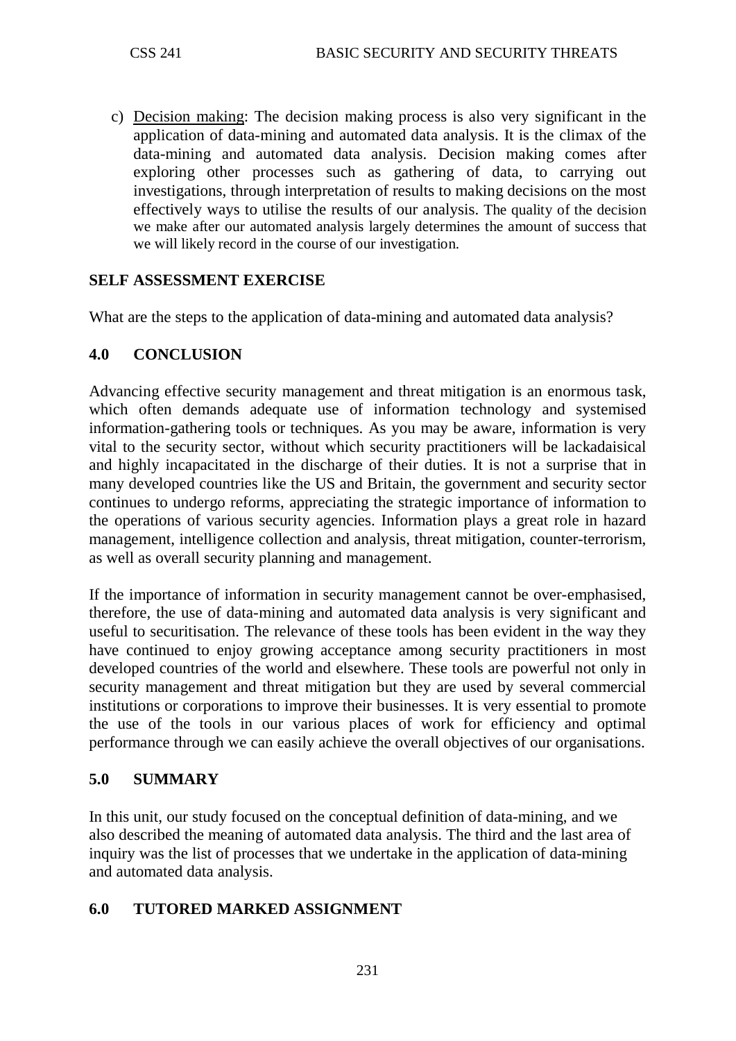c) Decision making: The decision making process is also very significant in the application of data-mining and automated data analysis. It is the climax of the data-mining and automated data analysis. Decision making comes after exploring other processes such as gathering of data, to carrying out investigations, through interpretation of results to making decisions on the most effectively ways to utilise the results of our analysis. The quality of the decision we make after our automated analysis largely determines the amount of success that we will likely record in the course of our investigation.

## SELF ASSESSMENT EXERCISE

What are the steps to the application of data-mining and automated data analysis?

## 4.0 CONCLUSION

Advancing effective security management and threat mitigation is an enormous task, which often demands adequate use of information technology and systemised information-gathering tools or techniques. As you may be aware, information is very vital to the security sector, without which security practitioners will be lackadaisical and highly incapacitated in the discharge of their duties. It is not a surprise that in many developed countries like the US and Britain, the government and security sector continues to undergo reforms, appreciating the strategic importance of information to the operations of various security agencies. Information plays a great role in hazard management, intelligence collection and analysis, threat mitigation, counter-terrorism, as well as overall security planning and management.

If the importance of information in security management cannot be over-emphasised, therefore, the use of data-mining and automated data analysis is very significant and useful to securitisation. The relevance of these tools has been evident in the way they have continued to enjoy growing acceptance among security practitioners in most developed countries of the world and elsewhere. These tools are powerful not only in security management and threat mitigation but they are used by several commercial institutions or corporations to improve their businesses. It is very essential to promote the use of the tools in our various places of work for efficiency and optimal performance through we can easily achieve the overall objectives of our organisations.

## 5.0 SUMMARY

In this unit, our study focused on the conceptual definition of data-mining, and we also described the meaning of automated data analysis. The third and the last area of inquiry was the list of processes that we undertake in the application of data-mining and automated data analysis.

## 6.0 TUTORED MARKED ASSIGNMENT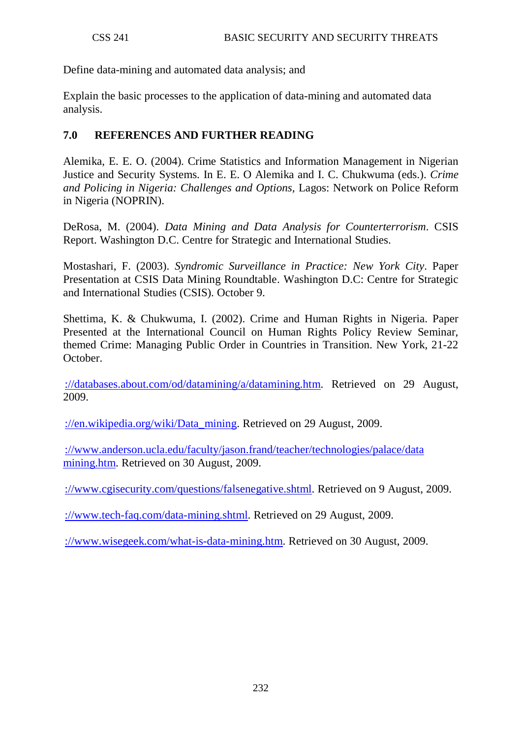Define data-mining and automated data analysis; and

Explain the basic processes to the application of data-mining and automated data analysis.

## 7.0 REFERENCES AND FURTHER READING

Alemika, E. E. O. (2004). Crime Statistics and Information Management in Nigerian Justice and Security Systems. In E. E. O Alemika and I. C. Chukwuma (eds.). *Crime and Policing in Nigeria: Challenges and Options,* Lagos: Network on Police Reform in Nigeria (NOPRIN).

DeRosa, M. (2004). *Data Mining and Data Analysis for Counterterrorism*. CSIS Report. Washington D.C. Centre for Strategic and International Studies.

Mostashari, F. (2003). *Syndromic Surveillance in Practice: New York City*. Paper Presentation at CSIS Data Mining Roundtable. Washington D.C: Centre for Strategic and International Studies (CSIS). October 9.

Shettima, K. & Chukwuma, I. (2002). Crime and Human Rights in Nigeria. Paper Presented at the International Council on Human Rights Policy Review Seminar, themed Crime: Managing Public Order in Countries in Transition. New York, 21-22 October.

://databases.about.com/od/datamining/a/datamining.htm. Retrieved on 29 August, 2009.

://en.wikipedia.org/wiki/Data_mining. Retrieved on 29 August, 2009.

://www.anderson.ucla.edu/faculty/jason.frand/teacher/technologies/palace/data mining.htm. Retrieved on 30 August, 2009.

://www.cgisecurity.com/questions/falsenegative.shtml. Retrieved on 9 August, 2009.

://www.tech-faq.com/data-mining.shtml. Retrieved on 29 August, 2009.

://www.wisegeek.com/what-is-data-mining.htm. Retrieved on 30 August, 2009.